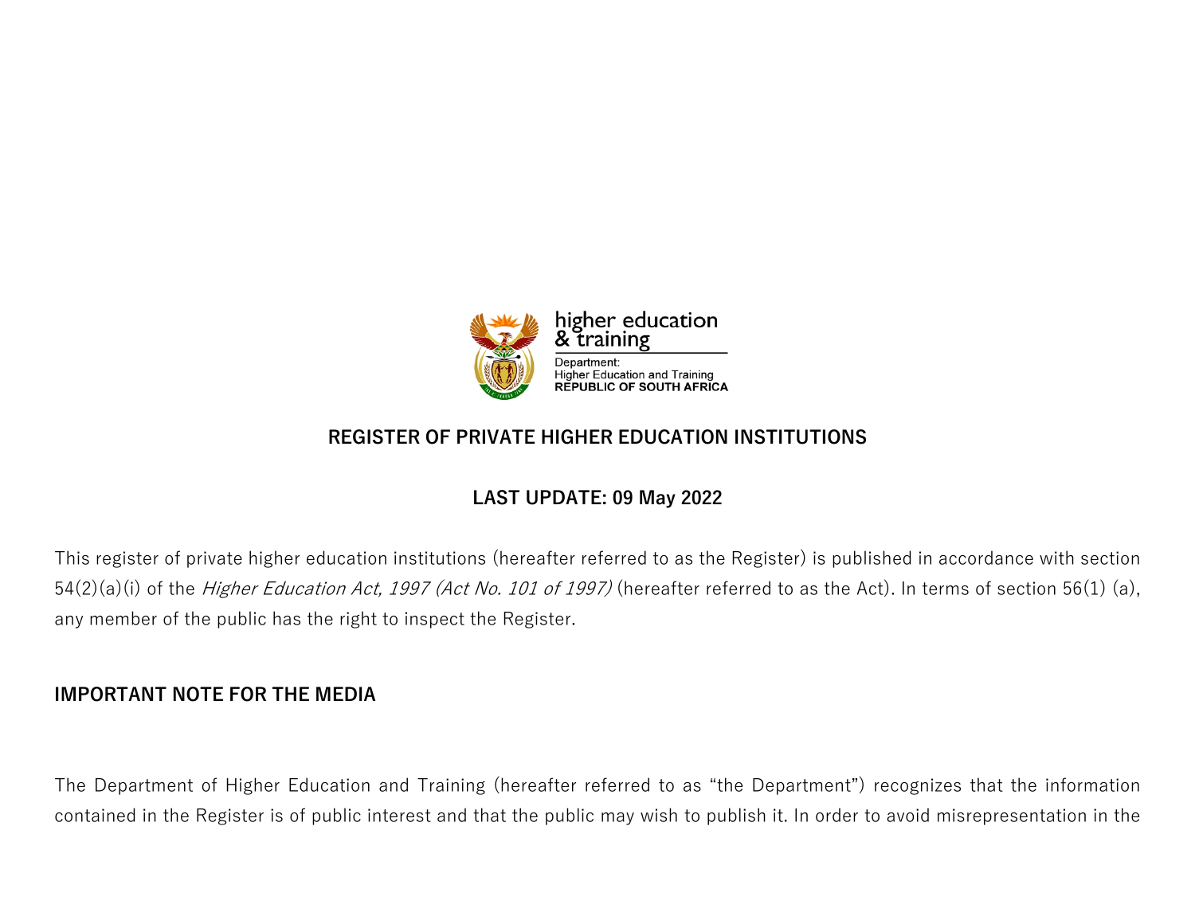higher education & training

Department:
Higher Education and Training
**REPUBLIC OF SOUTH AFRICA**

# REGISTER OF PRIVATE HIGHER EDUCATION INSTITUTIONS

## LAST UPDATE: 09 May 2022

This register of private higher education institutions (hereafter referred to as the Register) is published in accordance with section 54(2)(a)(i) of the *Higher Education Act, 1997 (Act No. 101 of 1997)* (hereafter referred to as the Act). In terms of section 56(1) (a), any member of the public has the right to inspect the Register.

## IMPORTANT NOTE FOR THE MEDIA

The Department of Higher Education and Training (hereafter referred to as "the Department") recognizes that the information contained in the Register is of public interest and that the public may wish to publish it. In order to avoid misrepresentation in the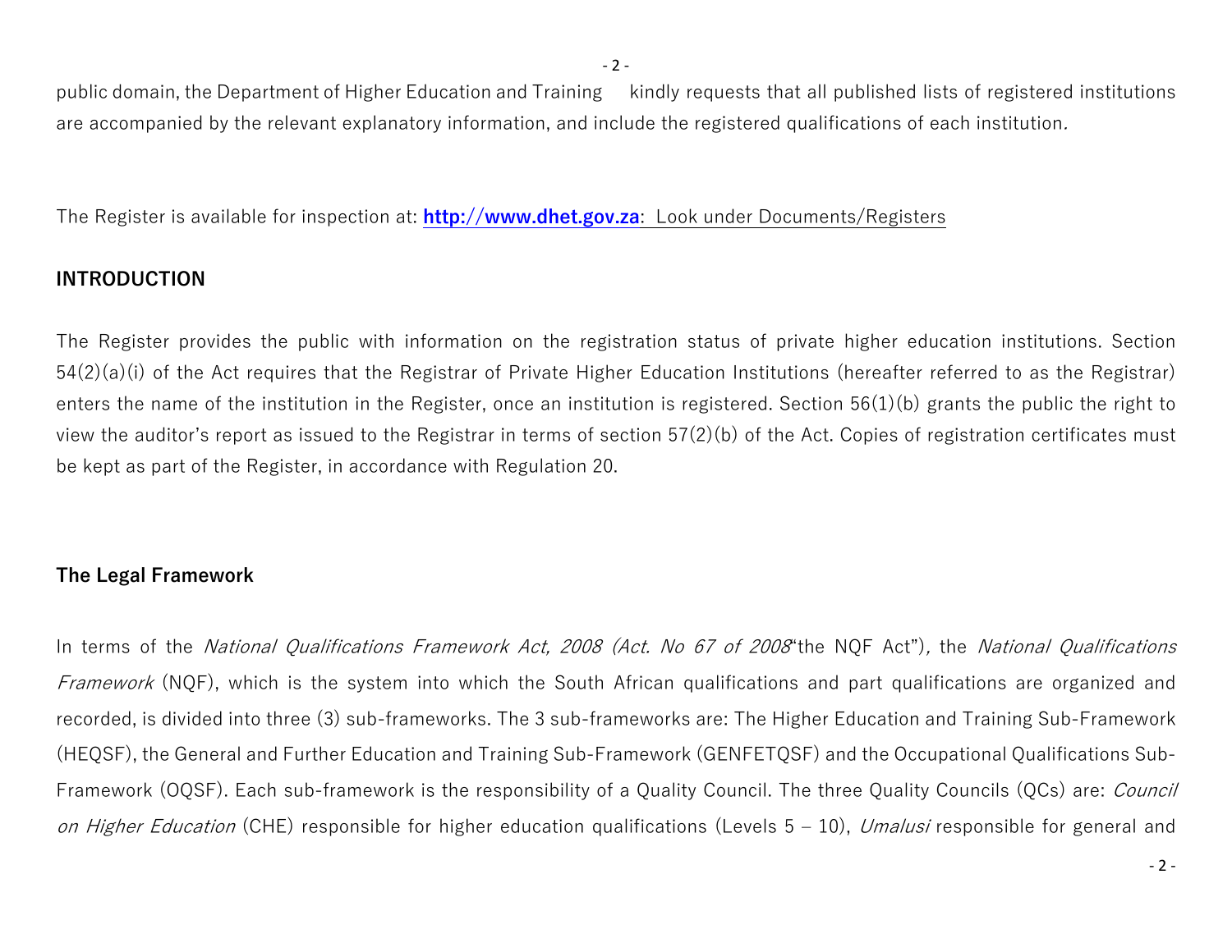public domain, the Department of Higher Education and Training kindly requests that all published lists of registered institutions are accompanied by the relevant explanatory information, and include the registered qualifications of each institution.

The Register is available for inspection at: **http://www.dhet.gov.za**: Look under Documents/Registers

## INTRODUCTION

The Register provides the public with information on the registration status of private higher education institutions. Section 54(2)(a)(i) of the Act requires that the Registrar of Private Higher Education Institutions (hereafter referred to as the Registrar) enters the name of the institution in the Register, once an institution is registered. Section 56(1)(b) grants the public the right to view the auditor's report as issued to the Registrar in terms of section 57(2)(b) of the Act. Copies of registration certificates must be kept as part of the Register, in accordance with Regulation 20.

### The Legal Framework

In terms of the *National Qualifications Framework Act, 2008 (Act. No 67 of 2008*"the NQF Act"), the *National Qualifications Framework* (NQF), which is the system into which the South African qualifications and part qualifications are organized and recorded, is divided into three (3) sub-frameworks. The 3 sub-frameworks are: The Higher Education and Training Sub-Framework (HEQSF), the General and Further Education and Training Sub-Framework (GENFETQSF) and the Occupational Qualifications Sub-Framework (OQSF). Each sub-framework is the responsibility of a Quality Council. The three Quality Councils (QCs) are: *Council on Higher Education* (CHE) responsible for higher education qualifications (Levels 5 – 10), *Umalusi* responsible for general and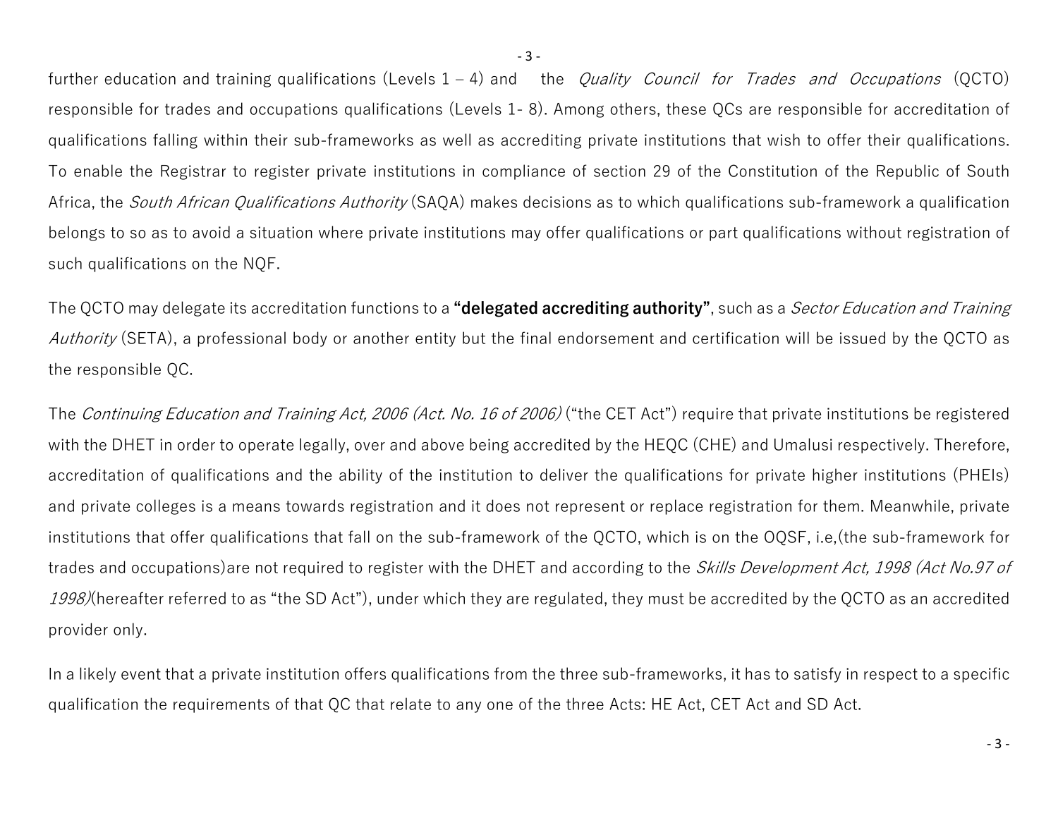further education and training qualifications (Levels 1 – 4) and the *Quality Council for Trades and Occupations* (QCTO) responsible for trades and occupations qualifications (Levels 1- 8). Among others, these QCs are responsible for accreditation of qualifications falling within their sub-frameworks as well as accrediting private institutions that wish to offer their qualifications. To enable the Registrar to register private institutions in compliance of section 29 of the Constitution of the Republic of South Africa, the *South African Qualifications Authority* (SAQA) makes decisions as to which qualifications sub-framework a qualification belongs to so as to avoid a situation where private institutions may offer qualifications or part qualifications without registration of such qualifications on the NQF.

The QCTO may delegate its accreditation functions to a **"delegated accrediting authority"**, such as a *Sector Education and Training Authority* (SETA), a professional body or another entity but the final endorsement and certification will be issued by the QCTO as the responsible QC.

The *Continuing Education and Training Act, 2006 (Act. No. 16 of 2006)* ("the CET Act") require that private institutions be registered with the DHET in order to operate legally, over and above being accredited by the HEQC (CHE) and Umalusi respectively. Therefore, accreditation of qualifications and the ability of the institution to deliver the qualifications for private higher institutions (PHEIs) and private colleges is a means towards registration and it does not represent or replace registration for them. Meanwhile, private institutions that offer qualifications that fall on the sub-framework of the QCTO, which is on the OQSF, i.e,(the sub-framework for trades and occupations)are not required to register with the DHET and according to the *Skills Development Act, 1998 (Act No.97 of 1998)*(hereafter referred to as "the SD Act"), under which they are regulated, they must be accredited by the QCTO as an accredited provider only.

In a likely event that a private institution offers qualifications from the three sub-frameworks, it has to satisfy in respect to a specific qualification the requirements of that QC that relate to any one of the three Acts: HE Act, CET Act and SD Act.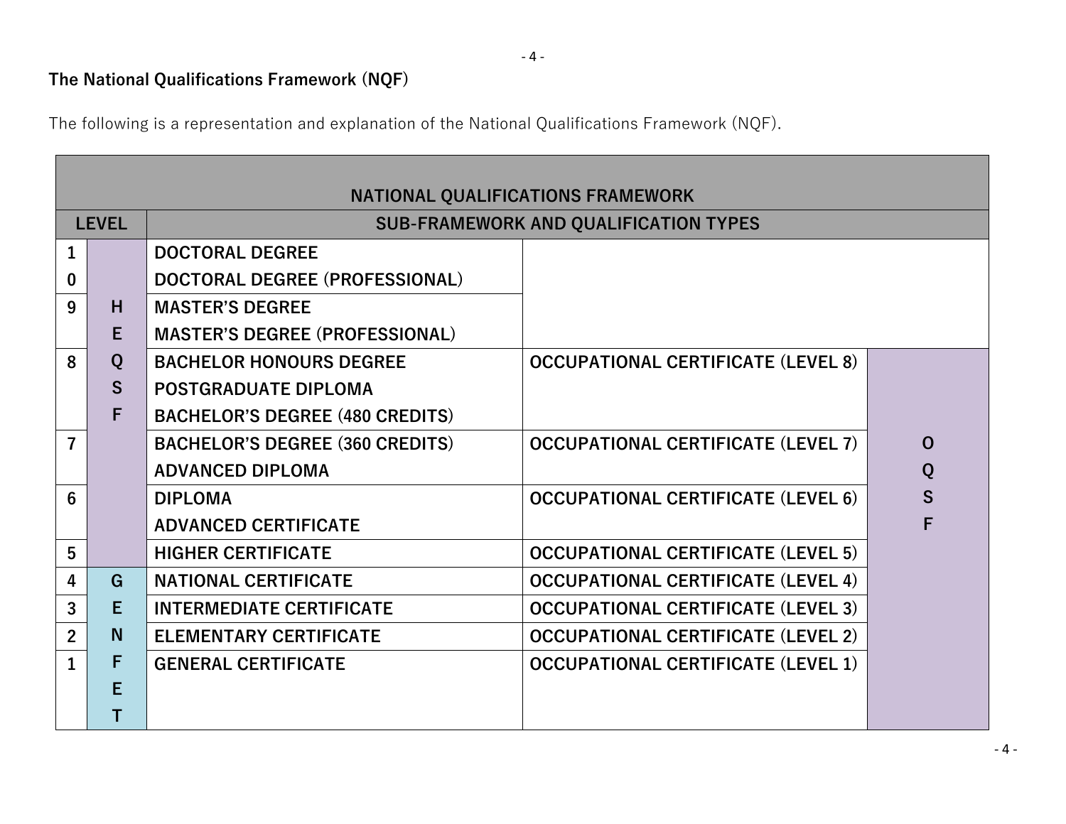**The National Qualifications Framework (NQF)**

The following is a representation and explanation of the National Qualifications Framework (NQF).

| NATIONAL QUALIFICATIONS FRAMEWORK | | | | |
|---|---|---|---|---|
| **LEVEL** | | **SUB-FRAMEWORK AND QUALIFICATION TYPES** | | |
| **10** | **HEQSF** | **DOCTORAL DEGREE**<br>**DOCTORAL DEGREE (PROFESSIONAL)** | | |
| **9** | **HEQSF** | **MASTER'S DEGREE**<br>**MASTER'S DEGREE (PROFESSIONAL)** | | |
| **8** | **HEQSF** | **BACHELOR HONOURS DEGREE**<br>**POSTGRADUATE DIPLOMA**<br>**BACHELOR'S DEGREE (480 CREDITS)** | **OCCUPATIONAL CERTIFICATE (LEVEL 8)** | **OQSF** |
| **7** | **HEQSF** | **BACHELOR'S DEGREE (360 CREDITS)**<br>**ADVANCED DIPLOMA** | **OCCUPATIONAL CERTIFICATE (LEVEL 7)** | **OQSF** |
| **6** | **HEQSF** | **DIPLOMA**<br>**ADVANCED CERTIFICATE** | **OCCUPATIONAL CERTIFICATE (LEVEL 6)** | **OQSF** |
| **5** | **HEQSF** | **HIGHER CERTIFICATE** | **OCCUPATIONAL CERTIFICATE (LEVEL 5)** | **OQSF** |
| **4** | **GENFET** | **NATIONAL CERTIFICATE** | **OCCUPATIONAL CERTIFICATE (LEVEL 4)** | **OQSF** |
| **3** | **GENFET** | **INTERMEDIATE CERTIFICATE** | **OCCUPATIONAL CERTIFICATE (LEVEL 3)** | **OQSF** |
| **2** | **GENFET** | **ELEMENTARY CERTIFICATE** | **OCCUPATIONAL CERTIFICATE (LEVEL 2)** | **OQSF** |
| **1** | **GENFET** | **GENERAL CERTIFICATE** | **OCCUPATIONAL CERTIFICATE (LEVEL 1)** | **OQSF** |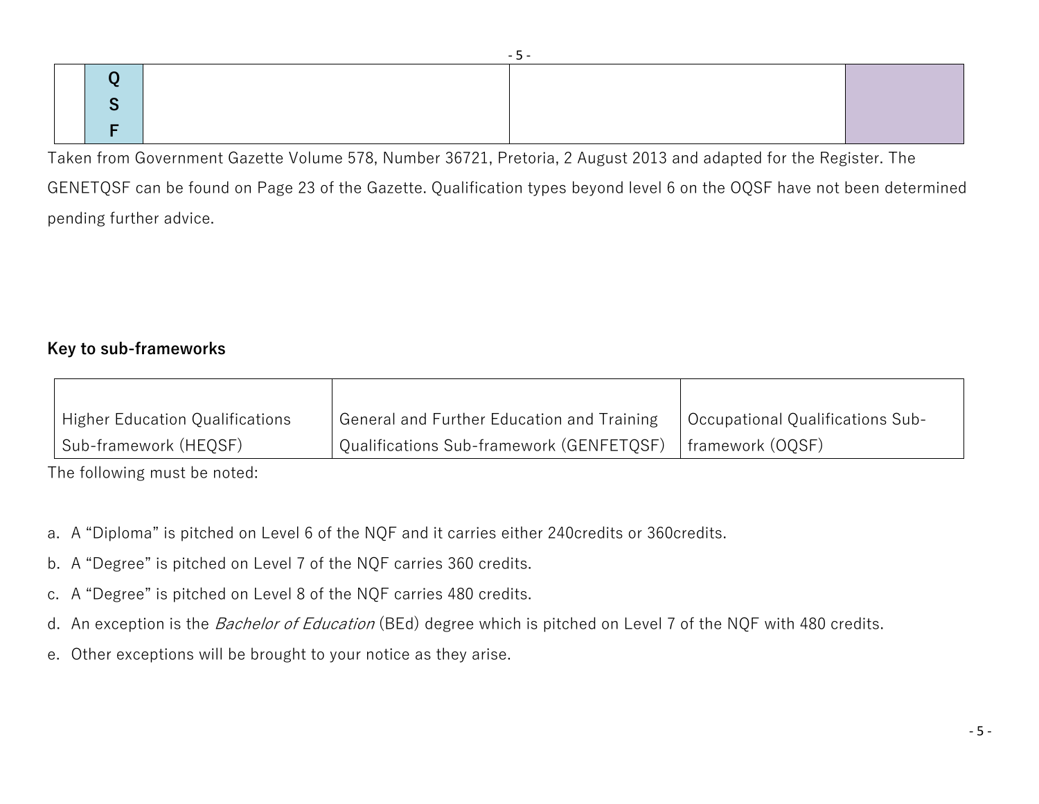| | Q S F | | | |
|---|---|---|---|---|

Taken from Government Gazette Volume 578, Number 36721, Pretoria, 2 August 2013 and adapted for the Register. The GENETQSF can be found on Page 23 of the Gazette. Qualification types beyond level 6 on the OQSF have not been determined pending further advice.

**Key to sub-frameworks**

| Higher Education Qualifications Sub-framework (HEQSF) | General and Further Education and Training Qualifications Sub-framework (GENFETQSF) | Occupational Qualifications Sub-framework (OQSF) |
|---|---|---|

The following must be noted:

a. A “Diploma” is pitched on Level 6 of the NQF and it carries either 240credits or 360credits.
b. A “Degree” is pitched on Level 7 of the NQF carries 360 credits.
c. A “Degree” is pitched on Level 8 of the NQF carries 480 credits.
d. An exception is the *Bachelor of Education* (BEd) degree which is pitched on Level 7 of the NQF with 480 credits.
e. Other exceptions will be brought to your notice as they arise.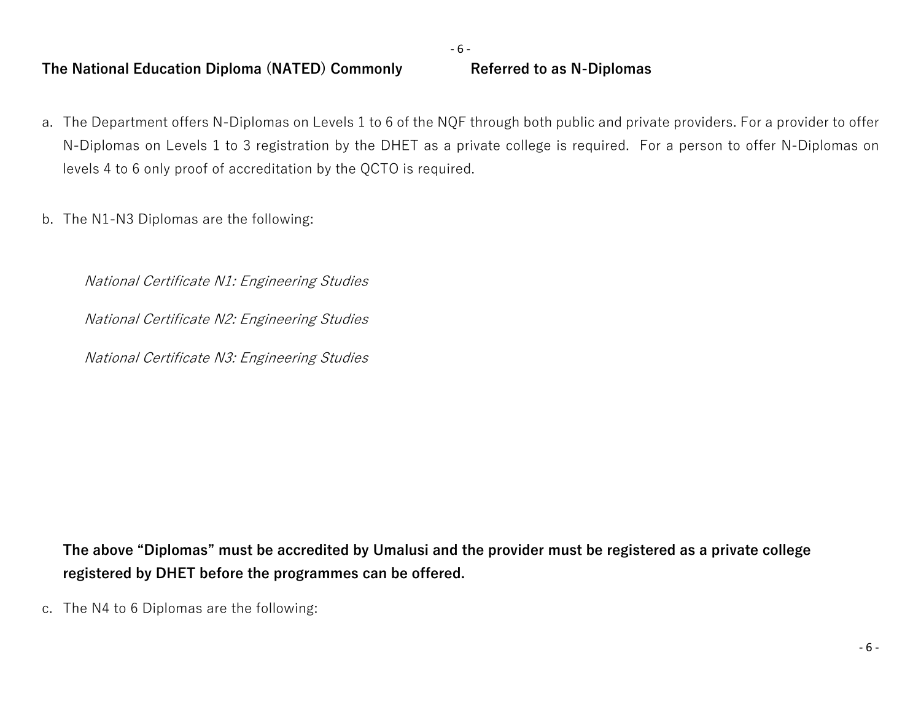**The National Education Diploma (NATED) Commonly Referred to as N-Diplomas**

a. The Department offers N-Diplomas on Levels 1 to 6 of the NQF through both public and private providers. For a provider to offer N-Diplomas on Levels 1 to 3 registration by the DHET as a private college is required.  For a person to offer N-Diplomas on levels 4 to 6 only proof of accreditation by the QCTO is required.

b. The N1-N3 Diplomas are the following:

   *National Certificate N1: Engineering Studies*

   *National Certificate N2: Engineering Studies*

   *National Certificate N3: Engineering Studies*

   **The above "Diplomas" must be accredited by Umalusi and the provider must be registered as a private college registered by DHET before the programmes can be offered.**

c. The N4 to 6 Diplomas are the following: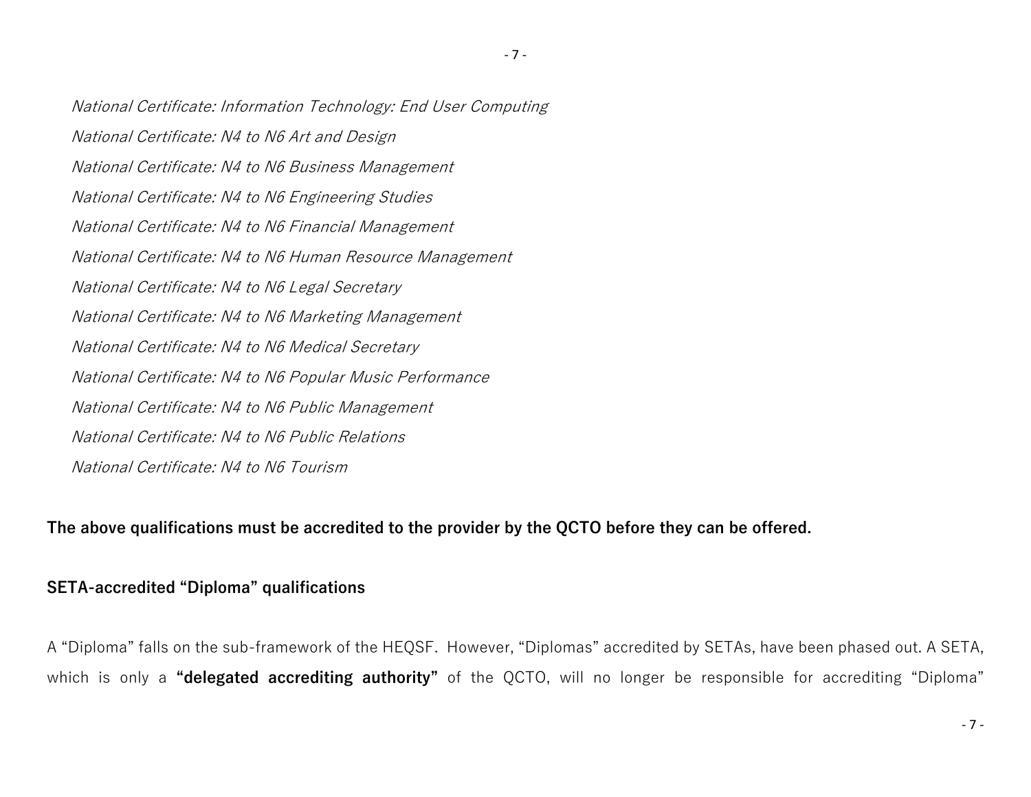*National Certificate: Information Technology: End User Computing*

*National Certificate: N4 to N6 Art and Design*

*National Certificate: N4 to N6 Business Management*

*National Certificate: N4 to N6 Engineering Studies*

*National Certificate: N4 to N6 Financial Management*

*National Certificate: N4 to N6 Human Resource Management*

*National Certificate: N4 to N6 Legal Secretary*

*National Certificate: N4 to N6 Marketing Management*

*National Certificate: N4 to N6 Medical Secretary*

*National Certificate: N4 to N6 Popular Music Performance*

*National Certificate: N4 to N6 Public Management*

*National Certificate: N4 to N6 Public Relations*

*National Certificate: N4 to N6 Tourism*

**The above qualifications must be accredited to the provider by the QCTO before they can be offered.**

**SETA-accredited "Diploma" qualifications**

A "Diploma" falls on the sub-framework of the HEQSF. However, "Diplomas" accredited by SETAs, have been phased out. A SETA, which is only a **"delegated accrediting authority"** of the QCTO, will no longer be responsible for accrediting "Diploma"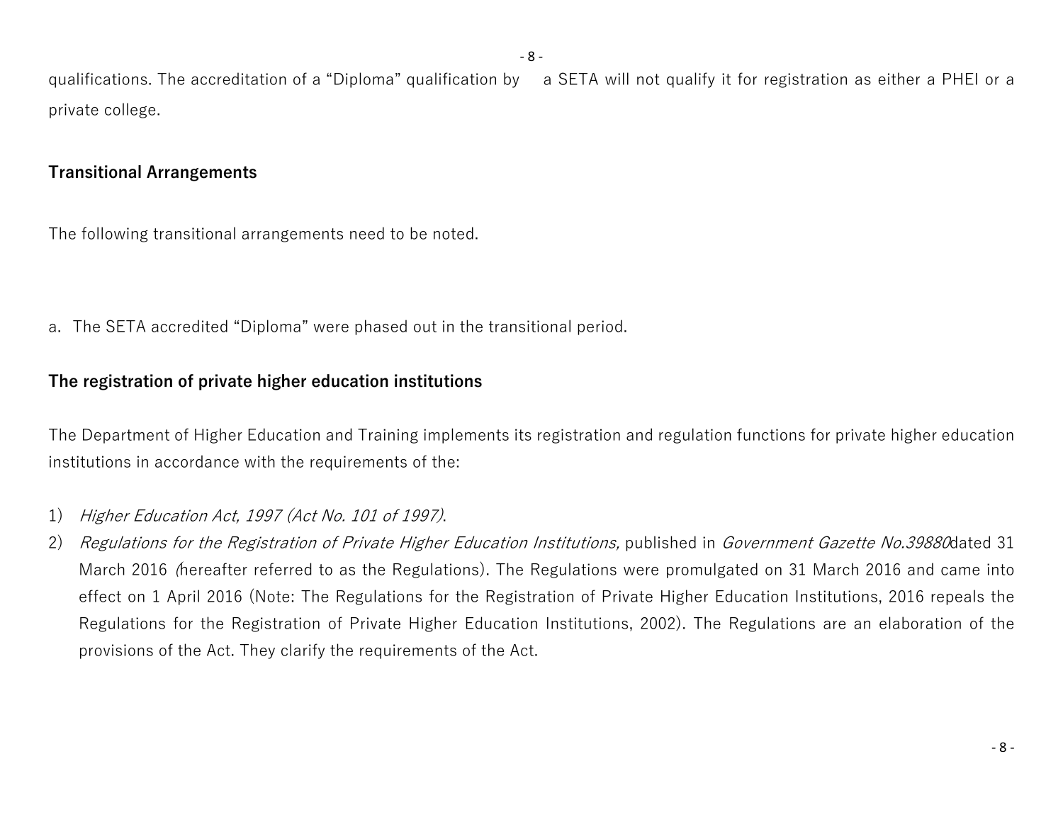qualifications. The accreditation of a "Diploma" qualification by a SETA will not qualify it for registration as either a PHEI or a private college.

**Transitional Arrangements**

The following transitional arrangements need to be noted.

a. The SETA accredited "Diploma" were phased out in the transitional period.

**The registration of private higher education institutions**

The Department of Higher Education and Training implements its registration and regulation functions for private higher education institutions in accordance with the requirements of the:

1) *Higher Education Act, 1997 (Act No. 101 of 1997)*.
2) *Regulations for the Registration of Private Higher Education Institutions,* published in *Government Gazette No.39880* dated 31 March 2016 (hereafter referred to as the Regulations). The Regulations were promulgated on 31 March 2016 and came into effect on 1 April 2016 (Note: The Regulations for the Registration of Private Higher Education Institutions, 2016 repeals the Regulations for the Registration of Private Higher Education Institutions, 2002). The Regulations are an elaboration of the provisions of the Act. They clarify the requirements of the Act.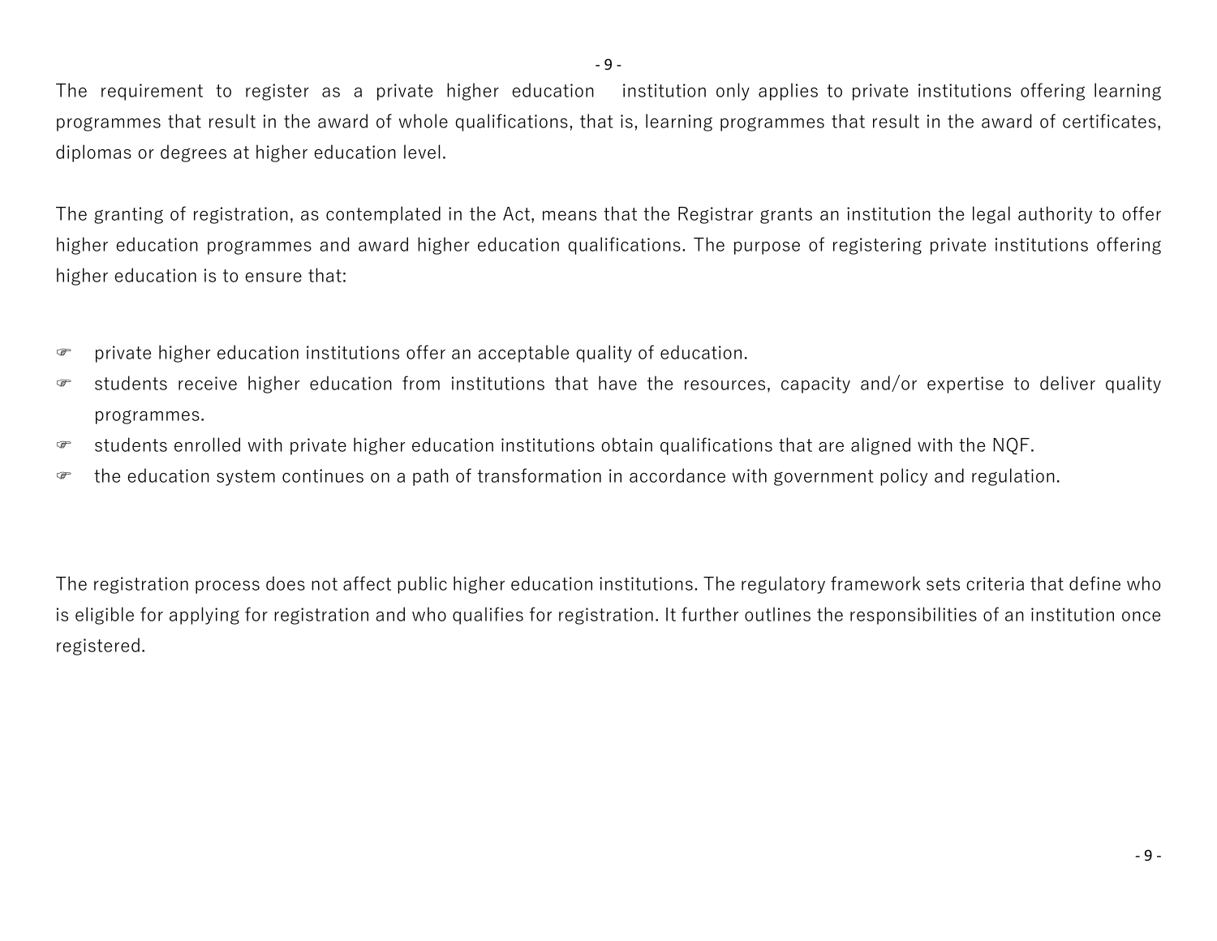The requirement to register as a private higher education institution only applies to private institutions offering learning programmes that result in the award of whole qualifications, that is, learning programmes that result in the award of certificates, diplomas or degrees at higher education level.

The granting of registration, as contemplated in the Act, means that the Registrar grants an institution the legal authority to offer higher education programmes and award higher education qualifications. The purpose of registering private institutions offering higher education is to ensure that:

- private higher education institutions offer an acceptable quality of education.
- students receive higher education from institutions that have the resources, capacity and/or expertise to deliver quality programmes.
- students enrolled with private higher education institutions obtain qualifications that are aligned with the NQF.
- the education system continues on a path of transformation in accordance with government policy and regulation.

The registration process does not affect public higher education institutions. The regulatory framework sets criteria that define who is eligible for applying for registration and who qualifies for registration. It further outlines the responsibilities of an institution once registered.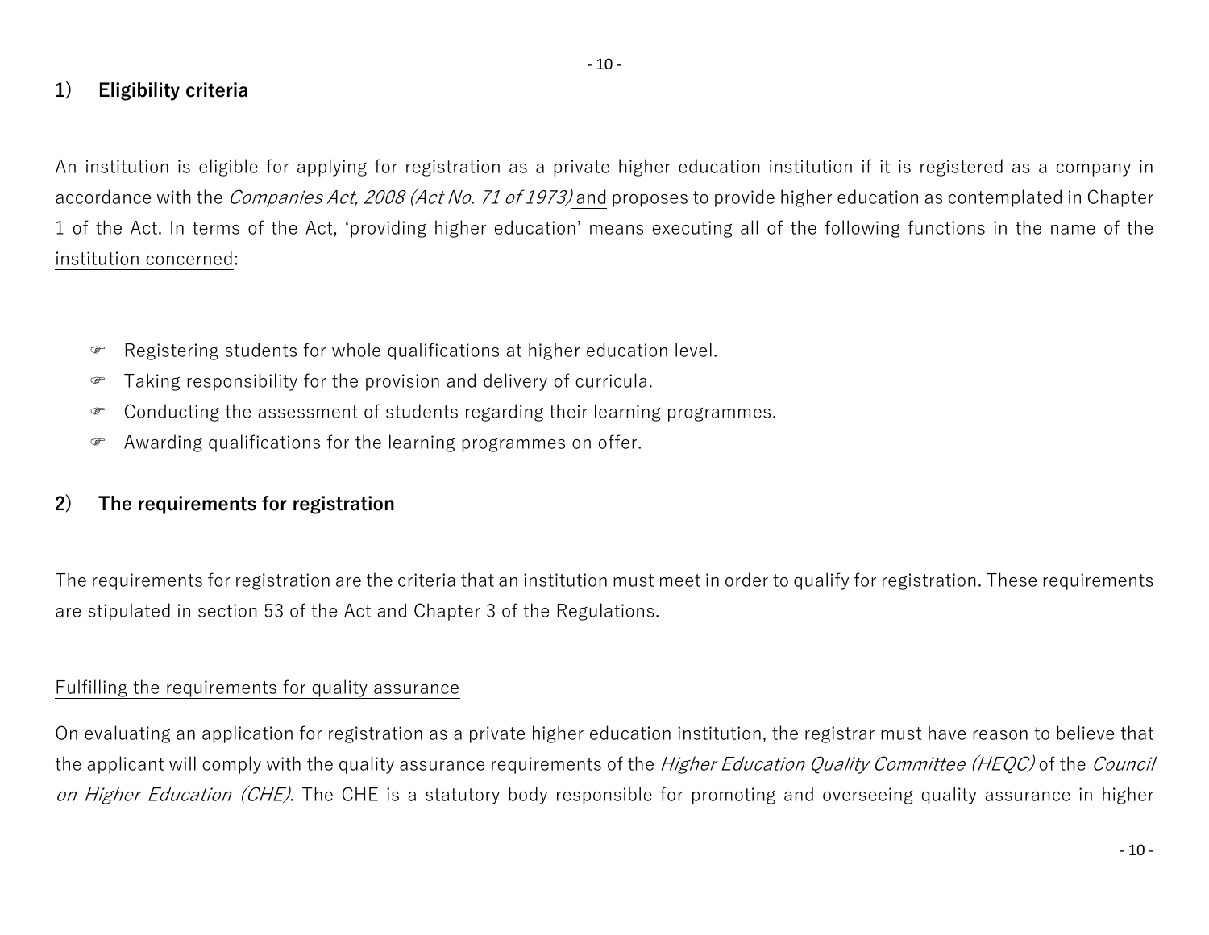## 1) Eligibility criteria

An institution is eligible for applying for registration as a private higher education institution if it is registered as a company in accordance with the *Companies Act, 2008 (Act No. 71 of 1973)* <u>and</u> proposes to provide higher education as contemplated in Chapter 1 of the Act. In terms of the Act, 'providing higher education' means executing <u>all</u> of the following functions <u>in the name of the institution concerned</u>:

- ☞ Registering students for whole qualifications at higher education level.
- ☞ Taking responsibility for the provision and delivery of curricula.
- ☞ Conducting the assessment of students regarding their learning programmes.
- ☞ Awarding qualifications for the learning programmes on offer.

## 2) The requirements for registration

The requirements for registration are the criteria that an institution must meet in order to qualify for registration. These requirements are stipulated in section 53 of the Act and Chapter 3 of the Regulations.

<u>Fulfilling the requirements for quality assurance</u>

On evaluating an application for registration as a private higher education institution, the registrar must have reason to believe that the applicant will comply with the quality assurance requirements of the *Higher Education Quality Committee (HEQC)* of the *Council on Higher Education (CHE)*. The CHE is a statutory body responsible for promoting and overseeing quality assurance in higher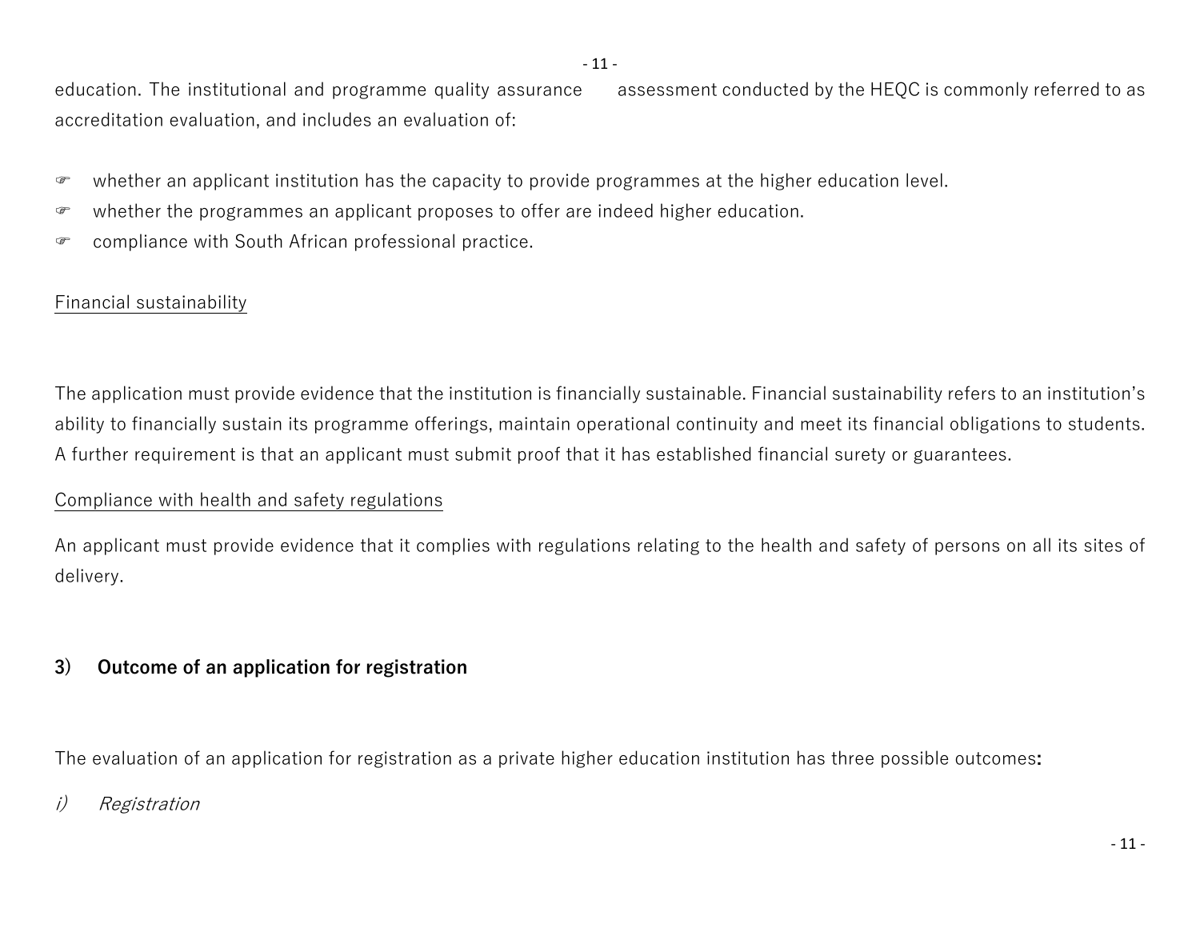education. The institutional and programme quality assurance assessment conducted by the HEQC is commonly referred to as accreditation evaluation, and includes an evaluation of:

- whether an applicant institution has the capacity to provide programmes at the higher education level.
- whether the programmes an applicant proposes to offer are indeed higher education.
- compliance with South African professional practice.

<u>Financial sustainability</u>

The application must provide evidence that the institution is financially sustainable. Financial sustainability refers to an institution's ability to financially sustain its programme offerings, maintain operational continuity and meet its financial obligations to students. A further requirement is that an applicant must submit proof that it has established financial surety or guarantees.

<u>Compliance with health and safety regulations</u>

An applicant must provide evidence that it complies with regulations relating to the health and safety of persons on all its sites of delivery.

### 3) Outcome of an application for registration

The evaluation of an application for registration as a private higher education institution has three possible outcomes**:**

*i) Registration*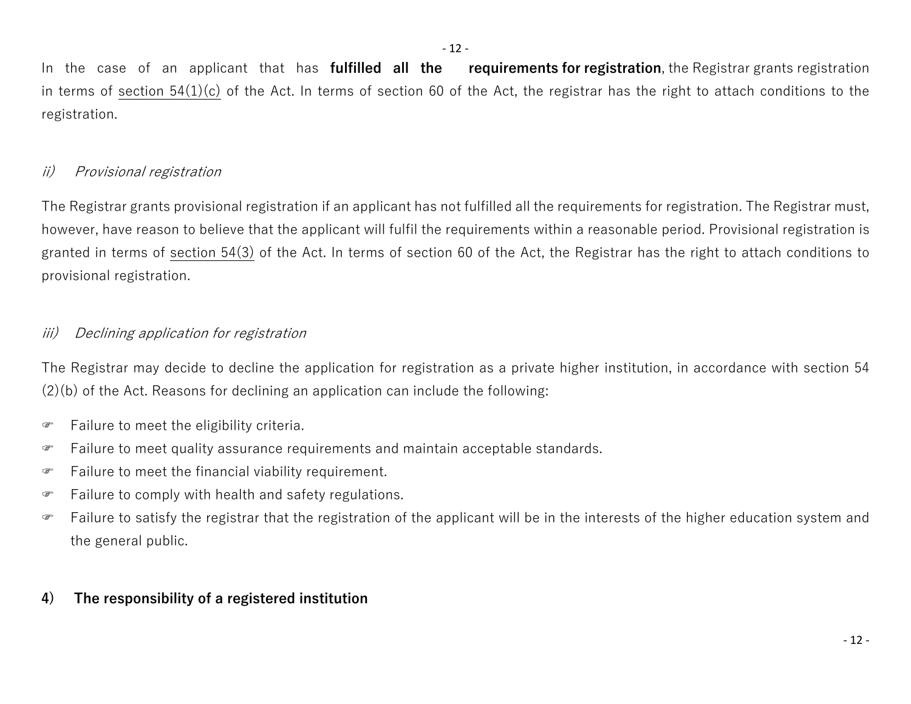In the case of an applicant that has **fulfilled all the requirements for registration**, the Registrar grants registration in terms of section 54(1)(c) of the Act. In terms of section 60 of the Act, the registrar has the right to attach conditions to the registration.

*ii) Provisional registration*

The Registrar grants provisional registration if an applicant has not fulfilled all the requirements for registration. The Registrar must, however, have reason to believe that the applicant will fulfil the requirements within a reasonable period. Provisional registration is granted in terms of section 54(3) of the Act. In terms of section 60 of the Act, the Registrar has the right to attach conditions to provisional registration.

*iii) Declining application for registration*

The Registrar may decide to decline the application for registration as a private higher institution, in accordance with section 54 (2)(b) of the Act. Reasons for declining an application can include the following:

- Failure to meet the eligibility criteria.
- Failure to meet quality assurance requirements and maintain acceptable standards.
- Failure to meet the financial viability requirement.
- Failure to comply with health and safety regulations.
- Failure to satisfy the registrar that the registration of the applicant will be in the interests of the higher education system and the general public.

**4) The responsibility of a registered institution**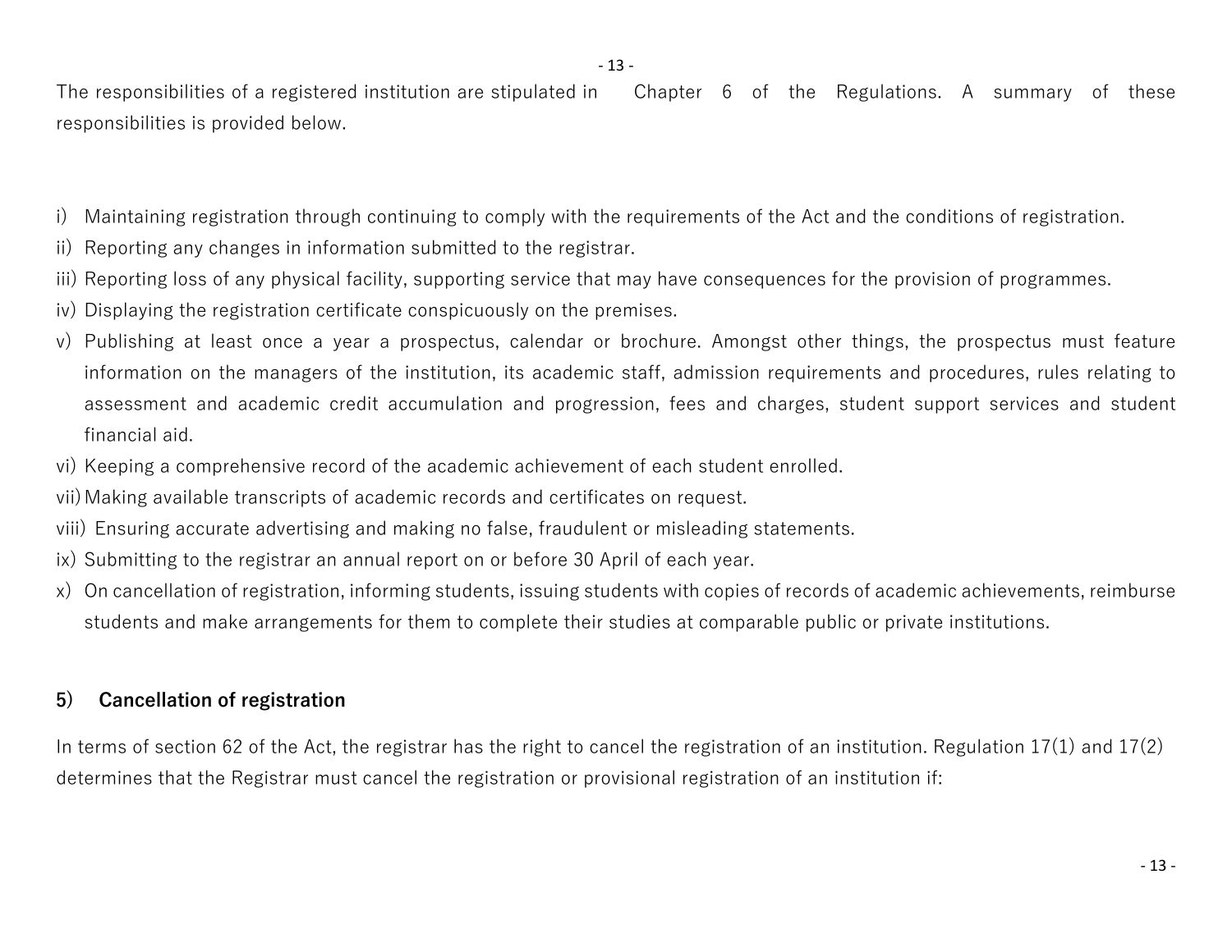The responsibilities of a registered institution are stipulated in Chapter 6 of the Regulations. A summary of these responsibilities is provided below.

i) Maintaining registration through continuing to comply with the requirements of the Act and the conditions of registration.
ii) Reporting any changes in information submitted to the registrar.
iii) Reporting loss of any physical facility, supporting service that may have consequences for the provision of programmes.
iv) Displaying the registration certificate conspicuously on the premises.
v) Publishing at least once a year a prospectus, calendar or brochure. Amongst other things, the prospectus must feature information on the managers of the institution, its academic staff, admission requirements and procedures, rules relating to assessment and academic credit accumulation and progression, fees and charges, student support services and student financial aid.
vi) Keeping a comprehensive record of the academic achievement of each student enrolled.
vii) Making available transcripts of academic records and certificates on request.
viii) Ensuring accurate advertising and making no false, fraudulent or misleading statements.
ix) Submitting to the registrar an annual report on or before 30 April of each year.
x) On cancellation of registration, informing students, issuing students with copies of records of academic achievements, reimburse students and make arrangements for them to complete their studies at comparable public or private institutions.

### 5) Cancellation of registration

In terms of section 62 of the Act, the registrar has the right to cancel the registration of an institution. Regulation 17(1) and 17(2) determines that the Registrar must cancel the registration or provisional registration of an institution if: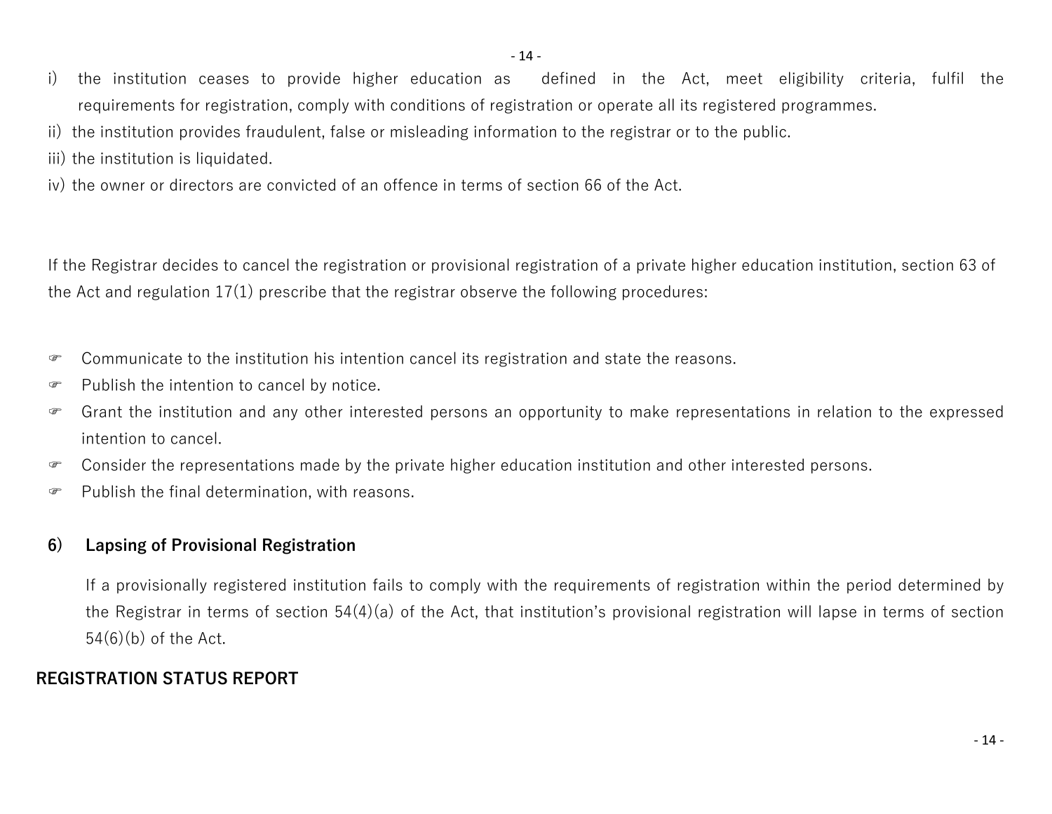i) the institution ceases to provide higher education as defined in the Act, meet eligibility criteria, fulfil the requirements for registration, comply with conditions of registration or operate all its registered programmes.

ii) the institution provides fraudulent, false or misleading information to the registrar or to the public.

iii) the institution is liquidated.

iv) the owner or directors are convicted of an offence in terms of section 66 of the Act.

If the Registrar decides to cancel the registration or provisional registration of a private higher education institution, section 63 of the Act and regulation 17(1) prescribe that the registrar observe the following procedures:

- Communicate to the institution his intention cancel its registration and state the reasons.
- Publish the intention to cancel by notice.
- Grant the institution and any other interested persons an opportunity to make representations in relation to the expressed intention to cancel.
- Consider the representations made by the private higher education institution and other interested persons.
- Publish the final determination, with reasons.

### 6) Lapsing of Provisional Registration

If a provisionally registered institution fails to comply with the requirements of registration within the period determined by the Registrar in terms of section 54(4)(a) of the Act, that institution's provisional registration will lapse in terms of section 54(6)(b) of the Act.

## REGISTRATION STATUS REPORT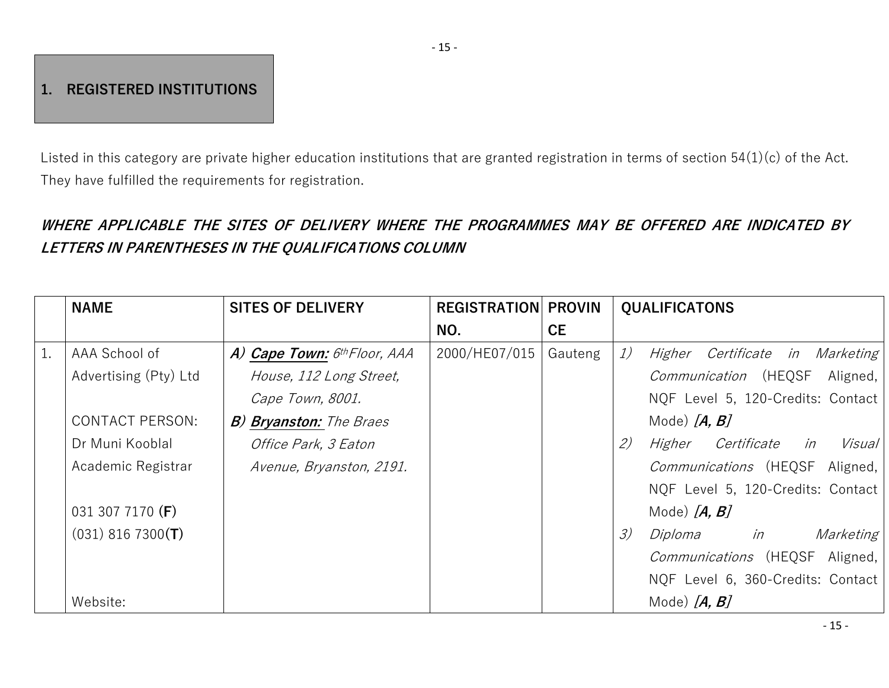# 1. REGISTERED INSTITUTIONS

Listed in this category are private higher education institutions that are granted registration in terms of section 54(1)(c) of the Act. They have fulfilled the requirements for registration.

***WHERE APPLICABLE THE SITES OF DELIVERY WHERE THE PROGRAMMES MAY BE OFFERED ARE INDICATED BY LETTERS IN PARENTHESES IN THE QUALIFICATIONS COLUMN***

| | NAME | SITES OF DELIVERY | REGISTRATION NO. | PROVINCE | QUALIFICATONS |
|---|---|---|---|---|---|
| 1. | AAA School of Advertising (Pty) Ltd<br><br>CONTACT PERSON:<br>Dr Muni Kooblal<br>Academic Registrar<br><br>031 307 7170 **(F)**<br>(031) 816 7300**(T)**<br><br>Website: | ***A) <u>Cape Town:</u>*** *6th Floor, AAA House, 112 Long Street, Cape Town, 8001.*<br>***B) <u>Bryanston:</u>*** *The Braes Office Park, 3 Eaton Avenue, Bryanston, 2191.* | 2000/HE07/015 | Gauteng | *1) Higher Certificate in Marketing Communication* (HEQSF Aligned, NQF Level 5, 120-Credits: Contact Mode) ***[A, B]***<br>*2) Higher Certificate in Visual Communications* (HEQSF Aligned, NQF Level 5, 120-Credits: Contact Mode) ***[A, B]***<br>*3) Diploma in Marketing Communications* (HEQSF Aligned, NQF Level 6, 360-Credits: Contact Mode) ***[A, B]*** |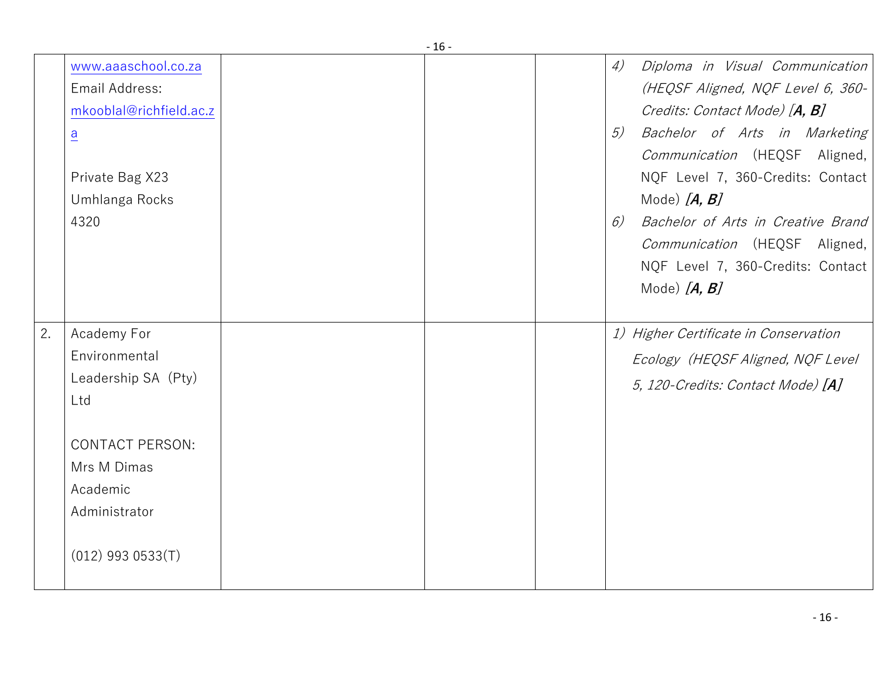| | | | | | |
|---|---|---|---|---|---|
| | www.aaaschool.co.za<br>Email Address:<br>mkooblal@richfield.ac.za<br><br>Private Bag X23<br>Umhlanga Rocks<br>4320 | | | | 4) *Diploma in Visual Communication (HEQSF Aligned, NQF Level 6, 360-Credits: Contact Mode) [**A, B**]*<br>5) *Bachelor of Arts in Marketing Communication* (HEQSF Aligned, NQF Level 7, 360-Credits: Contact Mode) ***[A, B]***<br>6) *Bachelor of Arts in Creative Brand Communication* (HEQSF Aligned, NQF Level 7, 360-Credits: Contact Mode) ***[A, B]*** |
| 2. | Academy For Environmental Leadership SA (Pty) Ltd<br><br>CONTACT PERSON:<br>Mrs M Dimas<br>Academic Administrator<br><br>(012) 993 0533(T) | | | | 1) *Higher Certificate in Conservation Ecology (HEQSF Aligned, NQF Level 5, 120-Credits: Contact Mode)* ***[A]*** |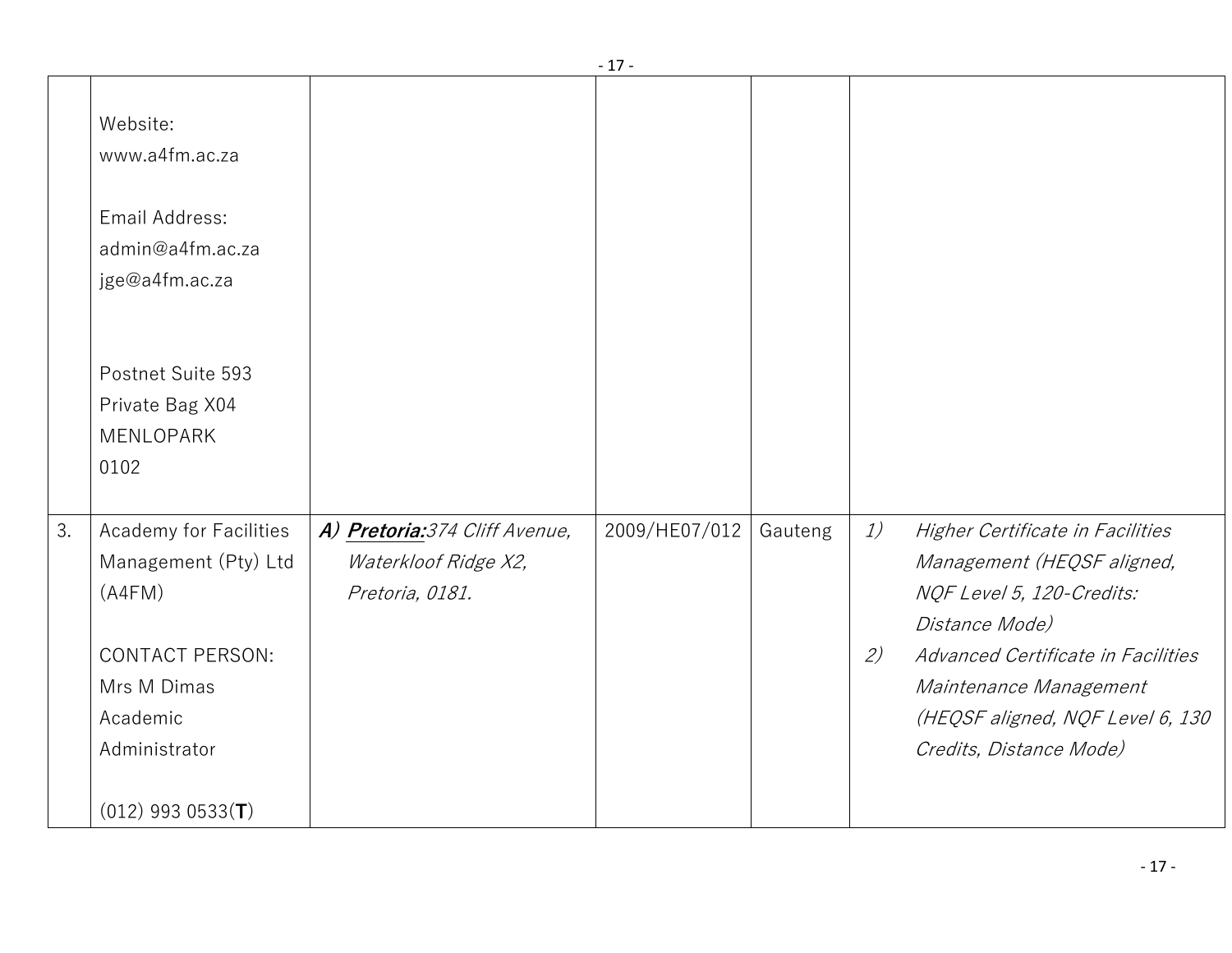| | | | | | |
|---|---|---|---|---|---|
| | Website:<br>www.a4fm.ac.za<br><br>Email Address:<br>admin@a4fm.ac.za<br>jge@a4fm.ac.za<br><br>Postnet Suite 593<br>Private Bag X04<br>MENLOPARK<br>0102 | | | | |
| 3. | Academy for Facilities Management (Pty) Ltd (A4FM)<br><br>CONTACT PERSON:<br>Mrs M Dimas<br>Academic Administrator<br><br>(012) 993 0533(**T**) | ***A)*** ***Pretoria:***_374 Cliff Avenue, Waterkloof Ridge X2, Pretoria, 0181._ | 2009/HE07/012 | Gauteng | _1) Higher Certificate in Facilities Management (HEQSF aligned, NQF Level 5, 120-Credits: Distance Mode)_<br>_2) Advanced Certificate in Facilities Maintenance Management (HEQSF aligned, NQF Level 6, 130 Credits, Distance Mode)_ |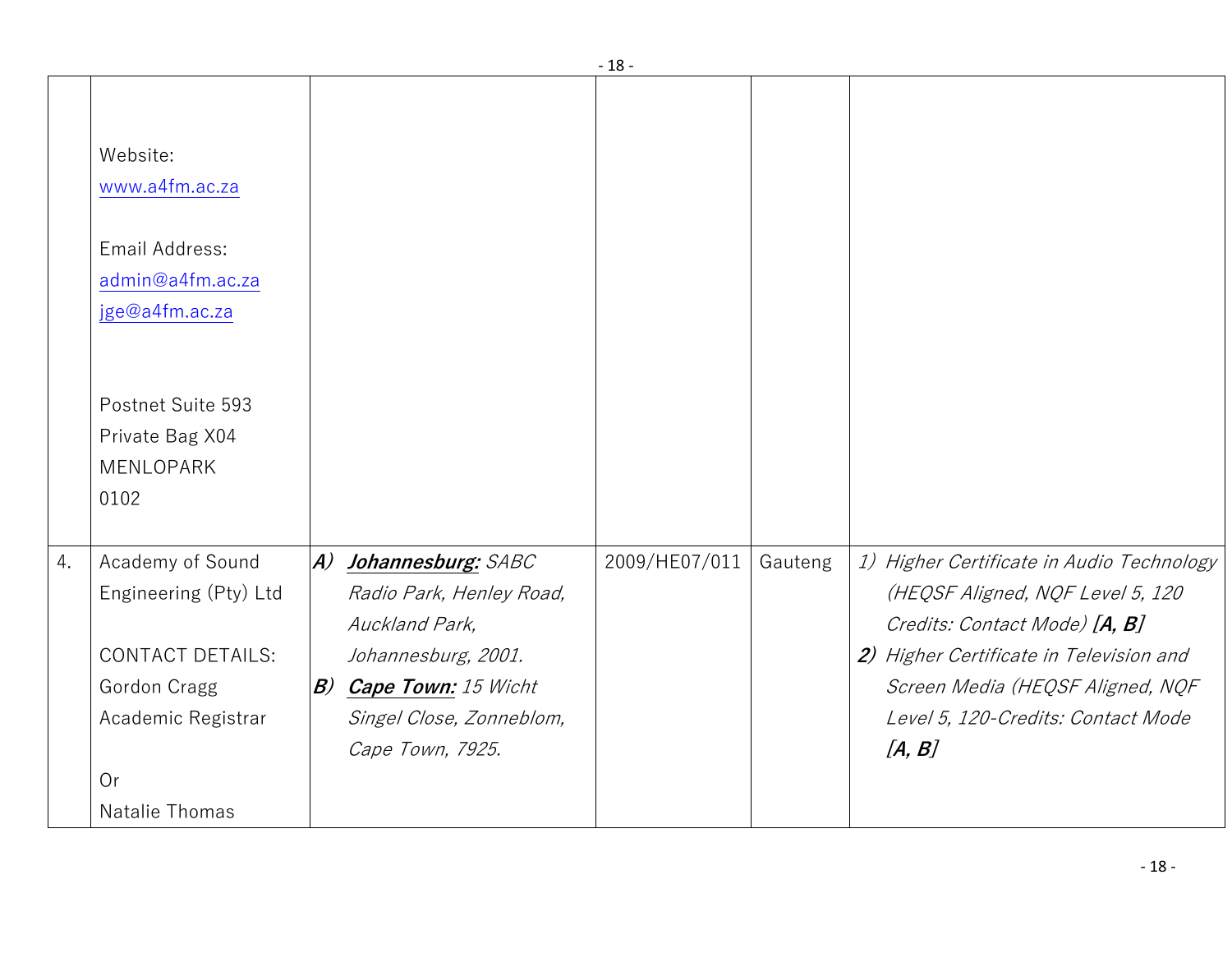| | | | | | |
|---|---|---|---|---|---|
| | Website:<br>www.a4fm.ac.za<br><br>Email Address:<br>admin@a4fm.ac.za<br>jge@a4fm.ac.za<br><br>Postnet Suite 593<br>Private Bag X04<br>MENLOPARK<br>0102 | | | | |
| 4. | Academy of Sound Engineering (Pty) Ltd<br><br>CONTACT DETAILS:<br>Gordon Cragg<br>Academic Registrar<br><br>Or<br>Natalie Thomas | ***A)*** ***Johannesburg:*** *SABC Radio Park, Henley Road, Auckland Park, Johannesburg, 2001.*<br>***B)*** ***Cape Town:*** *15 Wicht Singel Close, Zonneblom, Cape Town, 7925.* | 2009/HE07/011 | Gauteng | *1) Higher Certificate in Audio Technology (HEQSF Aligned, NQF Level 5, 120 Credits: Contact Mode)* ***[A, B]***<br>***2)*** *Higher Certificate in Television and Screen Media (HEQSF Aligned, NQF Level 5, 120-Credits: Contact Mode* ***[A, B]*** |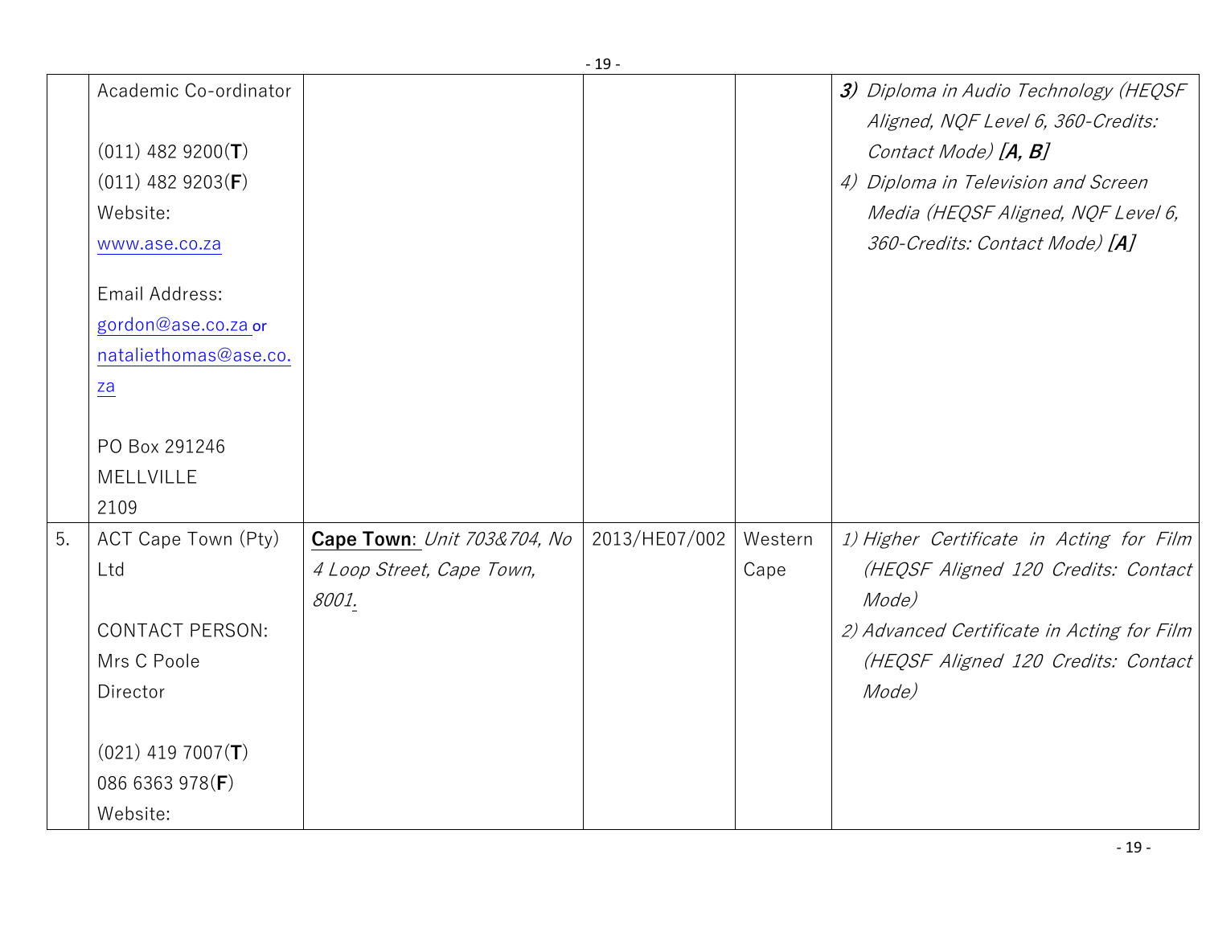| | | | | | |
|---|---|---|---|---|---|
| | Academic Co-ordinator<br><br>(011) 482 9200(**T**)<br>(011) 482 9203(**F**)<br>Website:<br>www.ase.co.za<br><br>Email Address:<br>gordon@ase.co.za or<br>nataliethomas@ase.co.za<br><br>PO Box 291246<br>MELLVILLE<br>2109 | | | | ***3)*** *Diploma in Audio Technology (HEQSF Aligned, NQF Level 6, 360-Credits: Contact Mode)* ***[A, B]***<br>*4) Diploma in Television and Screen Media (HEQSF Aligned, NQF Level 6, 360-Credits: Contact Mode)* ***[A]*** |
| 5. | ACT Cape Town (Pty) Ltd<br><br>CONTACT PERSON:<br>Mrs C Poole<br>Director<br><br>(021) 419 7007(**T**)<br>086 6363 978(**F**)<br>Website: | **Cape Town**: *Unit 703&704, No 4 Loop Street, Cape Town, 8001.* | 2013/HE07/002 | Western Cape | *1) Higher Certificate in Acting for Film (HEQSF Aligned 120 Credits: Contact Mode)*<br>*2) Advanced Certificate in Acting for Film (HEQSF Aligned 120 Credits: Contact Mode)* |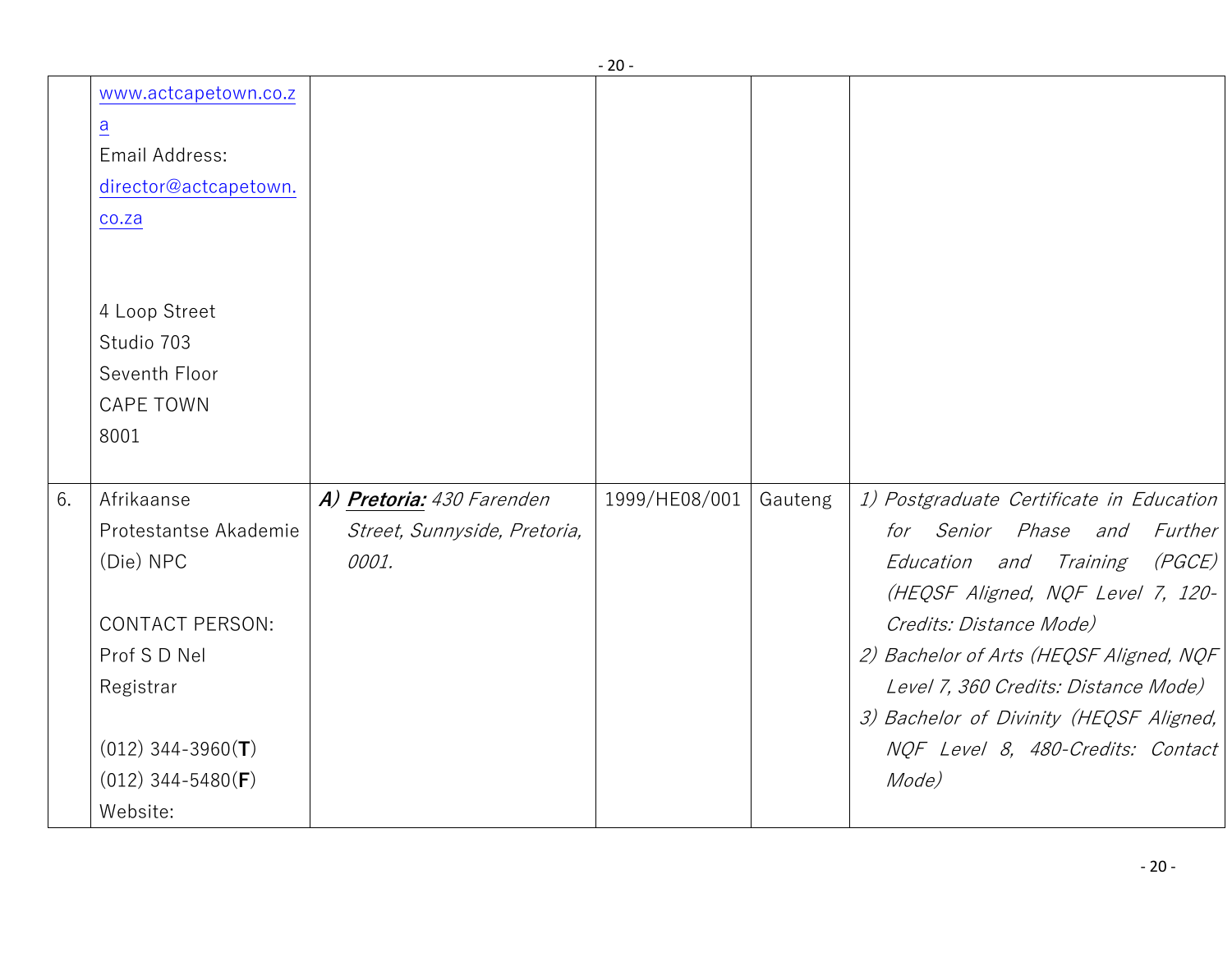| | | | | | |
|---|---|---|---|---|---|
| | www.actcapetown.co.za<br>Email Address:<br>director@actcapetown.co.za<br><br>4 Loop Street<br>Studio 703<br>Seventh Floor<br>CAPE TOWN<br>8001 | | | | |
| 6. | Afrikaanse Protestantse Akademie (Die) NPC<br><br>CONTACT PERSON:<br>Prof S D Nel<br>Registrar<br><br>(012) 344-3960(**T**)<br>(012) 344-5480(**F**)<br>Website: | ***A)*** ***Pretoria:*** *430 Farenden Street, Sunnyside, Pretoria, 0001.* | 1999/HE08/001 | Gauteng | *1) Postgraduate Certificate in Education for Senior Phase and Further Education and Training (PGCE) (HEQSF Aligned, NQF Level 7, 120-Credits: Distance Mode)*<br>*2) Bachelor of Arts (HEQSF Aligned, NQF Level 7, 360 Credits: Distance Mode)*<br>*3) Bachelor of Divinity (HEQSF Aligned, NQF Level 8, 480-Credits: Contact Mode)* |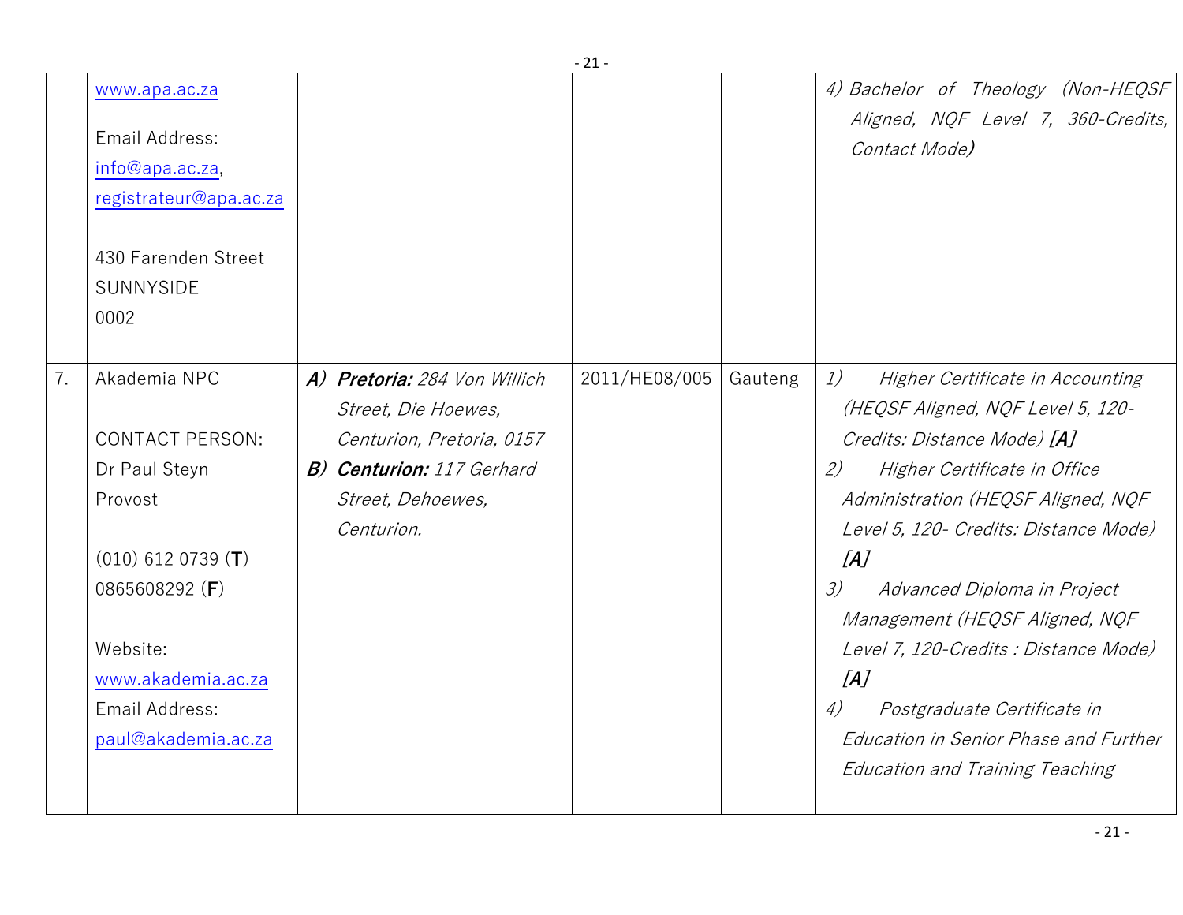| | | | | | |
|---|---|---|---|---|---|
| | www.apa.ac.za<br><br>Email Address:<br>info@apa.ac.za, registrateur@apa.ac.za<br><br>430 Farenden Street<br>SUNNYSIDE<br>0002 | | | | *4) Bachelor of Theology (Non-HEQSF Aligned, NQF Level 7, 360-Credits, Contact Mode)* |
| 7. | Akademia NPC<br><br>CONTACT PERSON:<br>Dr Paul Steyn<br>Provost<br><br>(010) 612 0739 (**T**)<br>0865608292 (**F**)<br><br>Website:<br>www.akademia.ac.za<br>Email Address:<br>paul@akademia.ac.za | ***A)*** ***Pretoria:*** *284 Von Willich Street, Die Hoewes, Centurion, Pretoria, 0157*<br>***B)*** ***Centurion:*** *117 Gerhard Street, Dehoewes, Centurion.* | 2011/HE08/005 | Gauteng | *1) Higher Certificate in Accounting (HEQSF Aligned, NQF Level 5, 120-Credits: Distance Mode)* ***[A]***<br>*2) Higher Certificate in Office Administration (HEQSF Aligned, NQF Level 5, 120- Credits: Distance Mode)* ***[A]***<br>*3) Advanced Diploma in Project Management (HEQSF Aligned, NQF Level 7, 120-Credits : Distance Mode)* ***[A]***<br>*4) Postgraduate Certificate in Education in Senior Phase and Further Education and Training Teaching* |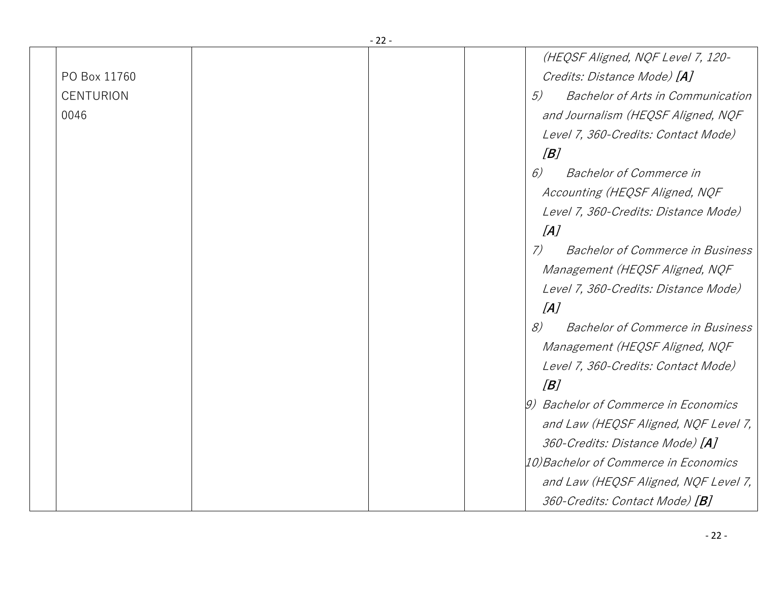| | | | | | |
|---|---|---|---|---|---|
| | PO Box 11760<br>CENTURION<br>0046 | | | | *(HEQSF Aligned, NQF Level 7, 120-Credits: Distance Mode)* ***[A]***<br>5) *Bachelor of Arts in Communication and Journalism (HEQSF Aligned, NQF Level 7, 360-Credits: Contact Mode)* ***[B]***<br>6) *Bachelor of Commerce in Accounting (HEQSF Aligned, NQF Level 7, 360-Credits: Distance Mode)* ***[A]***<br>7) *Bachelor of Commerce in Business Management (HEQSF Aligned, NQF Level 7, 360-Credits: Distance Mode)* ***[A]***<br>8) *Bachelor of Commerce in Business Management (HEQSF Aligned, NQF Level 7, 360-Credits: Contact Mode)* ***[B]***<br>9) *Bachelor of Commerce in Economics and Law (HEQSF Aligned, NQF Level 7, 360-Credits: Distance Mode)* ***[A]***<br>10) *Bachelor of Commerce in Economics and Law (HEQSF Aligned, NQF Level 7, 360-Credits: Contact Mode)* ***[B]*** |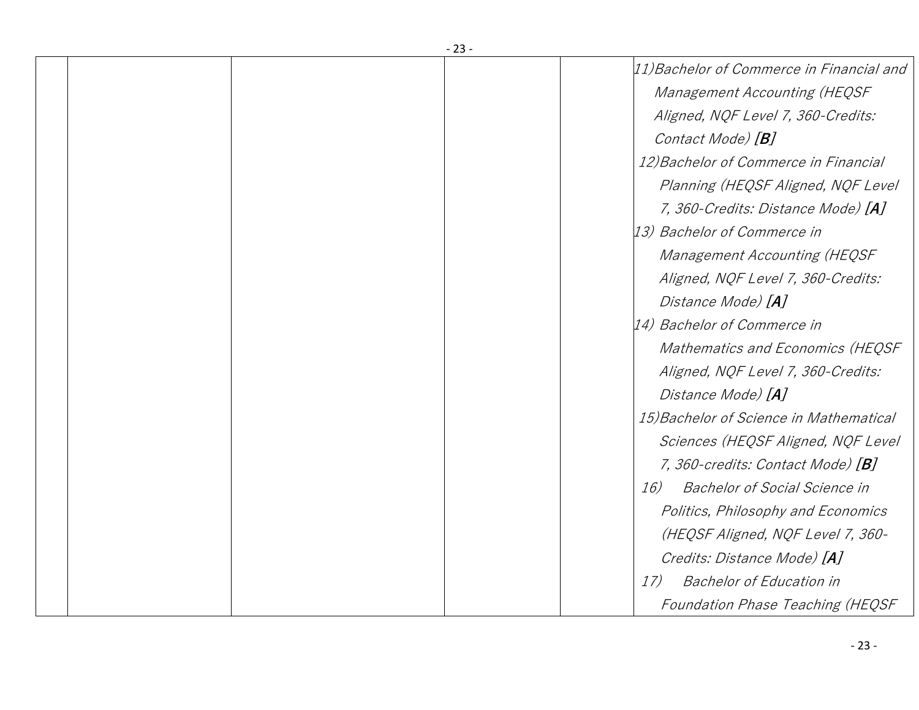| | | | | | |
|---|---|---|---|---|---|
| | | | | | 11)Bachelor of Commerce in Financial and Management Accounting (HEQSF Aligned, NQF Level 7, 360-Credits: Contact Mode) ***[B]***<br>12)Bachelor of Commerce in Financial Planning (HEQSF Aligned, NQF Level 7, 360-Credits: Distance Mode) ***[A]***<br>13) Bachelor of Commerce in Management Accounting (HEQSF Aligned, NQF Level 7, 360-Credits: Distance Mode) ***[A]***<br>14) Bachelor of Commerce in Mathematics and Economics (HEQSF Aligned, NQF Level 7, 360-Credits: Distance Mode) ***[A]***<br>15)Bachelor of Science in Mathematical Sciences (HEQSF Aligned, NQF Level 7, 360-credits: Contact Mode) ***[B]***<br>16) Bachelor of Social Science in Politics, Philosophy and Economics (HEQSF Aligned, NQF Level 7, 360-Credits: Distance Mode) ***[A]***<br>17) Bachelor of Education in Foundation Phase Teaching (HEQSF |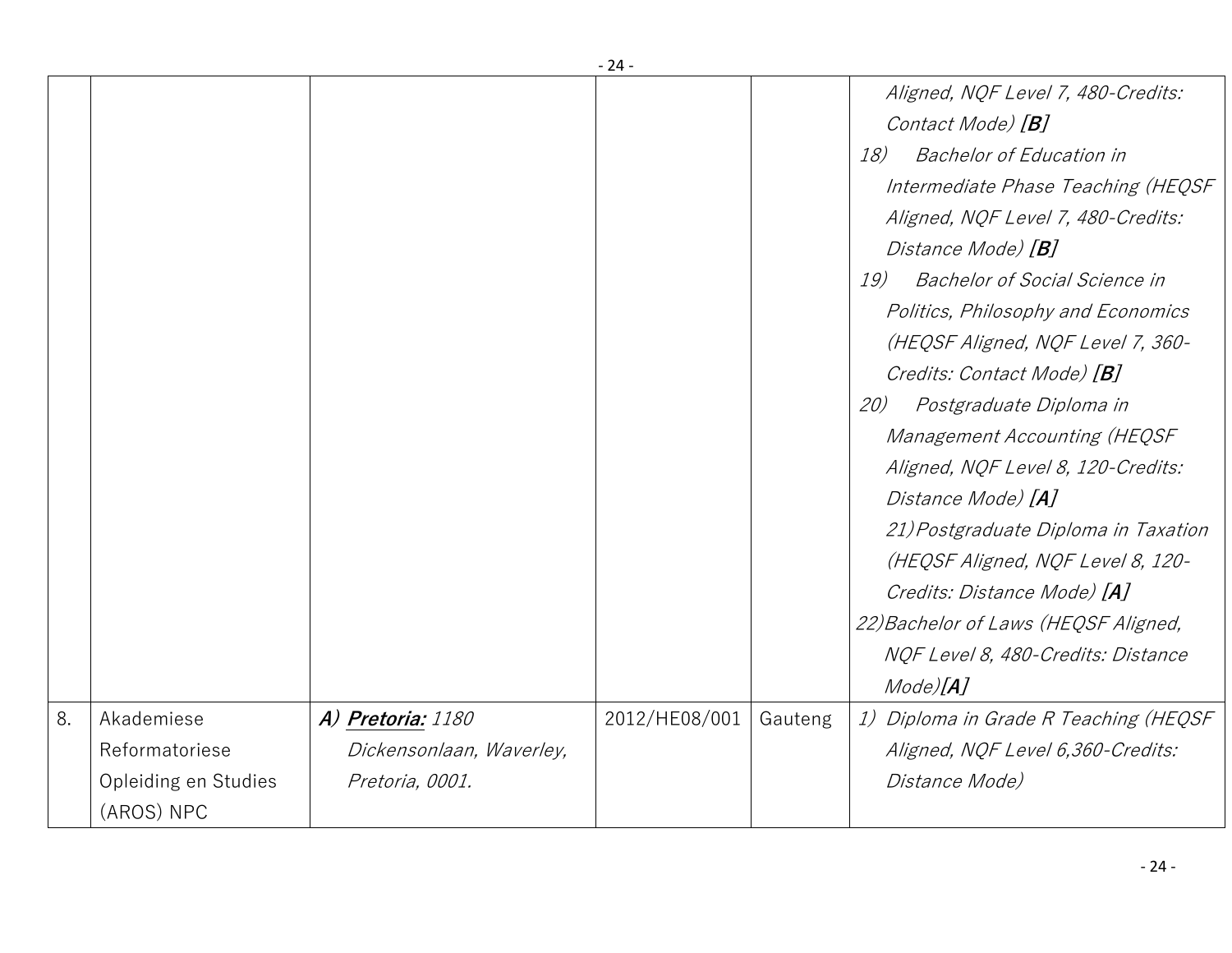| | | | | | |
|---|---|---|---|---|---|
| | | | | | Aligned, NQF Level 7, 480-Credits: Contact Mode) ***[B]***<br>18) Bachelor of Education in Intermediate Phase Teaching (HEQSF Aligned, NQF Level 7, 480-Credits: Distance Mode) ***[B]***<br>19) Bachelor of Social Science in Politics, Philosophy and Economics (HEQSF Aligned, NQF Level 7, 360-Credits: Contact Mode) ***[B]***<br>20) Postgraduate Diploma in Management Accounting (HEQSF Aligned, NQF Level 8, 120-Credits: Distance Mode) ***[A]***<br>21) Postgraduate Diploma in Taxation (HEQSF Aligned, NQF Level 8, 120-Credits: Distance Mode) ***[A]***<br>22) Bachelor of Laws (HEQSF Aligned, NQF Level 8, 480-Credits: Distance Mode) ***[A]*** |
| 8. | Akademiese Reformatoriese Opleiding en Studies (AROS) NPC | ***A) Pretoria:*** *1180 Dickensonlaan, Waverley, Pretoria, 0001.* | 2012/HE08/001 | Gauteng | *1) Diploma in Grade R Teaching (HEQSF Aligned, NQF Level 6,360-Credits: Distance Mode)* |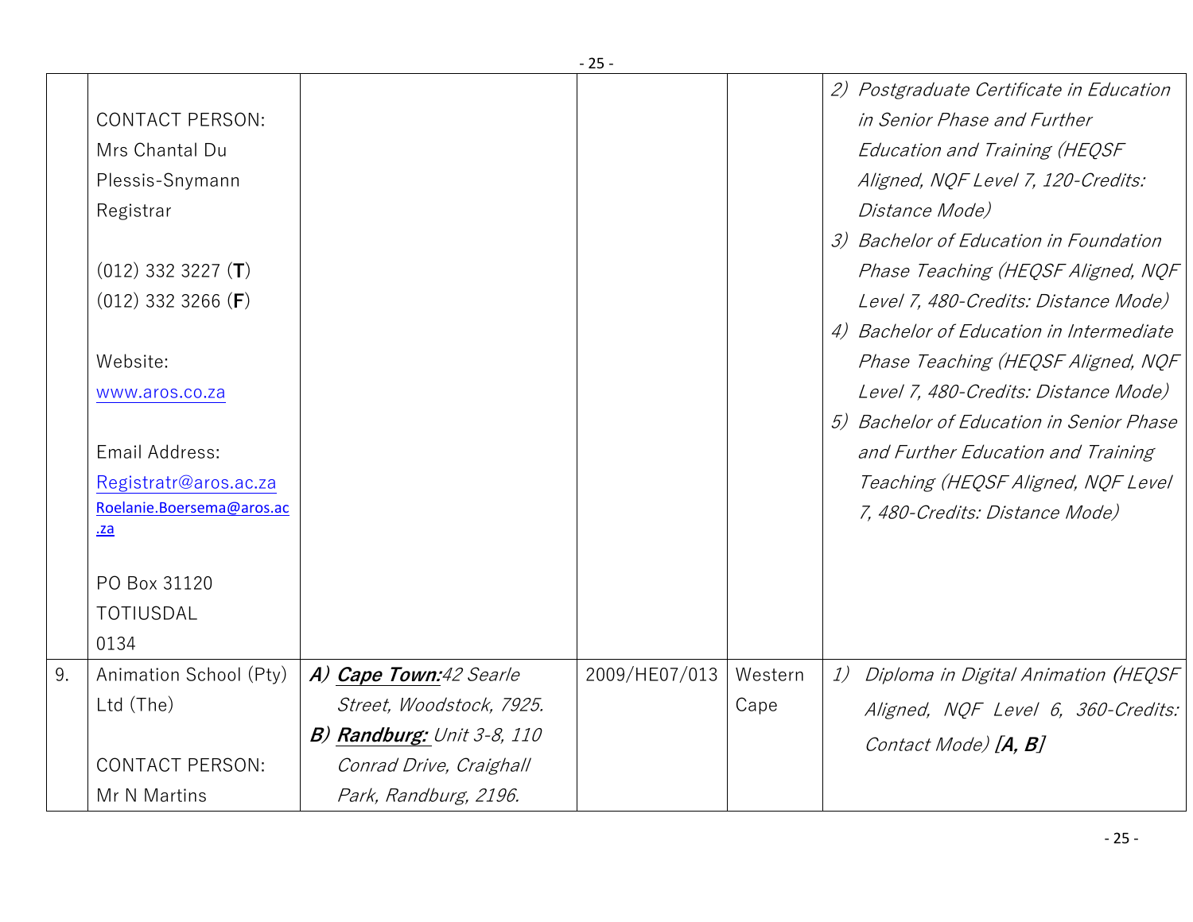| | | | | | |
|---|---|---|---|---|---|
| | CONTACT PERSON:<br>Mrs Chantal Du Plessis-Snymann<br>Registrar<br><br>(012) 332 3227 (**T**)<br>(012) 332 3266 (**F**)<br><br>Website:<br>www.aros.co.za<br><br>Email Address:<br>Registratr@aros.ac.za<br>Roelanie.Boersema@aros.ac.za<br><br>PO Box 31120<br>TOTIUSDAL<br>0134 | | | | *2) Postgraduate Certificate in Education in Senior Phase and Further Education and Training (HEQSF Aligned, NQF Level 7, 120-Credits: Distance Mode)*<br>*3) Bachelor of Education in Foundation Phase Teaching (HEQSF Aligned, NQF Level 7, 480-Credits: Distance Mode)*<br>*4) Bachelor of Education in Intermediate Phase Teaching (HEQSF Aligned, NQF Level 7, 480-Credits: Distance Mode)*<br>*5) Bachelor of Education in Senior Phase and Further Education and Training Teaching (HEQSF Aligned, NQF Level 7, 480-Credits: Distance Mode)* |
| 9. | Animation School (Pty) Ltd (The)<br><br>CONTACT PERSON:<br>Mr N Martins | ***A) Cape Town:****42 Searle Street, Woodstock, 7925.*<br>***B) Randburg:*** *Unit 3-8, 110 Conrad Drive, Craighall Park, Randburg, 2196.* | 2009/HE07/013 | Western Cape | *1) Diploma in Digital Animation (HEQSF Aligned, NQF Level 6, 360-Credits: Contact Mode)* ***[A, B]*** |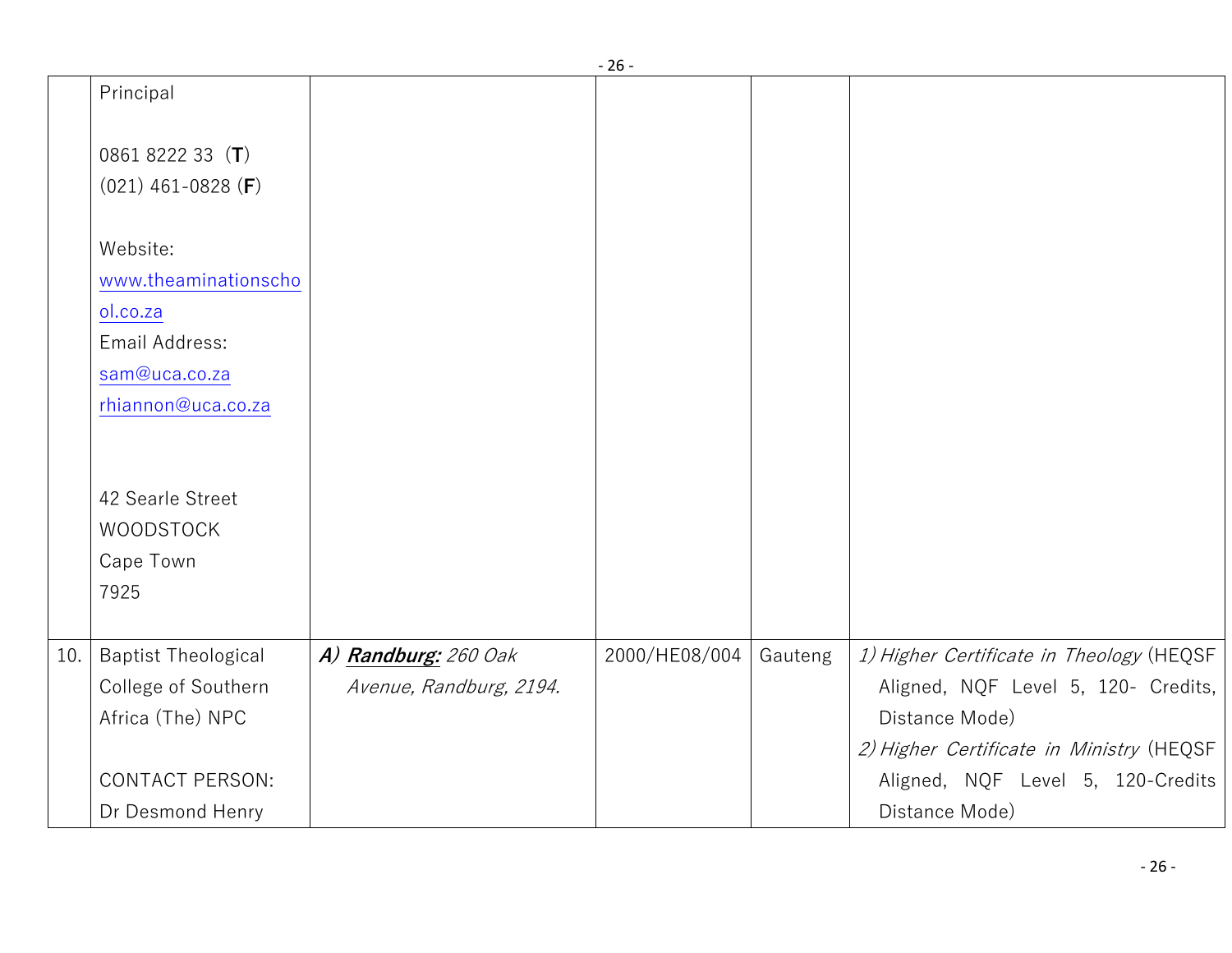| | | | | | |
|---|---|---|---|---|---|
| | Principal<br><br>0861 8222 33 (**T**)<br>(021) 461-0828 (**F**)<br><br>Website:<br>www.theaminationschool.co.za<br>Email Address:<br>sam@uca.co.za<br>rhiannon@uca.co.za<br><br><br>42 Searle Street<br>WOODSTOCK<br>Cape Town<br>7925 | | | | |
| 10. | Baptist Theological College of Southern Africa (The) NPC<br><br>CONTACT PERSON:<br>Dr Desmond Henry | ***A)*** ***Randburg:*** *260 Oak Avenue, Randburg, 2194.* | 2000/HE08/004 | Gauteng | *1) Higher Certificate in Theology* (HEQSF Aligned, NQF Level 5, 120- Credits, Distance Mode)<br>*2) Higher Certificate in Ministry* (HEQSF Aligned, NQF Level 5, 120-Credits Distance Mode) |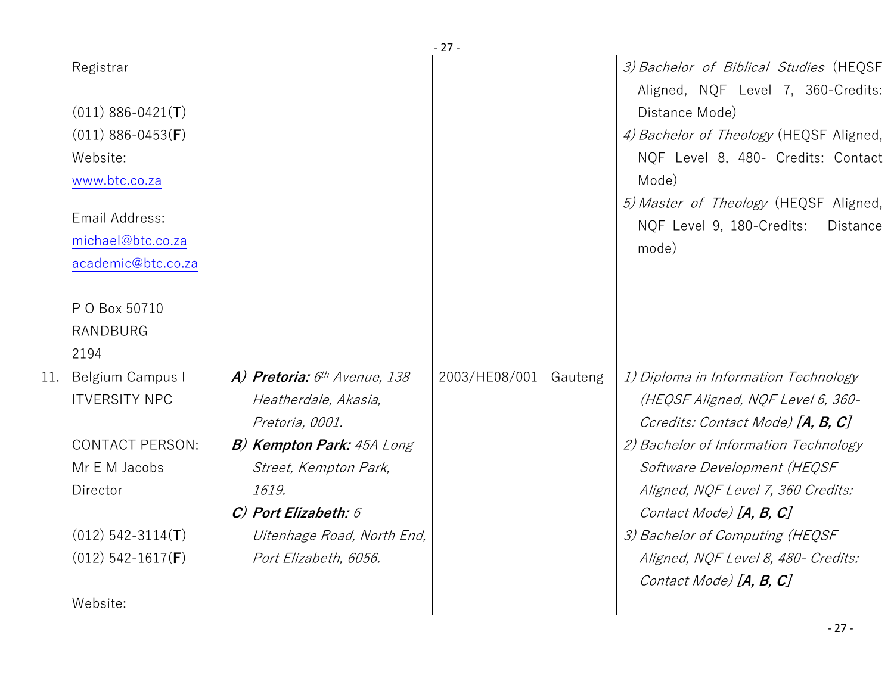| | | | | | |
|---|---|---|---|---|---|
| | Registrar<br><br>(011) 886-0421(**T**)<br>(011) 886-0453(**F**)<br>Website:<br>www.btc.co.za<br><br>Email Address:<br>michael@btc.co.za<br>academic@btc.co.za<br><br>P O Box 50710<br>RANDBURG<br>2194 | | | | 3) *Bachelor of Biblical Studies* (HEQSF Aligned, NQF Level 7, 360-Credits: Distance Mode)<br>4) *Bachelor of Theology* (HEQSF Aligned, NQF Level 8, 480- Credits: Contact Mode)<br>5) *Master of Theology* (HEQSF Aligned, NQF Level 9, 180-Credits: Distance mode) |
| 11. | Belgium Campus I ITVERSITY NPC<br><br>CONTACT PERSON:<br>Mr E M Jacobs<br>Director<br><br>(012) 542-3114(**T**)<br>(012) 542-1617(**F**)<br><br>Website: | ***A)*** ***Pretoria:*** *6th Avenue, 138 Heatherdale, Akasia, Pretoria, 0001.*<br>***B)*** ***Kempton Park:*** *45A Long Street, Kempton Park, 1619.*<br>***C)*** ***Port Elizabeth:*** *6 Uitenhage Road, North End, Port Elizabeth, 6056.* | 2003/HE08/001 | Gauteng | *1) Diploma in Information Technology (HEQSF Aligned, NQF Level 6, 360-Ccredits: Contact Mode)* ***[A, B, C]***<br>*2) Bachelor of Information Technology Software Development (HEQSF Aligned, NQF Level 7, 360 Credits: Contact Mode)* ***[A, B, C]***<br>*3) Bachelor of Computing (HEQSF Aligned, NQF Level 8, 480- Credits: Contact Mode)* ***[A, B, C]*** |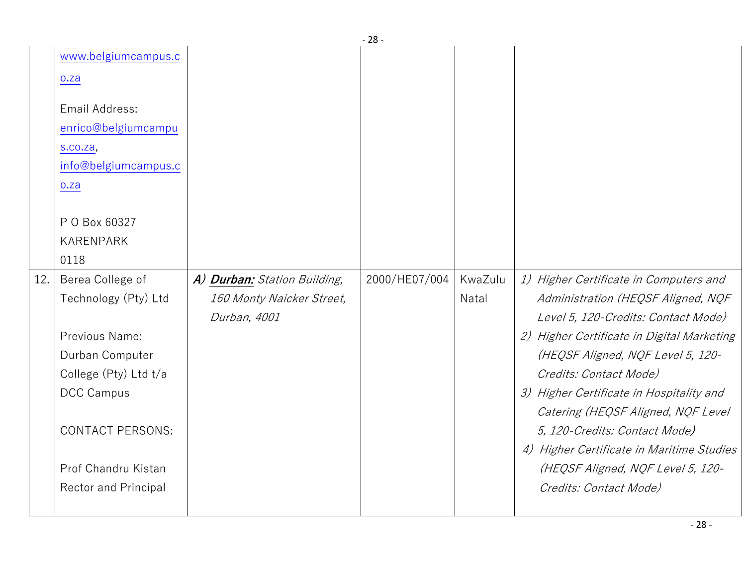| | | | | | |
|---|---|---|---|---|---|
| | www.belgiumcampus.co.za<br><br>Email Address: enrico@belgiumcampus.co.za, info@belgiumcampus.co.za<br><br>P O Box 60327<br>KARENPARK<br>0118 | | | | |
| 12. | Berea College of Technology (Pty) Ltd<br><br>Previous Name: Durban Computer College (Pty) Ltd t/a DCC Campus<br><br>CONTACT PERSONS:<br><br>Prof Chandru Kistan<br>Rector and Principal | ***A) Durban:*** *Station Building, 160 Monty Naicker Street, Durban, 4001* | 2000/HE07/004 | KwaZulu Natal | *1) Higher Certificate in Computers and Administration (HEQSF Aligned, NQF Level 5, 120-Credits: Contact Mode)*<br>*2) Higher Certificate in Digital Marketing (HEQSF Aligned, NQF Level 5, 120-Credits: Contact Mode)*<br>*3) Higher Certificate in Hospitality and Catering (HEQSF Aligned, NQF Level 5, 120-Credits: Contact Mode)*<br>*4) Higher Certificate in Maritime Studies (HEQSF Aligned, NQF Level 5, 120-Credits: Contact Mode)* |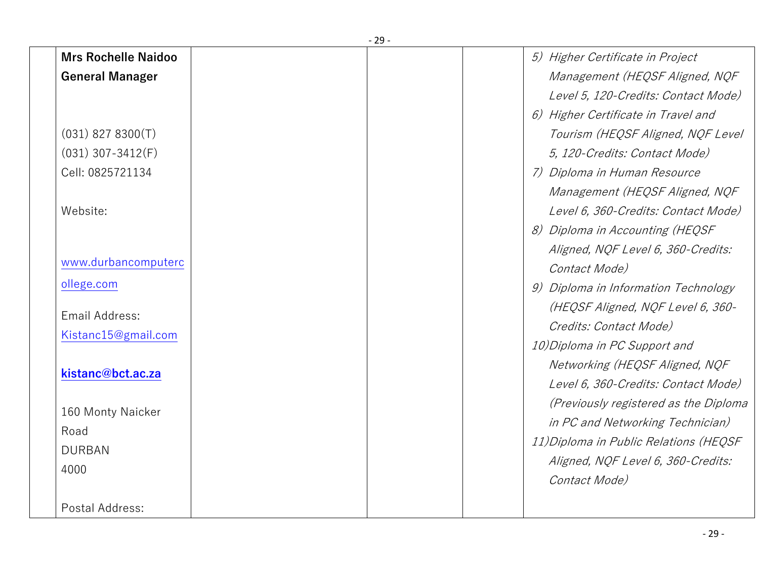| | | | | |
|---|---|---|---|---|
| | **Mrs Rochelle Naidoo**<br>**General Manager**<br><br>(031) 827 8300(T)<br>(031) 307-3412(F)<br>Cell: 0825721134<br><br>Website:<br><br>www.durbancomputercollege.com<br><br>Email Address:<br>Kistanc15@gmail.com<br><br>**kistanc@bct.ac.za**<br><br>160 Monty Naicker Road<br>DURBAN<br>4000<br><br>Postal Address: | | | 5) *Higher Certificate in Project Management (HEQSF Aligned, NQF Level 5, 120-Credits: Contact Mode)*<br>6) *Higher Certificate in Travel and Tourism (HEQSF Aligned, NQF Level 5, 120-Credits: Contact Mode)*<br>7) *Diploma in Human Resource Management (HEQSF Aligned, NQF Level 6, 360-Credits: Contact Mode)*<br>8) *Diploma in Accounting (HEQSF Aligned, NQF Level 6, 360-Credits: Contact Mode)*<br>9) *Diploma in Information Technology (HEQSF Aligned, NQF Level 6, 360-Credits: Contact Mode)*<br>10) *Diploma in PC Support and Networking (HEQSF Aligned, NQF Level 6, 360-Credits: Contact Mode) (Previously registered as the Diploma in PC and Networking Technician)*<br>11) *Diploma in Public Relations (HEQSF Aligned, NQF Level 6, 360-Credits: Contact Mode)* |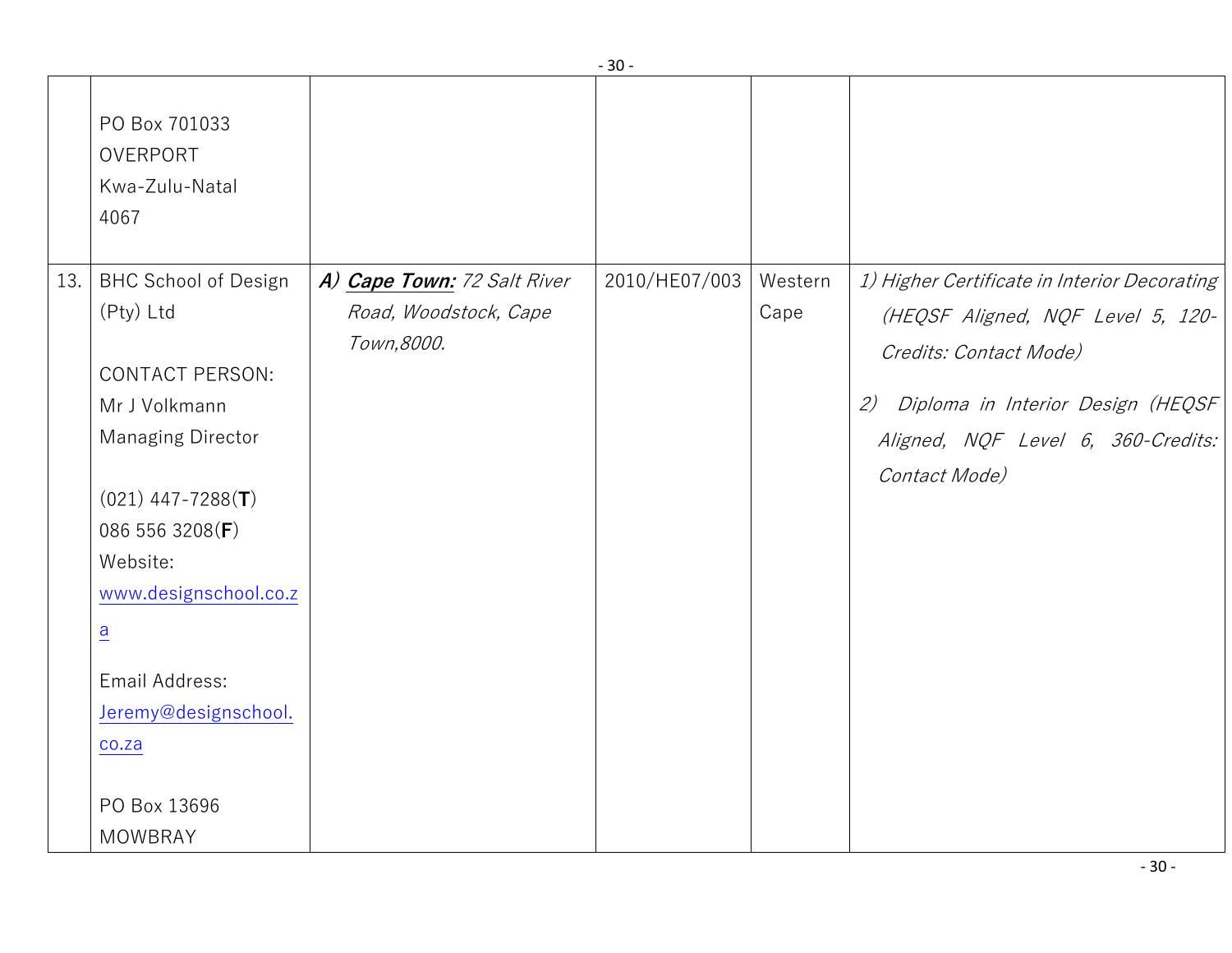| | | | | | |
|---|---|---|---|---|---|
| | PO Box 701033<br>OVERPORT<br>Kwa-Zulu-Natal<br>4067 | | | | |
| 13. | BHC School of Design (Pty) Ltd<br><br>CONTACT PERSON:<br>Mr J Volkmann<br>Managing Director<br><br>(021) 447-7288(**T**)<br>086 556 3208(**F**)<br>Website:<br>www.designschool.co.za<br><br>Email Address:<br>Jeremy@designschool.co.za<br><br>PO Box 13696<br>MOWBRAY | ***A) Cape Town:*** *72 Salt River Road, Woodstock, Cape Town,8000.* | 2010/HE07/003 | Western Cape | *1) Higher Certificate in Interior Decorating (HEQSF Aligned, NQF Level 5, 120-Credits: Contact Mode)*<br><br>*2) Diploma in Interior Design (HEQSF Aligned, NQF Level 6, 360-Credits: Contact Mode)* |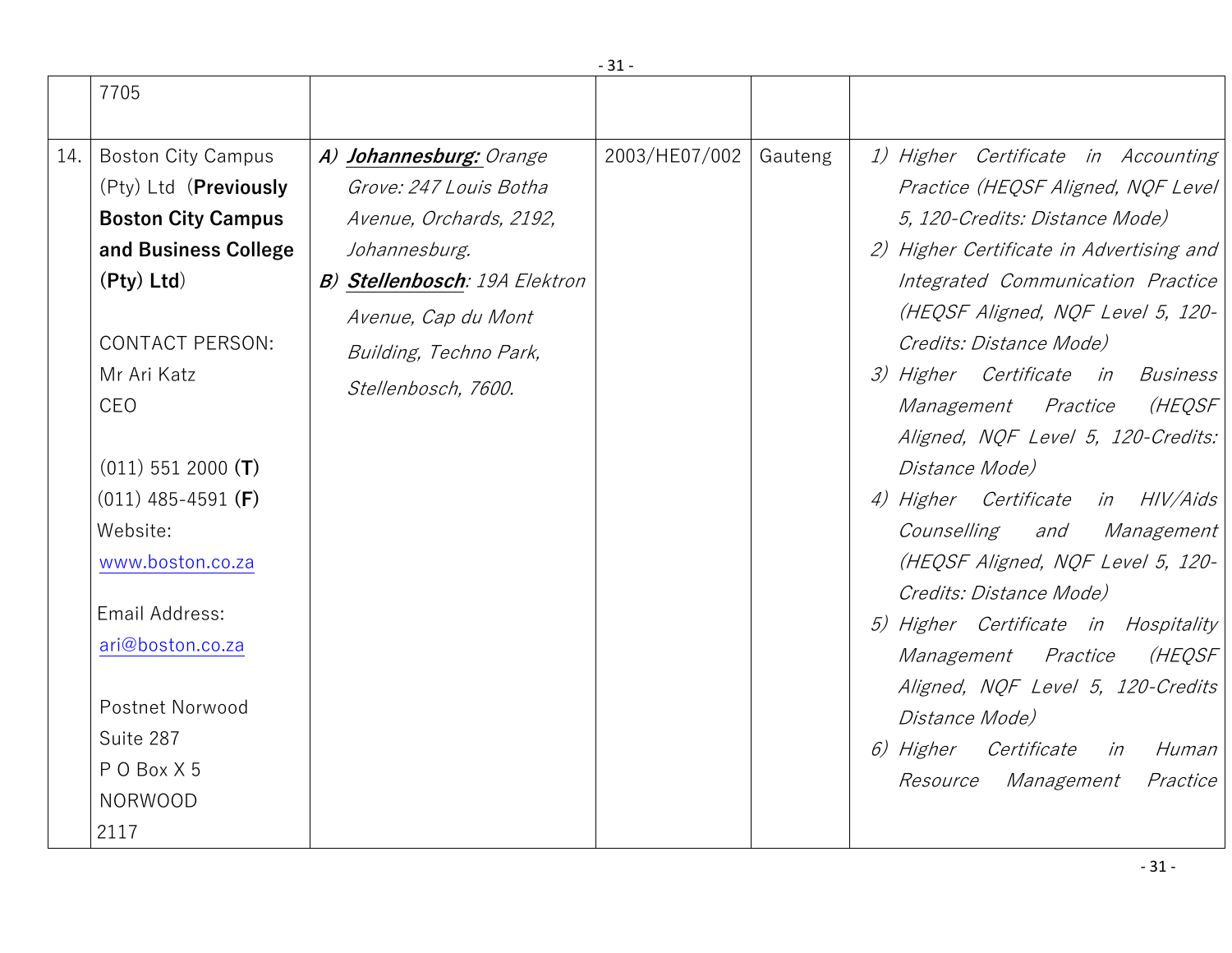|  |  |  |  |  |  |
|---|---|---|---|---|---|
|  | 7705 |  |  |  |  |
| 14. | Boston City Campus (Pty) Ltd (**Previously Boston City Campus and Business College (Pty) Ltd**)<br><br>CONTACT PERSON:<br>Mr Ari Katz<br>CEO<br><br>(011) 551 2000 **(T)**<br>(011) 485-4591 **(F)**<br>Website:<br>www.boston.co.za<br><br>Email Address:<br>ari@boston.co.za<br><br>Postnet Norwood<br>Suite 287<br>P O Box X 5<br>NORWOOD<br>2117 | ***A)*** ***Johannesburg:*** *Orange Grove: 247 Louis Botha Avenue, Orchards, 2192, Johannesburg.*<br>***B)*** ***Stellenbosch****: 19A Elektron Avenue, Cap du Mont Building, Techno Park, Stellenbosch, 7600.* | 2003/HE07/002 | Gauteng | *1) Higher Certificate in Accounting Practice (HEQSF Aligned, NQF Level 5, 120-Credits: Distance Mode)*<br>*2) Higher Certificate in Advertising and Integrated Communication Practice (HEQSF Aligned, NQF Level 5, 120-Credits: Distance Mode)*<br>*3) Higher Certificate in Business Management Practice (HEQSF Aligned, NQF Level 5, 120-Credits: Distance Mode)*<br>*4) Higher Certificate in HIV/Aids Counselling and Management (HEQSF Aligned, NQF Level 5, 120-Credits: Distance Mode)*<br>*5) Higher Certificate in Hospitality Management Practice (HEQSF Aligned, NQF Level 5, 120-Credits Distance Mode)*<br>*6) Higher Certificate in Human Resource Management Practice* |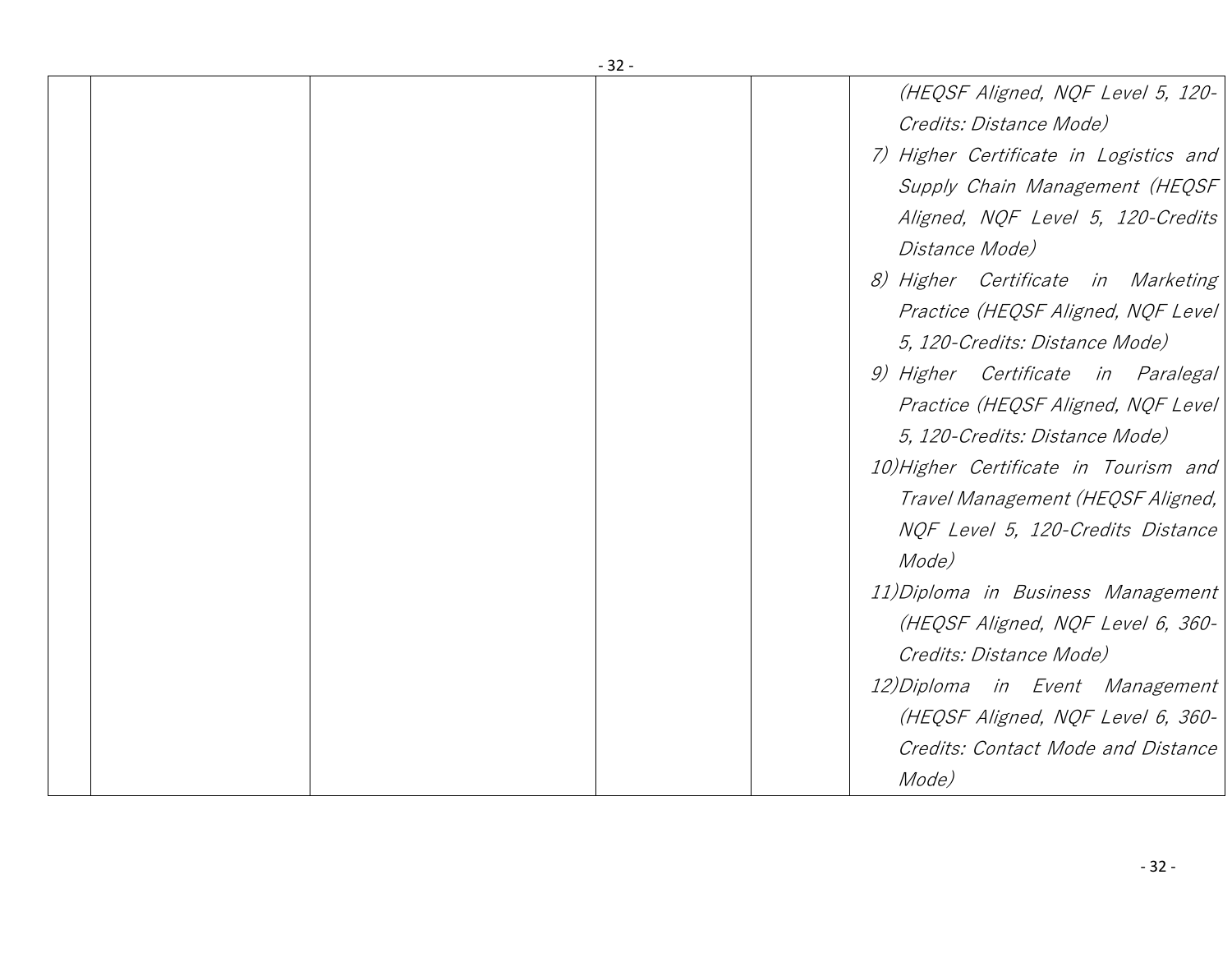| | | | | | |
|---|---|---|---|---|---|
| | | | | | *(HEQSF Aligned, NQF Level 5, 120-Credits: Distance Mode)*<br>*7) Higher Certificate in Logistics and Supply Chain Management (HEQSF Aligned, NQF Level 5, 120-Credits Distance Mode)*<br>*8) Higher Certificate in Marketing Practice (HEQSF Aligned, NQF Level 5, 120-Credits: Distance Mode)*<br>*9) Higher Certificate in Paralegal Practice (HEQSF Aligned, NQF Level 5, 120-Credits: Distance Mode)*<br>*10) Higher Certificate in Tourism and Travel Management (HEQSF Aligned, NQF Level 5, 120-Credits Distance Mode)*<br>*11) Diploma in Business Management (HEQSF Aligned, NQF Level 6, 360-Credits: Distance Mode)*<br>*12) Diploma in Event Management (HEQSF Aligned, NQF Level 6, 360-Credits: Contact Mode and Distance Mode)* |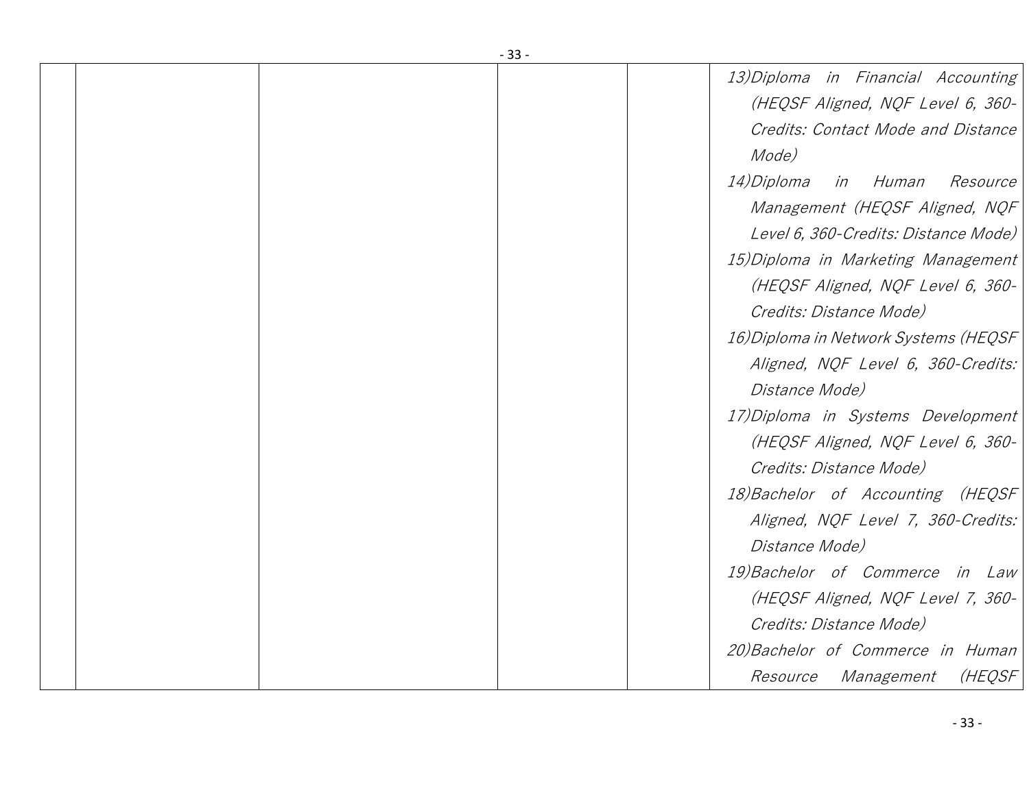| | | | | | |
|---|---|---|---|---|---|
| | | | | | 13)*Diploma in Financial Accounting (HEQSF Aligned, NQF Level 6, 360-Credits: Contact Mode and Distance Mode)*<br>14)*Diploma in Human Resource Management (HEQSF Aligned, NQF Level 6, 360-Credits: Distance Mode)*<br>15)*Diploma in Marketing Management (HEQSF Aligned, NQF Level 6, 360-Credits: Distance Mode)*<br>16)*Diploma in Network Systems (HEQSF Aligned, NQF Level 6, 360-Credits: Distance Mode)*<br>17)*Diploma in Systems Development (HEQSF Aligned, NQF Level 6, 360-Credits: Distance Mode)*<br>18)*Bachelor of Accounting (HEQSF Aligned, NQF Level 7, 360-Credits: Distance Mode)*<br>19)*Bachelor of Commerce in Law (HEQSF Aligned, NQF Level 7, 360-Credits: Distance Mode)*<br>20)*Bachelor of Commerce in Human Resource Management (HEQSF* |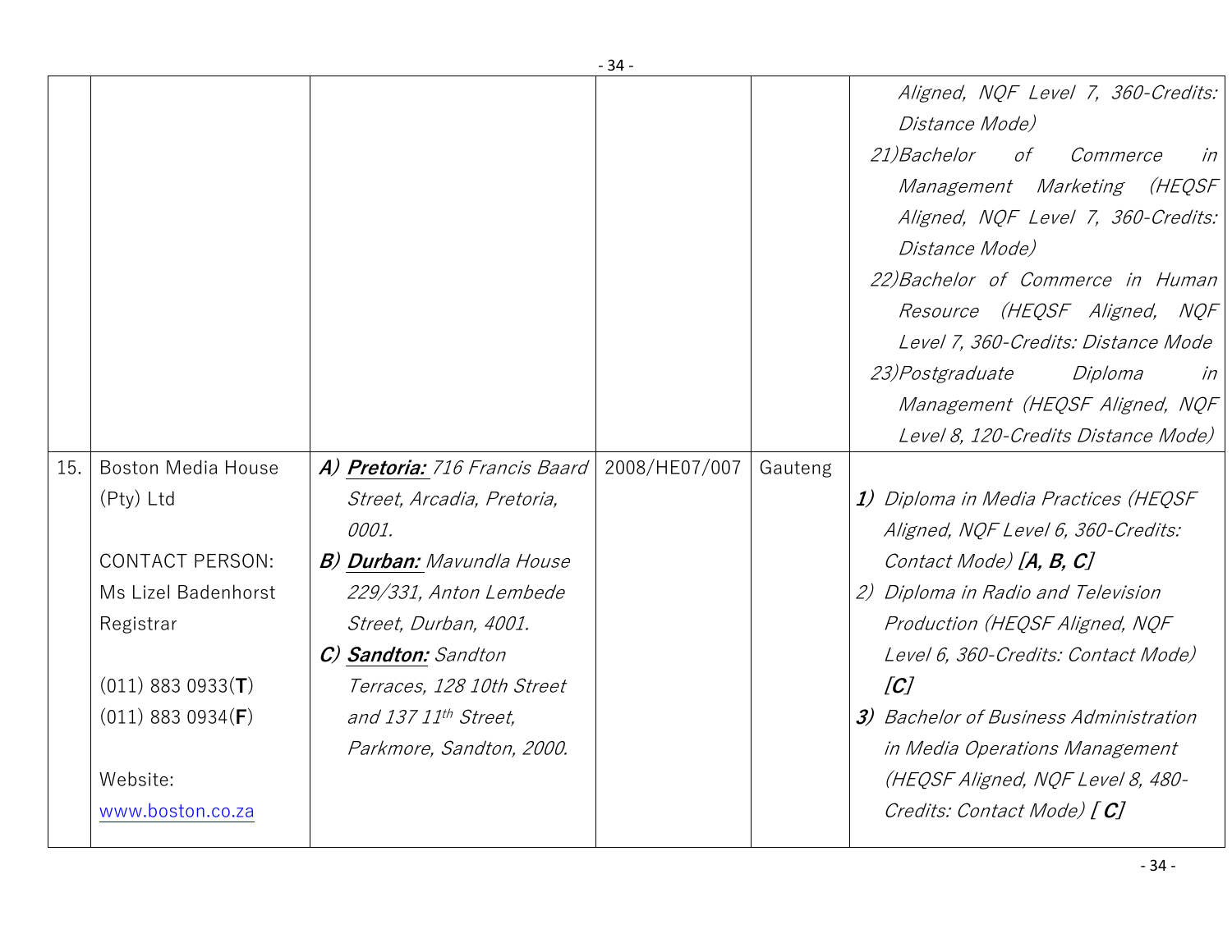|  |  |  |  |  |  |
|---|---|---|---|---|---|
|  |  |  |  |  | *Aligned, NQF Level 7, 360-Credits: Distance Mode)*<br>*21)Bachelor of Commerce in Management Marketing (HEQSF Aligned, NQF Level 7, 360-Credits: Distance Mode)*<br>*22)Bachelor of Commerce in Human Resource (HEQSF Aligned, NQF Level 7, 360-Credits: Distance Mode*<br>*23)Postgraduate Diploma in Management (HEQSF Aligned, NQF Level 8, 120-Credits Distance Mode)* |
| 15. | Boston Media House (Pty) Ltd<br><br>CONTACT PERSON:<br>Ms Lizel Badenhorst<br>Registrar<br><br>(011) 883 0933(**T**)<br>(011) 883 0934(**F**)<br><br>Website:<br>www.boston.co.za | ***A) Pretoria:*** *716 Francis Baard Street, Arcadia, Pretoria, 0001.*<br>***B) Durban:*** *Mavundla House 229/331, Anton Lembede Street, Durban, 4001.*<br>***C) Sandton:*** *Sandton Terraces, 128 10th Street and 137 11th Street, Parkmore, Sandton, 2000.* | 2008/HE07/007 | Gauteng | ***1)*** *Diploma in Media Practices (HEQSF Aligned, NQF Level 6, 360-Credits: Contact Mode)* ***[A, B, C]***<br>*2) Diploma in Radio and Television Production (HEQSF Aligned, NQF Level 6, 360-Credits: Contact Mode)* ***[C]***<br>***3)*** *Bachelor of Business Administration in Media Operations Management (HEQSF Aligned, NQF Level 8, 480-Credits: Contact Mode)* ***[ C]*** |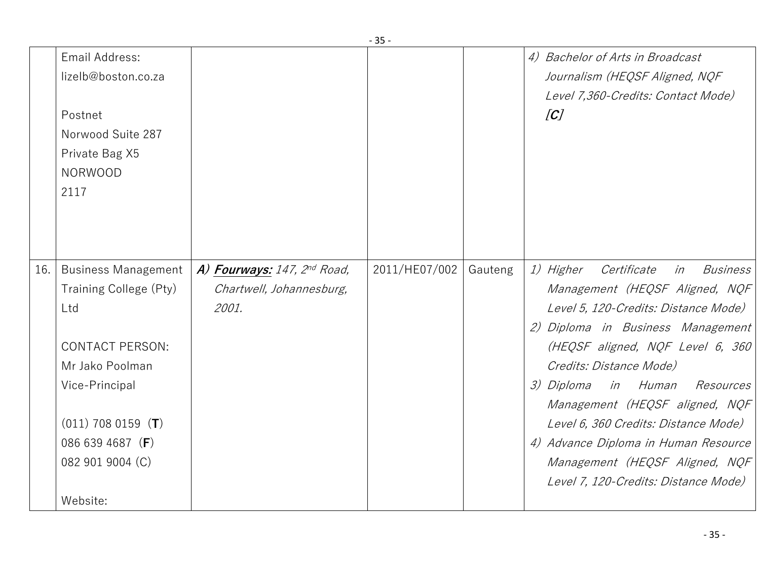| | | | | | |
|---|---|---|---|---|---|
| | Email Address:<br>lizelb@boston.co.za<br><br>Postnet<br>Norwood Suite 287<br>Private Bag X5<br>NORWOOD<br>2117 | | | | 4) *Bachelor of Arts in Broadcast Journalism (HEQSF Aligned, NQF Level 7,360-Credits: Contact Mode)* ***[C]*** |
| 16. | Business Management Training College (Pty) Ltd<br><br>CONTACT PERSON:<br>Mr Jako Poolman<br>Vice-Principal<br><br>(011) 708 0159 (**T**)<br>086 639 4687 (**F**)<br>082 901 9004 (C)<br><br>Website: | ***A) <u>Fourways:</u>*** *147, 2nd Road, Chartwell, Johannesburg, 2001.* | 2011/HE07/002 | Gauteng | 1) *Higher Certificate in Business Management (HEQSF Aligned, NQF Level 5, 120-Credits: Distance Mode)*<br>2) *Diploma in Business Management (HEQSF aligned, NQF Level 6, 360 Credits: Distance Mode)*<br>3) *Diploma in Human Resources Management (HEQSF aligned, NQF Level 6, 360 Credits: Distance Mode)*<br>4) *Advance Diploma in Human Resource Management (HEQSF Aligned, NQF Level 7, 120-Credits: Distance Mode)* |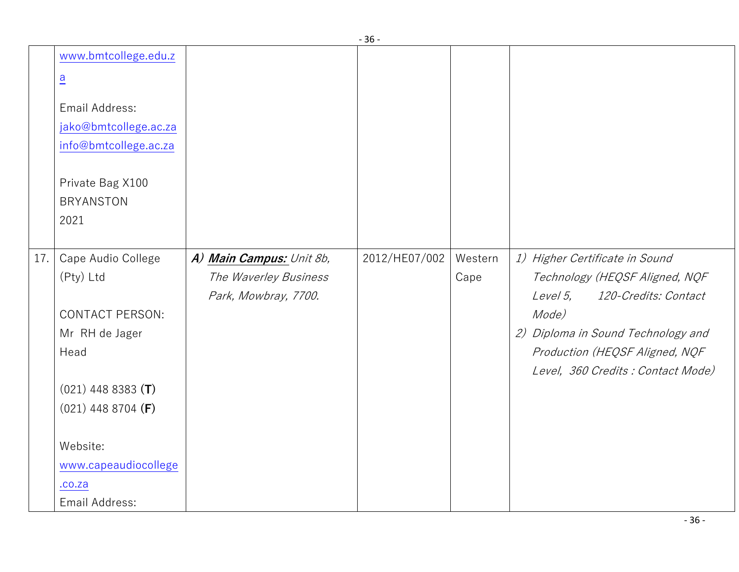| | | | | | |
|---|---|---|---|---|---|
| | www.bmtcollege.edu.za<br><br>Email Address:<br>jako@bmtcollege.ac.za<br>info@bmtcollege.ac.za<br><br>Private Bag X100<br>BRYANSTON<br>2021 | | | | |
| 17. | Cape Audio College (Pty) Ltd<br><br>CONTACT PERSON:<br>Mr RH de Jager<br>Head<br><br>(021) 448 8383 **(T)**<br>(021) 448 8704 **(F)**<br><br>Website:<br>www.capeaudiocollege.co.za<br>Email Address: | ***A) Main Campus:*** *Unit 8b, The Waverley Business Park, Mowbray, 7700.* | 2012/HE07/002 | Western Cape | *1) Higher Certificate in Sound Technology (HEQSF Aligned, NQF Level 5, 120-Credits: Contact Mode)*<br>*2) Diploma in Sound Technology and Production (HEQSF Aligned, NQF Level, 360 Credits : Contact Mode)* |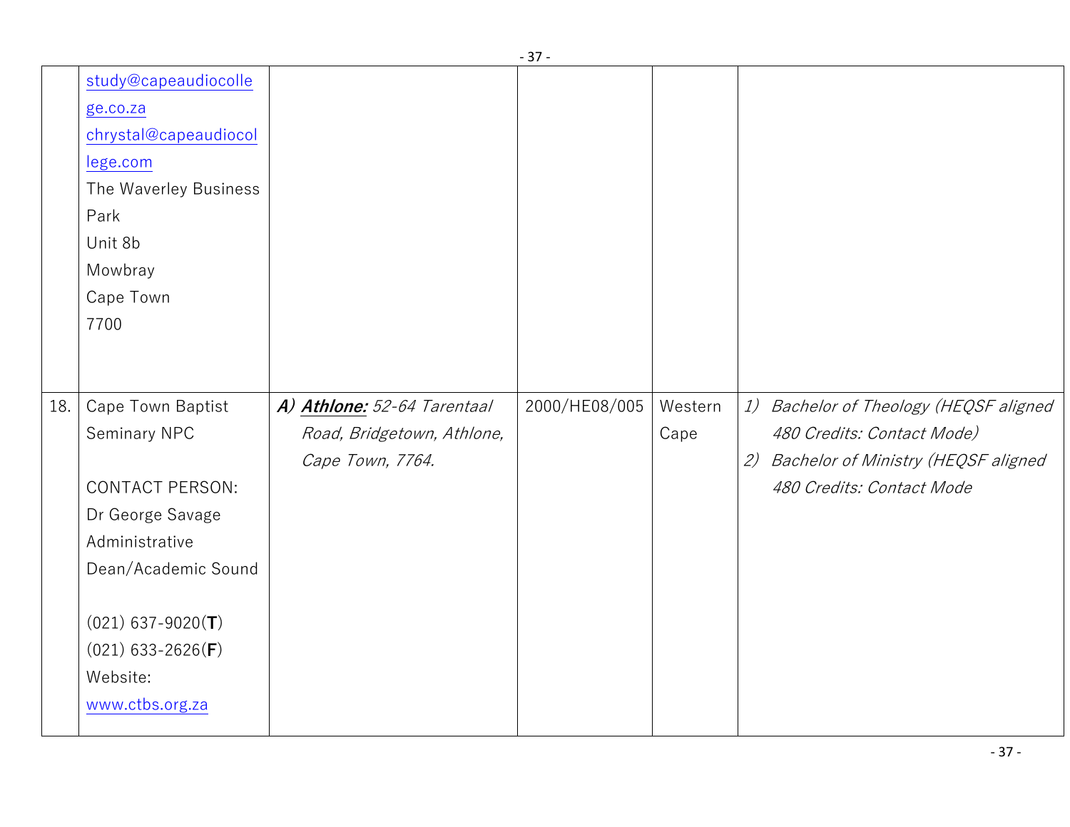| | | | | | |
|---|---|---|---|---|---|
| | study@capeaudiocollege.co.za<br>chrystal@capeaudiocollege.com<br>The Waverley Business Park<br>Unit 8b<br>Mowbray<br>Cape Town<br>7700 | | | | |
| 18. | Cape Town Baptist Seminary NPC<br><br>CONTACT PERSON:<br>Dr George Savage<br>Administrative Dean/Academic Sound<br><br>(021) 637-9020(**T**)<br>(021) 633-2626(**F**)<br>Website:<br>www.ctbs.org.za | ***A) Athlone:*** *52-64 Tarentaal Road, Bridgetown, Athlone, Cape Town, 7764.* | 2000/HE08/005 | Western Cape | *1) Bachelor of Theology (HEQSF aligned 480 Credits: Contact Mode)*<br>*2) Bachelor of Ministry (HEQSF aligned 480 Credits: Contact Mode* |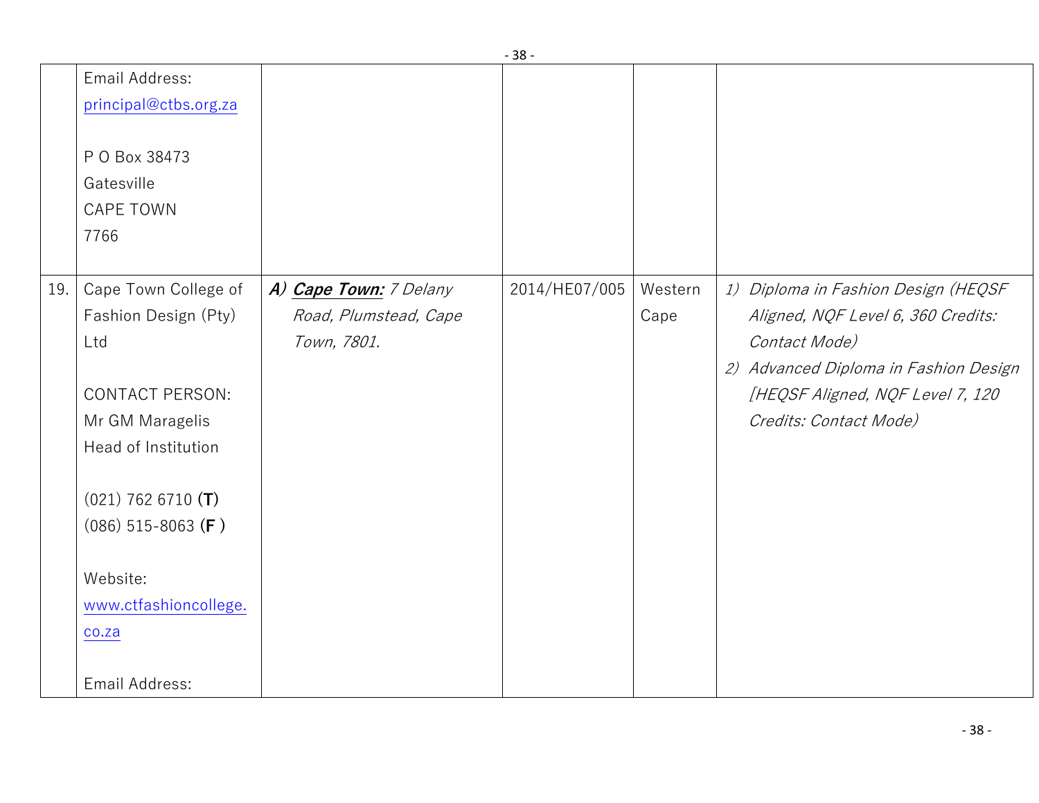| | | | | | |
|---|---|---|---|---|---|
| | Email Address: principal@ctbs.org.za<br><br>P O Box 38473<br>Gatesville<br>CAPE TOWN<br>7766 | | | | |
| 19. | Cape Town College of Fashion Design (Pty) Ltd<br><br>CONTACT PERSON:<br>Mr GM Maragelis<br>Head of Institution<br><br>(021) 762 6710 **(T)**<br>(086) 515-8063 **(F )**<br><br>Website:<br>www.ctfashioncollege.co.za<br><br>Email Address: | ***A) Cape Town:*** *7 Delany Road, Plumstead, Cape Town, 7801.* | 2014/HE07/005 | Western Cape | *1) Diploma in Fashion Design (HEQSF Aligned, NQF Level 6, 360 Credits: Contact Mode)*<br>*2) Advanced Diploma in Fashion Design [HEQSF Aligned, NQF Level 7, 120 Credits: Contact Mode)* |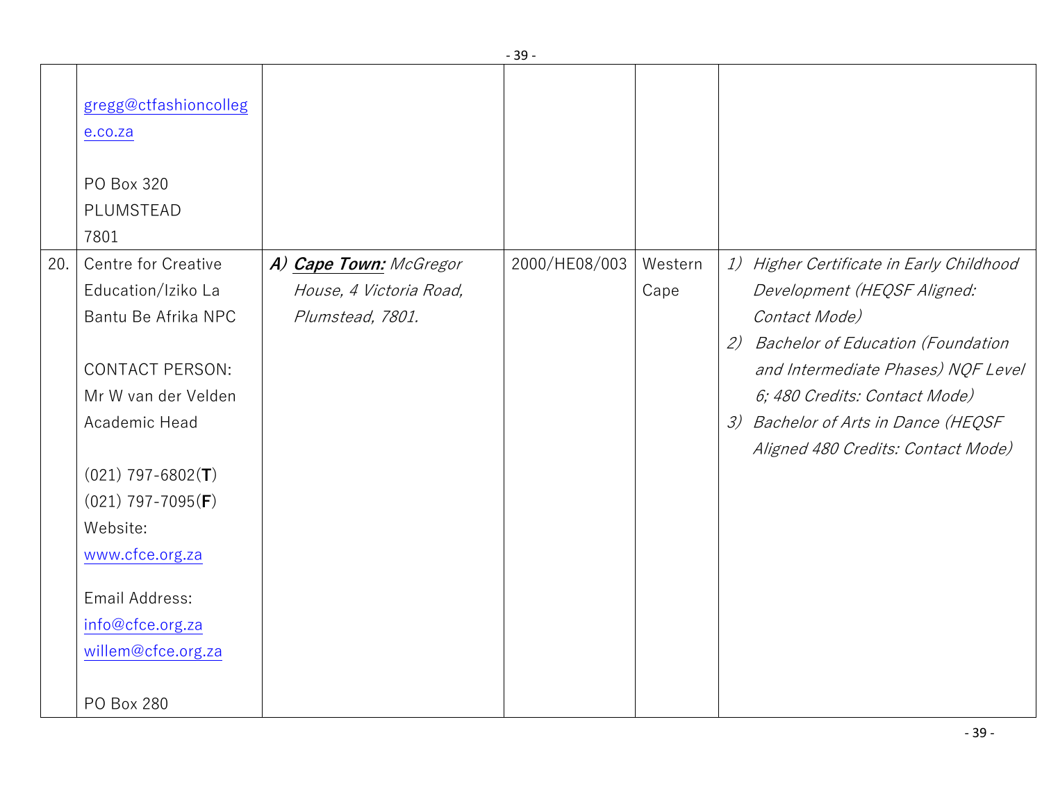| | | | | | |
|---|---|---|---|---|---|
| | gregg@ctfashioncollege.co.za<br><br>PO Box 320<br>PLUMSTEAD<br>7801 | | | | |
| 20. | Centre for Creative Education/Iziko La Bantu Be Afrika NPC<br><br>CONTACT PERSON:<br>Mr W van der Velden<br>Academic Head<br><br>(021) 797-6802(**T**)<br>(021) 797-7095(**F**)<br>Website:<br>www.cfce.org.za<br><br>Email Address:<br>info@cfce.org.za<br>willem@cfce.org.za<br><br>PO Box 280 | ***A) Cape Town:*** *McGregor House, 4 Victoria Road, Plumstead, 7801.* | 2000/HE08/003 | Western Cape | *1) Higher Certificate in Early Childhood Development (HEQSF Aligned: Contact Mode)*<br>*2) Bachelor of Education (Foundation and Intermediate Phases) NQF Level 6; 480 Credits: Contact Mode)*<br>*3) Bachelor of Arts in Dance (HEQSF Aligned 480 Credits: Contact Mode)* |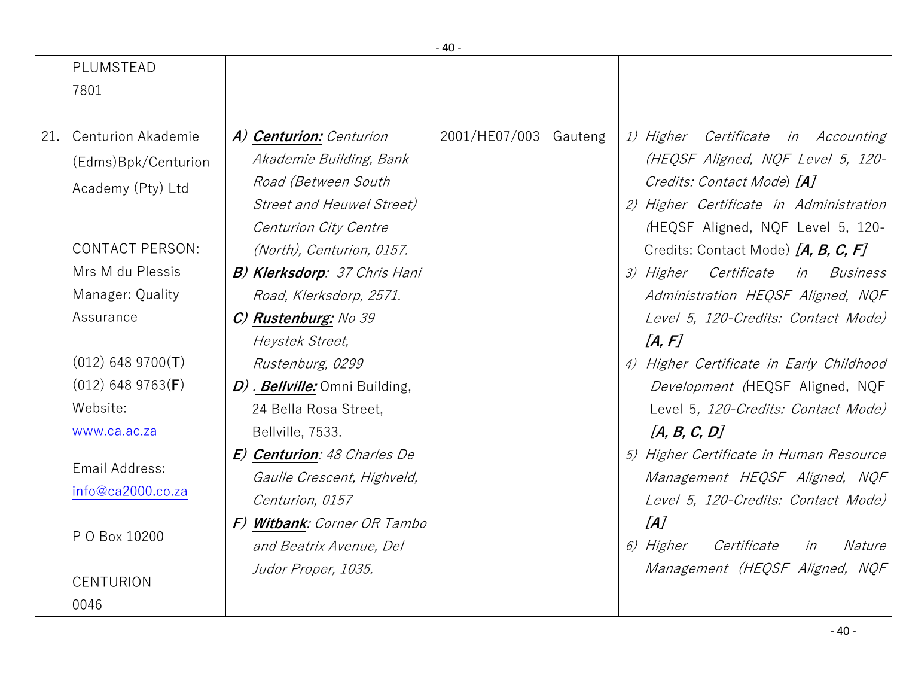| | | | | | |
|---|---|---|---|---|---|
| | PLUMSTEAD<br>7801 | | | | |
| 21. | Centurion Akademie (Edms)Bpk/Centurion Academy (Pty) Ltd<br><br>CONTACT PERSON:<br>Mrs M du Plessis<br>Manager: Quality Assurance<br><br>(012) 648 9700(**T**)<br>(012) 648 9763(**F**)<br>Website:<br>www.ca.ac.za<br><br>Email Address:<br>info@ca2000.co.za<br><br>P O Box 10200<br><br>CENTURION<br>0046 | ***A)*** ***Centurion:*** *Centurion Akademie Building, Bank Road (Between South Street and Heuwel Street) Centurion City Centre (North), Centurion, 0157.*<br>***B)*** ***Klerksdorp****: 37 Chris Hani Road, Klerksdorp, 2571.*<br>***C)*** ***Rustenburg:*** *No 39 Heystek Street, Rustenburg, 0299*<br>***D)*** *.* ***Bellville:*** Omni Building, 24 Bella Rosa Street, Bellville, 7533.<br>***E)*** ***Centurion****: 48 Charles De Gaulle Crescent, Highveld, Centurion, 0157*<br>***F)*** ***Witbank****: Corner OR Tambo and Beatrix Avenue, Del Judor Proper, 1035.* | 2001/HE07/003 | Gauteng | *1) Higher Certificate in Accounting (HEQSF Aligned, NQF Level 5, 120-Credits: Contact Mode)* ***[A]***<br>*2) Higher Certificate in Administration (*HEQSF Aligned, NQF Level 5, 120-Credits: Contact Mode) ***[A, B, C, F]***<br>*3) Higher Certificate in Business Administration HEQSF Aligned, NQF Level 5, 120-Credits: Contact Mode)* ***[A, F]***<br>*4) Higher Certificate in Early Childhood Development (*HEQSF Aligned, NQF Level 5*, 120-Credits: Contact Mode)* ***[A, B, C, D]***<br>*5) Higher Certificate in Human Resource Management HEQSF Aligned, NQF Level 5, 120-Credits: Contact Mode)* ***[A]***<br>*6) Higher Certificate in Nature Management (HEQSF Aligned, NQF* |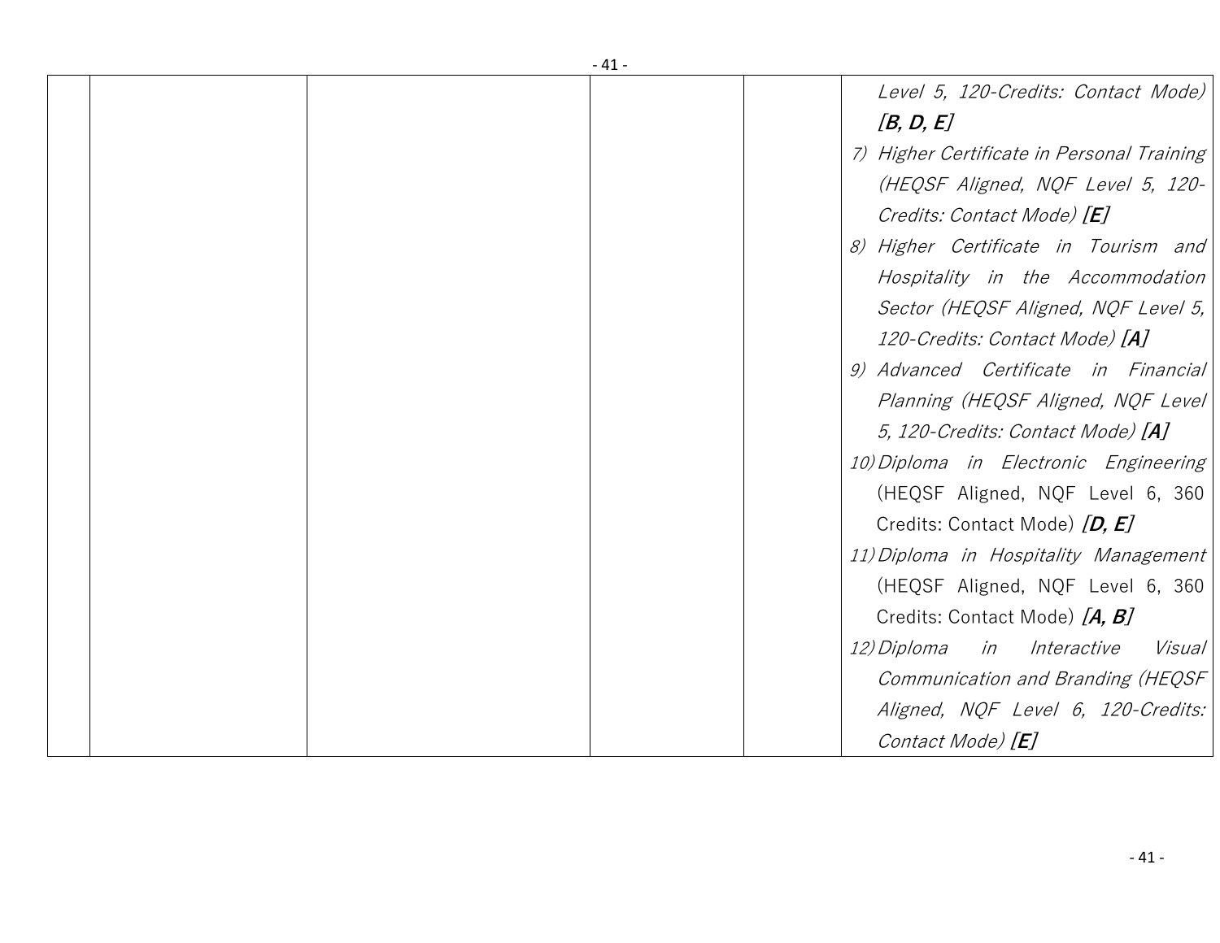| | | | | | |
|---|---|---|---|---|---|
| | | | | | *Level 5, 120-Credits: Contact Mode)* ***[B, D, E]***<br>7) *Higher Certificate in Personal Training (HEQSF Aligned, NQF Level 5, 120-Credits: Contact Mode)* ***[E]***<br>8) *Higher Certificate in Tourism and Hospitality in the Accommodation Sector (HEQSF Aligned, NQF Level 5, 120-Credits: Contact Mode)* ***[A]***<br>9) *Advanced Certificate in Financial Planning (HEQSF Aligned, NQF Level 5, 120-Credits: Contact Mode)* ***[A]***<br>10) *Diploma in Electronic Engineering* (HEQSF Aligned, NQF Level 6, 360 Credits: Contact Mode) ***[D, E]***<br>11) *Diploma in Hospitality Management* (HEQSF Aligned, NQF Level 6, 360 Credits: Contact Mode) ***[A, B]***<br>12) *Diploma in Interactive Visual Communication and Branding (HEQSF Aligned, NQF Level 6, 120-Credits: Contact Mode)* ***[E]*** |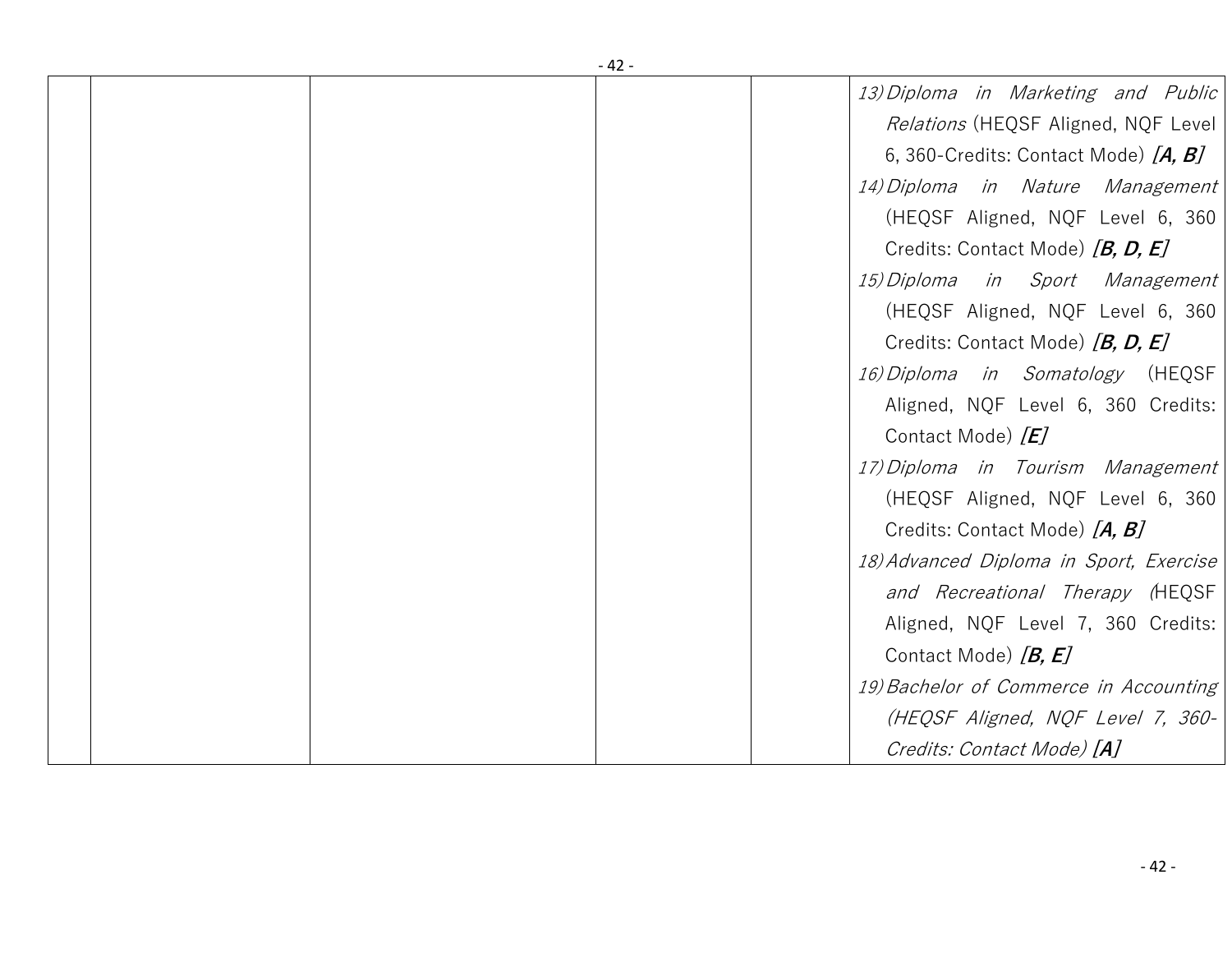| | | | | | |
|---|---|---|---|---|---|
| | | | | | 13) *Diploma in Marketing and Public Relations* (HEQSF Aligned, NQF Level 6, 360-Credits: Contact Mode) ***[A, B]***<br>14) *Diploma in Nature Management* (HEQSF Aligned, NQF Level 6, 360 Credits: Contact Mode) ***[B, D, E]***<br>15) *Diploma in Sport Management* (HEQSF Aligned, NQF Level 6, 360 Credits: Contact Mode) ***[B, D, E]***<br>16) *Diploma in Somatology* (HEQSF Aligned, NQF Level 6, 360 Credits: Contact Mode) ***[E]***<br>17) *Diploma in Tourism Management* (HEQSF Aligned, NQF Level 6, 360 Credits: Contact Mode) ***[A, B]***<br>18) *Advanced Diploma in Sport, Exercise and Recreational Therapy* (HEQSF Aligned, NQF Level 7, 360 Credits: Contact Mode) ***[B, E]***<br>19) *Bachelor of Commerce in Accounting (HEQSF Aligned, NQF Level 7, 360-Credits: Contact Mode)* ***[A]*** |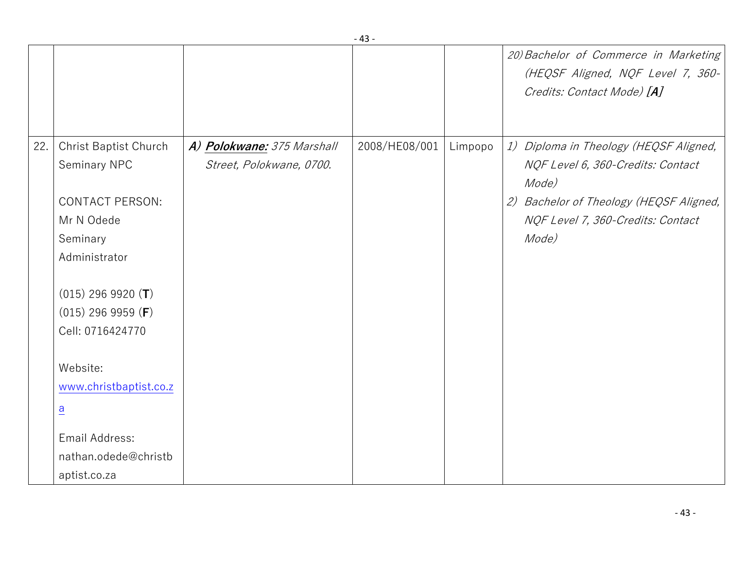| | | | | | |
|---|---|---|---|---|---|
| | | | | | *20) Bachelor of Commerce in Marketing (HEQSF Aligned, NQF Level 7, 360-Credits: Contact Mode)* ***[A]*** |
| 22. | Christ Baptist Church Seminary NPC<br><br>CONTACT PERSON:<br>Mr N Odede<br>Seminary Administrator<br><br>(015) 296 9920 (**T**)<br>(015) 296 9959 (**F**)<br>Cell: 0716424770<br><br>Website:<br>www.christbaptist.co.za<br><br>Email Address:<br>nathan.odede@christbaptist.co.za | ***A) Polokwane:*** *375 Marshall Street, Polokwane, 0700.* | 2008/HE08/001 | Limpopo | *1) Diploma in Theology (HEQSF Aligned, NQF Level 6, 360-Credits: Contact Mode)*<br>*2) Bachelor of Theology (HEQSF Aligned, NQF Level 7, 360-Credits: Contact Mode)* |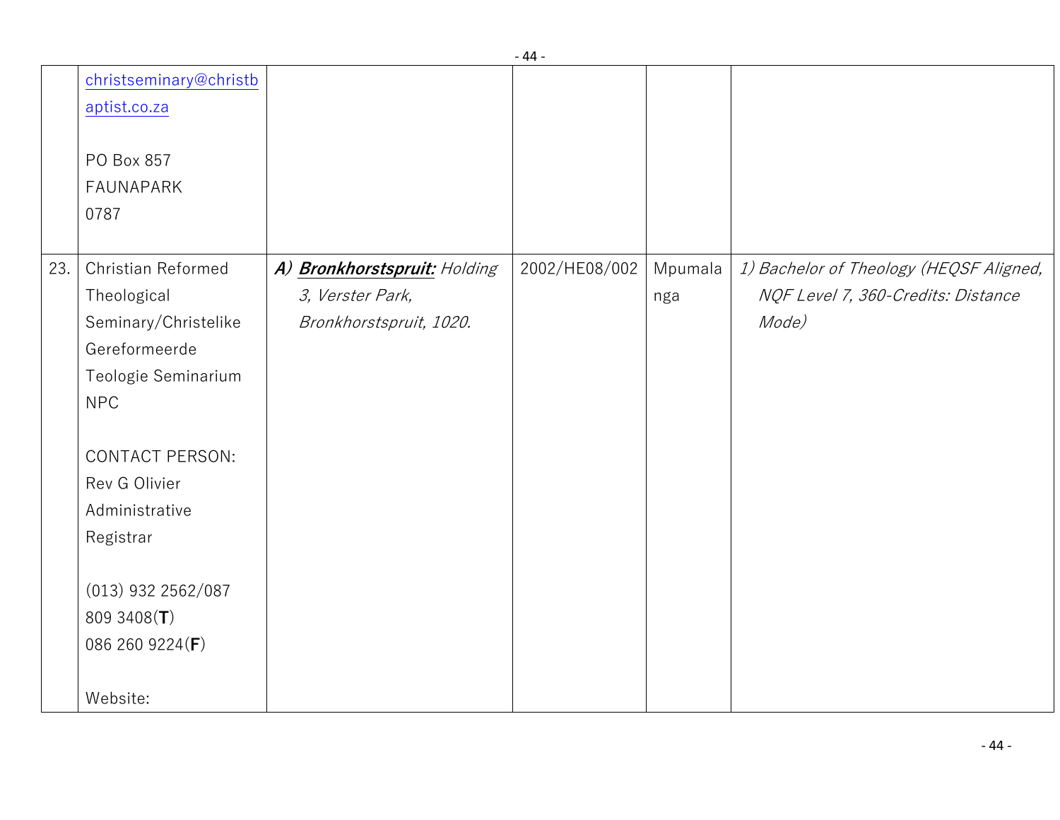| | | | | | |
|---|---|---|---|---|---|
| | christseminary@christbaptist.co.za<br><br>PO Box 857<br>FAUNAPARK<br>0787 | | | | |
| 23. | Christian Reformed Theological Seminary/Christelike Gereformeerde Teologie Seminarium NPC<br><br>CONTACT PERSON:<br>Rev G Olivier<br>Administrative Registrar<br><br>(013) 932 2562/087 809 3408(**T**)<br>086 260 9224(**F**)<br><br>Website: | ***A) Bronkhorstspruit:*** *Holding 3, Verster Park, Bronkhorstspruit, 1020.* | 2002/HE08/002 | Mpumalanga | *1) Bachelor of Theology (HEQSF Aligned, NQF Level 7, 360-Credits: Distance Mode)* |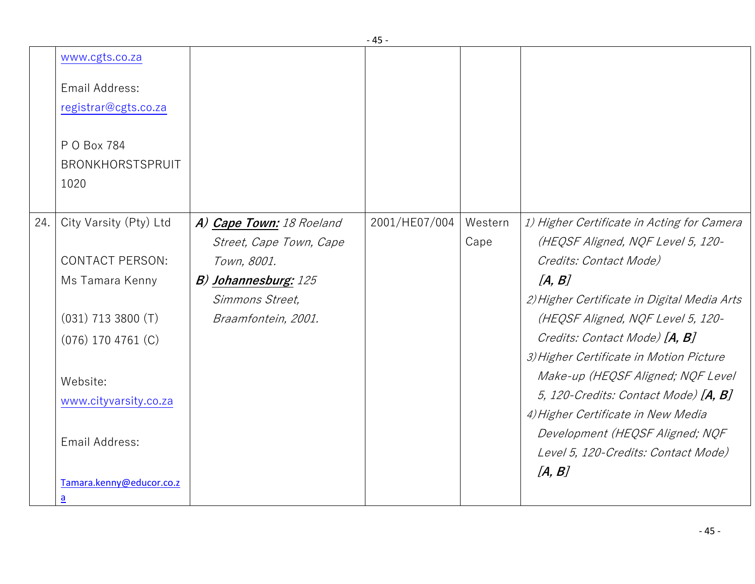| | | | | | |
|---|---|---|---|---|---|
| | www.cgts.co.za<br><br>Email Address:<br>registrar@cgts.co.za<br><br>P O Box 784<br>BRONKHORSTSPRUIT<br>1020 | | | | |
| 24. | City Varsity (Pty) Ltd<br><br>CONTACT PERSON:<br>Ms Tamara Kenny<br><br>(031) 713 3800 (T)<br>(076) 170 4761 (C)<br><br>Website:<br>www.cityvarsity.co.za<br><br>Email Address:<br><br>Tamara.kenny@educor.co.za | ***A) Cape Town:*** *18 Roeland Street, Cape Town, Cape Town, 8001.*<br>***B) Johannesburg:*** *125 Simmons Street, Braamfontein, 2001.* | 2001/HE07/004 | Western Cape | *1) Higher Certificate in Acting for Camera (HEQSF Aligned, NQF Level 5, 120-Credits: Contact Mode)* ***[A, B]***<br>*2) Higher Certificate in Digital Media Arts (HEQSF Aligned, NQF Level 5, 120-Credits: Contact Mode)* ***[A, B]***<br>*3) Higher Certificate in Motion Picture Make-up (HEQSF Aligned; NQF Level 5, 120-Credits: Contact Mode)* ***[A, B]***<br>*4) Higher Certificate in New Media Development (HEQSF Aligned; NQF Level 5, 120-Credits: Contact Mode)* ***[A, B]*** |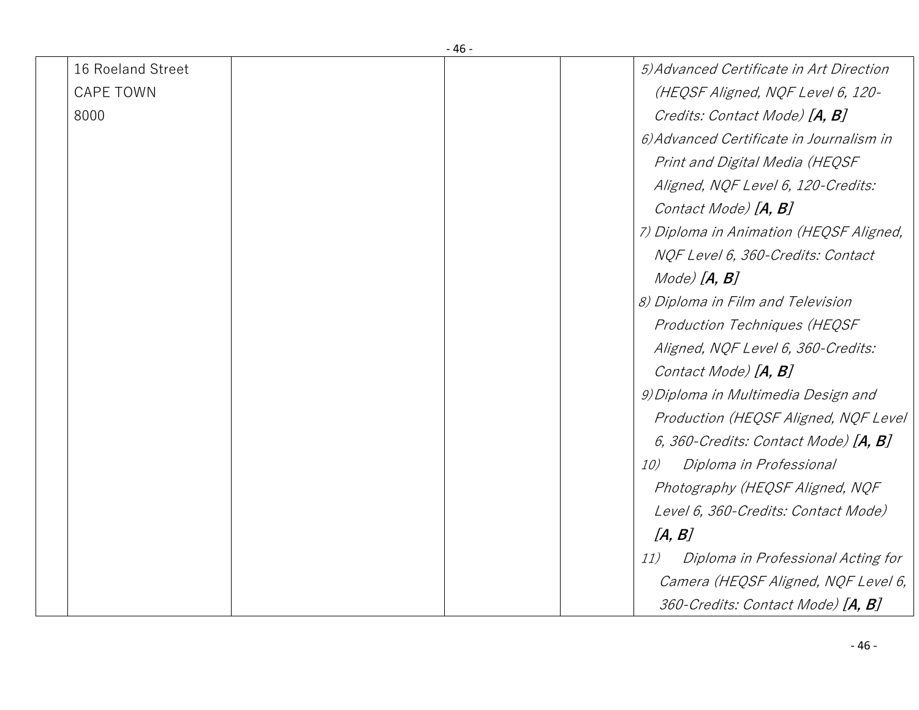| | | | | | |
|---|---|---|---|---|---|
| | 16 Roeland Street<br>CAPE TOWN<br>8000 | | | | 5) *Advanced Certificate in Art Direction (HEQSF Aligned, NQF Level 6, 120-Credits: Contact Mode)* ***[A, B]***<br>6) *Advanced Certificate in Journalism in Print and Digital Media (HEQSF Aligned, NQF Level 6, 120-Credits: Contact Mode)* ***[A, B]***<br>7) *Diploma in Animation (HEQSF Aligned, NQF Level 6, 360-Credits: Contact Mode)* ***[A, B]***<br>8) *Diploma in Film and Television Production Techniques (HEQSF Aligned, NQF Level 6, 360-Credits: Contact Mode)* ***[A, B]***<br>9) *Diploma in Multimedia Design and Production (HEQSF Aligned, NQF Level 6, 360-Credits: Contact Mode)* ***[A, B]***<br>10) *Diploma in Professional Photography (HEQSF Aligned, NQF Level 6, 360-Credits: Contact Mode)* ***[A, B]***<br>11) *Diploma in Professional Acting for Camera (HEQSF Aligned, NQF Level 6, 360-Credits: Contact Mode)* ***[A, B]*** |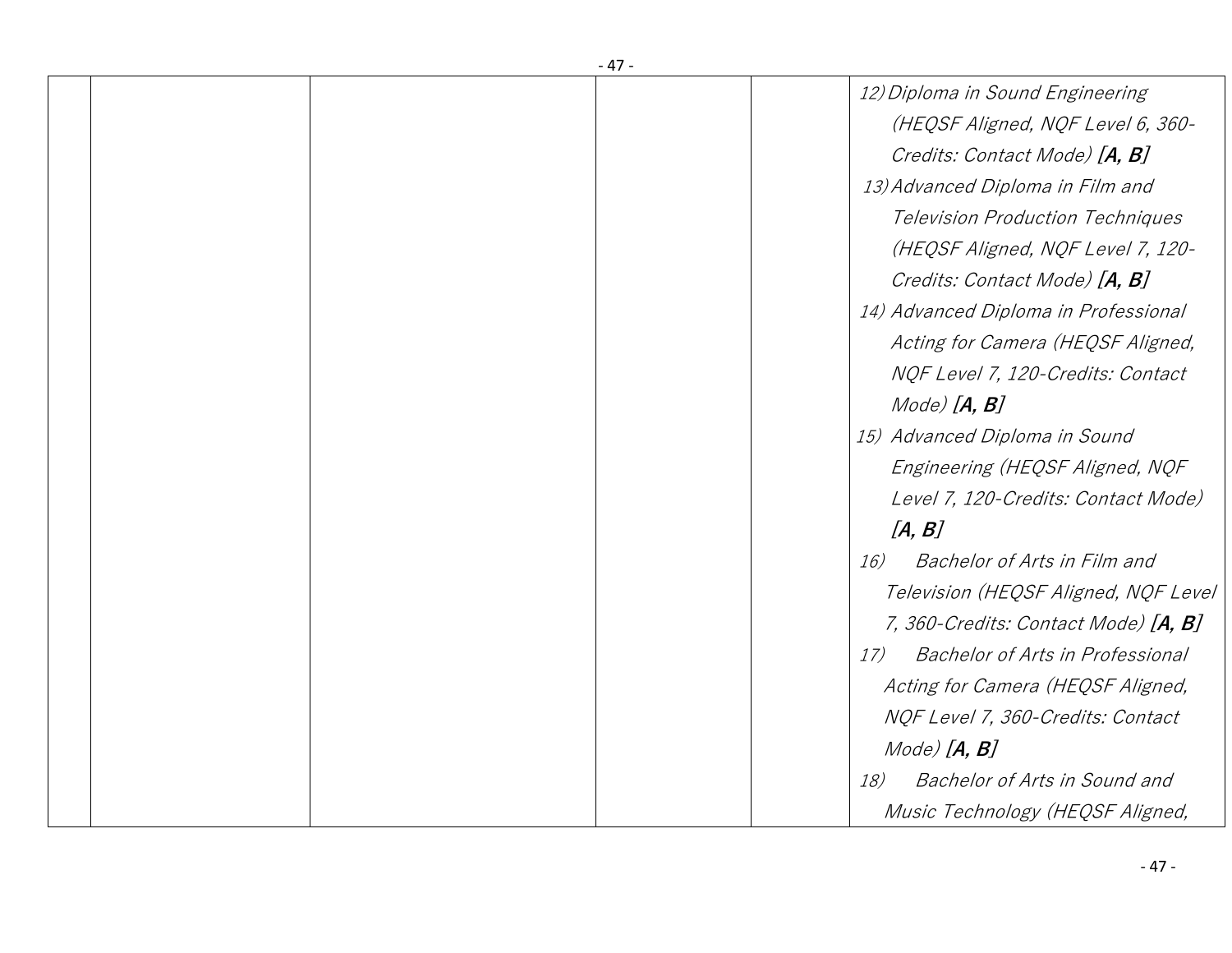| | | | | | |
|---|---|---|---|---|---|
| | | | | | 12) *Diploma in Sound Engineering (HEQSF Aligned, NQF Level 6, 360-Credits: Contact Mode)* ***[A, B]***<br>13) *Advanced Diploma in Film and Television Production Techniques (HEQSF Aligned, NQF Level 7, 120-Credits: Contact Mode)* ***[A, B]***<br>14) *Advanced Diploma in Professional Acting for Camera (HEQSF Aligned, NQF Level 7, 120-Credits: Contact Mode)* ***[A, B]***<br>15) *Advanced Diploma in Sound Engineering (HEQSF Aligned, NQF Level 7, 120-Credits: Contact Mode)* ***[A, B]***<br>16) *Bachelor of Arts in Film and Television (HEQSF Aligned, NQF Level 7, 360-Credits: Contact Mode)* ***[A, B]***<br>17) *Bachelor of Arts in Professional Acting for Camera (HEQSF Aligned, NQF Level 7, 360-Credits: Contact Mode)* ***[A, B]***<br>18) *Bachelor of Arts in Sound and Music Technology (HEQSF Aligned,* |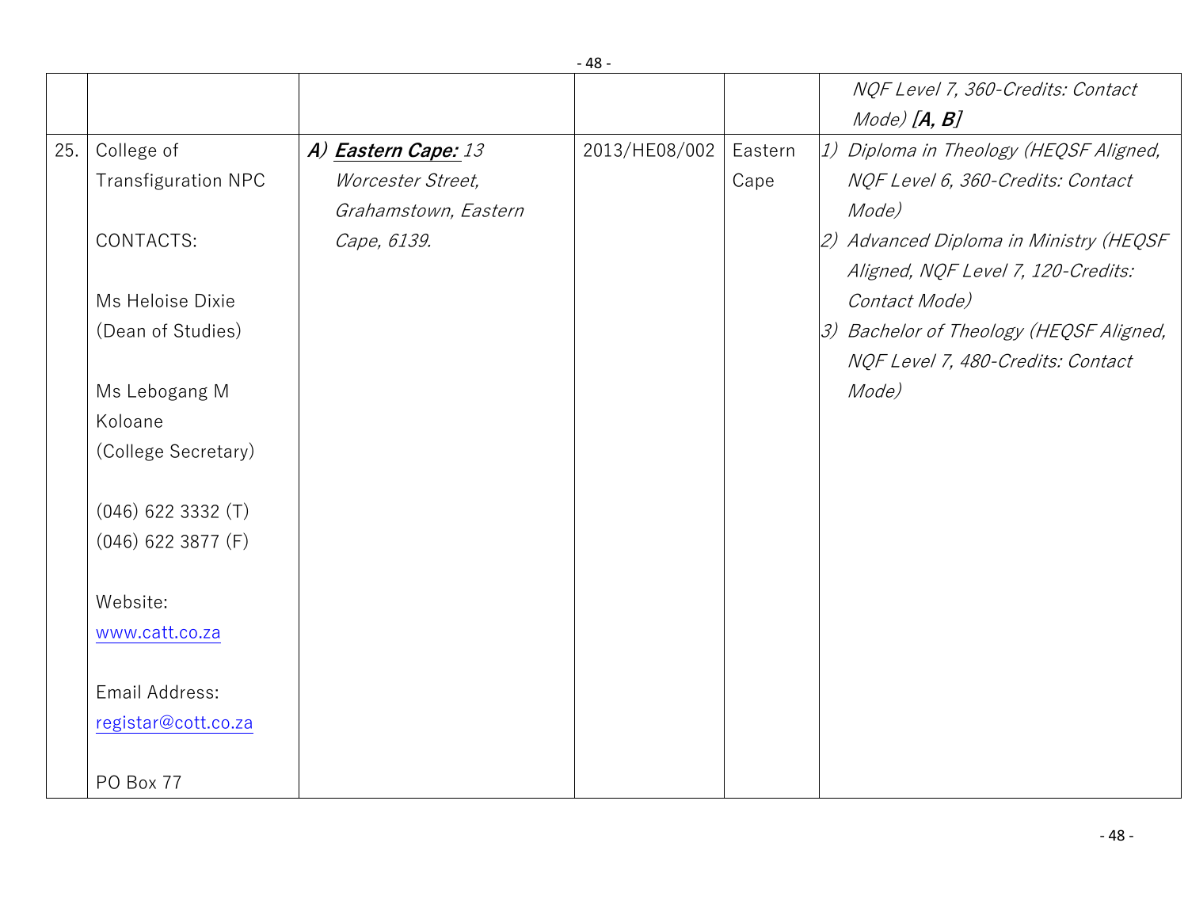| | | | | | |
|---|---|---|---|---|---|
| | | | | | *NQF Level 7, 360-Credits: Contact Mode)* ***[A, B]*** |
| 25. | College of Transfiguration NPC<br><br>CONTACTS:<br><br>Ms Heloise Dixie (Dean of Studies)<br><br>Ms Lebogang M Koloane (College Secretary)<br><br>(046) 622 3332 (T)<br>(046) 622 3877 (F)<br><br>Website:<br>www.catt.co.za<br><br>Email Address:<br>registar@cott.co.za<br><br>PO Box 77 | ***A) Eastern Cape:*** *13 Worcester Street, Grahamstown, Eastern Cape, 6139.* | 2013/HE08/002 | Eastern Cape | *1) Diploma in Theology (HEQSF Aligned, NQF Level 6, 360-Credits: Contact Mode)*<br>*2) Advanced Diploma in Ministry (HEQSF Aligned, NQF Level 7, 120-Credits: Contact Mode)*<br>*3) Bachelor of Theology (HEQSF Aligned, NQF Level 7, 480-Credits: Contact Mode)* |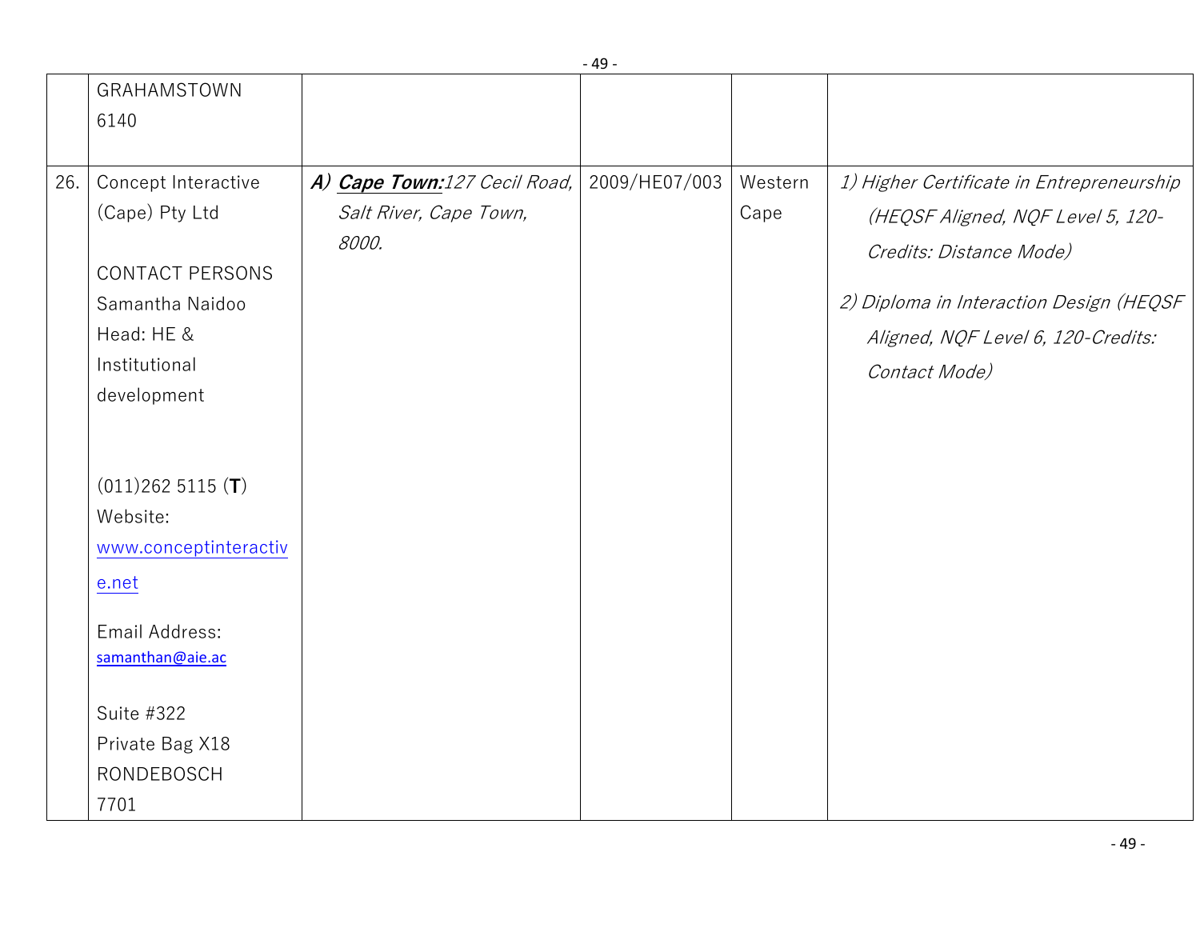| | | | | | |
|---|---|---|---|---|---|
| | GRAHAMSTOWN<br>6140 | | | | |
| 26. | Concept Interactive (Cape) Pty Ltd<br><br>CONTACT PERSONS<br>Samantha Naidoo<br>Head: HE & Institutional development<br><br>(011)262 5115 (**T**)<br>Website: www.conceptinteractive.net<br><br>Email Address: samanthan@aie.ac<br><br>Suite #322<br>Private Bag X18<br>RONDEBOSCH<br>7701 | ***A) Cape Town:****127 Cecil Road, Salt River, Cape Town, 8000.* | 2009/HE07/003 | Western Cape | *1) Higher Certificate in Entrepreneurship (HEQSF Aligned, NQF Level 5, 120-Credits: Distance Mode)*<br><br>*2) Diploma in Interaction Design (HEQSF Aligned, NQF Level 6, 120-Credits: Contact Mode)* |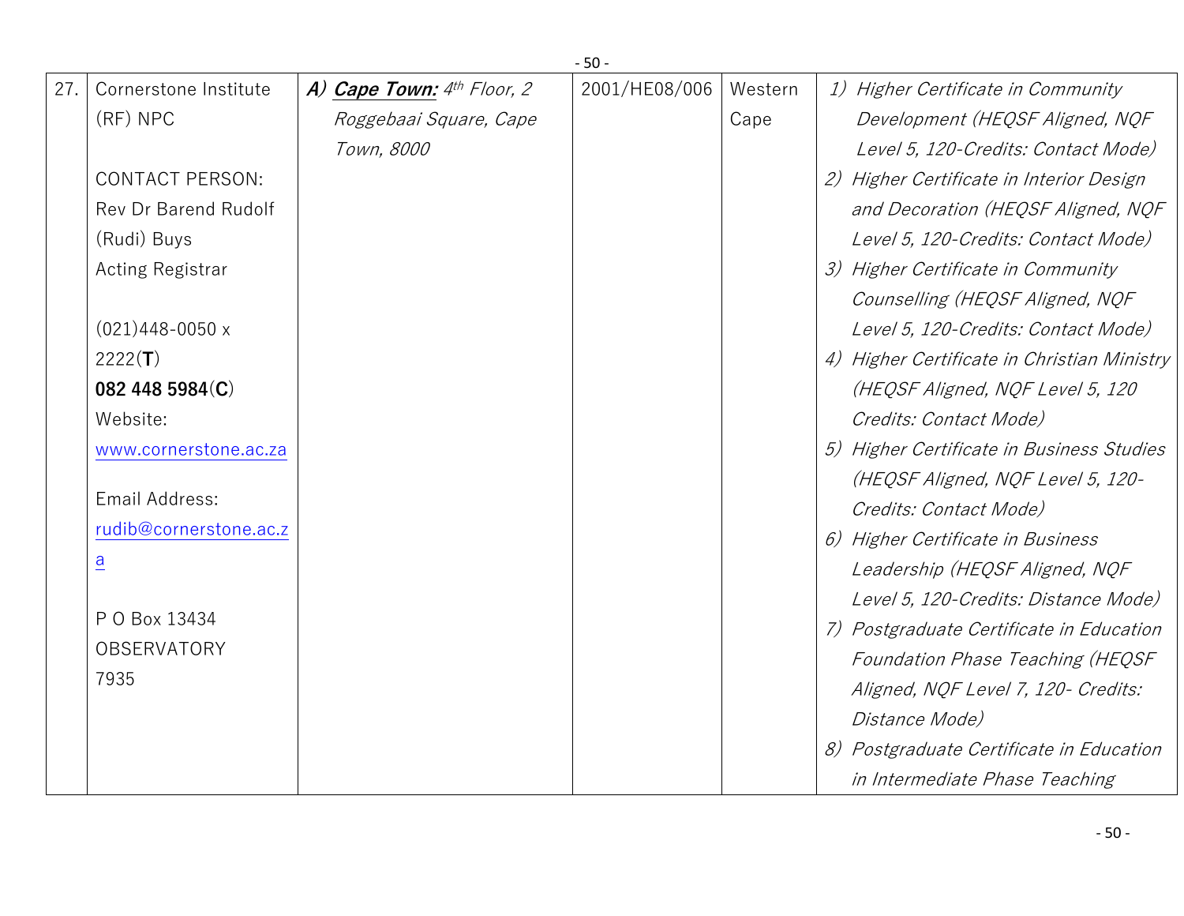| 27. | Cornerstone Institute (RF) NPC<br><br>CONTACT PERSON:<br>Rev Dr Barend Rudolf (Rudi) Buys<br>Acting Registrar<br><br>(021)448-0050 x 2222(**T**)<br>**082 448 5984**(**C**)<br>Website:<br>www.cornerstone.ac.za<br><br>Email Address:<br>rudib@cornerstone.ac.za<br><br>P O Box 13434<br>OBSERVATORY<br>7935 | ***A) Cape Town:*** *4th Floor, 2 Roggebaai Square, Cape Town, 8000* | 2001/HE08/006 | Western Cape | *1) Higher Certificate in Community Development (HEQSF Aligned, NQF Level 5, 120-Credits: Contact Mode)*<br>*2) Higher Certificate in Interior Design and Decoration (HEQSF Aligned, NQF Level 5, 120-Credits: Contact Mode)*<br>*3) Higher Certificate in Community Counselling (HEQSF Aligned, NQF Level 5, 120-Credits: Contact Mode)*<br>*4) Higher Certificate in Christian Ministry (HEQSF Aligned, NQF Level 5, 120 Credits: Contact Mode)*<br>*5) Higher Certificate in Business Studies (HEQSF Aligned, NQF Level 5, 120-Credits: Contact Mode)*<br>*6) Higher Certificate in Business Leadership (HEQSF Aligned, NQF Level 5, 120-Credits: Distance Mode)*<br>*7) Postgraduate Certificate in Education Foundation Phase Teaching (HEQSF Aligned, NQF Level 7, 120- Credits: Distance Mode)*<br>*8) Postgraduate Certificate in Education in Intermediate Phase Teaching* |
|---|---|---|---|---|---|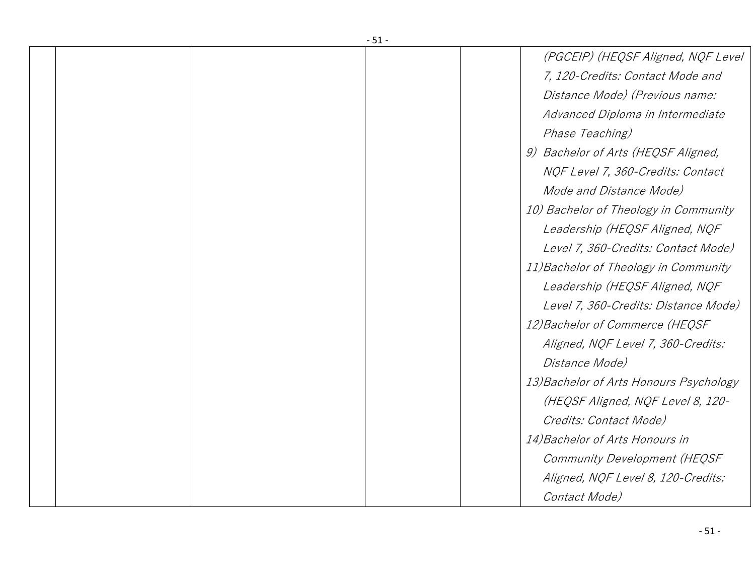| | | | | | |
|---|---|---|---|---|---|
| | | | | | *(PGCEIP) (HEQSF Aligned, NQF Level 7, 120-Credits: Contact Mode and Distance Mode) (Previous name: Advanced Diploma in Intermediate Phase Teaching)*<br>*9) Bachelor of Arts (HEQSF Aligned, NQF Level 7, 360-Credits: Contact Mode and Distance Mode)*<br>*10) Bachelor of Theology in Community Leadership (HEQSF Aligned, NQF Level 7, 360-Credits: Contact Mode)*<br>*11) Bachelor of Theology in Community Leadership (HEQSF Aligned, NQF Level 7, 360-Credits: Distance Mode)*<br>*12) Bachelor of Commerce (HEQSF Aligned, NQF Level 7, 360-Credits: Distance Mode)*<br>*13) Bachelor of Arts Honours Psychology (HEQSF Aligned, NQF Level 8, 120-Credits: Contact Mode)*<br>*14) Bachelor of Arts Honours in Community Development (HEQSF Aligned, NQF Level 8, 120-Credits: Contact Mode)* |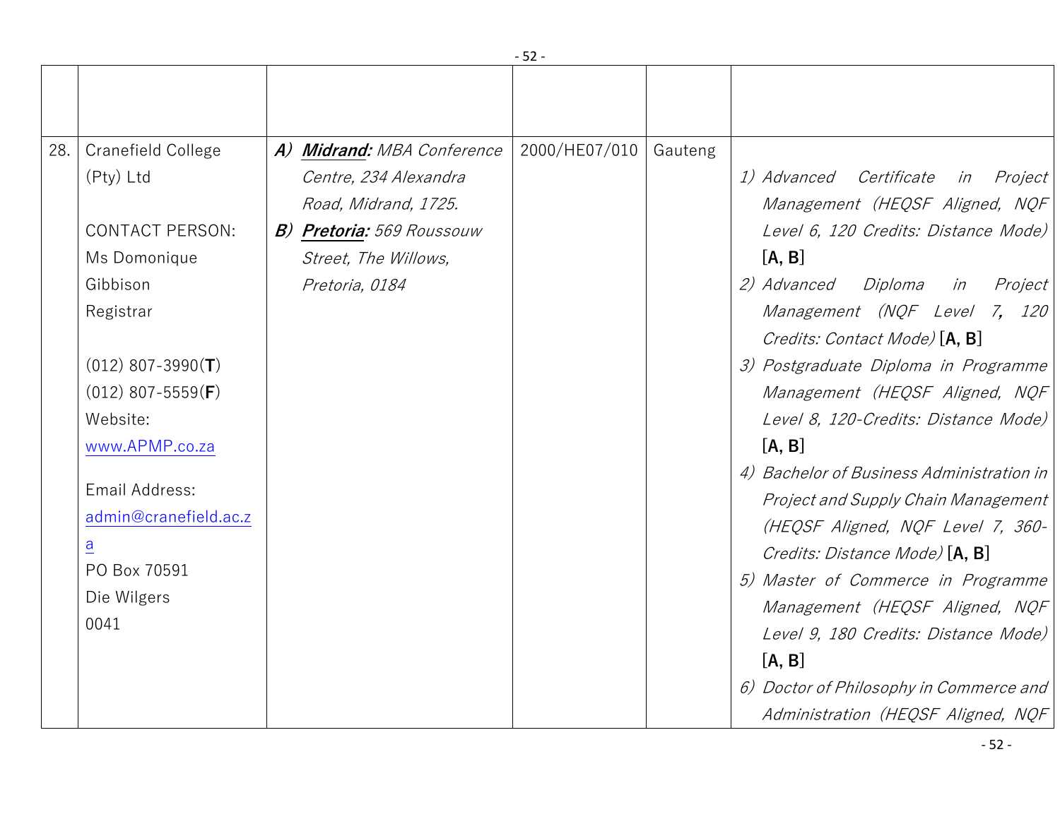| | | | | | |
|---|---|---|---|---|---|
| 28. | Cranefield College (Pty) Ltd<br><br>CONTACT PERSON:<br>Ms Domonique Gibbison<br>Registrar<br><br>(012) 807-3990(**T**)<br>(012) 807-5559(**F**)<br>Website:<br>www.APMP.co.za<br><br>Email Address:<br>admin@cranefield.ac.za<br>PO Box 70591<br>Die Wilgers<br>0041 | ***A)*** ***Midrand:*** *MBA Conference Centre, 234 Alexandra Road, Midrand, 1725.*<br>***B)*** ***Pretoria:*** *569 Roussouw Street, The Willows, Pretoria, 0184* | 2000/HE07/010 | Gauteng | *1) Advanced Certificate in Project Management (HEQSF Aligned, NQF Level 6, 120 Credits: Distance Mode)* **[A, B]**<br>*2) Advanced Diploma in Project Management (NQF Level 7, 120 Credits: Contact Mode)* **[A, B]**<br>*3) Postgraduate Diploma in Programme Management (HEQSF Aligned, NQF Level 8, 120-Credits: Distance Mode)* **[A, B]**<br>*4) Bachelor of Business Administration in Project and Supply Chain Management (HEQSF Aligned, NQF Level 7, 360-Credits: Distance Mode)* **[A, B]**<br>*5) Master of Commerce in Programme Management (HEQSF Aligned, NQF Level 9, 180 Credits: Distance Mode)* **[A, B]**<br>*6) Doctor of Philosophy in Commerce and Administration (HEQSF Aligned, NQF* |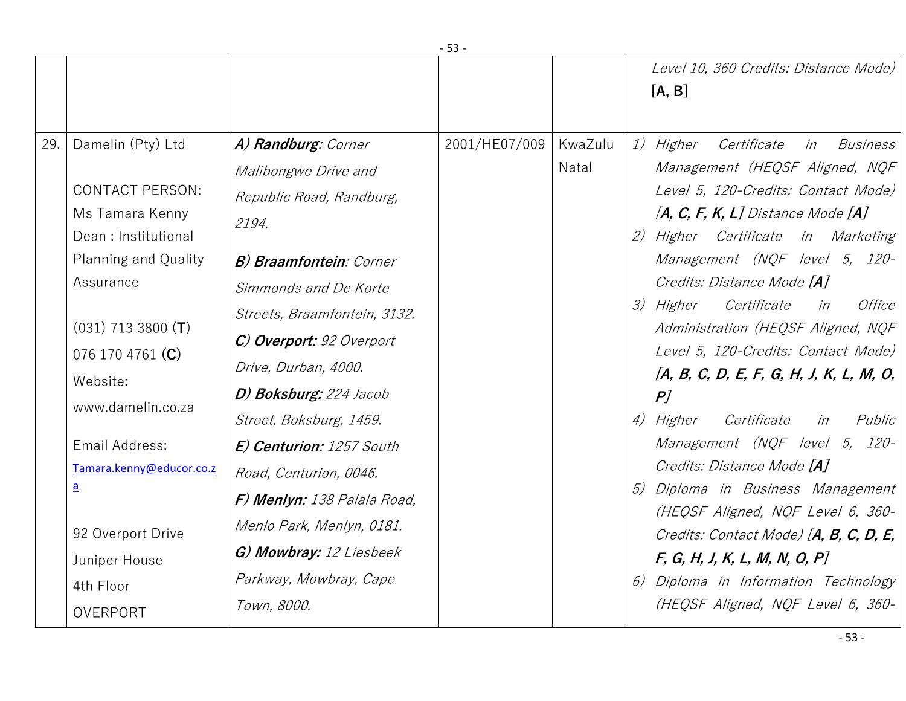| | | | | | |
|---|---|---|---|---|---|
| | | | | | *Level 10, 360 Credits: Distance Mode)* [**A, B**] |
| 29. | Damelin (Pty) Ltd<br><br>CONTACT PERSON:<br>Ms Tamara Kenny<br>Dean : Institutional Planning and Quality Assurance<br><br>(031) 713 3800 (**T**)<br>076 170 4761 (**C**)<br>Website:<br>www.damelin.co.za<br><br>Email Address:<br>Tamara.kenny@educor.co.za<br><br>92 Overport Drive<br>Juniper House<br>4th Floor<br>OVERPORT | ***A) Randburg****: Corner Malibongwe Drive and Republic Road, Randburg, 2194.*<br><br>***B) Braamfontein****: Corner Simmonds and De Korte Streets, Braamfontein, 3132.*<br>***C) Overport:*** *92 Overport Drive, Durban, 4000.*<br>***D) Boksburg:*** *224 Jacob Street, Boksburg, 1459.*<br>***E) Centurion:*** *1257 South Road, Centurion, 0046.*<br>***F) Menlyn:*** *138 Palala Road, Menlo Park, Menlyn, 0181.*<br>***G) Mowbray:*** *12 Liesbeek Parkway, Mowbray, Cape Town, 8000.* | 2001/HE07/009 | KwaZulu Natal | *1) Higher Certificate in Business Management (HEQSF Aligned, NQF Level 5, 120-Credits: Contact Mode) [**A, C, F, K, L**] Distance Mode [**A**]*<br>*2) Higher Certificate in Marketing Management (NQF level 5, 120-Credits: Distance Mode [**A**]*<br>*3) Higher Certificate in Office Administration (HEQSF Aligned, NQF Level 5, 120-Credits: Contact Mode) [**A, B, C, D, E, F, G, H, J, K, L, M, O, P**]*<br>*4) Higher Certificate in Public Management (NQF level 5, 120-Credits: Distance Mode [**A**]*<br>*5) Diploma in Business Management (HEQSF Aligned, NQF Level 6, 360-Credits: Contact Mode) [**A, B, C, D, E, F, G, H, J, K, L, M, N, O, P**]*<br>*6) Diploma in Information Technology (HEQSF Aligned, NQF Level 6, 360-* |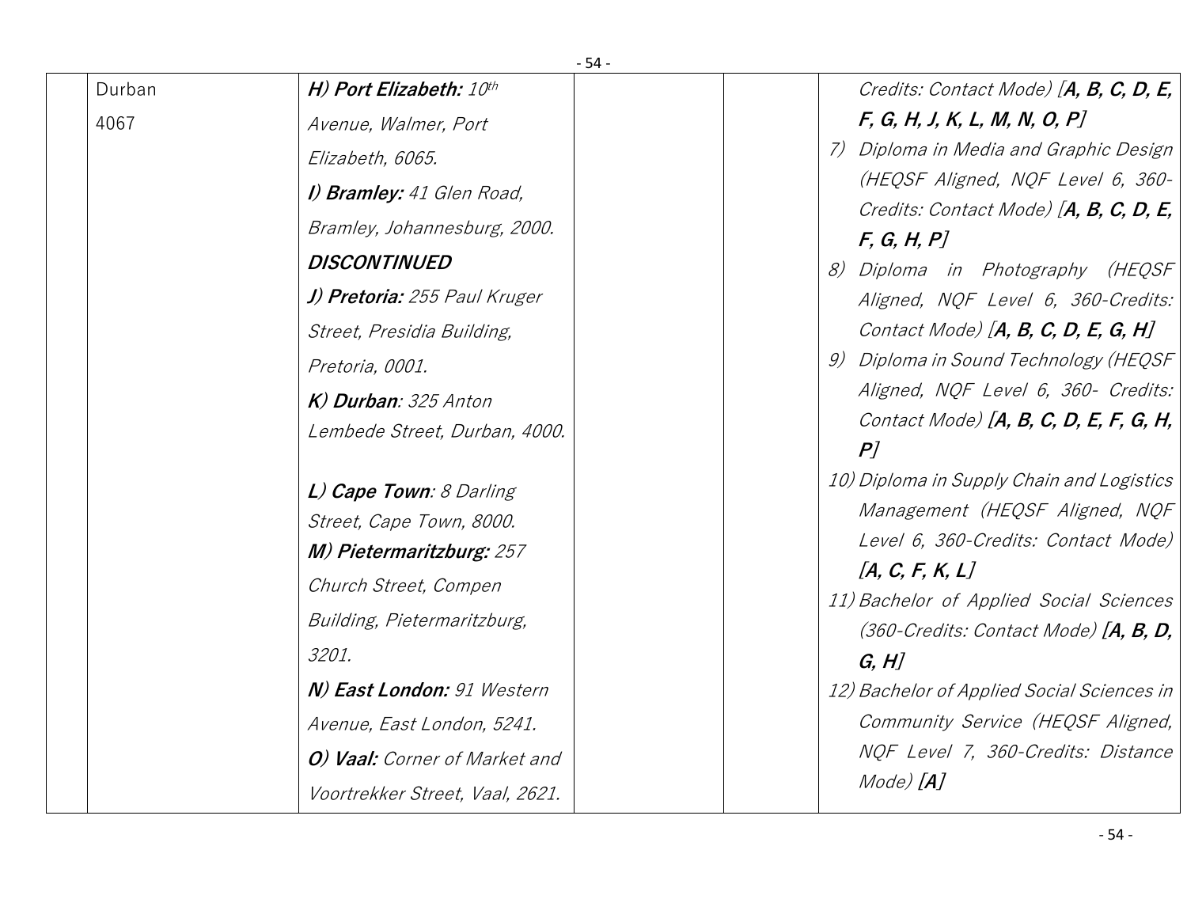| | | | | | |
|---|---|---|---|---|---|
| | Durban<br>4067 | ***H) Port Elizabeth:*** *10th Avenue, Walmer, Port Elizabeth, 6065.*<br>***I) Bramley:*** *41 Glen Road, Bramley, Johannesburg, 2000.*<br>***DISCONTINUED***<br>***J) Pretoria:*** *255 Paul Kruger Street, Presidia Building, Pretoria, 0001.*<br>***K) Durban****: 325 Anton Lembede Street, Durban, 4000.*<br><br>***L) Cape Town****: 8 Darling Street, Cape Town, 8000.*<br>***M) Pietermaritzburg:*** *257 Church Street, Compen Building, Pietermaritzburg, 3201.*<br>***N) East London:*** *91 Western Avenue, East London, 5241.*<br>***O) Vaal:*** *Corner of Market and Voortrekker Street, Vaal, 2621.* | | | *Credits: Contact Mode) [****A, B, C, D, E, F, G, H, J, K, L, M, N, O, P****]*<br>*7) Diploma in Media and Graphic Design (HEQSF Aligned, NQF Level 6, 360-Credits: Contact Mode) [****A, B, C, D, E, F, G, H, P****]*<br>*8) Diploma in Photography (HEQSF Aligned, NQF Level 6, 360-Credits: Contact Mode) [****A, B, C, D, E, G, H****]*<br>*9) Diploma in Sound Technology (HEQSF Aligned, NQF Level 6, 360- Credits: Contact Mode)* ***[A, B, C, D, E, F, G, H, P]***<br>*10) Diploma in Supply Chain and Logistics Management (HEQSF Aligned, NQF Level 6, 360-Credits: Contact Mode)* ***[A, C, F, K, L]***<br>*11) Bachelor of Applied Social Sciences (360-Credits: Contact Mode)* ***[A, B, D, G, H]***<br>*12) Bachelor of Applied Social Sciences in Community Service (HEQSF Aligned, NQF Level 7, 360-Credits: Distance Mode)* ***[A]*** |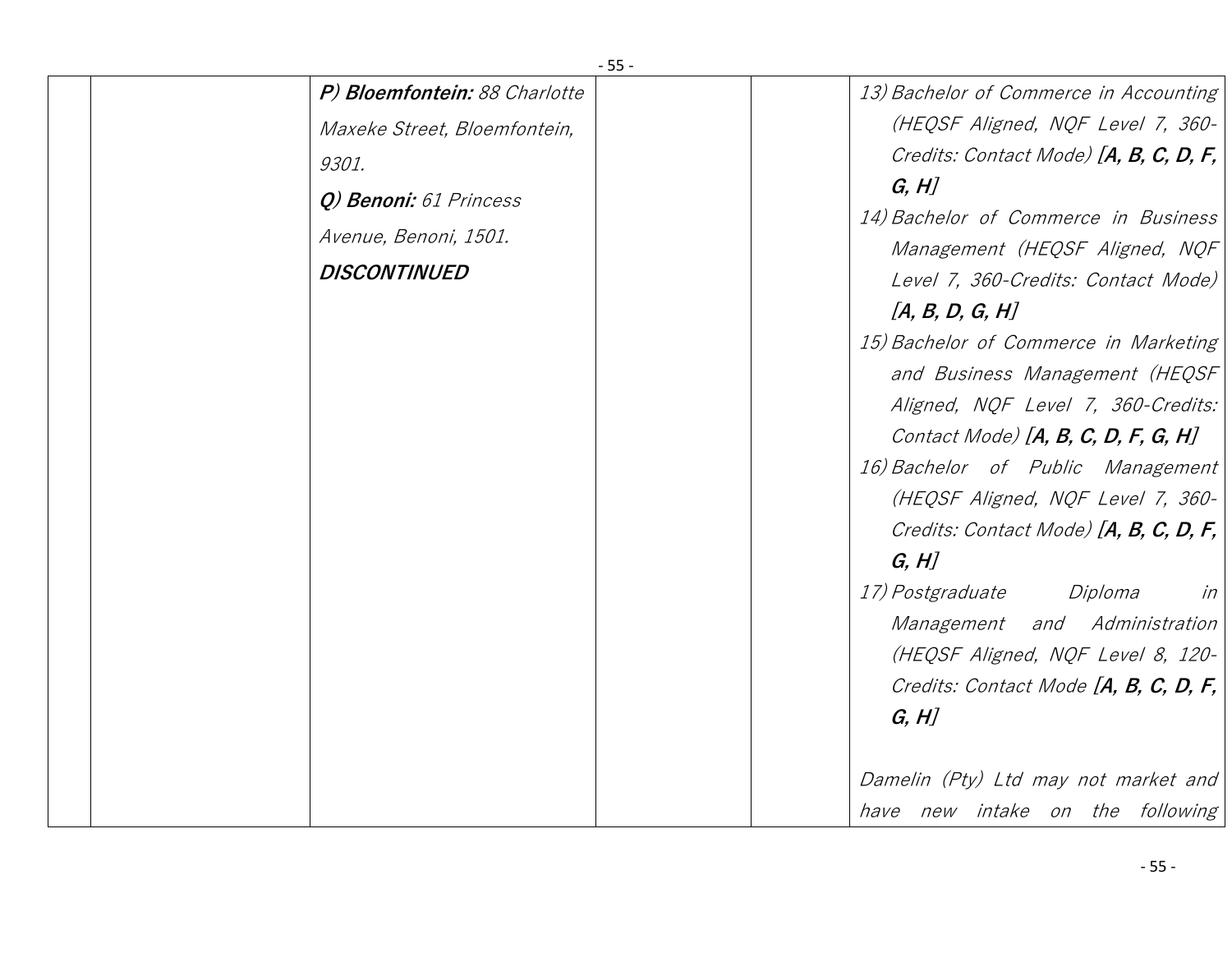|  |  | ***P) Bloemfontein:*** *88 Charlotte Maxeke Street, Bloemfontein, 9301.*<br><br>***Q) Benoni:*** *61 Princess Avenue, Benoni, 1501.*<br><br>***DISCONTINUED*** |  |  | *13) Bachelor of Commerce in Accounting (HEQSF Aligned, NQF Level 7, 360-Credits: Contact Mode)* ***[A, B, C, D, F, G, H]***<br>*14) Bachelor of Commerce in Business Management (HEQSF Aligned, NQF Level 7, 360-Credits: Contact Mode)* ***[A, B, D, G, H]***<br>*15) Bachelor of Commerce in Marketing and Business Management (HEQSF Aligned, NQF Level 7, 360-Credits: Contact Mode)* ***[A, B, C, D, F, G, H]***<br>*16) Bachelor of Public Management (HEQSF Aligned, NQF Level 7, 360-Credits: Contact Mode)* ***[A, B, C, D, F, G, H]***<br>*17) Postgraduate Diploma in Management and Administration (HEQSF Aligned, NQF Level 8, 120-Credits: Contact Mode* ***[A, B, C, D, F, G, H]***<br><br>*Damelin (Pty) Ltd may not market and have new intake on the following* |
|---|---|---|---|---|---|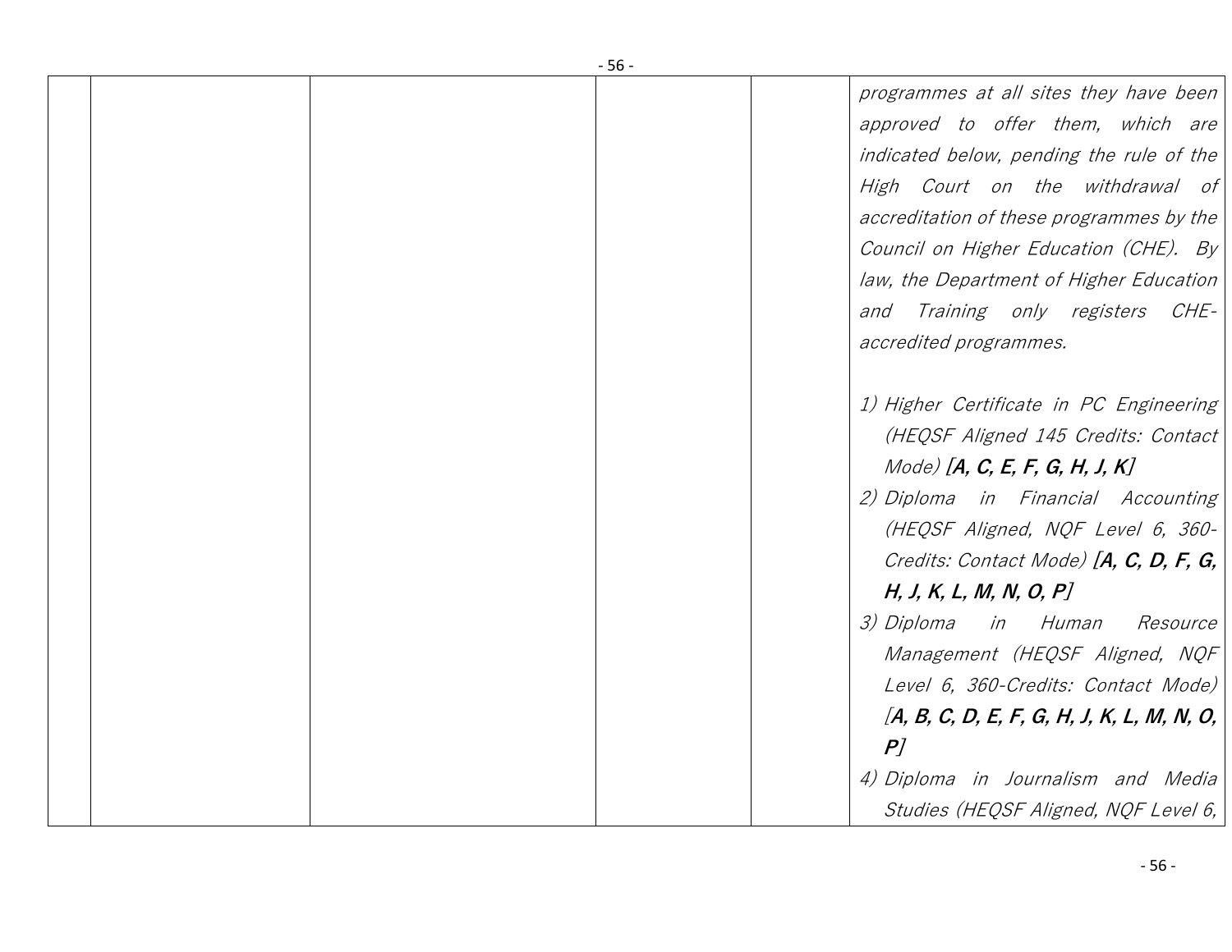| | | | | | |
|---|---|---|---|---|---|
| | | | | | *programmes at all sites they have been approved to offer them, which are indicated below, pending the rule of the High Court on the withdrawal of accreditation of these programmes by the Council on Higher Education (CHE). By law, the Department of Higher Education and Training only registers CHE-accredited programmes.*<br><br>*1) Higher Certificate in PC Engineering (HEQSF Aligned 145 Credits: Contact Mode)* ***[A, C, E, F, G, H, J, K]***<br>*2) Diploma in Financial Accounting (HEQSF Aligned, NQF Level 6, 360-Credits: Contact Mode)* ***[A, C, D, F, G, H, J, K, L, M, N, O, P]***<br>*3) Diploma in Human Resource Management (HEQSF Aligned, NQF Level 6, 360-Credits: Contact Mode)* ***[A, B, C, D, E, F, G, H, J, K, L, M, N, O, P]***<br>*4) Diploma in Journalism and Media Studies (HEQSF Aligned, NQF Level 6,* |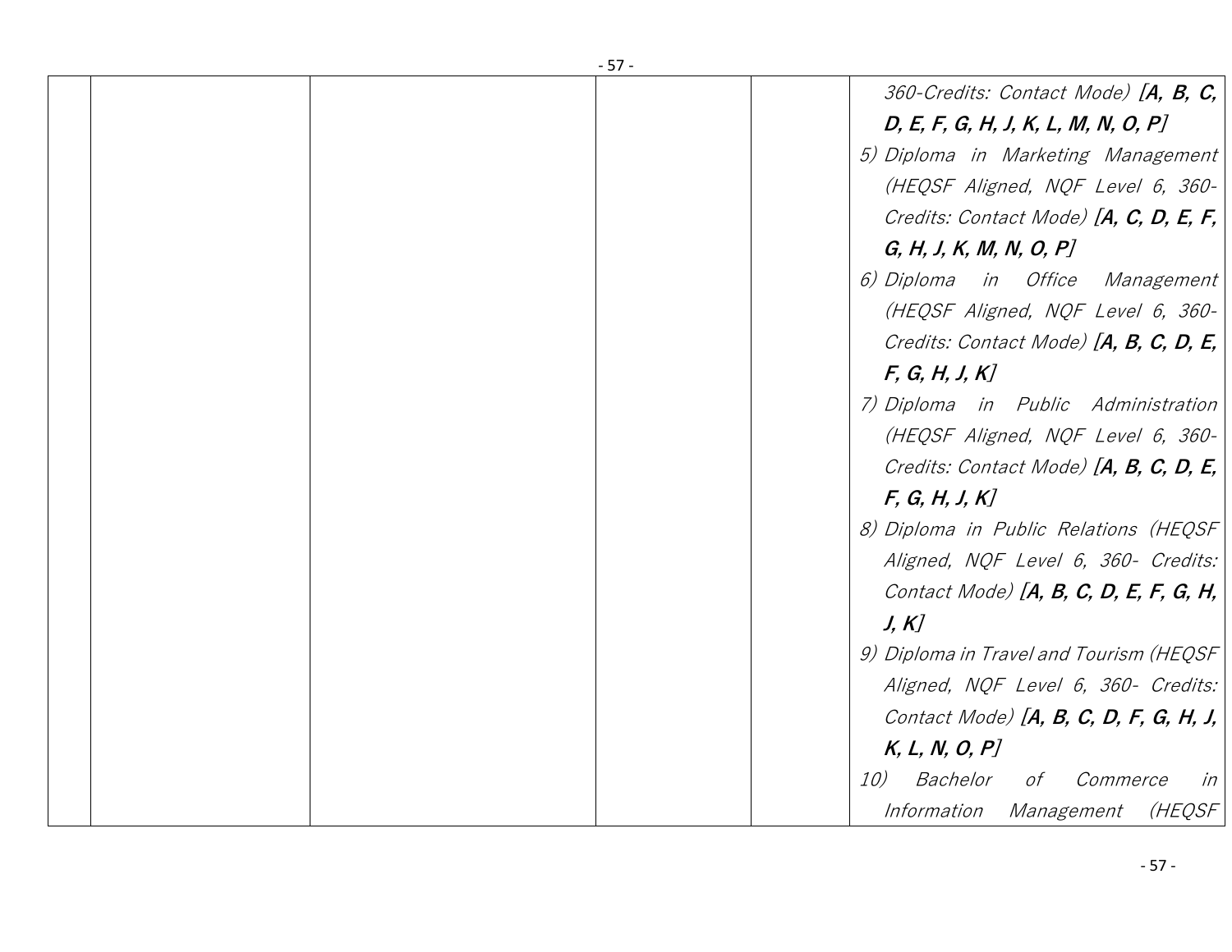| | | | | | |
|---|---|---|---|---|---|
| | | | | | *360-Credits: Contact Mode)* ***[A, B, C, D, E, F, G, H, J, K, L, M, N, O, P]***<br>5) *Diploma in Marketing Management (HEQSF Aligned, NQF Level 6, 360-Credits: Contact Mode)* ***[A, C, D, E, F, G, H, J, K, M, N, O, P]***<br>6) *Diploma in Office Management (HEQSF Aligned, NQF Level 6, 360-Credits: Contact Mode)* ***[A, B, C, D, E, F, G, H, J, K]***<br>7) *Diploma in Public Administration (HEQSF Aligned, NQF Level 6, 360-Credits: Contact Mode)* ***[A, B, C, D, E, F, G, H, J, K]***<br>8) *Diploma in Public Relations (HEQSF Aligned, NQF Level 6, 360- Credits: Contact Mode)* ***[A, B, C, D, E, F, G, H, J, K]***<br>9) *Diploma in Travel and Tourism (HEQSF Aligned, NQF Level 6, 360- Credits: Contact Mode)* ***[A, B, C, D, F, G, H, J, K, L, N, O, P]***<br>10) *Bachelor of Commerce in Information Management (HEQSF* |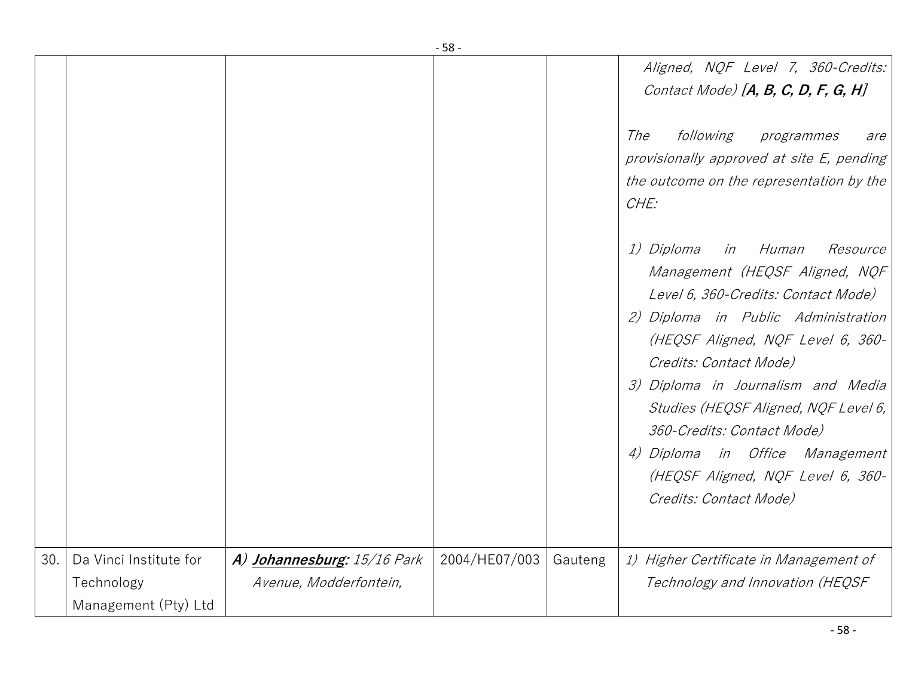| | | | | | |
|---|---|---|---|---|---|
| | | | | | *Aligned, NQF Level 7, 360-Credits: Contact Mode)* ***[A, B, C, D, F, G, H]***<br><br>*The following programmes are provisionally approved at site E, pending the outcome on the representation by the CHE:*<br><br>*1) Diploma in Human Resource Management (HEQSF Aligned, NQF Level 6, 360-Credits: Contact Mode)*<br>*2) Diploma in Public Administration (HEQSF Aligned, NQF Level 6, 360-Credits: Contact Mode)*<br>*3) Diploma in Journalism and Media Studies (HEQSF Aligned, NQF Level 6, 360-Credits: Contact Mode)*<br>*4) Diploma in Office Management (HEQSF Aligned, NQF Level 6, 360-Credits: Contact Mode)* |
| 30. | Da Vinci Institute for Technology Management (Pty) Ltd | ***A) <u>Johannesburg:</u>*** *15/16 Park Avenue, Modderfontein,* | 2004/HE07/003 | Gauteng | *1) Higher Certificate in Management of Technology and Innovation (HEQSF* |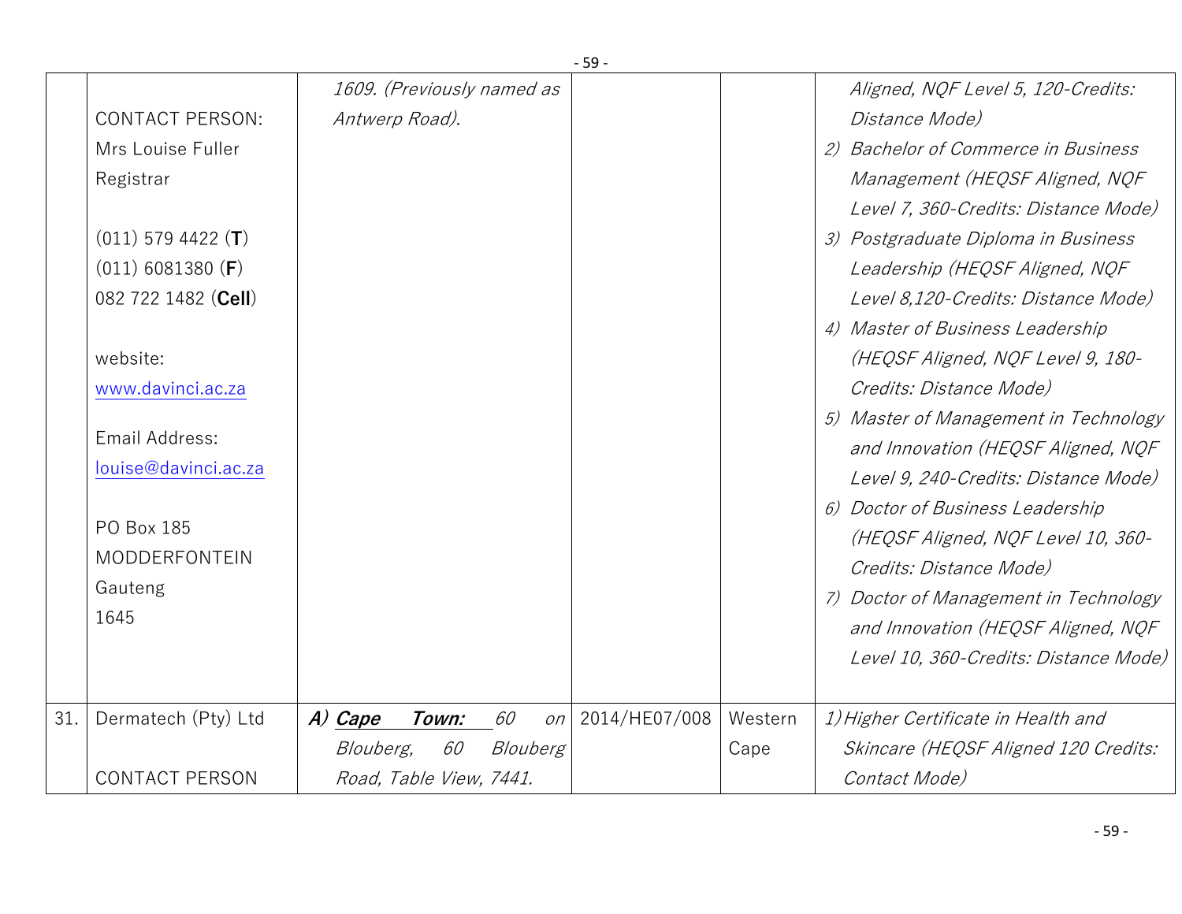| | | | | | |
|---|---|---|---|---|---|
| | CONTACT PERSON:<br>Mrs Louise Fuller<br>Registrar<br><br>(011) 579 4422 (**T**)<br>(011) 6081380 (**F**)<br>082 722 1482 (**Cell**)<br><br>website:<br>www.davinci.ac.za<br><br>Email Address:<br>louise@davinci.ac.za<br><br>PO Box 185<br>MODDERFONTEIN<br>Gauteng<br>1645 | *1609. (Previously named as Antwerp Road).* | | | *Aligned, NQF Level 5, 120-Credits: Distance Mode)*<br>*2) Bachelor of Commerce in Business Management (HEQSF Aligned, NQF Level 7, 360-Credits: Distance Mode)*<br>*3) Postgraduate Diploma in Business Leadership (HEQSF Aligned, NQF Level 8,120-Credits: Distance Mode)*<br>*4) Master of Business Leadership (HEQSF Aligned, NQF Level 9, 180-Credits: Distance Mode)*<br>*5) Master of Management in Technology and Innovation (HEQSF Aligned, NQF Level 9, 240-Credits: Distance Mode)*<br>*6) Doctor of Business Leadership (HEQSF Aligned, NQF Level 10, 360-Credits: Distance Mode)*<br>*7) Doctor of Management in Technology and Innovation (HEQSF Aligned, NQF Level 10, 360-Credits: Distance Mode)* |
| 31. | Dermatech (Pty) Ltd<br><br>CONTACT PERSON | ***A) Cape Town:*** *60 on Blouberg, 60 Blouberg Road, Table View, 7441.* | 2014/HE07/008 | Western Cape | *1) Higher Certificate in Health and Skincare (HEQSF Aligned 120 Credits: Contact Mode)* |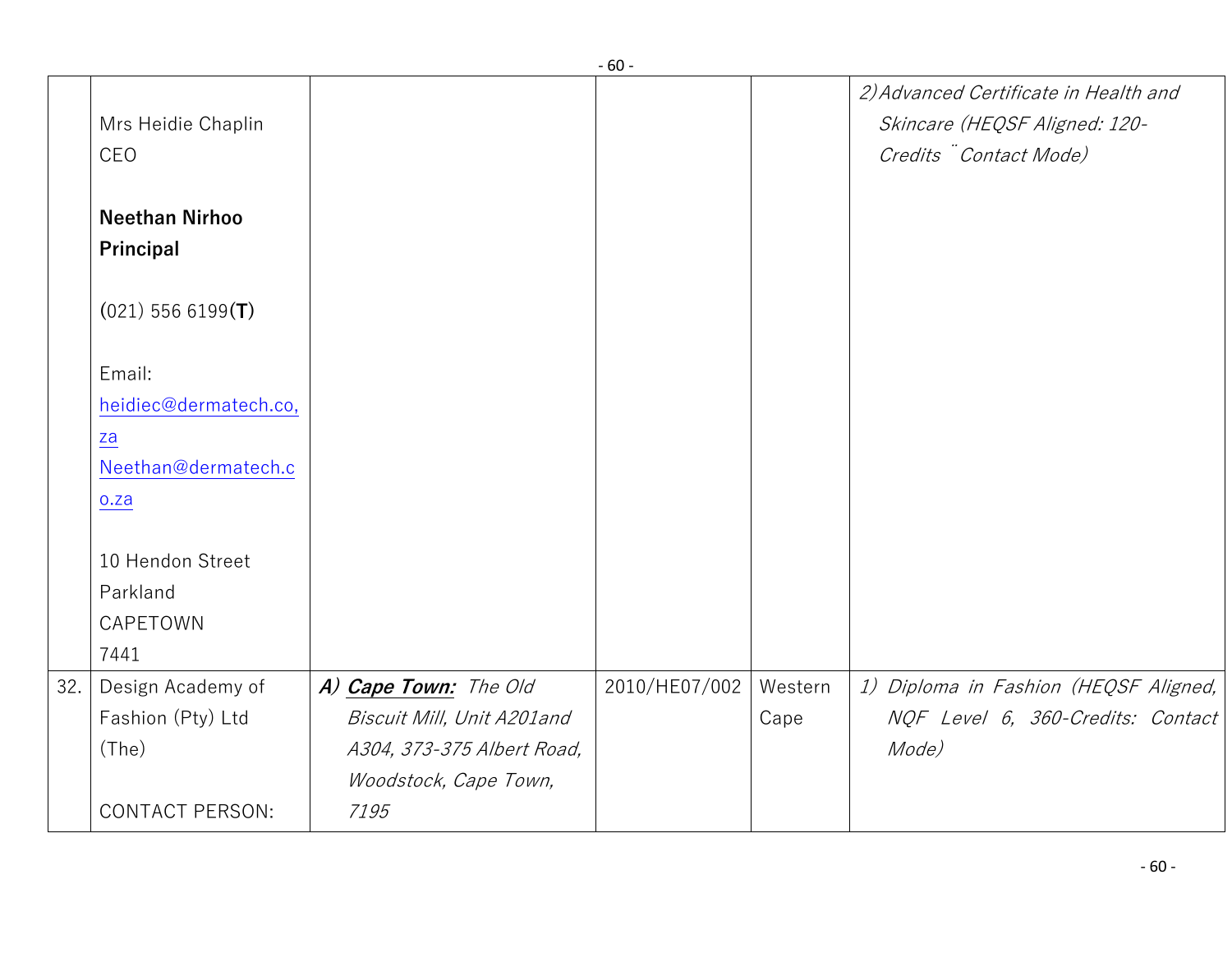| | | | | | |
|---|---|---|---|---|---|
| | Mrs Heidie Chaplin<br>CEO<br><br>**Neethan Nirhoo**<br>**Principal**<br><br>(021) 556 6199(**T**)<br><br>Email:<br>heidiec@dermatech.co,za<br>Neethan@dermatech.co.za<br><br>10 Hendon Street<br>Parkland<br>CAPETOWN<br>7441 | | | | *2) Advanced Certificate in Health and Skincare (HEQSF Aligned: 120-Credits ¨Contact Mode)* |
| 32. | Design Academy of Fashion (Pty) Ltd (The)<br><br>CONTACT PERSON: | ***A) <u>Cape Town:</u>*** *The Old Biscuit Mill, Unit A201and A304, 373-375 Albert Road, Woodstock, Cape Town, 7195* | 2010/HE07/002 | Western Cape | *1) Diploma in Fashion (HEQSF Aligned, NQF Level 6, 360-Credits: Contact Mode)* |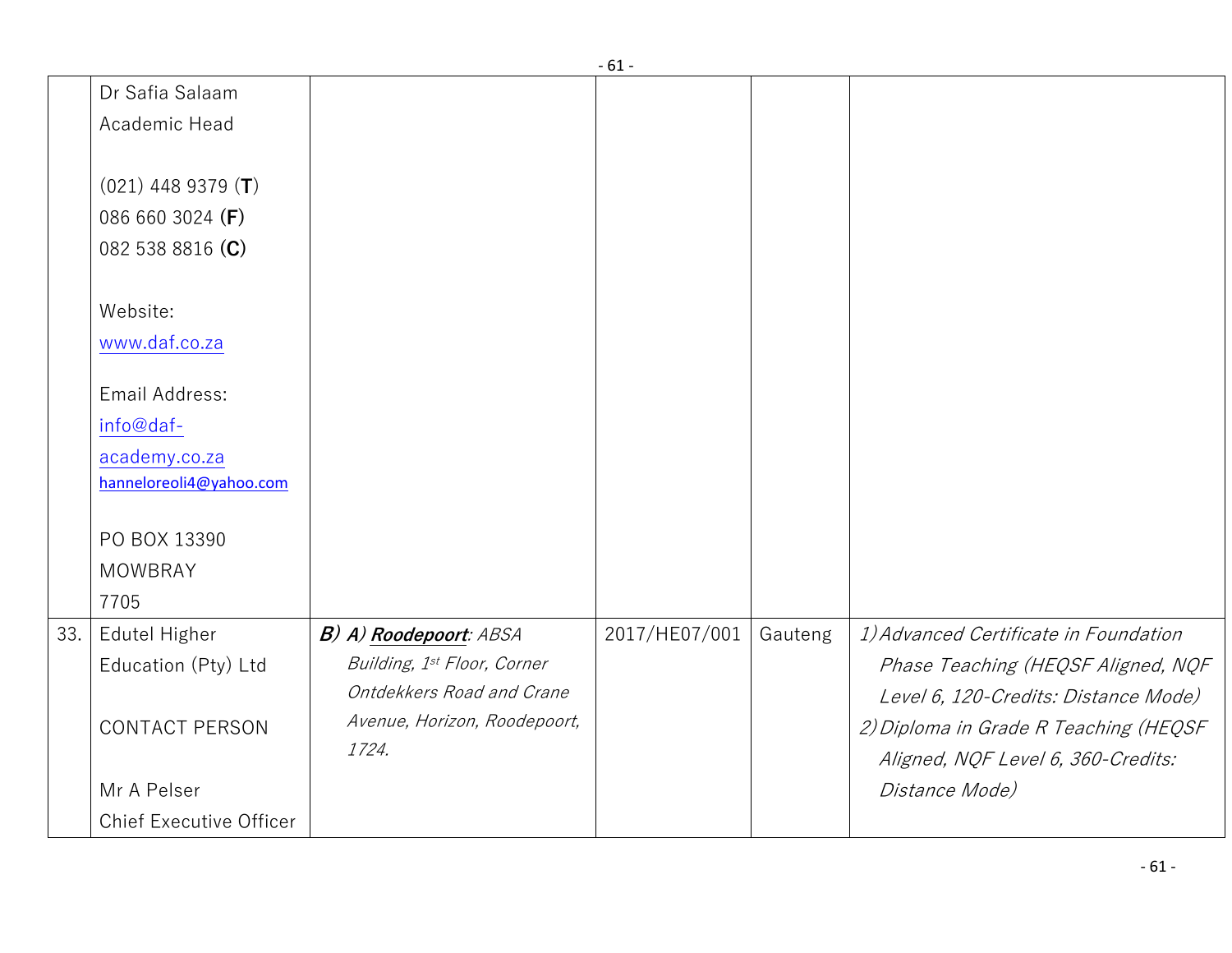| | | | | | |
|---|---|---|---|---|---|
| | Dr Safia Salaam<br>Academic Head<br><br>(021) 448 9379 (**T**)<br>086 660 3024 **(F)**<br>082 538 8816 **(C)**<br><br>Website:<br>www.daf.co.za<br><br>Email Address:<br>info@daf-academy.co.za<br>hanneloreoli4@yahoo.com<br><br>PO BOX 13390<br>MOWBRAY<br>7705 | | | | |
| 33. | Edutel Higher Education (Pty) Ltd<br><br>CONTACT PERSON<br><br>Mr A Pelser<br>Chief Executive Officer | ***B) A)*** ***Roodepoort****: ABSA Building, 1st Floor, Corner Ontdekkers Road and Crane Avenue, Horizon, Roodepoort, 1724.* | 2017/HE07/001 | Gauteng | *1) Advanced Certificate in Foundation Phase Teaching (HEQSF Aligned, NQF Level 6, 120-Credits: Distance Mode)*<br>*2) Diploma in Grade R Teaching (HEQSF Aligned, NQF Level 6, 360-Credits: Distance Mode)* |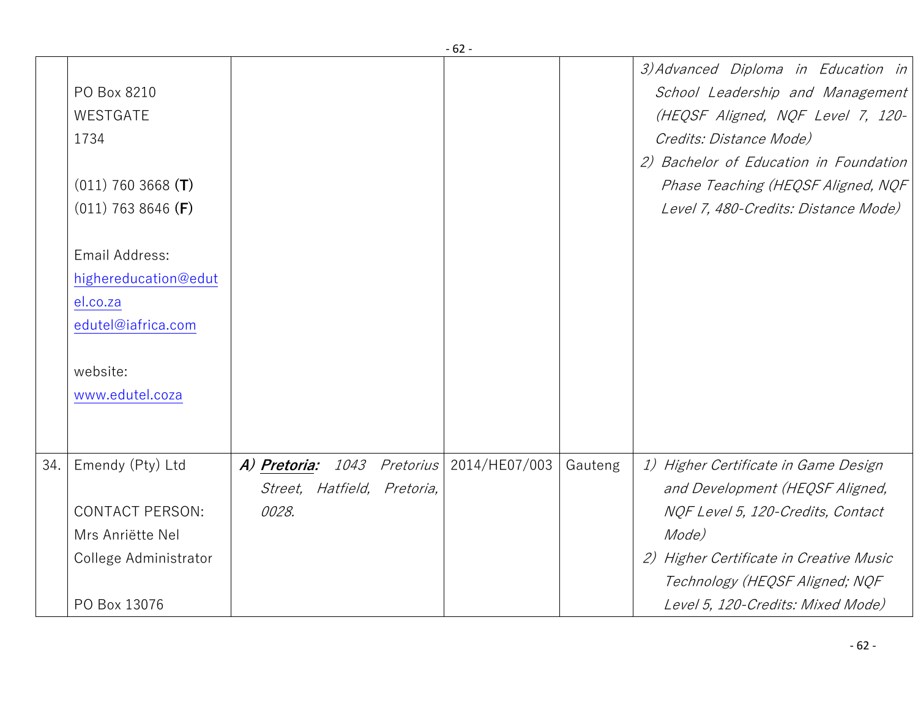| | | | | | |
|---|---|---|---|---|---|
| | PO Box 8210<br>WESTGATE<br>1734<br><br>(011) 760 3668 **(T)**<br>(011) 763 8646 **(F)**<br><br>Email Address:<br>highereducation@edutel.co.za<br>edutel@iafrica.com<br><br>website:<br>www.edutel.coza | | | | *3) Advanced Diploma in Education in School Leadership and Management (HEQSF Aligned, NQF Level 7, 120-Credits: Distance Mode)*<br>*2) Bachelor of Education in Foundation Phase Teaching (HEQSF Aligned, NQF Level 7, 480-Credits: Distance Mode)* |
| 34. | Emendy (Pty) Ltd<br><br>CONTACT PERSON:<br>Mrs Anriëtte Nel<br>College Administrator<br><br>PO Box 13076 | ***A) Pretoria:*** *1043 Pretorius Street, Hatfield, Pretoria, 0028.* | 2014/HE07/003 | Gauteng | *1) Higher Certificate in Game Design and Development (HEQSF Aligned, NQF Level 5, 120-Credits, Contact Mode)*<br>*2) Higher Certificate in Creative Music Technology (HEQSF Aligned; NQF Level 5, 120-Credits: Mixed Mode)* |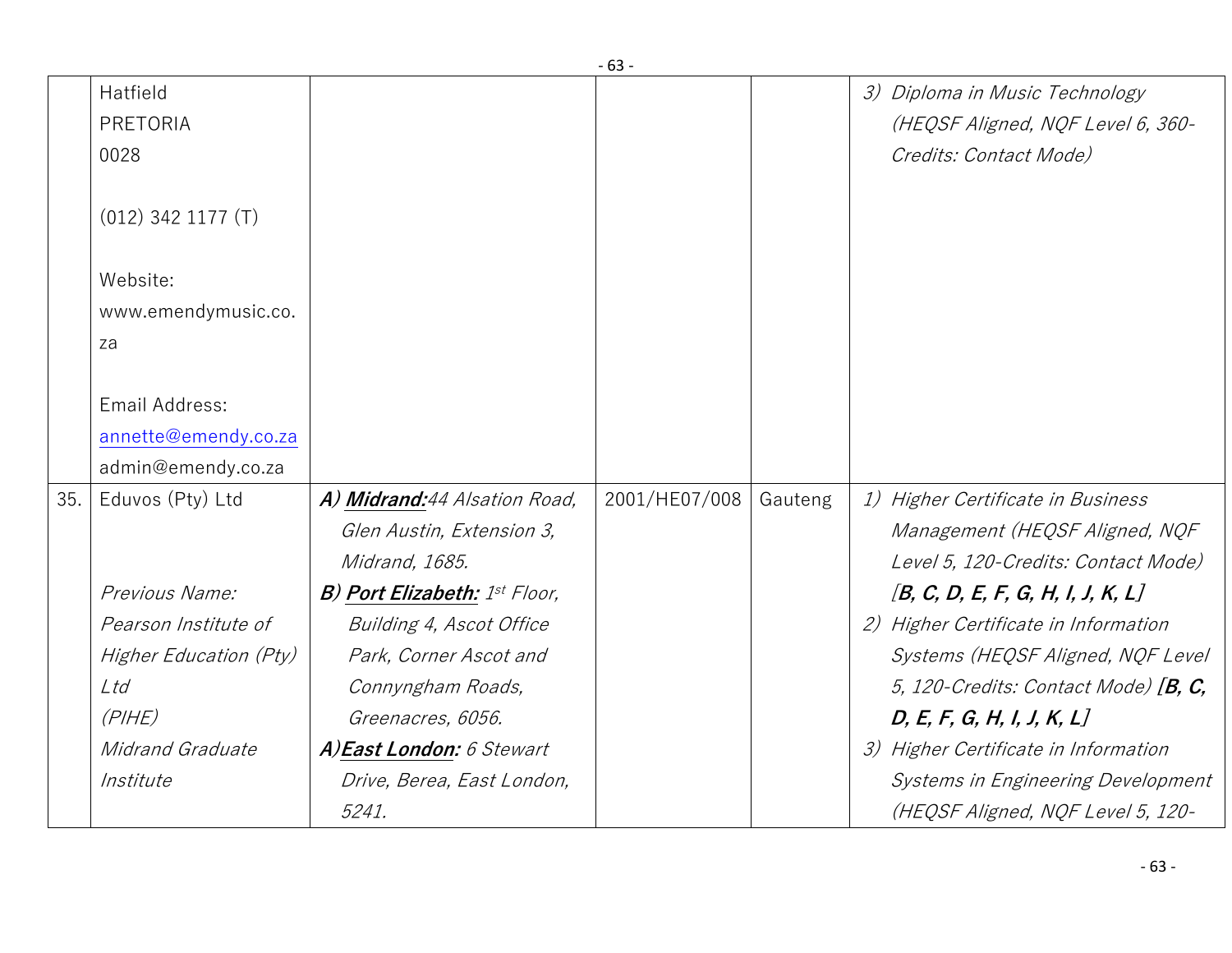| | | | | | |
|---|---|---|---|---|---|
| | Hatfield<br>PRETORIA<br>0028<br><br>(012) 342 1177 (T)<br><br>Website:<br>www.emendymusic.co.za<br><br>Email Address:<br>annette@emendy.co.za<br>admin@emendy.co.za | | | | 3) *Diploma in Music Technology (HEQSF Aligned, NQF Level 6, 360-Credits: Contact Mode)* |
| 35. | Eduvos (Pty) Ltd<br><br><br>*Previous Name:*<br>*Pearson Institute of Higher Education (Pty) Ltd*<br>*(PIHE)*<br>*Midrand Graduate Institute* | ***A) Midrand:*** *44 Alsation Road, Glen Austin, Extension 3, Midrand, 1685.*<br>***B) Port Elizabeth:*** *1st Floor, Building 4, Ascot Office Park, Corner Ascot and Connyngham Roads, Greenacres, 6056.*<br>***A) East London:*** *6 Stewart Drive, Berea, East London, 5241.* | 2001/HE07/008 | Gauteng | 1) *Higher Certificate in Business Management (HEQSF Aligned, NQF Level 5, 120-Credits: Contact Mode)* ***[B, C, D, E, F, G, H, I, J, K, L]***<br>2) *Higher Certificate in Information Systems (HEQSF Aligned, NQF Level 5, 120-Credits: Contact Mode)* ***[B, C, D, E, F, G, H, I, J, K, L]***<br>3) *Higher Certificate in Information Systems in Engineering Development (HEQSF Aligned, NQF Level 5, 120-* |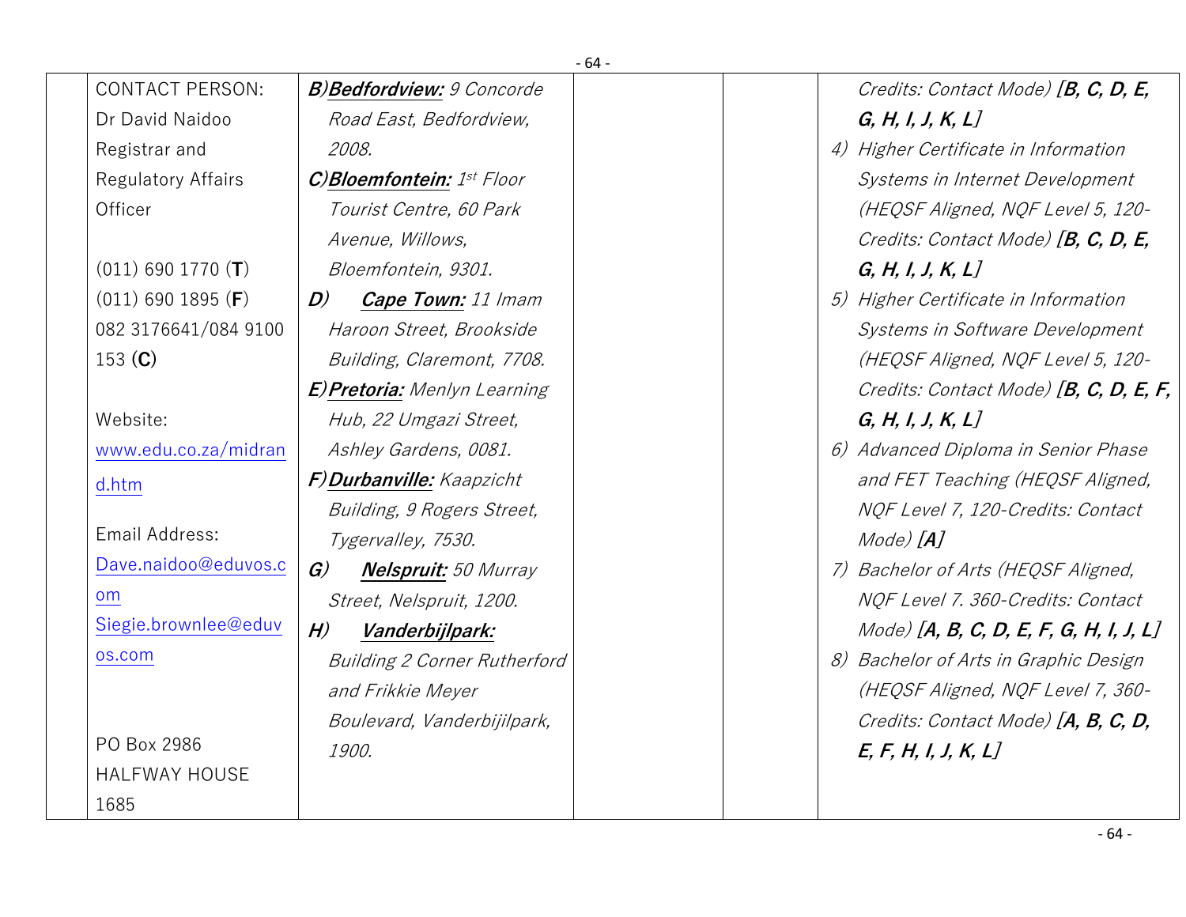| | CONTACT PERSON:<br>Dr David Naidoo<br>Registrar and Regulatory Affairs Officer<br><br>(011) 690 1770 (**T**)<br>(011) 690 1895 (**F**)<br>082 3176641/084 9100 153 (**C**)<br><br>Website:<br>www.edu.co.za/midrand.htm<br><br>Email Address:<br>Dave.naidoo@eduvos.com<br>Siegie.brownlee@eduvos.com<br><br><br>PO Box 2986<br>HALFWAY HOUSE<br>1685 | *B)* ***Bedfordview:*** *9 Concorde Road East, Bedfordview, 2008.*<br>*C)* ***Bloemfontein:*** *1st Floor Tourist Centre, 60 Park Avenue, Willows, Bloemfontein, 9301.*<br>***D)*** ***Cape Town:*** *11 Imam Haroon Street, Brookside Building, Claremont, 7708.*<br>***E)*** ***Pretoria:*** *Menlyn Learning Hub, 22 Umgazi Street, Ashley Gardens, 0081.*<br>***F)*** ***Durbanville:*** *Kaapzicht Building, 9 Rogers Street, Tygervalley, 7530.*<br>***G)*** ***Nelspruit:*** *50 Murray Street, Nelspruit, 1200.*<br>***H)*** ***Vanderbijlpark:*** *Building 2 Corner Rutherford and Frikkie Meyer Boulevard, Vanderbijilpark, 1900.* | | | *Credits: Contact Mode)* ***[B, C, D, E, G, H, I, J, K, L]***<br>*4) Higher Certificate in Information Systems in Internet Development (HEQSF Aligned, NQF Level 5, 120-Credits: Contact Mode)* ***[B, C, D, E, G, H, I, J, K, L]***<br>*5) Higher Certificate in Information Systems in Software Development (HEQSF Aligned, NQF Level 5, 120-Credits: Contact Mode)* ***[B, C, D, E, F, G, H, I, J, K, L]***<br>*6) Advanced Diploma in Senior Phase and FET Teaching (HEQSF Aligned, NQF Level 7, 120-Credits: Contact Mode)* ***[A]***<br>*7) Bachelor of Arts (HEQSF Aligned, NQF Level 7. 360-Credits: Contact Mode)* ***[A, B, C, D, E, F, G, H, I, J, L]***<br>*8) Bachelor of Arts in Graphic Design (HEQSF Aligned, NQF Level 7, 360-Credits: Contact Mode)* ***[A, B, C, D, E, F, H, I, J, K, L]*** |
|---|---|---|---|---|---|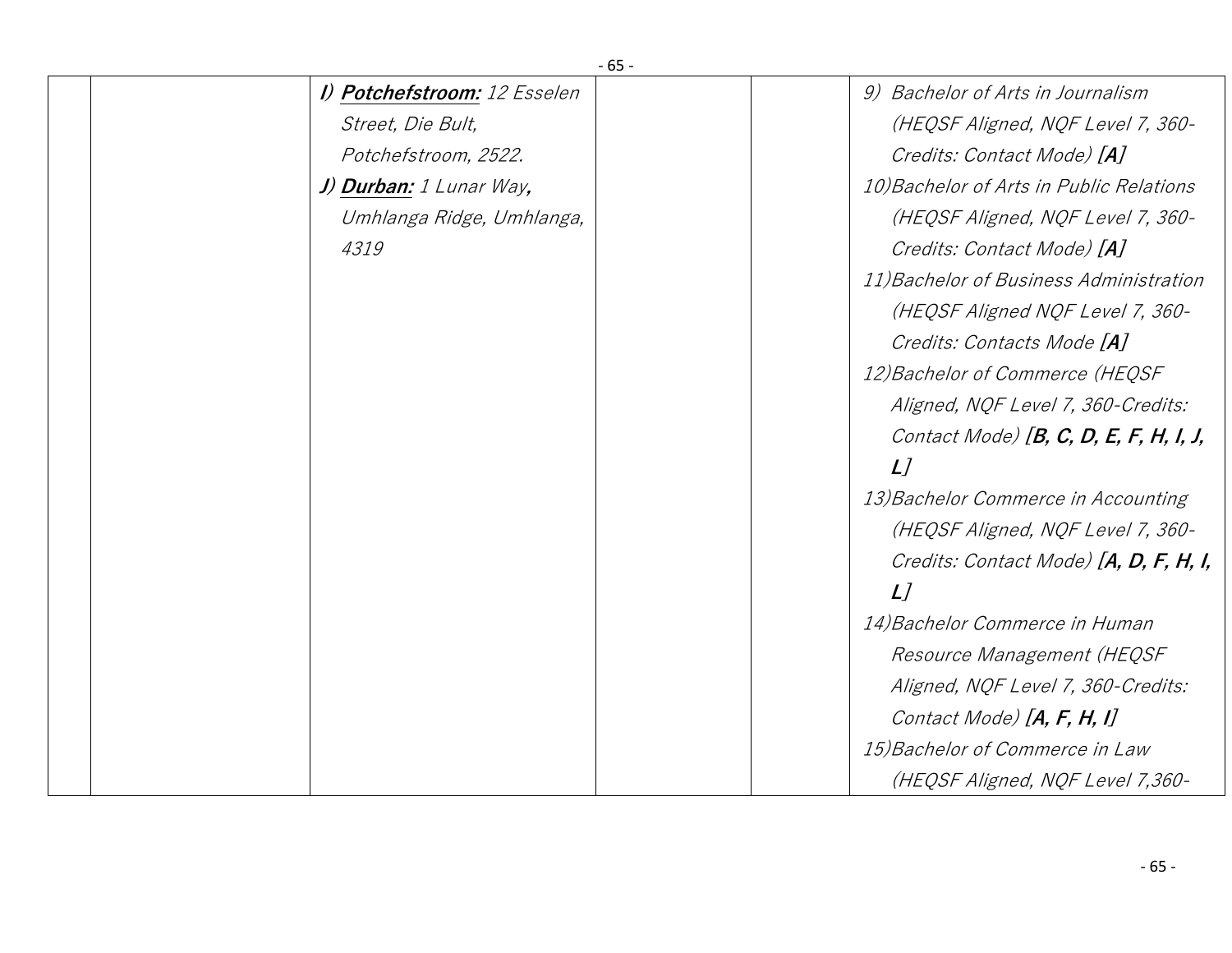| | | | | | |
|---|---|---|---|---|---|
| | | *I) **Potchefstroom:** 12 Esselen Street, Die Bult, Potchefstroom, 2522.*<br>*J) **Durban:** 1 Lunar Way**,** Umhlanga Ridge, Umhlanga, 4319* | | | *9) Bachelor of Arts in Journalism (HEQSF Aligned, NQF Level 7, 360-Credits: Contact Mode) **[A]***<br>*10)Bachelor of Arts in Public Relations (HEQSF Aligned, NQF Level 7, 360-Credits: Contact Mode) **[A]***<br>*11)Bachelor of Business Administration (HEQSF Aligned NQF Level 7, 360-Credits: Contacts Mode **[A]***<br>*12)Bachelor of Commerce (HEQSF Aligned, NQF Level 7, 360-Credits: Contact Mode) **[B, C, D, E, F, H, I, J, L]***<br>*13)Bachelor Commerce in Accounting (HEQSF Aligned, NQF Level 7, 360-Credits: Contact Mode) **[A, D, F, H, I, L]***<br>*14)Bachelor Commerce in Human Resource Management (HEQSF Aligned, NQF Level 7, 360-Credits: Contact Mode) **[A, F, H, I]***<br>*15)Bachelor of Commerce in Law (HEQSF Aligned, NQF Level 7,360-* |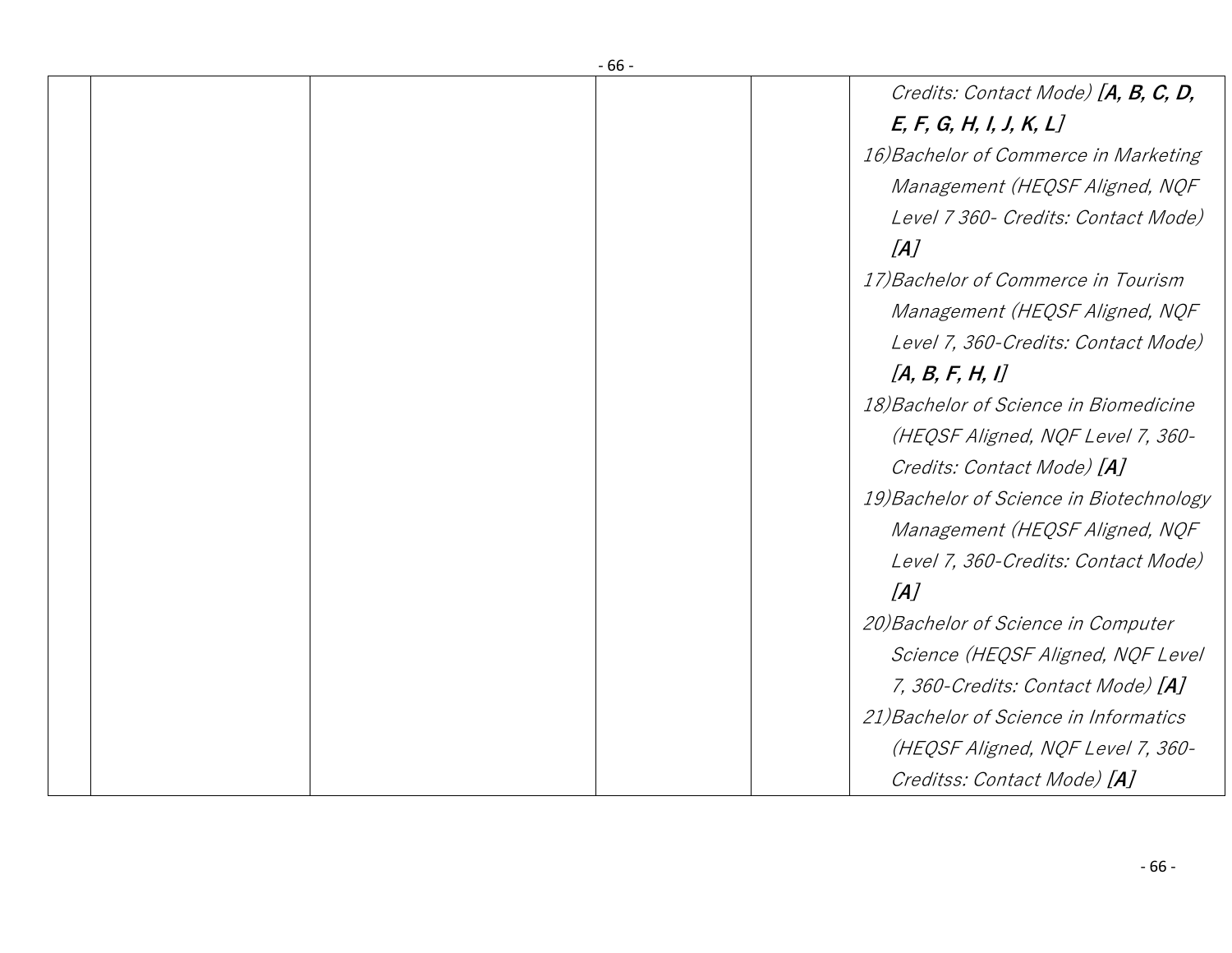| | | | | | |
|---|---|---|---|---|---|
| | | | | | *Credits: Contact Mode)* ***[A, B, C, D, E, F, G, H, I, J, K, L]***<br>*16)Bachelor of Commerce in Marketing Management (HEQSF Aligned, NQF Level 7 360- Credits: Contact Mode)* ***[A]***<br>*17)Bachelor of Commerce in Tourism Management (HEQSF Aligned, NQF Level 7, 360-Credits: Contact Mode)* ***[A, B, F, H, I]***<br>*18)Bachelor of Science in Biomedicine (HEQSF Aligned, NQF Level 7, 360-Credits: Contact Mode)* ***[A]***<br>*19)Bachelor of Science in Biotechnology Management (HEQSF Aligned, NQF Level 7, 360-Credits: Contact Mode)* ***[A]***<br>*20)Bachelor of Science in Computer Science (HEQSF Aligned, NQF Level 7, 360-Credits: Contact Mode)* ***[A]***<br>*21)Bachelor of Science in Informatics (HEQSF Aligned, NQF Level 7, 360-Creditss: Contact Mode)* ***[A]*** |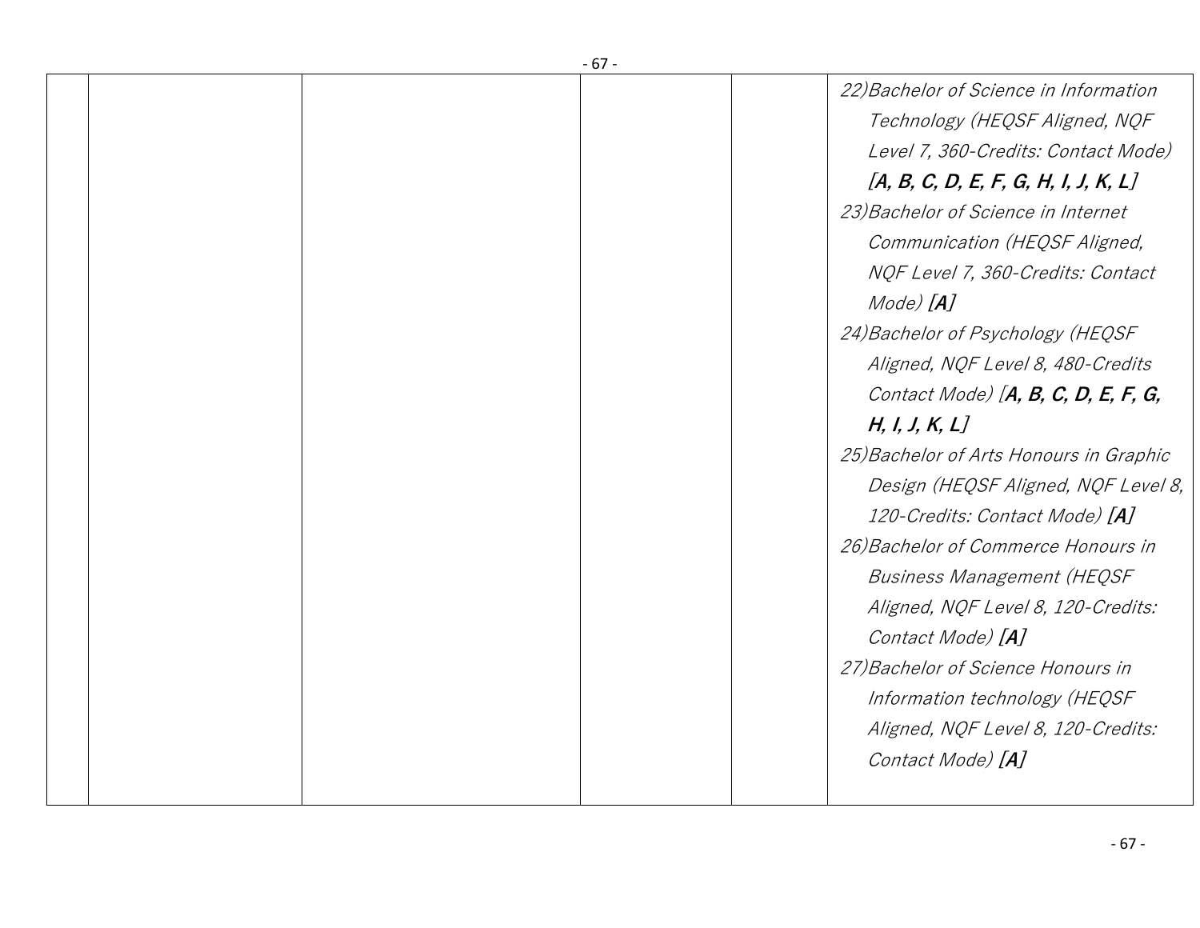|  |  |  |  |  | 22)*Bachelor of Science in Information Technology (HEQSF Aligned, NQF Level 7, 360-Credits: Contact Mode)* ***[A, B, C, D, E, F, G, H, I, J, K, L]*** <br> 23)*Bachelor of Science in Internet Communication (HEQSF Aligned, NQF Level 7, 360-Credits: Contact Mode)* ***[A]*** <br> 24)*Bachelor of Psychology (HEQSF Aligned, NQF Level 8, 480-Credits Contact Mode) [**A, B, C, D, E, F, G, H, I, J, K, L**]* <br> 25)*Bachelor of Arts Honours in Graphic Design (HEQSF Aligned, NQF Level 8, 120-Credits: Contact Mode)* ***[A]*** <br> 26)*Bachelor of Commerce Honours in Business Management (HEQSF Aligned, NQF Level 8, 120-Credits: Contact Mode)* ***[A]*** <br> 27)*Bachelor of Science Honours in Information technology (HEQSF Aligned, NQF Level 8, 120-Credits: Contact Mode)* ***[A]*** |
|---|---|---|---|---|---|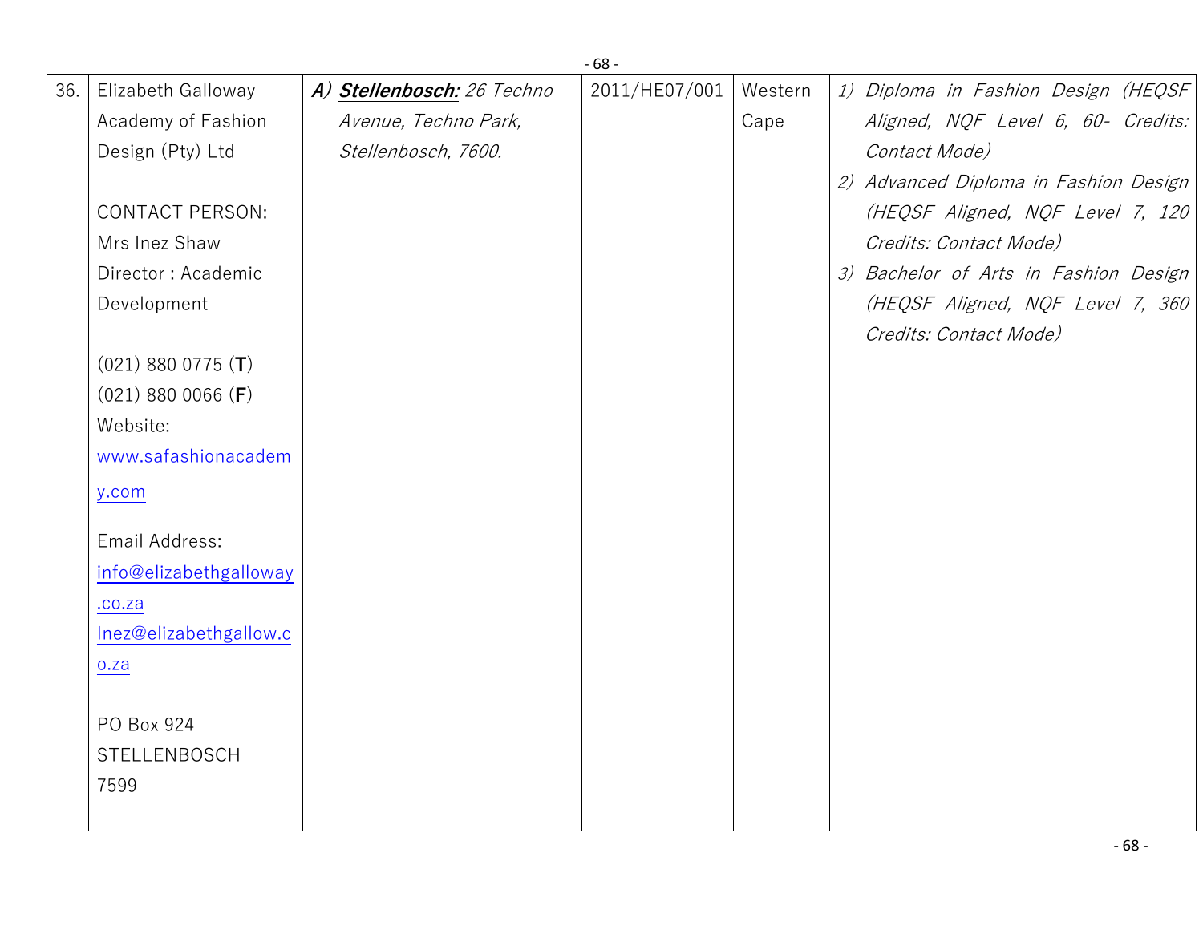| 36. | Elizabeth Galloway Academy of Fashion Design (Pty) Ltd<br><br>CONTACT PERSON:<br>Mrs Inez Shaw<br>Director : Academic Development<br><br>(021) 880 0775 (**T**)<br>(021) 880 0066 (**F**)<br>Website:<br>www.safashionacademy.com<br><br>Email Address:<br>info@elizabethgalloway.co.za<br>Inez@elizabethgallow.co.za<br><br>PO Box 924<br>STELLENBOSCH<br>7599 | ***A) <u>Stellenbosch:</u>*** *26 Techno Avenue, Techno Park, Stellenbosch, 7600.* | 2011/HE07/001 | Western Cape | *1) Diploma in Fashion Design (HEQSF Aligned, NQF Level 6, 60- Credits: Contact Mode)*<br>*2) Advanced Diploma in Fashion Design (HEQSF Aligned, NQF Level 7, 120 Credits: Contact Mode)*<br>*3) Bachelor of Arts in Fashion Design (HEQSF Aligned, NQF Level 7, 360 Credits: Contact Mode)* |
|---|---|---|---|---|---|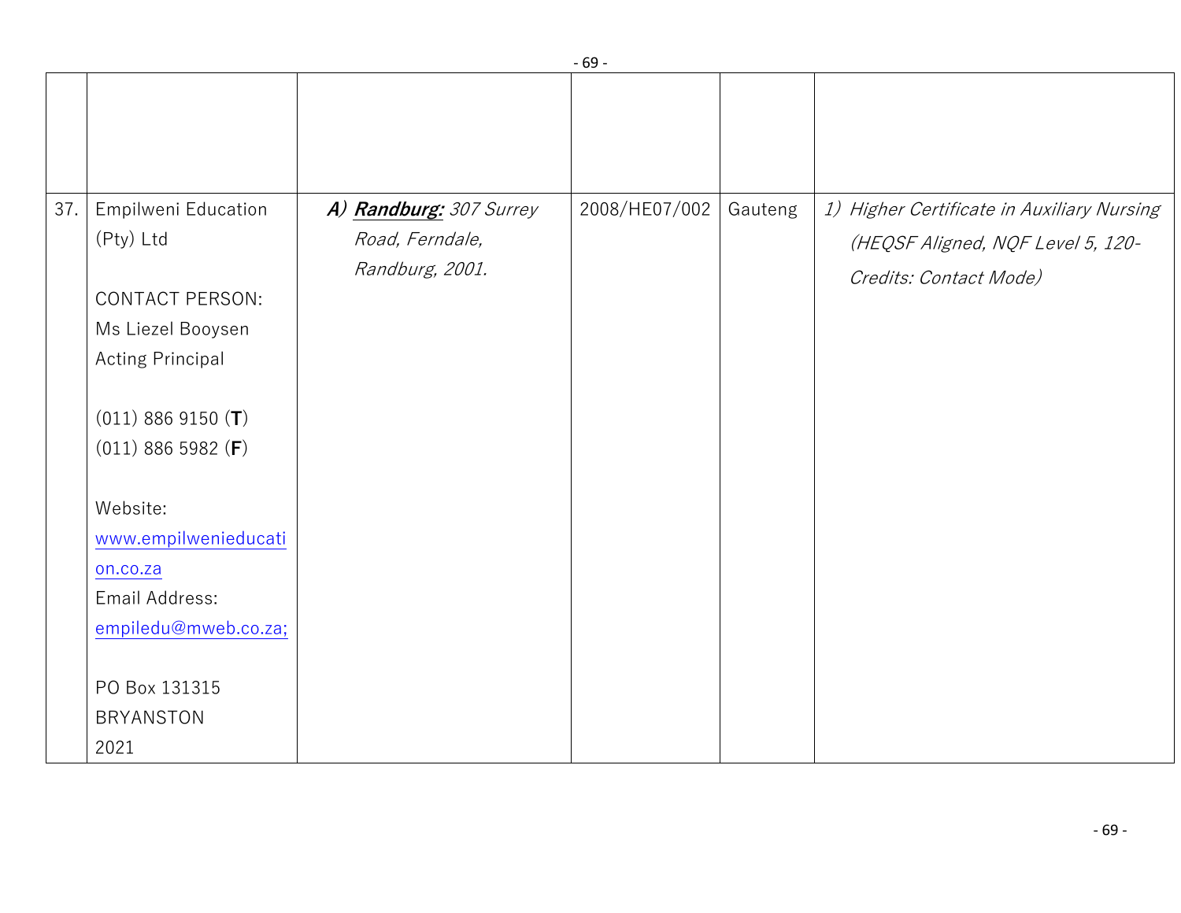| | | | | | |
|---|---|---|---|---|---|
| | | | | | |
| 37. | Empilweni Education (Pty) Ltd<br><br>CONTACT PERSON:<br>Ms Liezel Booysen<br>Acting Principal<br><br>(011) 886 9150 (**T**)<br>(011) 886 5982 (**F**)<br><br>Website:<br>www.empilwenieducation.co.za<br>Email Address:<br>empiledu@mweb.co.za;<br><br>PO Box 131315<br>BRYANSTON<br>2021 | ***A) Randburg:*** *307 Surrey Road, Ferndale, Randburg, 2001.* | 2008/HE07/002 | Gauteng | *1) Higher Certificate in Auxiliary Nursing (HEQSF Aligned, NQF Level 5, 120-Credits: Contact Mode)* |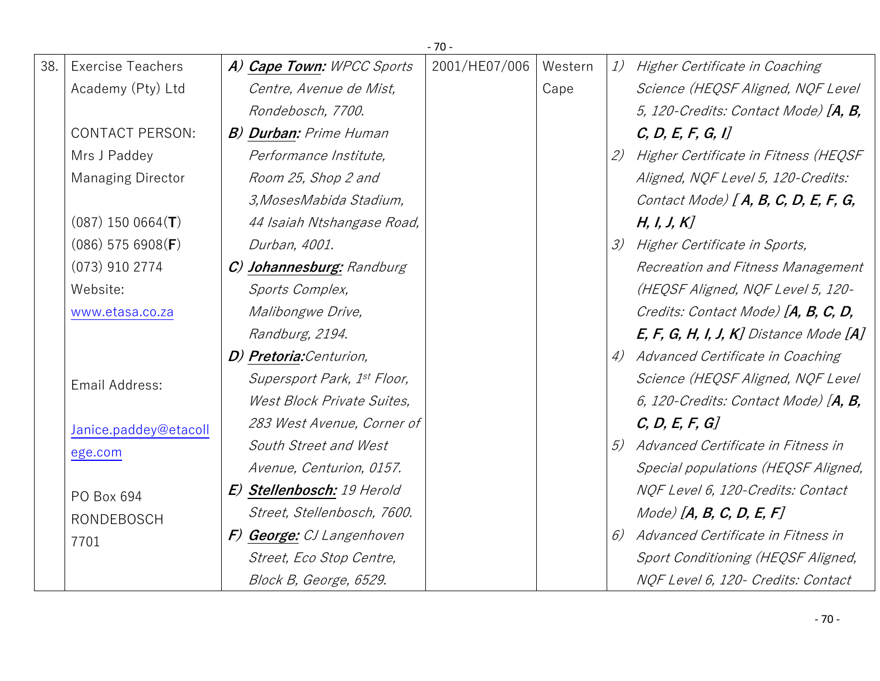| 38. | Exercise Teachers Academy (Pty) Ltd<br><br>CONTACT PERSON:<br>Mrs J Paddey<br>Managing Director<br><br>(087) 150 0664(**T**)<br>(086) 575 6908(**F**)<br>(073) 910 2774<br>Website:<br>www.etasa.co.za<br><br>Email Address:<br><br>Janice.paddey@etacollege.com<br><br>PO Box 694<br>RONDEBOSCH<br>7701 | ***A) Cape Town:*** *WPCC Sports Centre, Avenue de Mist, Rondebosch, 7700.*<br>***B) Durban:*** *Prime Human Performance Institute, Room 25, Shop 2 and 3,MosesMabida Stadium, 44 Isaiah Ntshangase Road, Durban, 4001.*<br>***C) Johannesburg:*** *Randburg Sports Complex, Malibongwe Drive, Randburg, 2194.*<br>***D) Pretoria:****Centurion, Supersport Park, 1st Floor, West Block Private Suites, 283 West Avenue, Corner of South Street and West Avenue, Centurion, 0157.*<br>***E) Stellenbosch:*** *19 Herold Street, Stellenbosch, 7600.*<br>***F) George:*** *CJ Langenhoven Street, Eco Stop Centre, Block B, George, 6529.* | 2001/HE07/006 | Western Cape | *1) Higher Certificate in Coaching Science (HEQSF Aligned, NQF Level 5, 120-Credits: Contact Mode)* ***[A, B, C, D, E, F, G, I]***<br>*2) Higher Certificate in Fitness (HEQSF Aligned, NQF Level 5, 120-Credits: Contact Mode)* ***[ A, B, C, D, E, F, G, H, I, J, K]***<br>*3) Higher Certificate in Sports, Recreation and Fitness Management (HEQSF Aligned, NQF Level 5, 120-Credits: Contact Mode)* ***[A, B, C, D, E, F, G, H, I, J, K]*** *Distance Mode* ***[A]***<br>*4) Advanced Certificate in Coaching Science (HEQSF Aligned, NQF Level 6, 120-Credits: Contact Mode)* ***[A, B, C, D, E, F, G]***<br>*5) Advanced Certificate in Fitness in Special populations (HEQSF Aligned, NQF Level 6, 120-Credits: Contact Mode)* ***[A, B, C, D, E, F]***<br>*6) Advanced Certificate in Fitness in Sport Conditioning (HEQSF Aligned, NQF Level 6, 120- Credits: Contact* |
|---|---|---|---|---|---|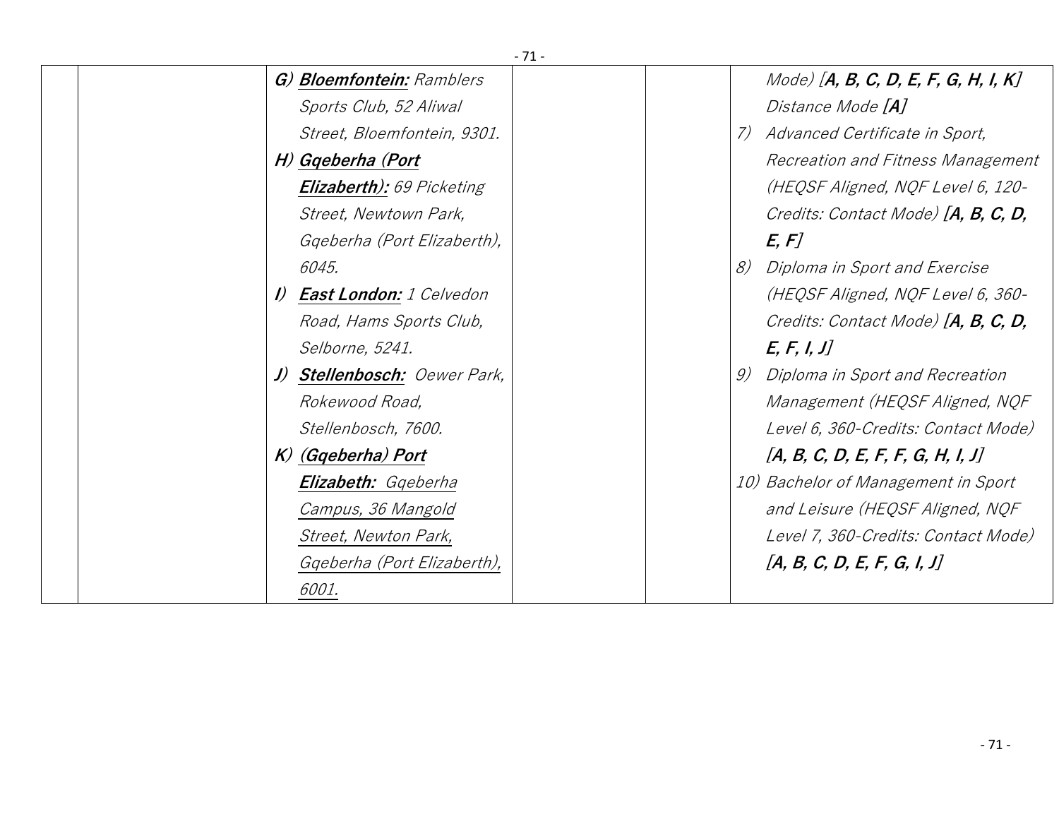| | | | | | |
|---|---|---|---|---|---|
| | | *G) **Bloemfontein:** Ramblers Sports Club, 52 Aliwal Street, Bloemfontein, 9301.*<br>*H) **Gqeberha (Port Elizaberth):** 69 Picketing Street, Newtown Park, Gqeberha (Port Elizaberth), 6045.*<br>*I) **East London:** 1 Celvedon Road, Hams Sports Club, Selborne, 5241.*<br>*J) **Stellenbosch:** Oewer Park, Rokewood Road, Stellenbosch, 7600.*<br>*K) (Gqeberha) Port **Elizabeth:** Gqeberha Campus, 36 Mangold Street, Newton Park, Gqeberha (Port Elizaberth), 6001.* | | | *Mode) [**A, B, C, D, E, F, G, H, I, K**] Distance Mode [**A**]*<br>*7) Advanced Certificate in Sport, Recreation and Fitness Management (HEQSF Aligned, NQF Level 6, 120-Credits: Contact Mode) [**A, B, C, D, E, F**]*<br>*8) Diploma in Sport and Exercise (HEQSF Aligned, NQF Level 6, 360-Credits: Contact Mode) [**A, B, C, D, E, F, I, J**]*<br>*9) Diploma in Sport and Recreation Management (HEQSF Aligned, NQF Level 6, 360-Credits: Contact Mode) [**A, B, C, D, E, F, F, G, H, I, J**]*<br>*10) Bachelor of Management in Sport and Leisure (HEQSF Aligned, NQF Level 7, 360-Credits: Contact Mode) [**A, B, C, D, E, F, G, I, J**]* |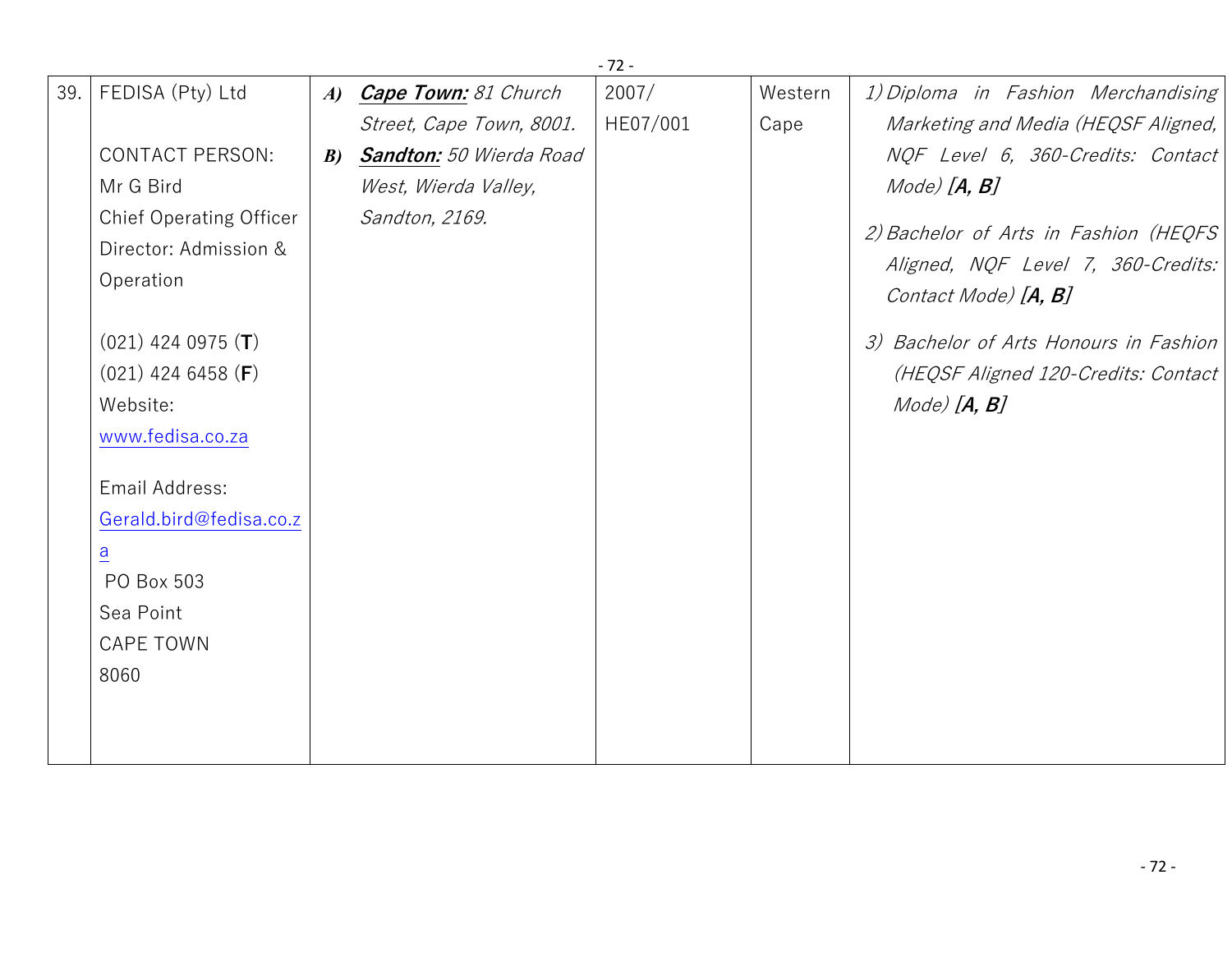| 39. | FEDISA (Pty) Ltd<br><br>CONTACT PERSON:<br>Mr G Bird<br>Chief Operating Officer<br>Director: Admission & Operation<br><br>(021) 424 0975 (**T**)<br>(021) 424 6458 (**F**)<br>Website:<br>www.fedisa.co.za<br><br>Email Address:<br>Gerald.bird@fedisa.co.za<br>PO Box 503<br>Sea Point<br>CAPE TOWN<br>8060 | ***A)*** ***Cape Town:*** *81 Church Street, Cape Town, 8001.*<br>***B)*** ***Sandton:*** *50 Wierda Road West, Wierda Valley, Sandton, 2169.* | 2007/<br>HE07/001 | Western Cape | *1) Diploma in Fashion Merchandising Marketing and Media (HEQSF Aligned, NQF Level 6, 360-Credits: Contact Mode)* ***[A, B]***<br><br>*2) Bachelor of Arts in Fashion (HEQFS Aligned, NQF Level 7, 360-Credits: Contact Mode)* ***[A, B]***<br><br>*3) Bachelor of Arts Honours in Fashion (HEQSF Aligned 120-Credits: Contact Mode)* ***[A, B]*** |
|---|---|---|---|---|---|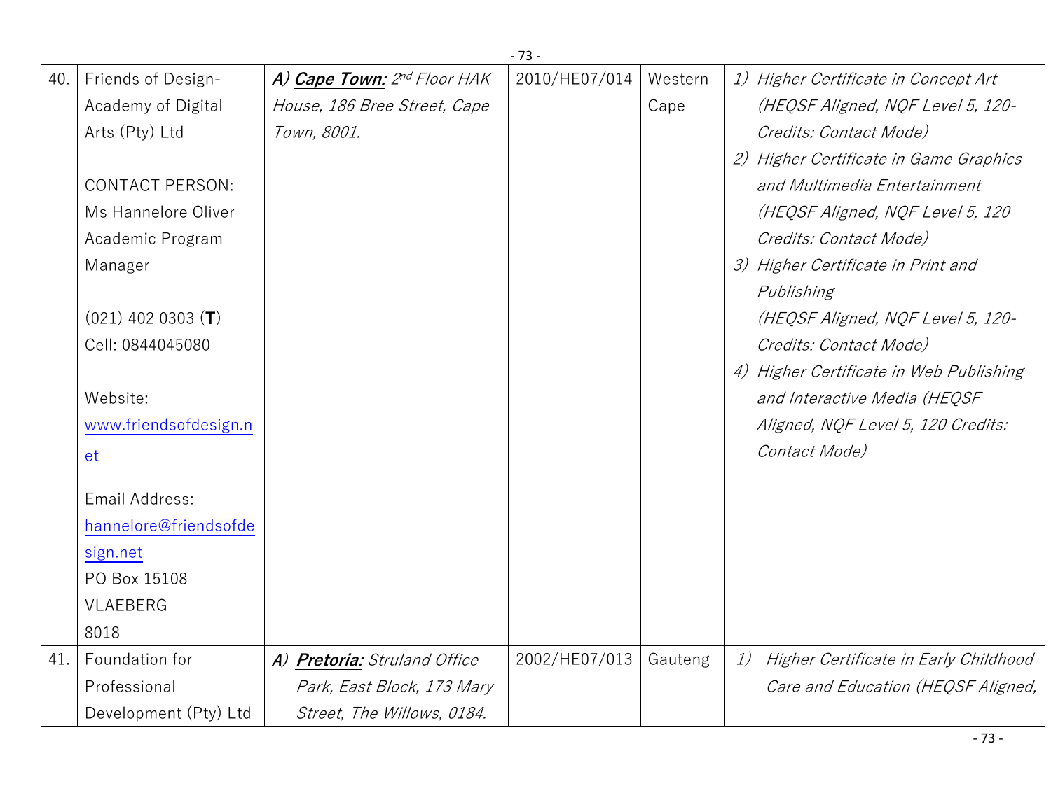| 40. | Friends of Design-Academy of Digital Arts (Pty) Ltd<br><br>CONTACT PERSON:<br>Ms Hannelore Oliver<br>Academic Program Manager<br><br>(021) 402 0303 (**T**)<br>Cell: 0844045080<br><br>Website:<br>www.friendsofdesign.net<br><br>Email Address:<br>hannelore@friendsofdesign.net<br>PO Box 15108<br>VLAEBERG<br>8018 | ***A) Cape Town:*** *2nd Floor HAK House, 186 Bree Street, Cape Town, 8001.* | 2010/HE07/014 | Western Cape | *1) Higher Certificate in Concept Art (HEQSF Aligned, NQF Level 5, 120-Credits: Contact Mode)*<br>*2) Higher Certificate in Game Graphics and Multimedia Entertainment (HEQSF Aligned, NQF Level 5, 120 Credits: Contact Mode)*<br>*3) Higher Certificate in Print and Publishing (HEQSF Aligned, NQF Level 5, 120-Credits: Contact Mode)*<br>*4) Higher Certificate in Web Publishing and Interactive Media (HEQSF Aligned, NQF Level 5, 120 Credits: Contact Mode)* |
|---|---|---|---|---|---|
| 41. | Foundation for Professional Development (Pty) Ltd | ***A) Pretoria:*** *Struland Office Park, East Block, 173 Mary Street, The Willows, 0184.* | 2002/HE07/013 | Gauteng | *1) Higher Certificate in Early Childhood Care and Education (HEQSF Aligned,* |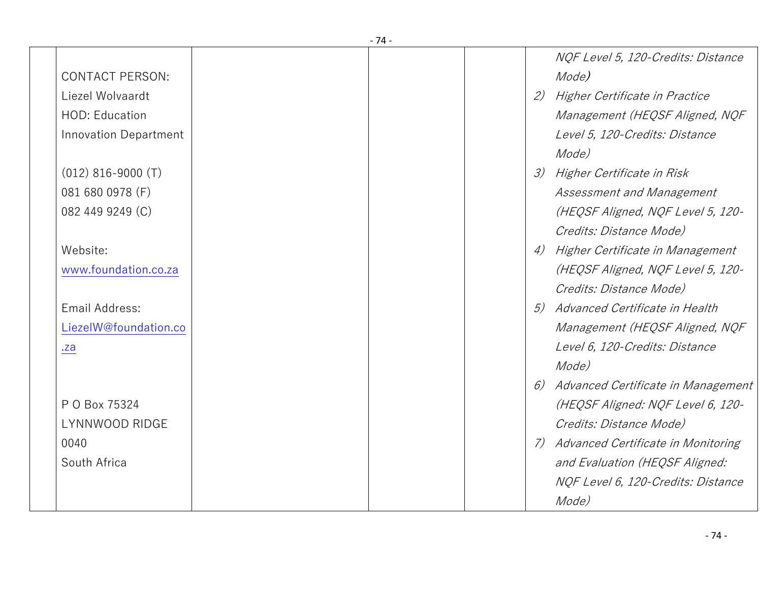| | | | | | |
|---|---|---|---|---|---|
| | CONTACT PERSON:<br>Liezel Wolvaardt<br>HOD: Education Innovation Department<br><br>(012) 816-9000 (T)<br>081 680 0978 (F)<br>082 449 9249 (C)<br><br>Website:<br>[www.foundation.co.za](http://www.foundation.co.za)<br><br>Email Address:<br>[LiezelW@foundation.co.za](mailto:LiezelW@foundation.co.za)<br><br>P O Box 75324<br>LYNNWOOD RIDGE<br>0040<br>South Africa | | | | *NQF Level 5, 120-Credits: Distance Mode)*<br>2) *Higher Certificate in Practice Management (HEQSF Aligned, NQF Level 5, 120-Credits: Distance Mode)*<br>3) *Higher Certificate in Risk Assessment and Management (HEQSF Aligned, NQF Level 5, 120-Credits: Distance Mode)*<br>4) *Higher Certificate in Management (HEQSF Aligned, NQF Level 5, 120-Credits: Distance Mode)*<br>5) *Advanced Certificate in Health Management (HEQSF Aligned, NQF Level 6, 120-Credits: Distance Mode)*<br>6) *Advanced Certificate in Management (HEQSF Aligned: NQF Level 6, 120-Credits: Distance Mode)*<br>7) *Advanced Certificate in Monitoring and Evaluation (HEQSF Aligned: NQF Level 6, 120-Credits: Distance Mode)* |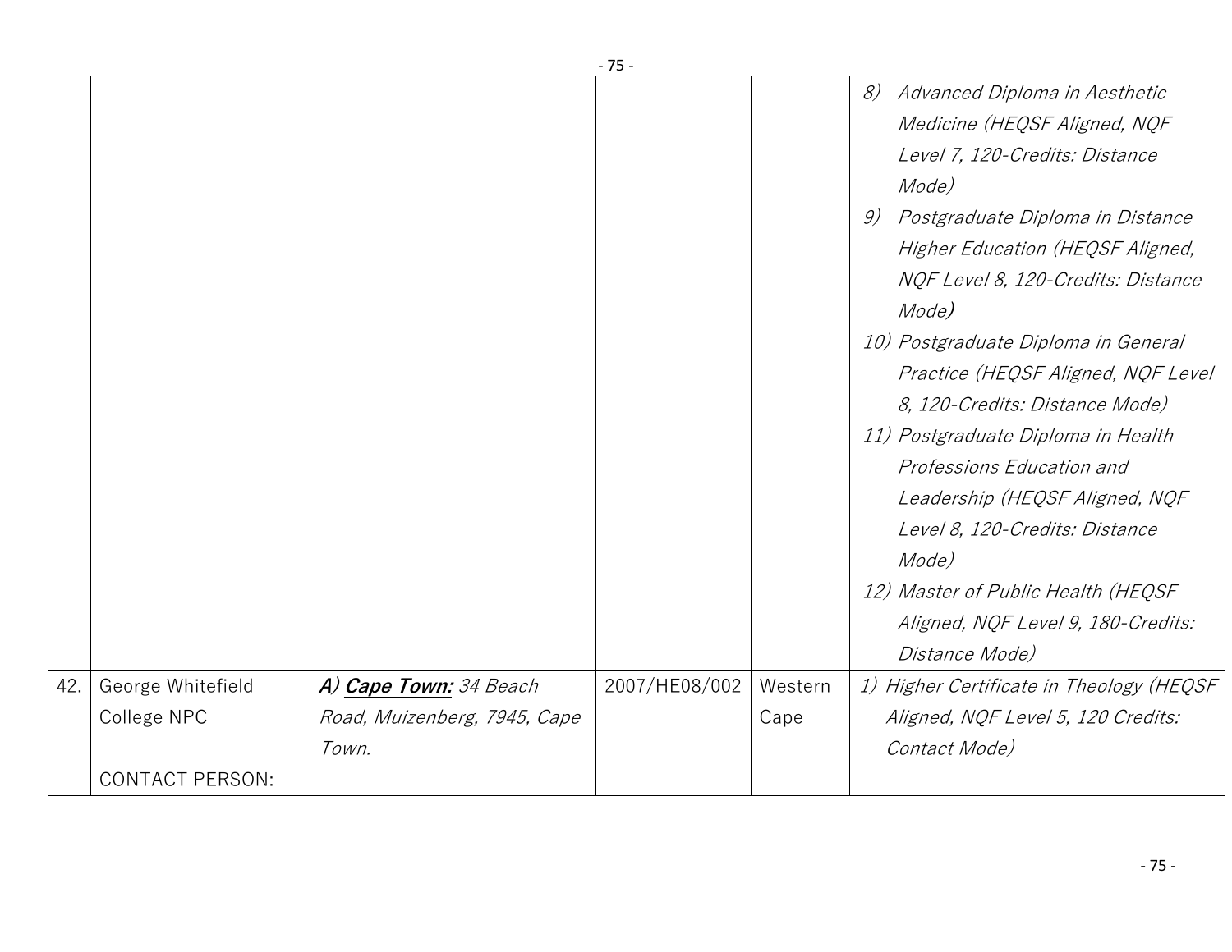| | | | | | |
|---|---|---|---|---|---|
| | | | | | 8) *Advanced Diploma in Aesthetic Medicine (HEQSF Aligned, NQF Level 7, 120-Credits: Distance Mode)*<br>9) *Postgraduate Diploma in Distance Higher Education (HEQSF Aligned, NQF Level 8, 120-Credits: Distance Mode)*<br>10) *Postgraduate Diploma in General Practice (HEQSF Aligned, NQF Level 8, 120-Credits: Distance Mode)*<br>11) *Postgraduate Diploma in Health Professions Education and Leadership (HEQSF Aligned, NQF Level 8, 120-Credits: Distance Mode)*<br>12) *Master of Public Health (HEQSF Aligned, NQF Level 9, 180-Credits: Distance Mode)* |
| 42. | George Whitefield College NPC<br><br>CONTACT PERSON: | ***A) <u>Cape Town:</u>*** *34 Beach Road, Muizenberg, 7945, Cape Town.* | 2007/HE08/002 | Western Cape | *1) Higher Certificate in Theology (HEQSF Aligned, NQF Level 5, 120 Credits: Contact Mode)* |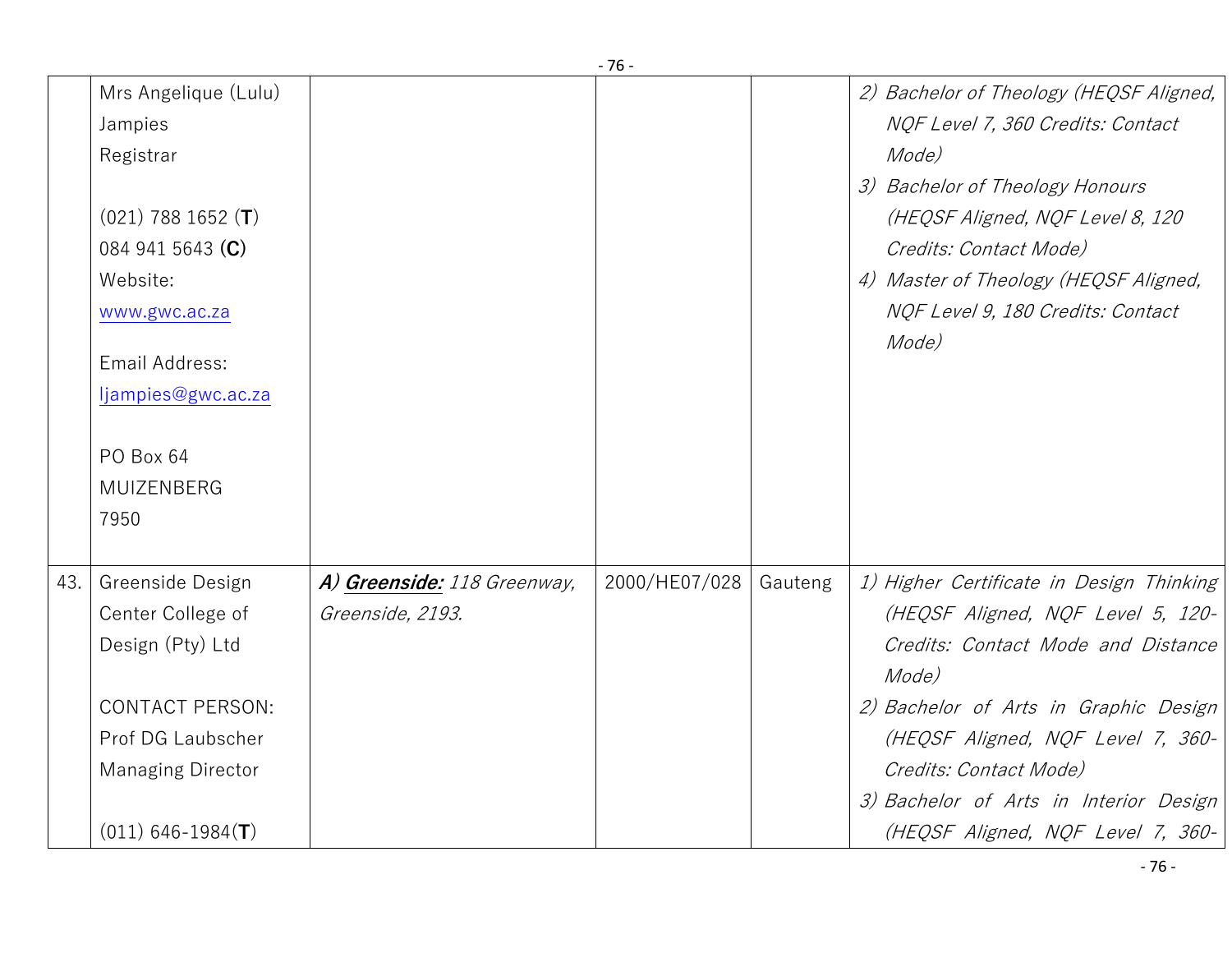| | | | | | |
|---|---|---|---|---|---|
| | Mrs Angelique (Lulu) Jampies<br>Registrar<br><br>(021) 788 1652 (**T**)<br>084 941 5643 (**C**)<br>Website:<br>www.gwc.ac.za<br><br>Email Address:<br>ljampies@gwc.ac.za<br><br>PO Box 64<br>MUIZENBERG<br>7950 | | | | *2) Bachelor of Theology (HEQSF Aligned, NQF Level 7, 360 Credits: Contact Mode)*<br>*3) Bachelor of Theology Honours (HEQSF Aligned, NQF Level 8, 120 Credits: Contact Mode)*<br>*4) Master of Theology (HEQSF Aligned, NQF Level 9, 180 Credits: Contact Mode)* |
| 43. | Greenside Design Center College of Design (Pty) Ltd<br><br>CONTACT PERSON:<br>Prof DG Laubscher<br>Managing Director<br><br>(011) 646-1984(**T**) | ***A) Greenside:*** *118 Greenway, Greenside, 2193.* | 2000/HE07/028 | Gauteng | *1) Higher Certificate in Design Thinking (HEQSF Aligned, NQF Level 5, 120-Credits: Contact Mode and Distance Mode)*<br>*2) Bachelor of Arts in Graphic Design (HEQSF Aligned, NQF Level 7, 360-Credits: Contact Mode)*<br>*3) Bachelor of Arts in Interior Design (HEQSF Aligned, NQF Level 7, 360-* |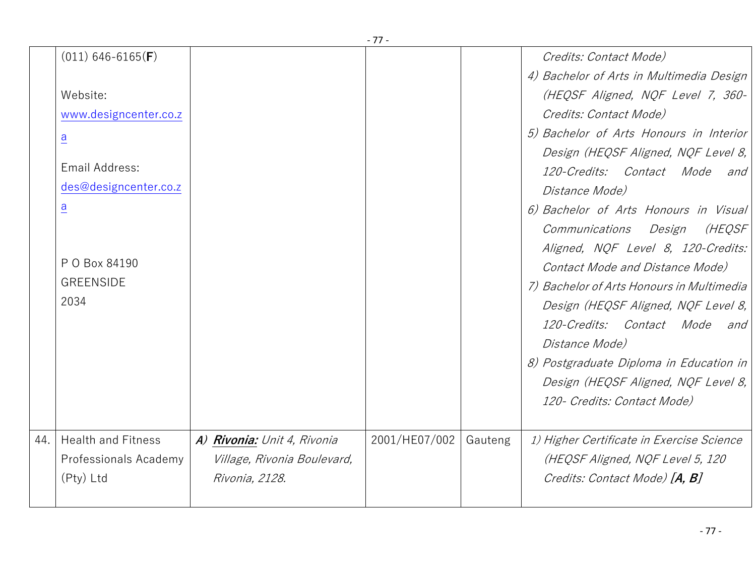| | | | | | |
|---|---|---|---|---|---|
| | (011) 646-6165(**F**)<br><br>Website:<br>www.designcenter.co.za<br><br>Email Address:<br>des@designcenter.co.za<br><br>P O Box 84190<br>GREENSIDE<br>2034 | | | | *Credits: Contact Mode)*<br>*4) Bachelor of Arts in Multimedia Design (HEQSF Aligned, NQF Level 7, 360-Credits: Contact Mode)*<br>*5) Bachelor of Arts Honours in Interior Design (HEQSF Aligned, NQF Level 8, 120-Credits: Contact Mode and Distance Mode)*<br>*6) Bachelor of Arts Honours in Visual Communications Design (HEQSF Aligned, NQF Level 8, 120-Credits: Contact Mode and Distance Mode)*<br>*7) Bachelor of Arts Honours in Multimedia Design (HEQSF Aligned, NQF Level 8, 120-Credits: Contact Mode and Distance Mode)*<br>*8) Postgraduate Diploma in Education in Design (HEQSF Aligned, NQF Level 8, 120- Credits: Contact Mode)* |
| 44. | Health and Fitness Professionals Academy (Pty) Ltd | ***A) Rivonia:*** *Unit 4, Rivonia Village, Rivonia Boulevard, Rivonia, 2128.* | 2001/HE07/002 | Gauteng | *1) Higher Certificate in Exercise Science (HEQSF Aligned, NQF Level 5, 120 Credits: Contact Mode)* ***[A, B]*** |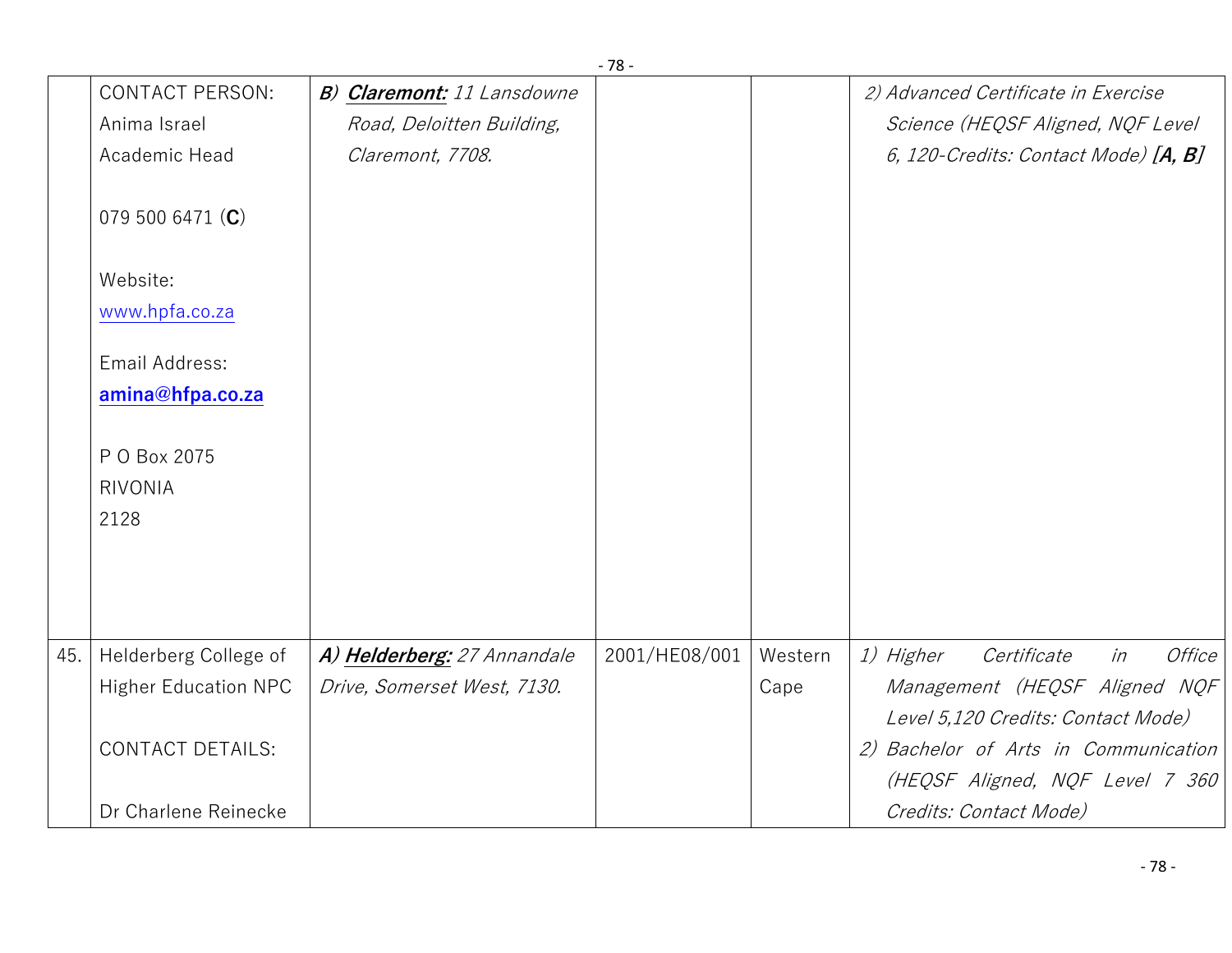| | | | | | |
|---|---|---|---|---|---|
| | CONTACT PERSON:<br>Anima Israel<br>Academic Head<br><br>079 500 6471 (**C**)<br><br>Website:<br>www.hpfa.co.za<br><br>Email Address:<br>**amina@hfpa.co.za**<br><br>P O Box 2075<br>RIVONIA<br>2128 | ***B) Claremont:*** *11 Lansdowne Road, Deloitten Building, Claremont, 7708.* | | | *2) Advanced Certificate in Exercise Science (HEQSF Aligned, NQF Level 6, 120-Credits: Contact Mode)* ***[A, B]*** |
| 45. | Helderberg College of Higher Education NPC<br><br>CONTACT DETAILS:<br><br>Dr Charlene Reinecke | ***A) Helderberg:*** *27 Annandale Drive, Somerset West, 7130.* | 2001/HE08/001 | Western Cape | *1) Higher Certificate in Office Management (HEQSF Aligned NQF Level 5,120 Credits: Contact Mode)*<br>*2) Bachelor of Arts in Communication (HEQSF Aligned, NQF Level 7 360 Credits: Contact Mode)* |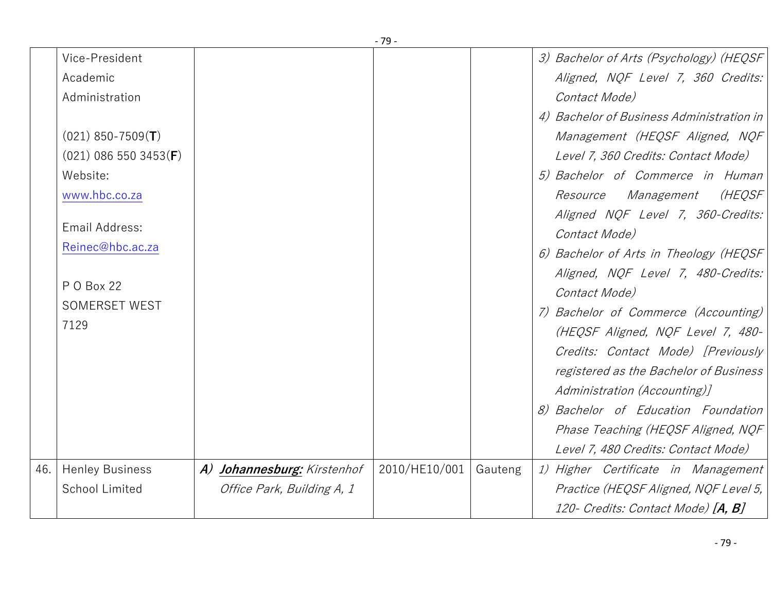| | | | | | |
|---|---|---|---|---|---|
| | Vice-President Academic Administration<br><br>(021) 850-7509(**T**)<br>(021) 086 550 3453(**F**)<br>Website:<br>www.hbc.co.za<br><br>Email Address:<br>Reinec@hbc.ac.za<br><br>P O Box 22<br>SOMERSET WEST<br>7129 | | | | *3) Bachelor of Arts (Psychology) (HEQSF Aligned, NQF Level 7, 360 Credits: Contact Mode)*<br>*4) Bachelor of Business Administration in Management (HEQSF Aligned, NQF Level 7, 360 Credits: Contact Mode)*<br>*5) Bachelor of Commerce in Human Resource Management (HEQSF Aligned NQF Level 7, 360-Credits: Contact Mode)*<br>*6) Bachelor of Arts in Theology (HEQSF Aligned, NQF Level 7, 480-Credits: Contact Mode)*<br>*7) Bachelor of Commerce (Accounting) (HEQSF Aligned, NQF Level 7, 480-Credits: Contact Mode) [Previously registered as the Bachelor of Business Administration (Accounting)]*<br>*8) Bachelor of Education Foundation Phase Teaching (HEQSF Aligned, NQF Level 7, 480 Credits: Contact Mode)* |
| 46. | Henley Business School Limited | ***A) Johannesburg:*** *Kirstenhof Office Park, Building A, 1* | 2010/HE10/001 | Gauteng | *1) Higher Certificate in Management Practice (HEQSF Aligned, NQF Level 5, 120- Credits: Contact Mode)* ***[A, B]*** |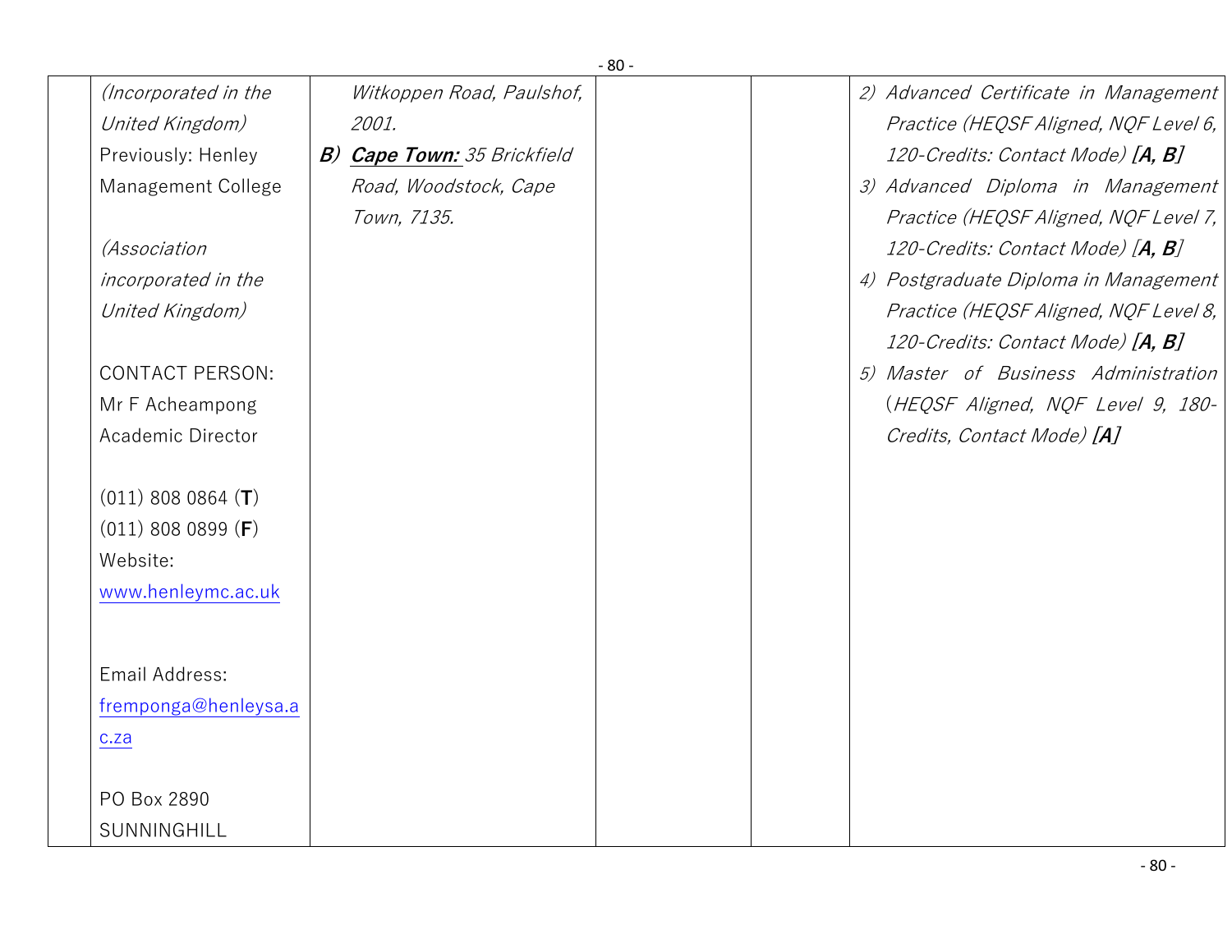|  |  |  |  |  |  |
|---|---|---|---|---|---|
|  | *(Incorporated in the United Kingdom)*<br>Previously: Henley Management College<br><br>*(Association incorporated in the United Kingdom)*<br><br>CONTACT PERSON:<br>Mr F Acheampong<br>Academic Director<br><br>(011) 808 0864 (**T**)<br>(011) 808 0899 (**F**)<br>Website:<br>www.henleymc.ac.uk<br><br>Email Address:<br>fremponga@henleysa.ac.za<br><br>PO Box 2890<br>SUNNINGHILL | *Witkoppen Road, Paulshof, 2001.*<br>***B) Cape Town:*** *35 Brickfield Road, Woodstock, Cape Town, 7135.* |  |  | *2) Advanced Certificate in Management Practice (HEQSF Aligned, NQF Level 6, 120-Credits: Contact Mode)* ***[A, B]***<br>*3) Advanced Diploma in Management Practice (HEQSF Aligned, NQF Level 7, 120-Credits: Contact Mode) [**A, B**]*<br>*4) Postgraduate Diploma in Management Practice (HEQSF Aligned, NQF Level 8, 120-Credits: Contact Mode)* ***[A, B]***<br>*5) Master of Business Administration (HEQSF Aligned, NQF Level 9, 180-Credits, Contact Mode)* ***[A]*** |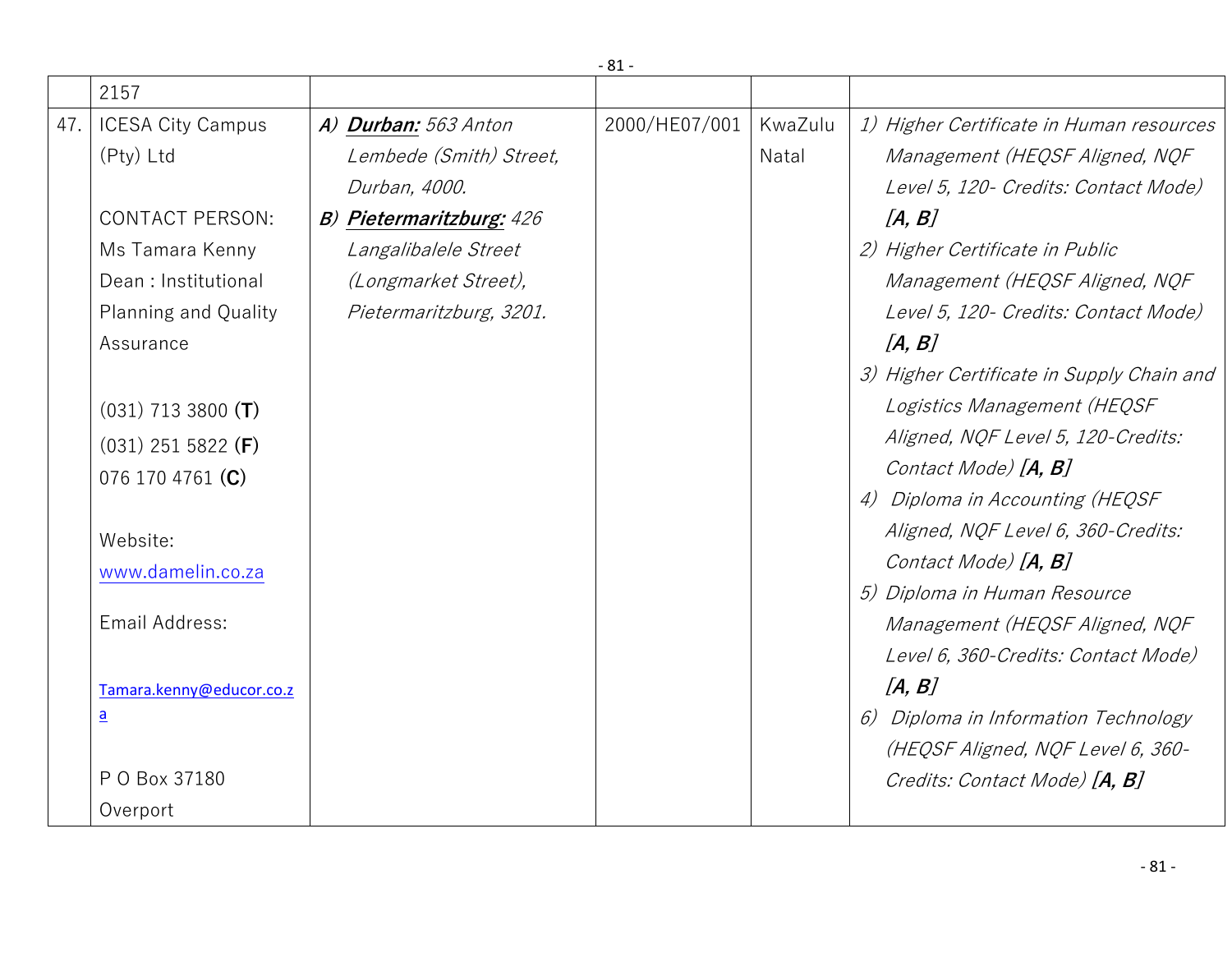| | | | | | |
|---|---|---|---|---|---|
| | 2157 | | | | |
| 47. | ICESA City Campus (Pty) Ltd<br><br>CONTACT PERSON: Ms Tamara Kenny Dean : Institutional Planning and Quality Assurance<br><br>(031) 713 3800 **(T)**<br>(031) 251 5822 **(F)**<br>076 170 4761 **(C)**<br><br>Website: www.damelin.co.za<br><br>Email Address:<br><br>Tamara.kenny@educor.co.za<br><br>P O Box 37180 Overport | *A)* ***Durban:*** *563 Anton Lembede (Smith) Street, Durban, 4000.*<br>*B)* ***Pietermaritzburg:*** *426 Langalibalele Street (Longmarket Street), Pietermaritzburg, 3201.* | 2000/HE07/001 | KwaZulu Natal | *1) Higher Certificate in Human resources Management (HEQSF Aligned, NQF Level 5, 120- Credits: Contact Mode)* ***[A, B]***<br>*2) Higher Certificate in Public Management (HEQSF Aligned, NQF Level 5, 120- Credits: Contact Mode)* ***[A, B]***<br>*3) Higher Certificate in Supply Chain and Logistics Management (HEQSF Aligned, NQF Level 5, 120-Credits: Contact Mode)* ***[A, B]***<br>*4) Diploma in Accounting (HEQSF Aligned, NQF Level 6, 360-Credits: Contact Mode)* ***[A, B]***<br>*5) Diploma in Human Resource Management (HEQSF Aligned, NQF Level 6, 360-Credits: Contact Mode)* ***[A, B]***<br>*6) Diploma in Information Technology (HEQSF Aligned, NQF Level 6, 360-Credits: Contact Mode)* ***[A, B]*** |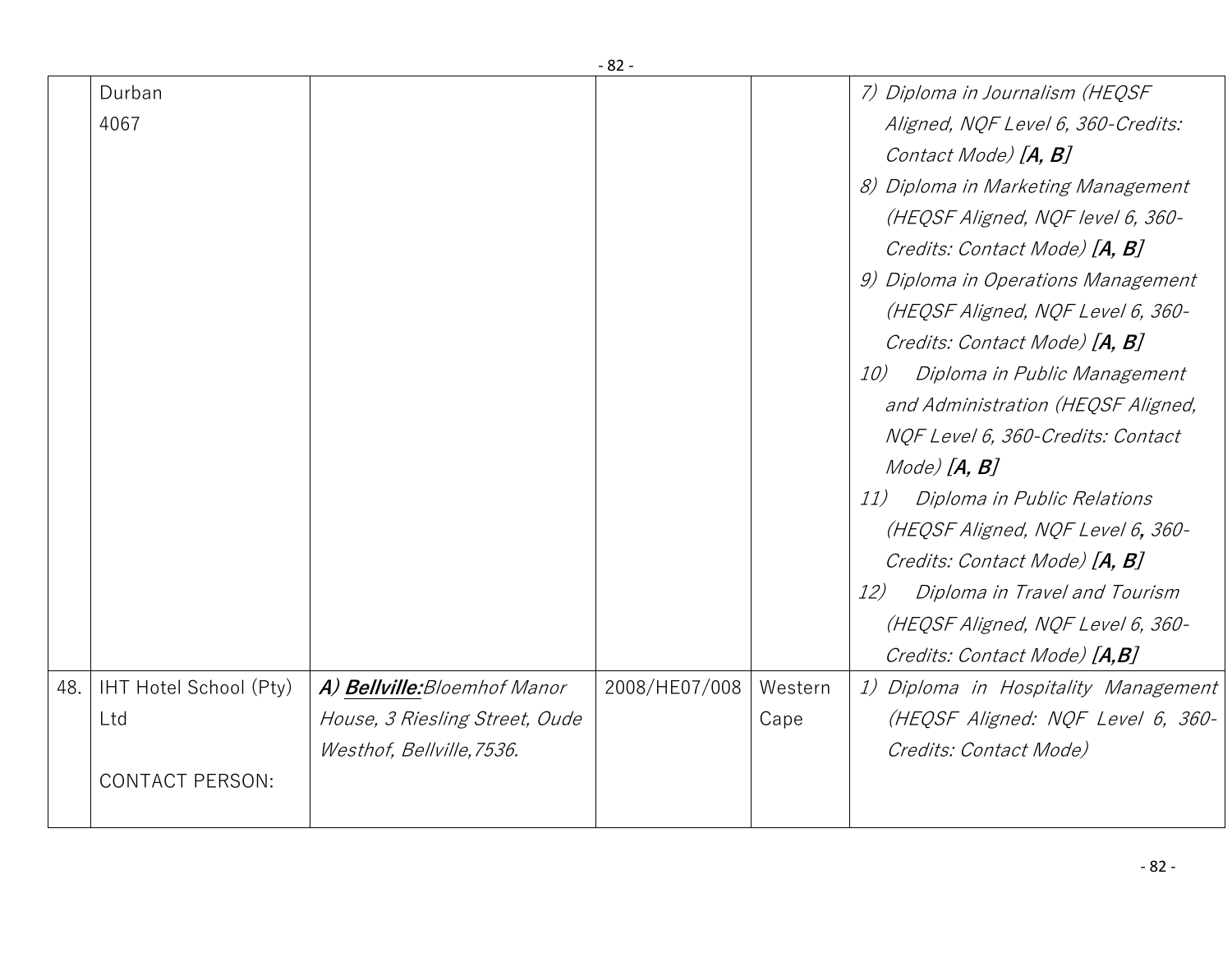| | | | | | |
|---|---|---|---|---|---|
| | Durban<br>4067 | | | | 7) *Diploma in Journalism (HEQSF Aligned, NQF Level 6, 360-Credits: Contact Mode)* ***[A, B]***<br>8) *Diploma in Marketing Management (HEQSF Aligned, NQF level 6, 360-Credits: Contact Mode)* ***[A, B]***<br>9) *Diploma in Operations Management (HEQSF Aligned, NQF Level 6, 360-Credits: Contact Mode)* ***[A, B]***<br>10) *Diploma in Public Management and Administration (HEQSF Aligned, NQF Level 6, 360-Credits: Contact Mode)* ***[A, B]***<br>11) *Diploma in Public Relations (HEQSF Aligned, NQF Level 6, 360-Credits: Contact Mode)* ***[A, B]***<br>12) *Diploma in Travel and Tourism (HEQSF Aligned, NQF Level 6, 360-Credits: Contact Mode)* ***[A,B]*** |
| 48. | IHT Hotel School (Pty) Ltd<br><br>CONTACT PERSON: | ***A) Bellville:*** *Bloemhof Manor House, 3 Riesling Street, Oude Westhof, Bellville,7536.* | 2008/HE07/008 | Western Cape | 1) *Diploma in Hospitality Management (HEQSF Aligned: NQF Level 6, 360-Credits: Contact Mode)* |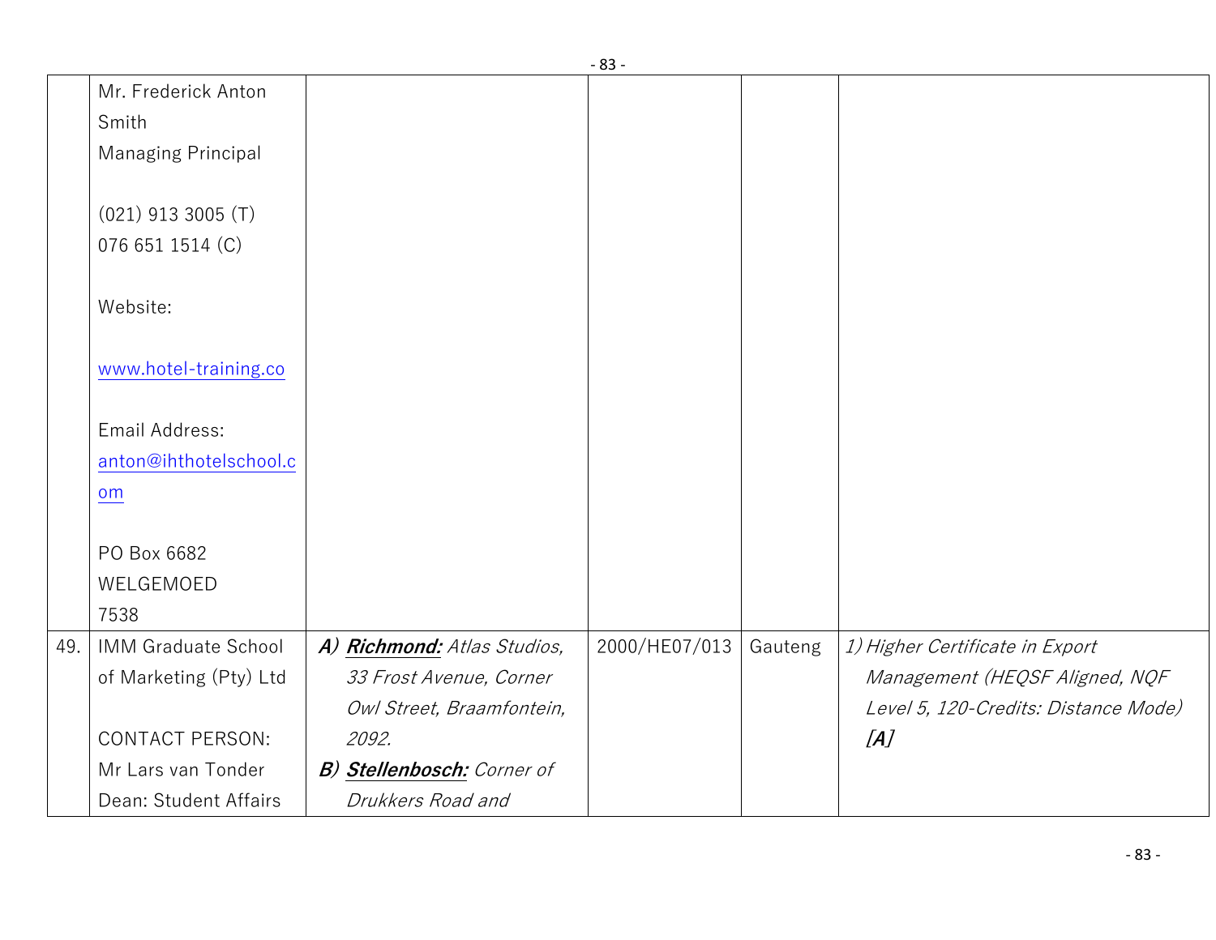| | | | | | |
|---|---|---|---|---|---|
| | Mr. Frederick Anton Smith<br>Managing Principal<br><br>(021) 913 3005 (T)<br>076 651 1514 (C)<br><br>Website:<br><br>www.hotel-training.co<br><br>Email Address:<br>anton@ihthotelschool.com<br><br>PO Box 6682<br>WELGEMOED<br>7538 | | | | |
| 49. | IMM Graduate School of Marketing (Pty) Ltd<br><br>CONTACT PERSON:<br>Mr Lars van Tonder<br>Dean: Student Affairs | ***A) Richmond:*** *Atlas Studios, 33 Frost Avenue, Corner Owl Street, Braamfontein, 2092.*<br>***B) Stellenbosch:*** *Corner of Drukkers Road and* | 2000/HE07/013 | Gauteng | *1) Higher Certificate in Export Management (HEQSF Aligned, NQF Level 5, 120-Credits: Distance Mode)* ***[A]*** |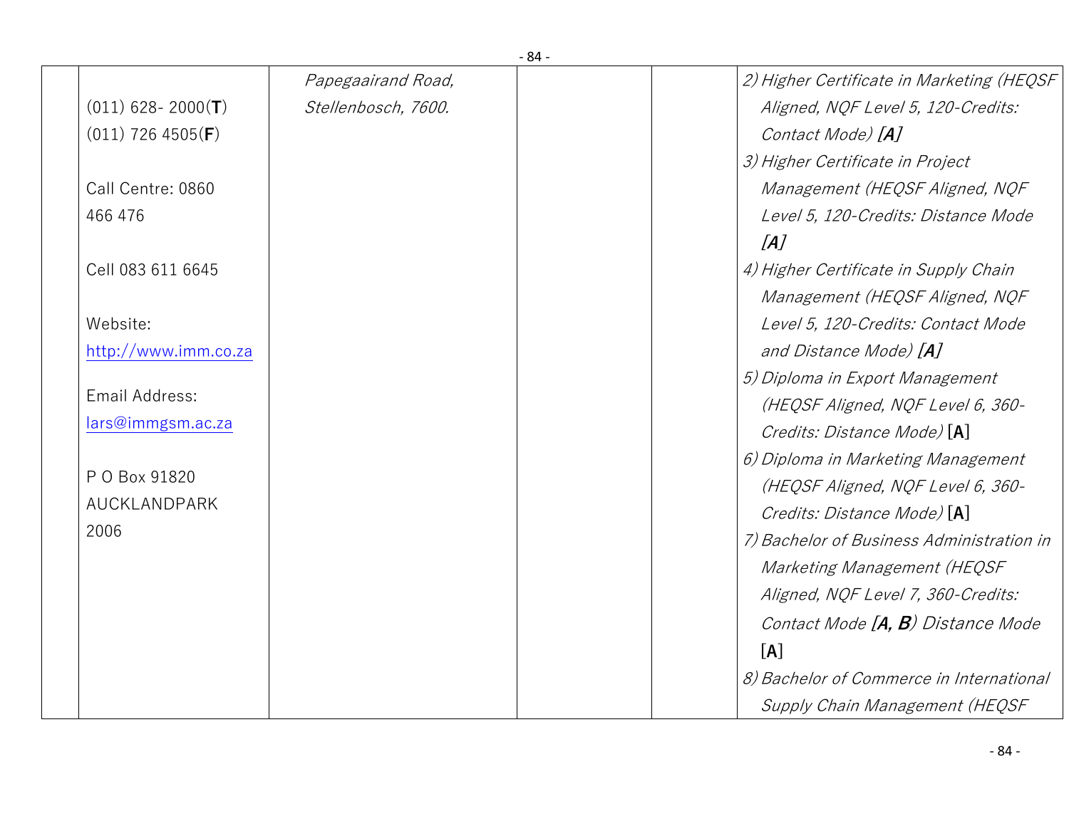| | | | | | |
|---|---|---|---|---|---|
| | (011) 628- 2000(**T**)<br>(011) 726 4505(**F**)<br><br>Call Centre: 0860 466 476<br><br>Cell 083 611 6645<br><br>Website: http://www.imm.co.za<br><br>Email Address: lars@immgsm.ac.za<br><br>P O Box 91820<br>AUCKLANDPARK<br>2006 | *Papegaairand Road, Stellenbosch, 7600.* | | | *2) Higher Certificate in Marketing (HEQSF Aligned, NQF Level 5, 120-Credits: Contact Mode)* ***[A]***<br>*3) Higher Certificate in Project Management (HEQSF Aligned, NQF Level 5, 120-Credits: Distance Mode* ***[A]***<br>*4) Higher Certificate in Supply Chain Management (HEQSF Aligned, NQF Level 5, 120-Credits: Contact Mode and Distance Mode)* ***[A]***<br>*5) Diploma in Export Management (HEQSF Aligned, NQF Level 6, 360-Credits: Distance Mode)* [A]<br>*6) Diploma in Marketing Management (HEQSF Aligned, NQF Level 6, 360-Credits: Distance Mode)* [A]<br>*7) Bachelor of Business Administration in Marketing Management (HEQSF Aligned, NQF Level 7, 360-Credits: Contact Mode* ***[A, B]****) Distance Mode* [A]<br>*8) Bachelor of Commerce in International Supply Chain Management (HEQSF* |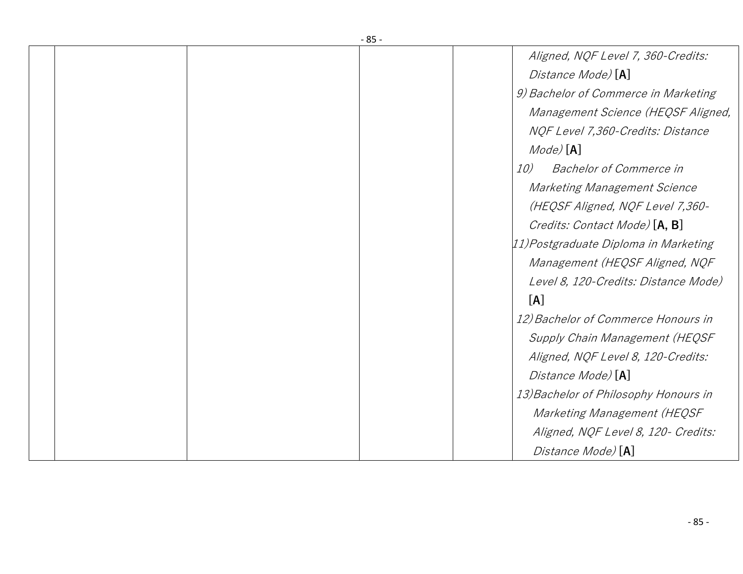| | | | | | |
|---|---|---|---|---|---|
| | | | | | *Aligned, NQF Level 7, 360-Credits: Distance Mode)* [**A**]<br>9) *Bachelor of Commerce in Marketing Management Science (HEQSF Aligned, NQF Level 7,360-Credits: Distance Mode)* [**A**]<br>10) *Bachelor of Commerce in Marketing Management Science (HEQSF Aligned, NQF Level 7,360-Credits: Contact Mode)* [**A, B**]<br>11) *Postgraduate Diploma in Marketing Management (HEQSF Aligned, NQF Level 8, 120-Credits: Distance Mode)* [**A**]<br>12) *Bachelor of Commerce Honours in Supply Chain Management (HEQSF Aligned, NQF Level 8, 120-Credits: Distance Mode)* [**A**]<br>13) *Bachelor of Philosophy Honours in Marketing Management (HEQSF Aligned, NQF Level 8, 120- Credits: Distance Mode)* [**A**] |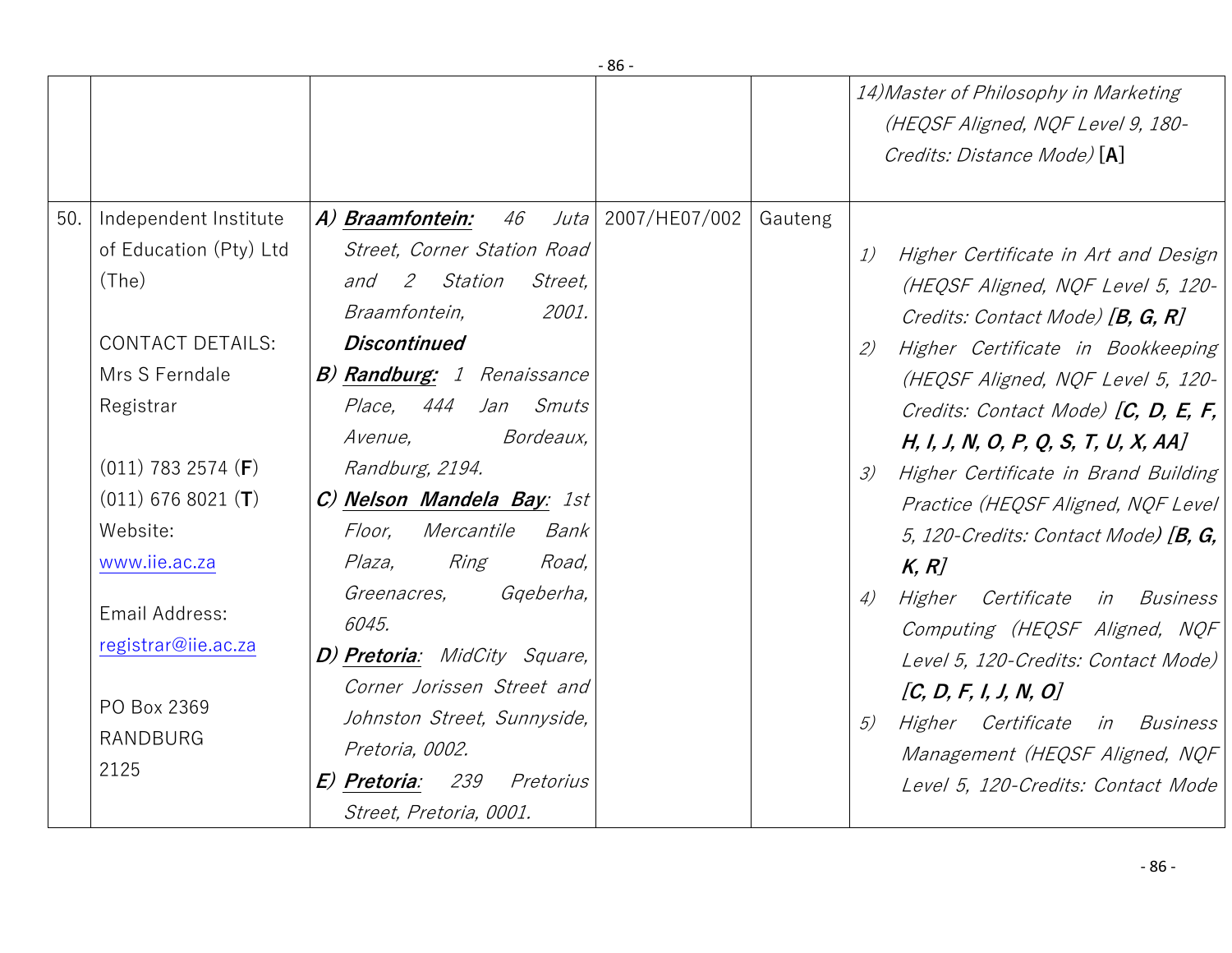| | | | | | |
|---|---|---|---|---|---|
| | | | | | *14)Master of Philosophy in Marketing (HEQSF Aligned, NQF Level 9, 180-Credits: Distance Mode)* [**A**] |
| 50. | Independent Institute of Education (Pty) Ltd (The)<br><br>CONTACT DETAILS:<br>Mrs S Ferndale<br>Registrar<br><br>(011) 783 2574 (**F**)<br>(011) 676 8021 (**T**)<br>Website:<br>www.iie.ac.za<br><br>Email Address:<br>registrar@iie.ac.za<br><br>PO Box 2369<br>RANDBURG<br>2125 | ***A) Braamfontein:*** *46 Juta Street, Corner Station Road and 2 Station Street, Braamfontein, 2001.* ***Discontinued***<br>***B) Randburg:*** *1 Renaissance Place, 444 Jan Smuts Avenue, Bordeaux, Randburg, 2194.*<br>***C) Nelson Mandela Bay****: 1st Floor, Mercantile Bank Plaza, Ring Road, Greenacres, Gqeberha, 6045.*<br>***D) Pretoria****: MidCity Square, Corner Jorissen Street and Johnston Street, Sunnyside, Pretoria, 0002.*<br>***E) Pretoria****: 239 Pretorius Street, Pretoria, 0001.* | 2007/HE07/002 | Gauteng | *1) Higher Certificate in Art and Design (HEQSF Aligned, NQF Level 5, 120-Credits: Contact Mode)* ***[B, G, R]***<br>*2) Higher Certificate in Bookkeeping (HEQSF Aligned, NQF Level 5, 120-Credits: Contact Mode)* ***[C, D, E, F, H, I, J, N, O, P, Q, S, T, U, X, AA]***<br>*3) Higher Certificate in Brand Building Practice (HEQSF Aligned, NQF Level 5, 120-Credits: Contact Mode)* ***[B, G, K, R]***<br>*4) Higher Certificate in Business Computing (HEQSF Aligned, NQF Level 5, 120-Credits: Contact Mode)* ***[C, D, F, I, J, N, O]***<br>*5) Higher Certificate in Business Management (HEQSF Aligned, NQF Level 5, 120-Credits: Contact Mode* |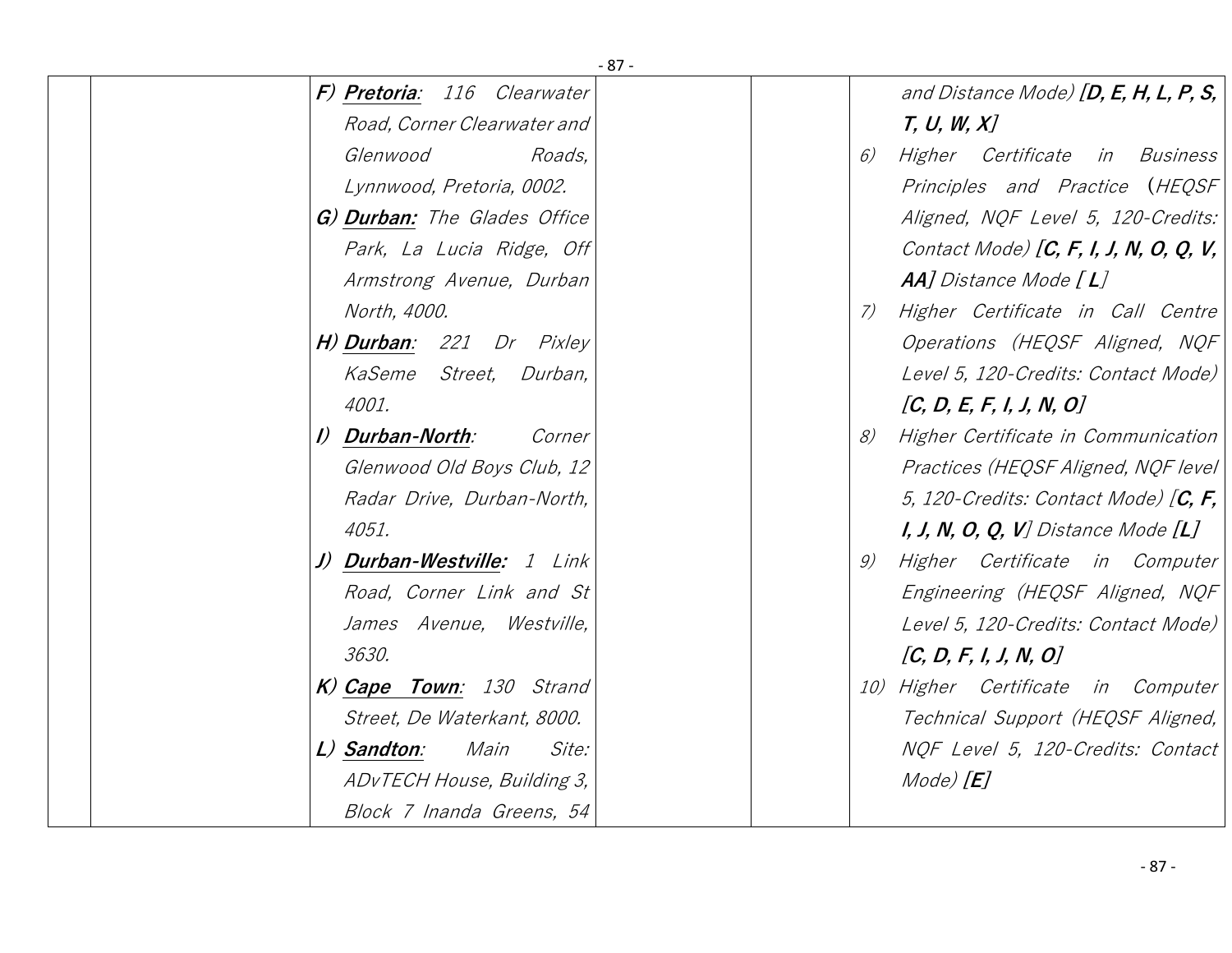| | | | | | |
|---|---|---|---|---|---|
| | | *F)* ***Pretoria****: 116 Clearwater Road, Corner Clearwater and Glenwood Roads, Lynnwood, Pretoria, 0002.*<br>*G)* ***Durban:*** *The Glades Office Park, La Lucia Ridge, Off Armstrong Avenue, Durban North, 4000.*<br>*H)* ***Durban****: 221 Dr Pixley KaSeme Street, Durban, 4001.*<br>*I)* ***Durban-North****: Corner Glenwood Old Boys Club, 12 Radar Drive, Durban-North, 4051.*<br>*J)* ***Durban-Westville:*** *1 Link Road, Corner Link and St James Avenue, Westville, 3630.*<br>*K)* ***Cape Town****: 130 Strand Street, De Waterkant, 8000.*<br>*L)* ***Sandton****: Main Site: ADvTECH House, Building 3, Block 7 Inanda Greens, 54* | | | *and Distance Mode)* ***[D, E, H, L, P, S, T, U, W, X]***<br>*6) Higher Certificate in Business Principles and Practice (HEQSF Aligned, NQF Level 5, 120-Credits: Contact Mode)* ***[C, F, I, J, N, O, Q, V, AA]*** *Distance Mode* ***[ L]***<br>*7) Higher Certificate in Call Centre Operations (HEQSF Aligned, NQF Level 5, 120-Credits: Contact Mode)* ***[C, D, E, F, I, J, N, O]***<br>*8) Higher Certificate in Communication Practices (HEQSF Aligned, NQF level 5, 120-Credits: Contact Mode)* ***[C, F, I, J, N, O, Q, V]*** *Distance Mode* ***[L]***<br>*9) Higher Certificate in Computer Engineering (HEQSF Aligned, NQF Level 5, 120-Credits: Contact Mode)* ***[C, D, F, I, J, N, O]***<br>*10) Higher Certificate in Computer Technical Support (HEQSF Aligned, NQF Level 5, 120-Credits: Contact Mode)* ***[E]*** |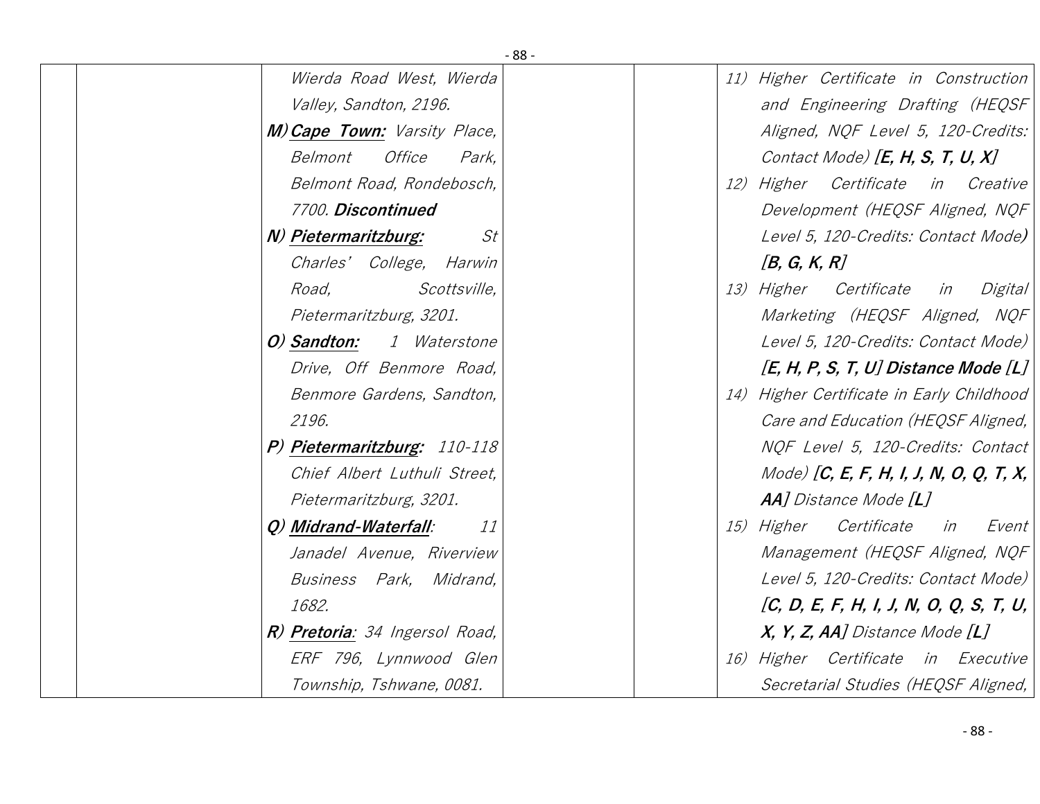| | | | | | |
|---|---|---|---|---|---|
| | | Wierda Road West, Wierda Valley, Sandton, 2196.<br>***M) <u>Cape Town:</u>*** *Varsity Place, Belmont Office Park, Belmont Road, Rondebosch, 7700.* ***Discontinued***<br>***N) <u>Pietermaritzburg:</u>*** *St Charles' College, Harwin Road, Scottsville, Pietermaritzburg, 3201.*<br>***O) <u>Sandton:</u>*** *1 Waterstone Drive, Off Benmore Road, Benmore Gardens, Sandton, 2196.*<br>***P) <u>Pietermaritzburg:</u>*** *110-118 Chief Albert Luthuli Street, Pietermaritzburg, 3201.*<br>***Q) <u>Midrand-Waterfall</u>:*** *11 Janadel Avenue, Riverview Business Park, Midrand, 1682.*<br>***R) <u>Pretoria</u>:*** *34 Ingersol Road, ERF 796, Lynnwood Glen Township, Tshwane, 0081.* | | | *11) Higher Certificate in Construction and Engineering Drafting (HEQSF Aligned, NQF Level 5, 120-Credits: Contact Mode)* ***[E, H, S, T, U, X]***<br>*12) Higher Certificate in Creative Development (HEQSF Aligned, NQF Level 5, 120-Credits: Contact Mode)* ***[B, G, K, R]***<br>*13) Higher Certificate in Digital Marketing (HEQSF Aligned, NQF Level 5, 120-Credits: Contact Mode)* ***[E, H, P, S, T, U] Distance Mode [L]***<br>*14) Higher Certificate in Early Childhood Care and Education (HEQSF Aligned, NQF Level 5, 120-Credits: Contact Mode)* ***[C, E, F, H, I, J, N, O, Q, T, X, AA]*** *Distance Mode* ***[L]***<br>*15) Higher Certificate in Event Management (HEQSF Aligned, NQF Level 5, 120-Credits: Contact Mode)* ***[C, D, E, F, H, I, J, N, O, Q, S, T, U, X, Y, Z, AA]*** *Distance Mode* ***[L]***<br>*16) Higher Certificate in Executive Secretarial Studies (HEQSF Aligned,* |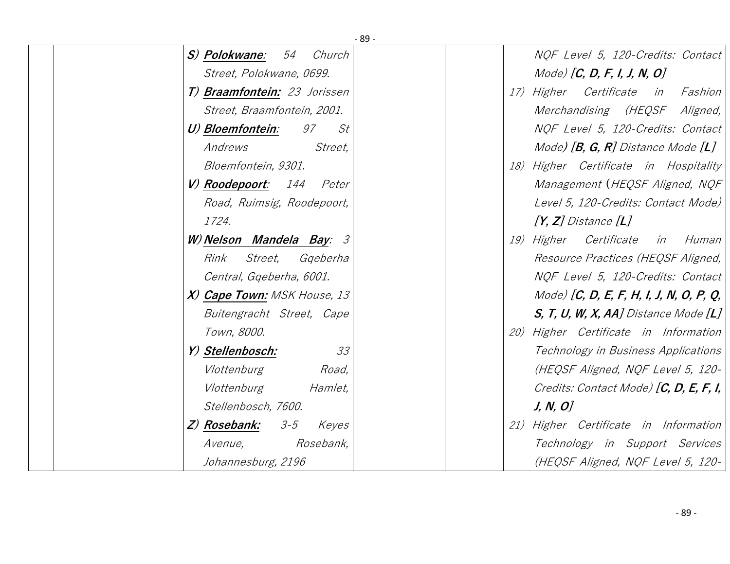|  |  | S) ***Polokwane***: 54 Church Street, Polokwane, 0699.<br>T) ***Braamfontein:*** 23 Jorissen Street, Braamfontein, 2001.<br>U) ***Bloemfontein***: 97 St Andrews Street, Bloemfontein, 9301.<br>V) ***Roodepoort***: 144 Peter Road, Ruimsig, Roodepoort, 1724.<br>W) ***Nelson Mandela Bay***: 3 Rink Street, Gqeberha Central, Gqeberha, 6001.<br>X) ***Cape Town:*** MSK House, 13 Buitengracht Street, Cape Town, 8000.<br>Y) ***Stellenbosch:*** 33 Vlottenburg Road, Vlottenburg Hamlet, Stellenbosch, 7600.<br>Z) ***Rosebank:*** 3-5 Keyes Avenue, Rosebank, Johannesburg, 2196 |  |  | NQF Level 5, 120-Credits: Contact Mode) **[C, D, F, I, J, N, O]**<br>17) Higher Certificate in Fashion Merchandising (HEQSF Aligned, NQF Level 5, 120-Credits: Contact Mode) **[B, G, R]** Distance Mode **[L]**<br>18) Higher Certificate in Hospitality Management (HEQSF Aligned, NQF Level 5, 120-Credits: Contact Mode) **[Y, Z]** Distance **[L]**<br>19) Higher Certificate in Human Resource Practices (HEQSF Aligned, NQF Level 5, 120-Credits: Contact Mode) **[C, D, E, F, H, I, J, N, O, P, Q, S, T, U, W, X, AA]** Distance Mode **[L]**<br>20) Higher Certificate in Information Technology in Business Applications (HEQSF Aligned, NQF Level 5, 120-Credits: Contact Mode) **[C, D, E, F, I, J, N, O]**<br>21) Higher Certificate in Information Technology in Support Services (HEQSF Aligned, NQF Level 5, 120- |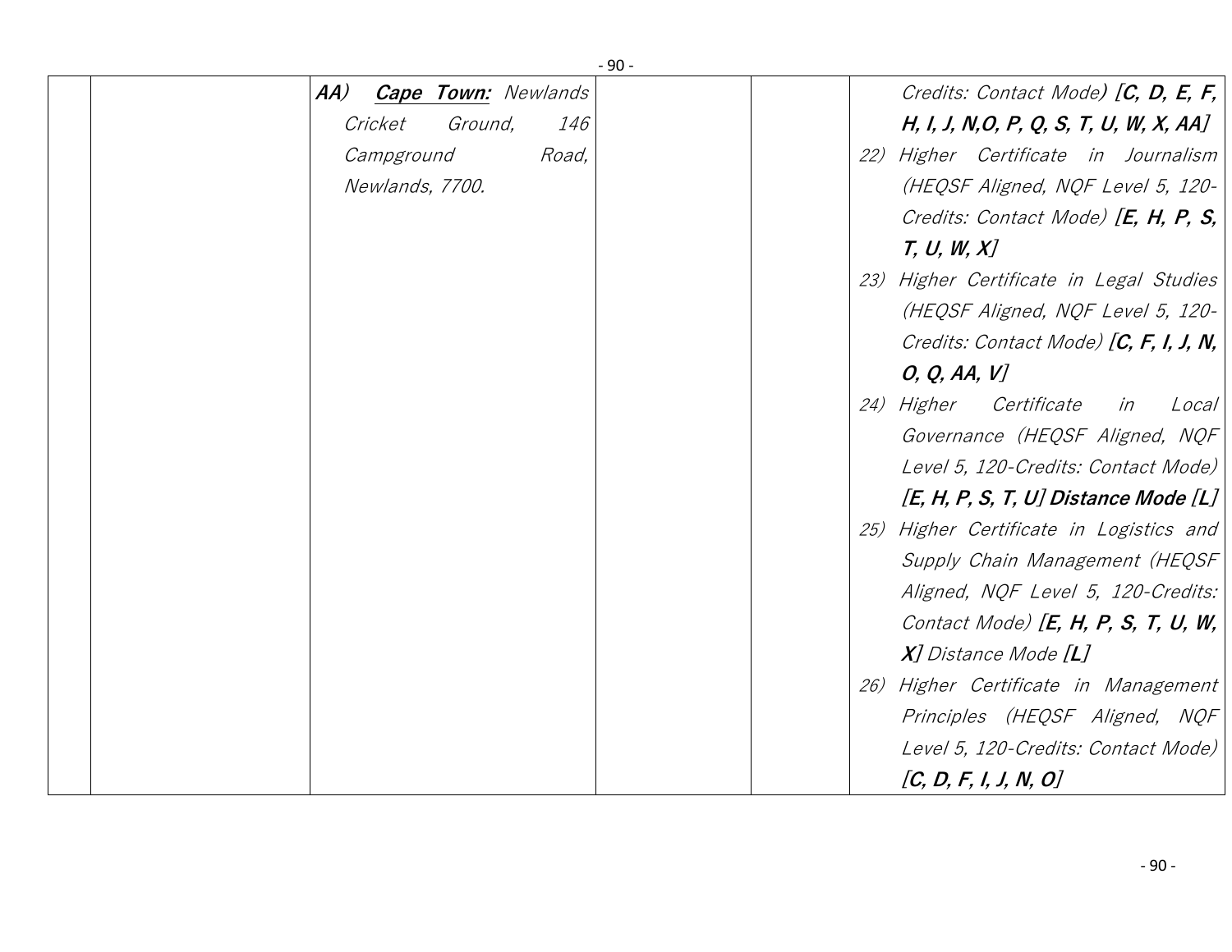| | | | | | |
|---|---|---|---|---|---|
| | | ***AA)*** ***<u>Cape Town:</u>*** *Newlands Cricket Ground, 146 Campground Road, Newlands, 7700.* | | | *Credits: Contact Mode)* ***[C, D, E, F, H, I, J, N,O, P, Q, S, T, U, W, X, AA]*** <br> *22) Higher Certificate in Journalism (HEQSF Aligned, NQF Level 5, 120-Credits: Contact Mode)* ***[E, H, P, S, T, U, W, X]*** <br> *23) Higher Certificate in Legal Studies (HEQSF Aligned, NQF Level 5, 120-Credits: Contact Mode)* ***[C, F, I, J, N, O, Q, AA, V]*** <br> *24) Higher Certificate in Local Governance (HEQSF Aligned, NQF Level 5, 120-Credits: Contact Mode)* ***[E, H, P, S, T, U] Distance Mode [L]*** <br> *25) Higher Certificate in Logistics and Supply Chain Management (HEQSF Aligned, NQF Level 5, 120-Credits: Contact Mode)* ***[E, H, P, S, T, U, W, X]*** *Distance Mode* ***[L]*** <br> *26) Higher Certificate in Management Principles (HEQSF Aligned, NQF Level 5, 120-Credits: Contact Mode)* ***[C, D, F, I, J, N, O]*** |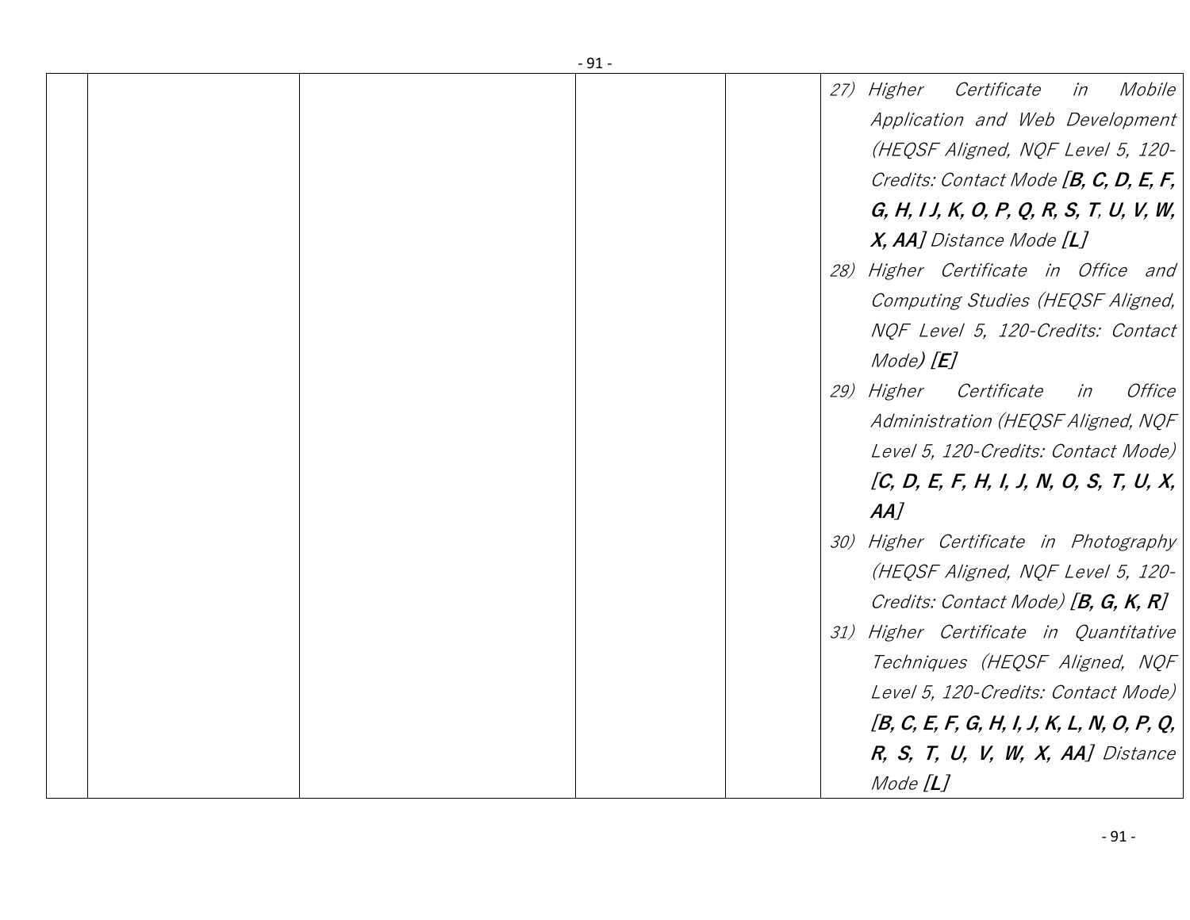| | | | | | |
|---|---|---|---|---|---|
| | | | | | 27) *Higher Certificate in Mobile Application and Web Development (HEQSF Aligned, NQF Level 5, 120-Credits: Contact Mode* ***[B, C, D, E, F, G, H, I J, K, O, P, Q, R, S, T, U, V, W, X, AA]*** *Distance Mode* ***[L]***<br>28) *Higher Certificate in Office and Computing Studies (HEQSF Aligned, NQF Level 5, 120-Credits: Contact Mode)* ***[E]***<br>29) *Higher Certificate in Office Administration (HEQSF Aligned, NQF Level 5, 120-Credits: Contact Mode)* ***[C, D, E, F, H, I, J, N, O, S, T, U, X, AA]***<br>30) *Higher Certificate in Photography (HEQSF Aligned, NQF Level 5, 120-Credits: Contact Mode)* ***[B, G, K, R]***<br>31) *Higher Certificate in Quantitative Techniques (HEQSF Aligned, NQF Level 5, 120-Credits: Contact Mode)* ***[B, C, E, F, G, H, I, J, K, L, N, O, P, Q, R, S, T, U, V, W, X, AA]*** *Distance Mode* ***[L]*** |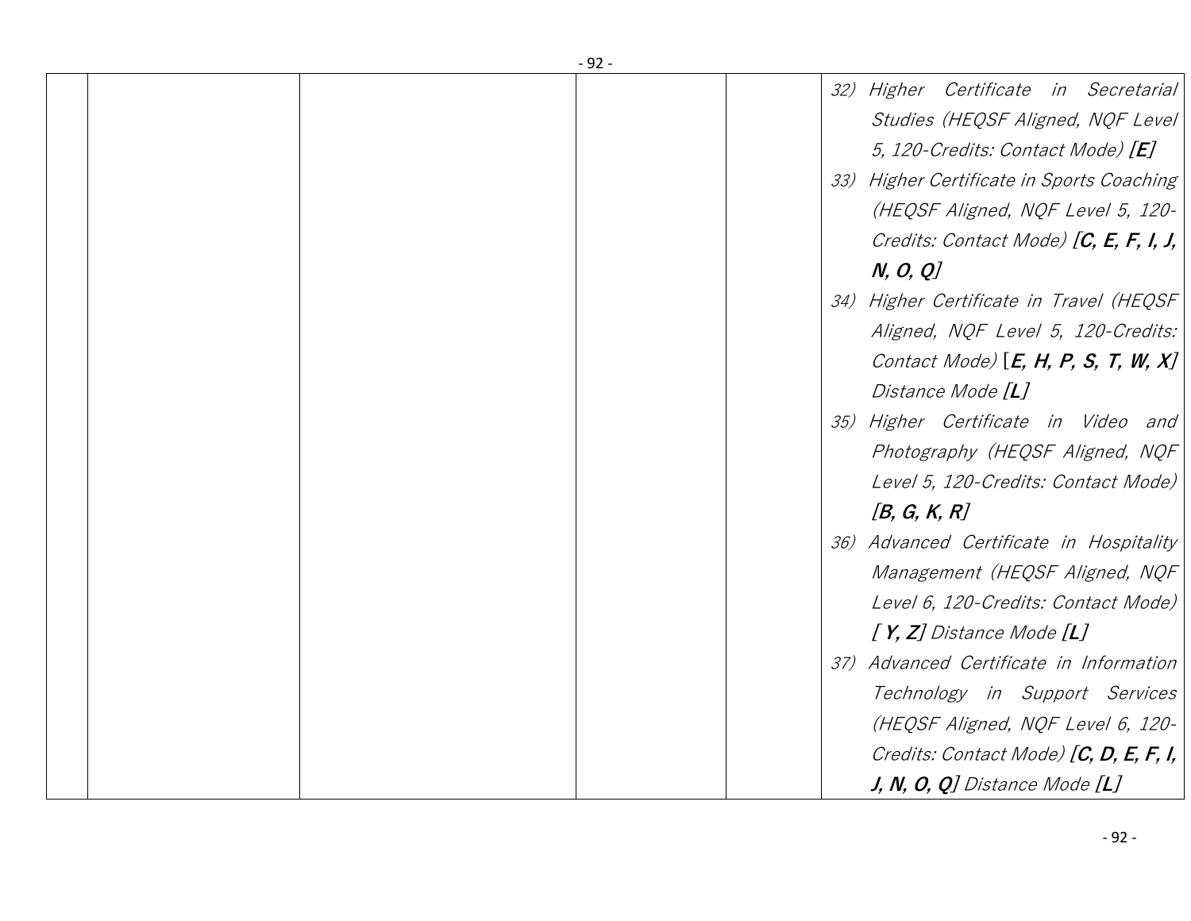| | | | | | |
|---|---|---|---|---|---|
| | | | | | 32) *Higher Certificate in Secretarial Studies (HEQSF Aligned, NQF Level 5, 120-Credits: Contact Mode)* ***[E]***<br>33) *Higher Certificate in Sports Coaching (HEQSF Aligned, NQF Level 5, 120-Credits: Contact Mode)* ***[C, E, F, I, J, N, O, Q]***<br>34) *Higher Certificate in Travel (HEQSF Aligned, NQF Level 5, 120-Credits: Contact Mode)* ***[E, H, P, S, T, W, X]*** *Distance Mode* ***[L]***<br>35) *Higher Certificate in Video and Photography (HEQSF Aligned, NQF Level 5, 120-Credits: Contact Mode)* ***[B, G, K, R]***<br>36) *Advanced Certificate in Hospitality Management (HEQSF Aligned, NQF Level 6, 120-Credits: Contact Mode)* ***[ Y, Z]*** *Distance Mode* ***[L]***<br>37) *Advanced Certificate in Information Technology in Support Services (HEQSF Aligned, NQF Level 6, 120-Credits: Contact Mode)* ***[C, D, E, F, I, J, N, O, Q]*** *Distance Mode* ***[L]*** |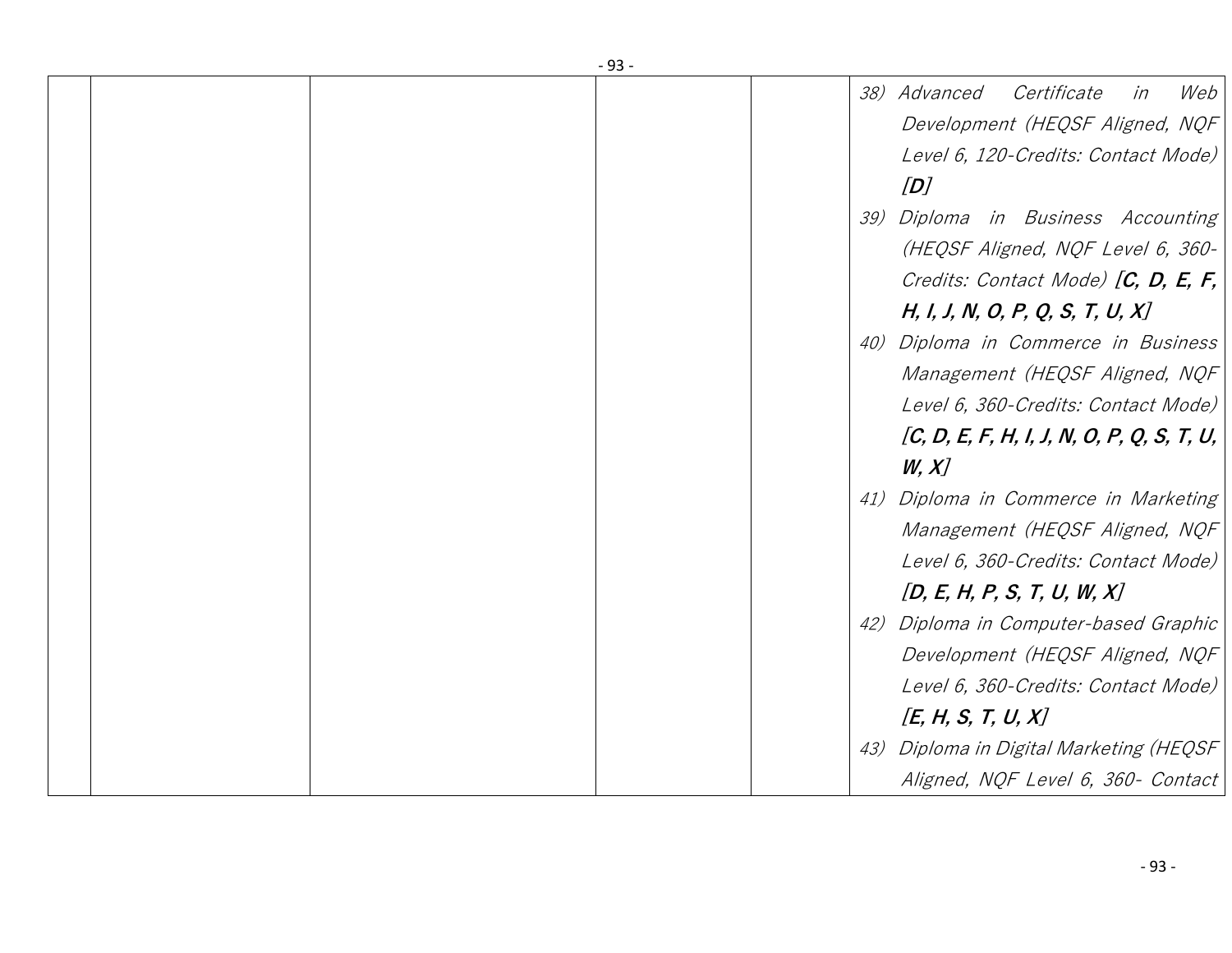| | | | | | |
|---|---|---|---|---|---|
| | | | | | 38) *Advanced Certificate in Web Development (HEQSF Aligned, NQF Level 6, 120-Credits: Contact Mode)* ***[D]***<br>39) *Diploma in Business Accounting (HEQSF Aligned, NQF Level 6, 360-Credits: Contact Mode)* ***[C, D, E, F, H, I, J, N, O, P, Q, S, T, U, X]***<br>40) *Diploma in Commerce in Business Management (HEQSF Aligned, NQF Level 6, 360-Credits: Contact Mode)* ***[C, D, E, F, H, I, J, N, O, P, Q, S, T, U, W, X]***<br>41) *Diploma in Commerce in Marketing Management (HEQSF Aligned, NQF Level 6, 360-Credits: Contact Mode)* ***[D, E, H, P, S, T, U, W, X]***<br>42) *Diploma in Computer-based Graphic Development (HEQSF Aligned, NQF Level 6, 360-Credits: Contact Mode)* ***[E, H, S, T, U, X]***<br>43) *Diploma in Digital Marketing (HEQSF Aligned, NQF Level 6, 360- Contact* |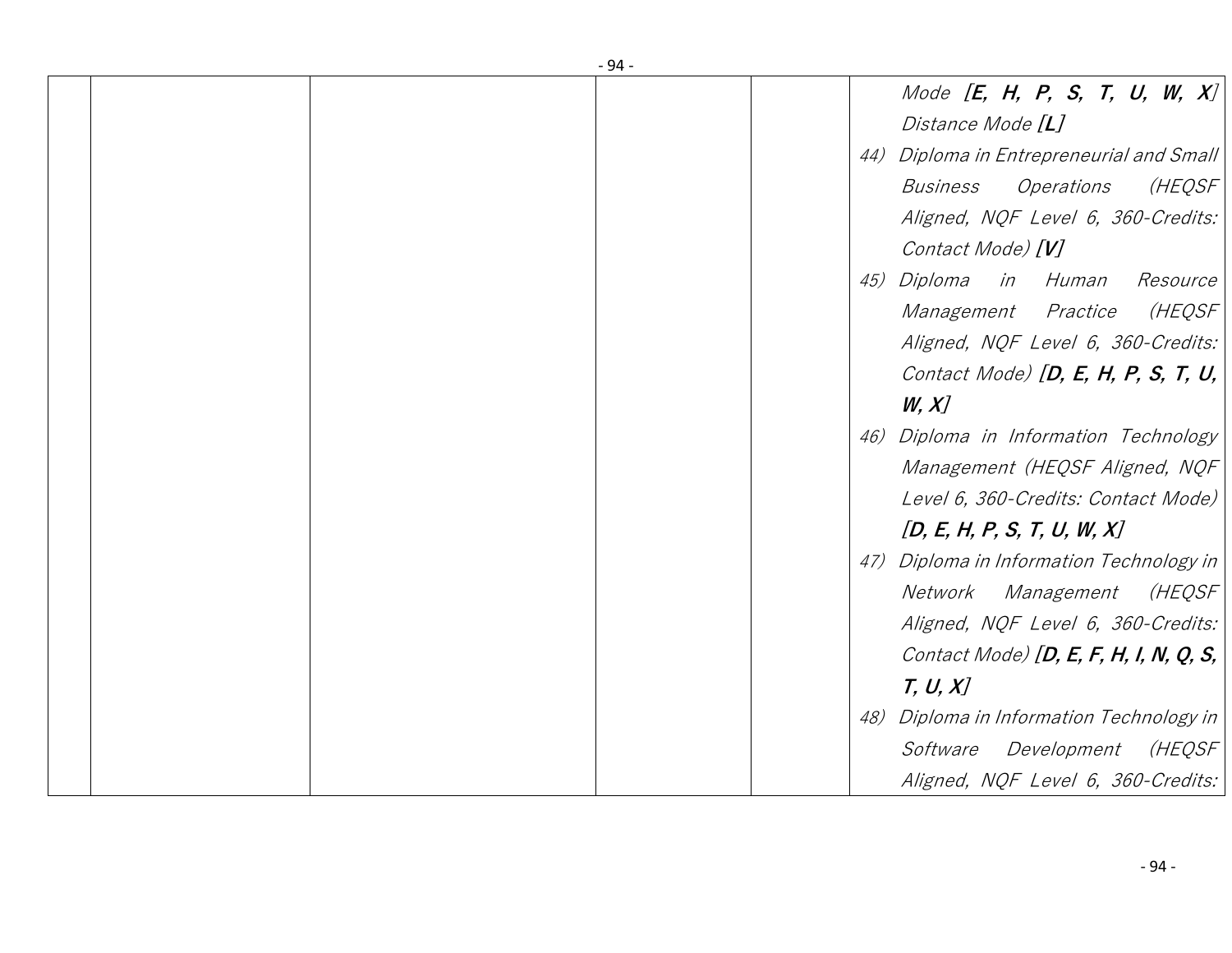| | | | | | |
|---|---|---|---|---|---|
| | | | | | *Mode* ***[E, H, P, S, T, U, W, X]*** *Distance Mode* ***[L]*** <br> 44) *Diploma in Entrepreneurial and Small Business Operations (HEQSF Aligned, NQF Level 6, 360-Credits: Contact Mode)* ***[V]*** <br> 45) *Diploma in Human Resource Management Practice (HEQSF Aligned, NQF Level 6, 360-Credits: Contact Mode)* ***[D, E, H, P, S, T, U, W, X]*** <br> 46) *Diploma in Information Technology Management (HEQSF Aligned, NQF Level 6, 360-Credits: Contact Mode)* ***[D, E, H, P, S, T, U, W, X]*** <br> 47) *Diploma in Information Technology in Network Management (HEQSF Aligned, NQF Level 6, 360-Credits: Contact Mode)* ***[D, E, F, H, I, N, Q, S, T, U, X]*** <br> 48) *Diploma in Information Technology in Software Development (HEQSF Aligned, NQF Level 6, 360-Credits:* |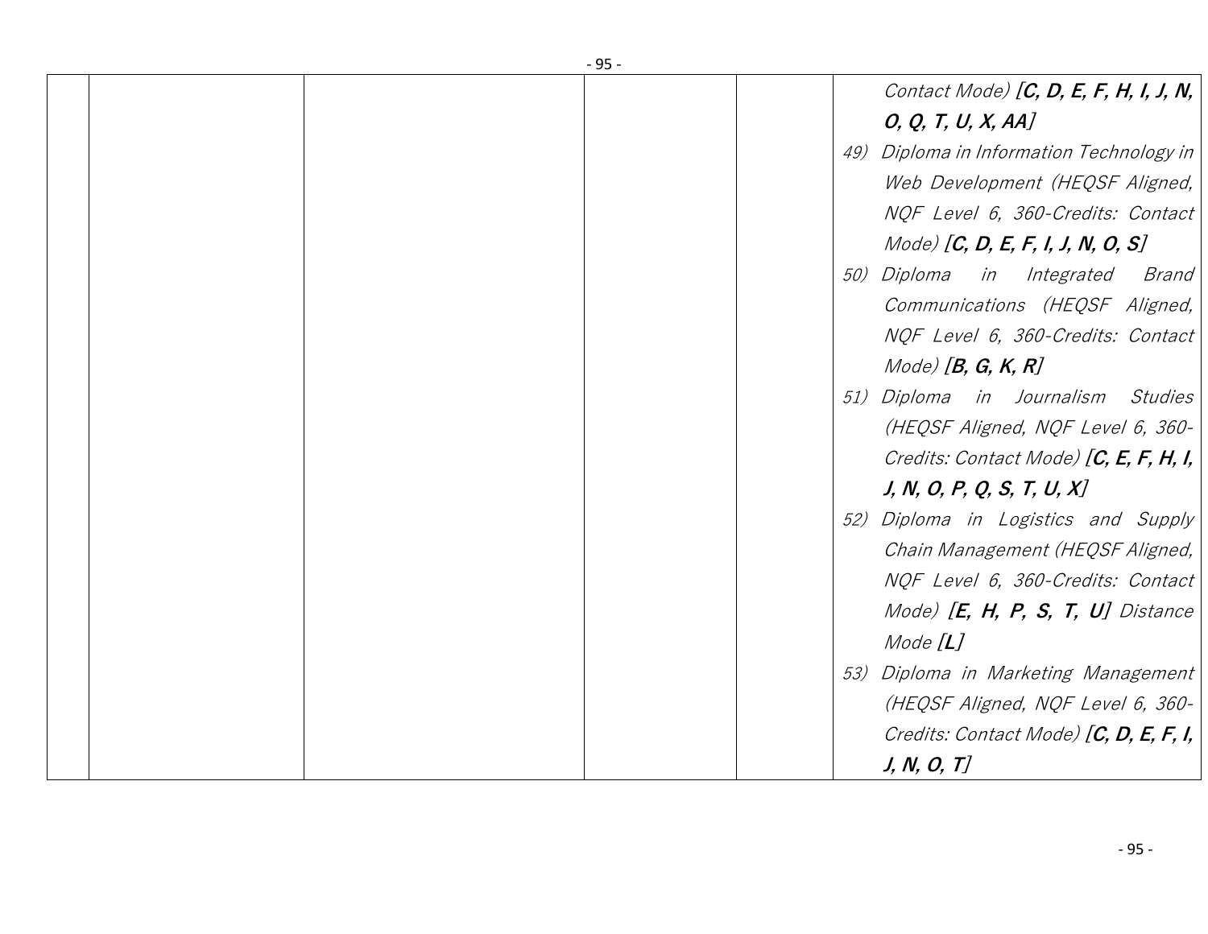|  |  |  |  |  | *Contact Mode)* ***[C, D, E, F, H, I, J, N, O, Q, T, U, X, AA]***<br>49) *Diploma in Information Technology in Web Development (HEQSF Aligned, NQF Level 6, 360-Credits: Contact Mode)* ***[C, D, E, F, I, J, N, O, S]***<br>50) *Diploma in Integrated Brand Communications (HEQSF Aligned, NQF Level 6, 360-Credits: Contact Mode)* ***[B, G, K, R]***<br>51) *Diploma in Journalism Studies (HEQSF Aligned, NQF Level 6, 360-Credits: Contact Mode)* ***[C, E, F, H, I, J, N, O, P, Q, S, T, U, X]***<br>52) *Diploma in Logistics and Supply Chain Management (HEQSF Aligned, NQF Level 6, 360-Credits: Contact Mode)* ***[E, H, P, S, T, U]*** *Distance Mode* ***[L]***<br>53) *Diploma in Marketing Management (HEQSF Aligned, NQF Level 6, 360-Credits: Contact Mode)* ***[C, D, E, F, I, J, N, O, T]*** |
|---|---|---|---|---|---|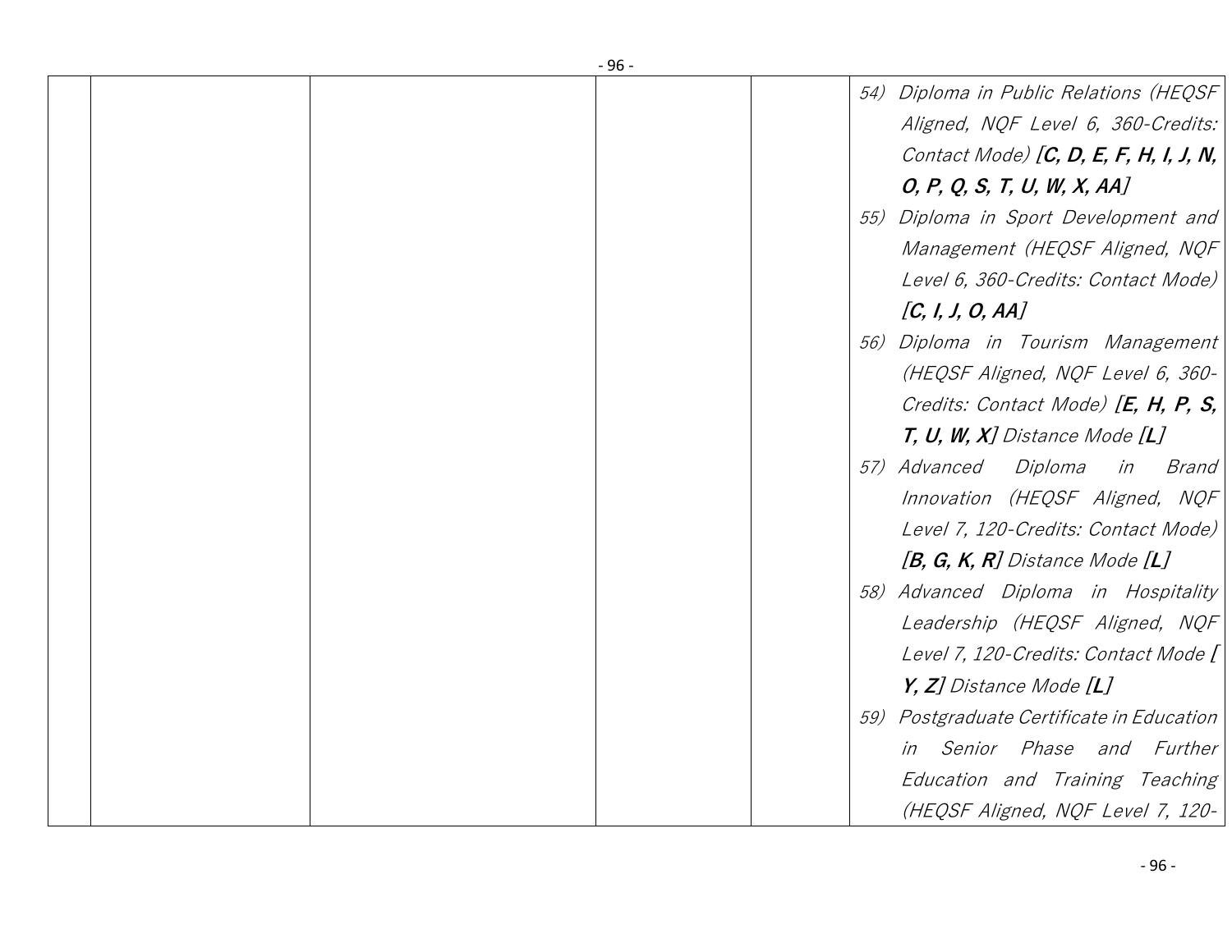| | | | | | |
|---|---|---|---|---|---|
| | | | | | 54) *Diploma in Public Relations (HEQSF Aligned, NQF Level 6, 360-Credits: Contact Mode)* ***[C, D, E, F, H, I, J, N, O, P, Q, S, T, U, W, X, AA]*** <br> 55) *Diploma in Sport Development and Management (HEQSF Aligned, NQF Level 6, 360-Credits: Contact Mode)* ***[C, I, J, O, AA]*** <br> 56) *Diploma in Tourism Management (HEQSF Aligned, NQF Level 6, 360-Credits: Contact Mode)* ***[E, H, P, S, T, U, W, X]*** *Distance Mode* ***[L]*** <br> 57) *Advanced Diploma in Brand Innovation (HEQSF Aligned, NQF Level 7, 120-Credits: Contact Mode)* ***[B, G, K, R]*** *Distance Mode* ***[L]*** <br> 58) *Advanced Diploma in Hospitality Leadership (HEQSF Aligned, NQF Level 7, 120-Credits: Contact Mode* ***[ Y, Z]*** *Distance Mode* ***[L]*** <br> 59) *Postgraduate Certificate in Education in Senior Phase and Further Education and Training Teaching (HEQSF Aligned, NQF Level 7, 120-* |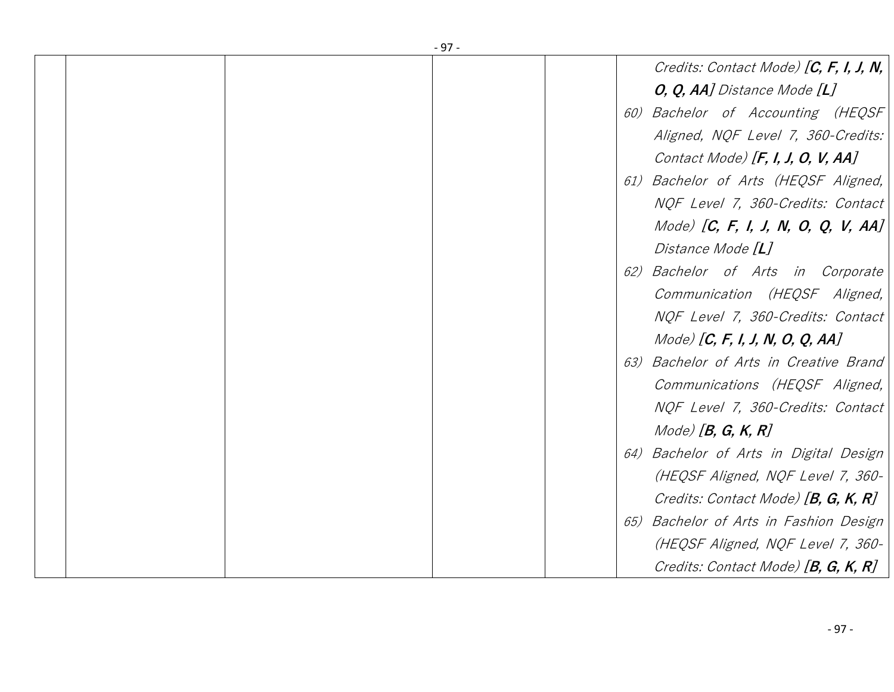| | | | | |
|---|---|---|---|---|
| | | | | *Credits: Contact Mode)* ***[C, F, I, J, N, O, Q, AA]*** *Distance Mode* ***[L]***<br>*60) Bachelor of Accounting (HEQSF Aligned, NQF Level 7, 360-Credits: Contact Mode)* ***[F, I, J, O, V, AA]***<br>*61) Bachelor of Arts (HEQSF Aligned, NQF Level 7, 360-Credits: Contact Mode)* ***[C, F, I, J, N, O, Q, V, AA]*** *Distance Mode* ***[L]***<br>*62) Bachelor of Arts in Corporate Communication (HEQSF Aligned, NQF Level 7, 360-Credits: Contact Mode)* ***[C, F, I, J, N, O, Q, AA]***<br>*63) Bachelor of Arts in Creative Brand Communications (HEQSF Aligned, NQF Level 7, 360-Credits: Contact Mode)* ***[B, G, K, R]***<br>*64) Bachelor of Arts in Digital Design (HEQSF Aligned, NQF Level 7, 360-Credits: Contact Mode)* ***[B, G, K, R]***<br>*65) Bachelor of Arts in Fashion Design (HEQSF Aligned, NQF Level 7, 360-Credits: Contact Mode)* ***[B, G, K, R]*** |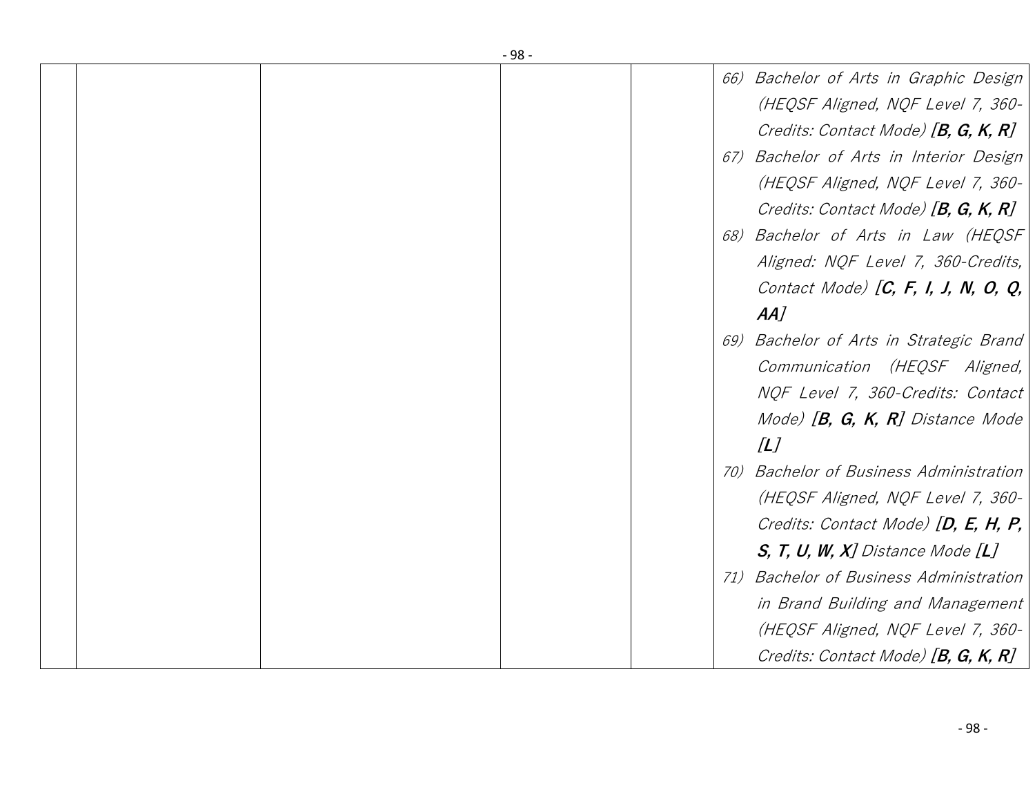| | | | | | |
|---|---|---|---|---|---|
| | | | | | 66) *Bachelor of Arts in Graphic Design (HEQSF Aligned, NQF Level 7, 360-Credits: Contact Mode)* ***[B, G, K, R]***<br>67) *Bachelor of Arts in Interior Design (HEQSF Aligned, NQF Level 7, 360-Credits: Contact Mode)* ***[B, G, K, R]***<br>68) *Bachelor of Arts in Law (HEQSF Aligned: NQF Level 7, 360-Credits, Contact Mode)* ***[C, F, I, J, N, O, Q, AA]***<br>69) *Bachelor of Arts in Strategic Brand Communication (HEQSF Aligned, NQF Level 7, 360-Credits: Contact Mode)* ***[B, G, K, R]*** *Distance Mode* ***[L]***<br>70) *Bachelor of Business Administration (HEQSF Aligned, NQF Level 7, 360-Credits: Contact Mode)* ***[D, E, H, P, S, T, U, W, X]*** *Distance Mode* ***[L]***<br>71) *Bachelor of Business Administration in Brand Building and Management (HEQSF Aligned, NQF Level 7, 360-Credits: Contact Mode)* ***[B, G, K, R]*** |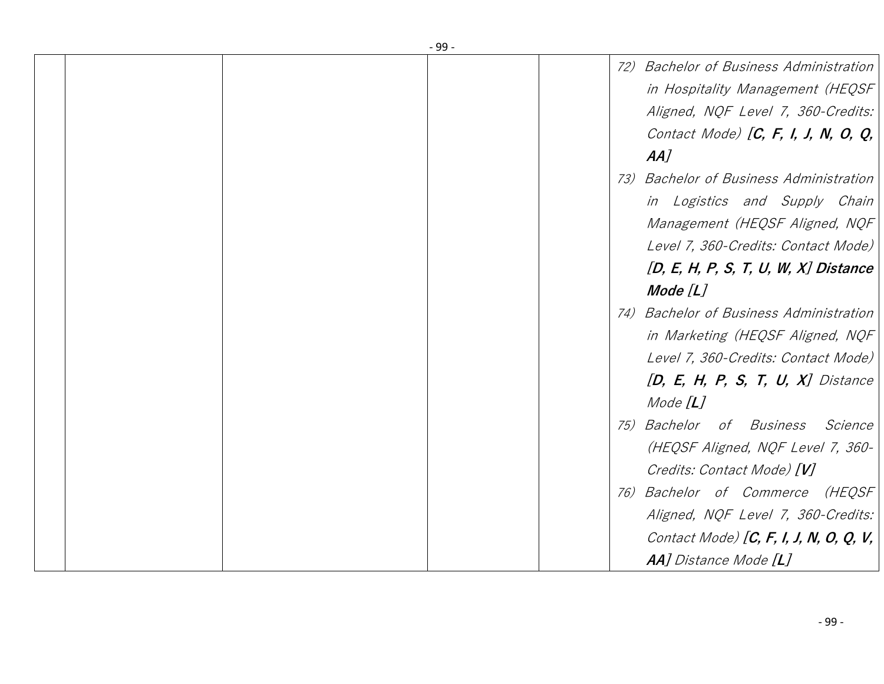| | | | | |
|---|---|---|---|---|
| | | | | 72) *Bachelor of Business Administration in Hospitality Management (HEQSF Aligned, NQF Level 7, 360-Credits: Contact Mode)* ***[C, F, I, J, N, O, Q, AA]***<br>73) *Bachelor of Business Administration in Logistics and Supply Chain Management (HEQSF Aligned, NQF Level 7, 360-Credits: Contact Mode)* ***[D, E, H, P, S, T, U, W, X] Distance Mode [L]***<br>74) *Bachelor of Business Administration in Marketing (HEQSF Aligned, NQF Level 7, 360-Credits: Contact Mode)* ***[D, E, H, P, S, T, U, X]*** *Distance Mode* ***[L]***<br>75) *Bachelor of Business Science (HEQSF Aligned, NQF Level 7, 360-Credits: Contact Mode)* ***[V]***<br>76) *Bachelor of Commerce (HEQSF Aligned, NQF Level 7, 360-Credits: Contact Mode)* ***[C, F, I, J, N, O, Q, V, AA]*** *Distance Mode* ***[L]*** |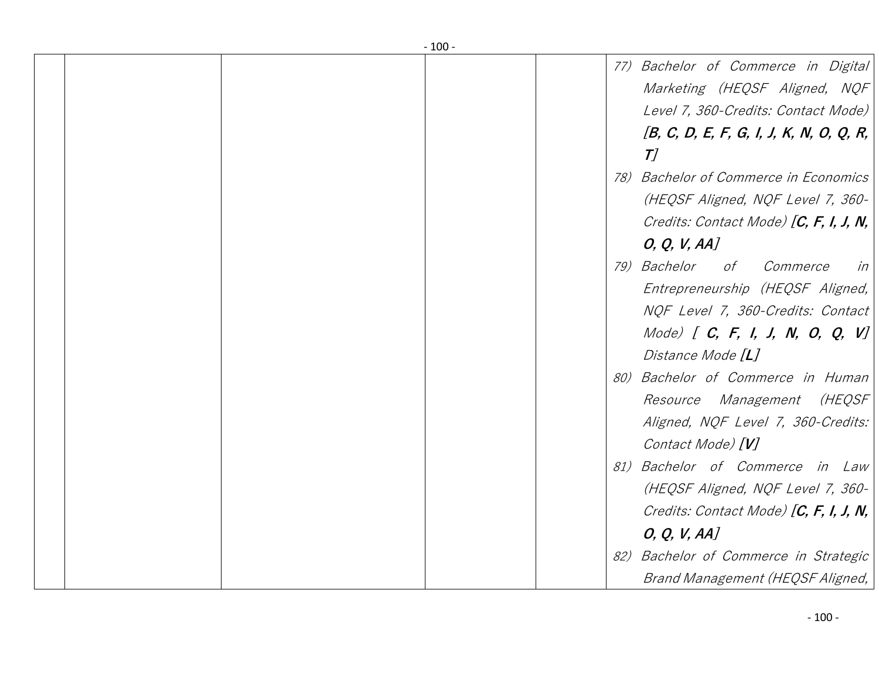| | | | | | |
|---|---|---|---|---|---|
| | | | | | 77) *Bachelor of Commerce in Digital Marketing (HEQSF Aligned, NQF Level 7, 360-Credits: Contact Mode)* ***[B, C, D, E, F, G, I, J, K, N, O, Q, R, T]*** <br> 78) *Bachelor of Commerce in Economics (HEQSF Aligned, NQF Level 7, 360-Credits: Contact Mode)* ***[C, F, I, J, N, O, Q, V, AA]*** <br> 79) *Bachelor of Commerce in Entrepreneurship (HEQSF Aligned, NQF Level 7, 360-Credits: Contact Mode)* ***[ C, F, I, J, N, O, Q, V]*** *Distance Mode* ***[L]*** <br> 80) *Bachelor of Commerce in Human Resource Management (HEQSF Aligned, NQF Level 7, 360-Credits: Contact Mode)* ***[V]*** <br> 81) *Bachelor of Commerce in Law (HEQSF Aligned, NQF Level 7, 360-Credits: Contact Mode)* ***[C, F, I, J, N, O, Q, V, AA]*** <br> 82) *Bachelor of Commerce in Strategic Brand Management (HEQSF Aligned,* |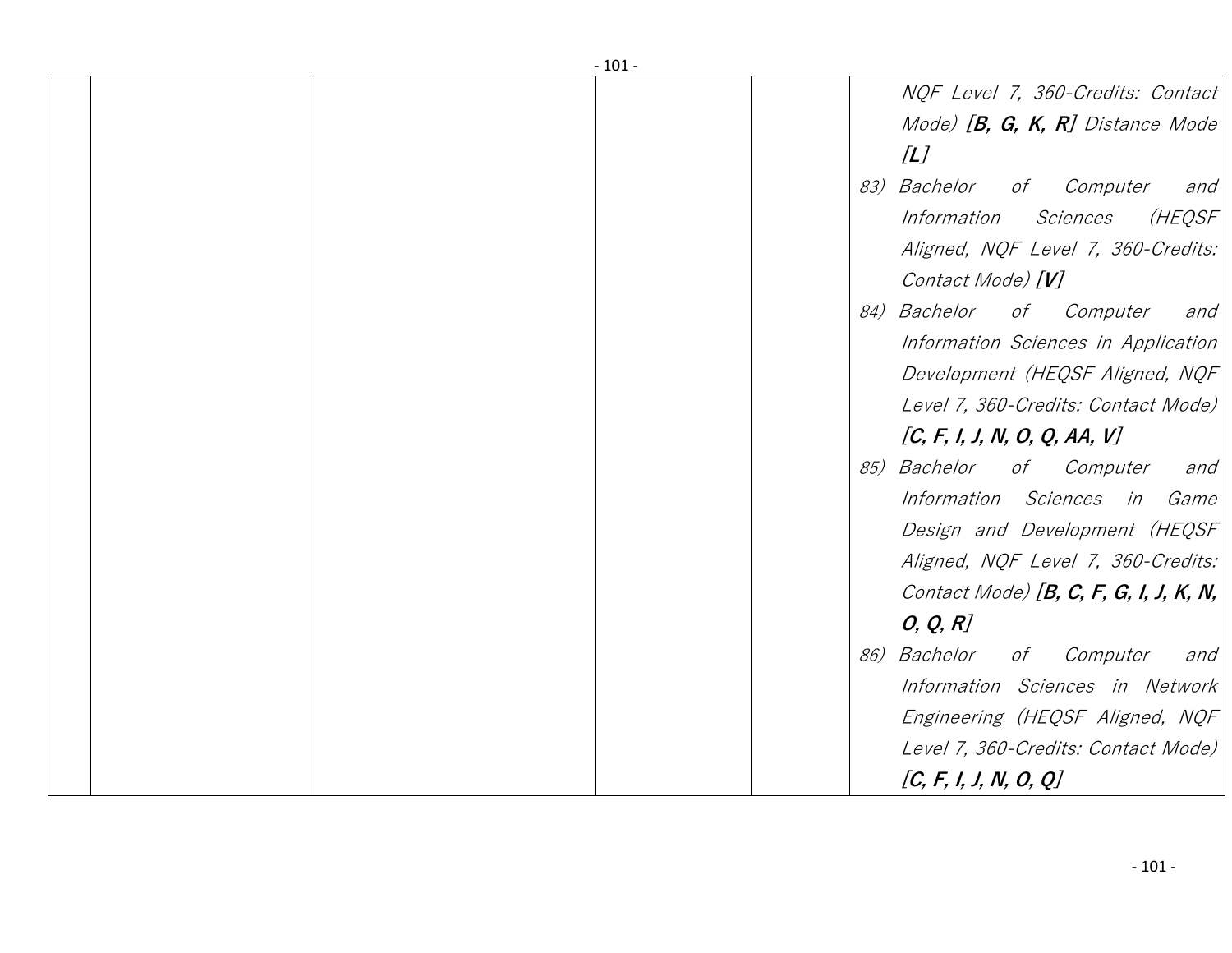| | | | | | |
|---|---|---|---|---|---|
| | | | | | *NQF Level 7, 360-Credits: Contact Mode)* ***[B, G, K, R]*** *Distance Mode* ***[L]***<br>*83) Bachelor of Computer and Information Sciences (HEQSF Aligned, NQF Level 7, 360-Credits: Contact Mode)* ***[V]***<br>*84) Bachelor of Computer and Information Sciences in Application Development (HEQSF Aligned, NQF Level 7, 360-Credits: Contact Mode)* ***[C, F, I, J, N, O, Q, AA, V]***<br>*85) Bachelor of Computer and Information Sciences in Game Design and Development (HEQSF Aligned, NQF Level 7, 360-Credits: Contact Mode)* ***[B, C, F, G, I, J, K, N, O, Q, R]***<br>*86) Bachelor of Computer and Information Sciences in Network Engineering (HEQSF Aligned, NQF Level 7, 360-Credits: Contact Mode)* ***[C, F, I, J, N, O, Q]*** |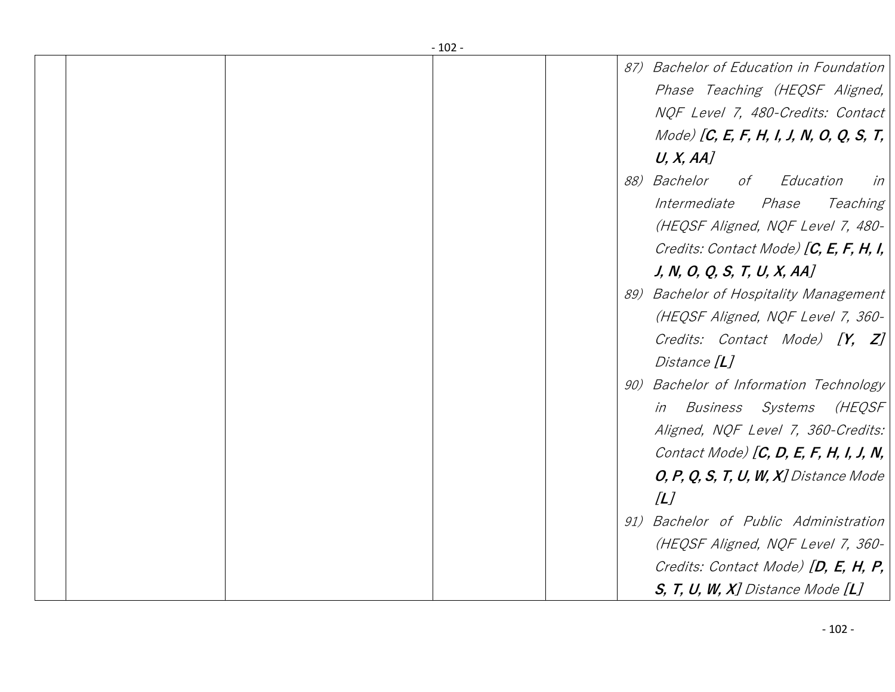|  |  |  |  |  | 87) *Bachelor of Education in Foundation Phase Teaching (HEQSF Aligned, NQF Level 7, 480-Credits: Contact Mode)* ***[C, E, F, H, I, J, N, O, Q, S, T, U, X, AA]*** <br> 88) *Bachelor of Education in Intermediate Phase Teaching (HEQSF Aligned, NQF Level 7, 480-Credits: Contact Mode)* ***[C, E, F, H, I, J, N, O, Q, S, T, U, X, AA]*** <br> 89) *Bachelor of Hospitality Management (HEQSF Aligned, NQF Level 7, 360-Credits: Contact Mode)* ***[Y, Z]*** *Distance* ***[L]*** <br> 90) *Bachelor of Information Technology in Business Systems (HEQSF Aligned, NQF Level 7, 360-Credits: Contact Mode)* ***[C, D, E, F, H, I, J, N, O, P, Q, S, T, U, W, X]*** *Distance Mode* ***[L]*** <br> 91) *Bachelor of Public Administration (HEQSF Aligned, NQF Level 7, 360-Credits: Contact Mode)* ***[D, E, H, P, S, T, U, W, X]*** *Distance Mode* ***[L]*** |
|---|---|---|---|---|---|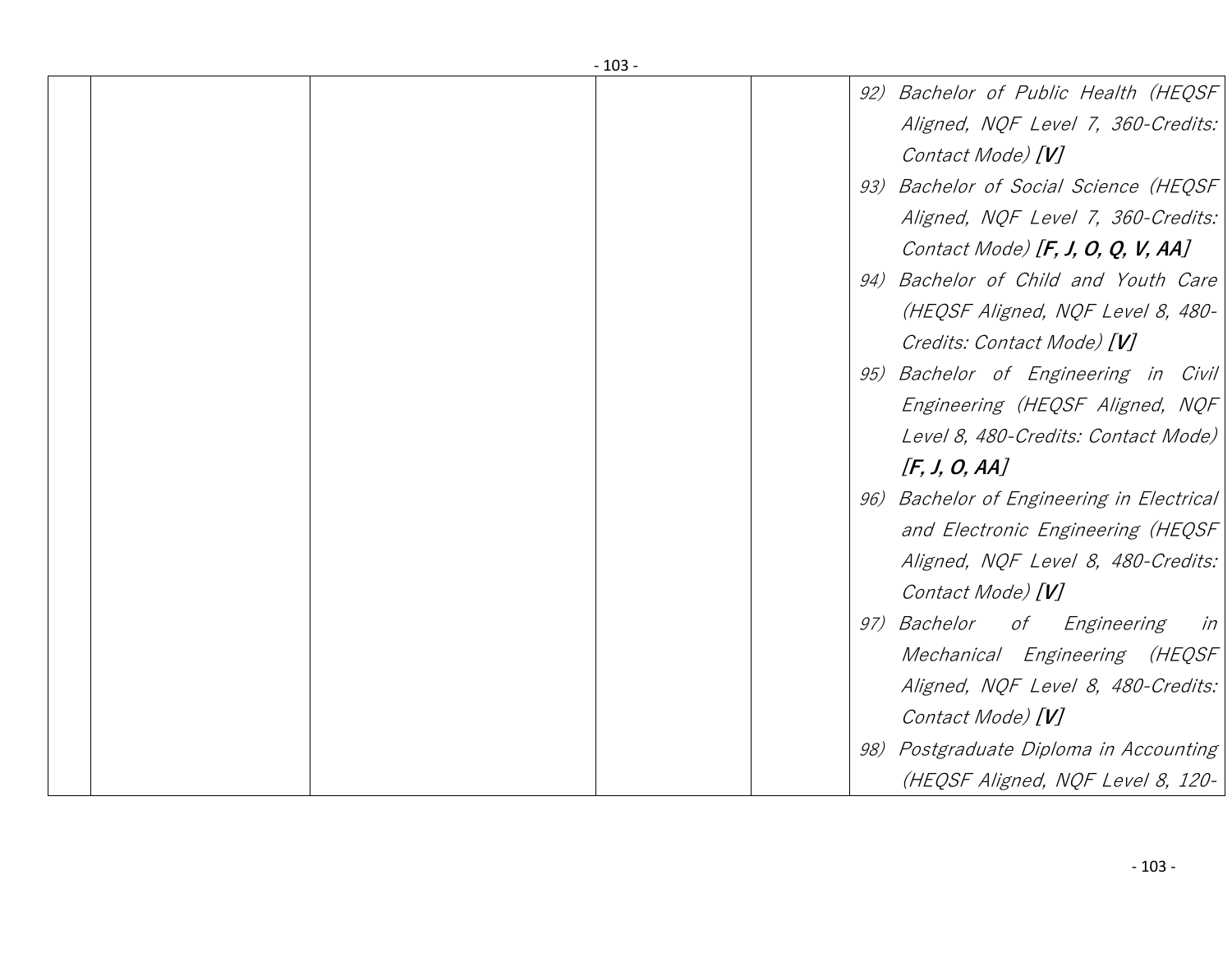|  |  |  |  |  |  |
|---|---|---|---|---|---|
|  |  |  |  |  | 92) *Bachelor of Public Health (HEQSF Aligned, NQF Level 7, 360-Credits: Contact Mode)* ***[V]***<br>93) *Bachelor of Social Science (HEQSF Aligned, NQF Level 7, 360-Credits: Contact Mode)* ***[F, J, O, Q, V, AA]***<br>94) *Bachelor of Child and Youth Care (HEQSF Aligned, NQF Level 8, 480-Credits: Contact Mode)* ***[V]***<br>95) *Bachelor of Engineering in Civil Engineering (HEQSF Aligned, NQF Level 8, 480-Credits: Contact Mode)* ***[F, J, O, AA]***<br>96) *Bachelor of Engineering in Electrical and Electronic Engineering (HEQSF Aligned, NQF Level 8, 480-Credits: Contact Mode)* ***[V]***<br>97) *Bachelor of Engineering in Mechanical Engineering (HEQSF Aligned, NQF Level 8, 480-Credits: Contact Mode)* ***[V]***<br>98) *Postgraduate Diploma in Accounting (HEQSF Aligned, NQF Level 8, 120-* |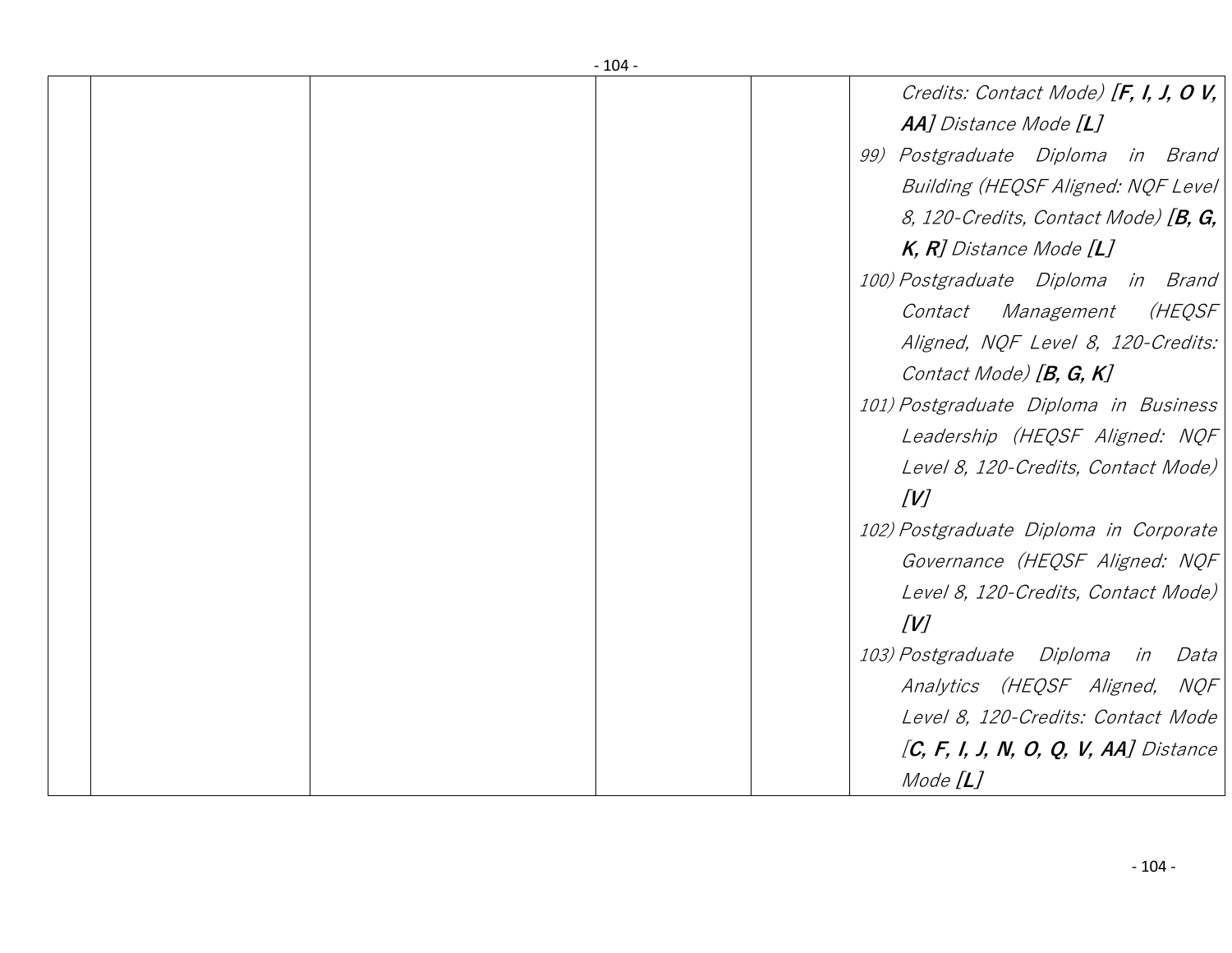| | | | | | *Credits: Contact Mode)* ***[F, I, J, O V, AA]*** *Distance Mode* ***[L]***<br>*99) Postgraduate Diploma in Brand Building (HEQSF Aligned: NQF Level 8, 120-Credits, Contact Mode)* ***[B, G, K, R]*** *Distance Mode* ***[L]***<br>*100) Postgraduate Diploma in Brand Contact Management (HEQSF Aligned, NQF Level 8, 120-Credits: Contact Mode)* ***[B, G, K]***<br>*101) Postgraduate Diploma in Business Leadership (HEQSF Aligned: NQF Level 8, 120-Credits, Contact Mode)* ***[V]***<br>*102) Postgraduate Diploma in Corporate Governance (HEQSF Aligned: NQF Level 8, 120-Credits, Contact Mode)* ***[V]***<br>*103) Postgraduate Diploma in Data Analytics (HEQSF Aligned, NQF Level 8, 120-Credits: Contact Mode* ***[C, F, I, J, N, O, Q, V, AA]*** *Distance Mode* ***[L]*** |
|---|---|---|---|---|---|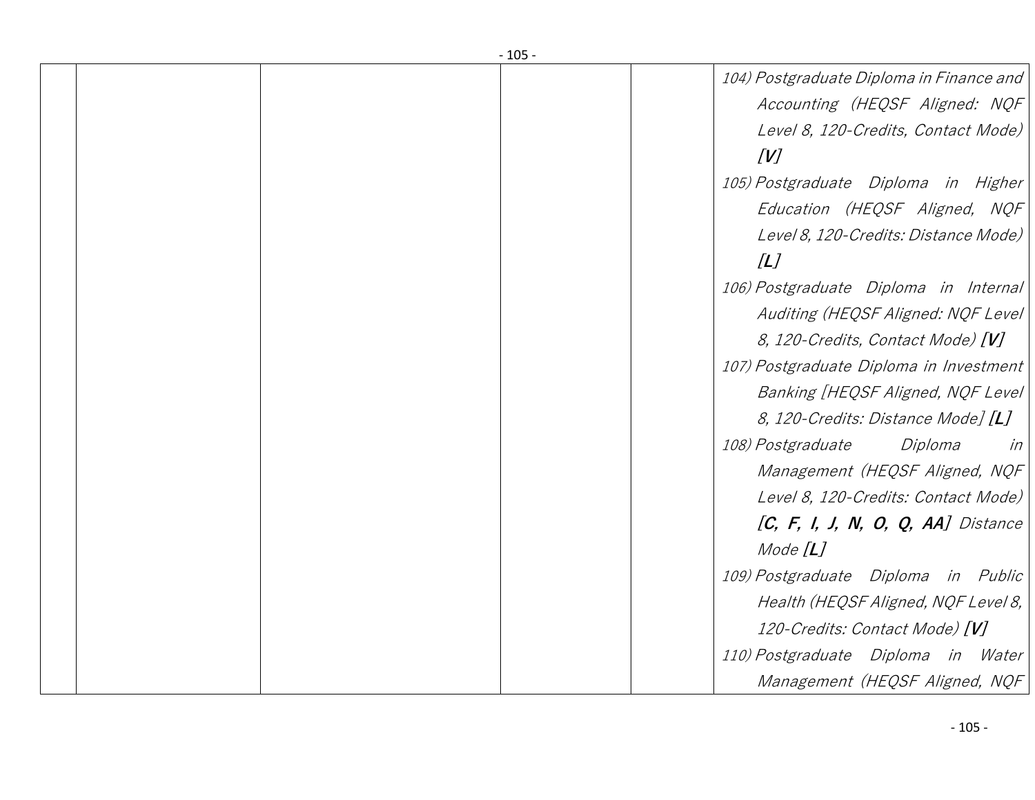| | | | | | |
|---|---|---|---|---|---|
| | | | | | 104) *Postgraduate Diploma in Finance and Accounting (HEQSF Aligned: NQF Level 8, 120-Credits, Contact Mode)* ***[V]***<br>105) *Postgraduate Diploma in Higher Education (HEQSF Aligned, NQF Level 8, 120-Credits: Distance Mode)* ***[L]***<br>106) *Postgraduate Diploma in Internal Auditing (HEQSF Aligned: NQF Level 8, 120-Credits, Contact Mode)* ***[V]***<br>107) *Postgraduate Diploma in Investment Banking [HEQSF Aligned, NQF Level 8, 120-Credits: Distance Mode]* ***[L]***<br>108) *Postgraduate Diploma in Management (HEQSF Aligned, NQF Level 8, 120-Credits: Contact Mode)* ***[C, F, I, J, N, O, Q, AA]*** *Distance Mode* ***[L]***<br>109) *Postgraduate Diploma in Public Health (HEQSF Aligned, NQF Level 8, 120-Credits: Contact Mode)* ***[V]***<br>110) *Postgraduate Diploma in Water Management (HEQSF Aligned, NQF* |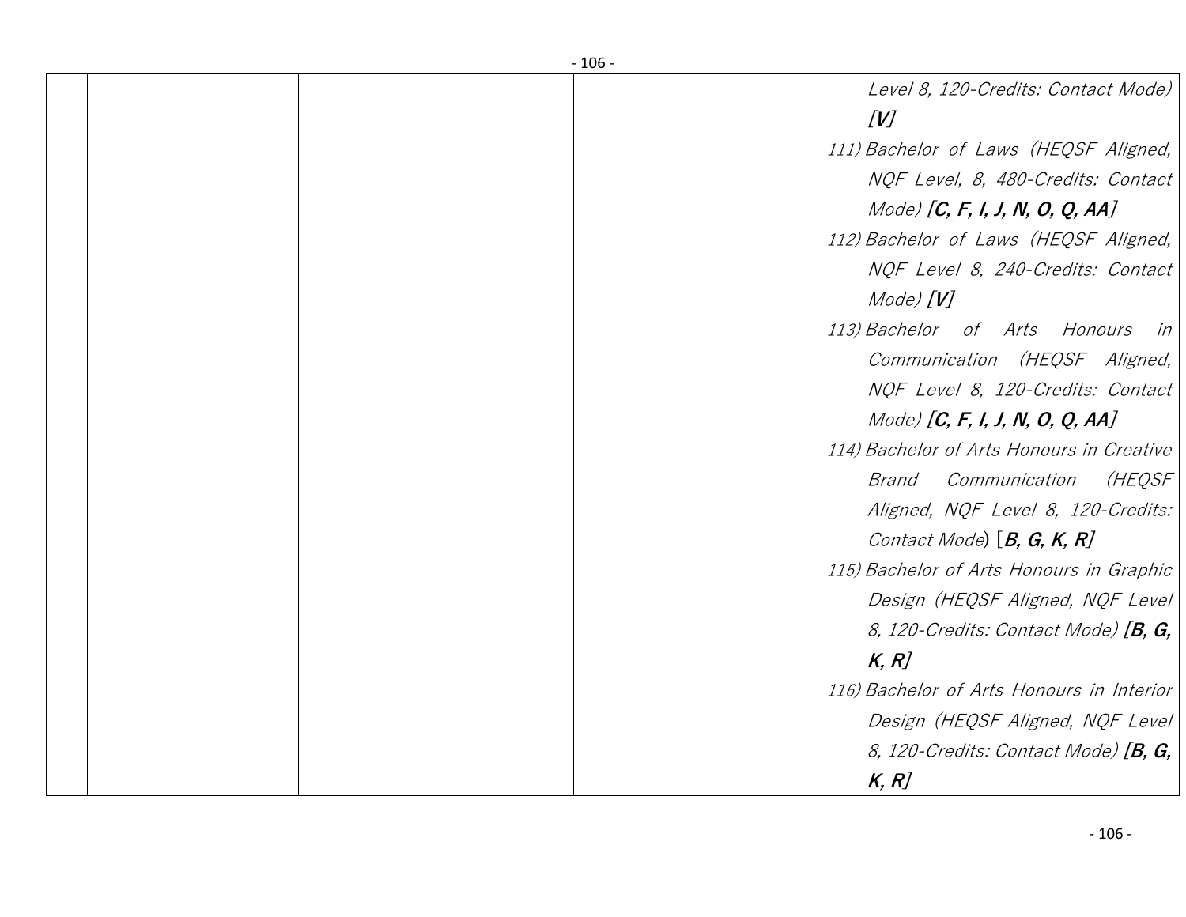| | | | | | |
|---|---|---|---|---|---|
| | | | | | *Level 8, 120-Credits: Contact Mode)* ***[V]*** <br> 111) *Bachelor of Laws (HEQSF Aligned, NQF Level, 8, 480-Credits: Contact Mode)* ***[C, F, I, J, N, O, Q, AA]*** <br> 112) *Bachelor of Laws (HEQSF Aligned, NQF Level 8, 240-Credits: Contact Mode)* ***[V]*** <br> 113) *Bachelor of Arts Honours in Communication (HEQSF Aligned, NQF Level 8, 120-Credits: Contact Mode)* ***[C, F, I, J, N, O, Q, AA]*** <br> 114) *Bachelor of Arts Honours in Creative Brand Communication (HEQSF Aligned, NQF Level 8, 120-Credits: Contact Mode*) [***B, G, K, R***] <br> 115) *Bachelor of Arts Honours in Graphic Design (HEQSF Aligned, NQF Level 8, 120-Credits: Contact Mode)* ***[B, G, K, R]*** <br> 116) *Bachelor of Arts Honours in Interior Design (HEQSF Aligned, NQF Level 8, 120-Credits: Contact Mode)* ***[B, G, K, R]*** |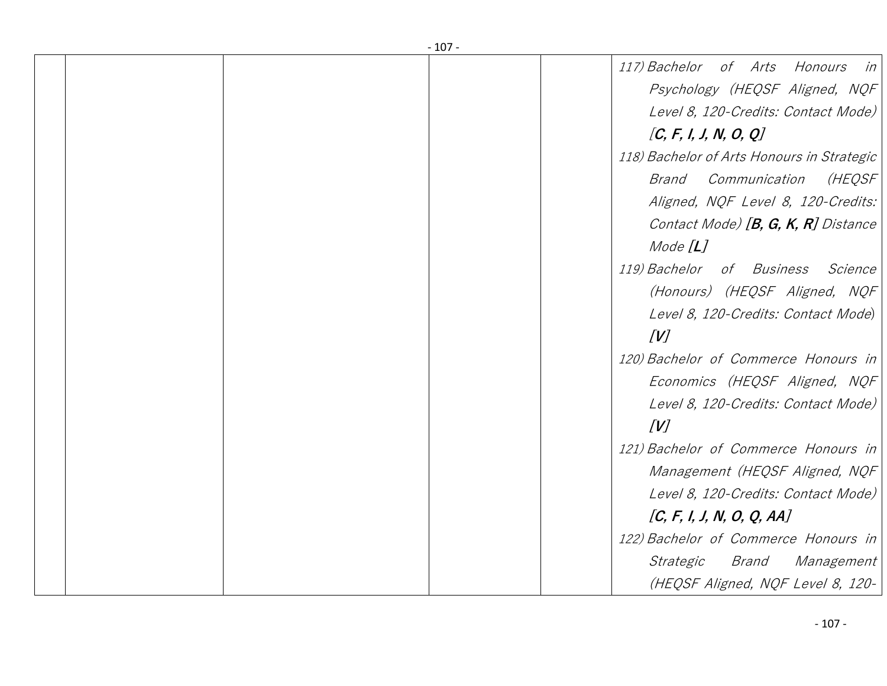| | | | | |
|---|---|---|---|---|
| | | | | 117) *Bachelor of Arts Honours in Psychology (HEQSF Aligned, NQF Level 8, 120-Credits: Contact Mode)* ***[C, F, I, J, N, O, Q]***<br>118) *Bachelor of Arts Honours in Strategic Brand Communication (HEQSF Aligned, NQF Level 8, 120-Credits: Contact Mode)* ***[B, G, K, R]*** *Distance Mode* ***[L]***<br>119) *Bachelor of Business Science (Honours) (HEQSF Aligned, NQF Level 8, 120-Credits: Contact Mode)* ***[V]***<br>120) *Bachelor of Commerce Honours in Economics (HEQSF Aligned, NQF Level 8, 120-Credits: Contact Mode)* ***[V]***<br>121) *Bachelor of Commerce Honours in Management (HEQSF Aligned, NQF Level 8, 120-Credits: Contact Mode)* ***[C, F, I, J, N, O, Q, AA]***<br>122) *Bachelor of Commerce Honours in Strategic Brand Management (HEQSF Aligned, NQF Level 8, 120-* |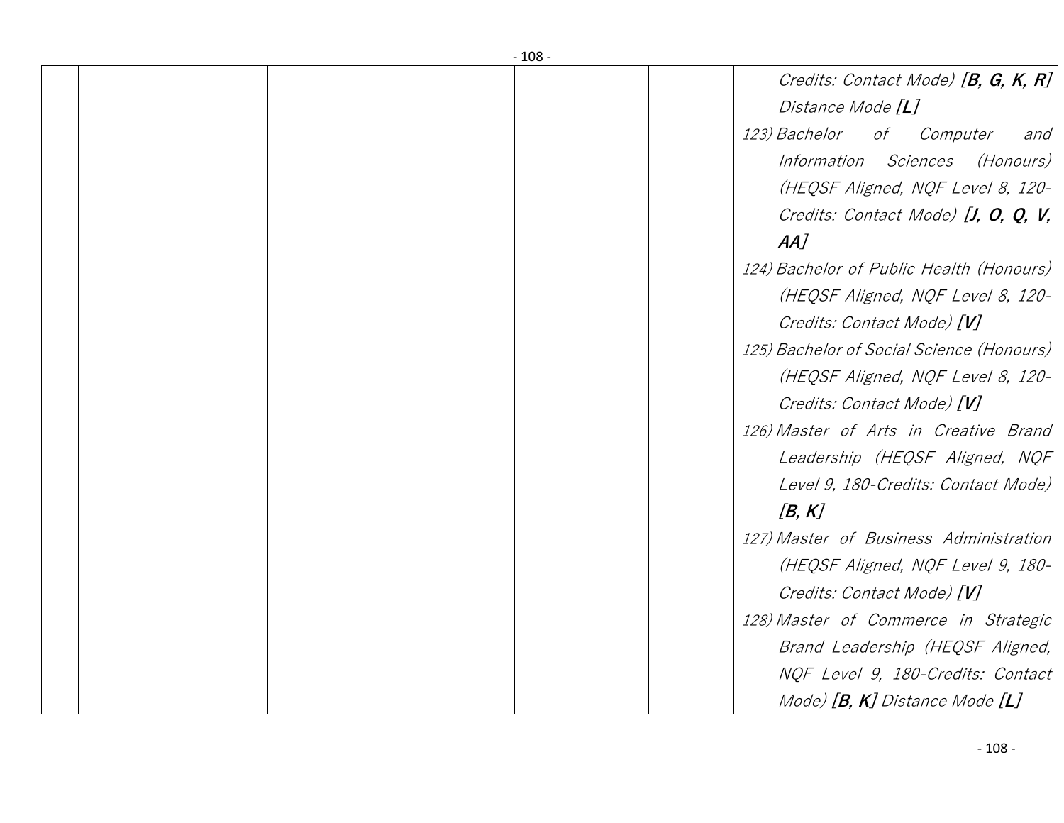| | | | | | |
|---|---|---|---|---|---|
| | | | | | *Credits: Contact Mode)* ***[B, G, K, R]*** *Distance Mode* ***[L]***<br>123) *Bachelor of Computer and Information Sciences (Honours) (HEQSF Aligned, NQF Level 8, 120-Credits: Contact Mode)* ***[J, O, Q, V, AA]***<br>124) *Bachelor of Public Health (Honours) (HEQSF Aligned, NQF Level 8, 120-Credits: Contact Mode)* ***[V]***<br>125) *Bachelor of Social Science (Honours) (HEQSF Aligned, NQF Level 8, 120-Credits: Contact Mode)* ***[V]***<br>126) *Master of Arts in Creative Brand Leadership (HEQSF Aligned, NQF Level 9, 180-Credits: Contact Mode)* ***[B, K]***<br>127) *Master of Business Administration (HEQSF Aligned, NQF Level 9, 180-Credits: Contact Mode)* ***[V]***<br>128) *Master of Commerce in Strategic Brand Leadership (HEQSF Aligned, NQF Level 9, 180-Credits: Contact Mode)* ***[B, K]*** *Distance Mode* ***[L]*** |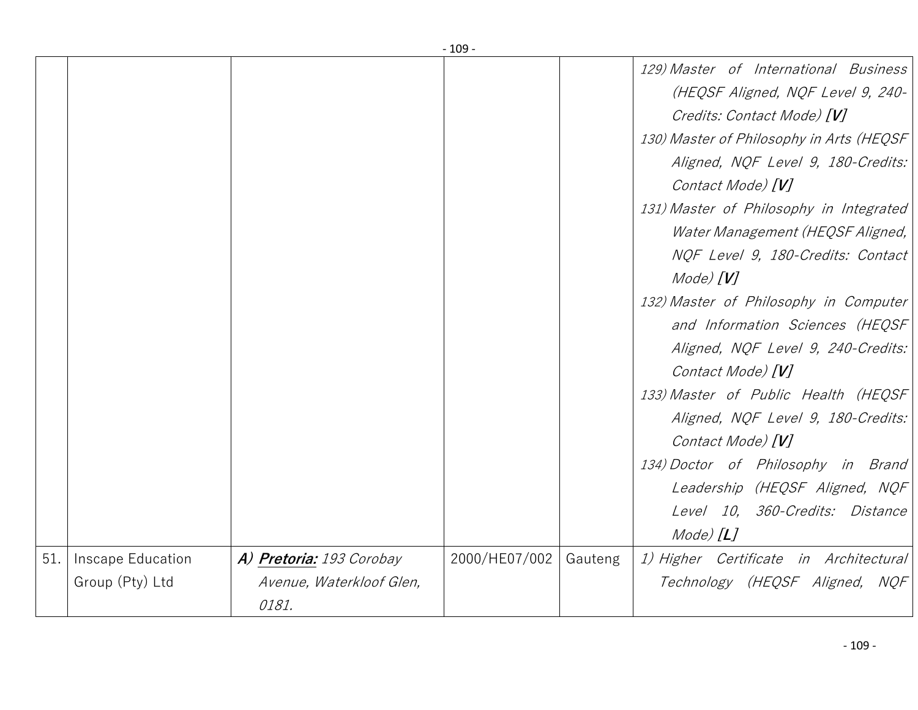| | | | | | |
|---|---|---|---|---|---|
| | | | | | *129) Master of International Business (HEQSF Aligned, NQF Level 9, 240-Credits: Contact Mode)* ***[V]***<br>*130) Master of Philosophy in Arts (HEQSF Aligned, NQF Level 9, 180-Credits: Contact Mode)* ***[V]***<br>*131) Master of Philosophy in Integrated Water Management (HEQSF Aligned, NQF Level 9, 180-Credits: Contact Mode)* ***[V]***<br>*132) Master of Philosophy in Computer and Information Sciences (HEQSF Aligned, NQF Level 9, 240-Credits: Contact Mode)* ***[V]***<br>*133) Master of Public Health (HEQSF Aligned, NQF Level 9, 180-Credits: Contact Mode)* ***[V]***<br>*134) Doctor of Philosophy in Brand Leadership (HEQSF Aligned, NQF Level 10, 360-Credits: Distance Mode)* ***[L]*** |
| 51. | Inscape Education Group (Pty) Ltd | ***A) <u>Pretoria:</u>*** *193 Corobay Avenue, Waterkloof Glen, 0181.* | 2000/HE07/002 | Gauteng | *1) Higher Certificate in Architectural Technology (HEQSF Aligned, NQF* |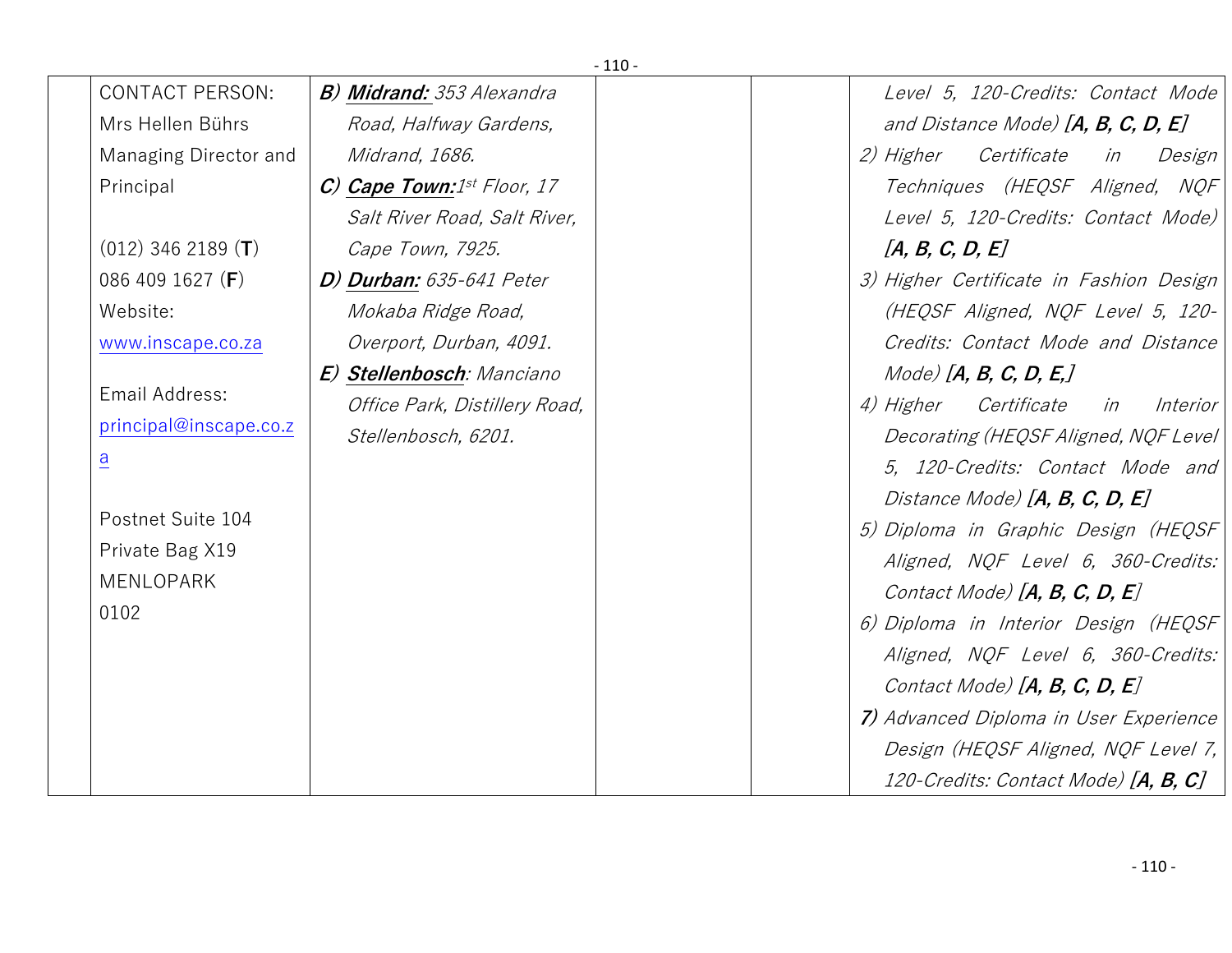| | | | | | |
|---|---|---|---|---|---|
| | CONTACT PERSON:<br>Mrs Hellen Bührs<br>Managing Director and Principal<br><br>(012) 346 2189 (**T**)<br>086 409 1627 (**F**)<br>Website:<br>www.inscape.co.za<br><br>Email Address:<br>principal@inscape.co.za<br><br>Postnet Suite 104<br>Private Bag X19<br>MENLOPARK<br>0102 | ***B) Midrand:*** *353 Alexandra Road, Halfway Gardens, Midrand, 1686.*<br>***C) Cape Town:*** *1st Floor, 17 Salt River Road, Salt River, Cape Town, 7925.*<br>***D) Durban:*** *635-641 Peter Mokaba Ridge Road, Overport, Durban, 4091.*<br>***E) Stellenbosch****: Manciano Office Park, Distillery Road, Stellenbosch, 6201.* | | | *Level 5, 120-Credits: Contact Mode and Distance Mode)* ***[A, B, C, D, E]***<br>*2) Higher Certificate in Design Techniques (HEQSF Aligned, NQF Level 5, 120-Credits: Contact Mode)* ***[A, B, C, D, E]***<br>*3) Higher Certificate in Fashion Design (HEQSF Aligned, NQF Level 5, 120-Credits: Contact Mode and Distance Mode)* ***[A, B, C, D, E,]***<br>*4) Higher Certificate in Interior Decorating (HEQSF Aligned, NQF Level 5, 120-Credits: Contact Mode and Distance Mode)* ***[A, B, C, D, E]***<br>*5) Diploma in Graphic Design (HEQSF Aligned, NQF Level 6, 360-Credits: Contact Mode)* ***[A, B, C, D, E]***<br>*6) Diploma in Interior Design (HEQSF Aligned, NQF Level 6, 360-Credits: Contact Mode)* ***[A, B, C, D, E]***<br>***7)*** *Advanced Diploma in User Experience Design (HEQSF Aligned, NQF Level 7, 120-Credits: Contact Mode)* ***[A, B, C]*** |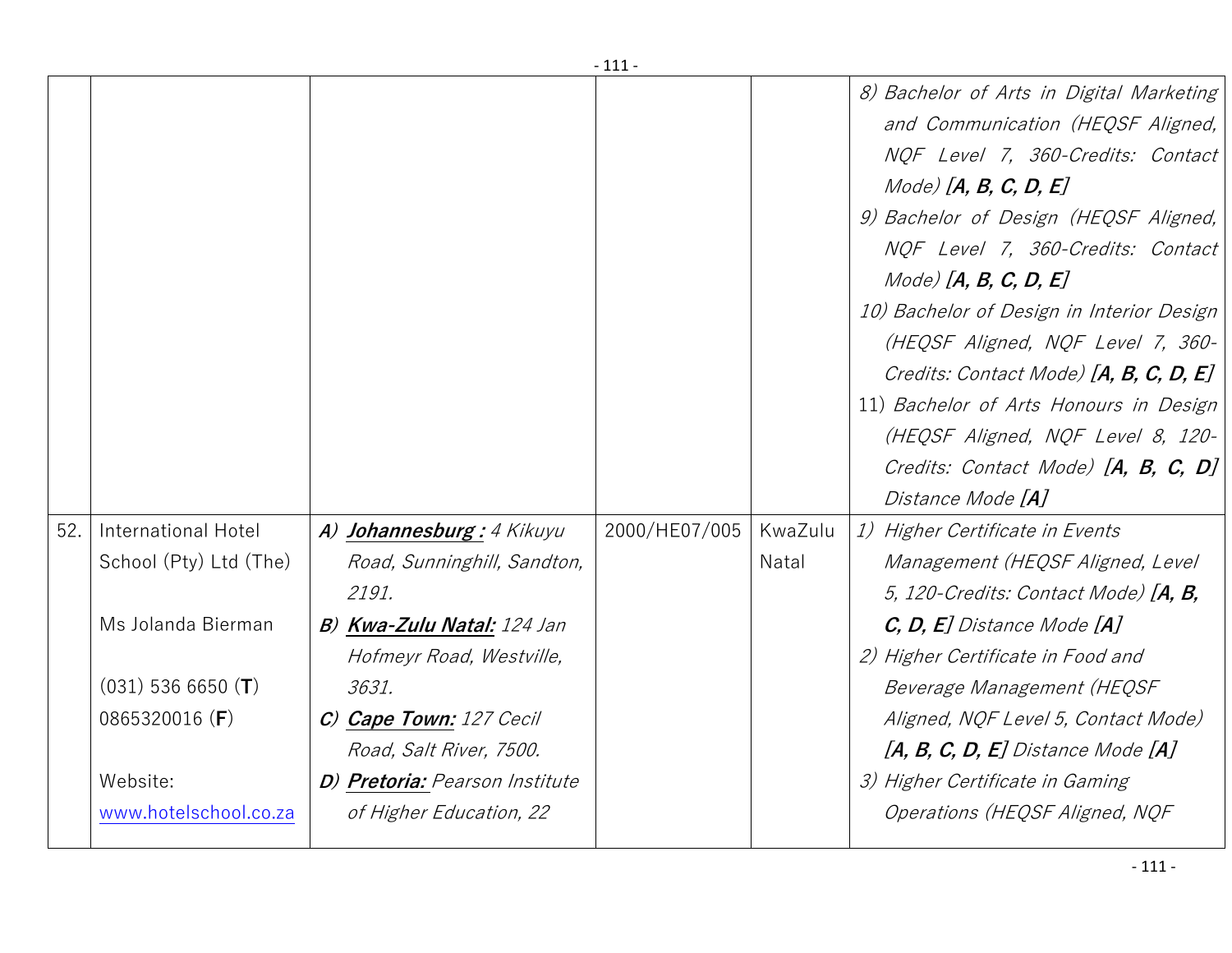|  |  |  |  |  |  |
|---|---|---|---|---|---|
|  |  |  |  |  | 8) *Bachelor of Arts in Digital Marketing and Communication (HEQSF Aligned, NQF Level 7, 360-Credits: Contact Mode)* ***[A, B, C, D, E]***<br>9) *Bachelor of Design (HEQSF Aligned, NQF Level 7, 360-Credits: Contact Mode)* ***[A, B, C, D, E]***<br>10) *Bachelor of Design in Interior Design (HEQSF Aligned, NQF Level 7, 360-Credits: Contact Mode)* ***[A, B, C, D, E]***<br>11) *Bachelor of Arts Honours in Design (HEQSF Aligned, NQF Level 8, 120-Credits: Contact Mode)* ***[A, B, C, D]*** *Distance Mode* ***[A]*** |
| 52. | International Hotel School (Pty) Ltd (The)<br><br>Ms Jolanda Bierman<br><br>(031) 536 6650 (**T**)<br>0865320016 (**F**)<br><br>Website:<br>www.hotelschool.co.za | ***A)*** ***Johannesburg :*** *4 Kikuyu Road, Sunninghill, Sandton, 2191.*<br>***B)*** ***Kwa-Zulu Natal:*** *124 Jan Hofmeyr Road, Westville, 3631.*<br>***C)*** ***Cape Town:*** *127 Cecil Road, Salt River, 7500.*<br>***D)*** ***Pretoria:*** *Pearson Institute of Higher Education, 22* | 2000/HE07/005 | KwaZulu Natal | 1) *Higher Certificate in Events Management (HEQSF Aligned, Level 5, 120-Credits: Contact Mode)* ***[A, B, C, D, E]*** *Distance Mode* ***[A]***<br>2) *Higher Certificate in Food and Beverage Management (HEQSF Aligned, NQF Level 5, Contact Mode)* ***[A, B, C, D, E]*** *Distance Mode* ***[A]***<br>3) *Higher Certificate in Gaming Operations (HEQSF Aligned, NQF* |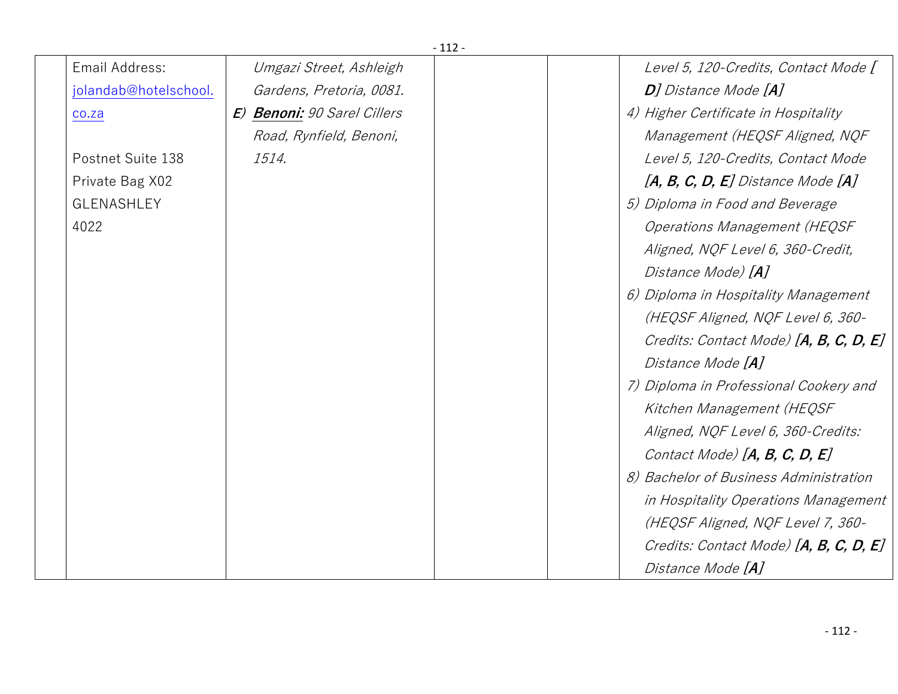| | | | | | |
|---|---|---|---|---|---|
| | Email Address: [jolandab@hotelschool.co.za](mailto:jolandab@hotelschool.co.za)<br><br>Postnet Suite 138<br>Private Bag X02<br>GLENASHLEY<br>4022 | *Umgazi Street, Ashleigh Gardens, Pretoria, 0081.*<br>***E)*** ***Benoni:*** *90 Sarel Cillers Road, Rynfield, Benoni, 1514.* | | | *Level 5, 120-Credits, Contact Mode **[ D]** Distance Mode **[A]***<br>*4) Higher Certificate in Hospitality Management (HEQSF Aligned, NQF Level 5, 120-Credits, Contact Mode **[A, B, C, D, E]** Distance Mode **[A]***<br>*5) Diploma in Food and Beverage Operations Management (HEQSF Aligned, NQF Level 6, 360-Credit, Distance Mode) **[A]***<br>*6) Diploma in Hospitality Management (HEQSF Aligned, NQF Level 6, 360-Credits: Contact Mode) **[A, B, C, D, E]** Distance Mode **[A]***<br>*7) Diploma in Professional Cookery and Kitchen Management (HEQSF Aligned, NQF Level 6, 360-Credits: Contact Mode) **[A, B, C, D, E]***<br>*8) Bachelor of Business Administration in Hospitality Operations Management (HEQSF Aligned, NQF Level 7, 360-Credits: Contact Mode) **[A, B, C, D, E]** Distance Mode **[A]*** |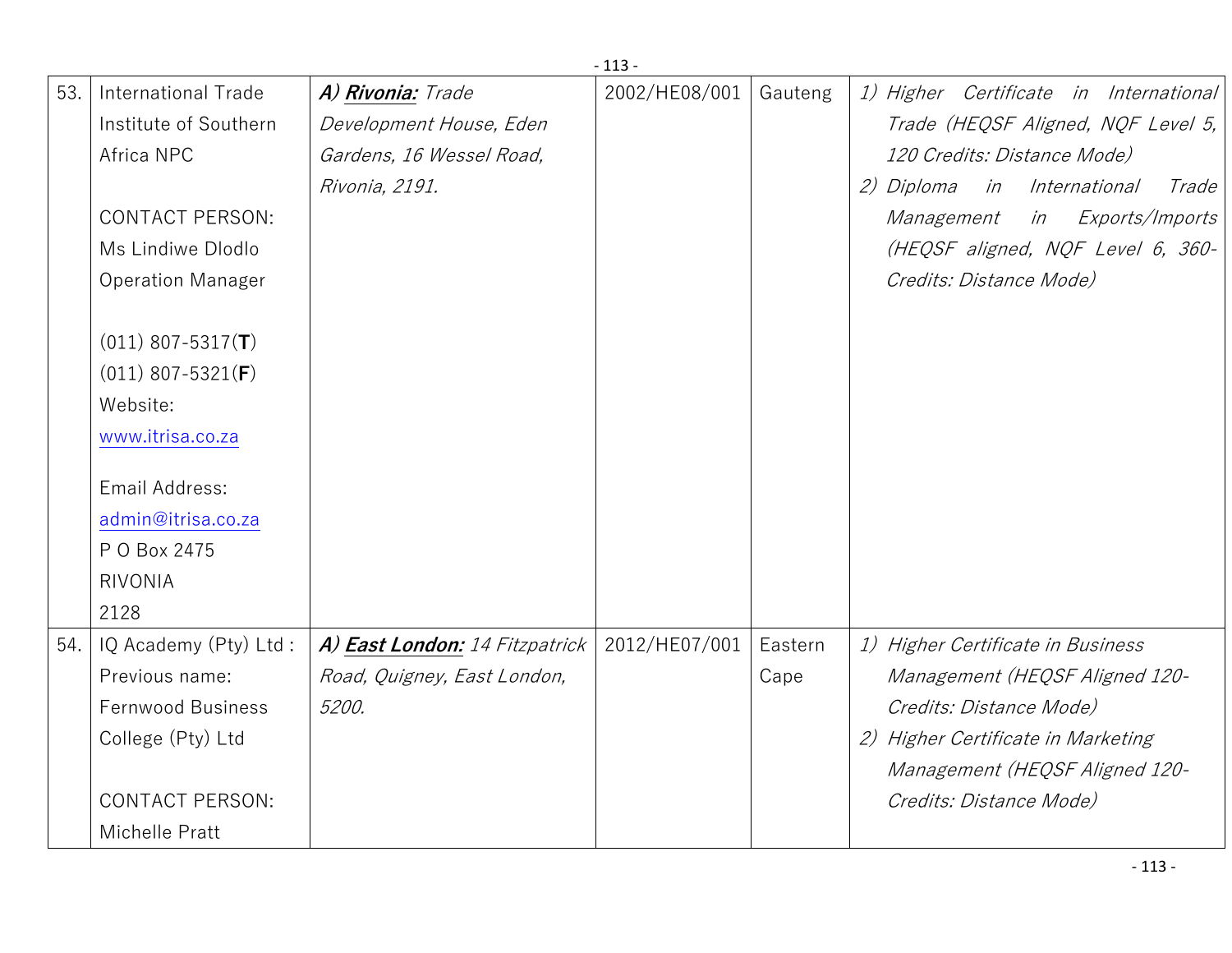| 53. | International Trade Institute of Southern Africa NPC<br><br>CONTACT PERSON:<br>Ms Lindiwe Dlodlo<br>Operation Manager<br><br>(011) 807-5317(**T**)<br>(011) 807-5321(**F**)<br>Website:<br>www.itrisa.co.za<br><br>Email Address:<br>admin@itrisa.co.za<br>P O Box 2475<br>RIVONIA<br>2128 | ***A) Rivonia:*** *Trade Development House, Eden Gardens, 16 Wessel Road, Rivonia, 2191.* | 2002/HE08/001 | Gauteng | *1) Higher Certificate in International Trade (HEQSF Aligned, NQF Level 5, 120 Credits: Distance Mode)*<br>*2) Diploma in International Trade Management in Exports/Imports (HEQSF aligned, NQF Level 6, 360-Credits: Distance Mode)* |
|---|---|---|---|---|---|
| 54. | IQ Academy (Pty) Ltd : Previous name: Fernwood Business College (Pty) Ltd<br><br>CONTACT PERSON:<br>Michelle Pratt | ***A) East London:*** *14 Fitzpatrick Road, Quigney, East London, 5200.* | 2012/HE07/001 | Eastern Cape | *1) Higher Certificate in Business Management (HEQSF Aligned 120-Credits: Distance Mode)*<br>*2) Higher Certificate in Marketing Management (HEQSF Aligned 120-Credits: Distance Mode)* |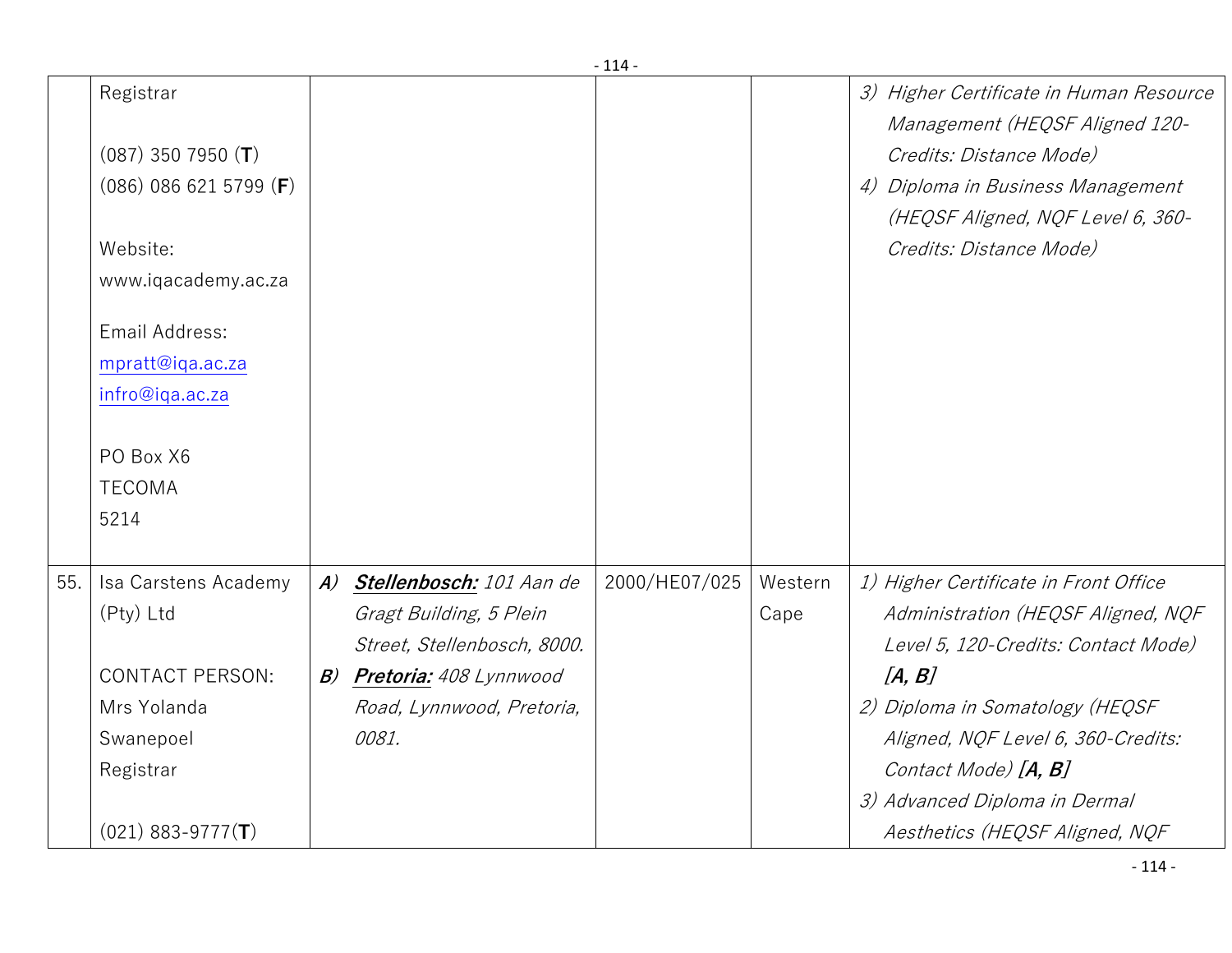| | | | | | |
|---|---|---|---|---|---|
| | Registrar<br><br>(087) 350 7950 (**T**)<br>(086) 086 621 5799 (**F**)<br><br>Website:<br>www.iqacademy.ac.za<br><br>Email Address:<br>mpratt@iqa.ac.za<br>infro@iqa.ac.za<br><br>PO Box X6<br>TECOMA<br>5214 | | | | *3) Higher Certificate in Human Resource Management (HEQSF Aligned 120-Credits: Distance Mode)*<br>*4) Diploma in Business Management (HEQSF Aligned, NQF Level 6, 360-Credits: Distance Mode)* |
| 55. | Isa Carstens Academy (Pty) Ltd<br><br>CONTACT PERSON:<br>Mrs Yolanda Swanepoel<br>Registrar<br><br>(021) 883-9777(**T**) | ***A)*** ***Stellenbosch:*** *101 Aan de Gragt Building, 5 Plein Street, Stellenbosch, 8000.*<br>***B)*** ***Pretoria:*** *408 Lynnwood Road, Lynnwood, Pretoria, 0081.* | 2000/HE07/025 | Western Cape | *1) Higher Certificate in Front Office Administration (HEQSF Aligned, NQF Level 5, 120-Credits: Contact Mode)* ***[A, B]***<br>*2) Diploma in Somatology (HEQSF Aligned, NQF Level 6, 360-Credits: Contact Mode)* ***[A, B]***<br>*3) Advanced Diploma in Dermal Aesthetics (HEQSF Aligned, NQF* |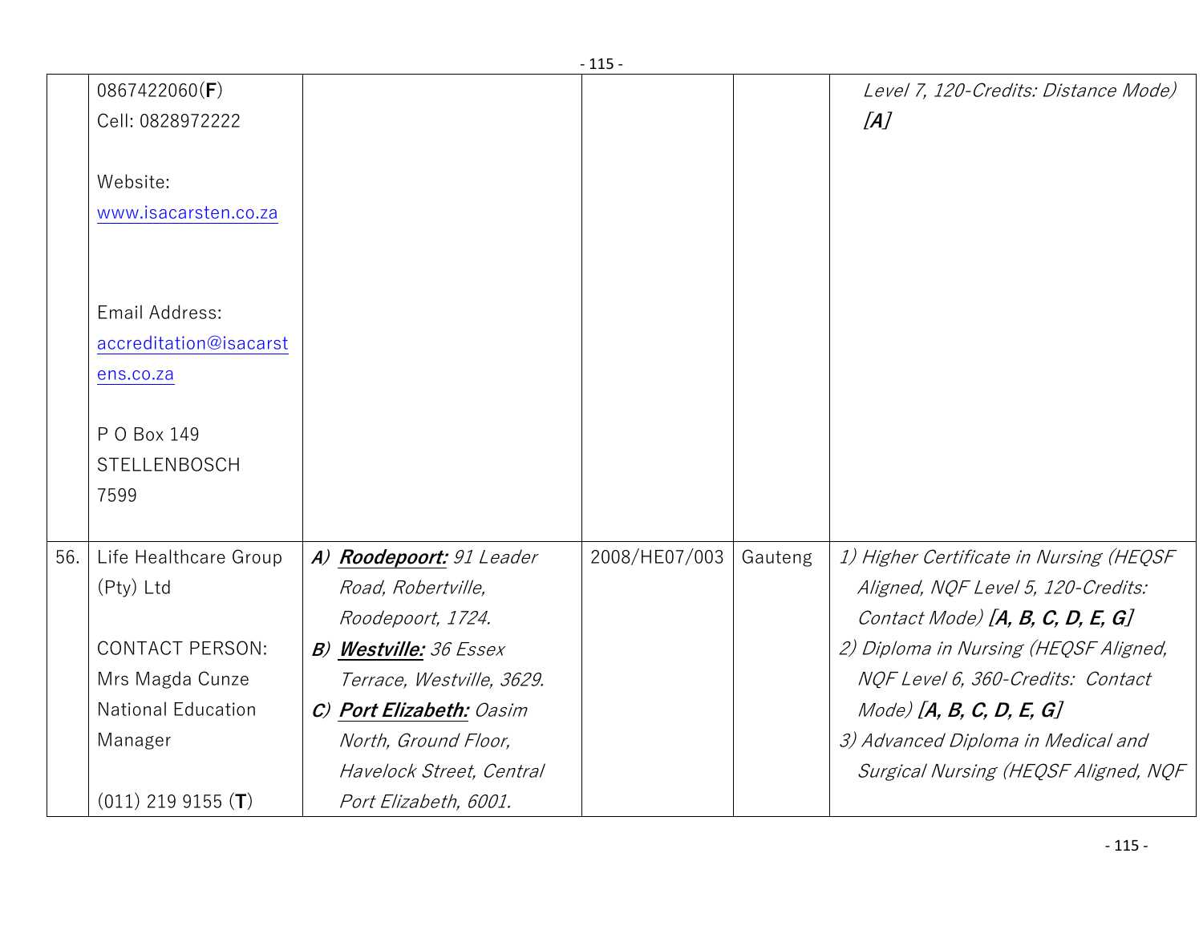| | | | | | |
|---|---|---|---|---|---|
| | 0867422060(**F**)<br>Cell: 0828972222<br><br>Website:<br>www.isacarsten.co.za<br><br>Email Address:<br>accreditation@isacarstens.co.za<br><br>P O Box 149<br>STELLENBOSCH<br>7599 | | | | *Level 7, 120-Credits: Distance Mode)* ***[A]*** |
| 56. | Life Healthcare Group (Pty) Ltd<br><br>CONTACT PERSON:<br>Mrs Magda Cunze<br>National Education Manager<br><br>(011) 219 9155 (**T**) | ***A)*** ***Roodepoort:*** *91 Leader Road, Robertville, Roodepoort, 1724.*<br>***B)*** ***Westville:*** *36 Essex Terrace, Westville, 3629.*<br>***C)*** ***Port Elizabeth:*** *Oasim North, Ground Floor, Havelock Street, Central Port Elizabeth, 6001.* | 2008/HE07/003 | Gauteng | *1) Higher Certificate in Nursing (HEQSF Aligned, NQF Level 5, 120-Credits: Contact Mode)* ***[A, B, C, D, E, G]***<br>*2) Diploma in Nursing (HEQSF Aligned, NQF Level 6, 360-Credits: Contact Mode)* ***[A, B, C, D, E, G]***<br>*3) Advanced Diploma in Medical and Surgical Nursing (HEQSF Aligned, NQF* |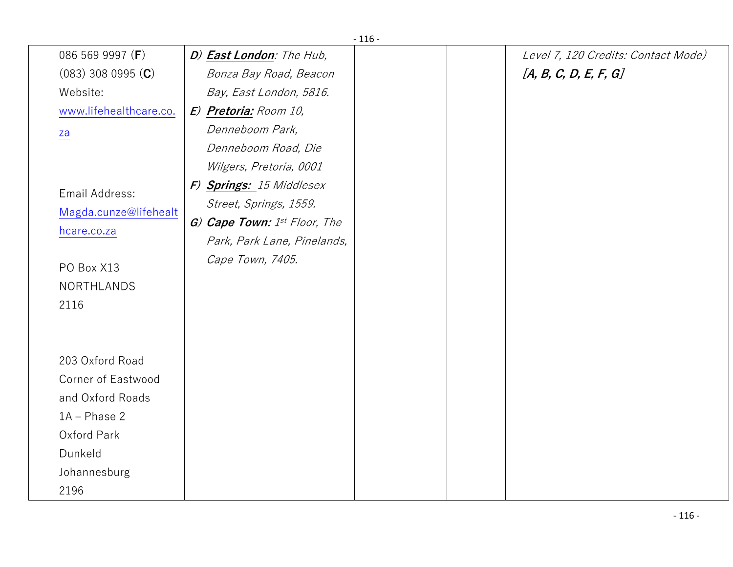| | | | | | |
|---|---|---|---|---|---|
| | 086 569 9997 (**F**)<br>(083) 308 0995 (**C**)<br>Website:<br>www.lifehealthcare.co.za<br><br>Email Address:<br>Magda.cunze@lifehealthcare.co.za<br><br>PO Box X13<br>NORTHLANDS<br>2116<br><br>203 Oxford Road<br>Corner of Eastwood and Oxford Roads<br>1A – Phase 2<br>Oxford Park<br>Dunkeld<br>Johannesburg<br>2196 | *D)* ***East London****: The Hub, Bonza Bay Road, Beacon Bay, East London, 5816.*<br>*E)* ***Pretoria:*** *Room 10, Denneboom Park, Denneboom Road, Die Wilgers, Pretoria, 0001*<br>*F)* ***Springs:*** *15 Middlesex Street, Springs, 1559.*<br>*G)* ***Cape Town:*** *1st Floor, The Park, Park Lane, Pinelands, Cape Town, 7405.* | | | *Level 7, 120 Credits: Contact Mode)*<br>***[A, B, C, D, E, F, G]*** |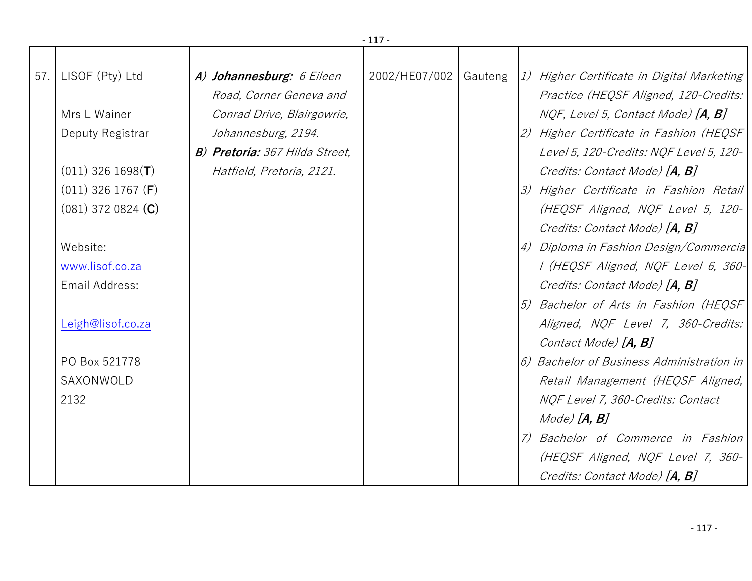| | | | | | |
|---|---|---|---|---|---|
| 57. | LISOF (Pty) Ltd<br><br>Mrs L Wainer<br>Deputy Registrar<br><br>(011) 326 1698(**T**)<br>(011) 326 1767 (**F**)<br>(081) 372 0824 (**C**)<br><br>Website:<br>www.lisof.co.za<br>Email Address:<br><br>Leigh@lisof.co.za<br><br>PO Box 521778<br>SAXONWOLD<br>2132 | ***A)*** ***Johannesburg:*** *6 Eileen Road, Corner Geneva and Conrad Drive, Blairgowrie, Johannesburg, 2194.*<br>***B)*** ***Pretoria:*** *367 Hilda Street, Hatfield, Pretoria, 2121.* | 2002/HE07/002 | Gauteng | *1) Higher Certificate in Digital Marketing Practice (HEQSF Aligned, 120-Credits: NQF, Level 5, Contact Mode)* ***[A, B]***<br>*2) Higher Certificate in Fashion (HEQSF Level 5, 120-Credits: NQF Level 5, 120-Credits: Contact Mode)* ***[A, B]***<br>*3) Higher Certificate in Fashion Retail (HEQSF Aligned, NQF Level 5, 120-Credits: Contact Mode)* ***[A, B]***<br>*4) Diploma in Fashion Design/Commercial (HEQSF Aligned, NQF Level 6, 360-Credits: Contact Mode)* ***[A, B]***<br>*5) Bachelor of Arts in Fashion (HEQSF Aligned, NQF Level 7, 360-Credits: Contact Mode)* ***[A, B]***<br>*6) Bachelor of Business Administration in Retail Management (HEQSF Aligned, NQF Level 7, 360-Credits: Contact Mode)* ***[A, B]***<br>*7) Bachelor of Commerce in Fashion (HEQSF Aligned, NQF Level 7, 360-Credits: Contact Mode)* ***[A, B]*** |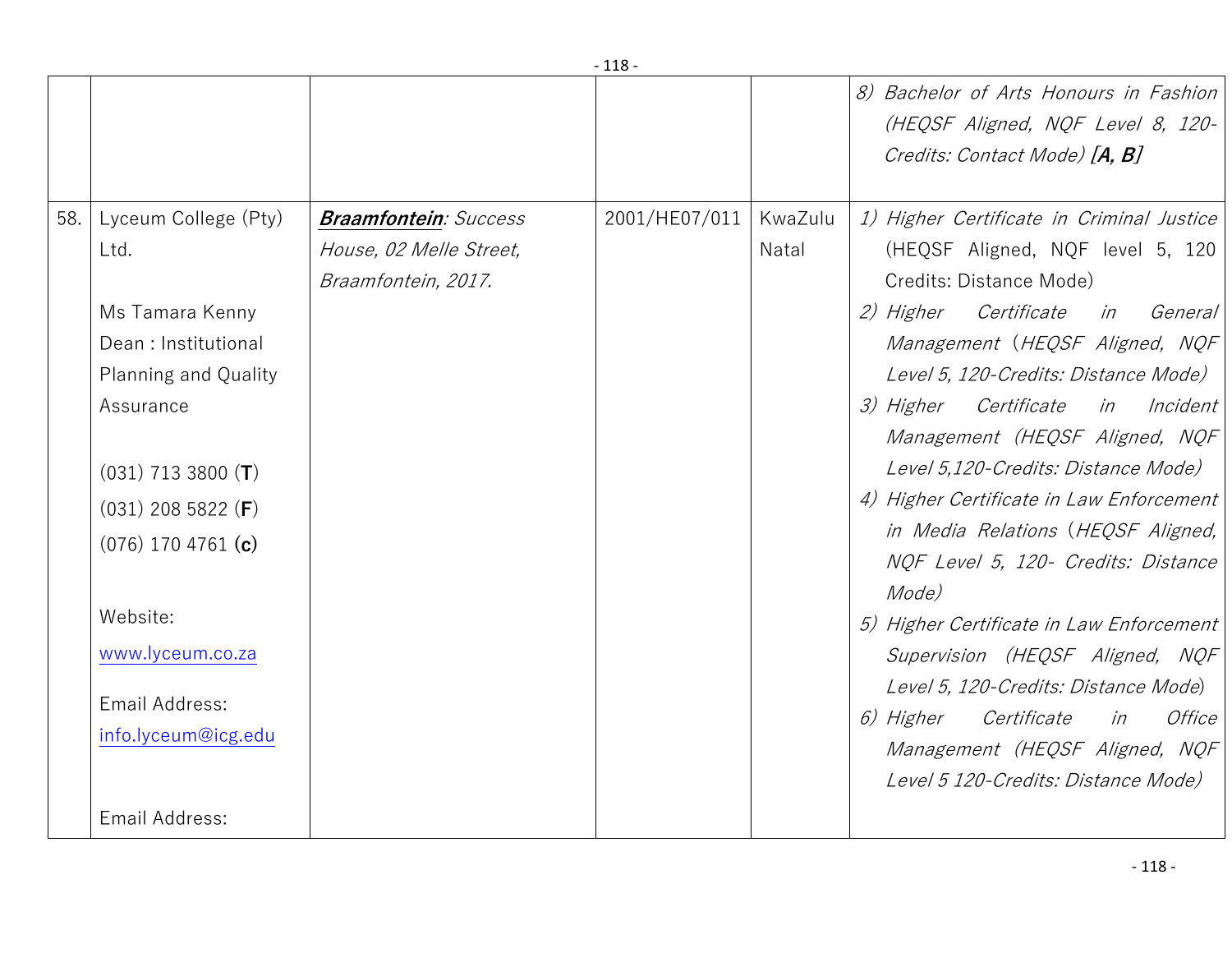| | | | | | |
|---|---|---|---|---|---|
| | | | | | 8) *Bachelor of Arts Honours in Fashion (HEQSF Aligned, NQF Level 8, 120-Credits: Contact Mode)* ***[A, B]*** |
| 58. | Lyceum College (Pty) Ltd.<br><br>Ms Tamara Kenny<br>Dean : Institutional Planning and Quality Assurance<br><br>(031) 713 3800 (**T**)<br>(031) 208 5822 (**F**)<br>(076) 170 4761 **(c)**<br><br>Website:<br>www.lyceum.co.za<br><br>Email Address:<br>info.lyceum@icg.edu<br><br>Email Address: | ***Braamfontein****: Success House, 02 Melle Street, Braamfontein, 2017.* | 2001/HE07/011 | KwaZulu Natal | 1) *Higher Certificate in Criminal Justice* (HEQSF Aligned, NQF level 5, 120 Credits: Distance Mode)<br>2) *Higher Certificate in General Management (HEQSF Aligned, NQF Level 5, 120-Credits: Distance Mode)*<br>3) *Higher Certificate in Incident Management (HEQSF Aligned, NQF Level 5,120-Credits: Distance Mode)*<br>4) *Higher Certificate in Law Enforcement in Media Relations (HEQSF Aligned, NQF Level 5, 120- Credits: Distance Mode)*<br>5) *Higher Certificate in Law Enforcement Supervision (HEQSF Aligned, NQF Level 5, 120-Credits: Distance Mode)*<br>6) *Higher Certificate in Office Management (HEQSF Aligned, NQF Level 5 120-Credits: Distance Mode)* |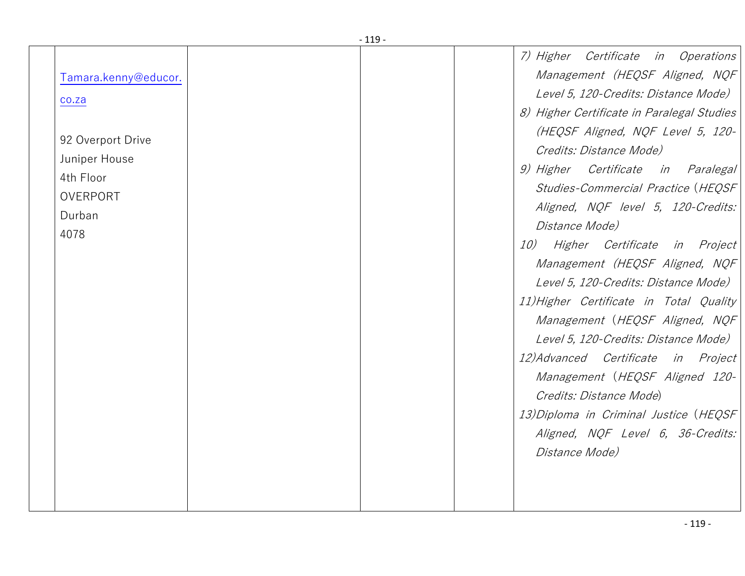|  |  |  |  |  |
|---|---|---|---|---|
|  | Tamara.kenny@educor.co.za<br><br>92 Overport Drive<br>Juniper House<br>4th Floor<br>OVERPORT<br>Durban<br>4078 |  |  | 7) *Higher Certificate in Operations Management (HEQSF Aligned, NQF Level 5, 120-Credits: Distance Mode)*<br>8) *Higher Certificate in Paralegal Studies (HEQSF Aligned, NQF Level 5, 120-Credits: Distance Mode)*<br>9) *Higher Certificate in Paralegal Studies-Commercial Practice (HEQSF Aligned, NQF level 5, 120-Credits: Distance Mode)*<br>10) *Higher Certificate in Project Management (HEQSF Aligned, NQF Level 5, 120-Credits: Distance Mode)*<br>11) *Higher Certificate in Total Quality Management (HEQSF Aligned, NQF Level 5, 120-Credits: Distance Mode)*<br>12) *Advanced Certificate in Project Management (HEQSF Aligned 120-Credits: Distance Mode)*<br>13) *Diploma in Criminal Justice (HEQSF Aligned, NQF Level 6, 36-Credits: Distance Mode)* |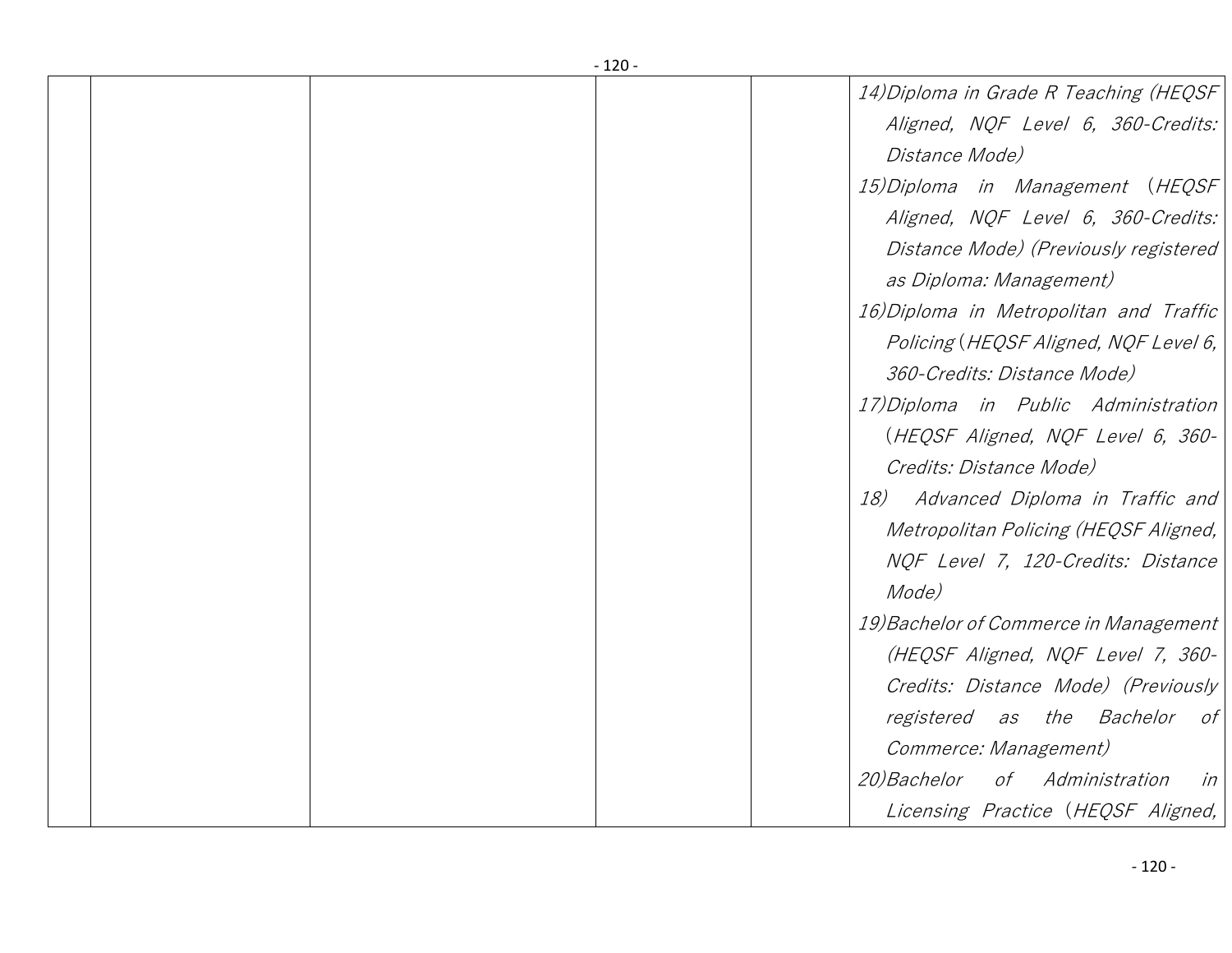| | | | | | |
|---|---|---|---|---|---|
| | | | | | 14)*Diploma in Grade R Teaching (HEQSF Aligned, NQF Level 6, 360-Credits: Distance Mode)*<br>15)*Diploma in Management (HEQSF Aligned, NQF Level 6, 360-Credits: Distance Mode) (Previously registered as Diploma: Management)*<br>16)*Diploma in Metropolitan and Traffic Policing (HEQSF Aligned, NQF Level 6, 360-Credits: Distance Mode)*<br>17)*Diploma in Public Administration (HEQSF Aligned, NQF Level 6, 360-Credits: Distance Mode)*<br>18) *Advanced Diploma in Traffic and Metropolitan Policing (HEQSF Aligned, NQF Level 7, 120-Credits: Distance Mode)*<br>19)*Bachelor of Commerce in Management (HEQSF Aligned, NQF Level 7, 360-Credits: Distance Mode) (Previously registered as the Bachelor of Commerce: Management)*<br>20)*Bachelor of Administration in Licensing Practice (HEQSF Aligned,* |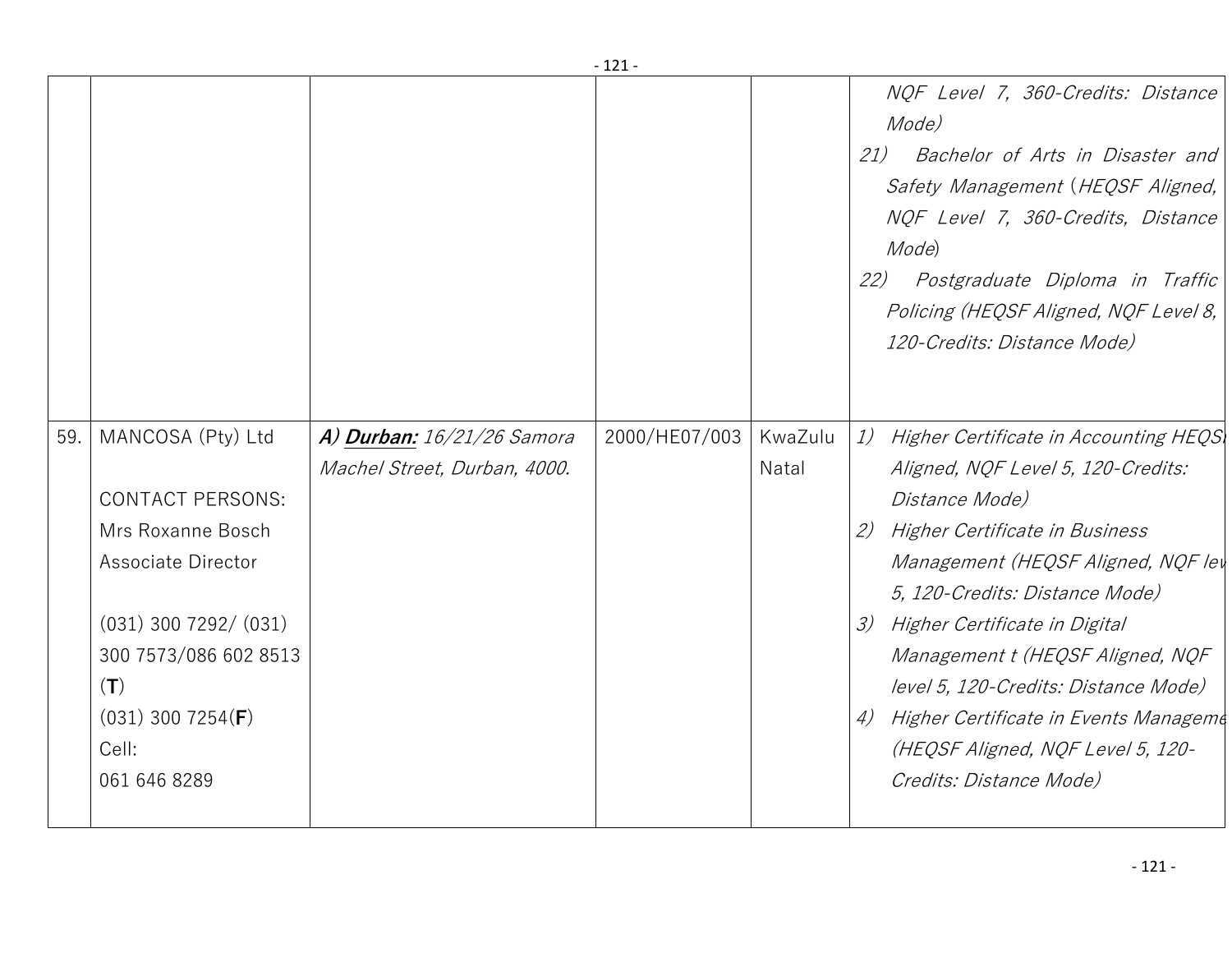| | | | | | |
|---|---|---|---|---|---|
| | | | | | *NQF Level 7, 360-Credits: Distance Mode)*<br>*21) Bachelor of Arts in Disaster and Safety Management (HEQSF Aligned, NQF Level 7, 360-Credits, Distance Mode)*<br>*22) Postgraduate Diploma in Traffic Policing (HEQSF Aligned, NQF Level 8, 120-Credits: Distance Mode)* |
| 59. | MANCOSA (Pty) Ltd<br><br>CONTACT PERSONS:<br>Mrs Roxanne Bosch<br>Associate Director<br><br>(031) 300 7292/ (031) 300 7573/086 602 8513 (**T**)<br>(031) 300 7254(**F**)<br>Cell:<br>061 646 8289 | ***A) <u>Durban:</u>*** *16/21/26 Samora Machel Street, Durban, 4000.* | 2000/HE07/003 | KwaZulu Natal | *1) Higher Certificate in Accounting HEQSF Aligned, NQF Level 5, 120-Credits: Distance Mode)*<br>*2) Higher Certificate in Business Management (HEQSF Aligned, NQF level 5, 120-Credits: Distance Mode)*<br>*3) Higher Certificate in Digital Management t (HEQSF Aligned, NQF level 5, 120-Credits: Distance Mode)*<br>*4) Higher Certificate in Events Management (HEQSF Aligned, NQF Level 5, 120-Credits: Distance Mode)* |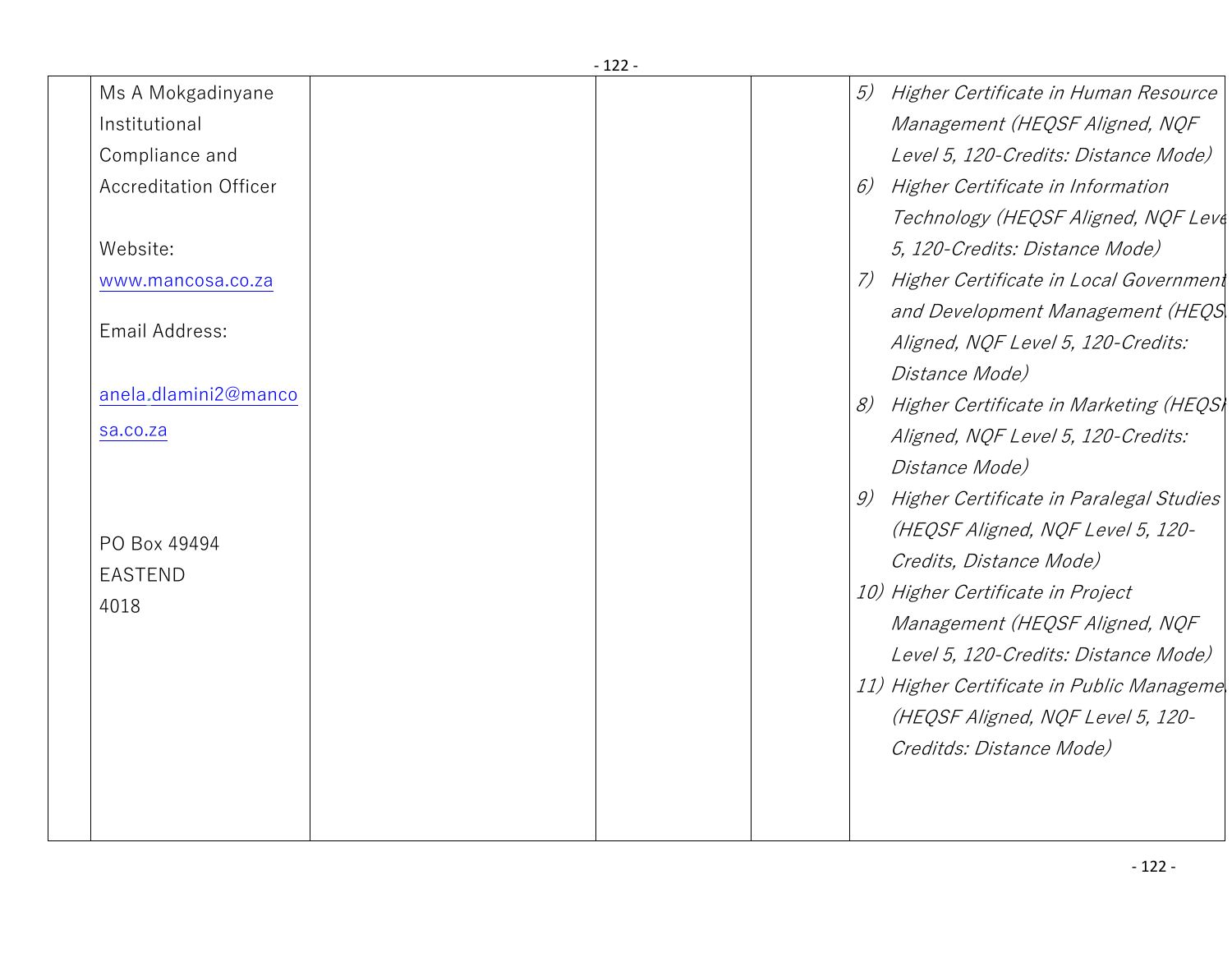|  |  |  |  |  |
|---|---|---|---|---|
|  | Ms A Mokgadinyane<br>Institutional Compliance and Accreditation Officer<br><br>Website:<br>www.mancosa.co.za<br><br>Email Address:<br><br>anela.dlamini2@mancosa.co.za<br><br><br>PO Box 49494<br>EASTEND<br>4018 |  |  | 5) *Higher Certificate in Human Resource Management (HEQSF Aligned, NQF Level 5, 120-Credits: Distance Mode)*<br>6) *Higher Certificate in Information Technology (HEQSF Aligned, NQF Level 5, 120-Credits: Distance Mode)*<br>7) *Higher Certificate in Local Government and Development Management (HEQSF Aligned, NQF Level 5, 120-Credits: Distance Mode)*<br>8) *Higher Certificate in Marketing (HEQSF Aligned, NQF Level 5, 120-Credits: Distance Mode)*<br>9) *Higher Certificate in Paralegal Studies (HEQSF Aligned, NQF Level 5, 120-Credits, Distance Mode)*<br>10) *Higher Certificate in Project Management (HEQSF Aligned, NQF Level 5, 120-Credits: Distance Mode)*<br>11) *Higher Certificate in Public Management (HEQSF Aligned, NQF Level 5, 120-Creditds: Distance Mode)* |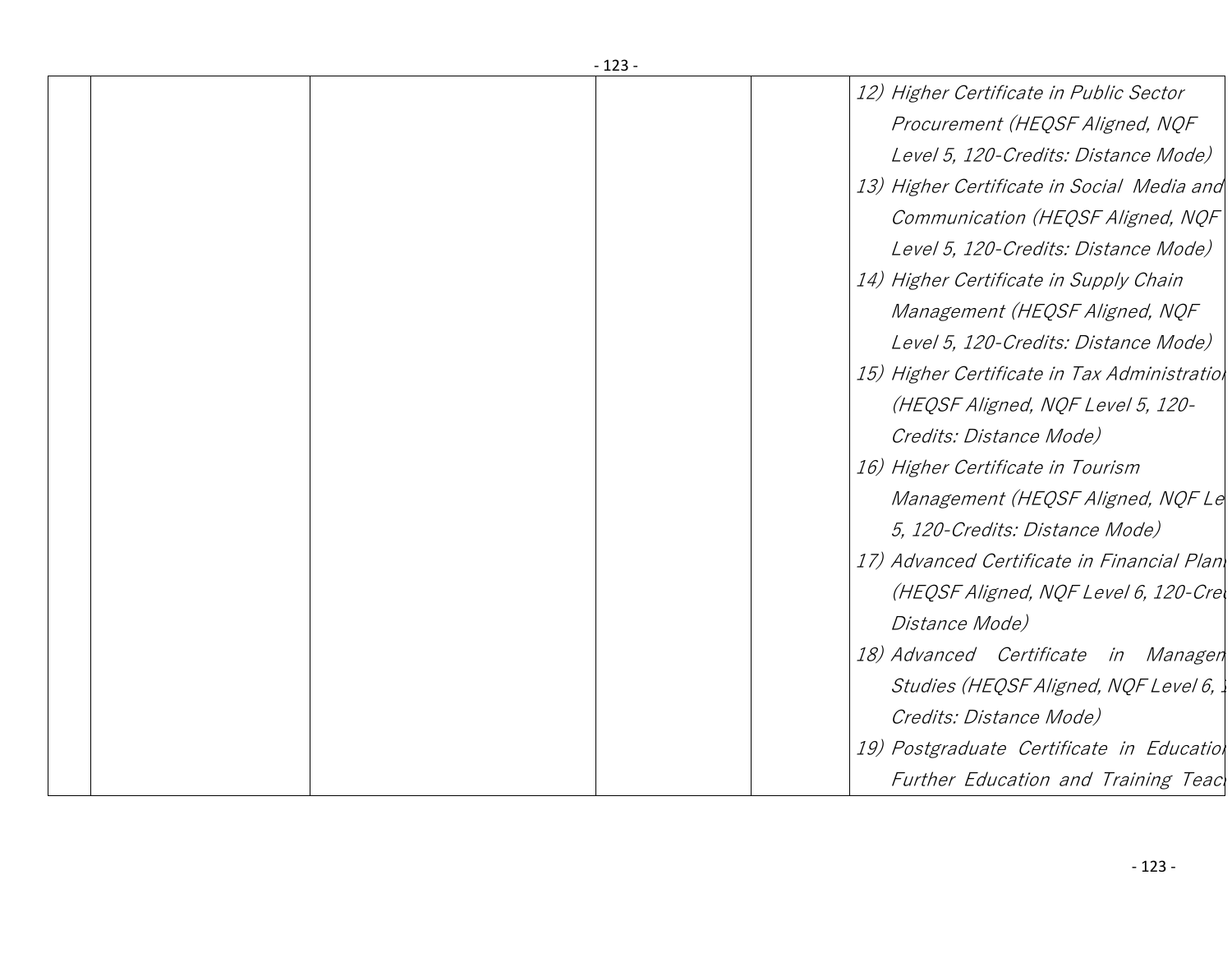| | | | | | |
|---|---|---|---|---|---|
| | | | | | 12) *Higher Certificate in Public Sector Procurement (HEQSF Aligned, NQF Level 5, 120-Credits: Distance Mode)*<br>13) *Higher Certificate in Social Media and Communication (HEQSF Aligned, NQF Level 5, 120-Credits: Distance Mode)*<br>14) *Higher Certificate in Supply Chain Management (HEQSF Aligned, NQF Level 5, 120-Credits: Distance Mode)*<br>15) *Higher Certificate in Tax Administratio (HEQSF Aligned, NQF Level 5, 120-Credits: Distance Mode)*<br>16) *Higher Certificate in Tourism Management (HEQSF Aligned, NQF Le 5, 120-Credits: Distance Mode)*<br>17) *Advanced Certificate in Financial Plan (HEQSF Aligned, NQF Level 6, 120-Cre Distance Mode)*<br>18) *Advanced Certificate in Managem Studies (HEQSF Aligned, NQF Level 6, Credits: Distance Mode)*<br>19) *Postgraduate Certificate in Educatio Further Education and Training Teac* |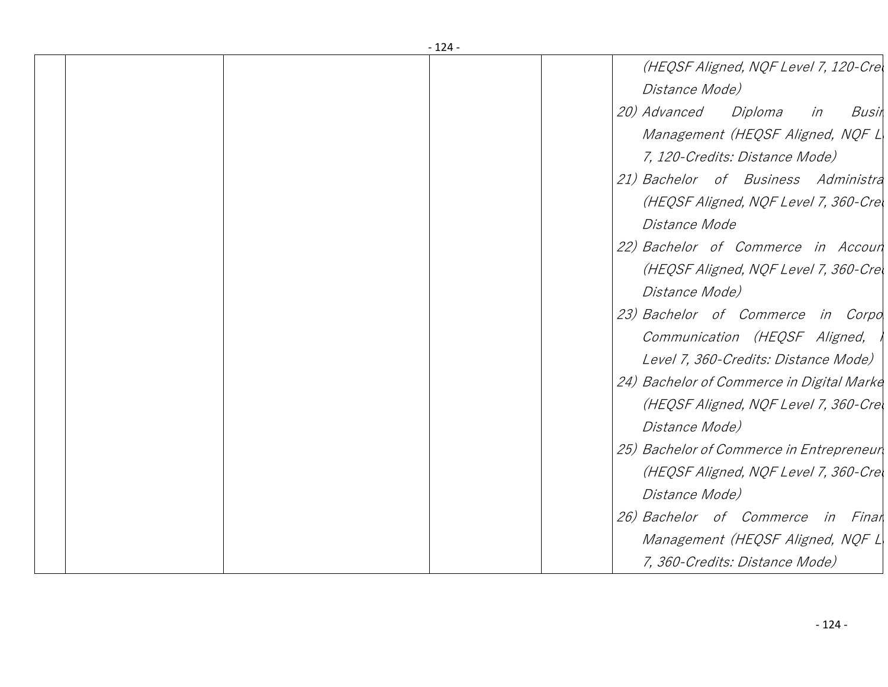| | | | | | (HEQSF Aligned, NQF Level 7, 120-Cre<br>Distance Mode)<br>20) Advanced Diploma in Busi<br>Management (HEQSF Aligned, NQF L<br>7, 120-Credits: Distance Mode)<br>21) Bachelor of Business Administra<br>(HEQSF Aligned, NQF Level 7, 360-Cre<br>Distance Mode<br>22) Bachelor of Commerce in Accoun<br>(HEQSF Aligned, NQF Level 7, 360-Cre<br>Distance Mode)<br>23) Bachelor of Commerce in Corpo<br>Communication (HEQSF Aligned, I<br>Level 7, 360-Credits: Distance Mode)<br>24) Bachelor of Commerce in Digital Marke<br>(HEQSF Aligned, NQF Level 7, 360-Cre<br>Distance Mode)<br>25) Bachelor of Commerce in Entrepreneur<br>(HEQSF Aligned, NQF Level 7, 360-Cre<br>Distance Mode)<br>26) Bachelor of Commerce in Finan<br>Management (HEQSF Aligned, NQF L<br>7, 360-Credits: Distance Mode) |
|---|---|---|---|---|---|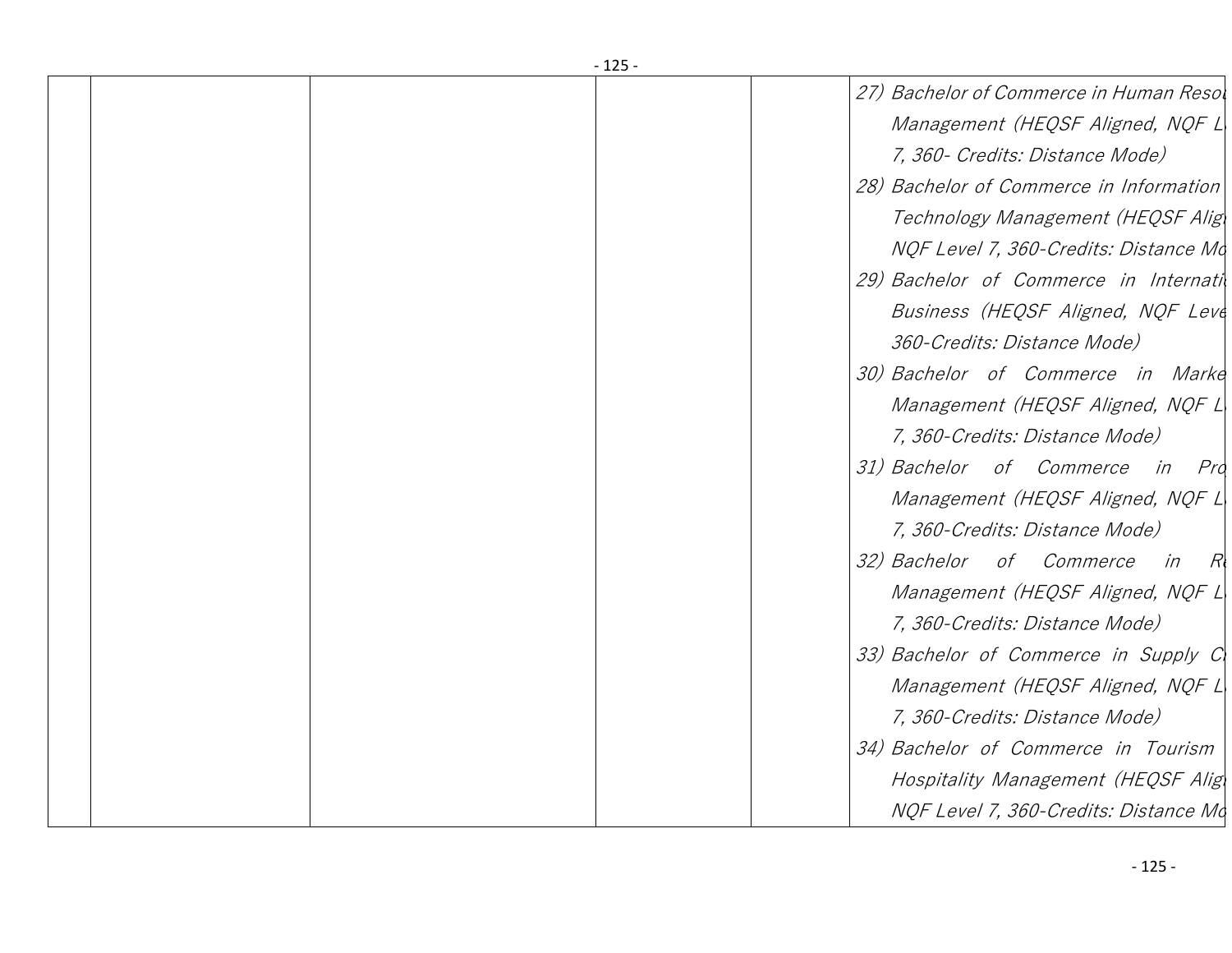| | | | | |
|---|---|---|---|---|
| | | | | 27) Bachelor of Commerce in Human Resou Management (HEQSF Aligned, NQF L 7, 360- Credits: Distance Mode)<br>28) Bachelor of Commerce in Information Technology Management (HEQSF Alig NQF Level 7, 360-Credits: Distance Mo<br>29) Bachelor of Commerce in Internati Business (HEQSF Aligned, NQF Leve 360-Credits: Distance Mode)<br>30) Bachelor of Commerce in Marke Management (HEQSF Aligned, NQF L 7, 360-Credits: Distance Mode)<br>31) Bachelor of Commerce in Pro Management (HEQSF Aligned, NQF L 7, 360-Credits: Distance Mode)<br>32) Bachelor of Commerce in R Management (HEQSF Aligned, NQF L 7, 360-Credits: Distance Mode)<br>33) Bachelor of Commerce in Supply C Management (HEQSF Aligned, NQF L 7, 360-Credits: Distance Mode)<br>34) Bachelor of Commerce in Tourism Hospitality Management (HEQSF Alig NQF Level 7, 360-Credits: Distance Mo |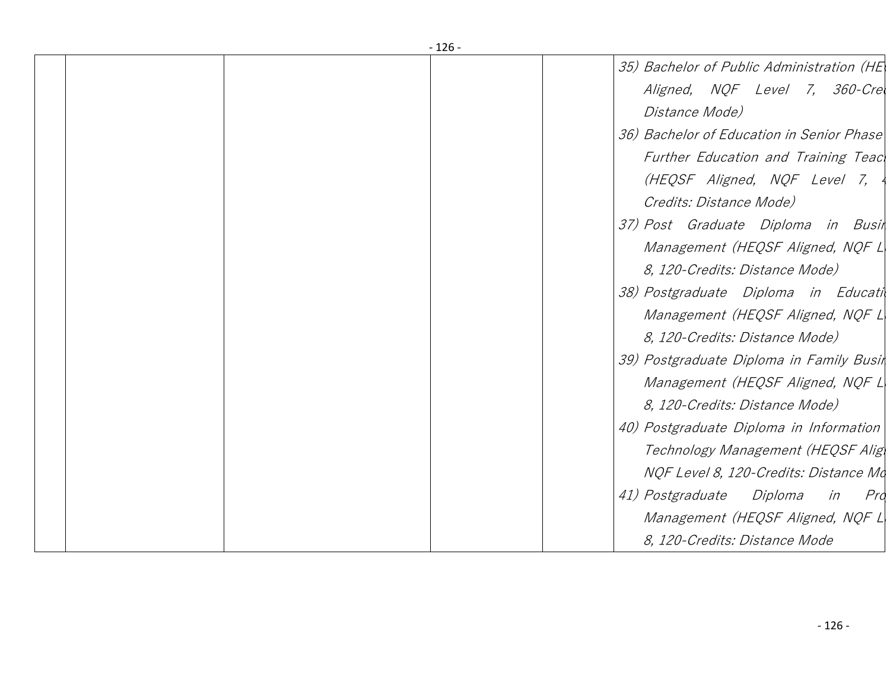| | | | | | |
|---|---|---|---|---|---|
| | | | | | 35) *Bachelor of Public Administration (HE Aligned, NQF Level 7, 360-Cre Distance Mode)*<br>36) *Bachelor of Education in Senior Phase Further Education and Training Teac (HEQSF Aligned, NQF Level 7, 4 Credits: Distance Mode)*<br>37) *Post Graduate Diploma in Busi Management (HEQSF Aligned, NQF L 8, 120-Credits: Distance Mode)*<br>38) *Postgraduate Diploma in Educati Management (HEQSF Aligned, NQF L 8, 120-Credits: Distance Mode)*<br>39) *Postgraduate Diploma in Family Busi Management (HEQSF Aligned, NQF L 8, 120-Credits: Distance Mode)*<br>40) *Postgraduate Diploma in Information Technology Management (HEQSF Alig NQF Level 8, 120-Credits: Distance Mo*<br>41) *Postgraduate Diploma in Pro Management (HEQSF Aligned, NQF L 8, 120-Credits: Distance Mode* |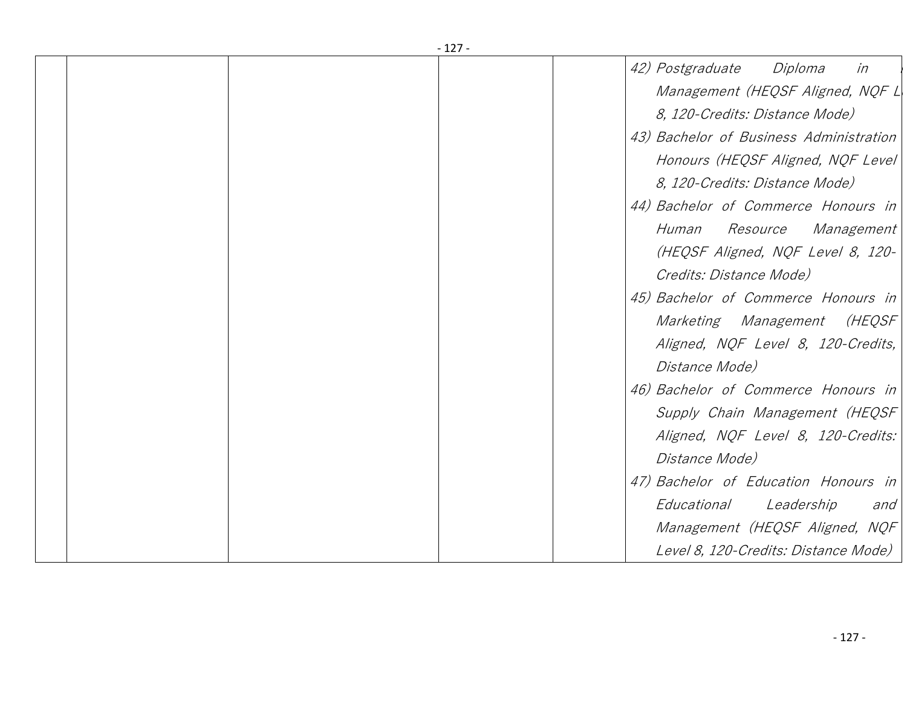| | | | | |
|---|---|---|---|---|
| | | | | 42) *Postgraduate Diploma in Management (HEQSF Aligned, NQF Level 8, 120-Credits: Distance Mode)*<br>43) *Bachelor of Business Administration Honours (HEQSF Aligned, NQF Level 8, 120-Credits: Distance Mode)*<br>44) *Bachelor of Commerce Honours in Human Resource Management (HEQSF Aligned, NQF Level 8, 120-Credits: Distance Mode)*<br>45) *Bachelor of Commerce Honours in Marketing Management (HEQSF Aligned, NQF Level 8, 120-Credits, Distance Mode)*<br>46) *Bachelor of Commerce Honours in Supply Chain Management (HEQSF Aligned, NQF Level 8, 120-Credits: Distance Mode)*<br>47) *Bachelor of Education Honours in Educational Leadership and Management (HEQSF Aligned, NQF Level 8, 120-Credits: Distance Mode)* |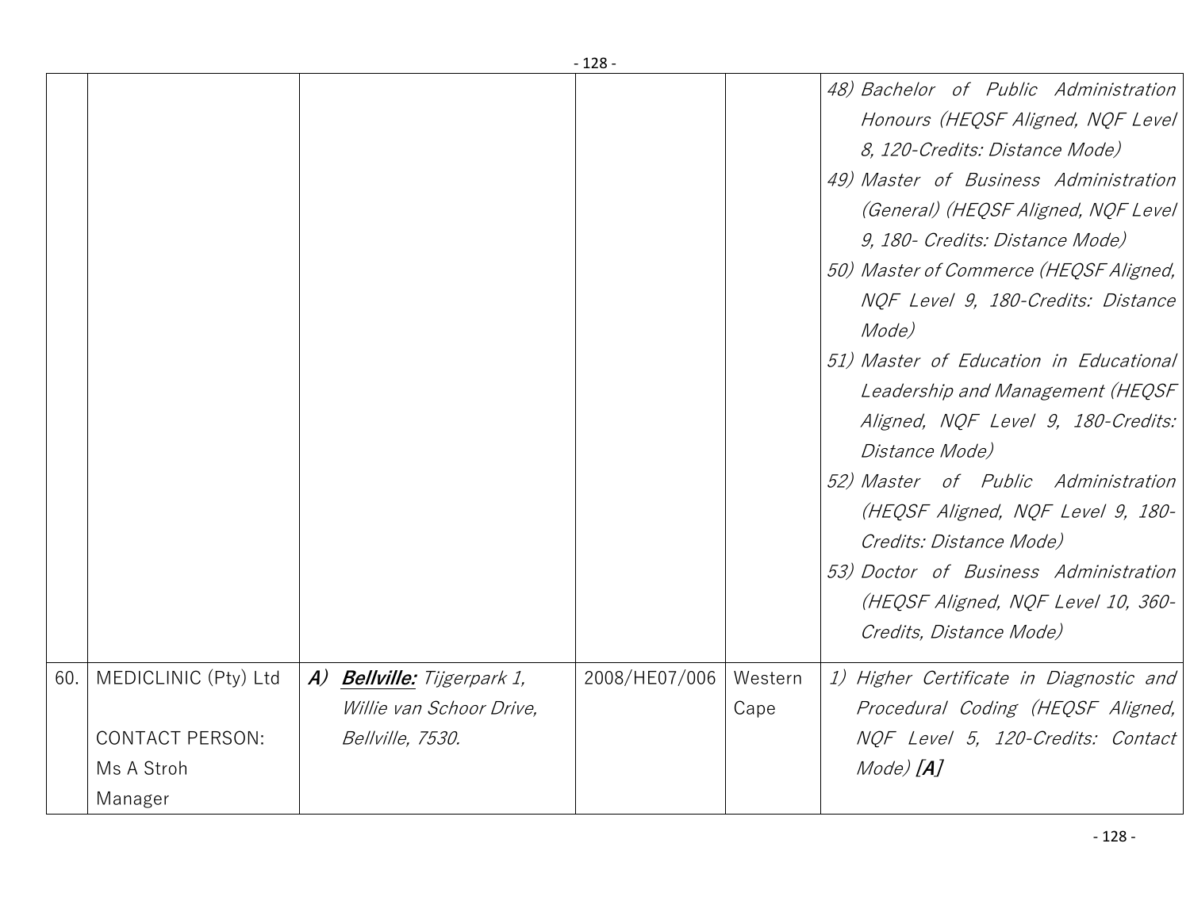| | | | | | |
|---|---|---|---|---|---|
| | | | | | 48) *Bachelor of Public Administration Honours (HEQSF Aligned, NQF Level 8, 120-Credits: Distance Mode)*<br>49) *Master of Business Administration (General) (HEQSF Aligned, NQF Level 9, 180- Credits: Distance Mode)*<br>50) *Master of Commerce (HEQSF Aligned, NQF Level 9, 180-Credits: Distance Mode)*<br>51) *Master of Education in Educational Leadership and Management (HEQSF Aligned, NQF Level 9, 180-Credits: Distance Mode)*<br>52) *Master of Public Administration (HEQSF Aligned, NQF Level 9, 180-Credits: Distance Mode)*<br>53) *Doctor of Business Administration (HEQSF Aligned, NQF Level 10, 360-Credits, Distance Mode)* |
| 60. | MEDICLINIC (Pty) Ltd<br><br>CONTACT PERSON:<br>Ms A Stroh<br>Manager | ***A)*** ***Bellville:*** *Tijgerpark 1, Willie van Schoor Drive, Bellville, 7530.* | 2008/HE07/006 | Western Cape | 1) *Higher Certificate in Diagnostic and Procedural Coding (HEQSF Aligned, NQF Level 5, 120-Credits: Contact Mode)* ***[A]*** |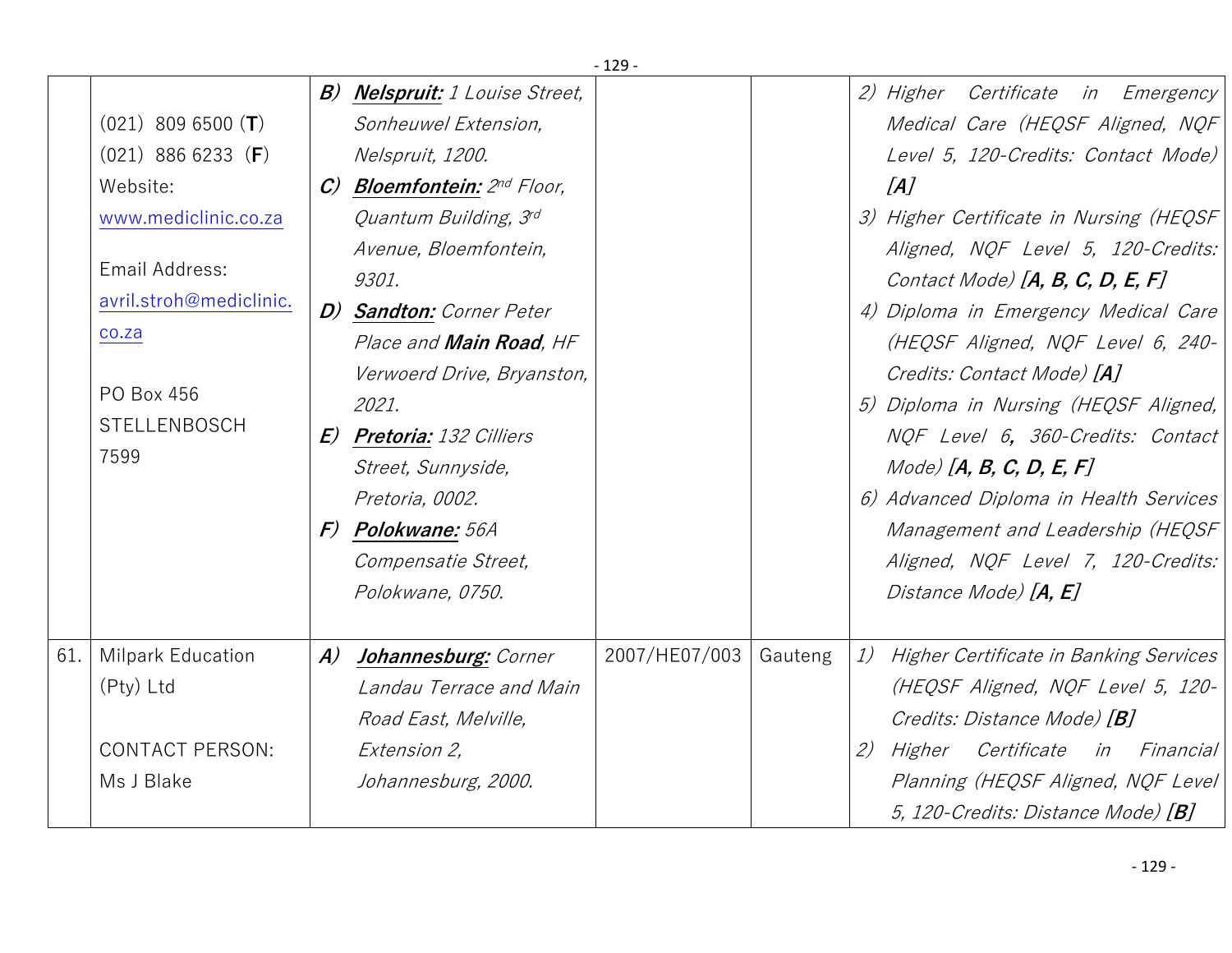| | | | | | |
|---|---|---|---|---|---|
| | (021) 809 6500 (**T**)<br>(021) 886 6233 (**F**)<br>Website:<br>www.mediclinic.co.za<br><br>Email Address:<br>avril.stroh@mediclinic.co.za<br><br>PO Box 456<br>STELLENBOSCH<br>7599 | ***B)*** ***Nelspruit:*** *1 Louise Street, Sonheuwel Extension, Nelspruit, 1200.*<br>***C)*** ***Bloemfontein:*** *2nd Floor, Quantum Building, 3rd Avenue, Bloemfontein, 9301.*<br>***D)*** ***Sandton:*** *Corner Peter Place and **Main Road**, HF Verwoerd Drive, Bryanston, 2021.*<br>***E)*** ***Pretoria:*** *132 Cilliers Street, Sunnyside, Pretoria, 0002.*<br>***F)*** ***Polokwane:*** *56A Compensatie Street, Polokwane, 0750.* | | | *2) Higher Certificate in Emergency Medical Care (HEQSF Aligned, NQF Level 5, 120-Credits: Contact Mode)* ***[A]***<br>*3) Higher Certificate in Nursing (HEQSF Aligned, NQF Level 5, 120-Credits: Contact Mode)* ***[A, B, C, D, E, F]***<br>*4) Diploma in Emergency Medical Care (HEQSF Aligned, NQF Level 6, 240-Credits: Contact Mode)* ***[A]***<br>*5) Diploma in Nursing (HEQSF Aligned, NQF Level 6, 360-Credits: Contact Mode)* ***[A, B, C, D, E, F]***<br>*6) Advanced Diploma in Health Services Management and Leadership (HEQSF Aligned, NQF Level 7, 120-Credits: Distance Mode)* ***[A, E]*** |
| 61. | Milpark Education (Pty) Ltd<br><br>CONTACT PERSON:<br>Ms J Blake | ***A)*** ***Johannesburg:*** *Corner Landau Terrace and Main Road East, Melville, Extension 2, Johannesburg, 2000.* | 2007/HE07/003 | Gauteng | *1) Higher Certificate in Banking Services (HEQSF Aligned, NQF Level 5, 120-Credits: Distance Mode)* ***[B]***<br>*2) Higher Certificate in Financial Planning (HEQSF Aligned, NQF Level 5, 120-Credits: Distance Mode)* ***[B]*** |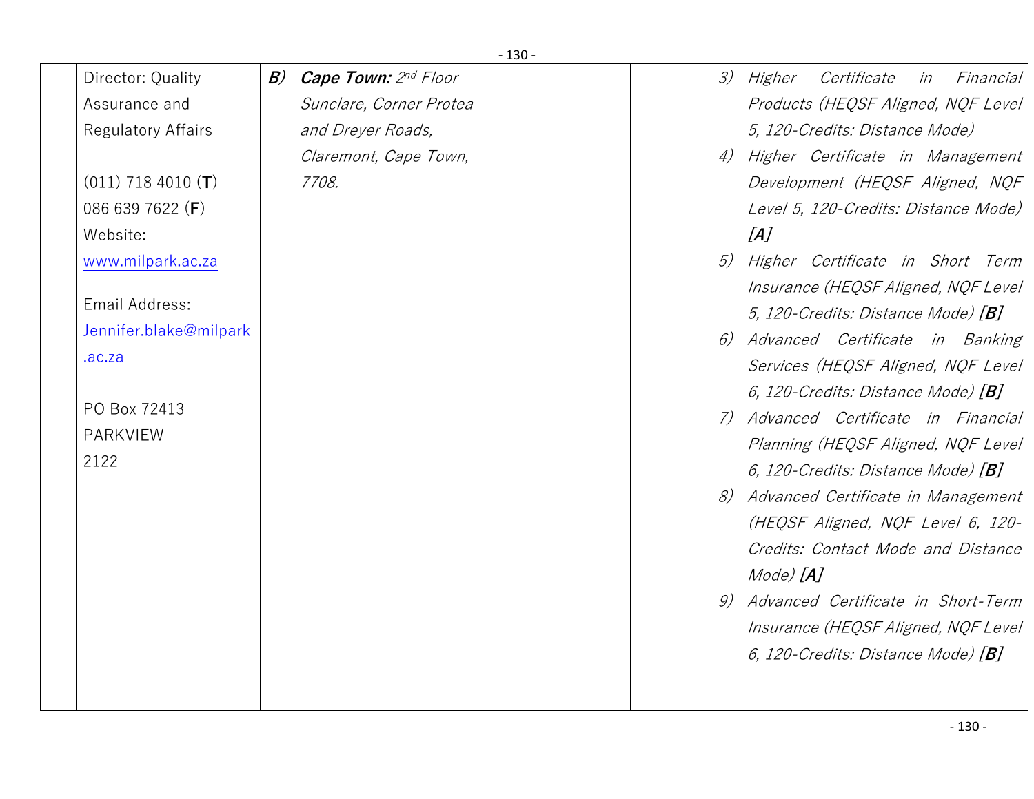| | | | | | |
|---|---|---|---|---|---|
| | Director: Quality Assurance and Regulatory Affairs<br><br>(011) 718 4010 (**T**)<br>086 639 7622 (**F**)<br>Website: www.milpark.ac.za<br><br>Email Address: Jennifer.blake@milpark.ac.za<br><br>PO Box 72413<br>PARKVIEW<br>2122 | ***B)*** ***Cape Town:*** *2nd Floor Sunclare, Corner Protea and Dreyer Roads, Claremont, Cape Town, 7708.* | | | *3) Higher Certificate in Financial Products (HEQSF Aligned, NQF Level 5, 120-Credits: Distance Mode)*<br>*4) Higher Certificate in Management Development (HEQSF Aligned, NQF Level 5, 120-Credits: Distance Mode)* ***[A]***<br>*5) Higher Certificate in Short Term Insurance (HEQSF Aligned, NQF Level 5, 120-Credits: Distance Mode)* ***[B]***<br>*6) Advanced Certificate in Banking Services (HEQSF Aligned, NQF Level 6, 120-Credits: Distance Mode)* ***[B]***<br>*7) Advanced Certificate in Financial Planning (HEQSF Aligned, NQF Level 6, 120-Credits: Distance Mode)* ***[B]***<br>*8) Advanced Certificate in Management (HEQSF Aligned, NQF Level 6, 120-Credits: Contact Mode and Distance Mode)* ***[A]***<br>*9) Advanced Certificate in Short-Term Insurance (HEQSF Aligned, NQF Level 6, 120-Credits: Distance Mode)* ***[B]*** |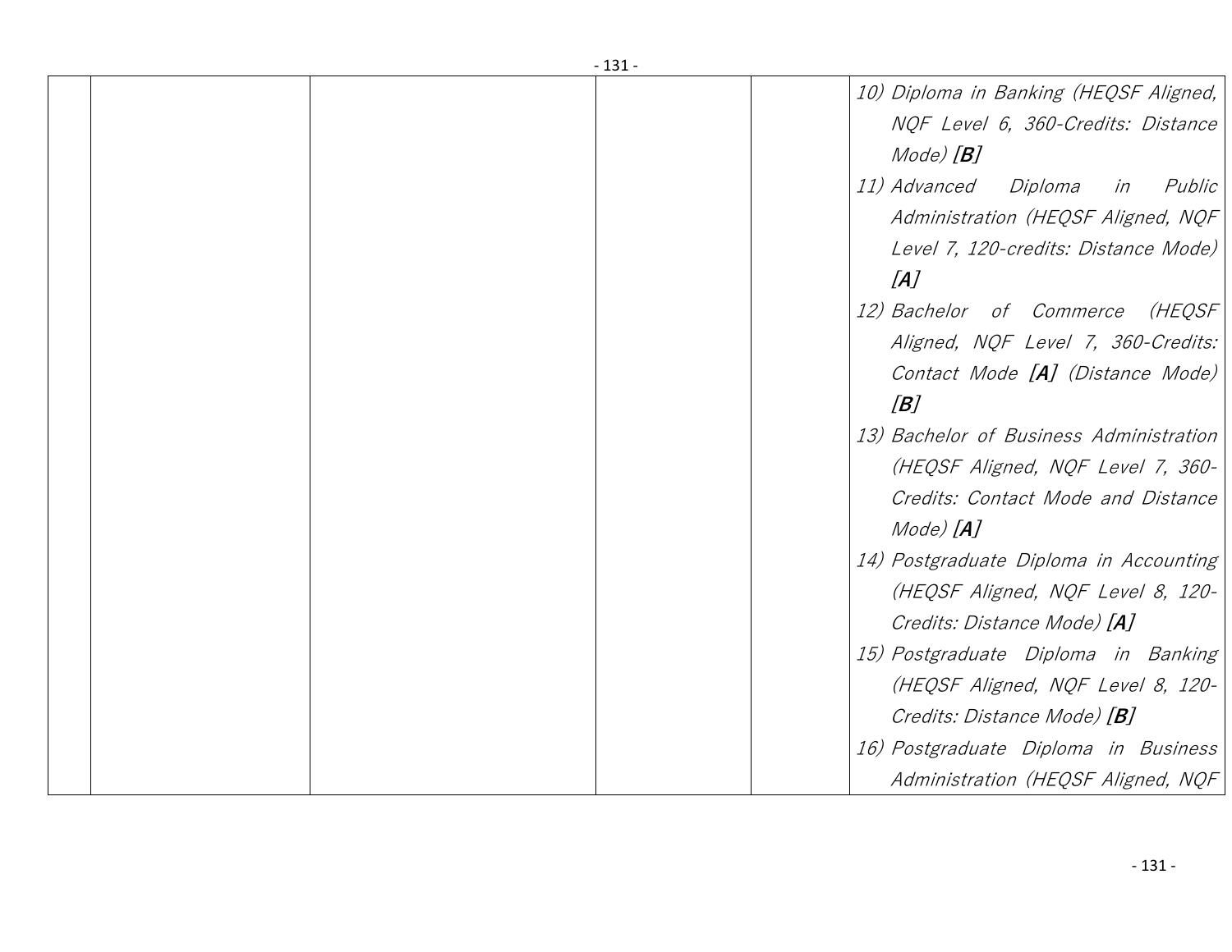|  |  |  |  |  |  |
|---|---|---|---|---|---|
|  |  |  |  |  | 10) *Diploma in Banking (HEQSF Aligned, NQF Level 6, 360-Credits: Distance Mode)* ***[B]***<br>11) *Advanced Diploma in Public Administration (HEQSF Aligned, NQF Level 7, 120-credits: Distance Mode)* ***[A]***<br>12) *Bachelor of Commerce (HEQSF Aligned, NQF Level 7, 360-Credits: Contact Mode* ***[A]*** *(Distance Mode)* ***[B]***<br>13) *Bachelor of Business Administration (HEQSF Aligned, NQF Level 7, 360-Credits: Contact Mode and Distance Mode)* ***[A]***<br>14) *Postgraduate Diploma in Accounting (HEQSF Aligned, NQF Level 8, 120-Credits: Distance Mode)* ***[A]***<br>15) *Postgraduate Diploma in Banking (HEQSF Aligned, NQF Level 8, 120-Credits: Distance Mode)* ***[B]***<br>16) *Postgraduate Diploma in Business Administration (HEQSF Aligned, NQF* |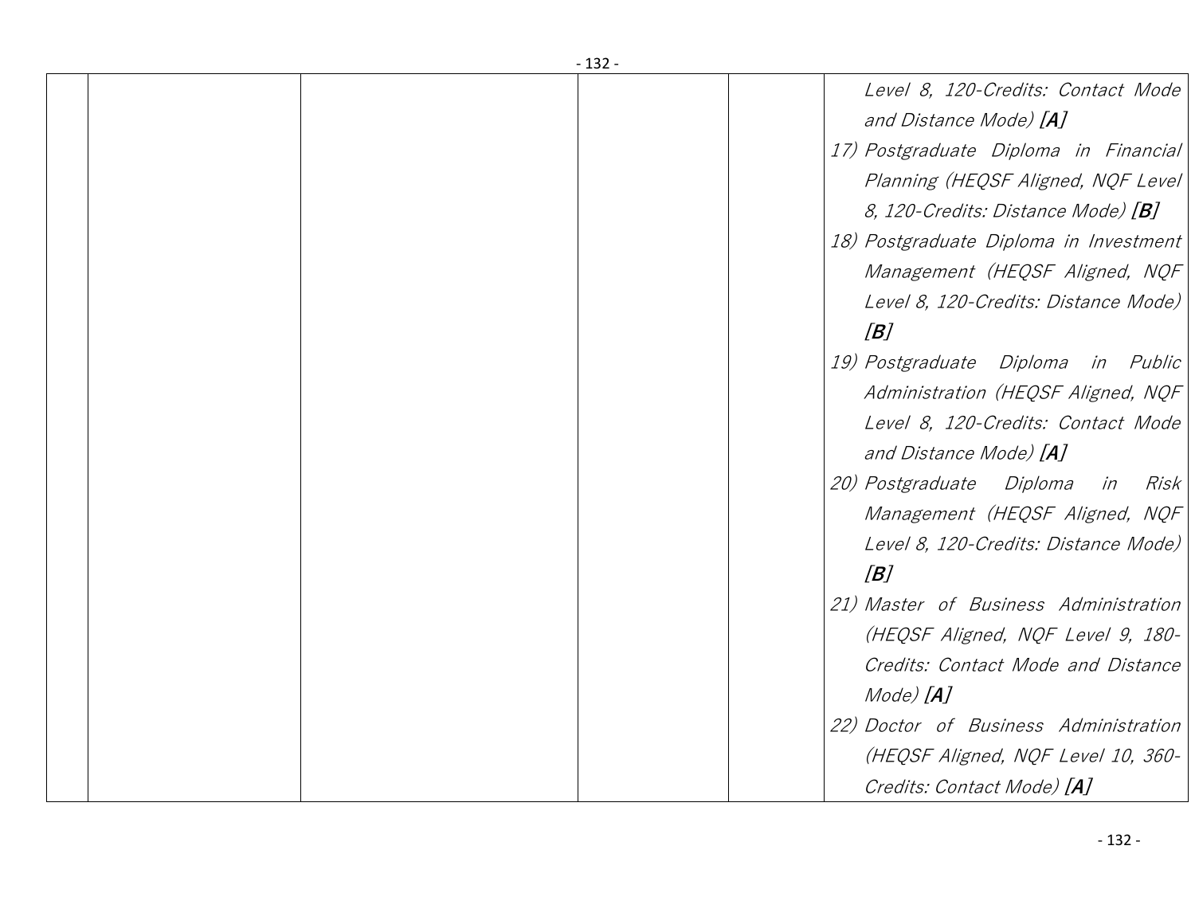| | | | | | |
|---|---|---|---|---|---|
| | | | | | *Level 8, 120-Credits: Contact Mode and Distance Mode)* ***[A]***<br>*17) Postgraduate Diploma in Financial Planning (HEQSF Aligned, NQF Level 8, 120-Credits: Distance Mode)* ***[B]***<br>*18) Postgraduate Diploma in Investment Management (HEQSF Aligned, NQF Level 8, 120-Credits: Distance Mode)* ***[B]***<br>*19) Postgraduate Diploma in Public Administration (HEQSF Aligned, NQF Level 8, 120-Credits: Contact Mode and Distance Mode)* ***[A]***<br>*20) Postgraduate Diploma in Risk Management (HEQSF Aligned, NQF Level 8, 120-Credits: Distance Mode)* ***[B]***<br>*21) Master of Business Administration (HEQSF Aligned, NQF Level 9, 180-Credits: Contact Mode and Distance Mode)* ***[A]***<br>*22) Doctor of Business Administration (HEQSF Aligned, NQF Level 10, 360-Credits: Contact Mode)* ***[A]*** |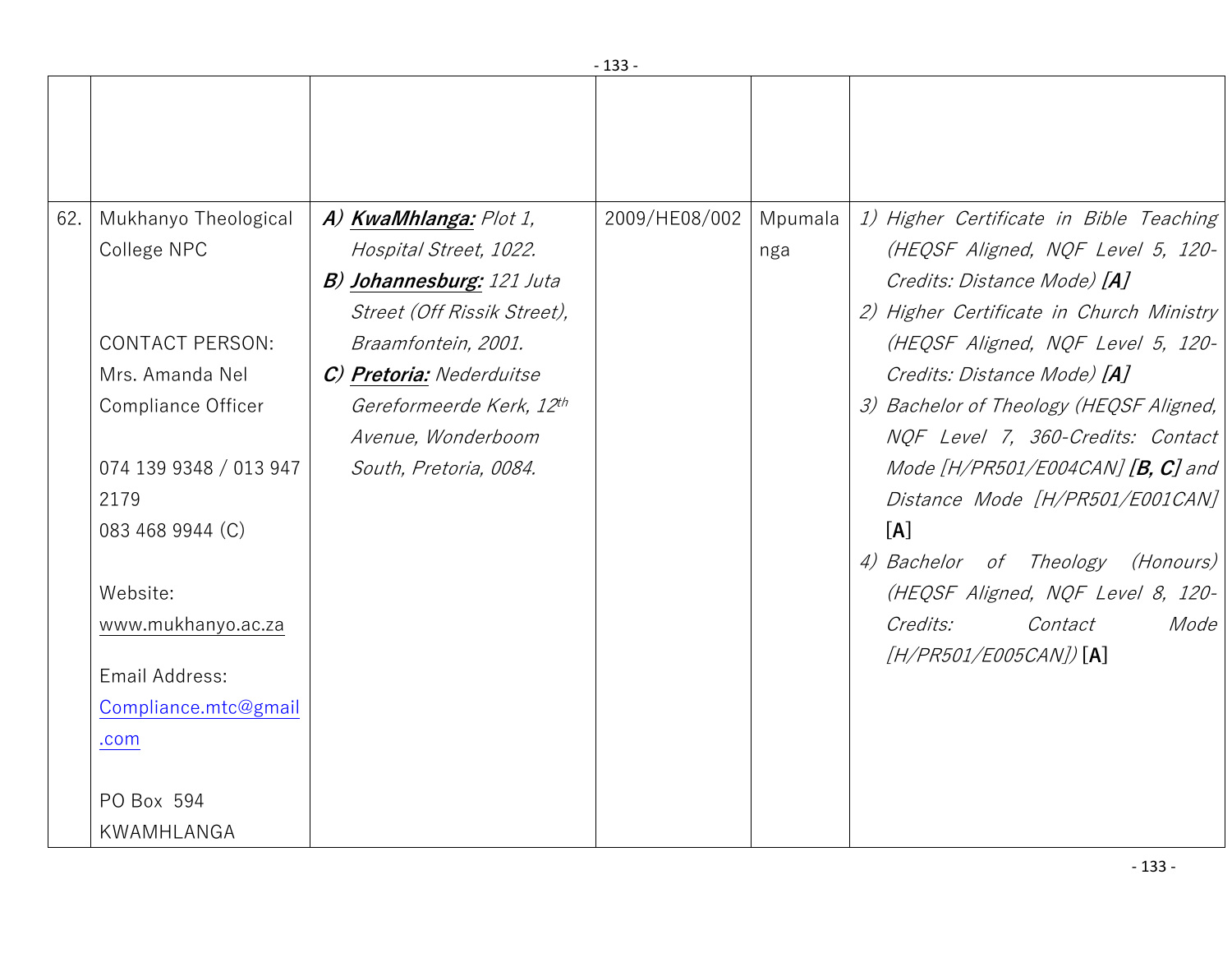| | | | | | |
|---|---|---|---|---|---|
| | | | | | |
| 62. | Mukhanyo Theological College NPC<br><br>CONTACT PERSON:<br>Mrs. Amanda Nel<br>Compliance Officer<br><br>074 139 9348 / 013 947 2179<br>083 468 9944 (C)<br><br>Website:<br>www.mukhanyo.ac.za<br><br>Email Address:<br>Compliance.mtc@gmail.com<br><br>PO Box 594<br>KWAMHLANGA | *A) **KwaMhlanga:** Plot 1, Hospital Street, 1022.*<br>*B) **Johannesburg:** 121 Juta Street (Off Rissik Street), Braamfontein, 2001.*<br>*C) **Pretoria:** Nederduitse Gereformeerde Kerk, 12th Avenue, Wonderboom South, Pretoria, 0084.* | 2009/HE08/002 | Mpumalanga | *1) Higher Certificate in Bible Teaching (HEQSF Aligned, NQF Level 5, 120-Credits: Distance Mode)* ***[A]***<br>*2) Higher Certificate in Church Ministry (HEQSF Aligned, NQF Level 5, 120-Credits: Distance Mode)* ***[A]***<br>*3) Bachelor of Theology (HEQSF Aligned, NQF Level 7, 360-Credits: Contact Mode [H/PR501/E004CAN]* ***[B, C]*** *and Distance Mode [H/PR501/E001CAN]* **[A]**<br>*4) Bachelor of Theology (Honours) (HEQSF Aligned, NQF Level 8, 120-Credits: Contact Mode [H/PR501/E005CAN])* **[A]** |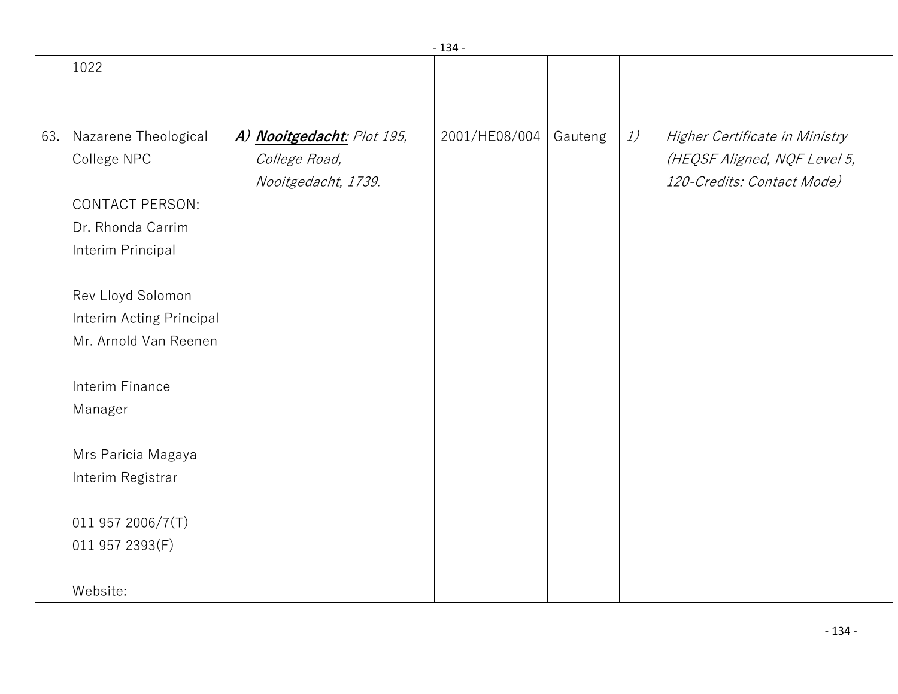| | | | | | |
|---|---|---|---|---|---|
| | 1022 | | | | |
| 63. | Nazarene Theological College NPC<br><br>CONTACT PERSON:<br>Dr. Rhonda Carrim<br>Interim Principal<br><br>Rev Lloyd Solomon<br>Interim Acting Principal<br>Mr. Arnold Van Reenen<br><br>Interim Finance Manager<br><br>Mrs Paricia Magaya<br>Interim Registrar<br><br>011 957 2006/7(T)<br>011 957 2393(F)<br><br>Website: | ***A)*** ***<u>Nooitgedacht</u>****: Plot 195, College Road, Nooitgedacht, 1739.* | 2001/HE08/004 | Gauteng | *1) Higher Certificate in Ministry (HEQSF Aligned, NQF Level 5, 120-Credits: Contact Mode)* |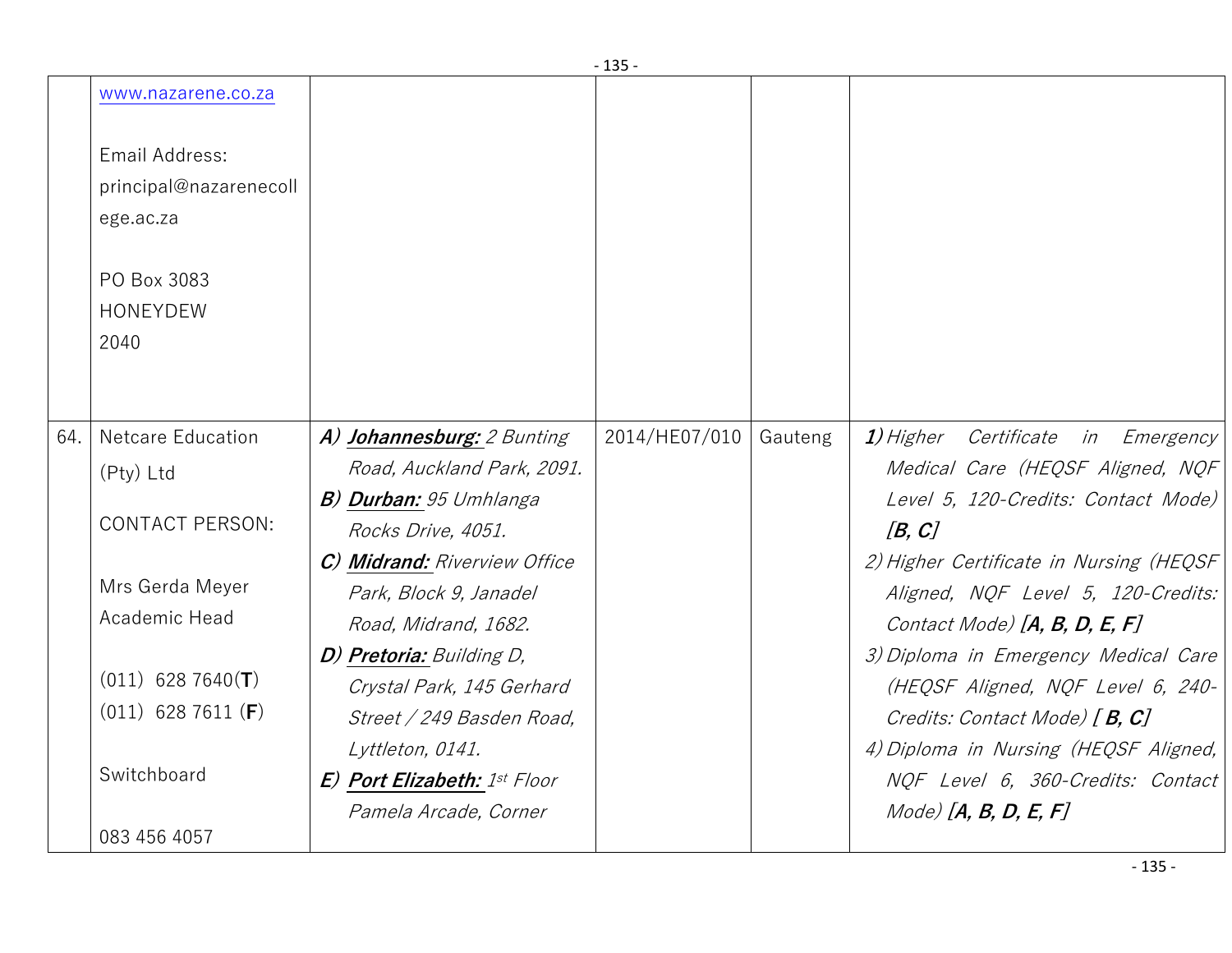| | | | | | |
|---|---|---|---|---|---|
| | www.nazarene.co.za<br><br>Email Address:<br>principal@nazarenecollege.ac.za<br><br>PO Box 3083<br>HONEYDEW<br>2040 | | | | |
| 64. | Netcare Education (Pty) Ltd<br><br>CONTACT PERSON:<br><br>Mrs Gerda Meyer<br>Academic Head<br><br>(011) 628 7640(**T**)<br>(011) 628 7611 (**F**)<br><br>Switchboard<br><br>083 456 4057 | ***A) <u>Johannesburg:</u>*** *2 Bunting Road, Auckland Park, 2091.*<br>***B) <u>Durban:</u>*** *95 Umhlanga Rocks Drive, 4051.*<br>***C) <u>Midrand:</u>*** *Riverview Office Park, Block 9, Janadel Road, Midrand, 1682.*<br>***D) <u>Pretoria:</u>*** *Building D, Crystal Park, 145 Gerhard Street / 249 Basden Road, Lyttleton, 0141.*<br>***E) <u>Port Elizabeth:</u>*** *1st Floor Pamela Arcade, Corner* | 2014/HE07/010 | Gauteng | ***1)*** *Higher Certificate in Emergency Medical Care (HEQSF Aligned, NQF Level 5, 120-Credits: Contact Mode)* ***[B, C]***<br>*2) Higher Certificate in Nursing (HEQSF Aligned, NQF Level 5, 120-Credits: Contact Mode)* ***[A, B, D, E, F]***<br>*3) Diploma in Emergency Medical Care (HEQSF Aligned, NQF Level 6, 240-Credits: Contact Mode)* ***[ B, C]***<br>*4) Diploma in Nursing (HEQSF Aligned, NQF Level 6, 360-Credits: Contact Mode)* ***[A, B, D, E, F]*** |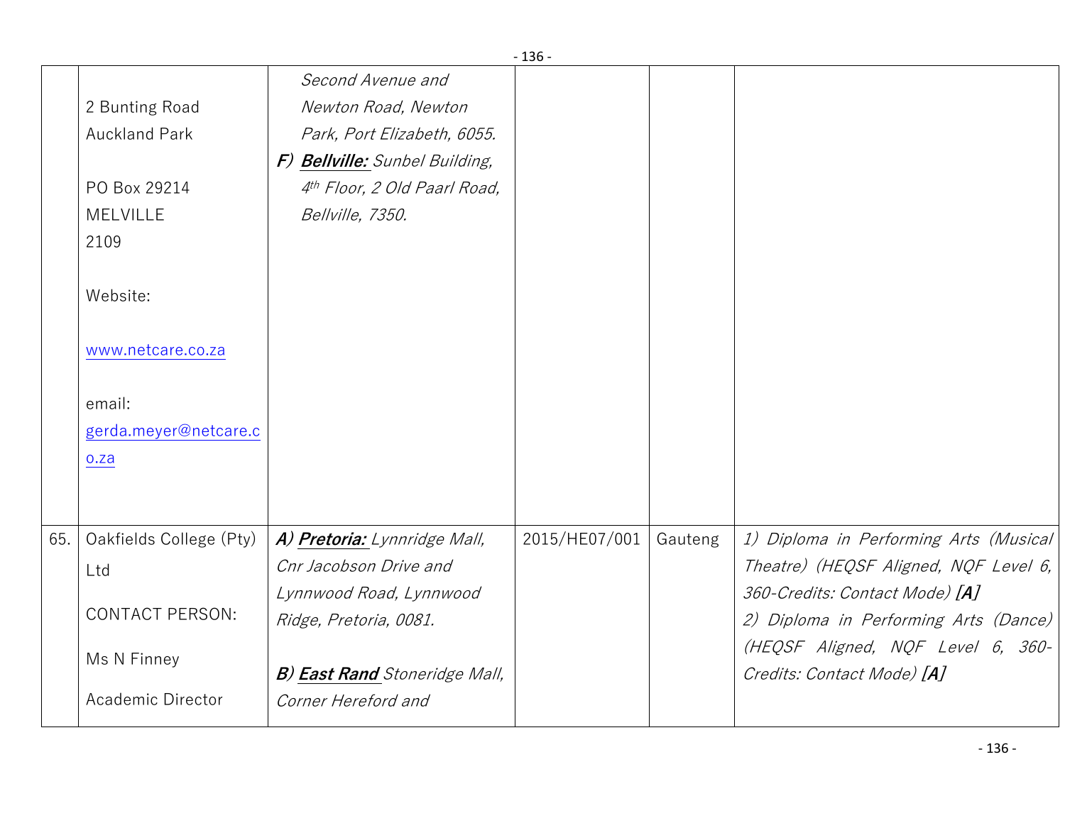| | | | | | |
|---|---|---|---|---|---|
| | 2 Bunting Road<br>Auckland Park<br><br>PO Box 29214<br>MELVILLE<br>2109<br><br>Website:<br><br>www.netcare.co.za<br><br>email:<br>gerda.meyer@netcare.co.za | *Second Avenue and Newton Road, Newton Park, Port Elizabeth, 6055.*<br>***F) Bellville:*** *Sunbel Building, 4th Floor, 2 Old Paarl Road, Bellville, 7350.* | | | |
| 65. | Oakfields College (Pty) Ltd<br><br>CONTACT PERSON:<br><br>Ms N Finney<br><br>Academic Director | ***A) Pretoria:*** *Lynnridge Mall, Cnr Jacobson Drive and Lynnwood Road, Lynnwood Ridge, Pretoria, 0081.*<br><br>***B) East Rand*** *Stoneridge Mall, Corner Hereford and* | 2015/HE07/001 | Gauteng | *1) Diploma in Performing Arts (Musical Theatre) (HEQSF Aligned, NQF Level 6, 360-Credits: Contact Mode)* ***[A]***<br>*2) Diploma in Performing Arts (Dance) (HEQSF Aligned, NQF Level 6, 360-Credits: Contact Mode)* ***[A]*** |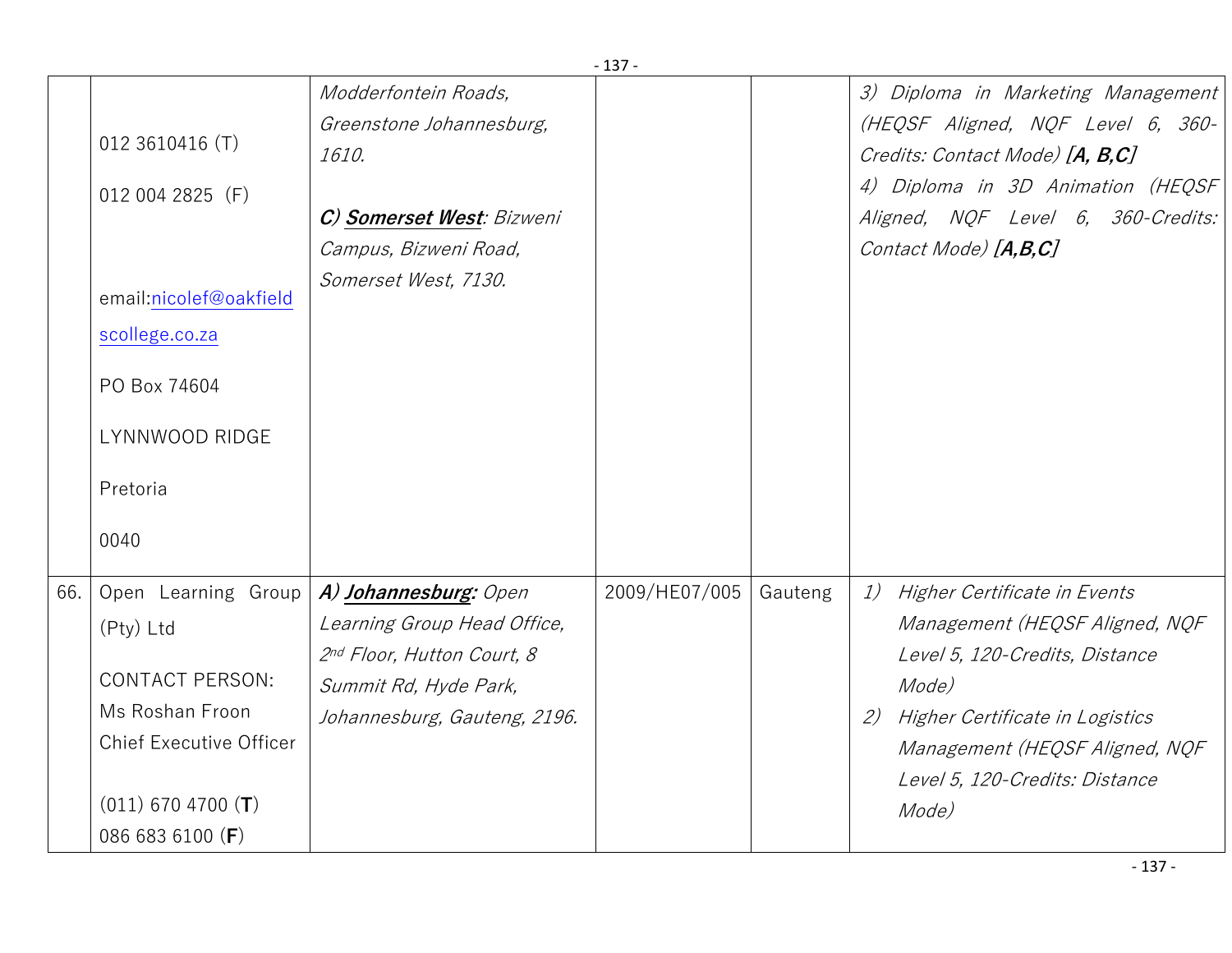| | | | | | |
|---|---|---|---|---|---|
| | 012 3610416 (T)<br><br>012 004 2825 (F)<br><br>email:nicolef@oakfieldscollege.co.za<br><br>PO Box 74604<br><br>LYNNWOOD RIDGE<br><br>Pretoria<br><br>0040 | *Modderfontein Roads, Greenstone Johannesburg, 1610.*<br><br>***C) Somerset West**: Bizweni Campus, Bizweni Road, Somerset West, 7130.* | | | *3) Diploma in Marketing Management (HEQSF Aligned, NQF Level 6, 360-Credits: Contact Mode)* ***[A, B,C]***<br>*4) Diploma in 3D Animation (HEQSF Aligned, NQF Level 6, 360-Credits: Contact Mode)* ***[A,B,C]*** |
| 66. | Open Learning Group (Pty) Ltd<br><br>CONTACT PERSON:<br>Ms Roshan Froon<br>Chief Executive Officer<br><br>(011) 670 4700 (**T**)<br>086 683 6100 (**F**) | ***A) Johannesburg:** Open Learning Group Head Office, 2nd Floor, Hutton Court, 8 Summit Rd, Hyde Park, Johannesburg, Gauteng, 2196.* | 2009/HE07/005 | Gauteng | *1) Higher Certificate in Events Management (HEQSF Aligned, NQF Level 5, 120-Credits, Distance Mode)*<br>*2) Higher Certificate in Logistics Management (HEQSF Aligned, NQF Level 5, 120-Credits: Distance Mode)* |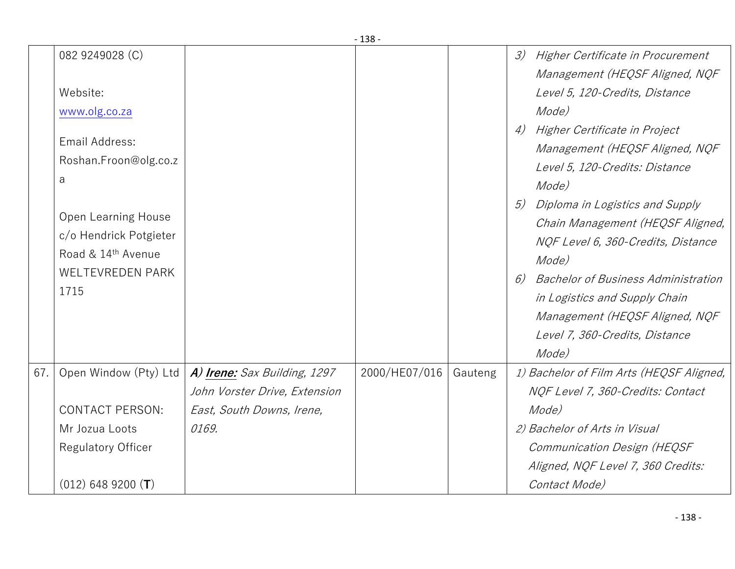| | | | | | |
|---|---|---|---|---|---|
| | 082 9249028 (C)<br><br>Website:<br>www.olg.co.za<br><br>Email Address:<br>Roshan.Froon@olg.co.za<br><br>Open Learning House<br>c/o Hendrick Potgieter Road & 14th Avenue<br>WELTEVREDEN PARK<br>1715 | | | | *3) Higher Certificate in Procurement Management (HEQSF Aligned, NQF Level 5, 120-Credits, Distance Mode)*<br>*4) Higher Certificate in Project Management (HEQSF Aligned, NQF Level 5, 120-Credits: Distance Mode)*<br>*5) Diploma in Logistics and Supply Chain Management (HEQSF Aligned, NQF Level 6, 360-Credits, Distance Mode)*<br>*6) Bachelor of Business Administration in Logistics and Supply Chain Management (HEQSF Aligned, NQF Level 7, 360-Credits, Distance Mode)* |
| 67. | Open Window (Pty) Ltd<br><br>CONTACT PERSON:<br>Mr Jozua Loots<br>Regulatory Officer<br><br>(012) 648 9200 (**T**) | ***A) <u>Irene:</u>*** *Sax Building, 1297 John Vorster Drive, Extension East, South Downs, Irene, 0169.* | 2000/HE07/016 | Gauteng | *1) Bachelor of Film Arts (HEQSF Aligned, NQF Level 7, 360-Credits: Contact Mode)*<br>*2) Bachelor of Arts in Visual Communication Design (HEQSF Aligned, NQF Level 7, 360 Credits: Contact Mode)* |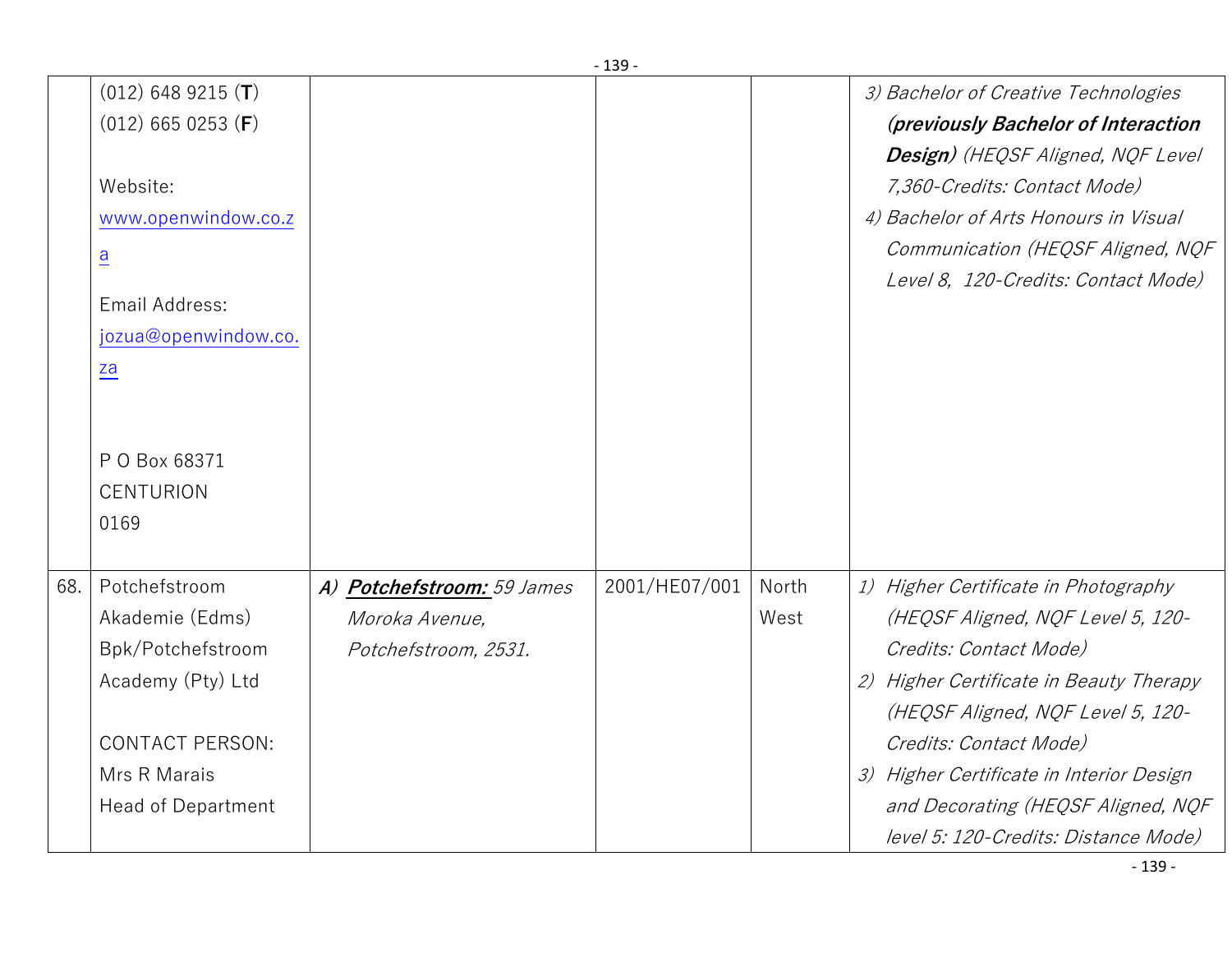| | | | | | |
|---|---|---|---|---|---|
| | (012) 648 9215 (**T**)<br>(012) 665 0253 (**F**)<br><br>Website:<br>www.openwindow.co.za<br><br>Email Address:<br>jozua@openwindow.co.za<br><br>P O Box 68371<br>CENTURION<br>0169 | | | | *3) Bachelor of Creative Technologies **(previously Bachelor of Interaction Design)** (HEQSF Aligned, NQF Level 7,360-Credits: Contact Mode)*<br>*4) Bachelor of Arts Honours in Visual Communication (HEQSF Aligned, NQF Level 8, 120-Credits: Contact Mode)* |
| 68. | Potchefstroom Akademie (Edms) Bpk/Potchefstroom Academy (Pty) Ltd<br><br>CONTACT PERSON:<br>Mrs R Marais<br>Head of Department | ***A) Potchefstroom:*** *59 James Moroka Avenue, Potchefstroom, 2531.* | 2001/HE07/001 | North West | *1) Higher Certificate in Photography (HEQSF Aligned, NQF Level 5, 120-Credits: Contact Mode)*<br>*2) Higher Certificate in Beauty Therapy (HEQSF Aligned, NQF Level 5, 120-Credits: Contact Mode)*<br>*3) Higher Certificate in Interior Design and Decorating (HEQSF Aligned, NQF level 5: 120-Credits: Distance Mode)* |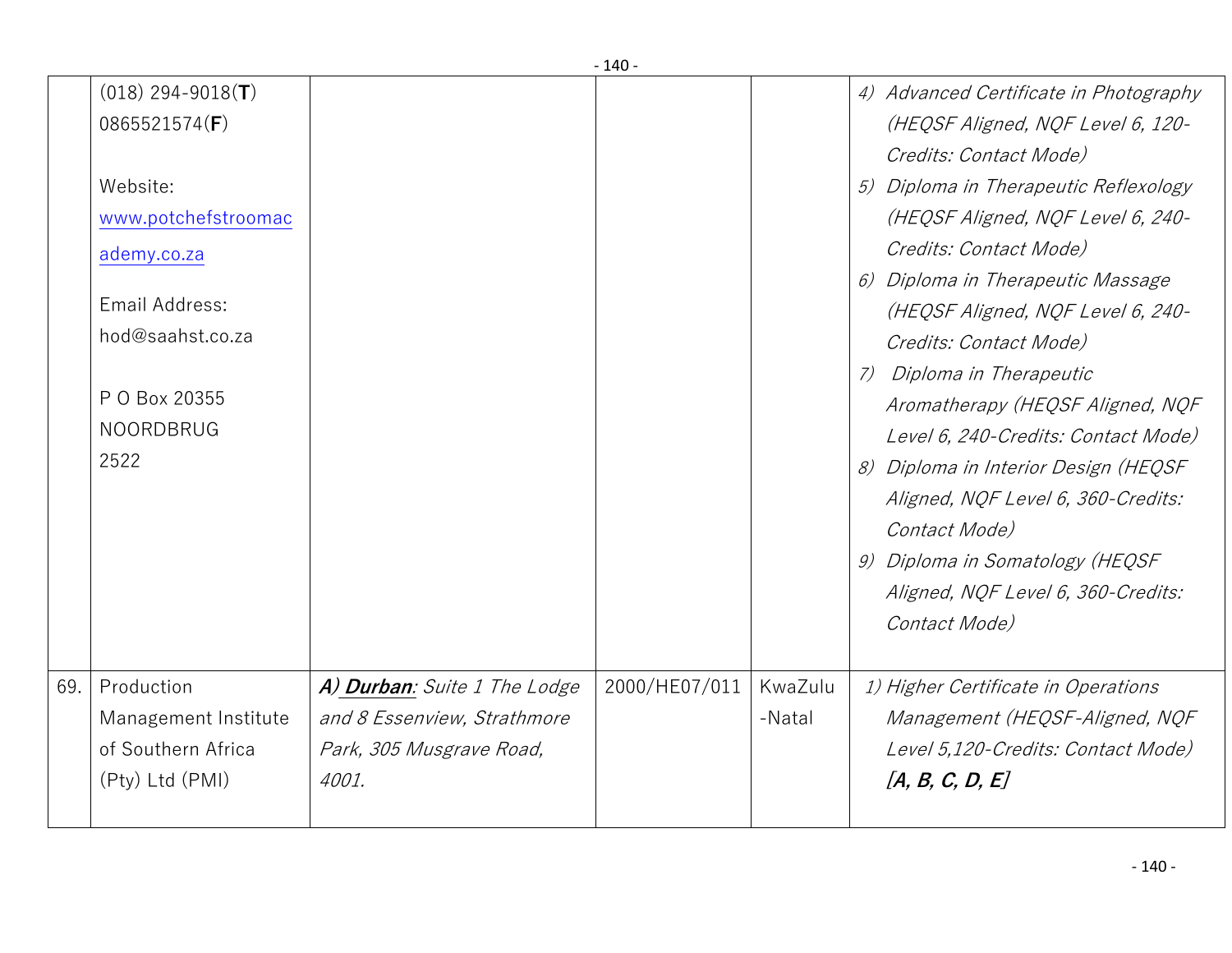| | | | | | |
|---|---|---|---|---|---|
| | (018) 294-9018(**T**)<br>0865521574(**F**)<br><br>Website: [www.potchefstroomacademy.co.za](http://www.potchefstroomacademy.co.za)<br><br>Email Address: hod@saahst.co.za<br><br>P O Box 20355<br>NOORDBRUG<br>2522 | | | | *4) Advanced Certificate in Photography (HEQSF Aligned, NQF Level 6, 120-Credits: Contact Mode)*<br>*5) Diploma in Therapeutic Reflexology (HEQSF Aligned, NQF Level 6, 240-Credits: Contact Mode)*<br>*6) Diploma in Therapeutic Massage (HEQSF Aligned, NQF Level 6, 240-Credits: Contact Mode)*<br>*7) Diploma in Therapeutic Aromatherapy (HEQSF Aligned, NQF Level 6, 240-Credits: Contact Mode)*<br>*8) Diploma in Interior Design (HEQSF Aligned, NQF Level 6, 360-Credits: Contact Mode)*<br>*9) Diploma in Somatology (HEQSF Aligned, NQF Level 6, 360-Credits: Contact Mode)* |
| 69. | Production Management Institute of Southern Africa (Pty) Ltd (PMI) | ***A) Durban****: Suite 1 The Lodge and 8 Essenview, Strathmore Park, 305 Musgrave Road, 4001.* | 2000/HE07/011 | KwaZulu-Natal | *1) Higher Certificate in Operations Management (HEQSF-Aligned, NQF Level 5,120-Credits: Contact Mode)* ***[A, B, C, D, E]*** |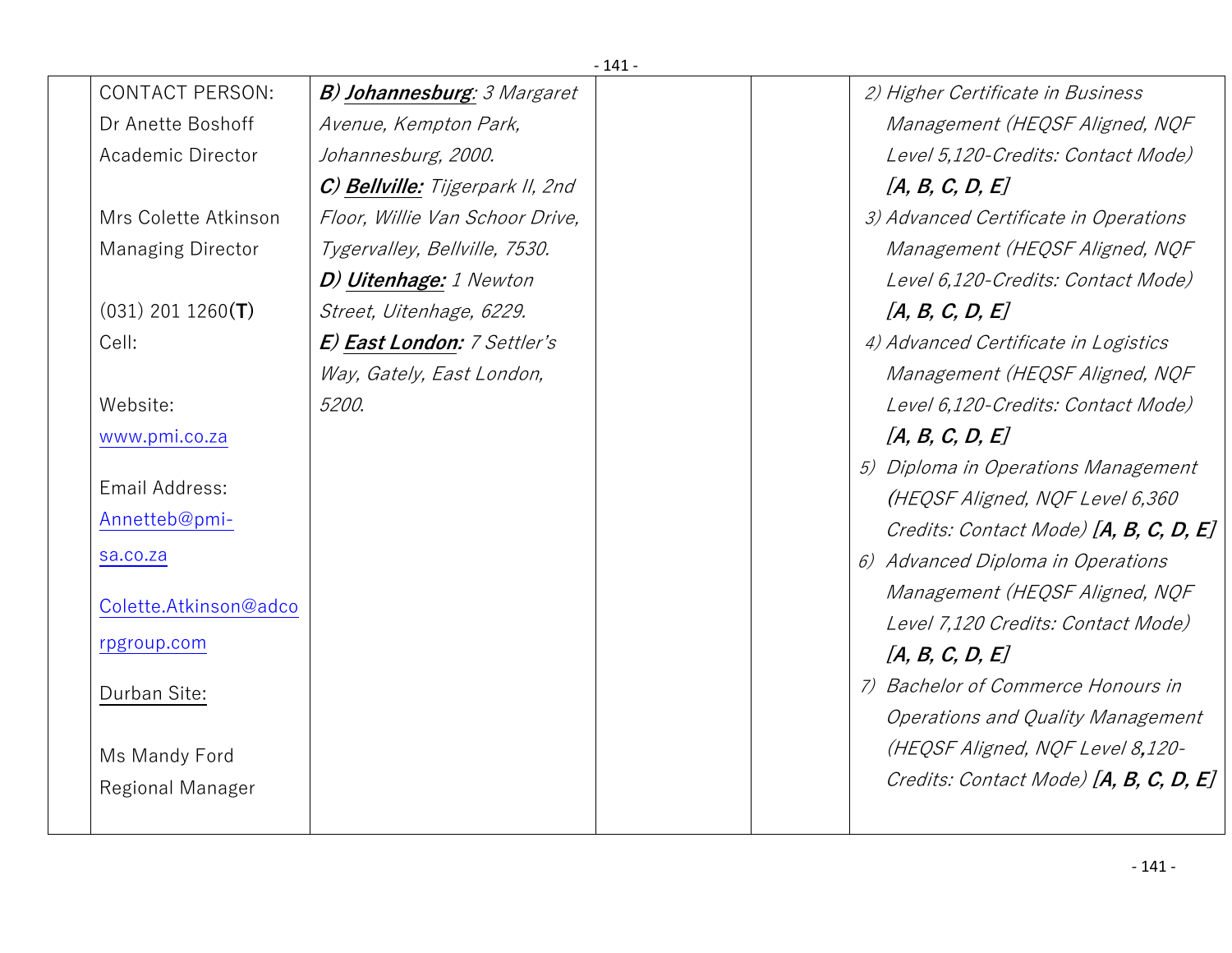|  | CONTACT PERSON:<br>Dr Anette Boshoff<br>Academic Director<br><br>Mrs Colette Atkinson<br>Managing Director<br><br>(031) 201 1260(**T**)<br>Cell:<br><br>Website:<br>www.pmi.co.za<br><br>Email Address:<br>Annetteb@pmi-sa.co.za<br><br>Colette.Atkinson@adcorpgroup.com<br><br>Durban Site:<br><br>Ms Mandy Ford<br>Regional Manager | ***B) <u>Johannesburg</u>:*** *3 Margaret Avenue, Kempton Park, Johannesburg, 2000.*<br>***C) <u>Bellville:</u>*** *Tijgerpark II, 2nd Floor, Willie Van Schoor Drive, Tygervalley, Bellville, 7530.*<br>***D) <u>Uitenhage:</u>*** *1 Newton Street, Uitenhage, 6229.*<br>***E) <u>East London</u>:*** *7 Settler's Way, Gately, East London, 5200.* |  |  | *2) Higher Certificate in Business Management (HEQSF Aligned, NQF Level 5,120-Credits: Contact Mode)* ***[A, B, C, D, E]***<br>*3) Advanced Certificate in Operations Management (HEQSF Aligned, NQF Level 6,120-Credits: Contact Mode)* ***[A, B, C, D, E]***<br>*4) Advanced Certificate in Logistics Management (HEQSF Aligned, NQF Level 6,120-Credits: Contact Mode)* ***[A, B, C, D, E]***<br>*5) Diploma in Operations Management (HEQSF Aligned, NQF Level 6,360 Credits: Contact Mode)* ***[A, B, C, D, E]***<br>*6) Advanced Diploma in Operations Management (HEQSF Aligned, NQF Level 7,120 Credits: Contact Mode)* ***[A, B, C, D, E]***<br>*7) Bachelor of Commerce Honours in Operations and Quality Management (HEQSF Aligned, NQF Level 8,120-Credits: Contact Mode)* ***[A, B, C, D, E]*** |
|---|---|---|---|---|---|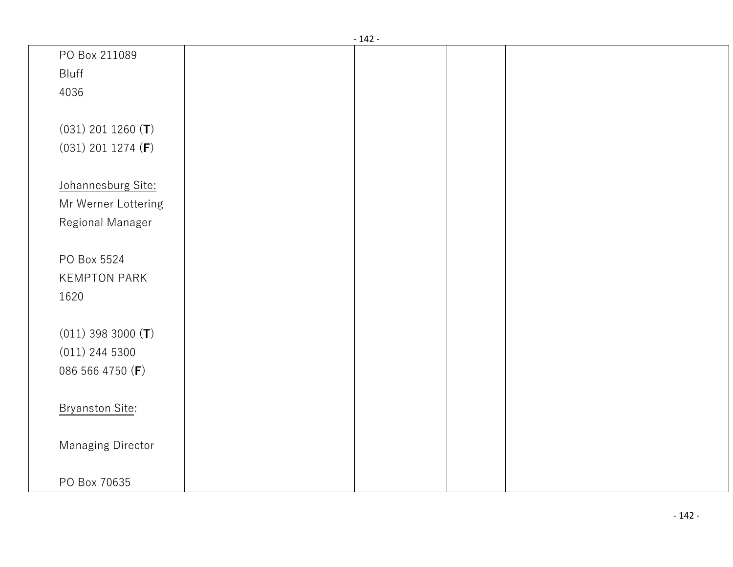| | | | | | |
|---|---|---|---|---|---|
| | PO Box 211089<br>Bluff<br>4036<br><br>(031) 201 1260 (**T**)<br>(031) 201 1274 (**F**)<br><br><u>Johannesburg Site:</u><br>Mr Werner Lottering<br>Regional Manager<br><br>PO Box 5524<br>KEMPTON PARK<br>1620<br><br>(011) 398 3000 (**T**)<br>(011) 244 5300<br>086 566 4750 (**F**)<br><br><u>Bryanston Site</u>:<br><br>Managing Director<br><br>PO Box 70635 | | | | |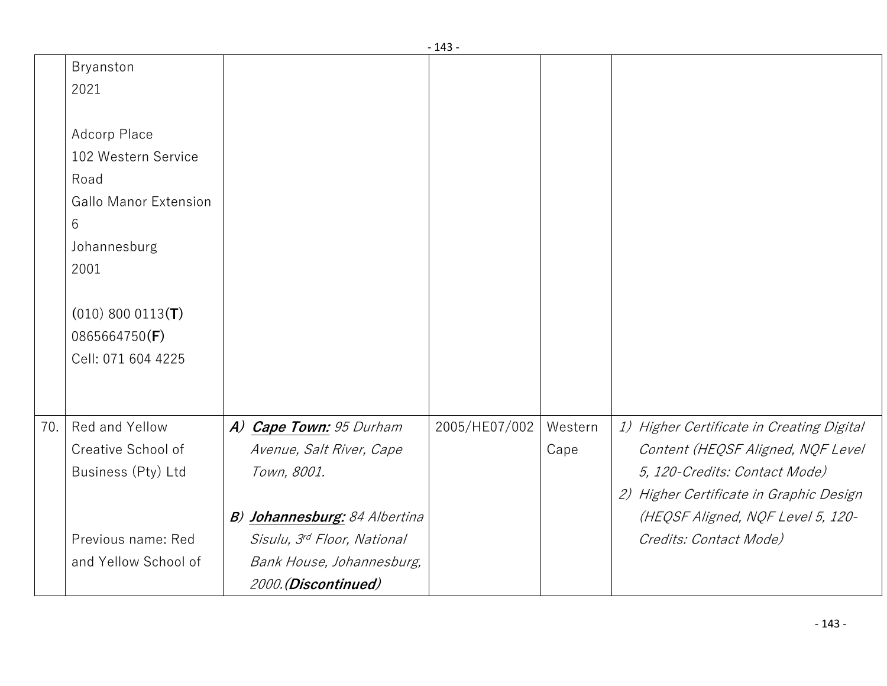| | | | | | |
|---|---|---|---|---|---|
| | Bryanston<br>2021<br><br>Adcorp Place<br>102 Western Service Road<br>Gallo Manor Extension 6<br>Johannesburg<br>2001<br><br>(010) 800 0113**(T)**<br>0865664750**(F)**<br>Cell: 071 604 4225 | | | | |
| 70. | Red and Yellow Creative School of Business (Pty) Ltd<br><br>Previous name: Red and Yellow School of | ***A)*** ***<u>Cape Town:</u>*** *95 Durham Avenue, Salt River, Cape Town, 8001.*<br><br>***B)*** ***<u>Johannesburg:</u>*** *84 Albertina Sisulu, 3rd Floor, National Bank House, Johannesburg, 2000.**(Discontinued)*** | 2005/HE07/002 | Western Cape | *1) Higher Certificate in Creating Digital Content (HEQSF Aligned, NQF Level 5, 120-Credits: Contact Mode)*<br>*2) Higher Certificate in Graphic Design (HEQSF Aligned, NQF Level 5, 120-Credits: Contact Mode)* |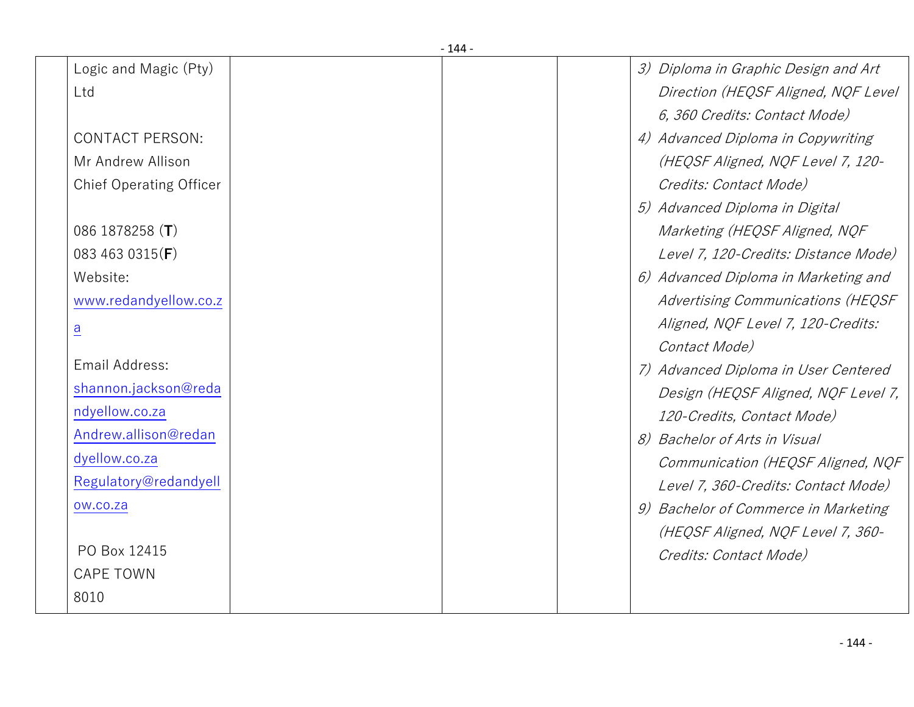| | | | | | |
|---|---|---|---|---|---|
| | Logic and Magic (Pty) Ltd<br><br>CONTACT PERSON:<br>Mr Andrew Allison<br>Chief Operating Officer<br><br>086 1878258 (**T**)<br>083 463 0315(**F**)<br>Website:<br>www.redandyellow.co.za<br><br>Email Address:<br>shannon.jackson@redandyellow.co.za<br>Andrew.allison@redandyellow.co.za<br>Regulatory@redandyellow.co.za<br><br>PO Box 12415<br>CAPE TOWN<br>8010 | | | | 3) *Diploma in Graphic Design and Art Direction (HEQSF Aligned, NQF Level 6, 360 Credits: Contact Mode)*<br>4) *Advanced Diploma in Copywriting (HEQSF Aligned, NQF Level 7, 120-Credits: Contact Mode)*<br>5) *Advanced Diploma in Digital Marketing (HEQSF Aligned, NQF Level 7, 120-Credits: Distance Mode)*<br>6) *Advanced Diploma in Marketing and Advertising Communications (HEQSF Aligned, NQF Level 7, 120-Credits: Contact Mode)*<br>7) *Advanced Diploma in User Centered Design (HEQSF Aligned, NQF Level 7, 120-Credits, Contact Mode)*<br>8) *Bachelor of Arts in Visual Communication (HEQSF Aligned, NQF Level 7, 360-Credits: Contact Mode)*<br>9) *Bachelor of Commerce in Marketing (HEQSF Aligned, NQF Level 7, 360-Credits: Contact Mode)* |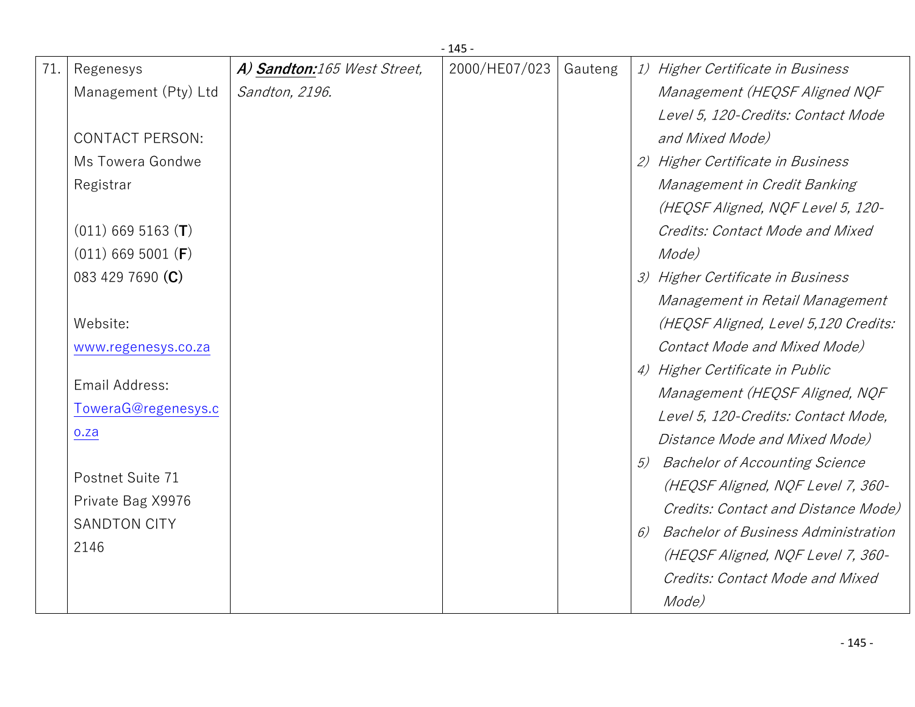| 71. | Regenesys Management (Pty) Ltd<br><br>CONTACT PERSON:<br>Ms Towera Gondwe<br>Registrar<br><br>(011) 669 5163 (**T**)<br>(011) 669 5001 (**F**)<br>083 429 7690 **(C)**<br><br>Website:<br>www.regenesys.co.za<br><br>Email Address:<br>ToweraG@regenesys.co.za<br><br>Postnet Suite 71<br>Private Bag X9976<br>SANDTON CITY<br>2146 | ***A) Sandton:****165 West Street, Sandton, 2196.* | 2000/HE07/023 | Gauteng | *1) Higher Certificate in Business Management (HEQSF Aligned NQF Level 5, 120-Credits: Contact Mode and Mixed Mode)*<br>*2) Higher Certificate in Business Management in Credit Banking (HEQSF Aligned, NQF Level 5, 120-Credits: Contact Mode and Mixed Mode)*<br>*3) Higher Certificate in Business Management in Retail Management (HEQSF Aligned, Level 5,120 Credits: Contact Mode and Mixed Mode)*<br>*4) Higher Certificate in Public Management (HEQSF Aligned, NQF Level 5, 120-Credits: Contact Mode, Distance Mode and Mixed Mode)*<br>*5) Bachelor of Accounting Science (HEQSF Aligned, NQF Level 7, 360-Credits: Contact and Distance Mode)*<br>*6) Bachelor of Business Administration (HEQSF Aligned, NQF Level 7, 360-Credits: Contact Mode and Mixed Mode)* |
|---|---|---|---|---|---|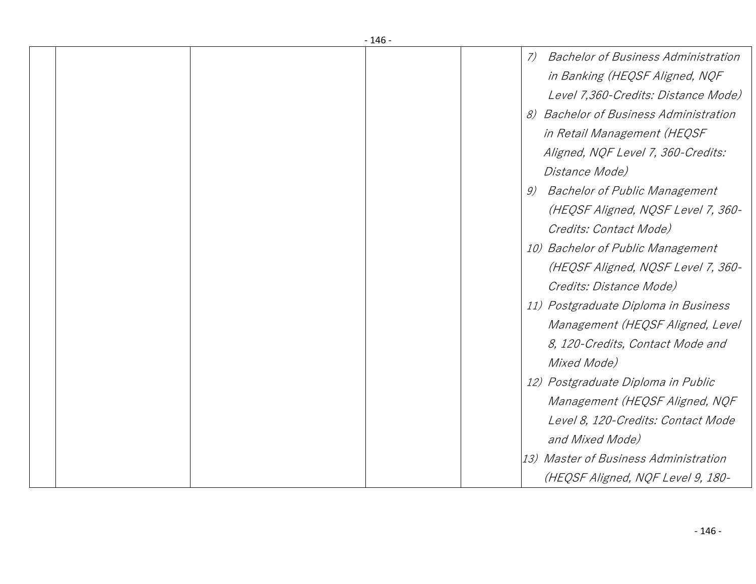|  |  |  |  |  | 7) *Bachelor of Business Administration in Banking (HEQSF Aligned, NQF Level 7,360-Credits: Distance Mode)*<br>8) *Bachelor of Business Administration in Retail Management (HEQSF Aligned, NQF Level 7, 360-Credits: Distance Mode)*<br>9) *Bachelor of Public Management (HEQSF Aligned, NQSF Level 7, 360-Credits: Contact Mode)*<br>10) *Bachelor of Public Management (HEQSF Aligned, NQSF Level 7, 360-Credits: Distance Mode)*<br>11) *Postgraduate Diploma in Business Management (HEQSF Aligned, Level 8, 120-Credits, Contact Mode and Mixed Mode)*<br>12) *Postgraduate Diploma in Public Management (HEQSF Aligned, NQF Level 8, 120-Credits: Contact Mode and Mixed Mode)*<br>13) *Master of Business Administration (HEQSF Aligned, NQF Level 9, 180-* |
|---|---|---|---|---|---|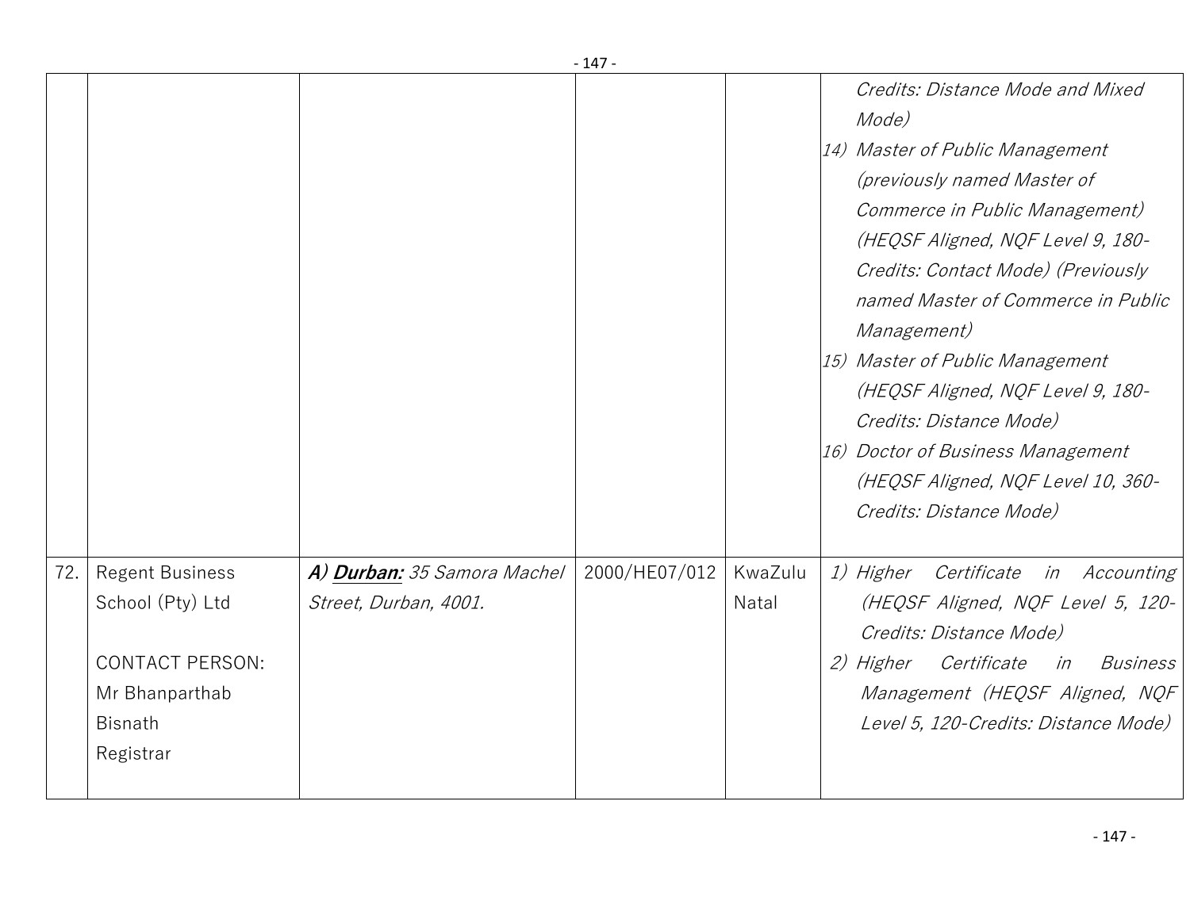| | | | | | |
|---|---|---|---|---|---|
| | | | | | *Credits: Distance Mode and Mixed Mode)*<br>14) *Master of Public Management (previously named Master of Commerce in Public Management) (HEQSF Aligned, NQF Level 9, 180-Credits: Contact Mode) (Previously named Master of Commerce in Public Management)*<br>15) *Master of Public Management (HEQSF Aligned, NQF Level 9, 180-Credits: Distance Mode)*<br>16) *Doctor of Business Management (HEQSF Aligned, NQF Level 10, 360-Credits: Distance Mode)* |
| 72. | Regent Business School (Pty) Ltd<br><br>CONTACT PERSON:<br>Mr Bhanparthab Bisnath<br>Registrar | ***A) Durban:*** *35 Samora Machel Street, Durban, 4001.* | 2000/HE07/012 | KwaZulu Natal | 1) *Higher Certificate in Accounting (HEQSF Aligned, NQF Level 5, 120-Credits: Distance Mode)*<br>2) *Higher Certificate in Business Management (HEQSF Aligned, NQF Level 5, 120-Credits: Distance Mode)* |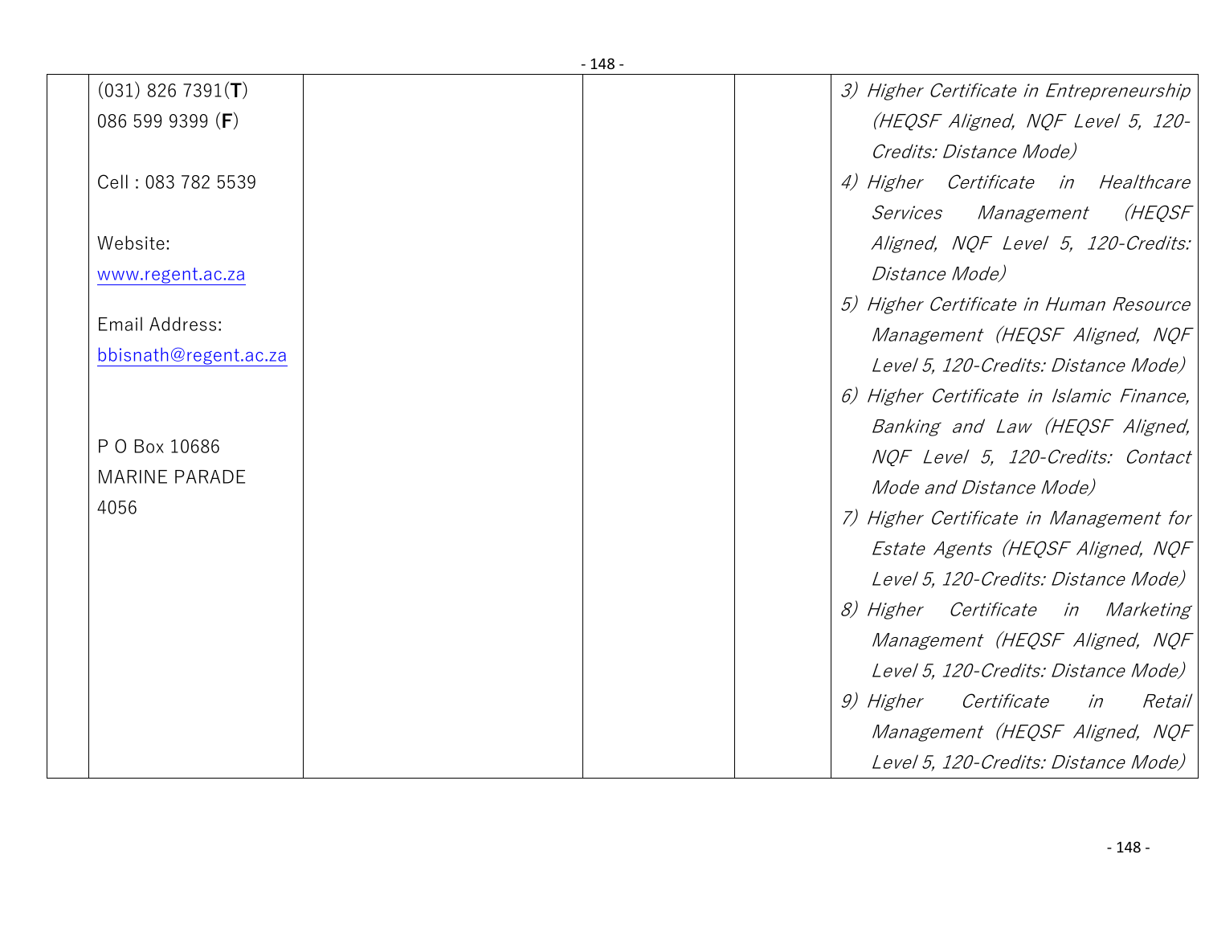| | | | | | |
|---|---|---|---|---|---|
| | (031) 826 7391(**T**)<br>086 599 9399 (**F**)<br><br>Cell : 083 782 5539<br><br>Website:<br>www.regent.ac.za<br><br>Email Address:<br>bbisnath@regent.ac.za<br><br><br>P O Box 10686<br>MARINE PARADE<br>4056 | | | | *3) Higher Certificate in Entrepreneurship (HEQSF Aligned, NQF Level 5, 120-Credits: Distance Mode)*<br>*4) Higher Certificate in Healthcare Services Management (HEQSF Aligned, NQF Level 5, 120-Credits: Distance Mode)*<br>*5) Higher Certificate in Human Resource Management (HEQSF Aligned, NQF Level 5, 120-Credits: Distance Mode)*<br>*6) Higher Certificate in Islamic Finance, Banking and Law (HEQSF Aligned, NQF Level 5, 120-Credits: Contact Mode and Distance Mode)*<br>*7) Higher Certificate in Management for Estate Agents (HEQSF Aligned, NQF Level 5, 120-Credits: Distance Mode)*<br>*8) Higher Certificate in Marketing Management (HEQSF Aligned, NQF Level 5, 120-Credits: Distance Mode)*<br>*9) Higher Certificate in Retail Management (HEQSF Aligned, NQF Level 5, 120-Credits: Distance Mode)* |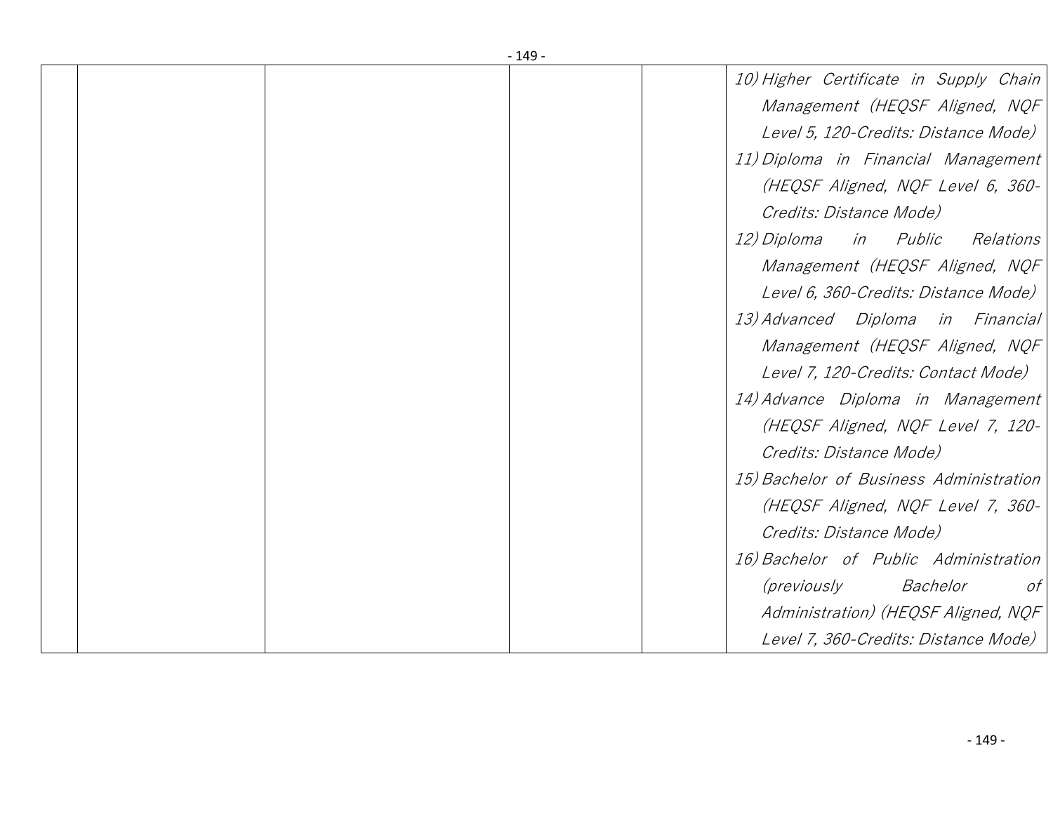| | | | | | |
|---|---|---|---|---|---|
| | | | | | 10) *Higher Certificate in Supply Chain Management (HEQSF Aligned, NQF Level 5, 120-Credits: Distance Mode)*<br>11) *Diploma in Financial Management (HEQSF Aligned, NQF Level 6, 360-Credits: Distance Mode)*<br>12) *Diploma in Public Relations Management (HEQSF Aligned, NQF Level 6, 360-Credits: Distance Mode)*<br>13) *Advanced Diploma in Financial Management (HEQSF Aligned, NQF Level 7, 120-Credits: Contact Mode)*<br>14) *Advance Diploma in Management (HEQSF Aligned, NQF Level 7, 120-Credits: Distance Mode)*<br>15) *Bachelor of Business Administration (HEQSF Aligned, NQF Level 7, 360-Credits: Distance Mode)*<br>16) *Bachelor of Public Administration (previously Bachelor of Administration) (HEQSF Aligned, NQF Level 7, 360-Credits: Distance Mode)* |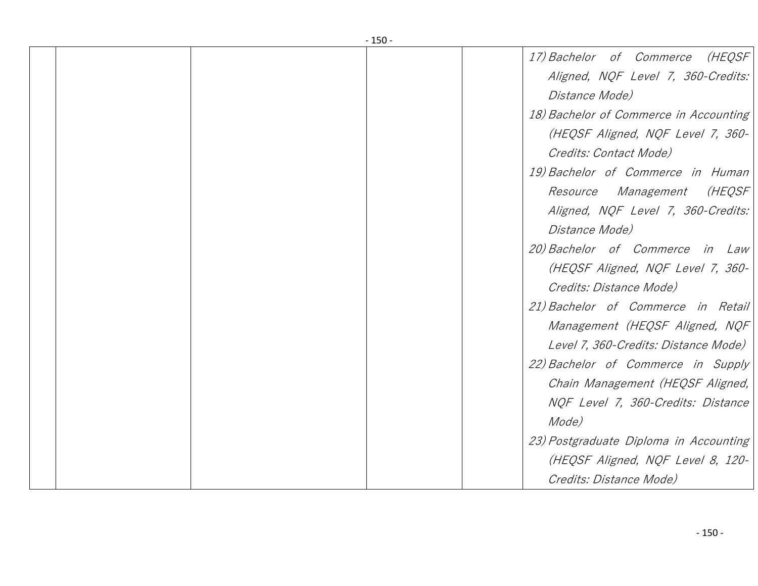| | | | | | |
|---|---|---|---|---|---|
| | | | | | 17) *Bachelor of Commerce (HEQSF Aligned, NQF Level 7, 360-Credits: Distance Mode)*<br>18) *Bachelor of Commerce in Accounting (HEQSF Aligned, NQF Level 7, 360-Credits: Contact Mode)*<br>19) *Bachelor of Commerce in Human Resource Management (HEQSF Aligned, NQF Level 7, 360-Credits: Distance Mode)*<br>20) *Bachelor of Commerce in Law (HEQSF Aligned, NQF Level 7, 360-Credits: Distance Mode)*<br>21) *Bachelor of Commerce in Retail Management (HEQSF Aligned, NQF Level 7, 360-Credits: Distance Mode)*<br>22) *Bachelor of Commerce in Supply Chain Management (HEQSF Aligned, NQF Level 7, 360-Credits: Distance Mode)*<br>23) *Postgraduate Diploma in Accounting (HEQSF Aligned, NQF Level 8, 120-Credits: Distance Mode)* |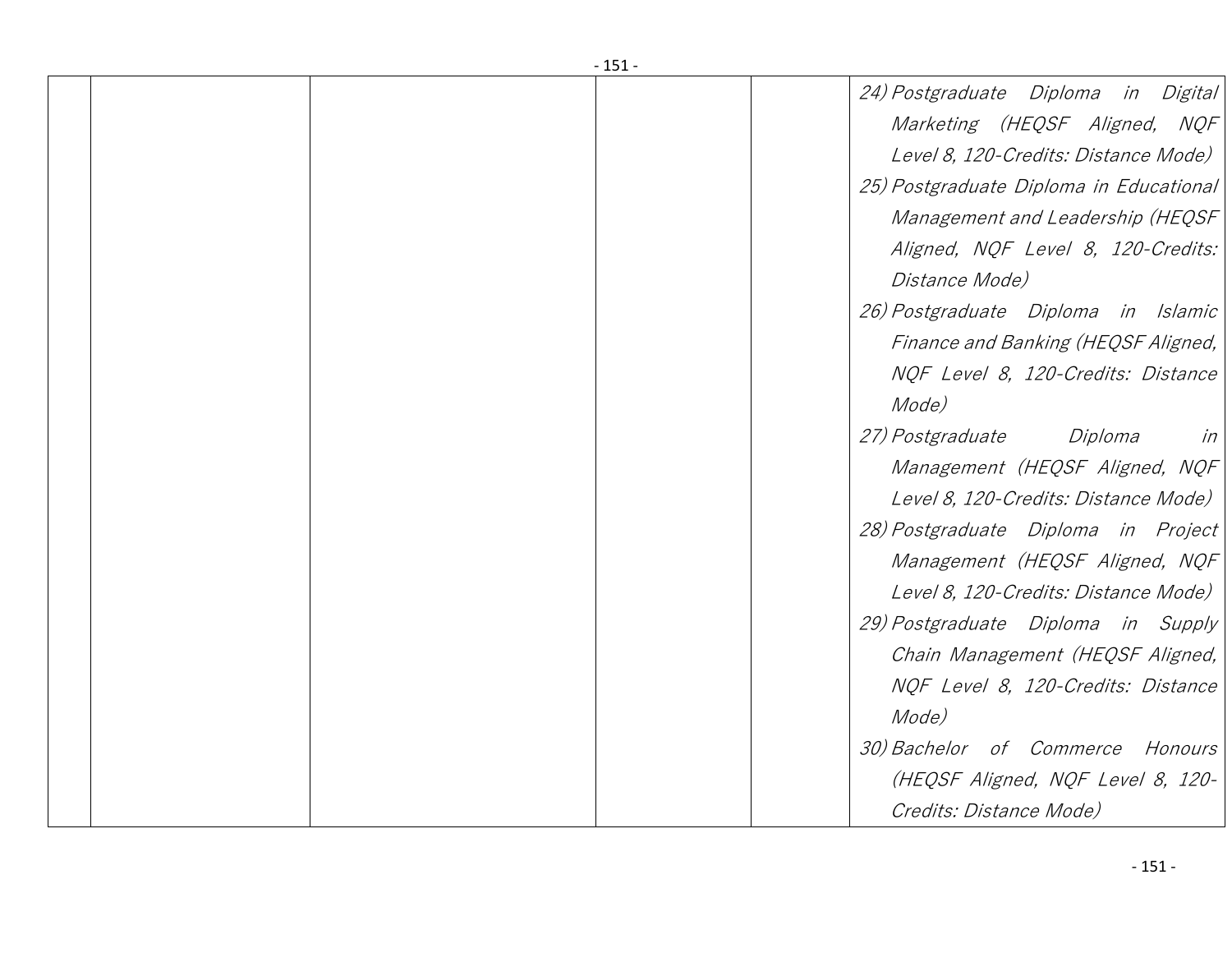| | | | | | |
|---|---|---|---|---|---|
| | | | | | 24) *Postgraduate Diploma in Digital Marketing (HEQSF Aligned, NQF Level 8, 120-Credits: Distance Mode)*<br>25) *Postgraduate Diploma in Educational Management and Leadership (HEQSF Aligned, NQF Level 8, 120-Credits: Distance Mode)*<br>26) *Postgraduate Diploma in Islamic Finance and Banking (HEQSF Aligned, NQF Level 8, 120-Credits: Distance Mode)*<br>27) *Postgraduate Diploma in Management (HEQSF Aligned, NQF Level 8, 120-Credits: Distance Mode)*<br>28) *Postgraduate Diploma in Project Management (HEQSF Aligned, NQF Level 8, 120-Credits: Distance Mode)*<br>29) *Postgraduate Diploma in Supply Chain Management (HEQSF Aligned, NQF Level 8, 120-Credits: Distance Mode)*<br>30) *Bachelor of Commerce Honours (HEQSF Aligned, NQF Level 8, 120-Credits: Distance Mode)* |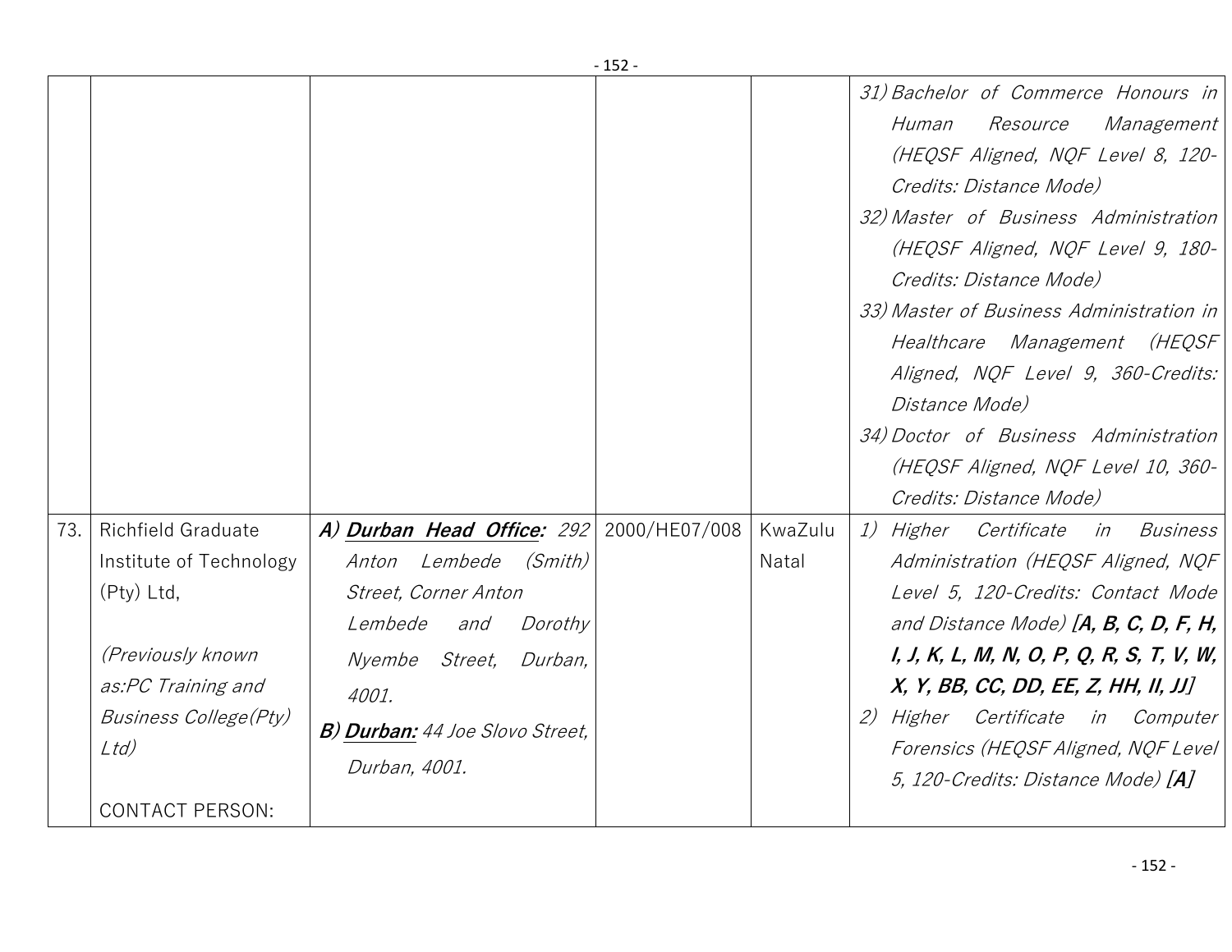|  |  |  |  |  |  |
|---|---|---|---|---|---|
|  |  |  |  |  | 31) *Bachelor of Commerce Honours in Human Resource Management (HEQSF Aligned, NQF Level 8, 120-Credits: Distance Mode)*<br>32) *Master of Business Administration (HEQSF Aligned, NQF Level 9, 180-Credits: Distance Mode)*<br>33) *Master of Business Administration in Healthcare Management (HEQSF Aligned, NQF Level 9, 360-Credits: Distance Mode)*<br>34) *Doctor of Business Administration (HEQSF Aligned, NQF Level 10, 360-Credits: Distance Mode)* |
| 73. | Richfield Graduate Institute of Technology (Pty) Ltd,<br><br>*(Previously known as:PC Training and Business College(Pty) Ltd)*<br><br>CONTACT PERSON: | ***A) Durban Head Office:*** *292 Anton Lembede (Smith) Street, Corner Anton Lembede and Dorothy Nyembe Street, Durban, 4001.*<br>***B) Durban:*** *44 Joe Slovo Street, Durban, 4001.* | 2000/HE07/008 | KwaZulu Natal | 1) *Higher Certificate in Business Administration (HEQSF Aligned, NQF Level 5, 120-Credits: Contact Mode and Distance Mode)* ***[A, B, C, D, F, H, I, J, K, L, M, N, O, P, Q, R, S, T, V, W, X, Y, BB, CC, DD, EE, Z, HH, II, JJ]***<br>2) *Higher Certificate in Computer Forensics (HEQSF Aligned, NQF Level 5, 120-Credits: Distance Mode)* ***[A]*** |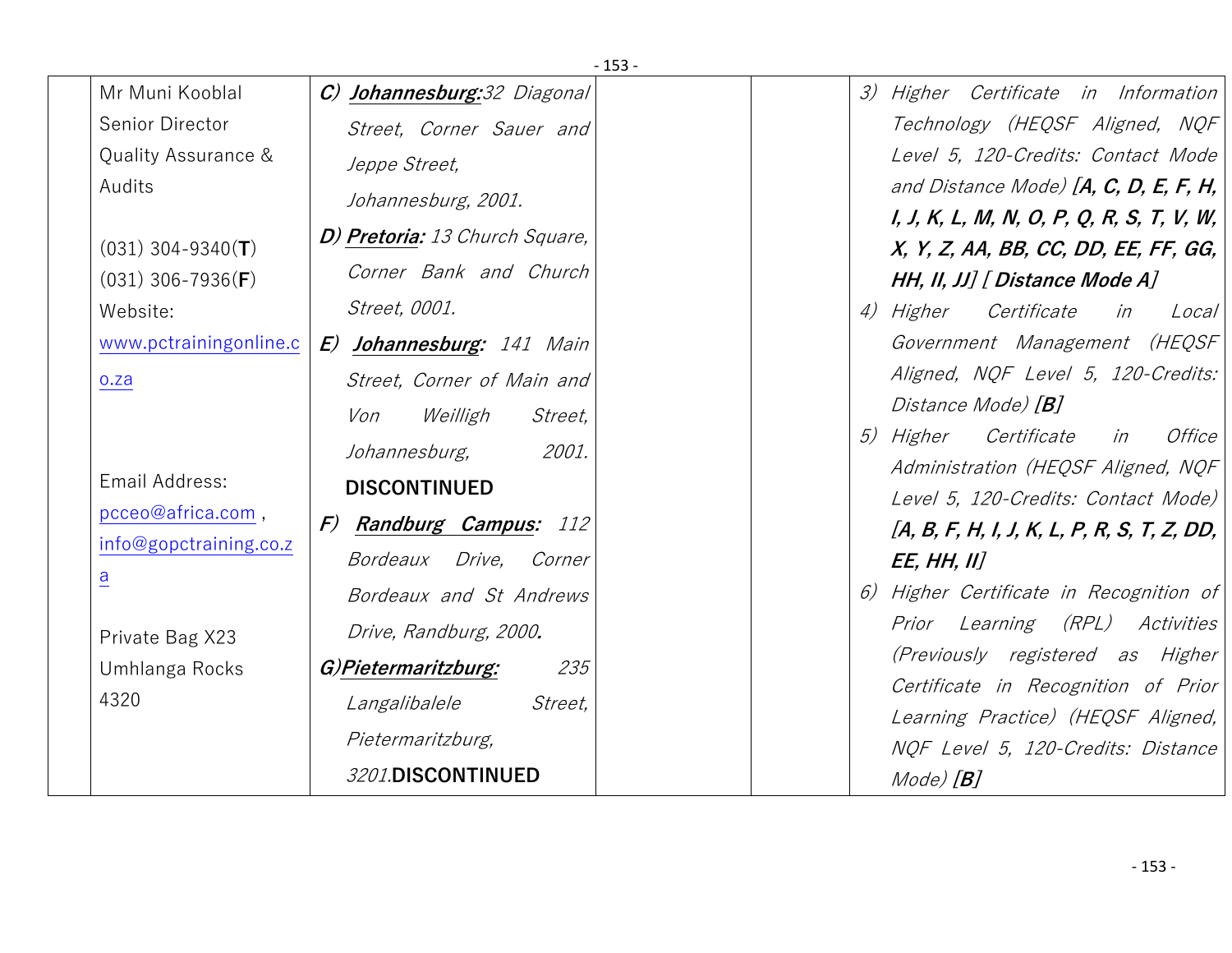|  |  |  |  |  |  |
|---|---|---|---|---|---|
|  | Mr Muni Kooblal<br>Senior Director<br>Quality Assurance & Audits<br><br>(031) 304-9340(**T**)<br>(031) 306-7936(**F**)<br>Website:<br>www.pctrainingonline.co.za<br><br>Email Address:<br>pcceo@africa.com , info@gopctraining.co.za<br><br>Private Bag X23<br>Umhlanga Rocks<br>4320 | ***C) Johannesburg:****32 Diagonal Street, Corner Sauer and Jeppe Street, Johannesburg, 2001.*<br>***D) Pretoria:*** *13 Church Square, Corner Bank and Church Street, 0001.*<br>***E) Johannesburg:*** *141 Main Street, Corner of Main and Von Weilligh Street, Johannesburg, 2001.*<br>**DISCONTINUED**<br>***F) Randburg Campus:*** *112 Bordeaux Drive, Corner Bordeaux and St Andrews Drive, Randburg, 2000.*<br>***G)Pietermaritzburg:*** *235 Langalibalele Street, Pietermaritzburg, 3201.***DISCONTINUED** |  |  | *3) Higher Certificate in Information Technology (HEQSF Aligned, NQF Level 5, 120-Credits: Contact Mode and Distance Mode)* ***[A, C, D, E, F, H, I, J, K, L, M, N, O, P, Q, R, S, T, V, W, X, Y, Z, AA, BB, CC, DD, EE, FF, GG, HH, II, JJ] [ Distance Mode A]***<br>*4) Higher Certificate in Local Government Management (HEQSF Aligned, NQF Level 5, 120-Credits: Distance Mode)* ***[B]***<br>*5) Higher Certificate in Office Administration (HEQSF Aligned, NQF Level 5, 120-Credits: Contact Mode)* ***[A, B, F, H, I, J, K, L, P, R, S, T, Z, DD, EE, HH, II]***<br>*6) Higher Certificate in Recognition of Prior Learning (RPL) Activities (Previously registered as Higher Certificate in Recognition of Prior Learning Practice) (HEQSF Aligned, NQF Level 5, 120-Credits: Distance Mode)* ***[B]*** |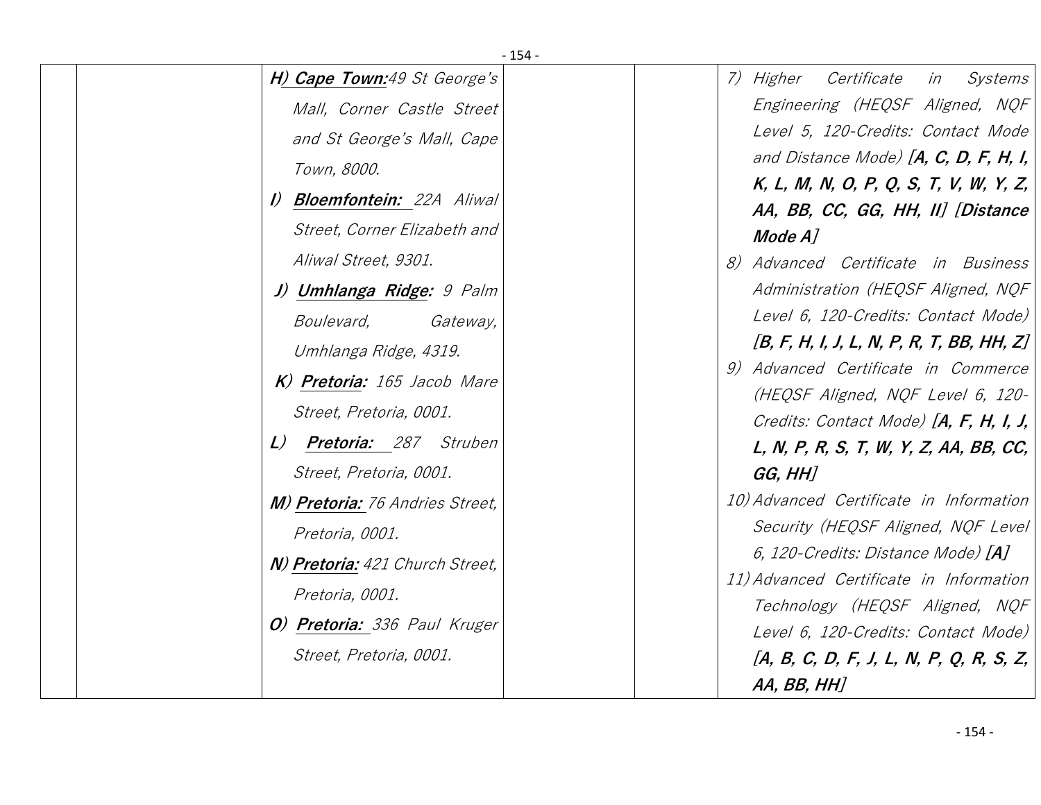|  |  |  |  |  |  |
|---|---|---|---|---|---|
|  |  | ***H) Cape Town:*** *49 St George's Mall, Corner Castle Street and St George's Mall, Cape Town, 8000.*<br>***I) Bloemfontein:*** *22A Aliwal Street, Corner Elizabeth and Aliwal Street, 9301.*<br>***J) Umhlanga Ridge:*** *9 Palm Boulevard, Gateway, Umhlanga Ridge, 4319.*<br>***K) Pretoria:*** *165 Jacob Mare Street, Pretoria, 0001.*<br>***L) Pretoria:*** *287 Struben Street, Pretoria, 0001.*<br>***M) Pretoria:*** *76 Andries Street, Pretoria, 0001.*<br>***N) Pretoria:*** *421 Church Street, Pretoria, 0001.*<br>***O) Pretoria:*** *336 Paul Kruger Street, Pretoria, 0001.* |  |  | *7) Higher Certificate in Systems Engineering (HEQSF Aligned, NQF Level 5, 120-Credits: Contact Mode and Distance Mode)* ***[A, C, D, F, H, I, K, L, M, N, O, P, Q, S, T, V, W, Y, Z, AA, BB, CC, GG, HH, II]*** ***[Distance Mode A]***<br>*8) Advanced Certificate in Business Administration (HEQSF Aligned, NQF Level 6, 120-Credits: Contact Mode)* ***[B, F, H, I, J, L, N, P, R, T, BB, HH, Z]***<br>*9) Advanced Certificate in Commerce (HEQSF Aligned, NQF Level 6, 120-Credits: Contact Mode)* ***[A, F, H, I, J, L, N, P, R, S, T, W, Y, Z, AA, BB, CC, GG, HH]***<br>*10) Advanced Certificate in Information Security (HEQSF Aligned, NQF Level 6, 120-Credits: Distance Mode)* ***[A]***<br>*11) Advanced Certificate in Information Technology (HEQSF Aligned, NQF Level 6, 120-Credits: Contact Mode)* ***[A, B, C, D, F, J, L, N, P, Q, R, S, Z, AA, BB, HH]*** |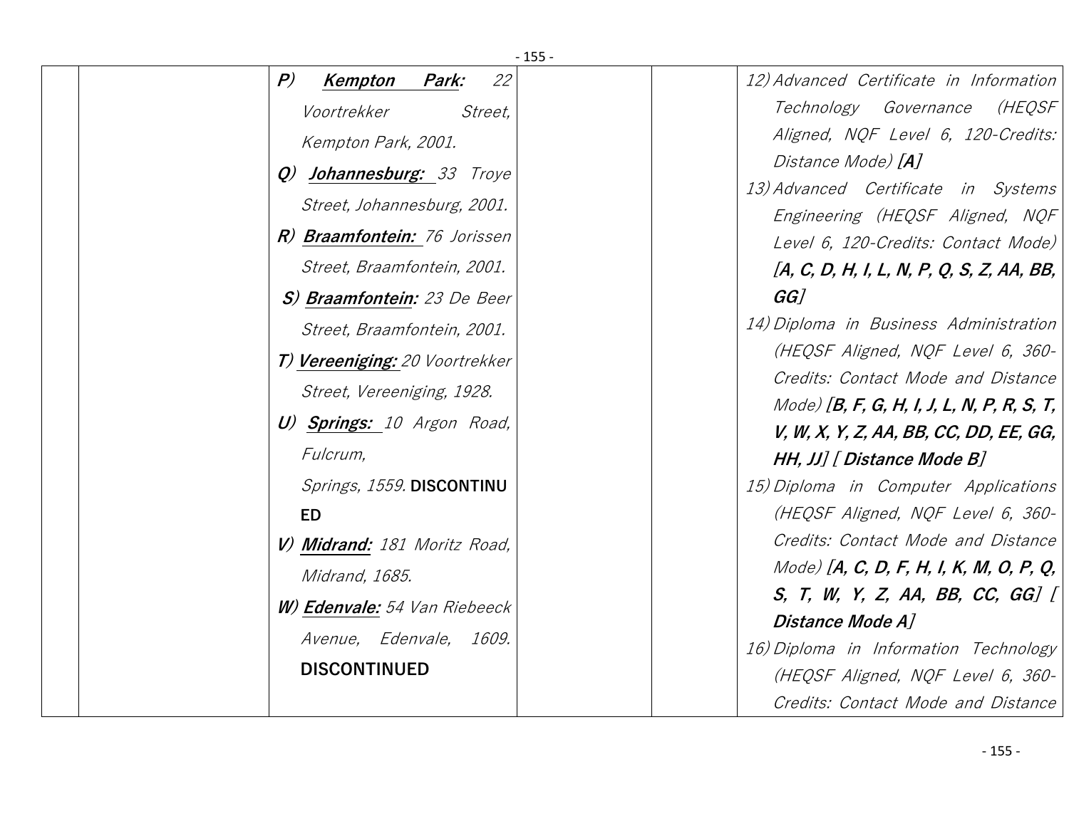| | | | | | |
|---|---|---|---|---|---|
| | | *P)* ***Kempton Park:*** *22 Voortrekker Street, Kempton Park, 2001.*<br>*Q)* ***Johannesburg:*** *33 Troye Street, Johannesburg, 2001.*<br>***R) Braamfontein:*** *76 Jorissen Street, Braamfontein, 2001.*<br>***S) Braamfontein:*** *23 De Beer Street, Braamfontein, 2001.*<br>***T) Vereeniging:*** *20 Voortrekker Street, Vereeniging, 1928.*<br>*U)* ***Springs:*** *10 Argon Road, Fulcrum, Springs, 1559.* **DISCONTINUED**<br>***V) Midrand:*** *181 Moritz Road, Midrand, 1685.*<br>***W) Edenvale:*** *54 Van Riebeeck Avenue, Edenvale, 1609.* **DISCONTINUED** | | | *12) Advanced Certificate in Information Technology Governance (HEQSF Aligned, NQF Level 6, 120-Credits: Distance Mode)* ***[A]***<br>*13) Advanced Certificate in Systems Engineering (HEQSF Aligned, NQF Level 6, 120-Credits: Contact Mode)* ***[A, C, D, H, I, L, N, P, Q, S, Z, AA, BB, GG]***<br>*14) Diploma in Business Administration (HEQSF Aligned, NQF Level 6, 360-Credits: Contact Mode and Distance Mode)* ***[B, F, G, H, I, J, L, N, P, R, S, T, V, W, X, Y, Z, AA, BB, CC, DD, EE, GG, HH, JJ] [ Distance Mode B]***<br>*15) Diploma in Computer Applications (HEQSF Aligned, NQF Level 6, 360-Credits: Contact Mode and Distance Mode)* ***[A, C, D, F, H, I, K, M, O, P, Q, S, T, W, Y, Z, AA, BB, CC, GG] [ Distance Mode A]***<br>*16) Diploma in Information Technology (HEQSF Aligned, NQF Level 6, 360-Credits: Contact Mode and Distance* |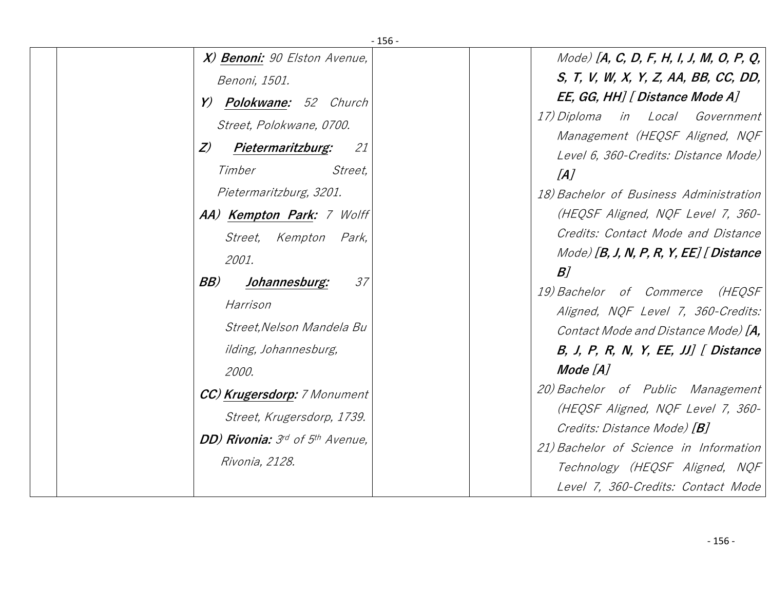| | | | | |
|---|---|---|---|---|
| | | *X)* ***Benoni:*** *90 Elston Avenue, Benoni, 1501.*<br>*Y)* ***Polokwane:*** *52 Church Street, Polokwane, 0700.*<br>*Z)* ***Pietermaritzburg:*** *21 Timber Street, Pietermaritzburg, 3201.*<br>***AA)*** ***Kempton Park:*** *7 Wolff Street, Kempton Park, 2001.*<br>***BB)*** ***Johannesburg:*** *37 Harrison Street,Nelson Mandela Building, Johannesburg, 2000.*<br>***CC)*** ***Krugersdorp:*** *7 Monument Street, Krugersdorp, 1739.*<br>***DD)*** ***Rivonia:*** *3rd of 5th Avenue, Rivonia, 2128.* | | | *Mode)* ***[A, C, D, F, H, I, J, M, O, P, Q, S, T, V, W, X, Y, Z, AA, BB, CC, DD, EE, GG, HH]*** *[* ***Distance Mode A****]*<br>*17) Diploma in Local Government Management (HEQSF Aligned, NQF Level 6, 360-Credits: Distance Mode)* ***[A]***<br>*18) Bachelor of Business Administration (HEQSF Aligned, NQF Level 7, 360-Credits: Contact Mode and Distance Mode)* ***[B, J, N, P, R, Y, EE]*** *[* ***Distance B****]*<br>*19) Bachelor of Commerce (HEQSF Aligned, NQF Level 7, 360-Credits: Contact Mode and Distance Mode)* ***[A, B, J, P, R, N, Y, EE, JJ]*** *[* ***Distance Mode [A]***<br>*20) Bachelor of Public Management (HEQSF Aligned, NQF Level 7, 360-Credits: Distance Mode)* ***[B]***<br>*21) Bachelor of Science in Information Technology (HEQSF Aligned, NQF Level 7, 360-Credits: Contact Mode* |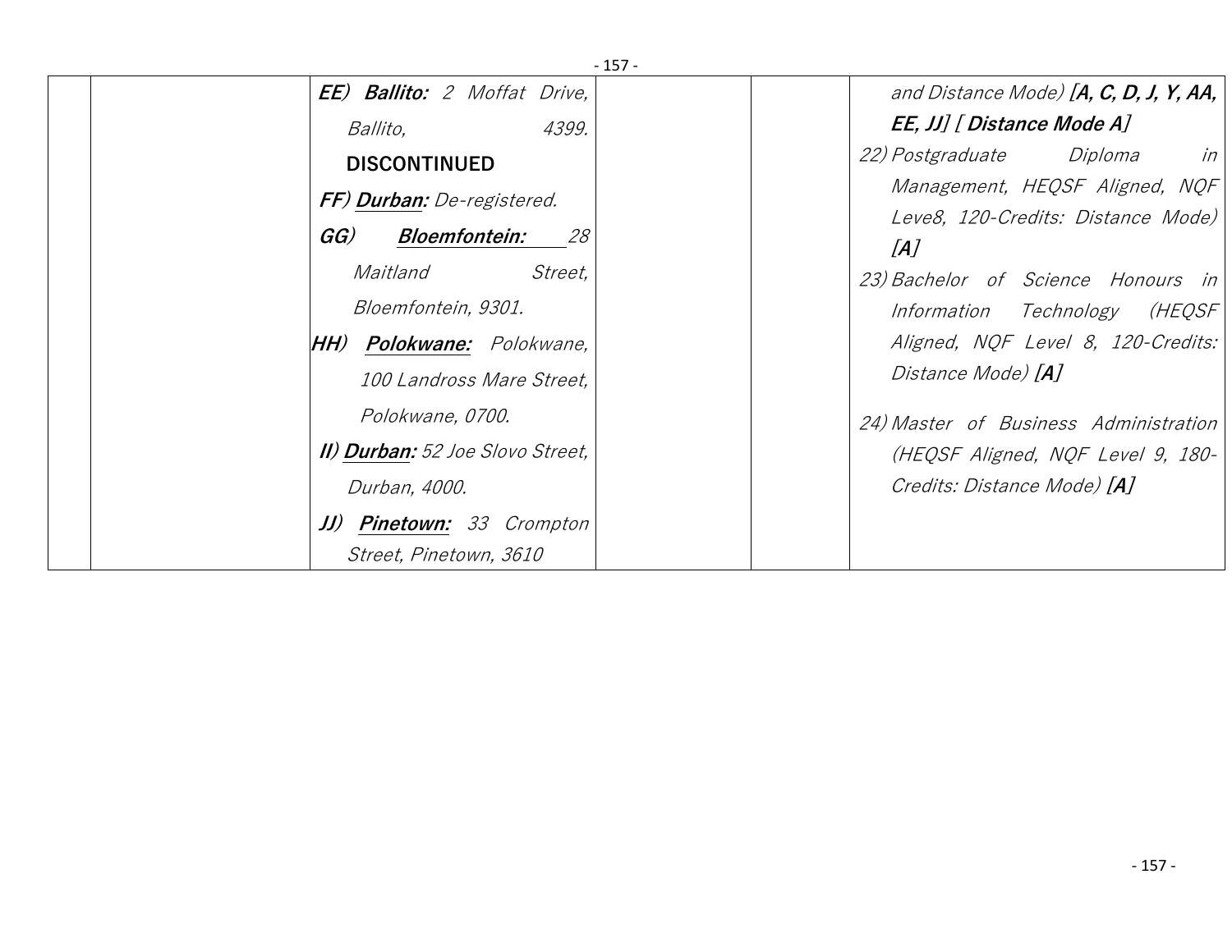| | | | | | |
|---|---|---|---|---|---|
| | | ***EE) Ballito:*** *2 Moffat Drive, Ballito, 4399.* **DISCONTINUED** ***FF) <u>Durban</u>:*** *De-registered.* ***GG) <u>Bloemfontein:</u>*** *28 Maitland Street, Bloemfontein, 9301.* ***HH) <u>Polokwane:</u>*** *Polokwane, 100 Landross Mare Street, Polokwane, 0700.* ***II) <u>Durban</u>:*** *52 Joe Slovo Street, Durban, 4000.* ***JJ) <u>Pinetown:</u>*** *33 Crompton Street, Pinetown, 3610* | | | *and Distance Mode)* ***[A, C, D, J, Y, AA, EE, JJ]*** *[* ***Distance Mode A****]* *22) Postgraduate Diploma in Management, HEQSF Aligned, NQF Leve8, 120-Credits: Distance Mode)* ***[A]*** *23) Bachelor of Science Honours in Information Technology (HEQSF Aligned, NQF Level 8, 120-Credits: Distance Mode)* ***[A]*** *24) Master of Business Administration (HEQSF Aligned, NQF Level 9, 180-Credits: Distance Mode)* ***[A]*** |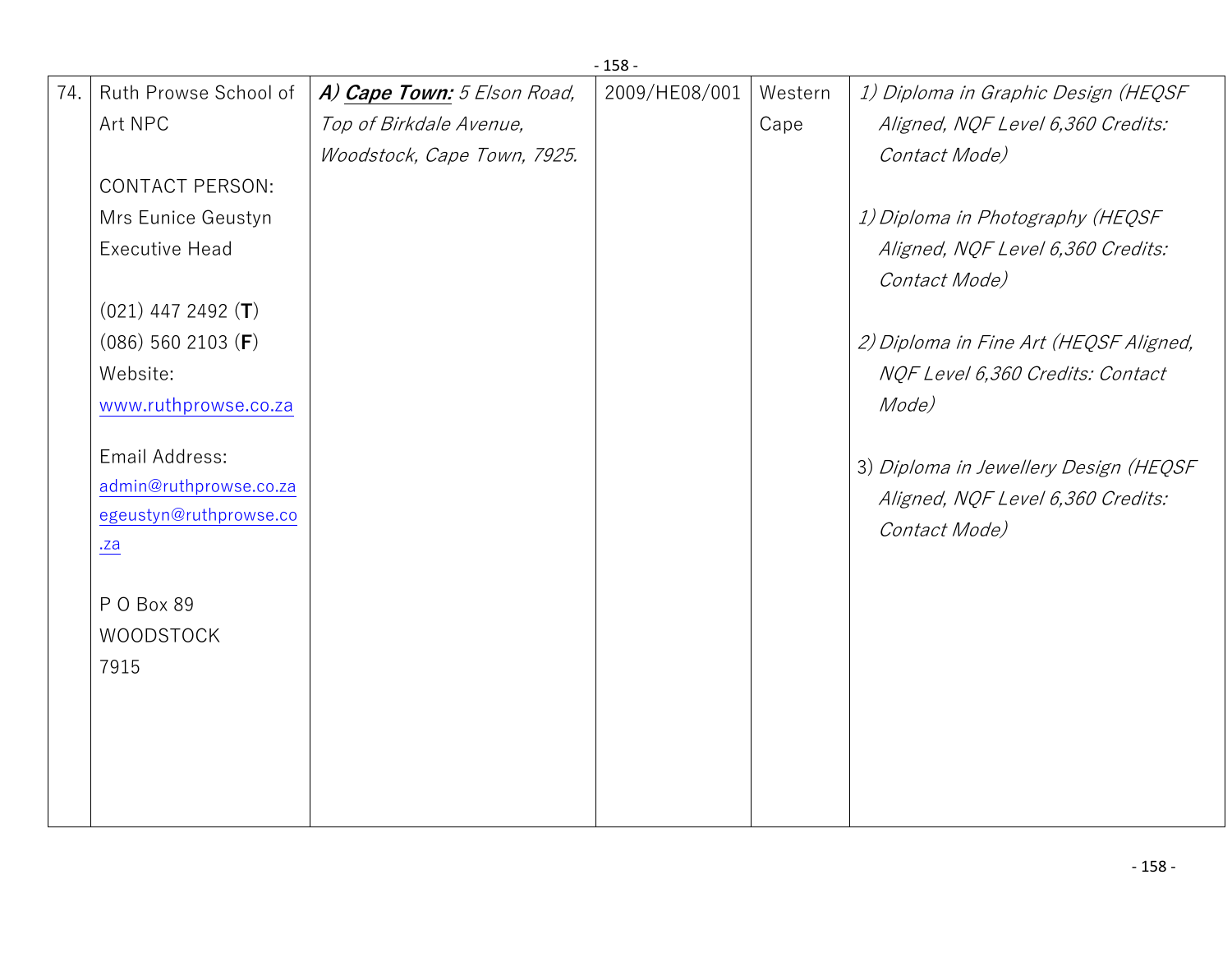| 74. | Ruth Prowse School of Art NPC<br><br>CONTACT PERSON:<br>Mrs Eunice Geustyn<br>Executive Head<br><br>(021) 447 2492 (**T**)<br>(086) 560 2103 (**F**)<br>Website:<br>www.ruthprowse.co.za<br><br>Email Address:<br>admin@ruthprowse.co.za<br>egeustyn@ruthprowse.co.za<br><br>P O Box 89<br>WOODSTOCK<br>7915 | ***A) Cape Town:*** *5 Elson Road, Top of Birkdale Avenue, Woodstock, Cape Town, 7925.* | 2009/HE08/001 | Western Cape | *1) Diploma in Graphic Design (HEQSF Aligned, NQF Level 6,360 Credits: Contact Mode)*<br><br>*1) Diploma in Photography (HEQSF Aligned, NQF Level 6,360 Credits: Contact Mode)*<br><br>*2) Diploma in Fine Art (HEQSF Aligned, NQF Level 6,360 Credits: Contact Mode)*<br><br>3) *Diploma in Jewellery Design (HEQSF Aligned, NQF Level 6,360 Credits: Contact Mode)* |
|---|---|---|---|---|---|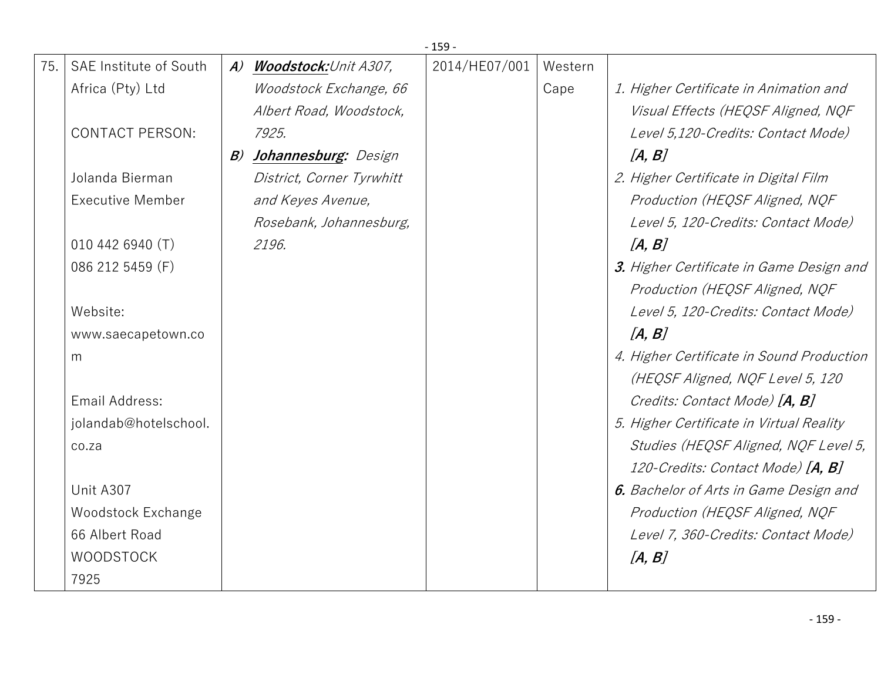| 75. | SAE Institute of South Africa (Pty) Ltd<br><br>CONTACT PERSON:<br><br>Jolanda Bierman<br>Executive Member<br><br>010 442 6940 (T)<br>086 212 5459 (F)<br><br>Website:<br>www.saecapetown.com<br><br>Email Address:<br>jolandab@hotelschool.co.za<br><br>Unit A307<br>Woodstock Exchange<br>66 Albert Road<br>WOODSTOCK<br>7925 | ***A)*** ***Woodstock:****Unit A307, Woodstock Exchange, 66 Albert Road, Woodstock, 7925.*<br>***B)*** ***Johannesburg:*** *Design District, Corner Tyrwhitt and Keyes Avenue, Rosebank, Johannesburg, 2196.* | 2014/HE07/001 | Western Cape | *1. Higher Certificate in Animation and Visual Effects (HEQSF Aligned, NQF Level 5,120-Credits: Contact Mode)* ***[A, B]***<br>*2. Higher Certificate in Digital Film Production (HEQSF Aligned, NQF Level 5, 120-Credits: Contact Mode)* ***[A, B]***<br>***3.*** *Higher Certificate in Game Design and Production (HEQSF Aligned, NQF Level 5, 120-Credits: Contact Mode)* ***[A, B]***<br>*4. Higher Certificate in Sound Production (HEQSF Aligned, NQF Level 5, 120 Credits: Contact Mode)* ***[A, B]***<br>*5. Higher Certificate in Virtual Reality Studies (HEQSF Aligned, NQF Level 5, 120-Credits: Contact Mode)* ***[A, B]***<br>***6.*** *Bachelor of Arts in Game Design and Production (HEQSF Aligned, NQF Level 7, 360-Credits: Contact Mode)* ***[A, B]*** |
|---|---|---|---|---|---|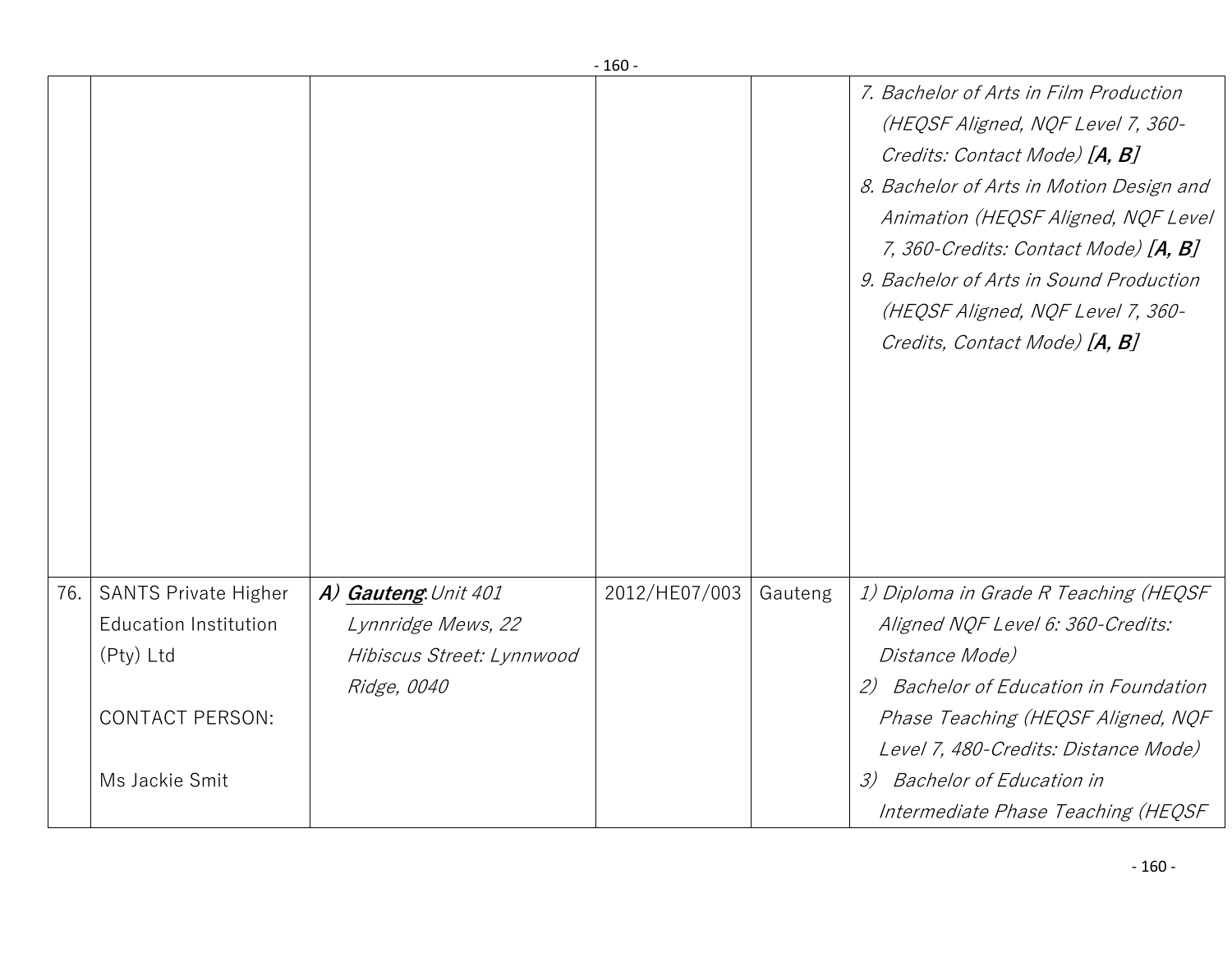| | | | | | |
|---|---|---|---|---|---|
| | | | | | 7. *Bachelor of Arts in Film Production (HEQSF Aligned, NQF Level 7, 360-Credits: Contact Mode)* ***[A, B]***<br>8. *Bachelor of Arts in Motion Design and Animation (HEQSF Aligned, NQF Level 7, 360-Credits: Contact Mode)* ***[A, B]***<br>9. *Bachelor of Arts in Sound Production (HEQSF Aligned, NQF Level 7, 360-Credits, Contact Mode)* ***[A, B]*** |
| 76. | SANTS Private Higher Education Institution (Pty) Ltd<br><br>CONTACT PERSON:<br><br>Ms Jackie Smit | ***A) Gauteng****: Unit 401 Lynnridge Mews, 22 Hibiscus Street: Lynnwood Ridge, 0040* | 2012/HE07/003 | Gauteng | *1) Diploma in Grade R Teaching (HEQSF Aligned NQF Level 6: 360-Credits: Distance Mode)*<br>*2) Bachelor of Education in Foundation Phase Teaching (HEQSF Aligned, NQF Level 7, 480-Credits: Distance Mode)*<br>*3) Bachelor of Education in Intermediate Phase Teaching (HEQSF* |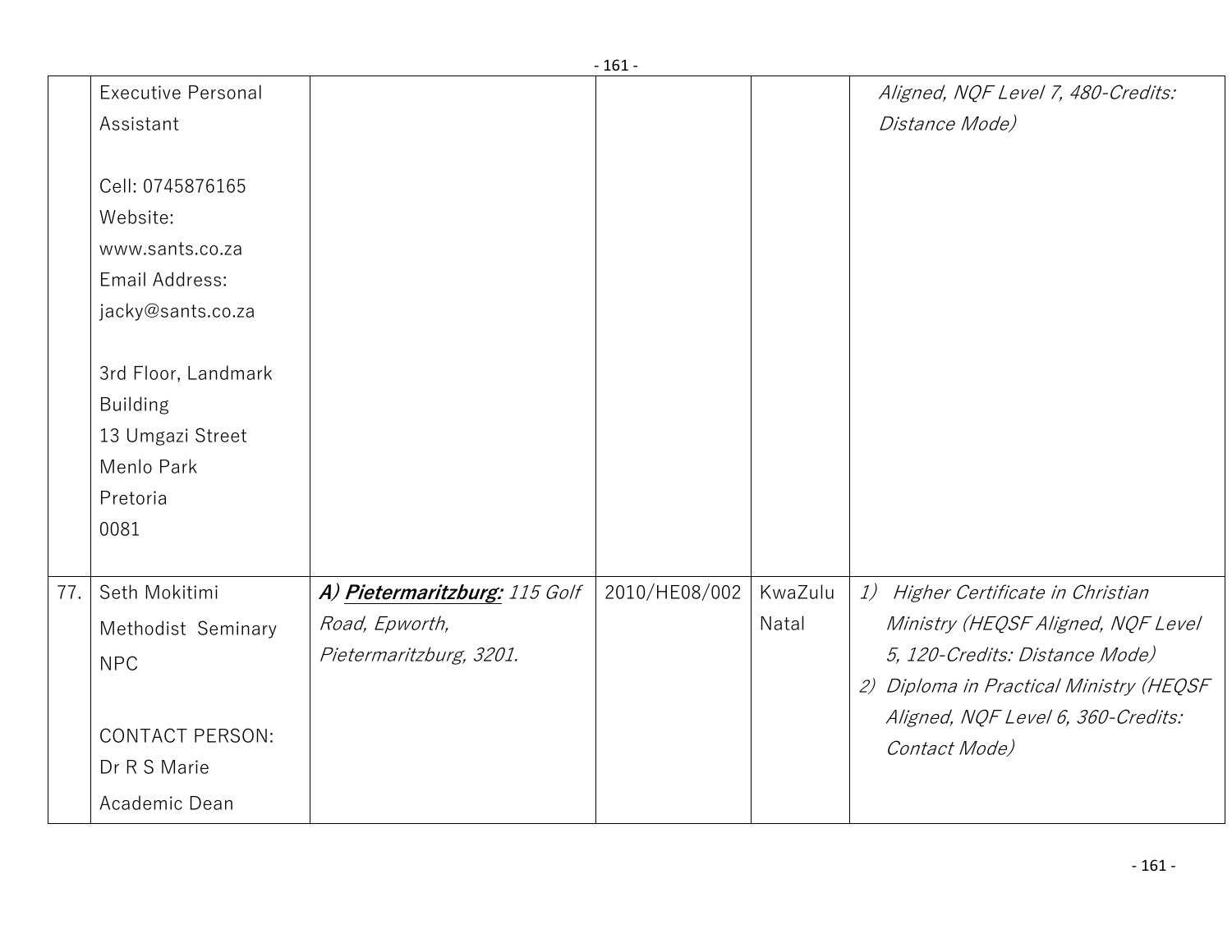| | | | | | |
|---|---|---|---|---|---|
| | Executive Personal Assistant<br><br>Cell: 0745876165<br>Website: www.sants.co.za<br>Email Address: jacky@sants.co.za<br><br>3rd Floor, Landmark Building<br>13 Umgazi Street<br>Menlo Park<br>Pretoria<br>0081 | | | | *Aligned, NQF Level 7, 480-Credits: Distance Mode)* |
| 77. | Seth Mokitimi Methodist Seminary NPC<br><br>CONTACT PERSON:<br>Dr R S Marie<br>Academic Dean | ***A) <u>Pietermaritzburg:</u>*** *115 Golf Road, Epworth, Pietermaritzburg, 3201.* | 2010/HE08/002 | KwaZulu Natal | *1) Higher Certificate in Christian Ministry (HEQSF Aligned, NQF Level 5, 120-Credits: Distance Mode)*<br>*2) Diploma in Practical Ministry (HEQSF Aligned, NQF Level 6, 360-Credits: Contact Mode)* |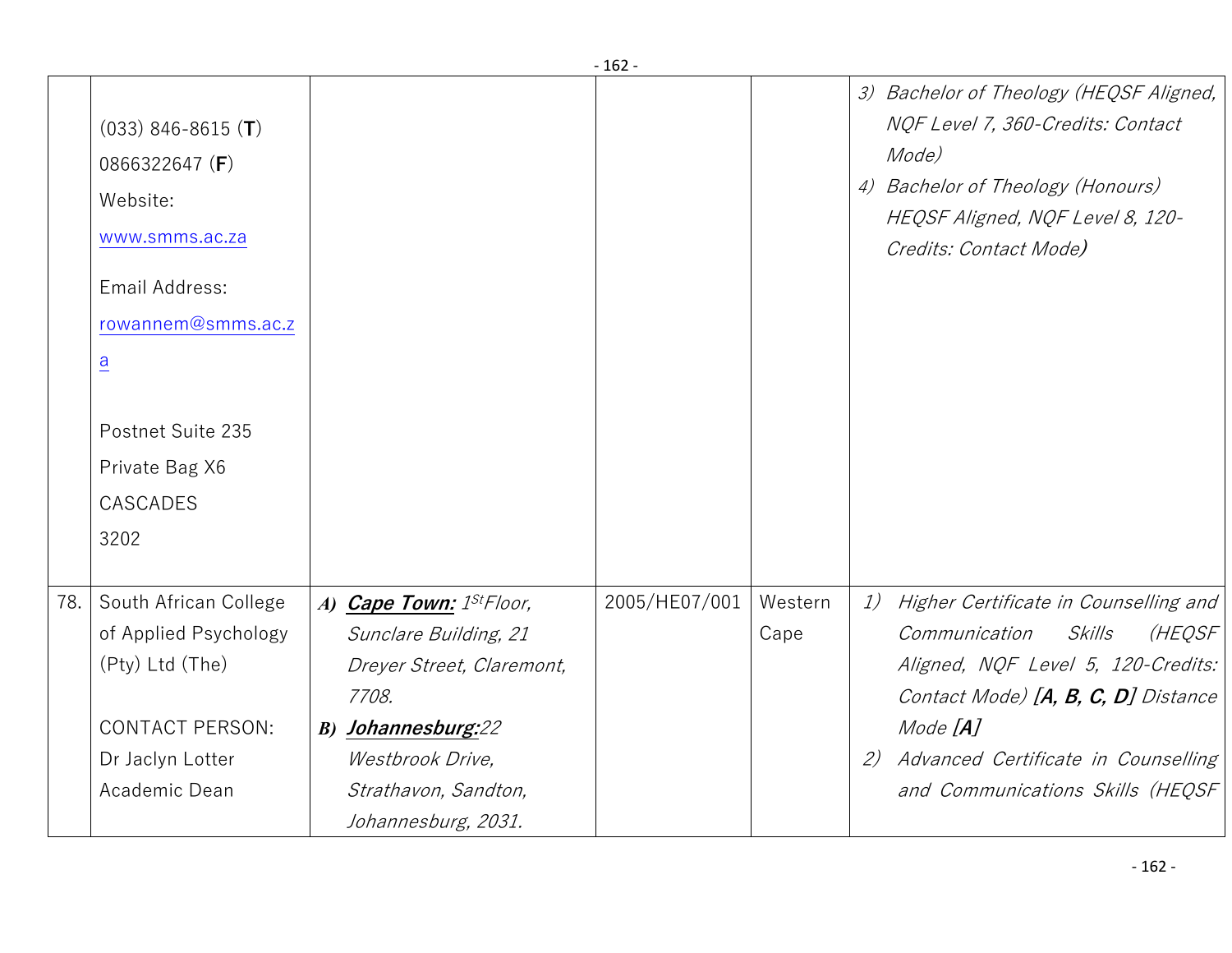| | | | | | |
|---|---|---|---|---|---|
| | (033) 846-8615 (**T**)<br>0866322647 (**F**)<br>Website:<br>www.smms.ac.za<br><br>Email Address:<br>rowannem@smms.ac.za<br><br>Postnet Suite 235<br>Private Bag X6<br>CASCADES<br>3202 | | | | *3) Bachelor of Theology (HEQSF Aligned, NQF Level 7, 360-Credits: Contact Mode)*<br>*4) Bachelor of Theology (Honours) HEQSF Aligned, NQF Level 8, 120-Credits: Contact Mode)* |
| 78. | South African College of Applied Psychology (Pty) Ltd (The)<br><br>CONTACT PERSON:<br>Dr Jaclyn Lotter<br>Academic Dean | ***A) Cape Town:*** *1St Floor, Sunclare Building, 21 Dreyer Street, Claremont, 7708.*<br>***B) Johannesburg:*** *22 Westbrook Drive, Strathavon, Sandton, Johannesburg, 2031.* | 2005/HE07/001 | Western Cape | *1) Higher Certificate in Counselling and Communication Skills (HEQSF Aligned, NQF Level 5, 120-Credits: Contact Mode)* ***[A, B, C, D]*** *Distance Mode* ***[A]***<br>*2) Advanced Certificate in Counselling and Communications Skills (HEQSF* |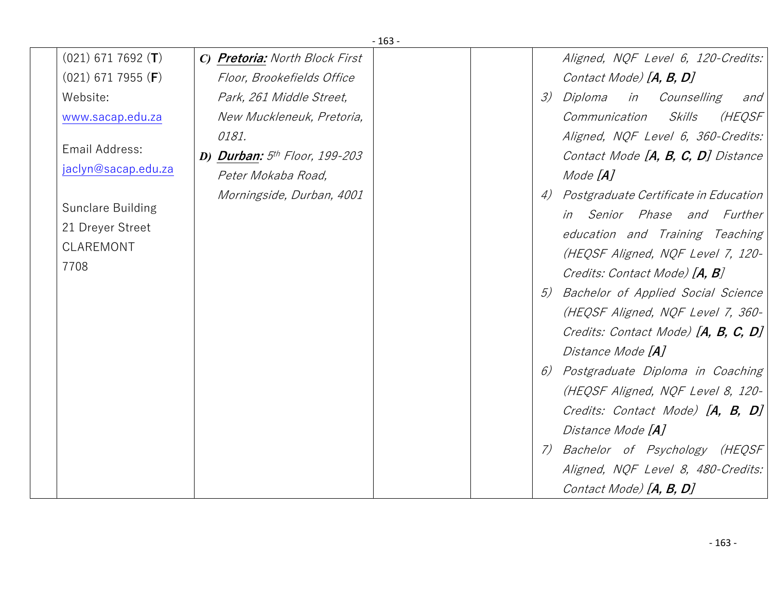| | | | | | |
|---|---|---|---|---|---|
| | (021) 671 7692 (**T**)<br>(021) 671 7955 (**F**)<br>Website:<br>www.sacap.edu.za<br><br>Email Address:<br>jaclyn@sacap.edu.za<br><br>Sunclare Building<br>21 Dreyer Street<br>CLAREMONT<br>7708 | *C)* ***Pretoria:*** *North Block First Floor, Brookefields Office Park, 261 Middle Street, New Muckleneuk, Pretoria, 0181.*<br>*D)* ***Durban:*** *5th Floor, 199-203 Peter Mokaba Road, Morningside, Durban, 4001* | | | *Aligned, NQF Level 6, 120-Credits: Contact Mode)* ***[A, B, D]***<br>*3) Diploma in Counselling and Communication Skills (HEQSF Aligned, NQF Level 6, 360-Credits: Contact Mode* ***[A, B, C, D]*** *Distance Mode* ***[A]***<br>*4) Postgraduate Certificate in Education in Senior Phase and Further education and Training Teaching (HEQSF Aligned, NQF Level 7, 120-Credits: Contact Mode)* ***[A, B]***<br>*5) Bachelor of Applied Social Science (HEQSF Aligned, NQF Level 7, 360-Credits: Contact Mode)* ***[A, B, C, D]*** *Distance Mode* ***[A]***<br>*6) Postgraduate Diploma in Coaching (HEQSF Aligned, NQF Level 8, 120-Credits: Contact Mode)* ***[A, B, D]*** *Distance Mode* ***[A]***<br>*7) Bachelor of Psychology (HEQSF Aligned, NQF Level 8, 480-Credits: Contact Mode)* ***[A, B, D]*** |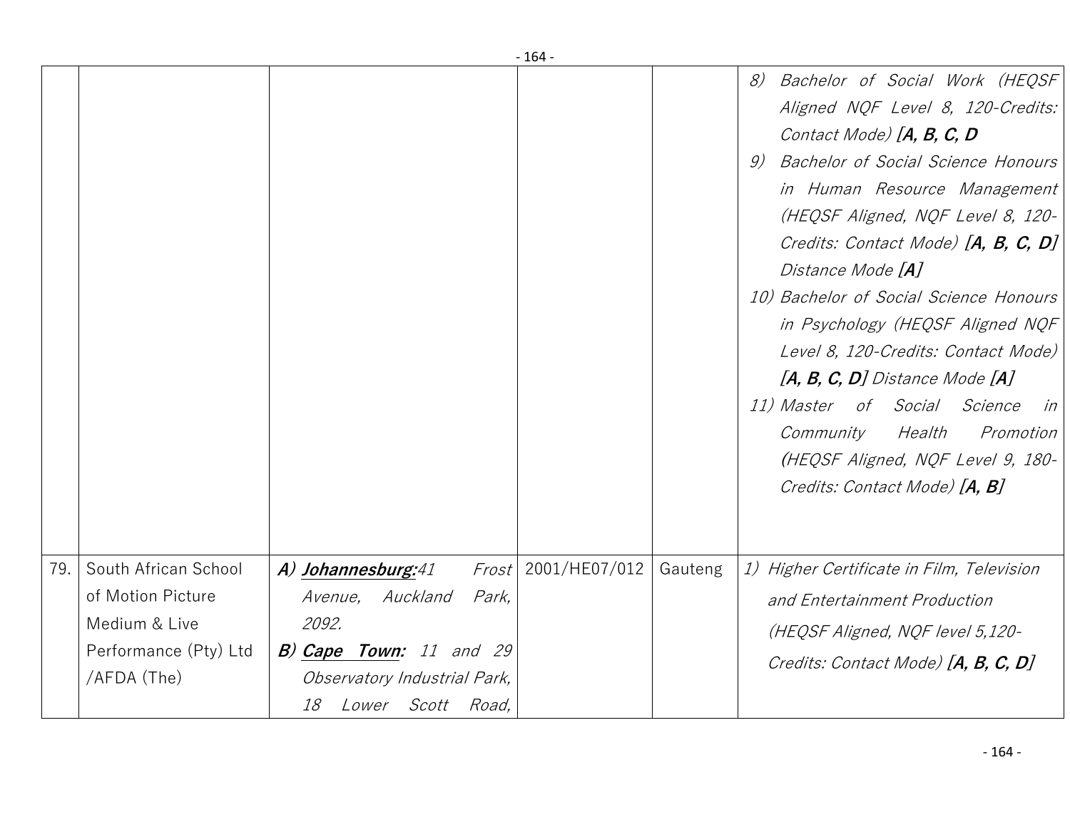| | | | | | |
|---|---|---|---|---|---|
| | | | | | 8) *Bachelor of Social Work (HEQSF Aligned NQF Level 8, 120-Credits: Contact Mode)* ***[A, B, C, D***<br>9) *Bachelor of Social Science Honours in Human Resource Management (HEQSF Aligned, NQF Level 8, 120-Credits: Contact Mode)* ***[A, B, C, D]*** *Distance Mode* ***[A]***<br>10) *Bachelor of Social Science Honours in Psychology (HEQSF Aligned NQF Level 8, 120-Credits: Contact Mode)* ***[A, B, C, D]*** *Distance Mode* ***[A]***<br>11) *Master of Social Science in Community Health Promotion (HEQSF Aligned, NQF Level 9, 180-Credits: Contact Mode)* ***[A, B]*** |
| 79. | South African School of Motion Picture Medium & Live Performance (Pty) Ltd /AFDA (The) | ***A) Johannesburg:*** *41 Frost Avenue, Auckland Park, 2092.*<br>***B) Cape Town:*** *11 and 29 Observatory Industrial Park, 18 Lower Scott Road,* | 2001/HE07/012 | Gauteng | 1) *Higher Certificate in Film, Television and Entertainment Production (HEQSF Aligned, NQF level 5,120-Credits: Contact Mode)* ***[A, B, C, D]*** |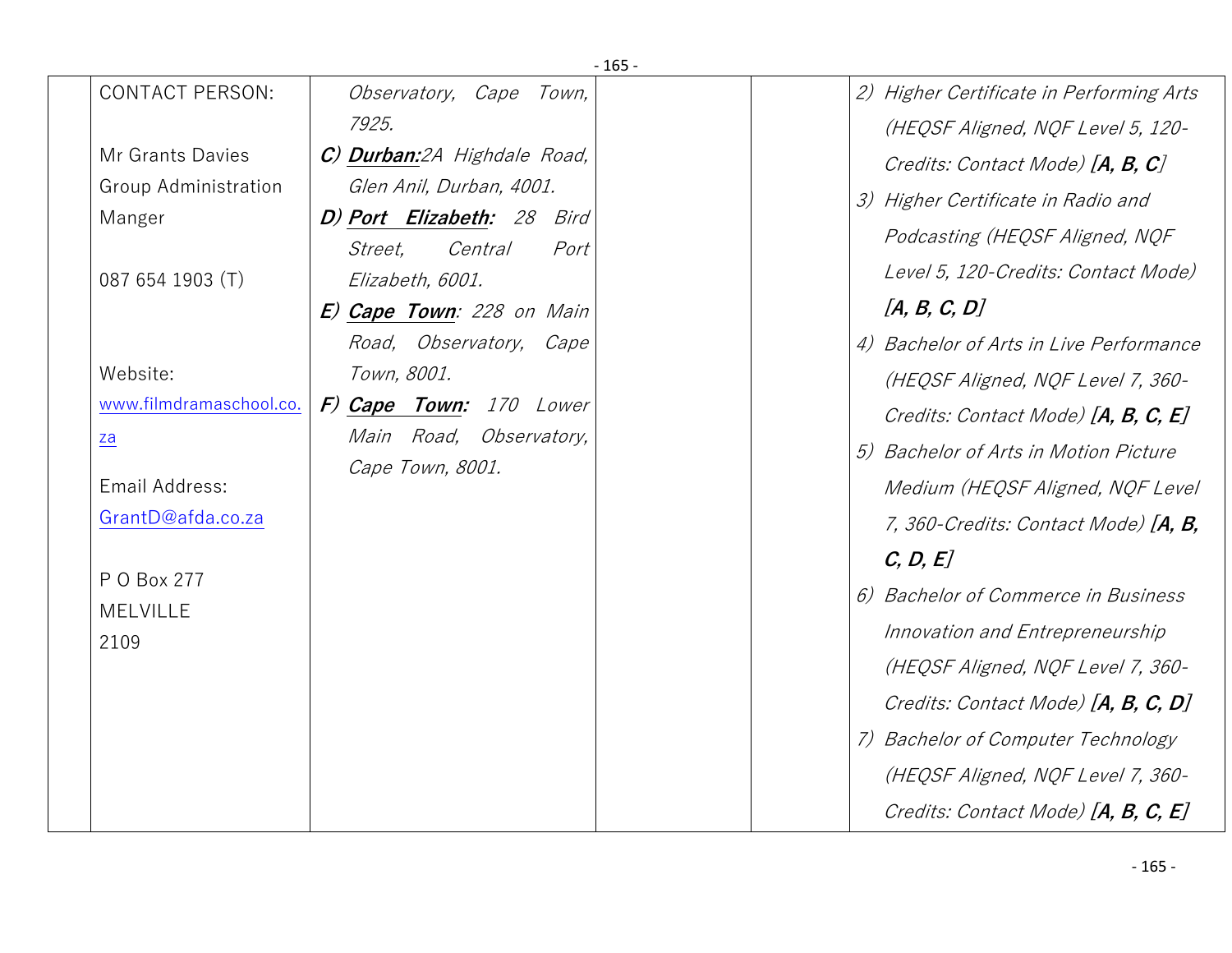| | | | | | |
|---|---|---|---|---|---|
| | CONTACT PERSON:<br><br>Mr Grants Davies<br>Group Administration Manger<br><br>087 654 1903 (T)<br><br><br>Website:<br>[www.filmdramaschool.co.za](http://www.filmdramaschool.co.za)<br><br>Email Address:<br>[GrantD@afda.co.za](mailto:GrantD@afda.co.za)<br><br>P O Box 277<br>MELVILLE<br>2109 | *Observatory, Cape Town, 7925.*<br>***C)*** ***Durban:***_2A Highdale Road, Glen Anil, Durban, 4001._<br>***D)*** ***Port Elizabeth:*** *28 Bird Street, Central Port Elizabeth, 6001.*<br>***E)*** ***Cape Town***: *228 on Main Road, Observatory, Cape Town, 8001.*<br>***F)*** ***Cape Town:*** *170 Lower Main Road, Observatory, Cape Town, 8001.* | | | *2) Higher Certificate in Performing Arts (HEQSF Aligned, NQF Level 5, 120-Credits: Contact Mode)* ***[A, B, C***]<br>*3) Higher Certificate in Radio and Podcasting (HEQSF Aligned, NQF Level 5, 120-Credits: Contact Mode)* ***[A, B, C, D]***<br>*4) Bachelor of Arts in Live Performance (HEQSF Aligned, NQF Level 7, 360-Credits: Contact Mode)* ***[A, B, C, E]***<br>*5) Bachelor of Arts in Motion Picture Medium (HEQSF Aligned, NQF Level 7, 360-Credits: Contact Mode)* ***[A, B, C, D, E]***<br>*6) Bachelor of Commerce in Business Innovation and Entrepreneurship (HEQSF Aligned, NQF Level 7, 360-Credits: Contact Mode)* ***[A, B, C, D]***<br>*7) Bachelor of Computer Technology (HEQSF Aligned, NQF Level 7, 360-Credits: Contact Mode)* ***[A, B, C, E]*** |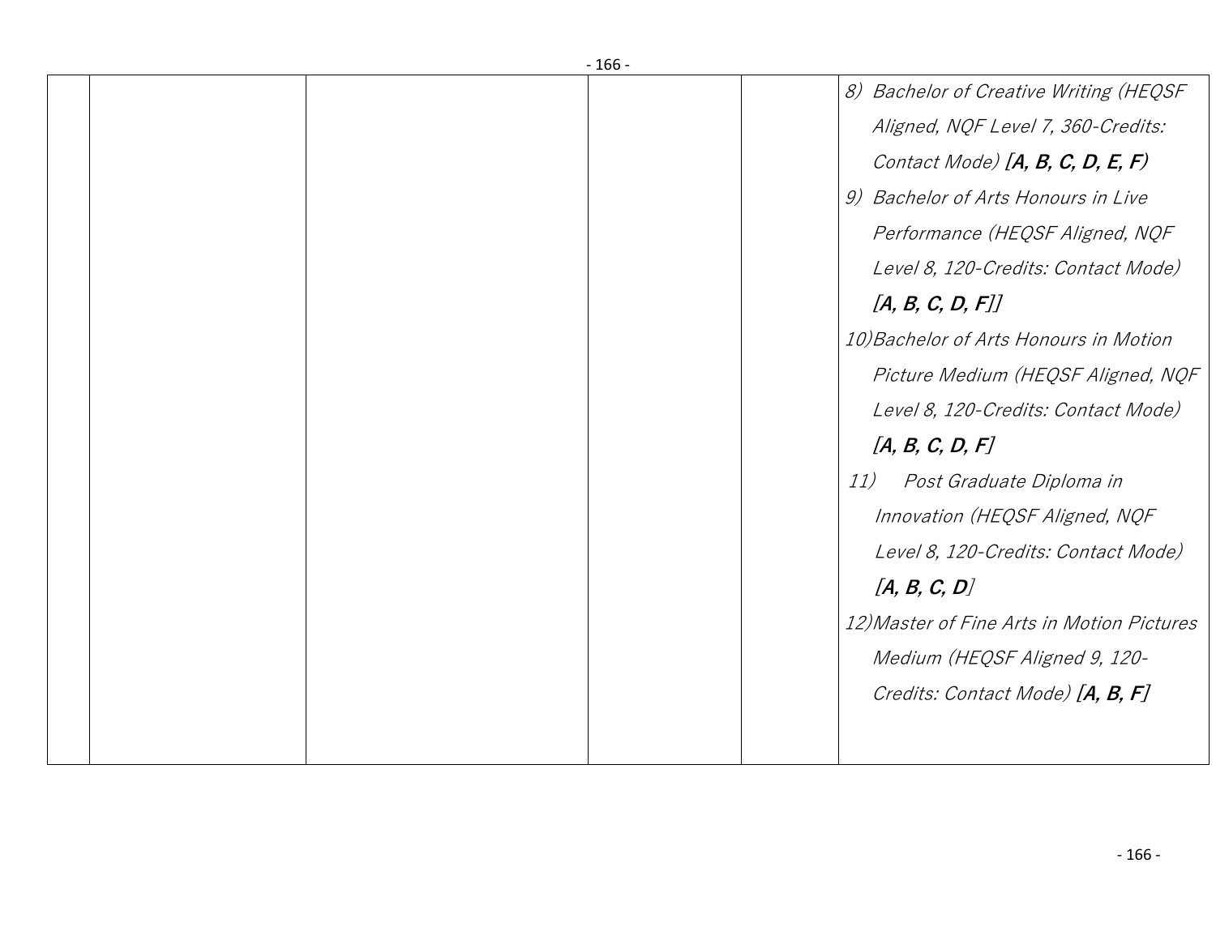| | | | | |
|---|---|---|---|---|
| | | | | 8) *Bachelor of Creative Writing (HEQSF Aligned, NQF Level 7, 360-Credits: Contact Mode)* ***[A, B, C, D, E, F)***<br>9) *Bachelor of Arts Honours in Live Performance (HEQSF Aligned, NQF Level 8, 120-Credits: Contact Mode)* ***[A, B, C, D, F]]***<br>10) *Bachelor of Arts Honours in Motion Picture Medium (HEQSF Aligned, NQF Level 8, 120-Credits: Contact Mode)* ***[A, B, C, D, F]***<br>11) *Post Graduate Diploma in Innovation (HEQSF Aligned, NQF Level 8, 120-Credits: Contact Mode)* ***[A, B, C, D]***<br>12) *Master of Fine Arts in Motion Pictures Medium (HEQSF Aligned 9, 120-Credits: Contact Mode)* ***[A, B, F]*** |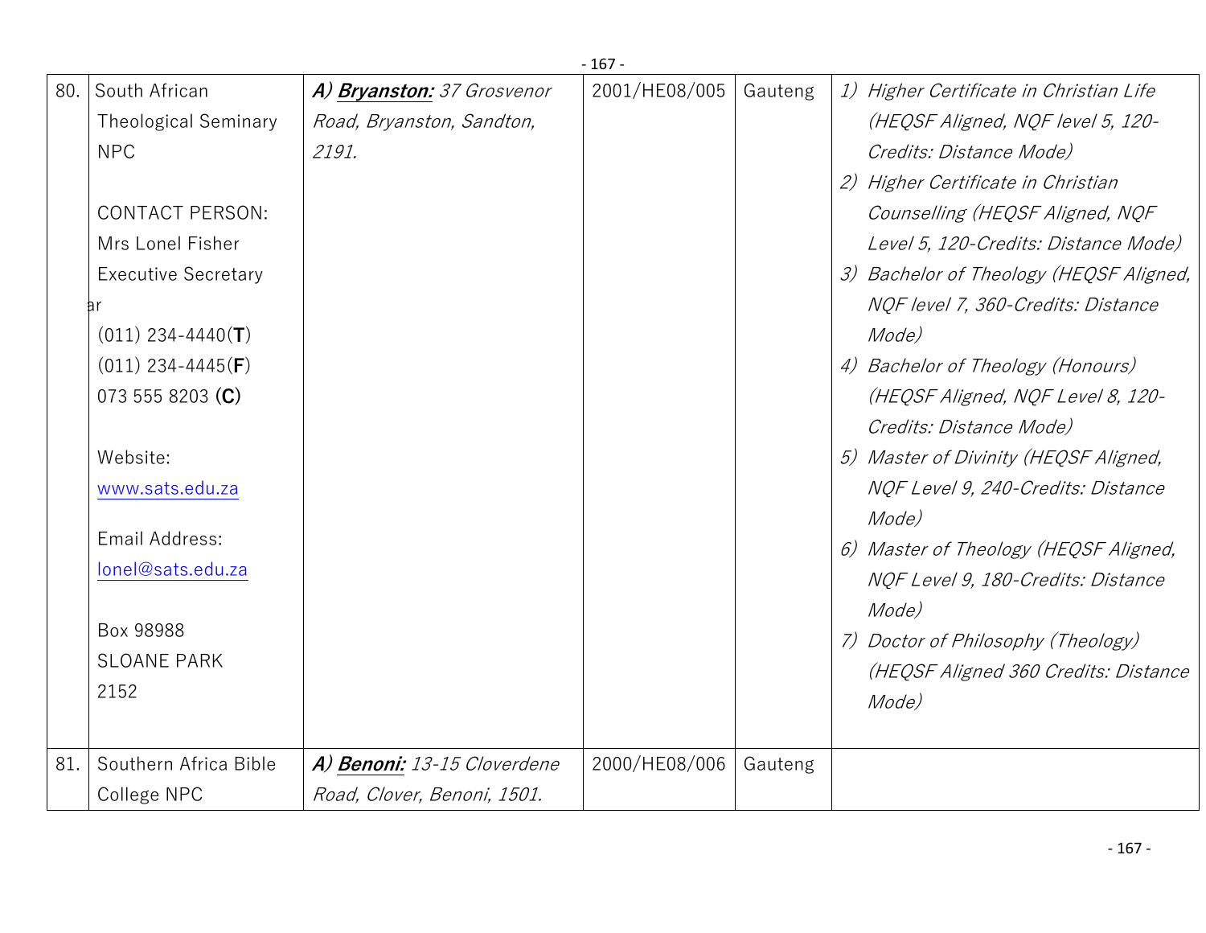| 80. | South African Theological Seminary NPC<br><br>CONTACT PERSON:<br>Mrs Lonel Fisher<br>Executive Secretary<br>ar<br>(011) 234-4440(**T**)<br>(011) 234-4445(**F**)<br>073 555 8203 (**C**)<br><br>Website:<br>www.sats.edu.za<br><br>Email Address:<br>lonel@sats.edu.za<br><br>Box 98988<br>SLOANE PARK<br>2152 | ***A) Bryanston:*** *37 Grosvenor Road, Bryanston, Sandton, 2191.* | 2001/HE08/005 | Gauteng | *1) Higher Certificate in Christian Life (HEQSF Aligned, NQF level 5, 120-Credits: Distance Mode)*<br>*2) Higher Certificate in Christian Counselling (HEQSF Aligned, NQF Level 5, 120-Credits: Distance Mode)*<br>*3) Bachelor of Theology (HEQSF Aligned, NQF level 7, 360-Credits: Distance Mode)*<br>*4) Bachelor of Theology (Honours) (HEQSF Aligned, NQF Level 8, 120-Credits: Distance Mode)*<br>*5) Master of Divinity (HEQSF Aligned, NQF Level 9, 240-Credits: Distance Mode)*<br>*6) Master of Theology (HEQSF Aligned, NQF Level 9, 180-Credits: Distance Mode)*<br>*7) Doctor of Philosophy (Theology) (HEQSF Aligned 360 Credits: Distance Mode)* |
|---|---|---|---|---|---|
| 81. | Southern Africa Bible College NPC | ***A) Benoni:*** *13-15 Cloverdene Road, Clover, Benoni, 1501.* | 2000/HE08/006 | Gauteng | |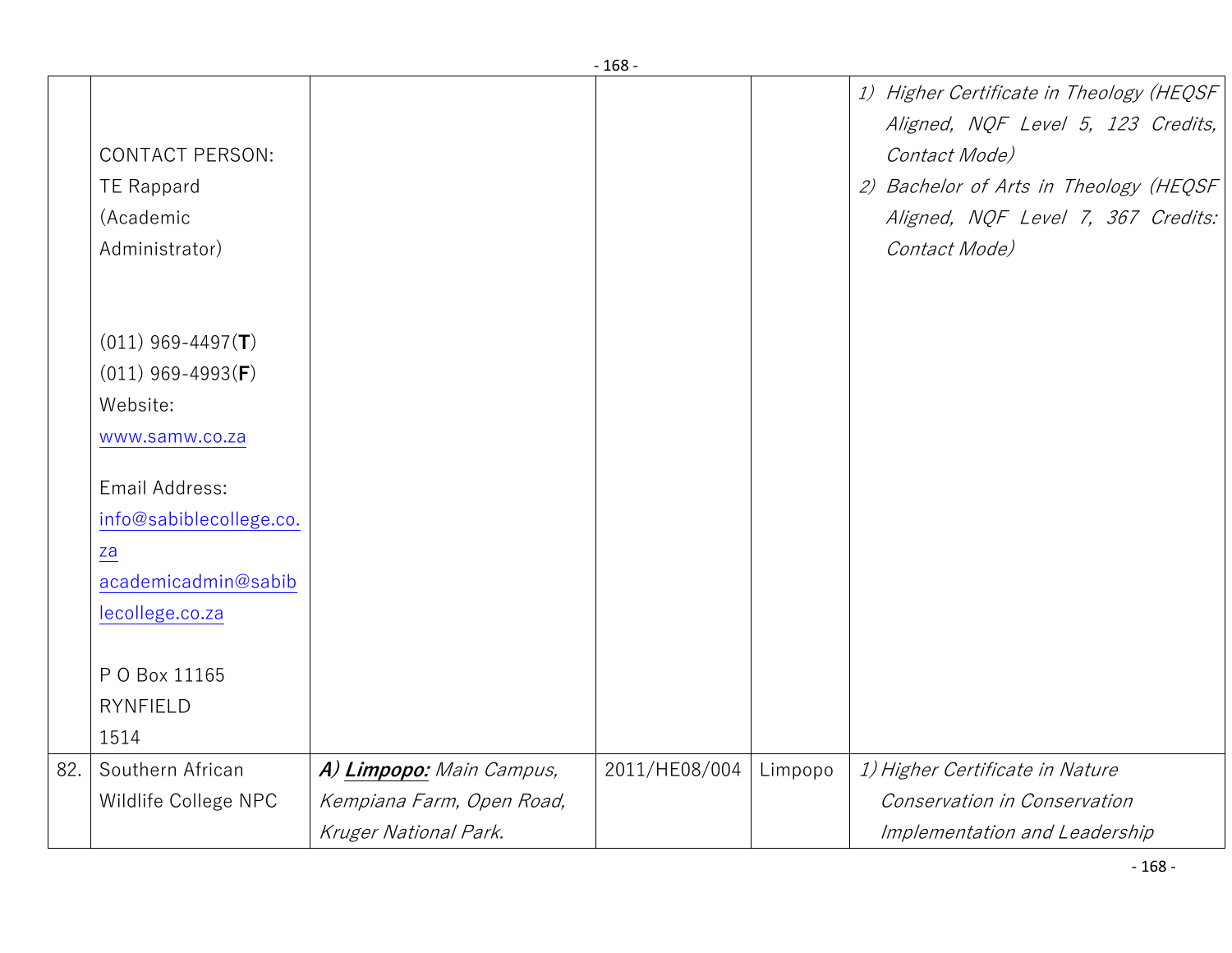| | | | | | |
|---|---|---|---|---|---|
| | CONTACT PERSON:<br>TE Rappard<br>(Academic Administrator)<br><br>(011) 969-4497(**T**)<br>(011) 969-4993(**F**)<br>Website:<br>www.samw.co.za<br><br>Email Address:<br>info@sabiblecollege.co.za<br>academicadmin@sabiblecollege.co.za<br><br>P O Box 11165<br>RYNFIELD<br>1514 | | | | 1) *Higher Certificate in Theology (HEQSF Aligned, NQF Level 5, 123 Credits, Contact Mode)*<br>2) *Bachelor of Arts in Theology (HEQSF Aligned, NQF Level 7, 367 Credits: Contact Mode)* |
| 82. | Southern African Wildlife College NPC | ***A) Limpopo:*** *Main Campus, Kempiana Farm, Open Road, Kruger National Park.* | 2011/HE08/004 | Limpopo | 1) *Higher Certificate in Nature Conservation in Conservation Implementation and Leadership* |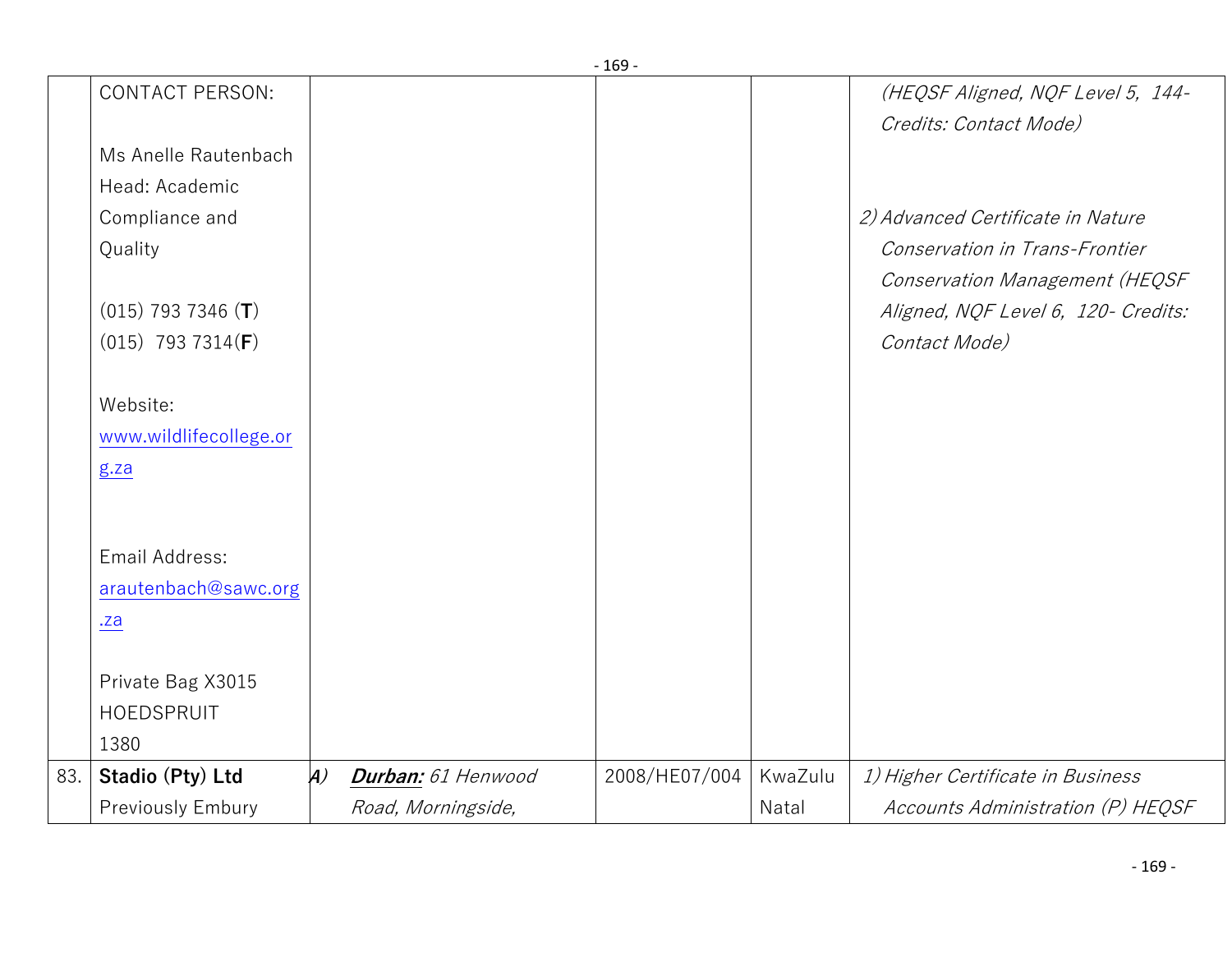| | | | | | |
|---|---|---|---|---|---|
| | CONTACT PERSON:<br><br>Ms Anelle Rautenbach<br>Head: Academic Compliance and Quality<br><br>(015) 793 7346 (**T**)<br>(015) 793 7314(**F**)<br><br>Website:<br>www.wildlifecollege.org.za<br><br>Email Address:<br>arautenbach@sawc.org.za<br><br>Private Bag X3015<br>HOEDSPRUIT<br>1380 | | | | *(HEQSF Aligned, NQF Level 5, 144- Credits: Contact Mode)*<br><br>*2) Advanced Certificate in Nature Conservation in Trans-Frontier Conservation Management (HEQSF Aligned, NQF Level 6, 120- Credits: Contact Mode)* |
| 83. | **Stadio (Pty) Ltd**<br>Previously Embury | *A)* ***Durban:*** *61 Henwood Road, Morningside,* | 2008/HE07/004 | KwaZulu Natal | *1) Higher Certificate in Business Accounts Administration (P) HEQSF* |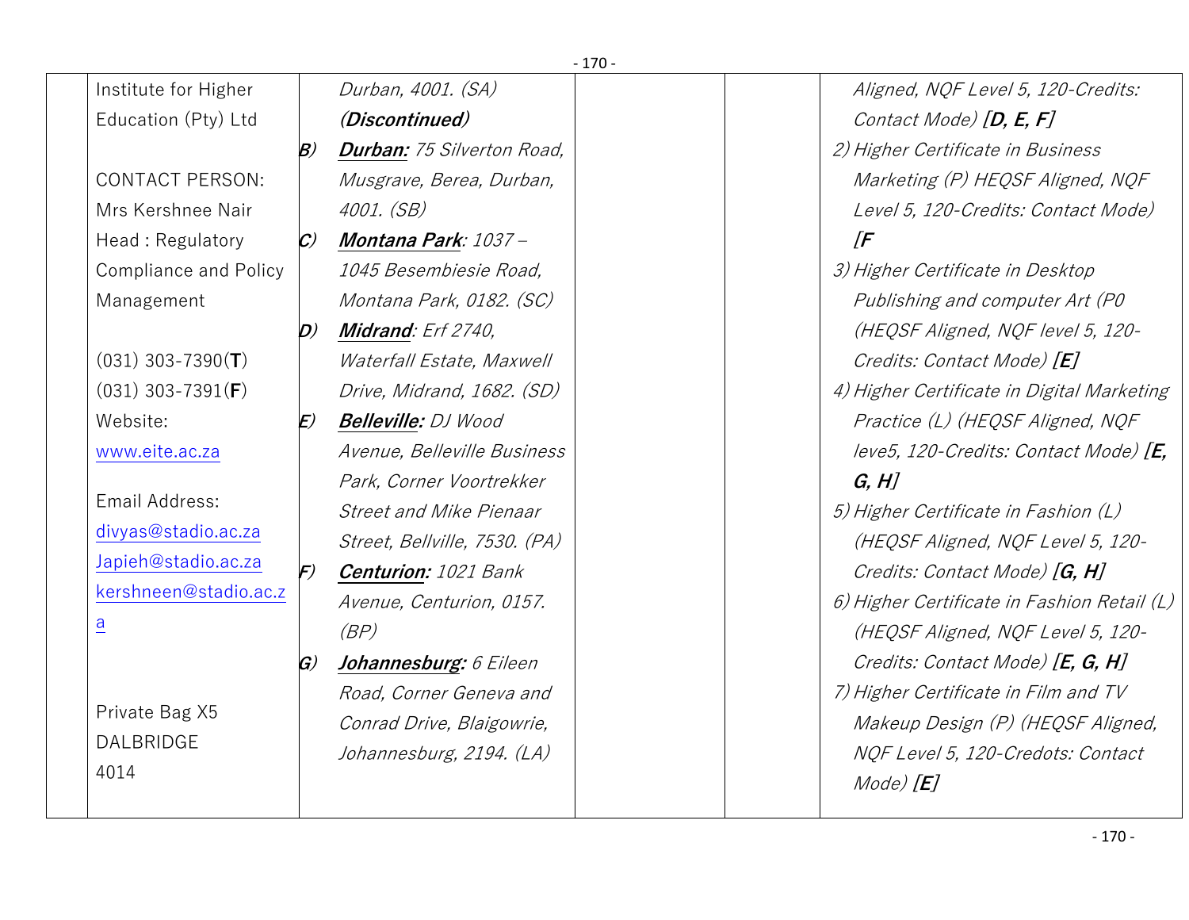| | | | | | |
|---|---|---|---|---|---|
| | Institute for Higher Education (Pty) Ltd<br><br>CONTACT PERSON:<br>Mrs Kershnee Nair<br>Head : Regulatory Compliance and Policy Management<br><br>(031) 303-7390(**T**)<br>(031) 303-7391(**F**)<br>Website:<br>www.eite.ac.za<br><br>Email Address:<br>divyas@stadio.ac.za<br>Japieh@stadio.ac.za<br>kershneen@stadio.ac.za<br><br>Private Bag X5<br>DALBRIDGE<br>4014 | *Durban, 4001. (SA)* ***(Discontinued)***<br>*B)* ***Durban:*** *75 Silverton Road, Musgrave, Berea, Durban, 4001. (SB)*<br>*C)* ***Montana Park****: 1037 – 1045 Besembiesie Road, Montana Park, 0182. (SC)*<br>*D)* ***Midrand****: Erf 2740, Waterfall Estate, Maxwell Drive, Midrand, 1682. (SD)*<br>*E)* ***Belleville:*** *DJ Wood Avenue, Belleville Business Park, Corner Voortrekker Street and Mike Pienaar Street, Bellville, 7530. (PA)*<br>*F)* ***Centurion:*** *1021 Bank Avenue, Centurion, 0157. (BP)*<br>*G)* ***Johannesburg:*** *6 Eileen Road, Corner Geneva and Conrad Drive, Blaigowrie, Johannesburg, 2194. (LA)* | | | *Aligned, NQF Level 5, 120-Credits: Contact Mode)* ***[D, E, F]***<br>*2) Higher Certificate in Business Marketing (P) HEQSF Aligned, NQF Level 5, 120-Credits: Contact Mode)* ***[F***<br>*3) Higher Certificate in Desktop Publishing and computer Art (P0 (HEQSF Aligned, NQF level 5, 120-Credits: Contact Mode)* ***[E]***<br>*4) Higher Certificate in Digital Marketing Practice (L) (HEQSF Aligned, NQF leve5, 120-Credits: Contact Mode)* ***[E, G, H]***<br>*5) Higher Certificate in Fashion (L) (HEQSF Aligned, NQF Level 5, 120-Credits: Contact Mode)* ***[G, H]***<br>*6) Higher Certificate in Fashion Retail (L) (HEQSF Aligned, NQF Level 5, 120-Credits: Contact Mode)* ***[E, G, H]***<br>*7) Higher Certificate in Film and TV Makeup Design (P) (HEQSF Aligned, NQF Level 5, 120-Credots: Contact Mode)* ***[E]*** |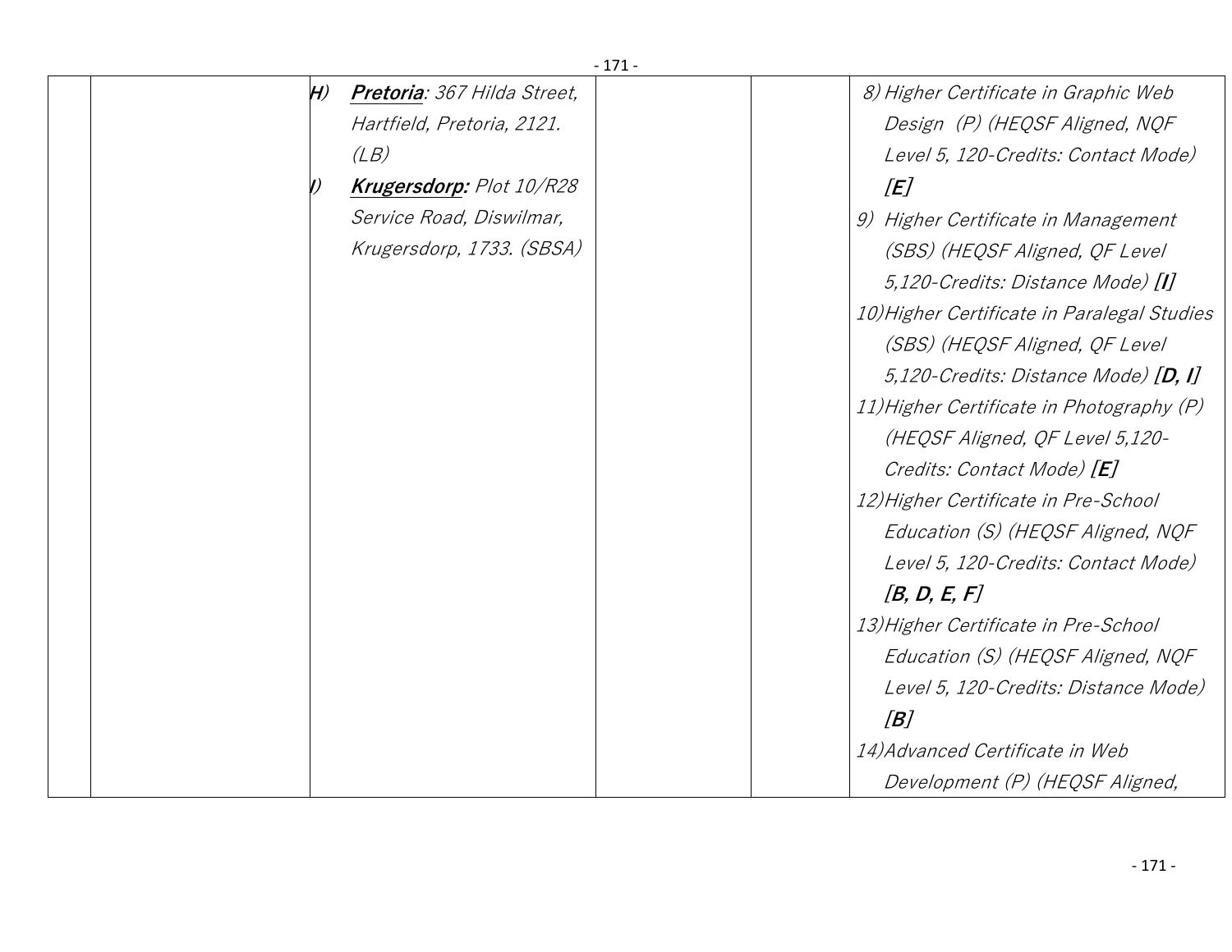| | | | | | |
|---|---|---|---|---|---|
| | | H) ***Pretoria***: *367 Hilda Street, Hartfield, Pretoria, 2121. (LB)*<br>I) ***Krugersdorp:*** *Plot 10/R28 Service Road, Diswilmar, Krugersdorp, 1733. (SBSA)* | | | 8) *Higher Certificate in Graphic Web Design (P) (HEQSF Aligned, NQF Level 5, 120-Credits: Contact Mode)* ***[E]***<br>9) *Higher Certificate in Management (SBS) (HEQSF Aligned, QF Level 5,120-Credits: Distance Mode)* ***[I]***<br>10) *Higher Certificate in Paralegal Studies (SBS) (HEQSF Aligned, QF Level 5,120-Credits: Distance Mode)* ***[D, I]***<br>11) *Higher Certificate in Photography (P) (HEQSF Aligned, QF Level 5,120-Credits: Contact Mode)* ***[E]***<br>12) *Higher Certificate in Pre-School Education (S) (HEQSF Aligned, NQF Level 5, 120-Credits: Contact Mode)* ***[B, D, E, F]***<br>13) *Higher Certificate in Pre-School Education (S) (HEQSF Aligned, NQF Level 5, 120-Credits: Distance Mode)* ***[B]***<br>14) *Advanced Certificate in Web Development (P) (HEQSF Aligned,* |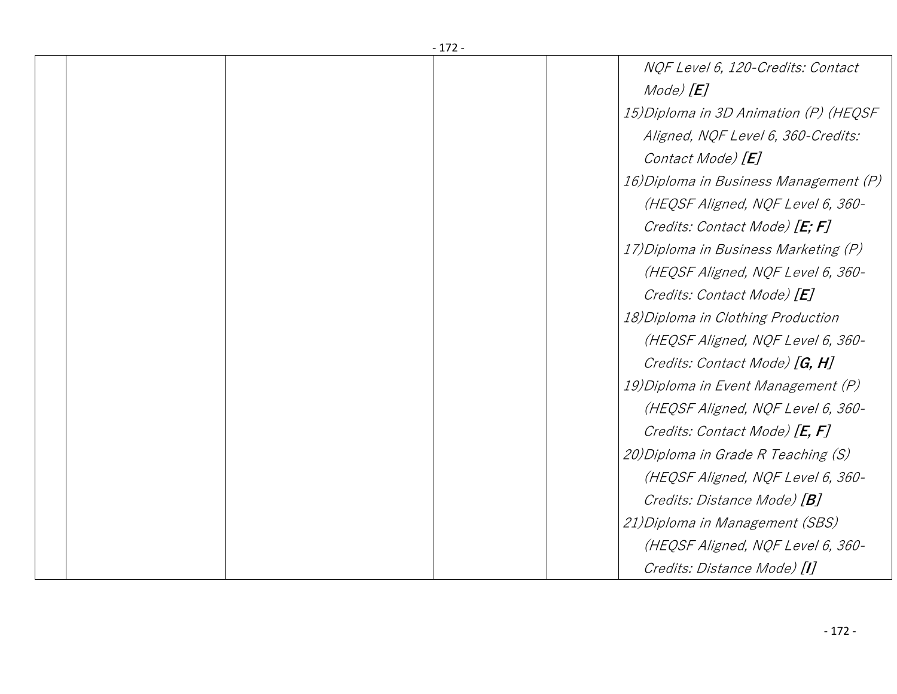| | | | | | |
|---|---|---|---|---|---|
| | | | | | *NQF Level 6, 120-Credits: Contact Mode)* ***[E]***<br>*15)Diploma in 3D Animation (P) (HEQSF Aligned, NQF Level 6, 360-Credits: Contact Mode)* ***[E]***<br>*16)Diploma in Business Management (P) (HEQSF Aligned, NQF Level 6, 360-Credits: Contact Mode)* ***[E; F]***<br>*17)Diploma in Business Marketing (P) (HEQSF Aligned, NQF Level 6, 360-Credits: Contact Mode)* ***[E]***<br>*18)Diploma in Clothing Production (HEQSF Aligned, NQF Level 6, 360-Credits: Contact Mode)* ***[G, H]***<br>*19)Diploma in Event Management (P) (HEQSF Aligned, NQF Level 6, 360-Credits: Contact Mode)* ***[E, F]***<br>*20)Diploma in Grade R Teaching (S) (HEQSF Aligned, NQF Level 6, 360-Credits: Distance Mode)* ***[B]***<br>*21)Diploma in Management (SBS) (HEQSF Aligned, NQF Level 6, 360-Credits: Distance Mode)* ***[I]*** |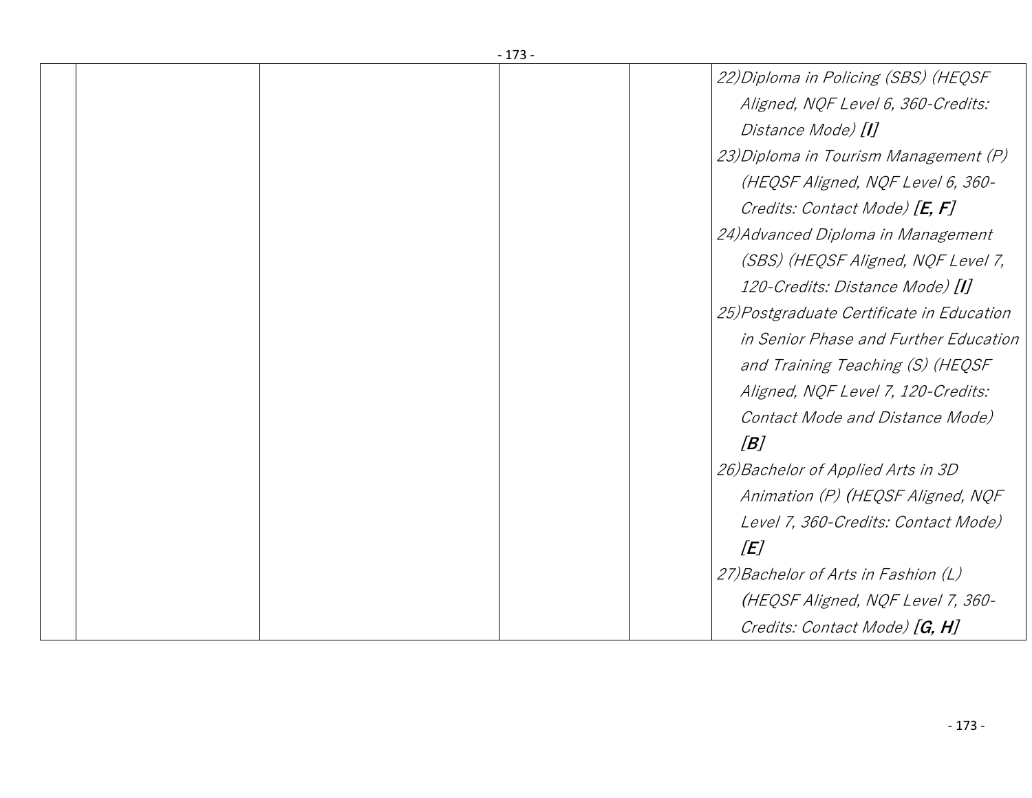| | | | | | |
|---|---|---|---|---|---|
| | | | | | 22) *Diploma in Policing (SBS) (HEQSF Aligned, NQF Level 6, 360-Credits: Distance Mode)* ***[I]***<br>23) *Diploma in Tourism Management (P) (HEQSF Aligned, NQF Level 6, 360-Credits: Contact Mode)* ***[E, F]***<br>24) *Advanced Diploma in Management (SBS) (HEQSF Aligned, NQF Level 7, 120-Credits: Distance Mode)* ***[I]***<br>25) *Postgraduate Certificate in Education in Senior Phase and Further Education and Training Teaching (S) (HEQSF Aligned, NQF Level 7, 120-Credits: Contact Mode and Distance Mode)* ***[B]***<br>26) *Bachelor of Applied Arts in 3D Animation (P) (HEQSF Aligned, NQF Level 7, 360-Credits: Contact Mode)* ***[E]***<br>27) *Bachelor of Arts in Fashion (L) (HEQSF Aligned, NQF Level 7, 360-Credits: Contact Mode)* ***[G, H]*** |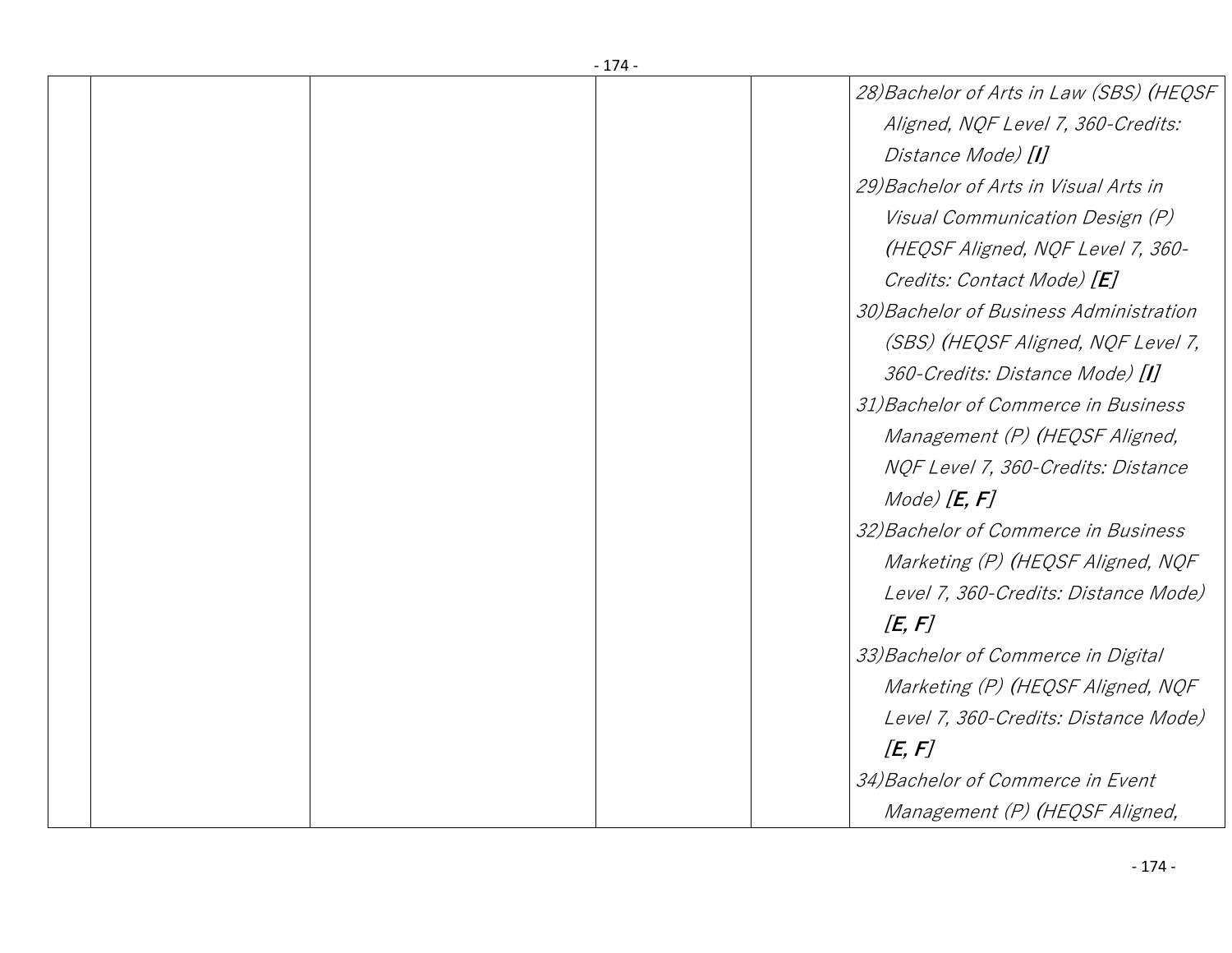|  |  |  |  |  |  |
|---|---|---|---|---|---|
|  |  |  |  |  | *28) Bachelor of Arts in Law (SBS) (HEQSF Aligned, NQF Level 7, 360-Credits: Distance Mode)* ***[I]***<br>*29) Bachelor of Arts in Visual Arts in Visual Communication Design (P) (HEQSF Aligned, NQF Level 7, 360-Credits: Contact Mode)* ***[E]***<br>*30) Bachelor of Business Administration (SBS) (HEQSF Aligned, NQF Level 7, 360-Credits: Distance Mode)* ***[I]***<br>*31) Bachelor of Commerce in Business Management (P) (HEQSF Aligned, NQF Level 7, 360-Credits: Distance Mode)* ***[E, F]***<br>*32) Bachelor of Commerce in Business Marketing (P) (HEQSF Aligned, NQF Level 7, 360-Credits: Distance Mode)* ***[E, F]***<br>*33) Bachelor of Commerce in Digital Marketing (P) (HEQSF Aligned, NQF Level 7, 360-Credits: Distance Mode)* ***[E, F]***<br>*34) Bachelor of Commerce in Event Management (P) (HEQSF Aligned,* |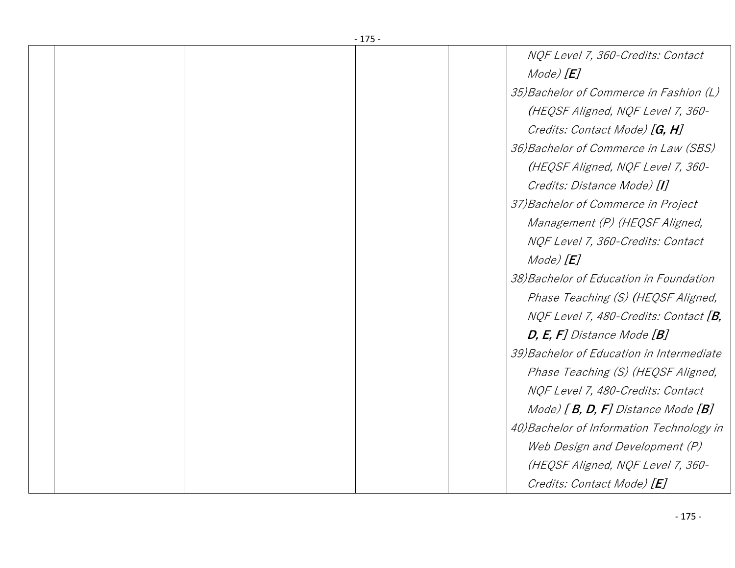| | | | | | |
|---|---|---|---|---|---|
| | | | | | *NQF Level 7, 360-Credits: Contact Mode)* ***[E]***<br>*35)Bachelor of Commerce in Fashion (L) (HEQSF Aligned, NQF Level 7, 360-Credits: Contact Mode)* ***[G, H]***<br>*36)Bachelor of Commerce in Law (SBS) (HEQSF Aligned, NQF Level 7, 360-Credits: Distance Mode)* ***[I]***<br>*37)Bachelor of Commerce in Project Management (P) (HEQSF Aligned, NQF Level 7, 360-Credits: Contact Mode)* ***[E]***<br>*38)Bachelor of Education in Foundation Phase Teaching (S) (HEQSF Aligned, NQF Level 7, 480-Credits: Contact* ***[B, D, E, F]*** *Distance Mode* ***[B]***<br>*39)Bachelor of Education in Intermediate Phase Teaching (S) (HEQSF Aligned, NQF Level 7, 480-Credits: Contact Mode)* ***[ B, D, F]*** *Distance Mode* ***[B]***<br>*40)Bachelor of Information Technology in Web Design and Development (P) (HEQSF Aligned, NQF Level 7, 360-Credits: Contact Mode)* ***[E]*** |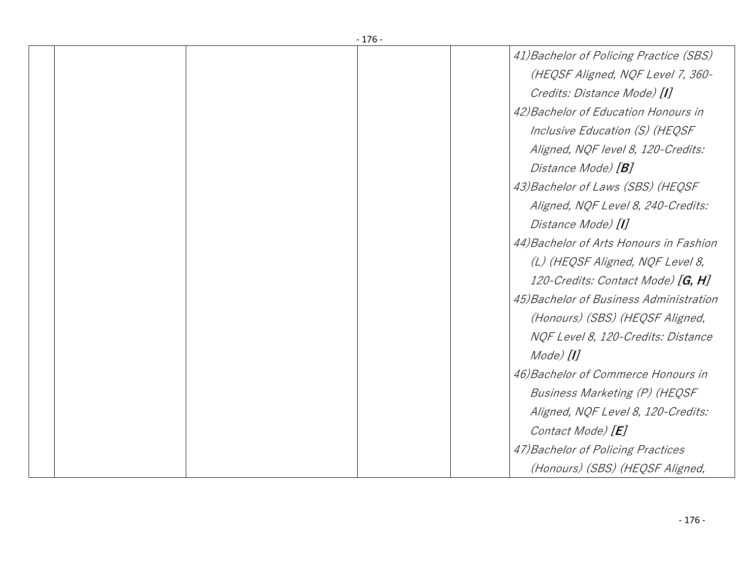| | | | | | |
|---|---|---|---|---|---|
| | | | | | *41)Bachelor of Policing Practice (SBS) (HEQSF Aligned, NQF Level 7, 360-Credits: Distance Mode)* ***[I]*** *42)Bachelor of Education Honours in Inclusive Education (S) (HEQSF Aligned, NQF level 8, 120-Credits: Distance Mode)* ***[B]*** *43)Bachelor of Laws (SBS) (HEQSF Aligned, NQF Level 8, 240-Credits: Distance Mode)* ***[I]*** *44)Bachelor of Arts Honours in Fashion (L) (HEQSF Aligned, NQF Level 8, 120-Credits: Contact Mode)* ***[G, H]*** *45)Bachelor of Business Administration (Honours) (SBS) (HEQSF Aligned, NQF Level 8, 120-Credits: Distance Mode)* ***[I]*** *46)Bachelor of Commerce Honours in Business Marketing (P) (HEQSF Aligned, NQF Level 8, 120-Credits: Contact Mode)* ***[E]*** *47)Bachelor of Policing Practices (Honours) (SBS) (HEQSF Aligned,* |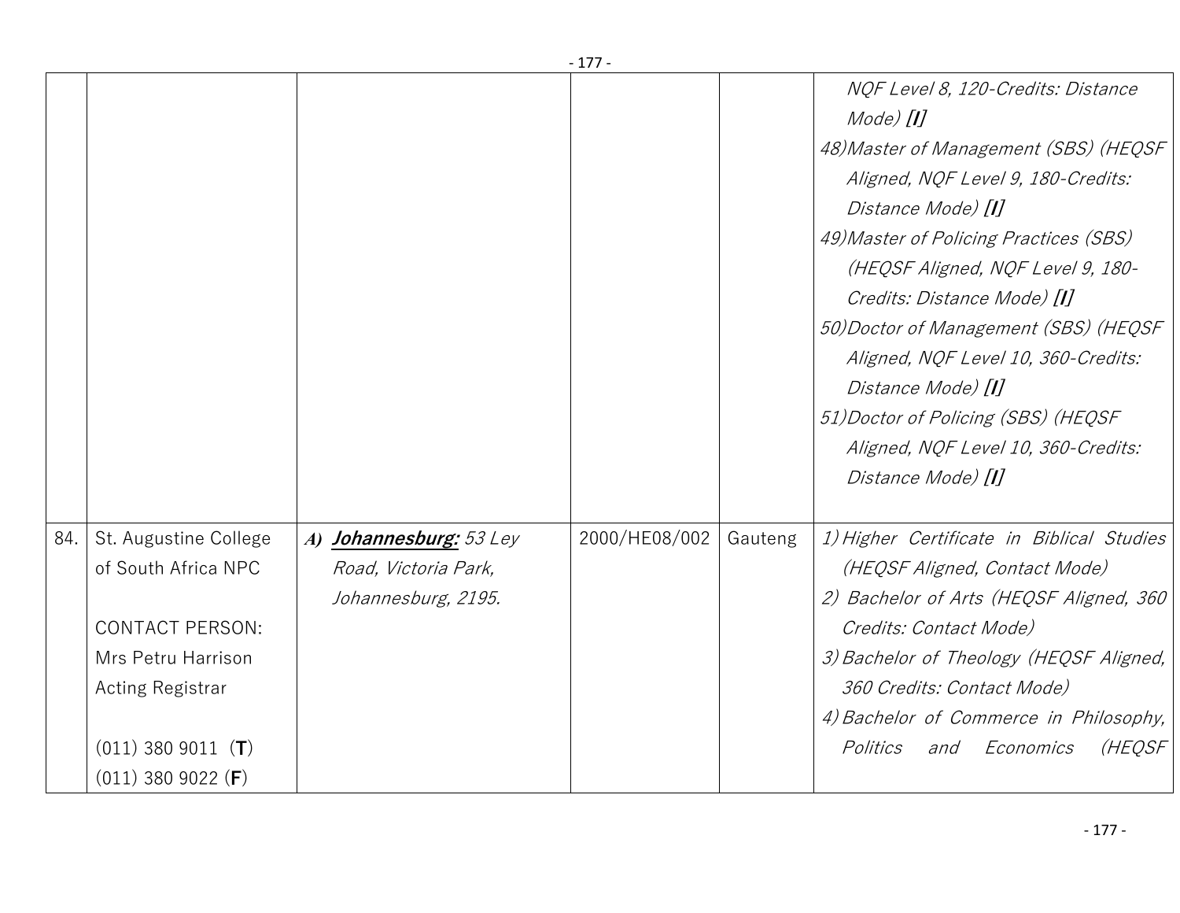| | | | | | |
|---|---|---|---|---|---|
| | | | | | *NQF Level 8, 120-Credits: Distance Mode)* ***[I]***<br>*48) Master of Management (SBS) (HEQSF Aligned, NQF Level 9, 180-Credits: Distance Mode)* ***[I]***<br>*49) Master of Policing Practices (SBS) (HEQSF Aligned, NQF Level 9, 180-Credits: Distance Mode)* ***[I]***<br>*50) Doctor of Management (SBS) (HEQSF Aligned, NQF Level 10, 360-Credits: Distance Mode)* ***[I]***<br>*51) Doctor of Policing (SBS) (HEQSF Aligned, NQF Level 10, 360-Credits: Distance Mode)* ***[I]*** |
| 84. | St. Augustine College of South Africa NPC<br><br>CONTACT PERSON:<br>Mrs Petru Harrison<br>Acting Registrar<br><br>(011) 380 9011 (**T**)<br>(011) 380 9022 (**F**) | ***A) Johannesburg:*** *53 Ley Road, Victoria Park, Johannesburg, 2195.* | 2000/HE08/002 | Gauteng | *1) Higher Certificate in Biblical Studies (HEQSF Aligned, Contact Mode)*<br>*2) Bachelor of Arts (HEQSF Aligned, 360 Credits: Contact Mode)*<br>*3) Bachelor of Theology (HEQSF Aligned, 360 Credits: Contact Mode)*<br>*4) Bachelor of Commerce in Philosophy, Politics and Economics (HEQSF* |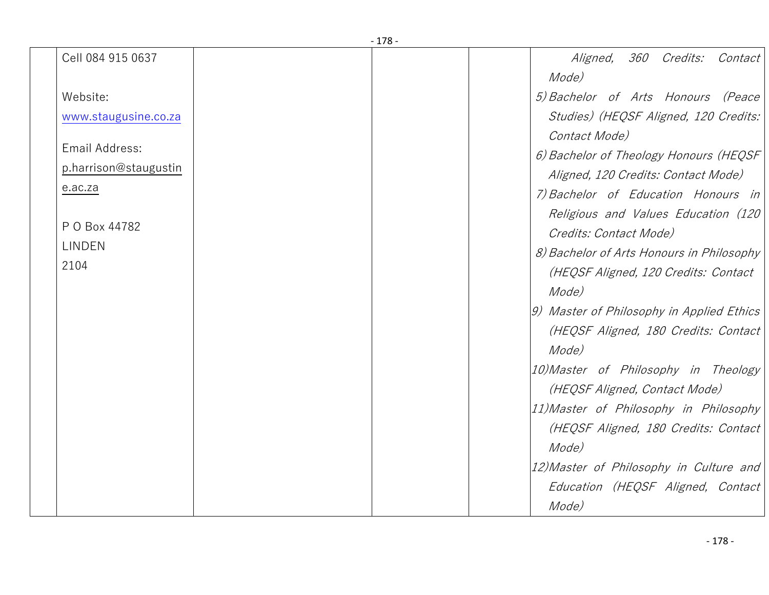| | | | | | |
|---|---|---|---|---|---|
| | Cell 084 915 0637<br><br>Website:<br>www.staugusine.co.za<br><br>Email Address:<br>p.harrison@staugustine.ac.za<br><br>P O Box 44782<br>LINDEN<br>2104 | | | | *Aligned, 360 Credits: Contact Mode)*<br>*5) Bachelor of Arts Honours (Peace Studies) (HEQSF Aligned, 120 Credits: Contact Mode)*<br>*6) Bachelor of Theology Honours (HEQSF Aligned, 120 Credits: Contact Mode)*<br>*7) Bachelor of Education Honours in Religious and Values Education (120 Credits: Contact Mode)*<br>*8) Bachelor of Arts Honours in Philosophy (HEQSF Aligned, 120 Credits: Contact Mode)*<br>*9) Master of Philosophy in Applied Ethics (HEQSF Aligned, 180 Credits: Contact Mode)*<br>*10) Master of Philosophy in Theology (HEQSF Aligned, Contact Mode)*<br>*11) Master of Philosophy in Philosophy (HEQSF Aligned, 180 Credits: Contact Mode)*<br>*12) Master of Philosophy in Culture and Education (HEQSF Aligned, Contact Mode)* |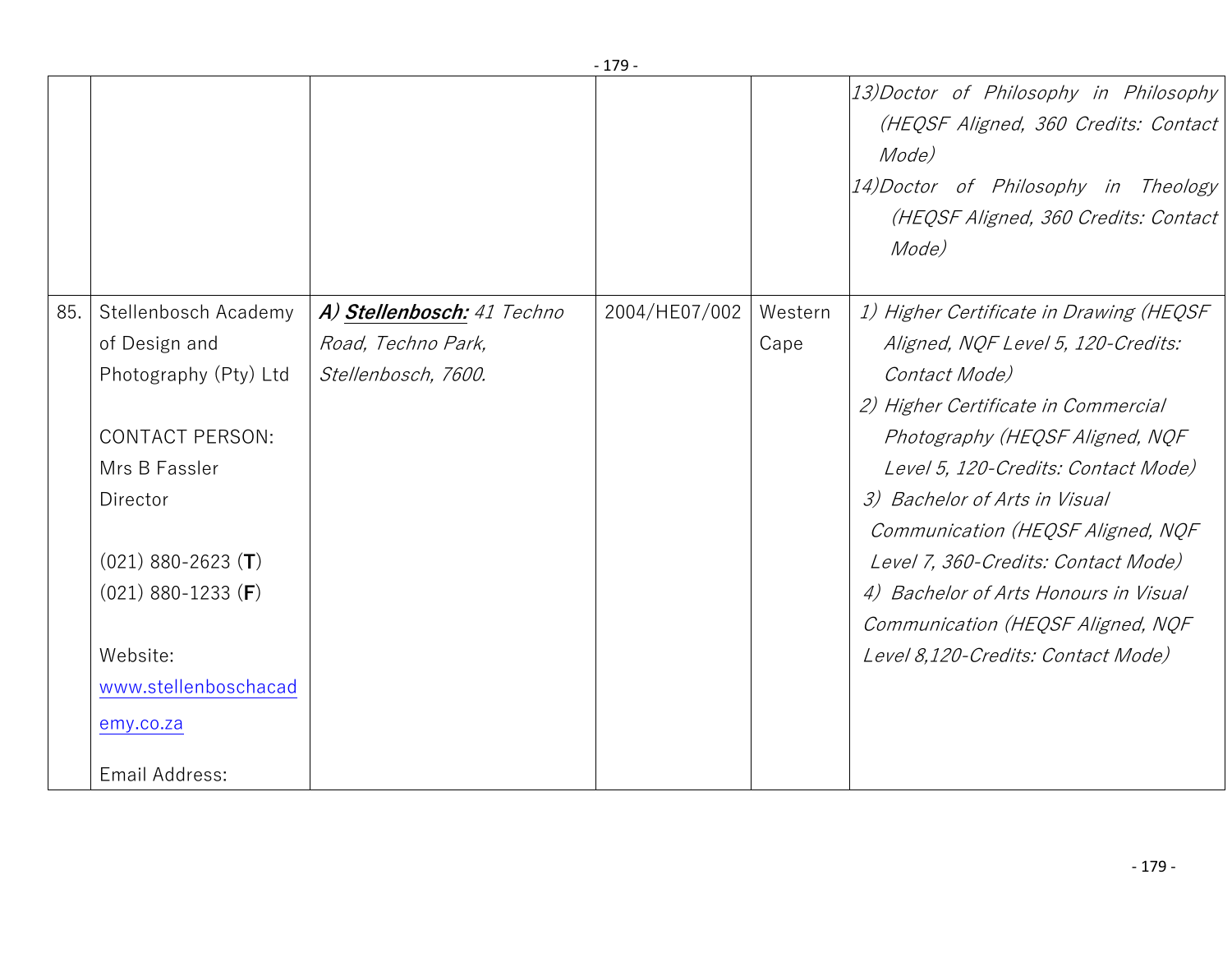| | | | | | |
|---|---|---|---|---|---|
| | | | | | *13)Doctor of Philosophy in Philosophy (HEQSF Aligned, 360 Credits: Contact Mode)*<br>*14)Doctor of Philosophy in Theology (HEQSF Aligned, 360 Credits: Contact Mode)* |
| 85. | Stellenbosch Academy of Design and Photography (Pty) Ltd<br><br>CONTACT PERSON:<br>Mrs B Fassler<br>Director<br><br>(021) 880-2623 (**T**)<br>(021) 880-1233 (**F**)<br><br>Website:<br>www.stellenboschacademy.co.za<br><br>Email Address: | ***A) Stellenbosch:*** *41 Techno Road, Techno Park, Stellenbosch, 7600.* | 2004/HE07/002 | Western Cape | *1) Higher Certificate in Drawing (HEQSF Aligned, NQF Level 5, 120-Credits: Contact Mode)*<br>*2) Higher Certificate in Commercial Photography (HEQSF Aligned, NQF Level 5, 120-Credits: Contact Mode)*<br>*3) Bachelor of Arts in Visual Communication (HEQSF Aligned, NQF Level 7, 360-Credits: Contact Mode)*<br>*4) Bachelor of Arts Honours in Visual Communication (HEQSF Aligned, NQF Level 8,120-Credits: Contact Mode)* |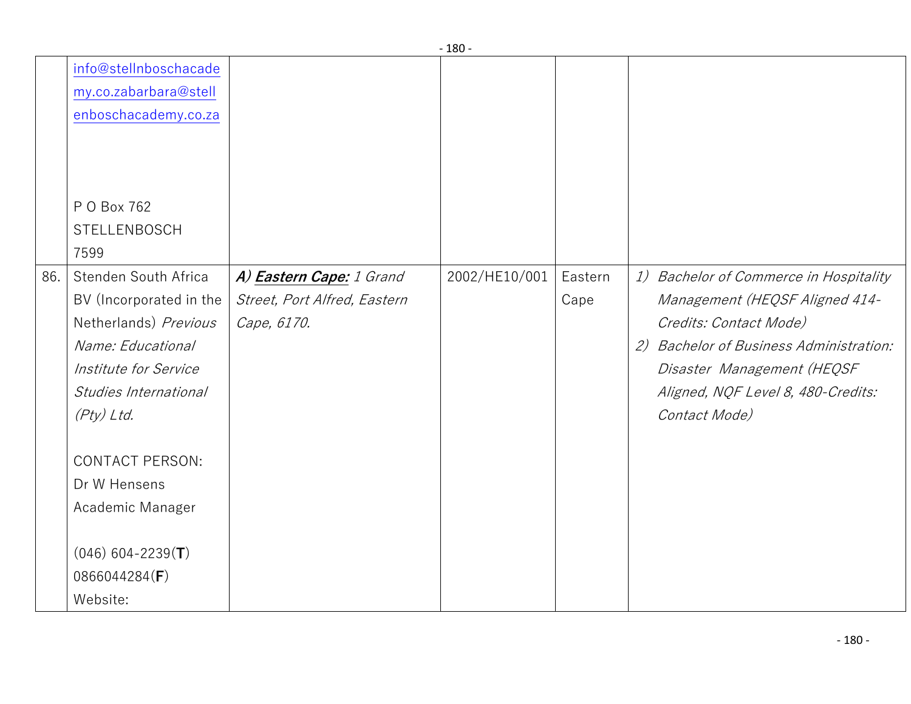| | | | | | |
|---|---|---|---|---|---|
| | info@stellnboschacademy.co.zabarbara@stellenboschacademy.co.za<br><br>P O Box 762<br>STELLENBOSCH<br>7599 | | | | |
| 86. | Stenden South Africa BV (Incorporated in the Netherlands) *Previous Name: Educational Institute for Service Studies International (Pty) Ltd.*<br><br>CONTACT PERSON:<br>Dr W Hensens<br>Academic Manager<br><br>(046) 604-2239(**T**)<br>0866044284(**F**)<br>Website: | ***A) Eastern Cape:*** *1 Grand Street, Port Alfred, Eastern Cape, 6170.* | 2002/HE10/001 | Eastern Cape | *1) Bachelor of Commerce in Hospitality Management (HEQSF Aligned 414-Credits: Contact Mode)*<br>*2) Bachelor of Business Administration: Disaster Management (HEQSF Aligned, NQF Level 8, 480-Credits: Contact Mode)* |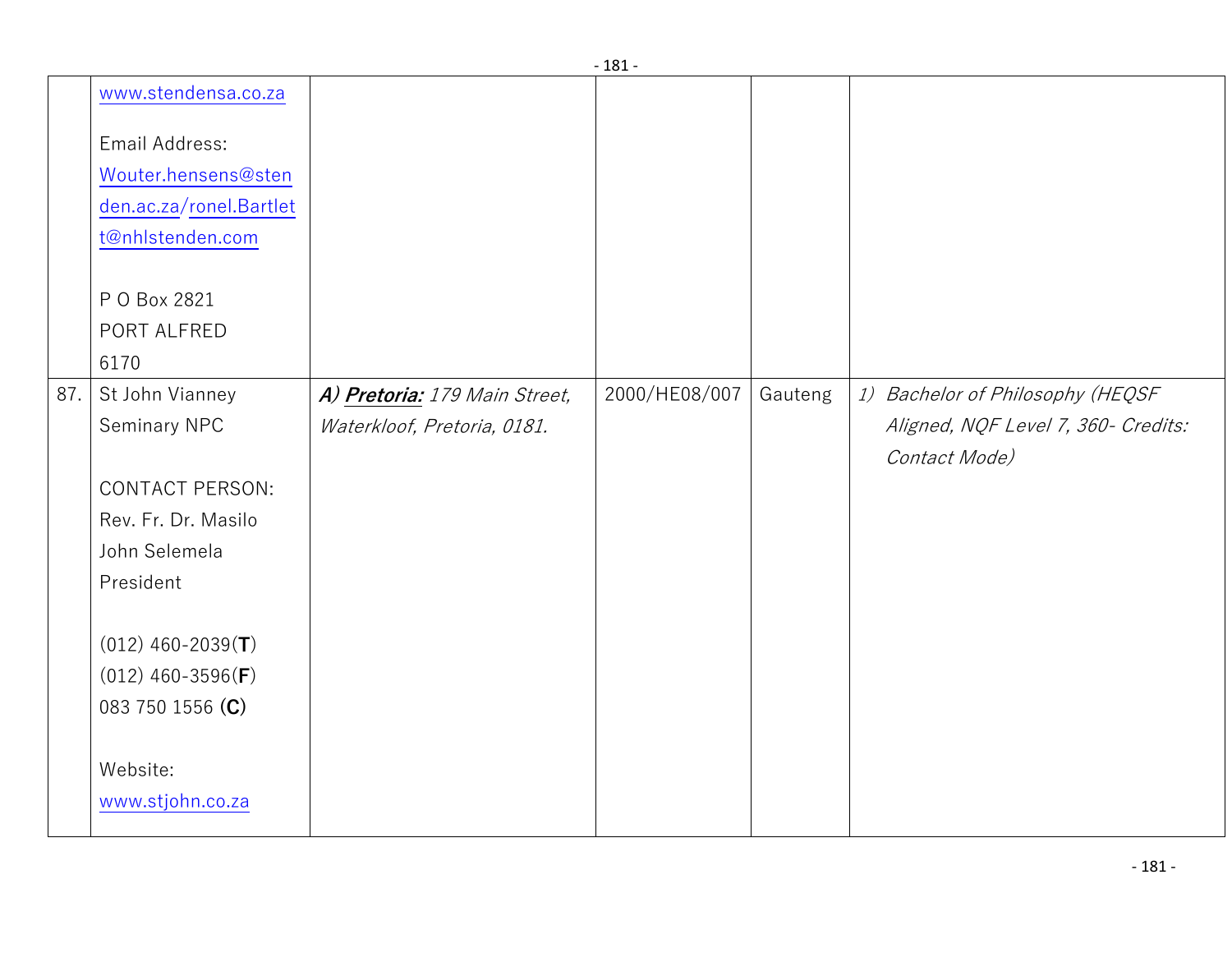| | | | | | |
|---|---|---|---|---|---|
| | www.stendensa.co.za<br><br>Email Address: Wouter.hensens@stenden.ac.za/ronel.Bartlett@nhlstenden.com<br><br>P O Box 2821<br>PORT ALFRED<br>6170 | | | | |
| 87. | St John Vianney Seminary NPC<br><br>CONTACT PERSON:<br>Rev. Fr. Dr. Masilo John Selemela<br>President<br><br>(012) 460-2039(**T**)<br>(012) 460-3596(**F**)<br>083 750 1556 **(C)**<br><br>Website:<br>www.stjohn.co.za | ***A) Pretoria:*** *179 Main Street, Waterkloof, Pretoria, 0181.* | 2000/HE08/007 | Gauteng | *1) Bachelor of Philosophy (HEQSF Aligned, NQF Level 7, 360- Credits: Contact Mode)* |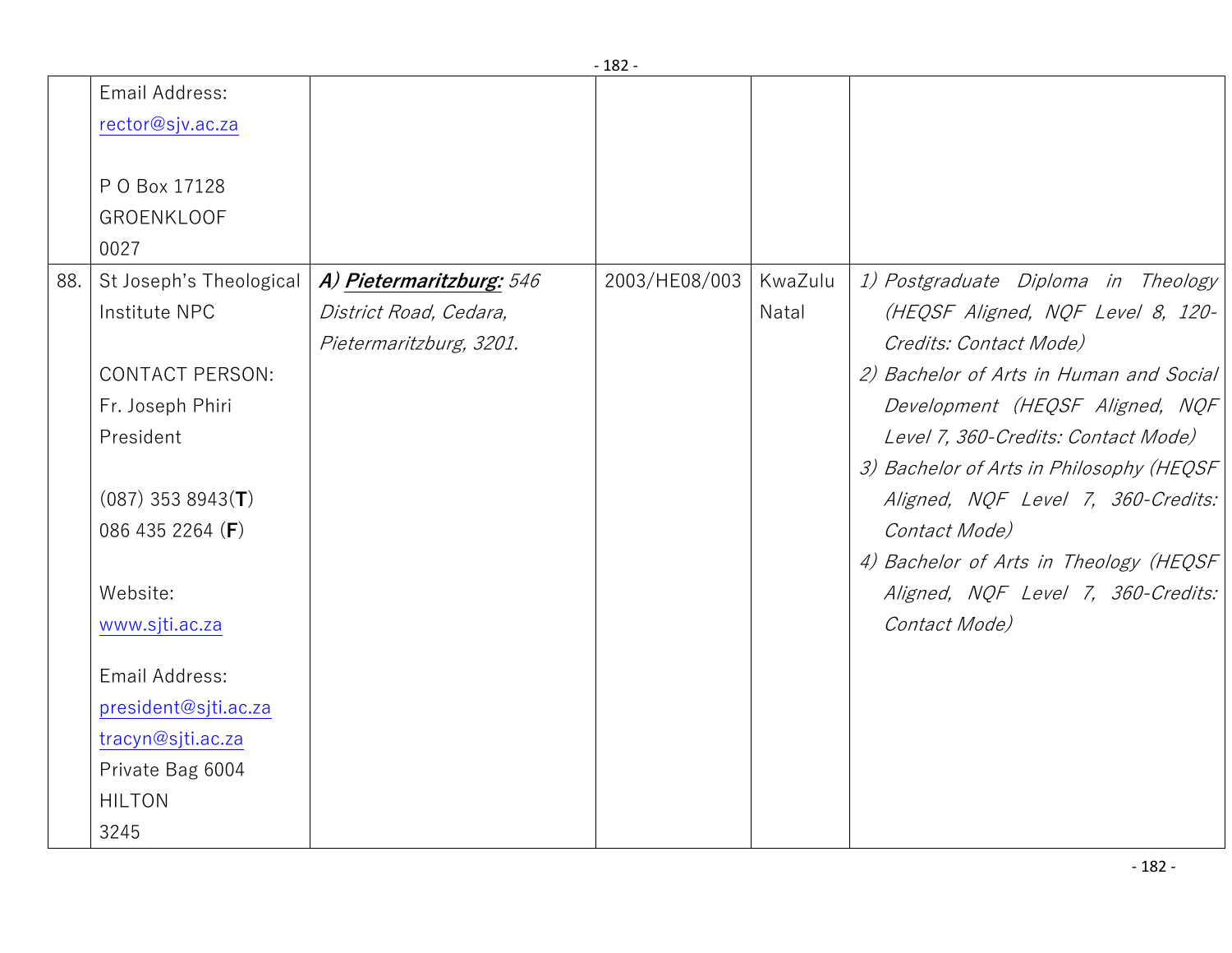| | | | | | |
|---|---|---|---|---|---|
| | Email Address:<br>rector@sjv.ac.za<br><br>P O Box 17128<br>GROENKLOOF<br>0027 | | | | |
| 88. | St Joseph's Theological Institute NPC<br><br>CONTACT PERSON:<br>Fr. Joseph Phiri<br>President<br><br>(087) 353 8943(**T**)<br>086 435 2264 (**F**)<br><br>Website:<br>www.sjti.ac.za<br><br>Email Address:<br>president@sjti.ac.za<br>tracyn@sjti.ac.za<br>Private Bag 6004<br>HILTON<br>3245 | ***A) Pietermaritzburg:*** *546 District Road, Cedara, Pietermaritzburg, 3201.* | 2003/HE08/003 | KwaZulu Natal | *1) Postgraduate Diploma in Theology (HEQSF Aligned, NQF Level 8, 120-Credits: Contact Mode)*<br>*2) Bachelor of Arts in Human and Social Development (HEQSF Aligned, NQF Level 7, 360-Credits: Contact Mode)*<br>*3) Bachelor of Arts in Philosophy (HEQSF Aligned, NQF Level 7, 360-Credits: Contact Mode)*<br>*4) Bachelor of Arts in Theology (HEQSF Aligned, NQF Level 7, 360-Credits: Contact Mode)* |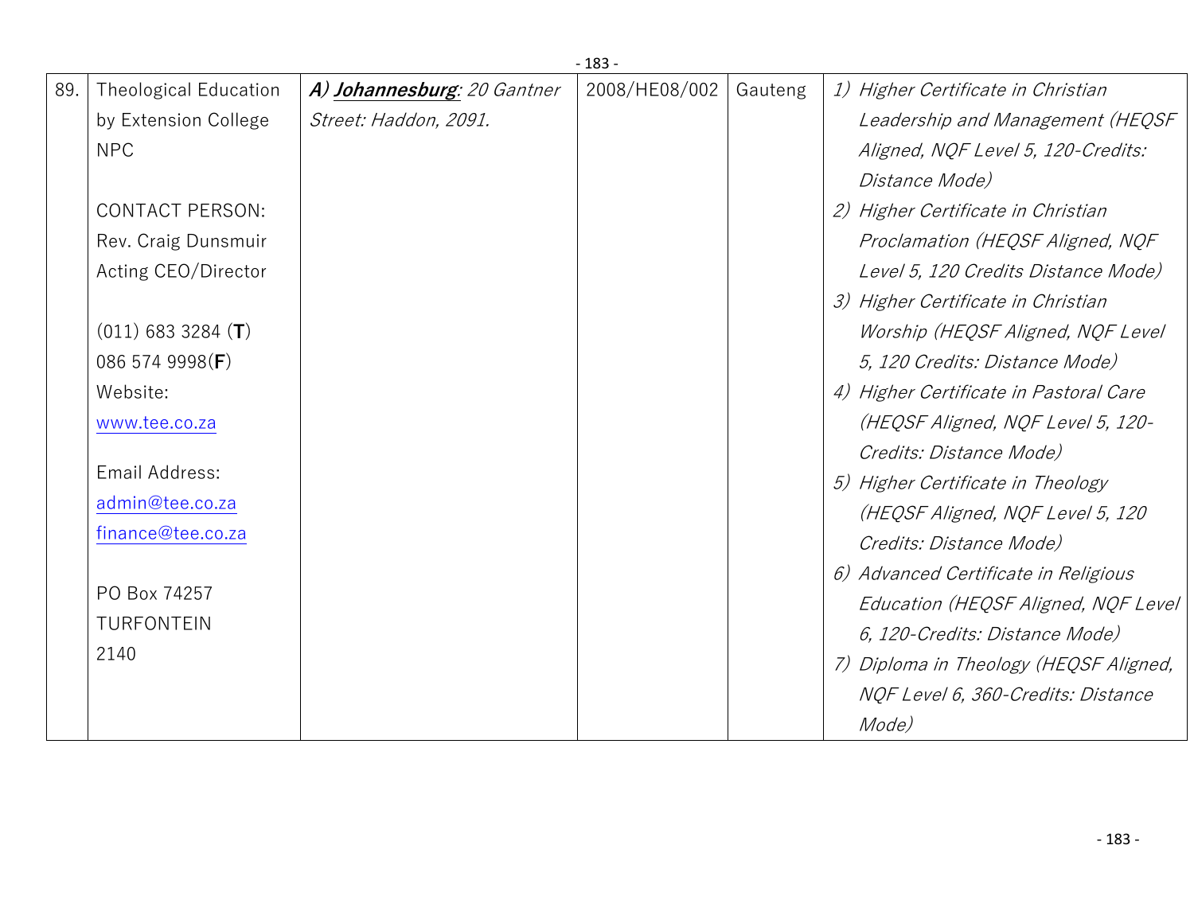| 89. | Theological Education by Extension College NPC<br><br>CONTACT PERSON:<br>Rev. Craig Dunsmuir<br>Acting CEO/Director<br><br>(011) 683 3284 (**T**)<br>086 574 9998(**F**)<br>Website:<br>www.tee.co.za<br><br>Email Address:<br>admin@tee.co.za<br>finance@tee.co.za<br><br>PO Box 74257<br>TURFONTEIN<br>2140 | ***A) Johannesburg****: 20 Gantner Street: Haddon, 2091.* | 2008/HE08/002 | Gauteng | *1) Higher Certificate in Christian Leadership and Management (HEQSF Aligned, NQF Level 5, 120-Credits: Distance Mode)*<br>*2) Higher Certificate in Christian Proclamation (HEQSF Aligned, NQF Level 5, 120 Credits Distance Mode)*<br>*3) Higher Certificate in Christian Worship (HEQSF Aligned, NQF Level 5, 120 Credits: Distance Mode)*<br>*4) Higher Certificate in Pastoral Care (HEQSF Aligned, NQF Level 5, 120-Credits: Distance Mode)*<br>*5) Higher Certificate in Theology (HEQSF Aligned, NQF Level 5, 120 Credits: Distance Mode)*<br>*6) Advanced Certificate in Religious Education (HEQSF Aligned, NQF Level 6, 120-Credits: Distance Mode)*<br>*7) Diploma in Theology (HEQSF Aligned, NQF Level 6, 360-Credits: Distance Mode)* |
|---|---|---|---|---|---|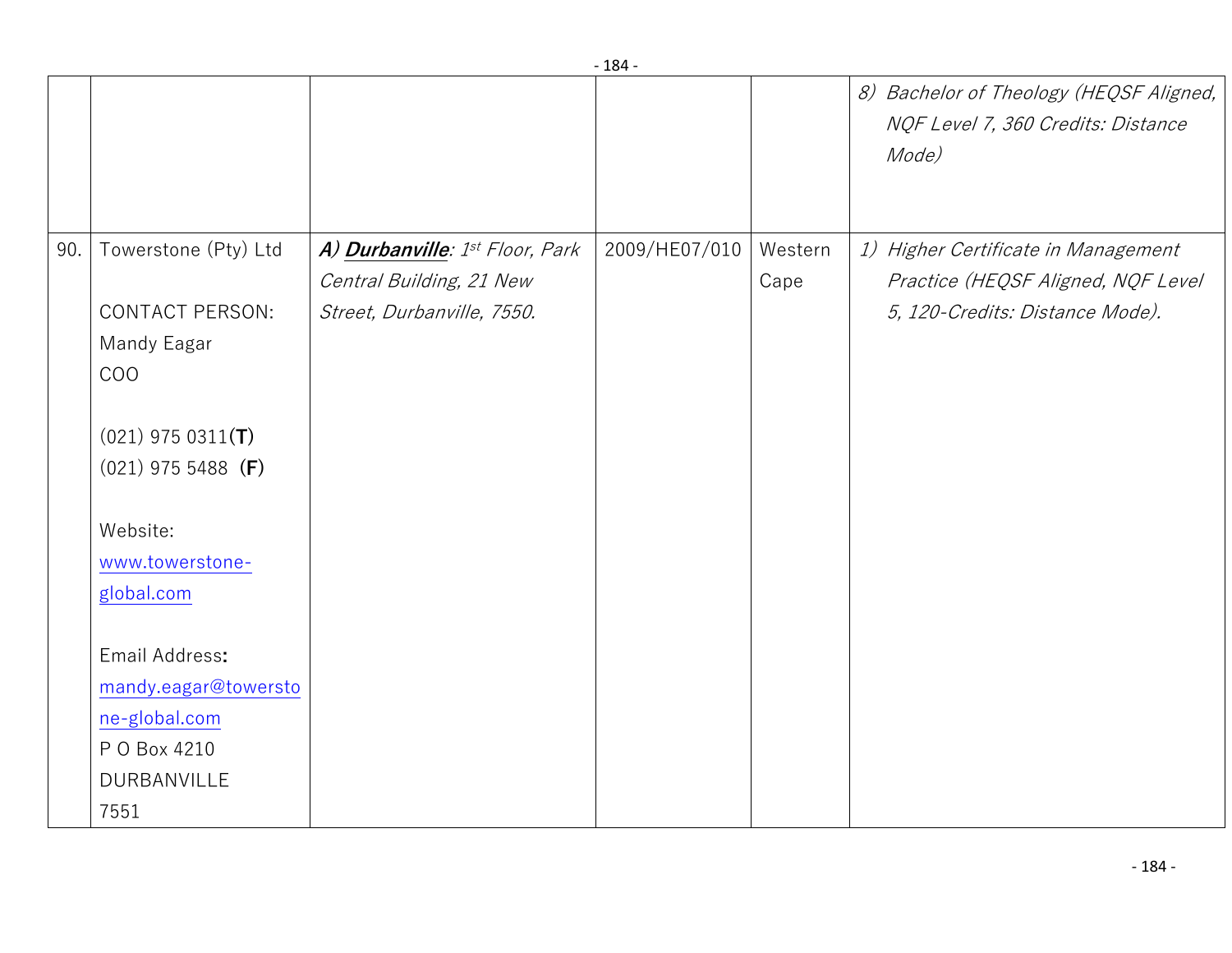| | | | | | |
|---|---|---|---|---|---|
| | | | | | *8) Bachelor of Theology (HEQSF Aligned, NQF Level 7, 360 Credits: Distance Mode)* |
| 90. | Towerstone (Pty) Ltd<br><br>CONTACT PERSON:<br>Mandy Eagar<br>COO<br><br>(021) 975 0311**(T)**<br>(021) 975 5488 **(F)**<br><br>Website:<br>www.towerstone-global.com<br><br>Email Address**:**<br>mandy.eagar@towerstone-global.com<br>P O Box 4210<br>DURBANVILLE<br>7551 | ***A) Durbanville****: 1st Floor, Park Central Building, 21 New Street, Durbanville, 7550.* | 2009/HE07/010 | Western Cape | *1) Higher Certificate in Management Practice (HEQSF Aligned, NQF Level 5, 120-Credits: Distance Mode).* |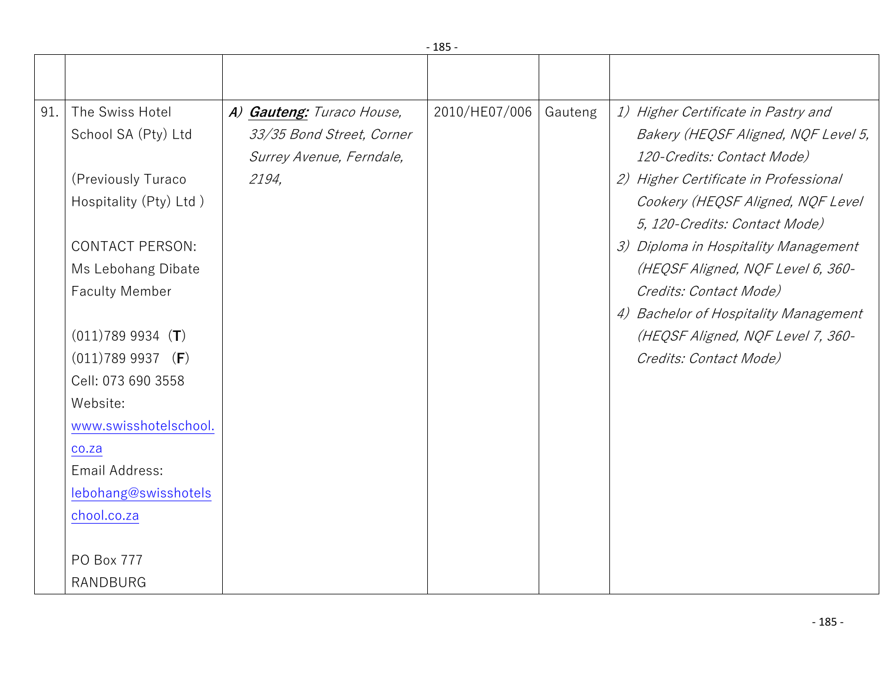| | | | | | |
|---|---|---|---|---|---|
| 91. | The Swiss Hotel School SA (Pty) Ltd<br><br>(Previously Turaco Hospitality (Pty) Ltd )<br><br>CONTACT PERSON: Ms Lebohang Dibate Faculty Member<br><br>(011)789 9934 (**T**)<br>(011)789 9937 (**F**)<br>Cell: 073 690 3558<br>Website: www.swisshotelschool.co.za<br>Email Address: lebohang@swisshotelschool.co.za<br><br>PO Box 777<br>RANDBURG | ***A)*** ***Gauteng:*** *Turaco House, 33/35 Bond Street, Corner Surrey Avenue, Ferndale, 2194,* | 2010/HE07/006 | Gauteng | *1) Higher Certificate in Pastry and Bakery (HEQSF Aligned, NQF Level 5, 120-Credits: Contact Mode)*<br>*2) Higher Certificate in Professional Cookery (HEQSF Aligned, NQF Level 5, 120-Credits: Contact Mode)*<br>*3) Diploma in Hospitality Management (HEQSF Aligned, NQF Level 6, 360-Credits: Contact Mode)*<br>*4) Bachelor of Hospitality Management (HEQSF Aligned, NQF Level 7, 360-Credits: Contact Mode)* |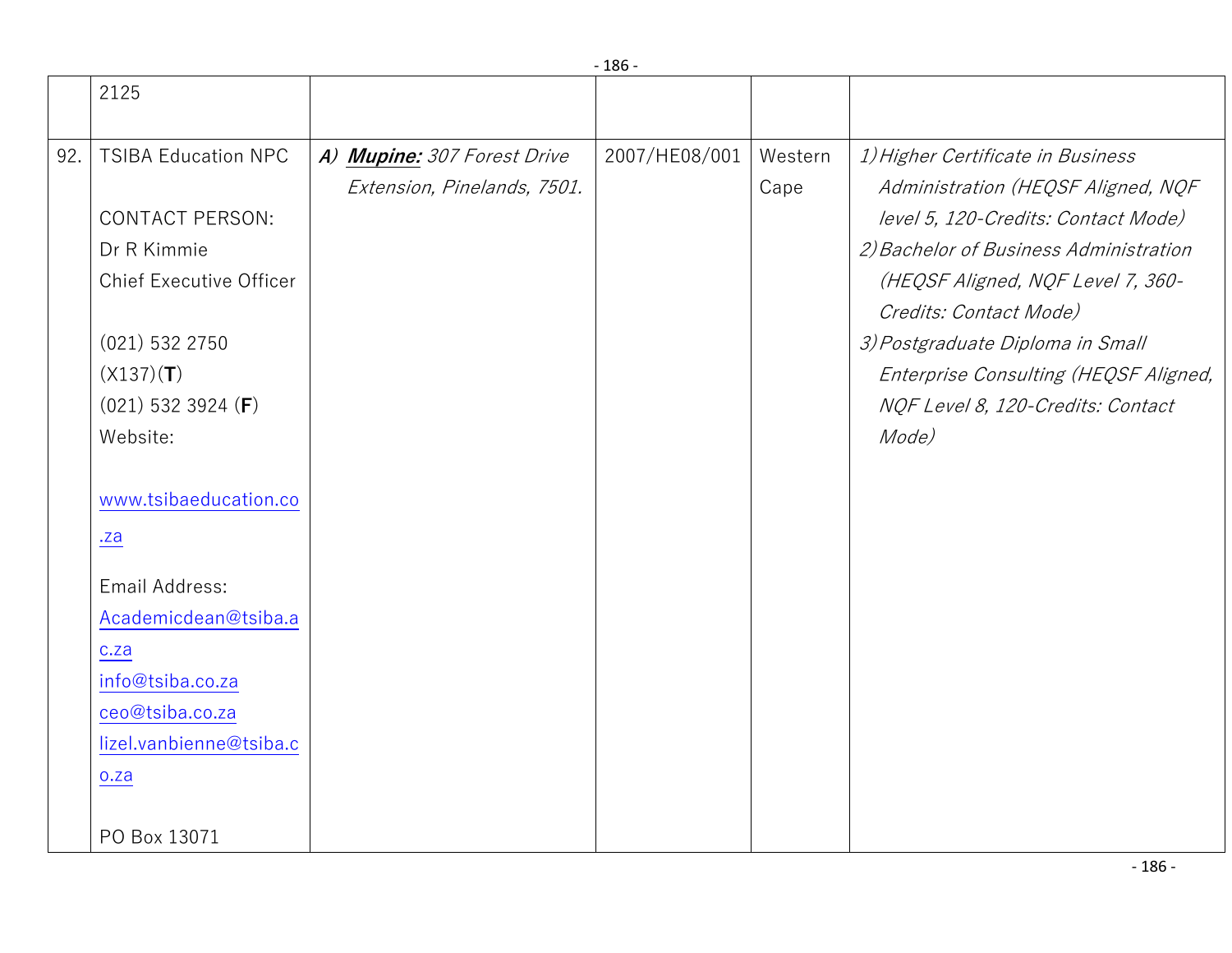|  | 2125 |  |  |  |  |
|---|---|---|---|---|---|
| 92. | TSIBA Education NPC<br><br>CONTACT PERSON:<br>Dr R Kimmie<br>Chief Executive Officer<br><br>(021) 532 2750 (X137)(**T**)<br>(021) 532 3924 (**F**)<br>Website:<br><br>www.tsibaeducation.co.za<br><br>Email Address:<br>Academicdean@tsiba.ac.za<br>info@tsiba.co.za<br>ceo@tsiba.co.za<br>lizel.vanbienne@tsiba.co.za<br><br>PO Box 13071 | ***A) Mupine:*** *307 Forest Drive Extension, Pinelands, 7501.* | 2007/HE08/001 | Western Cape | *1) Higher Certificate in Business Administration (HEQSF Aligned, NQF level 5, 120-Credits: Contact Mode)*<br>*2) Bachelor of Business Administration (HEQSF Aligned, NQF Level 7, 360-Credits: Contact Mode)*<br>*3) Postgraduate Diploma in Small Enterprise Consulting (HEQSF Aligned, NQF Level 8, 120-Credits: Contact Mode)* |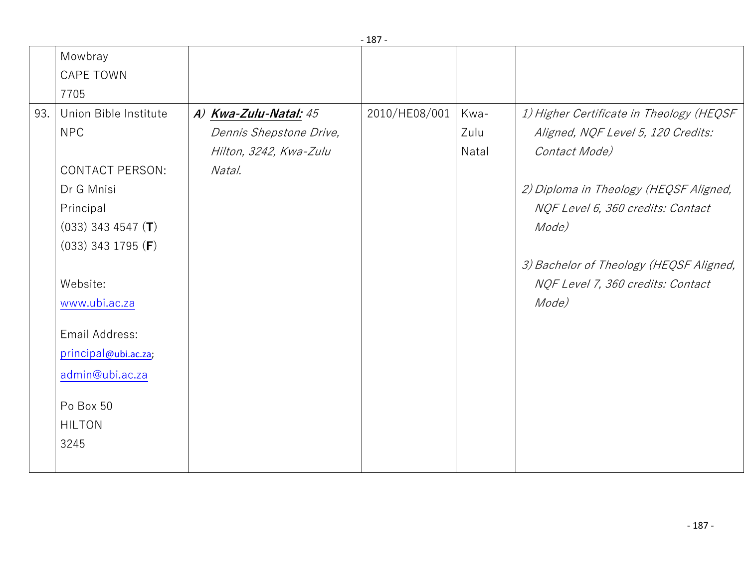| | | | | | |
|---|---|---|---|---|---|
| | Mowbray<br>CAPE TOWN<br>7705 | | | | |
| 93. | Union Bible Institute NPC<br><br>CONTACT PERSON:<br>Dr G Mnisi<br>Principal<br>(033) 343 4547 (**T**)<br>(033) 343 1795 (**F**)<br><br>Website:<br>www.ubi.ac.za<br><br>Email Address:<br>principal@ubi.ac.za;<br>admin@ubi.ac.za<br><br>Po Box 50<br>HILTON<br>3245 | *A)* ***Kwa-Zulu-Natal:*** *45 Dennis Shepstone Drive, Hilton, 3242, Kwa-Zulu Natal.* | 2010/HE08/001 | Kwa-Zulu Natal | *1) Higher Certificate in Theology (HEQSF Aligned, NQF Level 5, 120 Credits: Contact Mode)*<br><br>*2) Diploma in Theology (HEQSF Aligned, NQF Level 6, 360 credits: Contact Mode)*<br><br>*3) Bachelor of Theology (HEQSF Aligned, NQF Level 7, 360 credits: Contact Mode)* |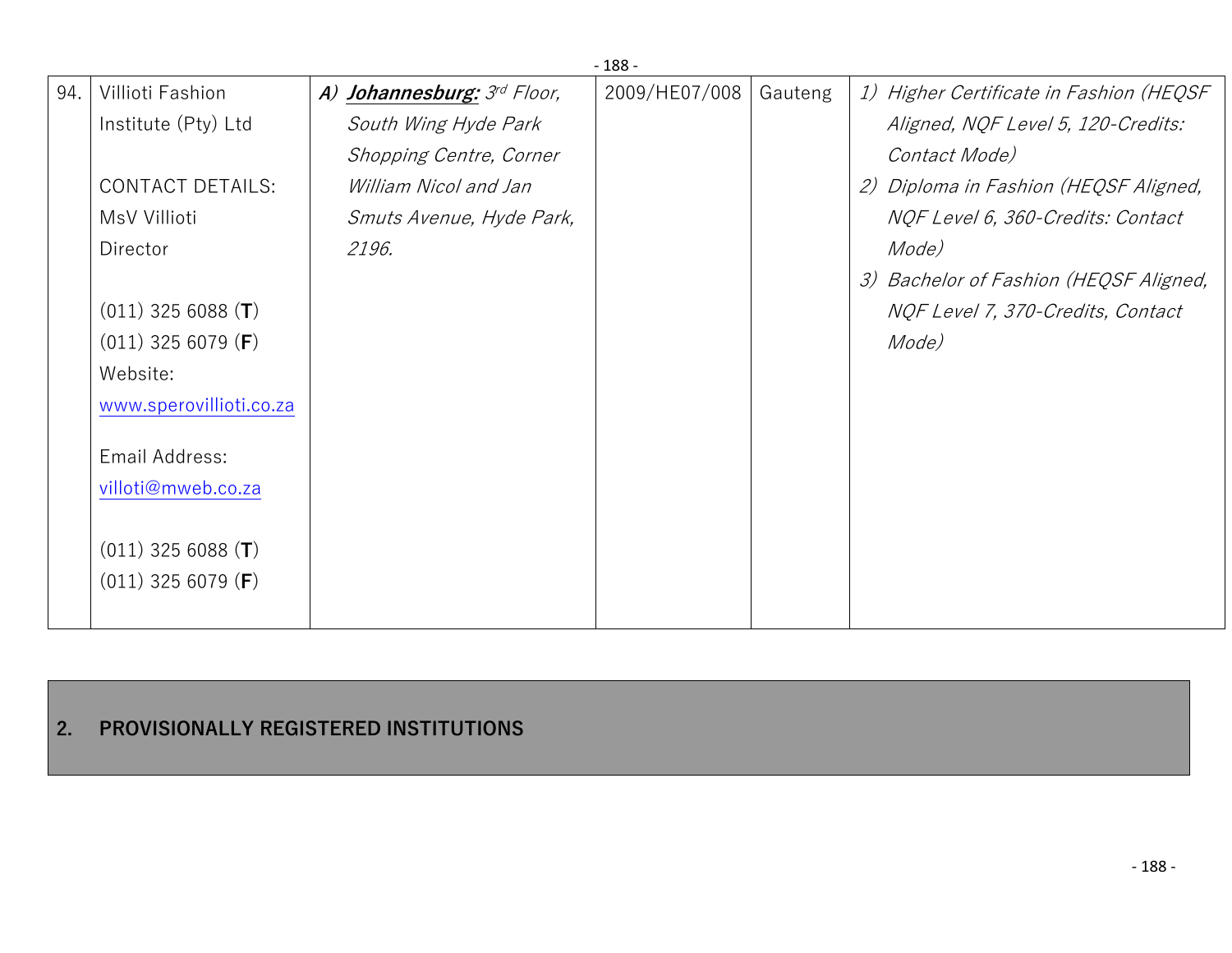| 94. | Villioti Fashion Institute (Pty) Ltd<br><br>CONTACT DETAILS:<br>MsV Villioti<br>Director<br><br>(011) 325 6088 (**T**)<br>(011) 325 6079 (**F**)<br>Website:<br>www.sperovillioti.co.za<br><br>Email Address:<br>villoti@mweb.co.za<br><br>(011) 325 6088 (**T**)<br>(011) 325 6079 (**F**) | ***A) Johannesburg:*** *3rd Floor, South Wing Hyde Park Shopping Centre, Corner William Nicol and Jan Smuts Avenue, Hyde Park, 2196.* | 2009/HE07/008 | Gauteng | *1) Higher Certificate in Fashion (HEQSF Aligned, NQF Level 5, 120-Credits: Contact Mode)*<br>*2) Diploma in Fashion (HEQSF Aligned, NQF Level 6, 360-Credits: Contact Mode)*<br>*3) Bachelor of Fashion (HEQSF Aligned, NQF Level 7, 370-Credits, Contact Mode)* |
|---|---|---|---|---|---|

## 2. PROVISIONALLY REGISTERED INSTITUTIONS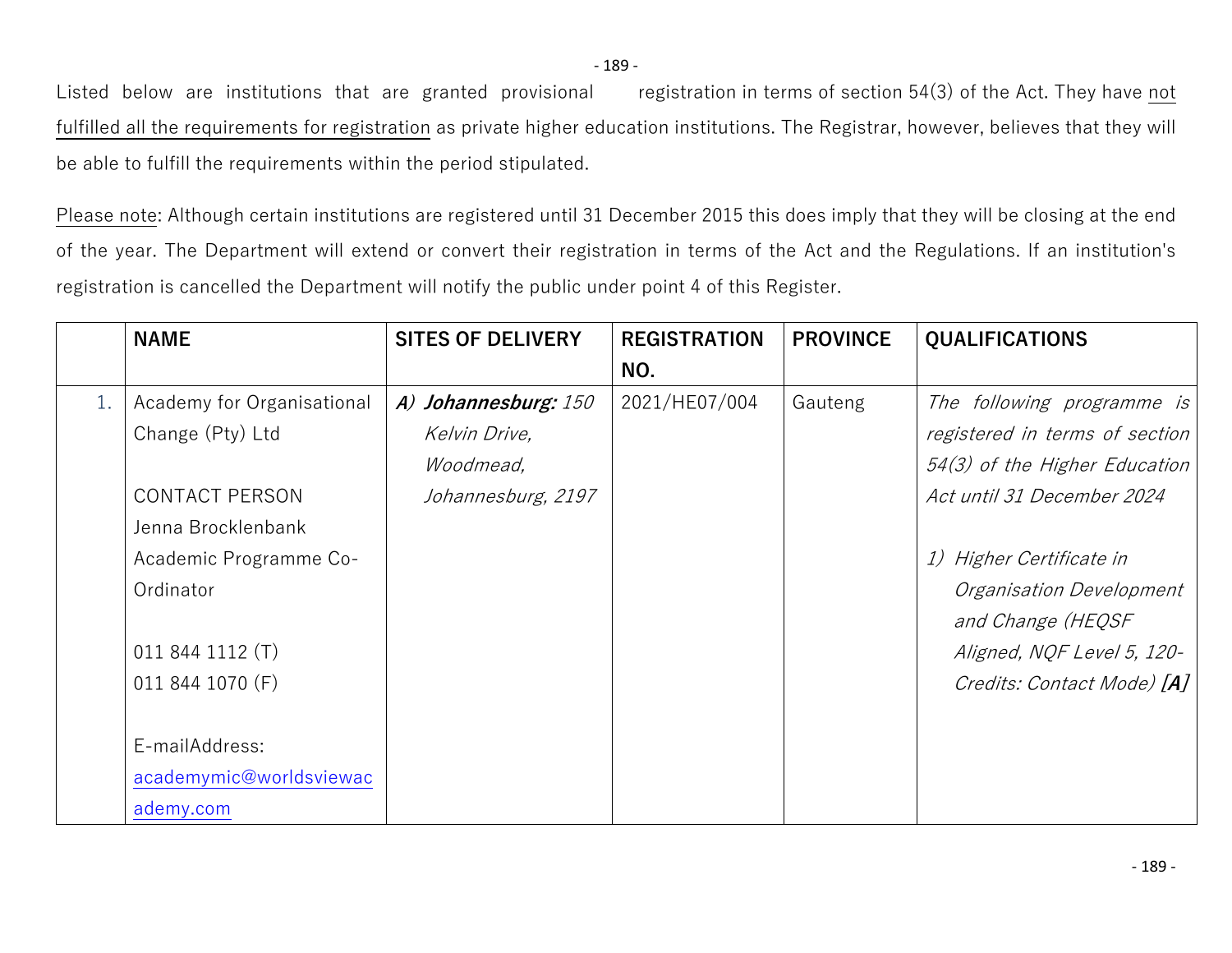Listed below are institutions that are granted provisional registration in terms of section 54(3) of the Act. They have not fulfilled all the requirements for registration as private higher education institutions. The Registrar, however, believes that they will be able to fulfill the requirements within the period stipulated.

Please note: Although certain institutions are registered until 31 December 2015 this does imply that they will be closing at the end of the year. The Department will extend or convert their registration in terms of the Act and the Regulations. If an institution's registration is cancelled the Department will notify the public under point 4 of this Register.

| | NAME | SITES OF DELIVERY | REGISTRATION NO. | PROVINCE | QUALIFICATIONS |
|---|---|---|---|---|---|
| 1. | Academy for Organisational Change (Pty) Ltd<br><br>CONTACT PERSON<br>Jenna Brocklenbank<br>Academic Programme Co-Ordinator<br><br>011 844 1112 (T)<br>011 844 1070 (F)<br><br>E-mailAddress:<br>academymic@worldsviewacademy.com | ***A) Johannesburg:*** *150 Kelvin Drive, Woodmead, Johannesburg, 2197* | 2021/HE07/004 | Gauteng | *The following programme is registered in terms of section 54(3) of the Higher Education Act until 31 December 2024*<br><br>*1) Higher Certificate in Organisation Development and Change (HEQSF Aligned, NQF Level 5, 120-Credits: Contact Mode)* ***[A]*** |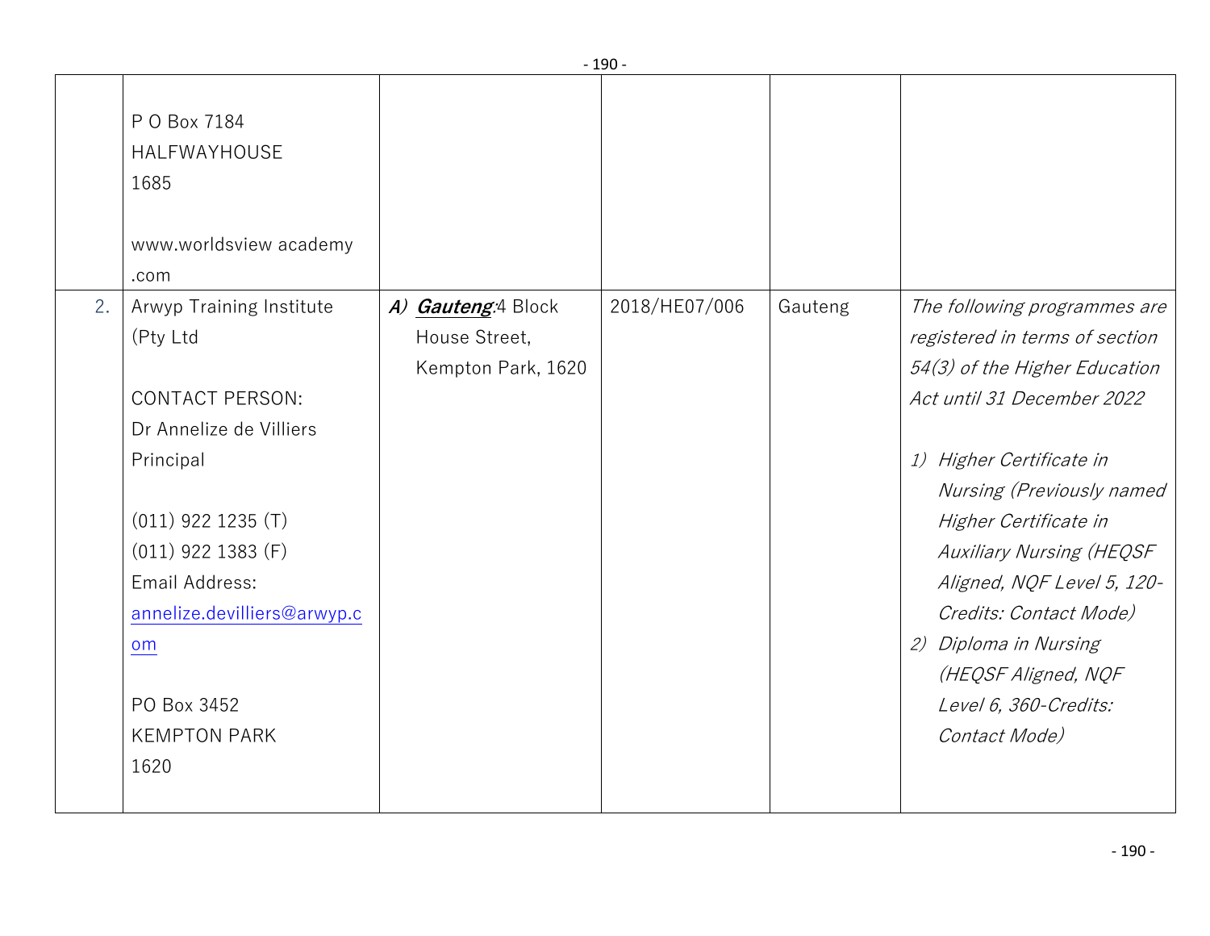| | | | | | |
|---|---|---|---|---|---|
| | P O Box 7184<br>HALFWAYHOUSE<br>1685<br><br>www.worldsview academy<br>.com | | | | |
| 2. | Arwyp Training Institute<br>(Pty Ltd<br><br>CONTACT PERSON:<br>Dr Annelize de Villiers<br>Principal<br><br>(011) 922 1235 (T)<br>(011) 922 1383 (F)<br>Email Address:<br>annelize.devilliers@arwyp.com<br><br>PO Box 3452<br>KEMPTON PARK<br>1620 | *A)* ***Gauteng***:4 Block House Street, Kempton Park, 1620 | 2018/HE07/006 | Gauteng | *The following programmes are registered in terms of section 54(3) of the Higher Education Act until 31 December 2022*<br><br>*1) Higher Certificate in Nursing (Previously named Higher Certificate in Auxiliary Nursing (HEQSF Aligned, NQF Level 5, 120-Credits: Contact Mode)*<br>*2) Diploma in Nursing (HEQSF Aligned, NQF Level 6, 360-Credits: Contact Mode)* |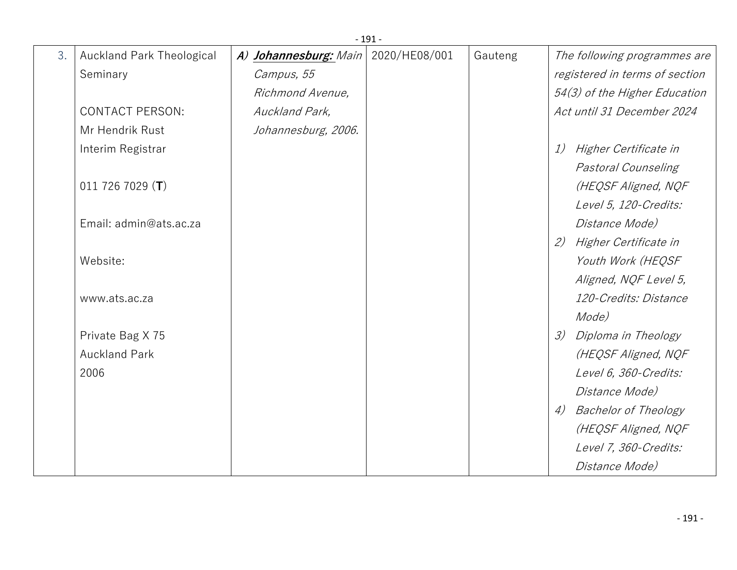| 3. | Auckland Park Theological Seminary<br><br>CONTACT PERSON:<br>Mr Hendrik Rust<br>Interim Registrar<br><br>011 726 7029 (**T**)<br><br>Email: admin@ats.ac.za<br><br>Website:<br><br>www.ats.ac.za<br><br>Private Bag X 75<br>Auckland Park<br>2006 | *A)* ***<u>Johannesburg:</u>*** *Main Campus, 55 Richmond Avenue, Auckland Park, Johannesburg, 2006.* | 2020/HE08/001 | Gauteng | *The following programmes are registered in terms of section 54(3) of the Higher Education Act until 31 December 2024*<br><br>*1) Higher Certificate in Pastoral Counseling (HEQSF Aligned, NQF Level 5, 120-Credits: Distance Mode)*<br>*2) Higher Certificate in Youth Work (HEQSF Aligned, NQF Level 5, 120-Credits: Distance Mode)*<br>*3) Diploma in Theology (HEQSF Aligned, NQF Level 6, 360-Credits: Distance Mode)*<br>*4) Bachelor of Theology (HEQSF Aligned, NQF Level 7, 360-Credits: Distance Mode)* |
|---|---|---|---|---|---|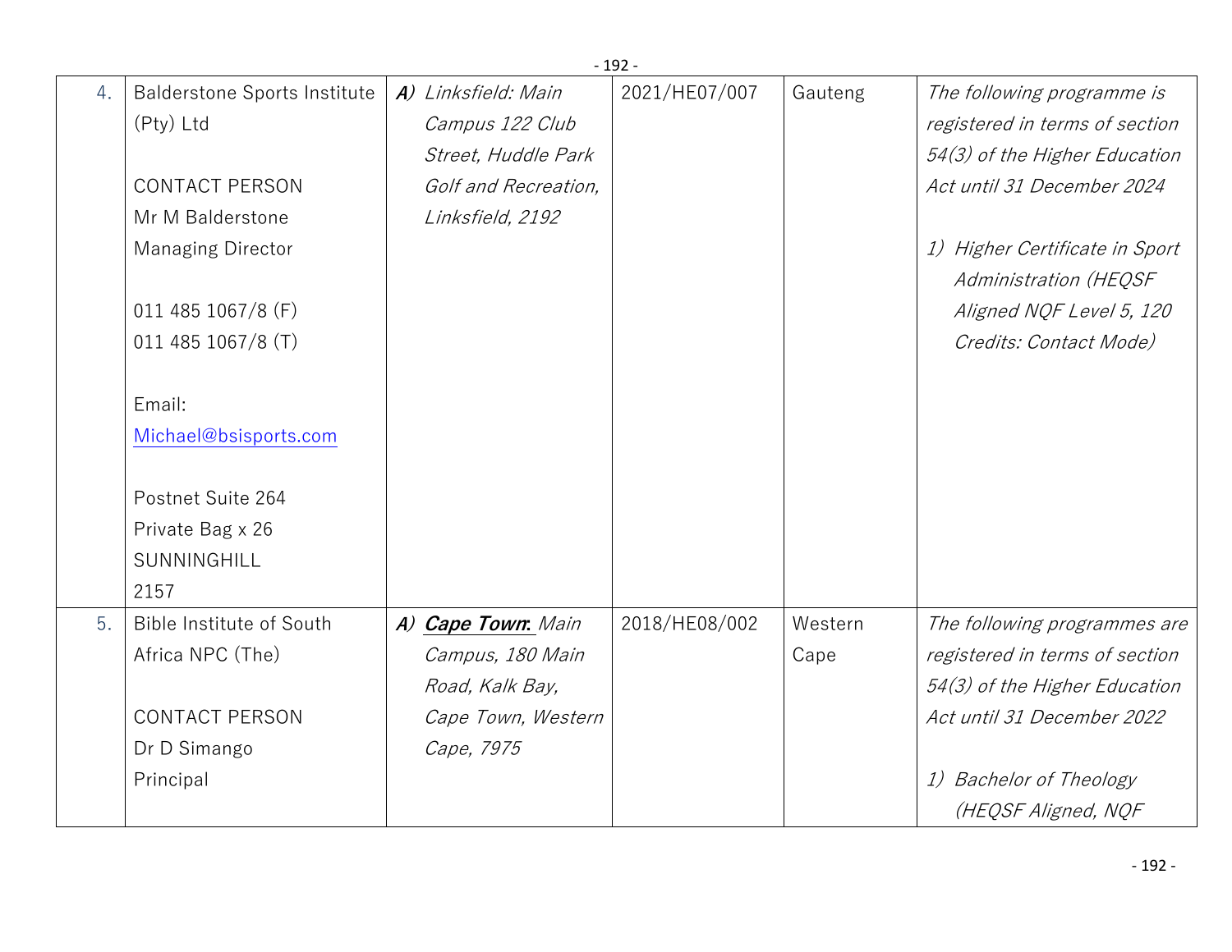| | | | | | |
|---|---|---|---|---|---|
| 4. | Balderstone Sports Institute (Pty) Ltd<br><br>CONTACT PERSON<br>Mr M Balderstone<br>Managing Director<br><br>011 485 1067/8 (F)<br>011 485 1067/8 (T)<br><br>Email:<br>Michael@bsisports.com<br><br>Postnet Suite 264<br>Private Bag x 26<br>SUNNINGHILL<br>2157 | ***A)*** *Linksfield: Main Campus 122 Club Street, Huddle Park Golf and Recreation, Linksfield, 2192* | 2021/HE07/007 | Gauteng | *The following programme is registered in terms of section 54(3) of the Higher Education Act until 31 December 2024*<br><br>*1) Higher Certificate in Sport Administration (HEQSF Aligned NQF Level 5, 120 Credits: Contact Mode)* |
| 5. | Bible Institute of South Africa NPC (The)<br><br>CONTACT PERSON<br>Dr D Simango<br>Principal | *A)* ***Cape Town:*** *Main Campus, 180 Main Road, Kalk Bay, Cape Town, Western Cape, 7975* | 2018/HE08/002 | Western Cape | *The following programmes are registered in terms of section 54(3) of the Higher Education Act until 31 December 2022*<br><br>*1) Bachelor of Theology (HEQSF Aligned, NQF* |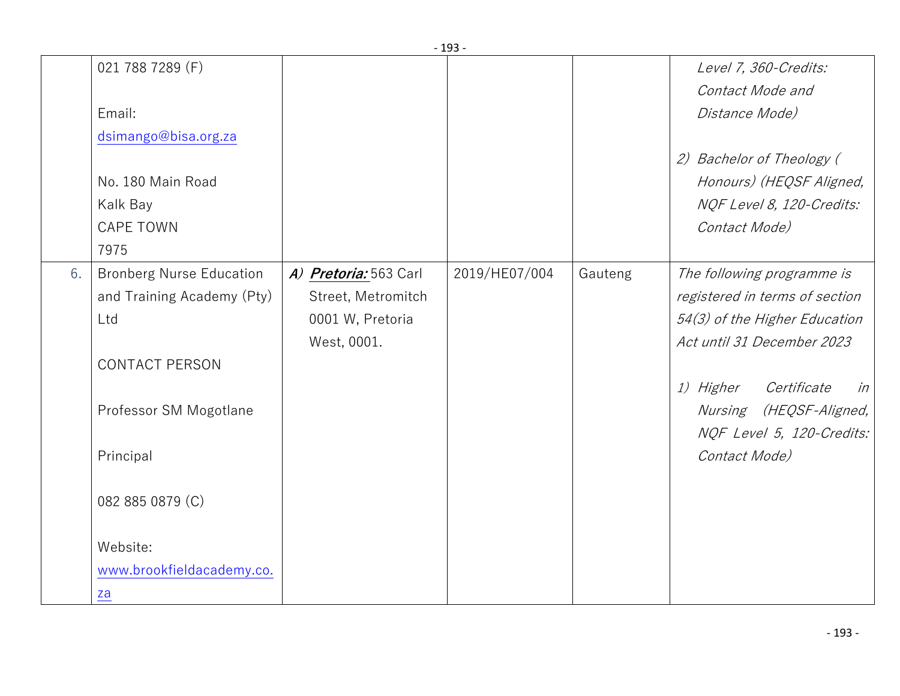| | | | | | |
|---|---|---|---|---|---|
| | 021 788 7289 (F)<br><br>Email: dsimango@bisa.org.za<br><br>No. 180 Main Road<br>Kalk Bay<br>CAPE TOWN<br>7975 | | | | *Level 7, 360-Credits: Contact Mode and Distance Mode)*<br><br>*2) Bachelor of Theology ( Honours) (HEQSF Aligned, NQF Level 8, 120-Credits: Contact Mode)* |
| 6. | Bronberg Nurse Education and Training Academy (Pty) Ltd<br><br>CONTACT PERSON<br><br>Professor SM Mogotlane<br><br>Principal<br><br>082 885 0879 (C)<br><br>Website: www.brookfieldacademy.co.za | ***A) Pretoria:*** 563 Carl Street, Metromitch 0001 W, Pretoria West, 0001. | 2019/HE07/004 | Gauteng | *The following programme is registered in terms of section 54(3) of the Higher Education Act until 31 December 2023*<br><br>*1) Higher Certificate in Nursing (HEQSF-Aligned, NQF Level 5, 120-Credits: Contact Mode)* |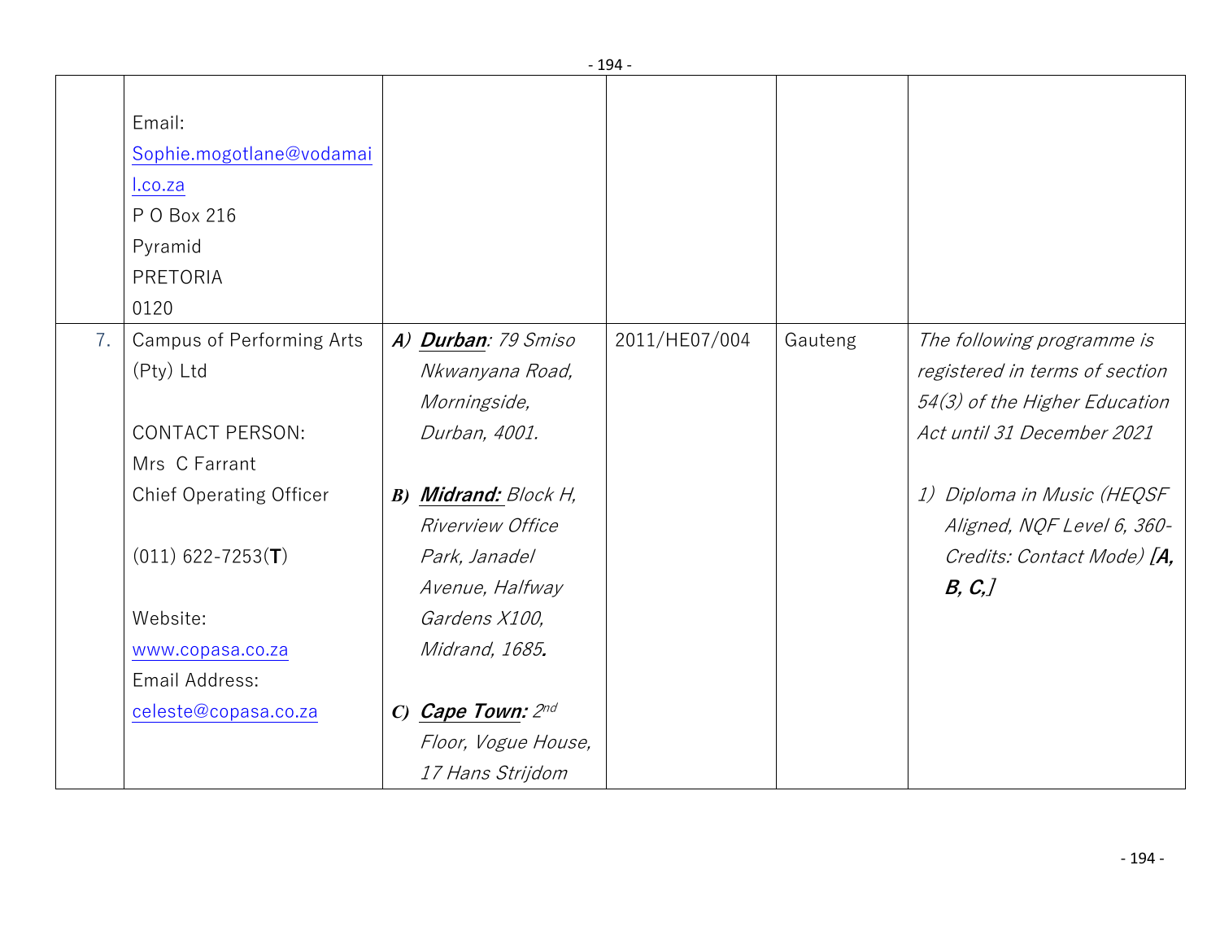| | | | | | |
|---|---|---|---|---|---|
| | Email: Sophie.mogotlane@vodamail.co.za<br>P O Box 216<br>Pyramid<br>PRETORIA<br>0120 | | | | |
| 7. | Campus of Performing Arts (Pty) Ltd<br><br>CONTACT PERSON:<br>Mrs C Farrant<br>Chief Operating Officer<br><br>(011) 622-7253(**T**)<br><br>Website:<br>www.copasa.co.za<br>Email Address:<br>celeste@copasa.co.za | *A)* ***Durban****: 79 Smiso Nkwanyana Road, Morningside, Durban, 4001.*<br><br>***B)*** ***Midrand:*** *Block H, Riverview Office Park, Janadel Avenue, Halfway Gardens X100, Midrand, 1685.*<br><br>***C)*** ***Cape Town:*** *2nd Floor, Vogue House, 17 Hans Strijdom* | 2011/HE07/004 | Gauteng | *The following programme is registered in terms of section 54(3) of the Higher Education Act until 31 December 2021*<br><br>*1) Diploma in Music (HEQSF Aligned, NQF Level 6, 360-Credits: Contact Mode)* ***[A, B, C,]*** |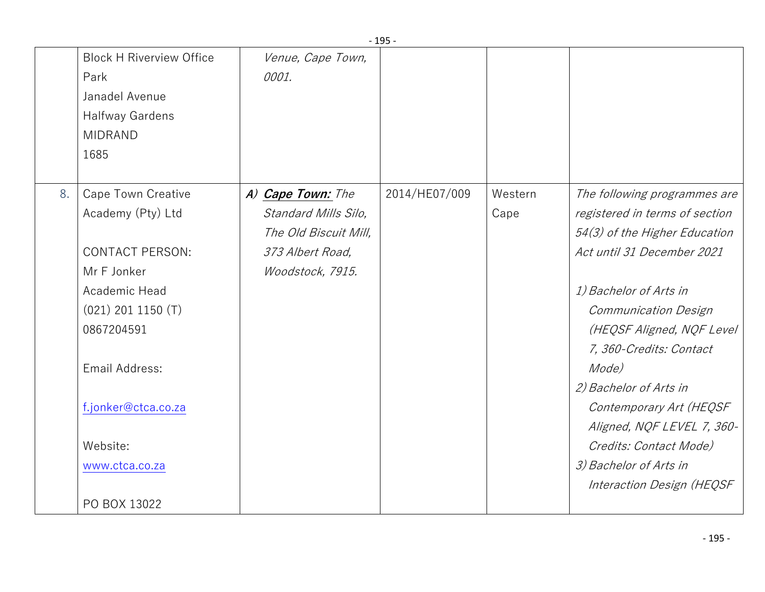| | | | | | |
|---|---|---|---|---|---|
| | Block H Riverview Office Park<br>Janadel Avenue<br>Halfway Gardens<br>MIDRAND<br>1685 | *Venue, Cape Town, 0001.* | | | |
| 8. | Cape Town Creative Academy (Pty) Ltd<br><br>CONTACT PERSON:<br>Mr F Jonker<br>Academic Head<br>(021) 201 1150 (T)<br>0867204591<br><br>Email Address:<br><br>f.jonker@ctca.co.za<br><br>Website:<br>www.ctca.co.za<br><br>PO BOX 13022 | ***A) Cape Town:*** *The Standard Mills Silo, The Old Biscuit Mill, 373 Albert Road, Woodstock, 7915.* | 2014/HE07/009 | Western Cape | *The following programmes are registered in terms of section 54(3) of the Higher Education Act until 31 December 2021*<br><br>*1) Bachelor of Arts in Communication Design (HEQSF Aligned, NQF Level 7, 360-Credits: Contact Mode)*<br>*2) Bachelor of Arts in Contemporary Art (HEQSF Aligned, NQF LEVEL 7, 360-Credits: Contact Mode)*<br>*3) Bachelor of Arts in Interaction Design (HEQSF* |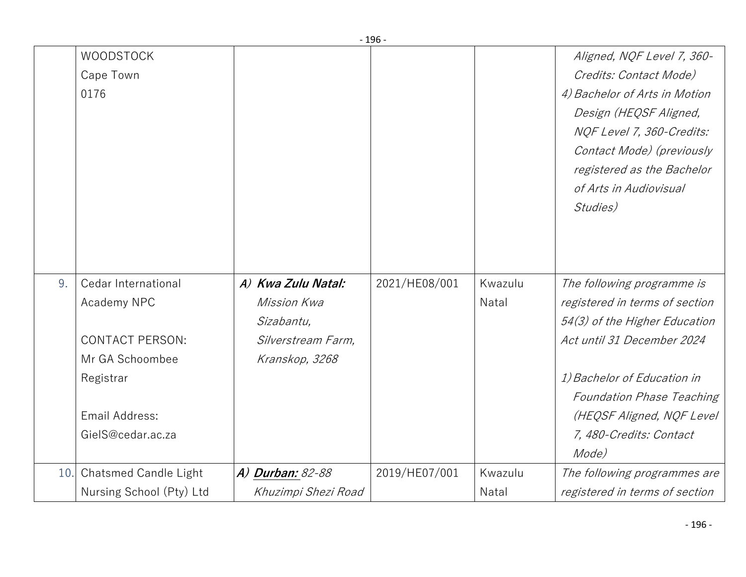| | | | | | |
|---|---|---|---|---|---|
| | WOODSTOCK<br>Cape Town<br>0176 | | | | *Aligned, NQF Level 7, 360-Credits: Contact Mode)*<br>*4) Bachelor of Arts in Motion Design (HEQSF Aligned, NQF Level 7, 360-Credits: Contact Mode) (previously registered as the Bachelor of Arts in Audiovisual Studies)* |
| 9. | Cedar International Academy NPC<br><br>CONTACT PERSON:<br>Mr GA Schoombee<br>Registrar<br><br>Email Address:<br>GielS@cedar.ac.za | ***A) Kwa Zulu Natal:***<br>*Mission Kwa Sizabantu, Silverstream Farm, Kranskop, 3268* | 2021/HE08/001 | Kwazulu Natal | *The following programme is registered in terms of section 54(3) of the Higher Education Act until 31 December 2024*<br><br>*1) Bachelor of Education in Foundation Phase Teaching (HEQSF Aligned, NQF Level 7, 480-Credits: Contact Mode)* |
| 10. | Chatsmed Candle Light Nursing School (Pty) Ltd | ***A) <u>Durban:</u>*** *82-88 Khuzimpi Shezi Road* | 2019/HE07/001 | Kwazulu Natal | *The following programmes are registered in terms of section* |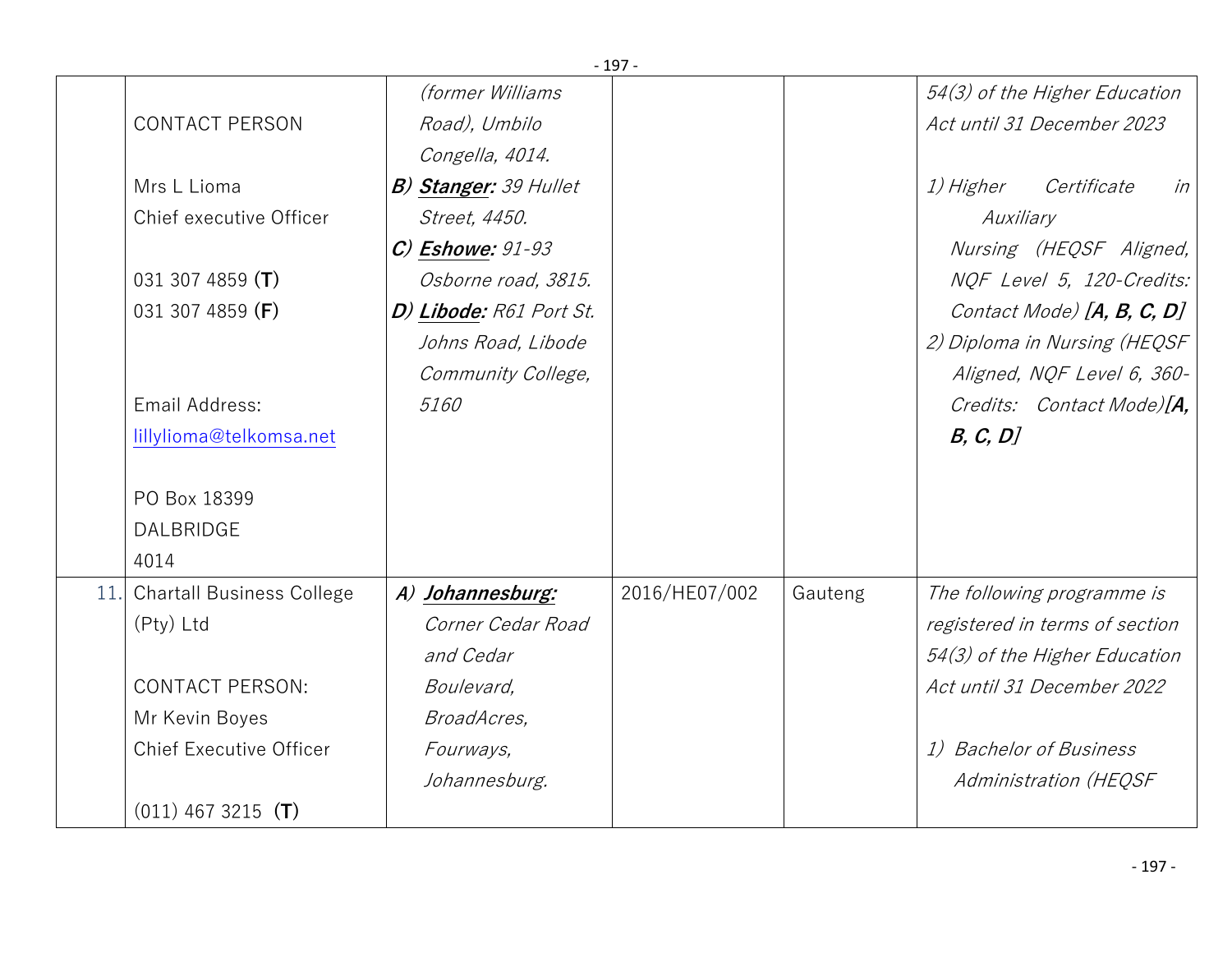| | | | | | |
|---|---|---|---|---|---|
| | CONTACT PERSON<br><br>Mrs L Lioma<br>Chief executive Officer<br><br>031 307 4859 **(T)**<br>031 307 4859 **(F)**<br><br>Email Address:<br>lillylioma@telkomsa.net<br><br>PO Box 18399<br>DALBRIDGE<br>4014 | *(former Williams Road), Umbilo Congella, 4014.*<br>***B) Stanger:*** *39 Hullet Street, 4450.*<br>***C) Eshowe:*** *91-93 Osborne road, 3815.*<br>***D) Libode:*** *R61 Port St. Johns Road, Libode Community College, 5160* | | | *54(3) of the Higher Education Act until 31 December 2023*<br><br>*1) Higher Certificate in Auxiliary Nursing (HEQSF Aligned, NQF Level 5, 120-Credits: Contact Mode)* ***[A, B, C, D]***<br>*2) Diploma in Nursing (HEQSF Aligned, NQF Level 6, 360-Credits: Contact Mode)****[A, B, C, D]*** |
| 11. | Chartall Business College (Pty) Ltd<br><br>CONTACT PERSON:<br>Mr Kevin Boyes<br>Chief Executive Officer<br><br>(011) 467 3215 **(T)** | ***A) Johannesburg:*** *Corner Cedar Road and Cedar Boulevard, BroadAcres, Fourways, Johannesburg.* | 2016/HE07/002 | Gauteng | *The following programme is registered in terms of section 54(3) of the Higher Education Act until 31 December 2022*<br><br>*1) Bachelor of Business Administration (HEQSF* |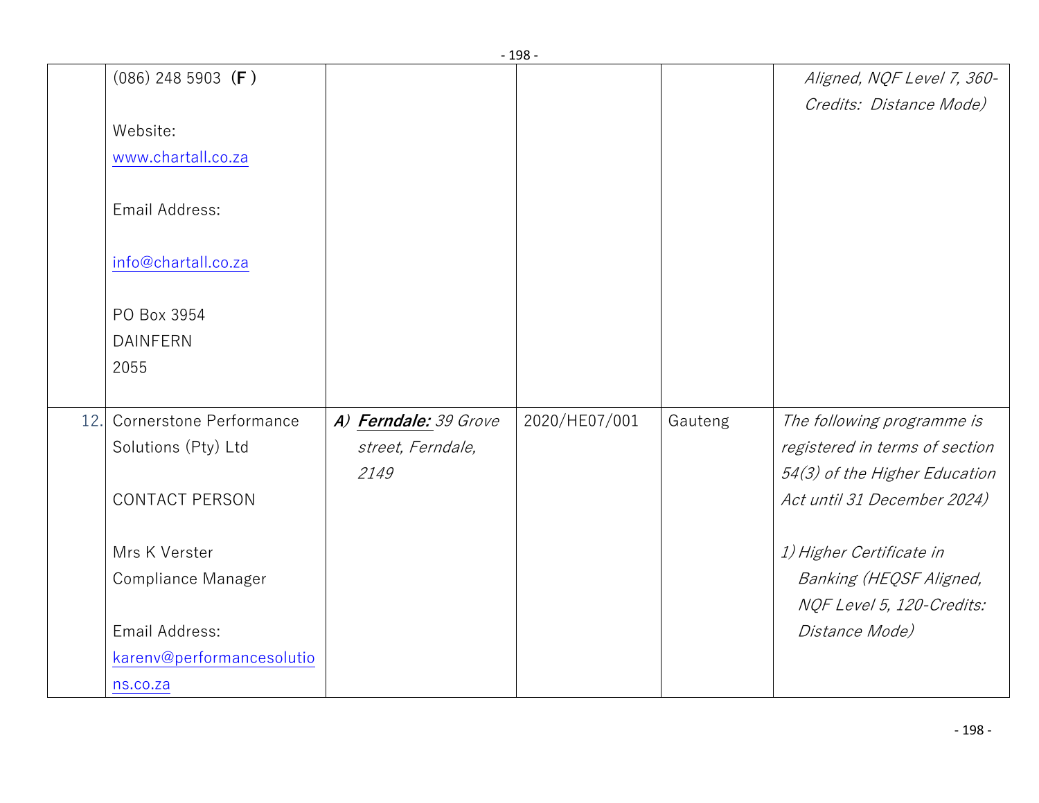| | | | | | |
|---|---|---|---|---|---|
| | (086) 248 5903 **(F )**<br><br>Website:<br>[www.chartall.co.za](http://www.chartall.co.za)<br><br>Email Address:<br><br>[info@chartall.co.za](mailto:info@chartall.co.za)<br><br>PO Box 3954<br>DAINFERN<br>2055 | | | | *Aligned, NQF Level 7, 360-Credits: Distance Mode)* |
| 12. | Cornerstone Performance Solutions (Pty) Ltd<br><br>CONTACT PERSON<br><br>Mrs K Verster<br>Compliance Manager<br><br>Email Address:<br>[karenv@performancesolutions.co.za](mailto:karenv@performancesolutions.co.za) | *A)* ***Ferndale:*** *39 Grove street, Ferndale, 2149* | 2020/HE07/001 | Gauteng | *The following programme is registered in terms of section 54(3) of the Higher Education Act until 31 December 2024)*<br><br>*1) Higher Certificate in Banking (HEQSF Aligned, NQF Level 5, 120-Credits: Distance Mode)* |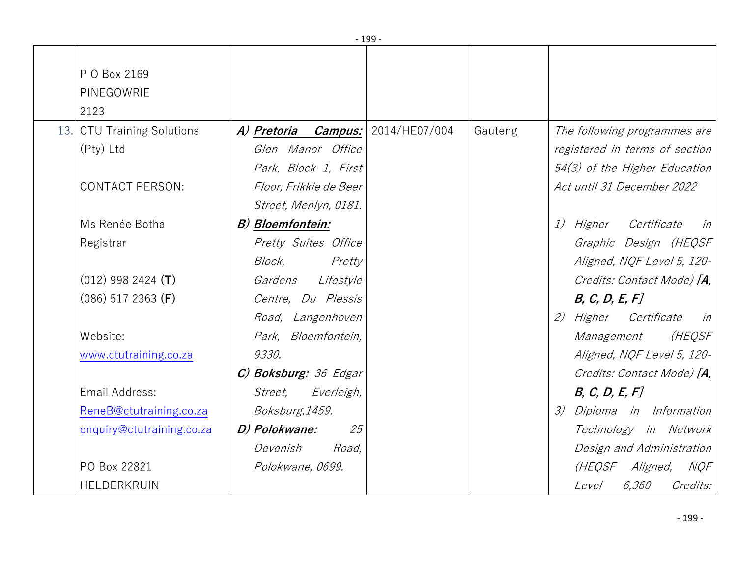| | | | | | |
|---|---|---|---|---|---|
| | P O Box 2169<br>PINEGOWRIE<br>2123 | | | | |
| 13. | CTU Training Solutions (Pty) Ltd<br><br>CONTACT PERSON:<br><br>Ms Renée Botha<br>Registrar<br><br>(012) 998 2424 **(T)**<br>(086) 517 2363 **(F)**<br><br>Website:<br>www.ctutraining.co.za<br><br>Email Address:<br>ReneB@ctutraining.co.za<br>enquiry@ctutraining.co.za<br><br>PO Box 22821<br>HELDERKRUIN | ***A) Pretoria Campus:*** *Glen Manor Office Park, Block 1, First Floor, Frikkie de Beer Street, Menlyn, 0181.*<br>***B) Bloemfontein:*** *Pretty Suites Office Block, Pretty Gardens Lifestyle Centre, Du Plessis Road, Langenhoven Park, Bloemfontein, 9330.*<br>***C) Boksburg:*** *36 Edgar Street, Everleigh, Boksburg,1459.*<br>***D) Polokwane:*** *25 Devenish Road, Polokwane, 0699.* | 2014/HE07/004 | Gauteng | *The following programmes are registered in terms of section 54(3) of the Higher Education Act until 31 December 2022*<br><br>*1) Higher Certificate in Graphic Design (HEQSF Aligned, NQF Level 5, 120-Credits: Contact Mode)* ***[A, B, C, D, E, F]***<br>*2) Higher Certificate in Management (HEQSF Aligned, NQF Level 5, 120-Credits: Contact Mode)* ***[A, B, C, D, E, F]***<br>*3) Diploma in Information Technology in Network Design and Administration (HEQSF Aligned, NQF Level 6,360 Credits:* |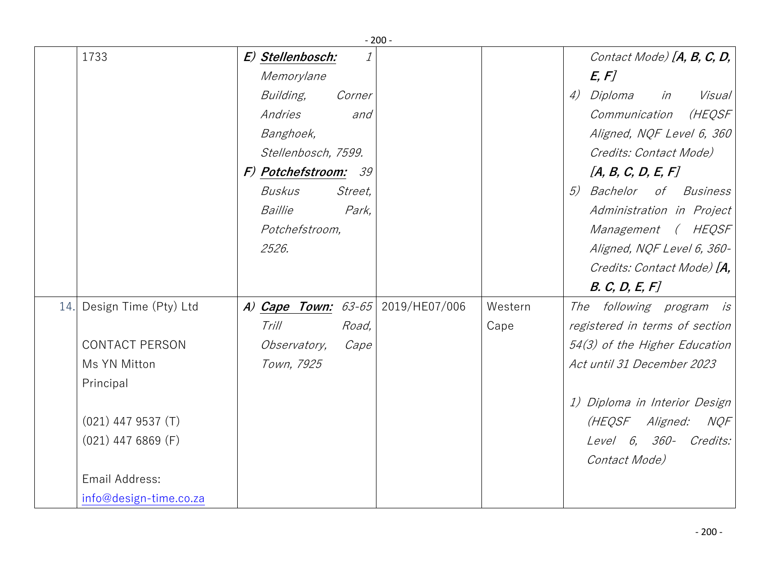| | | | | | |
|---|---|---|---|---|---|
| | 1733 | *E)* ***Stellenbosch:*** *1 Memorylane Building, Corner Andries and Banghoek, Stellenbosch, 7599.*<br>*F)* ***Potchefstroom:*** *39 Buskus Street, Baillie Park, Potchefstroom, 2526.* | | | *Contact Mode)* ***[A, B, C, D, E, F]***<br>*4) Diploma in Visual Communication (HEQSF Aligned, NQF Level 6, 360 Credits: Contact Mode)* ***[A, B, C, D, E, F]***<br>*5) Bachelor of Business Administration in Project Management ( HEQSF Aligned, NQF Level 6, 360-Credits: Contact Mode)* ***[A, B. C, D, E, F]*** |
| 14. | Design Time (Pty) Ltd<br><br>CONTACT PERSON<br>Ms YN Mitton<br>Principal<br><br>(021) 447 9537 (T)<br>(021) 447 6869 (F)<br><br>Email Address:<br>info@design-time.co.za | *A)* ***Cape Town:*** *63-65 Trill Road, Observatory, Cape Town, 7925* | 2019/HE07/006 | Western Cape | *The following program is registered in terms of section 54(3) of the Higher Education Act until 31 December 2023*<br><br>*1) Diploma in Interior Design (HEQSF Aligned: NQF Level 6, 360- Credits: Contact Mode)* |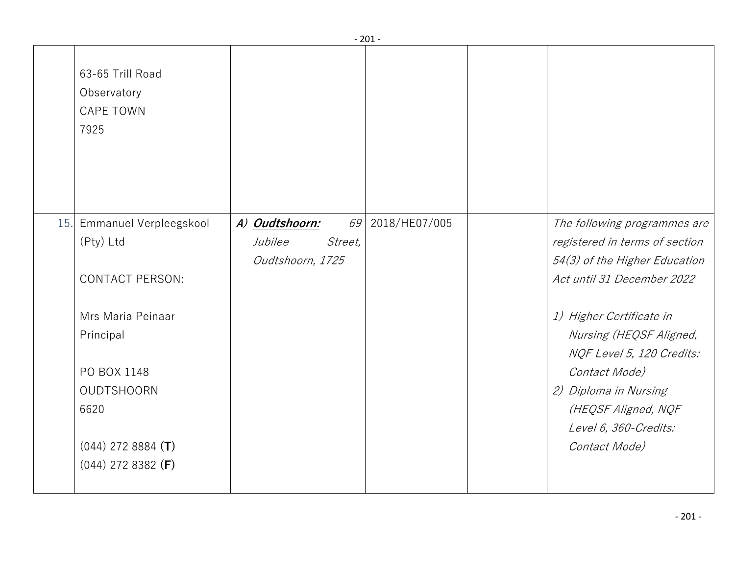|  |  |  |  |  |  |
|---|---|---|---|---|---|
|  | 63-65 Trill Road<br>Observatory<br>CAPE TOWN<br>7925 |  |  |  |  |
| 15. | Emmanuel Verpleegskool (Pty) Ltd<br><br>CONTACT PERSON:<br><br>Mrs Maria Peinaar<br>Principal<br><br>PO BOX 1148<br>OUDTSHOORN<br>6620<br><br>(044) 272 8884 **(T)**<br>(044) 272 8382 **(F)** | *A)* ***Oudtshoorn:*** *69 Jubilee Street, Oudtshoorn, 1725* | 2018/HE07/005 |  | *The following programmes are registered in terms of section 54(3) of the Higher Education Act until 31 December 2022*<br><br>*1) Higher Certificate in Nursing (HEQSF Aligned, NQF Level 5, 120 Credits: Contact Mode)*<br>*2) Diploma in Nursing (HEQSF Aligned, NQF Level 6, 360-Credits: Contact Mode)* |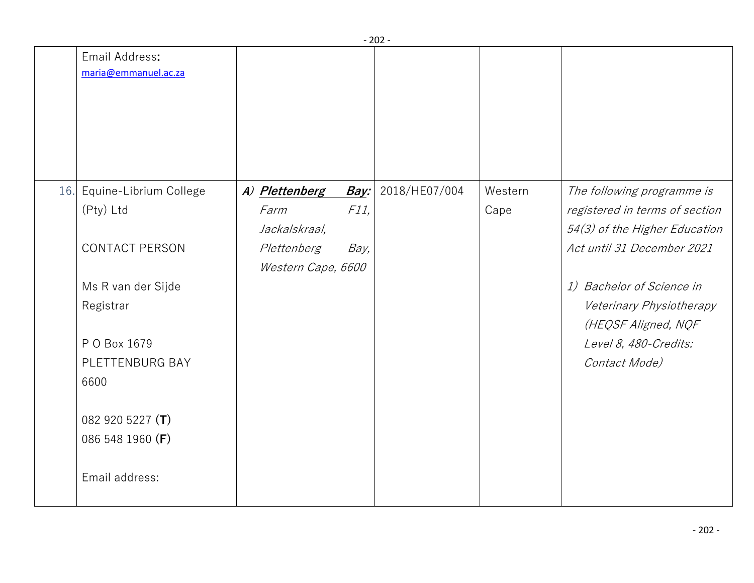| | | | | | |
|---|---|---|---|---|---|
| | Email Address**:** maria@emmanuel.ac.za | | | | |
| 16. | Equine-Librium College (Pty) Ltd<br><br>CONTACT PERSON<br><br>Ms R van der Sijde<br>Registrar<br><br>P O Box 1679<br>PLETTENBURG BAY<br>6600<br><br>082 920 5227 **(T)**<br>086 548 1960 **(F)**<br><br>Email address: | *A)* ***Plettenberg Bay:*** *Farm F11, Jackalskraal, Plettenberg Bay, Western Cape, 6600* | 2018/HE07/004 | Western Cape | *The following programme is registered in terms of section 54(3) of the Higher Education Act until 31 December 2021*<br><br>*1) Bachelor of Science in Veterinary Physiotherapy (HEQSF Aligned, NQF Level 8, 480-Credits: Contact Mode)* |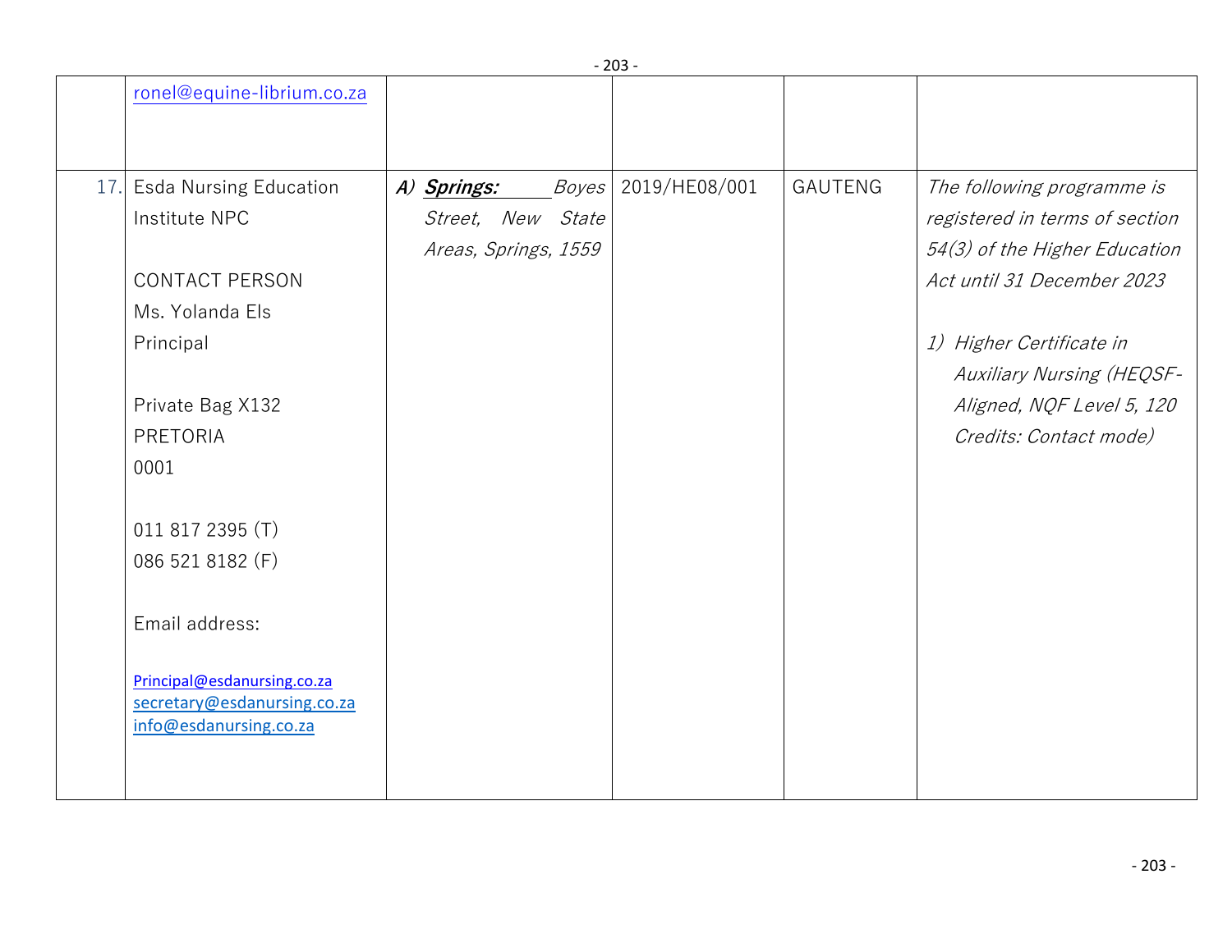| | | | | | |
|---|---|---|---|---|---|
| | ronel@equine-librium.co.za | | | | |
| 17. | Esda Nursing Education Institute NPC<br><br>CONTACT PERSON<br>Ms. Yolanda Els<br>Principal<br><br>Private Bag X132<br>PRETORIA<br>0001<br><br>011 817 2395 (T)<br>086 521 8182 (F)<br><br>Email address:<br><br>Principal@esdanursing.co.za<br>secretary@esdanursing.co.za<br>info@esdanursing.co.za | *A)* ***Springs:*** *Boyes Street, New State Areas, Springs, 1559* | 2019/HE08/001 | GAUTENG | *The following programme is registered in terms of section 54(3) of the Higher Education Act until 31 December 2023*<br><br>*1) Higher Certificate in Auxiliary Nursing (HEQSF-Aligned, NQF Level 5, 120 Credits: Contact mode)* |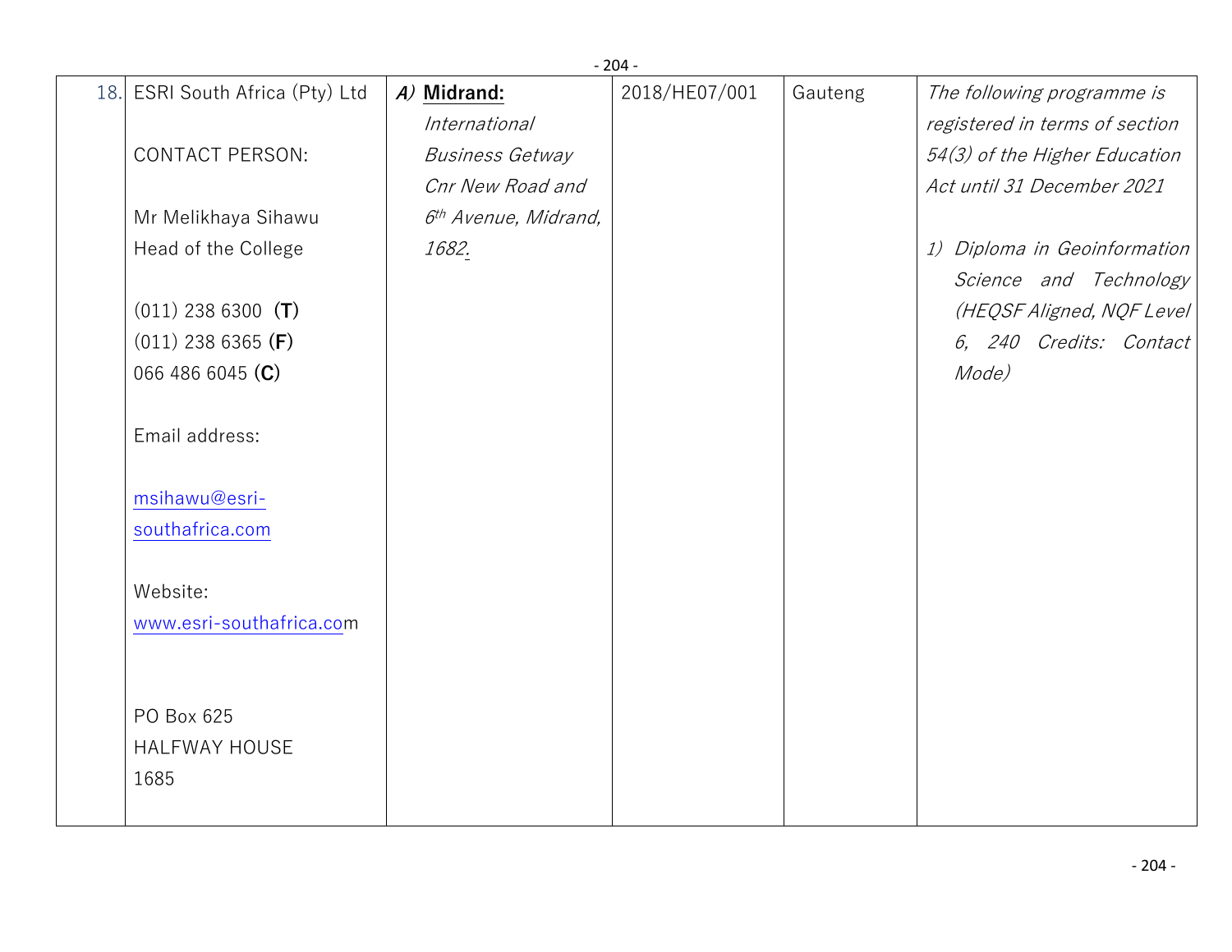| 18. | ESRI South Africa (Pty) Ltd<br><br>CONTACT PERSON:<br><br>Mr Melikhaya Sihawu<br>Head of the College<br><br>(011) 238 6300 **(T)**<br>(011) 238 6365 **(F)**<br>066 486 6045 **(C)**<br><br>Email address:<br><br>msihawu@esri-southafrica.com<br><br>Website:<br>www.esri-southafrica.com<br><br>PO Box 625<br>HALFWAY HOUSE<br>1685 | *A)* **Midrand:**<br>*International Business Getway Cnr New Road and 6th Avenue, Midrand, 1682.* | 2018/HE07/001 | Gauteng | *The following programme is registered in terms of section 54(3) of the Higher Education Act until 31 December 2021*<br><br>*1) Diploma in Geoinformation Science and Technology (HEQSF Aligned, NQF Level 6, 240 Credits: Contact Mode)* |
|---|---|---|---|---|---|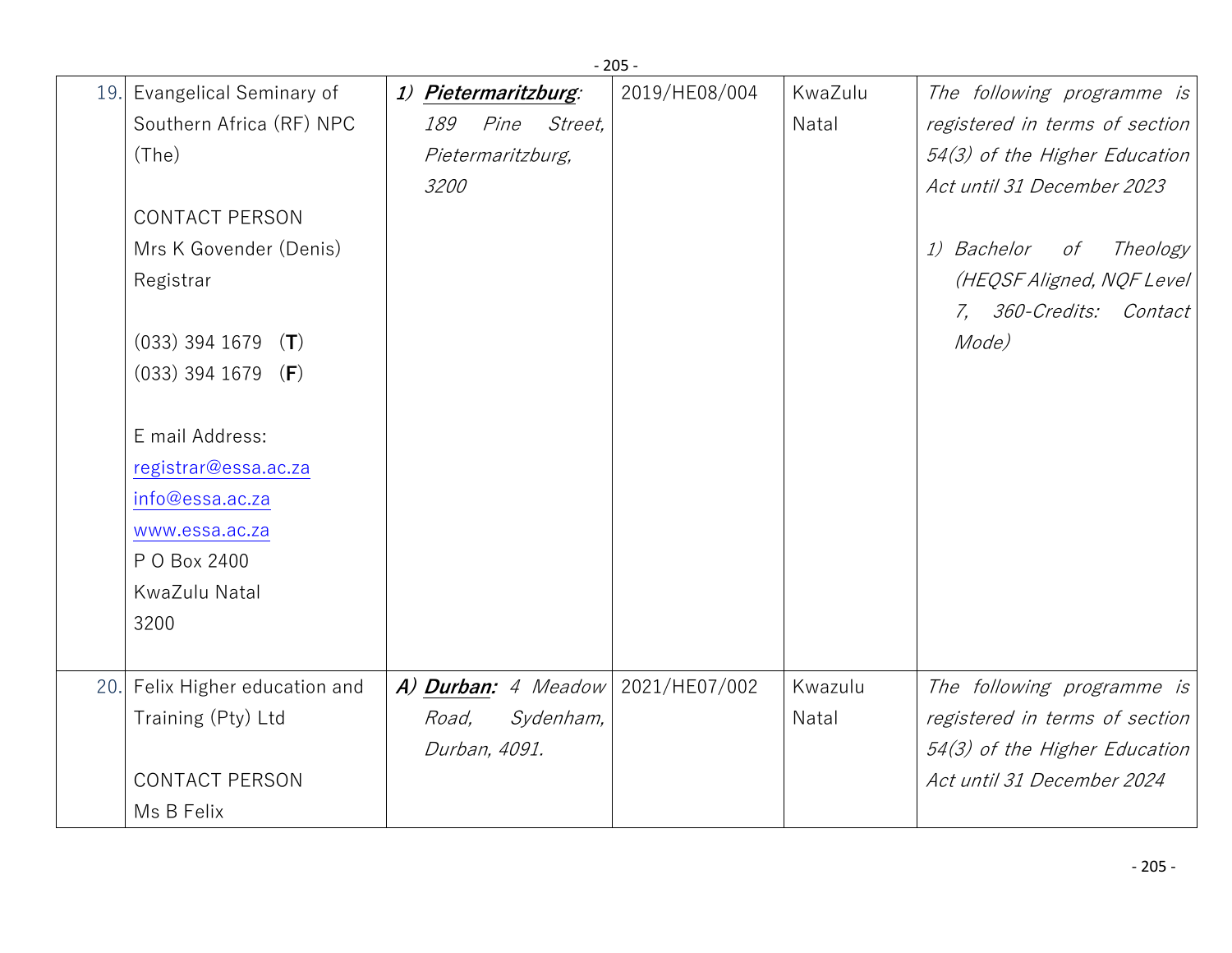| 19. | Evangelical Seminary of Southern Africa (RF) NPC (The)<br><br>CONTACT PERSON<br>Mrs K Govender (Denis)<br>Registrar<br><br>(033) 394 1679 (**T**)<br>(033) 394 1679 (**F**)<br><br>E mail Address:<br>registrar@essa.ac.za<br>info@essa.ac.za<br>www.essa.ac.za<br>P O Box 2400<br>KwaZulu Natal<br>3200 | ***1) Pietermaritzburg**: 189 Pine Street, Pietermaritzburg, 3200* | 2019/HE08/004 | KwaZulu Natal | *The following programme is registered in terms of section 54(3) of the Higher Education Act until 31 December 2023*<br><br>*1) Bachelor of Theology (HEQSF Aligned, NQF Level 7, 360-Credits: Contact Mode)* |
|---|---|---|---|---|---|
| 20. | Felix Higher education and Training (Pty) Ltd<br><br>CONTACT PERSON<br>Ms B Felix | ***A) Durban:** 4 Meadow Road, Sydenham, Durban, 4091.* | 2021/HE07/002 | Kwazulu Natal | *The following programme is registered in terms of section 54(3) of the Higher Education Act until 31 December 2024* |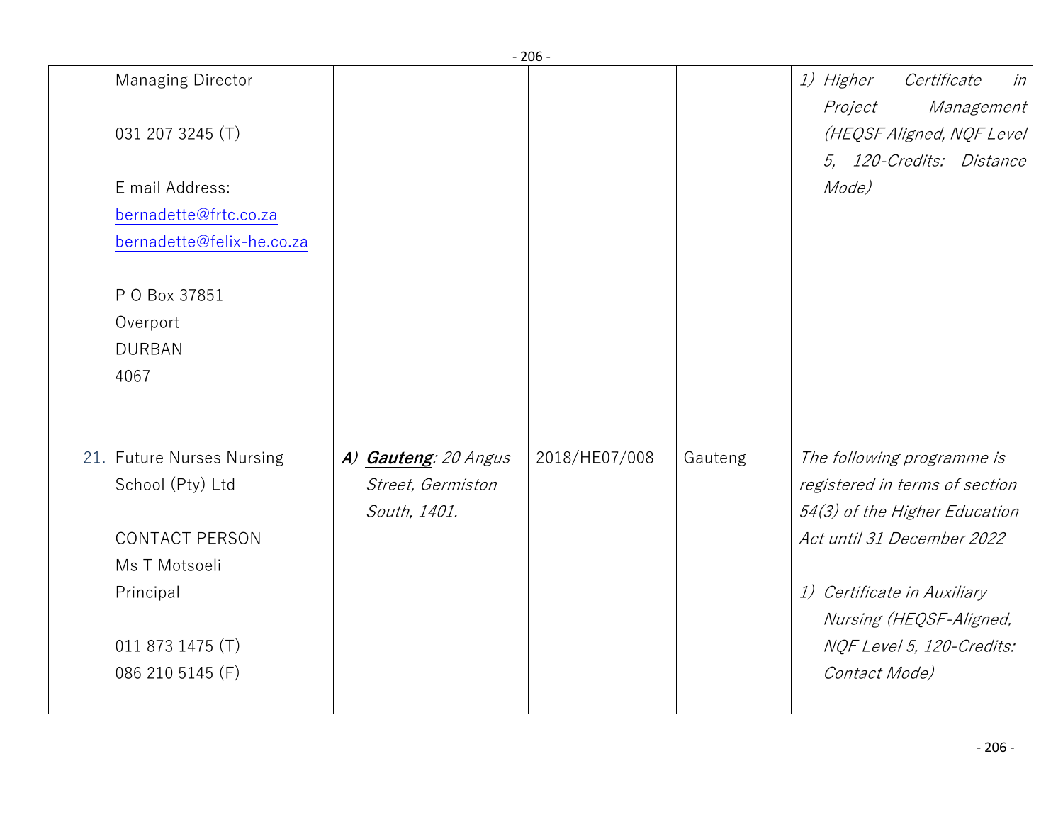| | | | | | |
|---|---|---|---|---|---|
| | Managing Director<br><br>031 207 3245 (T)<br><br>E mail Address:<br>bernadette@frtc.co.za<br>bernadette@felix-he.co.za<br><br>P O Box 37851<br>Overport<br>DURBAN<br>4067 | | | | *1) Higher Certificate in Project Management (HEQSF Aligned, NQF Level 5, 120-Credits: Distance Mode)* |
| 21. | Future Nurses Nursing School (Pty) Ltd<br><br>CONTACT PERSON<br>Ms T Motsoeli<br>Principal<br><br>011 873 1475 (T)<br>086 210 5145 (F) | *A)* ***Gauteng****: 20 Angus Street, Germiston South, 1401.* | 2018/HE07/008 | Gauteng | *The following programme is registered in terms of section 54(3) of the Higher Education Act until 31 December 2022*<br><br>*1) Certificate in Auxiliary Nursing (HEQSF-Aligned, NQF Level 5, 120-Credits: Contact Mode)* |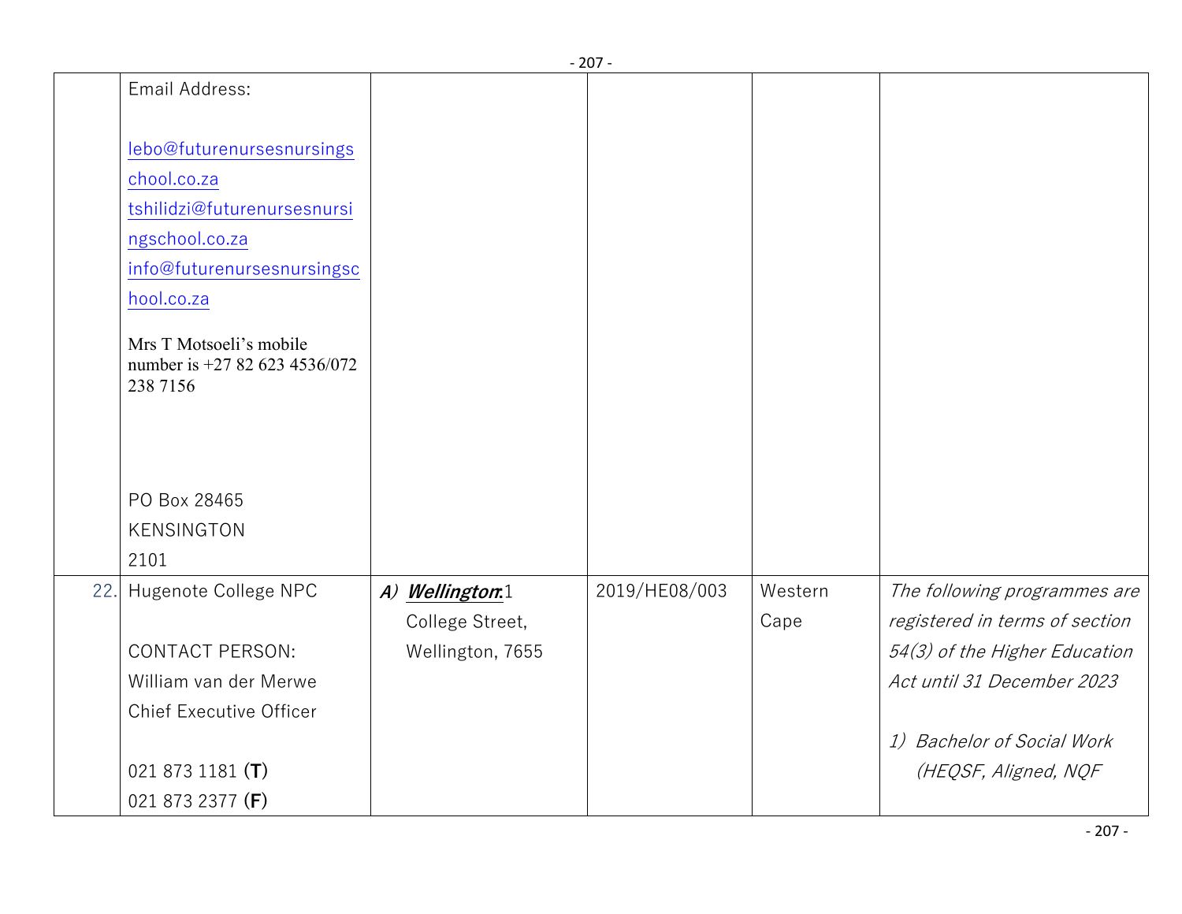| | | | | | |
|---|---|---|---|---|---|
| | Email Address:<br><br>lebo@futurenursesnursingschool.co.za<br>tshilidzi@futurenursesnursingschool.co.za<br>info@futurenursesnursingschool.co.za<br><br>Mrs T Motsoeli's mobile number is +27 82 623 4536/072 238 7156<br><br>PO Box 28465<br>KENSINGTON<br>2101 | | | | |
| 22. | Hugenote College NPC<br><br>CONTACT PERSON:<br>William van der Merwe<br>Chief Executive Officer<br><br>021 873 1181 **(T)**<br>021 873 2377 **(F)** | *A)* ***Wellington*:**1 College Street, Wellington, 7655 | 2019/HE08/003 | Western Cape | *The following programmes are registered in terms of section 54(3) of the Higher Education Act until 31 December 2023*<br><br>*1) Bachelor of Social Work (HEQSF, Aligned, NQF* |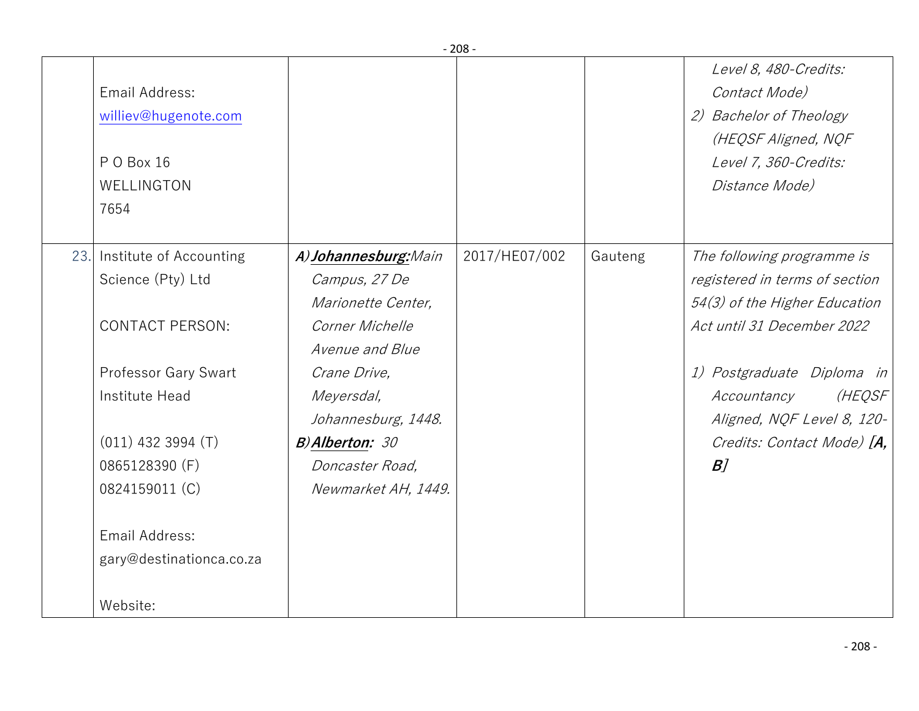| | | | | | |
|---|---|---|---|---|---|
| | Email Address: williev@hugenote.com<br><br>P O Box 16<br>WELLINGTON<br>7654 | | | | *Level 8, 480-Credits: Contact Mode)*<br>*2) Bachelor of Theology (HEQSF Aligned, NQF Level 7, 360-Credits: Distance Mode)* |
| 23. | Institute of Accounting Science (Pty) Ltd<br><br>CONTACT PERSON:<br><br>Professor Gary Swart<br>Institute Head<br><br>(011) 432 3994 (T)<br>0865128390 (F)<br>0824159011 (C)<br><br>Email Address:<br>gary@destinationca.co.za<br><br>Website: | ***A) Johannesburg:*** *Main Campus, 27 De Marionette Center, Corner Michelle Avenue and Blue Crane Drive, Meyersdal, Johannesburg, 1448.*<br>***B) Alberton:*** *30 Doncaster Road, Newmarket AH, 1449.* | 2017/HE07/002 | Gauteng | *The following programme is registered in terms of section 54(3) of the Higher Education Act until 31 December 2022*<br><br>*1) Postgraduate Diploma in Accountancy (HEQSF Aligned, NQF Level 8, 120-Credits: Contact Mode)* ***[A, B]*** |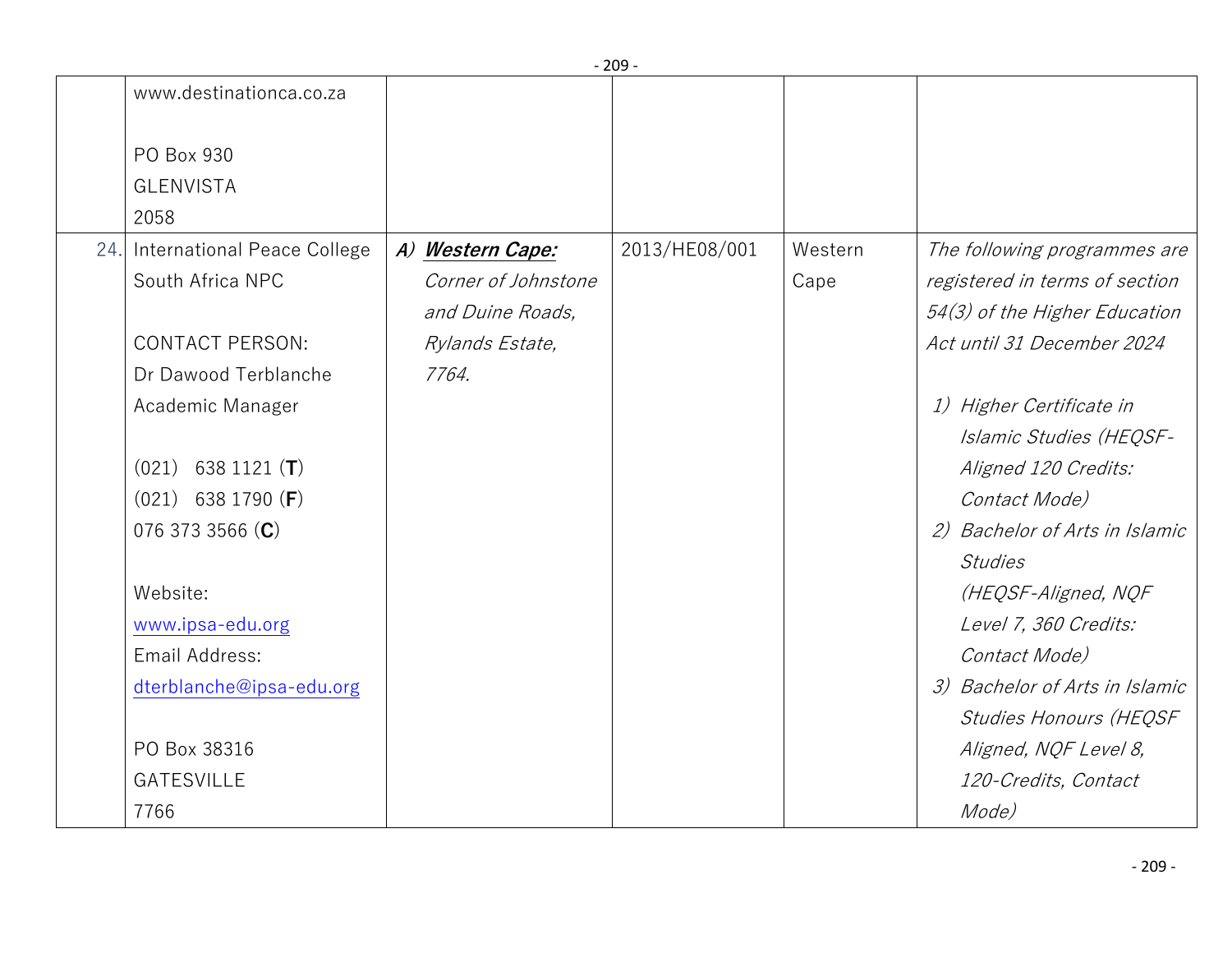| | | | | | |
|---|---|---|---|---|---|
| | www.destinationca.co.za<br><br>PO Box 930<br>GLENVISTA<br>2058 | | | | |
| 24. | International Peace College South Africa NPC<br><br>CONTACT PERSON:<br>Dr Dawood Terblanche<br>Academic Manager<br><br>(021) 638 1121 (**T**)<br>(021) 638 1790 (**F**)<br>076 373 3566 (**C**)<br><br>Website:<br>www.ipsa-edu.org<br>Email Address:<br>dterblanche@ipsa-edu.org<br><br>PO Box 38316<br>GATESVILLE<br>7766 | *A) **Western Cape:***<br>*Corner of Johnstone and Duine Roads, Rylands Estate, 7764.* | 2013/HE08/001 | Western Cape | *The following programmes are registered in terms of section 54(3) of the Higher Education Act until 31 December 2024*<br><br>*1) Higher Certificate in Islamic Studies (HEQSF-Aligned 120 Credits: Contact Mode)*<br>*2) Bachelor of Arts in Islamic Studies (HEQSF-Aligned, NQF Level 7, 360 Credits: Contact Mode)*<br>*3) Bachelor of Arts in Islamic Studies Honours (HEQSF Aligned, NQF Level 8, 120-Credits, Contact Mode)* |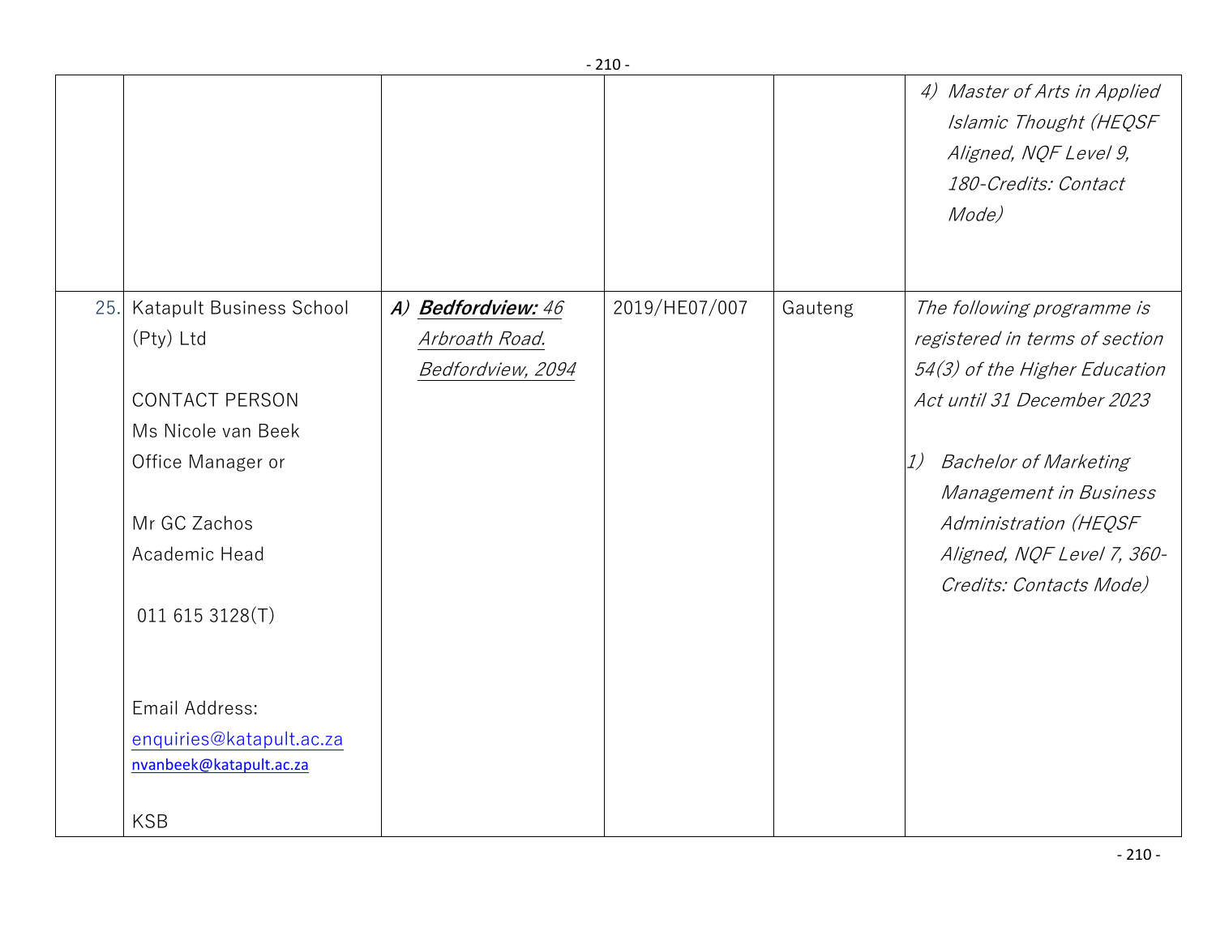| | | | | | |
|---|---|---|---|---|---|
| | | | | | *4) Master of Arts in Applied Islamic Thought (HEQSF Aligned, NQF Level 9, 180-Credits: Contact Mode)* |
| 25. | Katapult Business School (Pty) Ltd<br><br>CONTACT PERSON<br>Ms Nicole van Beek<br>Office Manager or<br><br>Mr GC Zachos<br>Academic Head<br><br>011 615 3128(T)<br><br>Email Address:<br>enquiries@katapult.ac.za<br>nvanbeek@katapult.ac.za<br><br>KSB | *A) **Bedfordview:** 46 Arbroath Road. Bedfordview, 2094* | 2019/HE07/007 | Gauteng | *The following programme is registered in terms of section 54(3) of the Higher Education Act until 31 December 2023*<br><br>*1) Bachelor of Marketing Management in Business Administration (HEQSF Aligned, NQF Level 7, 360-Credits: Contacts Mode)* |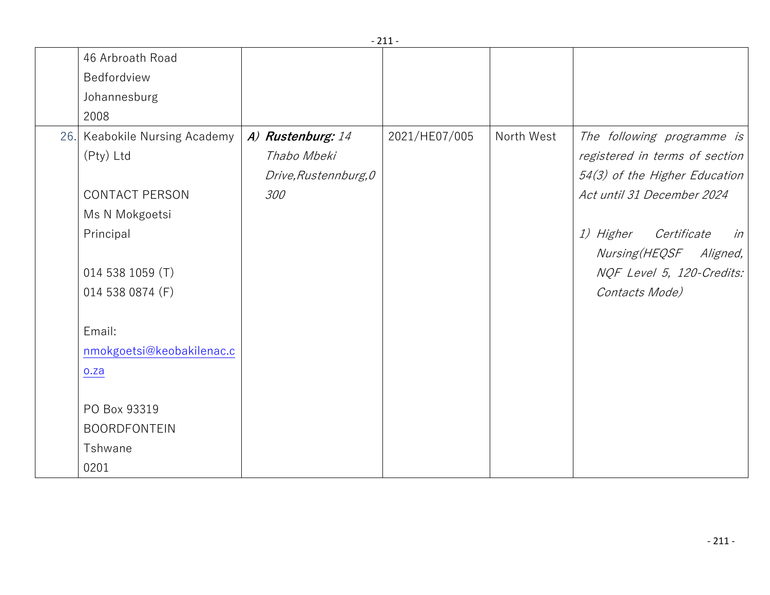| | | | | | |
|---|---|---|---|---|---|
| | 46 Arbroath Road<br>Bedfordview<br>Johannesburg<br>2008 | | | | |
| 26. | Keabokile Nursing Academy (Pty) Ltd<br><br>CONTACT PERSON<br>Ms N Mokgoetsi<br>Principal<br><br>014 538 1059 (T)<br>014 538 0874 (F)<br><br>Email:<br>nmokgoetsi@keobakilenac.co.za<br><br>PO Box 93319<br>BOORDFONTEIN<br>Tshwane<br>0201 | *A)* ***Rustenburg:*** *14 Thabo Mbeki Drive,Rustennburg,0300* | 2021/HE07/005 | North West | *The following programme is registered in terms of section 54(3) of the Higher Education Act until 31 December 2024*<br><br>*1) Higher Certificate in Nursing(HEQSF Aligned, NQF Level 5, 120-Credits: Contacts Mode)* |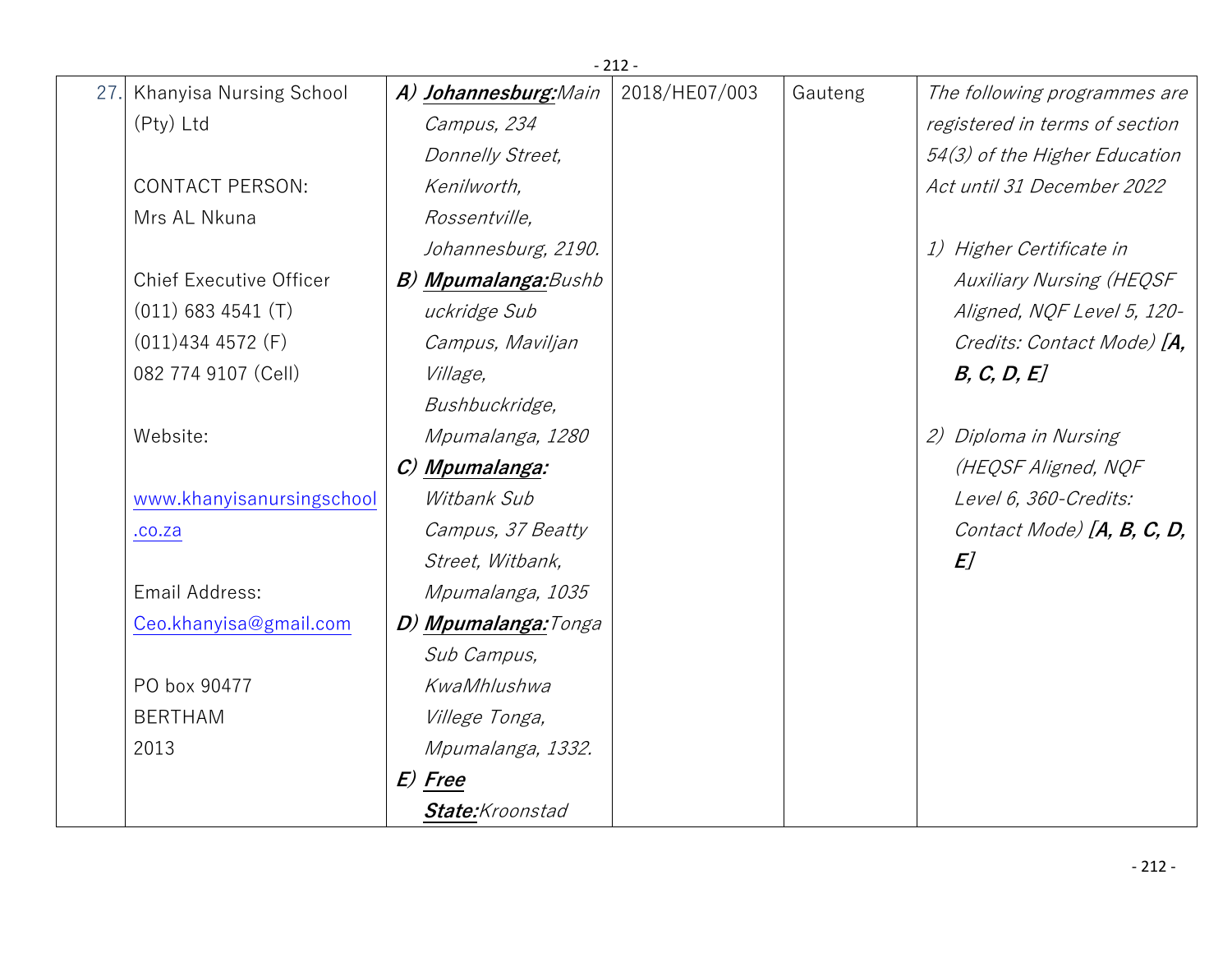| 27. | Khanyisa Nursing School (Pty) Ltd<br><br>CONTACT PERSON:<br>Mrs AL Nkuna<br><br>Chief Executive Officer<br>(011) 683 4541 (T)<br>(011)434 4572 (F)<br>082 774 9107 (Cell)<br><br>Website:<br><br>www.khanyisanursingschool.co.za<br><br>Email Address:<br>Ceo.khanyisa@gmail.com<br><br>PO box 90477<br>BERTHAM<br>2013 | *A)* ***Johannesburg:****Main Campus, 234 Donnelly Street, Kenilworth, Rossentville, Johannesburg, 2190.*<br>*B)* ***Mpumalanga:****Bushbuckridge Sub Campus, Maviljan Village, Bushbuckridge, Mpumalanga, 1280*<br>*C)* ***Mpumalanga:*** *Witbank Sub Campus, 37 Beatty Street, Witbank, Mpumalanga, 1035*<br>*D)* ***Mpumalanga:****Tonga Sub Campus, KwaMhlushwa Villege Tonga, Mpumalanga, 1332.*<br>*E)* ***Free State:****Kroonstad* | 2018/HE07/003 | Gauteng | *The following programmes are registered in terms of section 54(3) of the Higher Education Act until 31 December 2022*<br><br>*1) Higher Certificate in Auxiliary Nursing (HEQSF Aligned, NQF Level 5, 120-Credits: Contact Mode)* ***[A, B, C, D, E]***<br><br>*2) Diploma in Nursing (HEQSF Aligned, NQF Level 6, 360-Credits: Contact Mode)* ***[A, B, C, D, E]*** |
|---|---|---|---|---|---|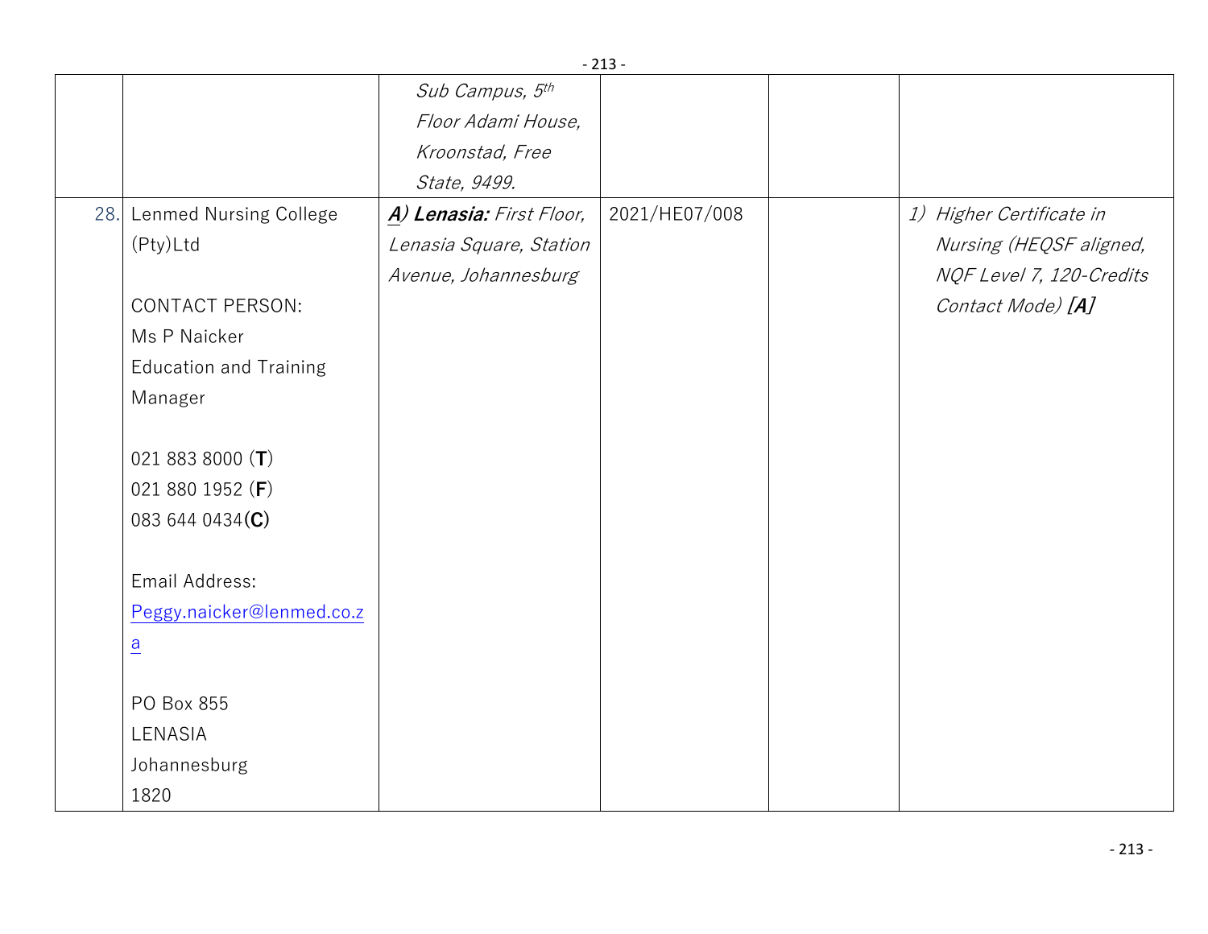| | | | | | |
|---|---|---|---|---|---|
| | | *Sub Campus, 5th Floor Adami House, Kroonstad, Free State, 9499.* | | | |
| 28. | Lenmed Nursing College (Pty)Ltd<br><br>CONTACT PERSON:<br>Ms P Naicker<br>Education and Training Manager<br><br>021 883 8000 (**T**)<br>021 880 1952 (**F**)<br>083 644 0434(**C**)<br><br>Email Address:<br>Peggy.naicker@lenmed.co.za<br><br>PO Box 855<br>LENASIA<br>Johannesburg<br>1820 | ***A) Lenasia:*** *First Floor, Lenasia Square, Station Avenue, Johannesburg* | 2021/HE07/008 | | *1) Higher Certificate in Nursing (HEQSF aligned, NQF Level 7, 120-Credits Contact Mode)* ***[A]*** |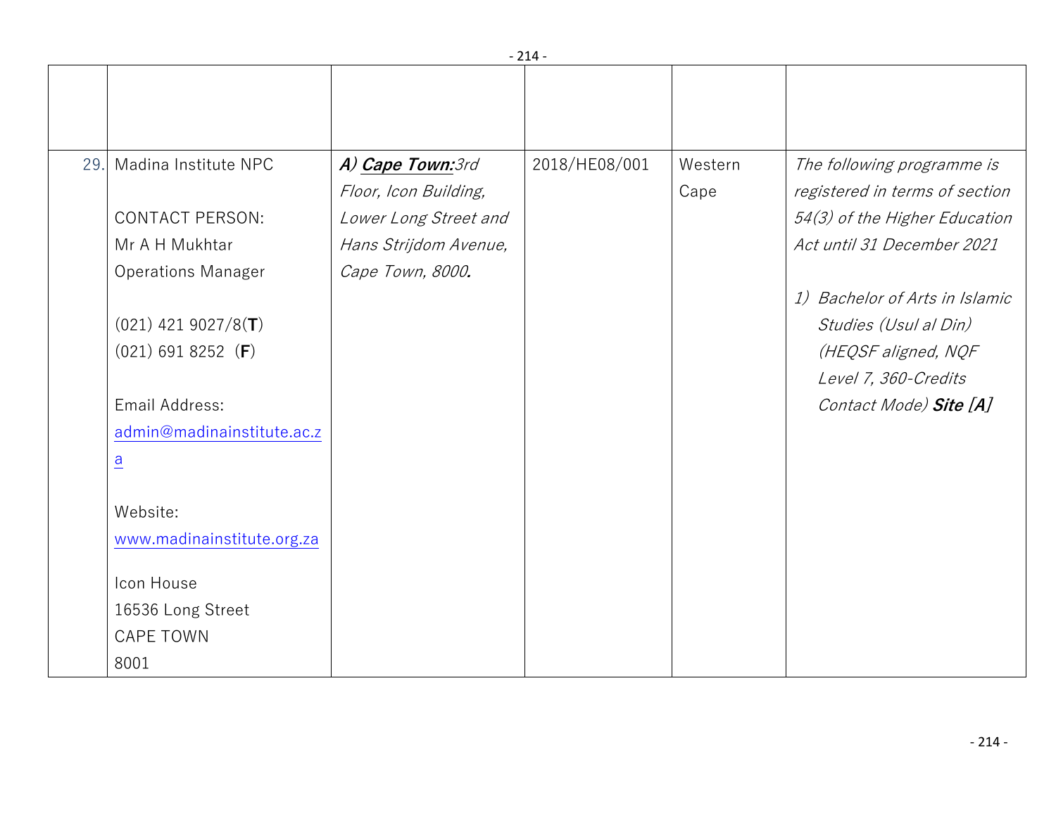| | | | | | |
|---|---|---|---|---|---|
| | | | | | |
| 29. | Madina Institute NPC<br><br>CONTACT PERSON:<br>Mr A H Mukhtar<br>Operations Manager<br><br>(021) 421 9027/8(**T**)<br>(021) 691 8252 (**F**)<br><br>Email Address:<br>admin@madinainstitute.ac.za<br><br>Website:<br>www.madinainstitute.org.za<br><br>Icon House<br>16536 Long Street<br>CAPE TOWN<br>8001 | ***A) Cape Town:****3rd Floor, Icon Building, Lower Long Street and Hans Strijdom Avenue, Cape Town, 8000.* | 2018/HE08/001 | Western Cape | *The following programme is registered in terms of section 54(3) of the Higher Education Act until 31 December 2021*<br><br>*1) Bachelor of Arts in Islamic Studies (Usul al Din) (HEQSF aligned, NQF Level 7, 360-Credits Contact Mode)* ***Site [A]*** |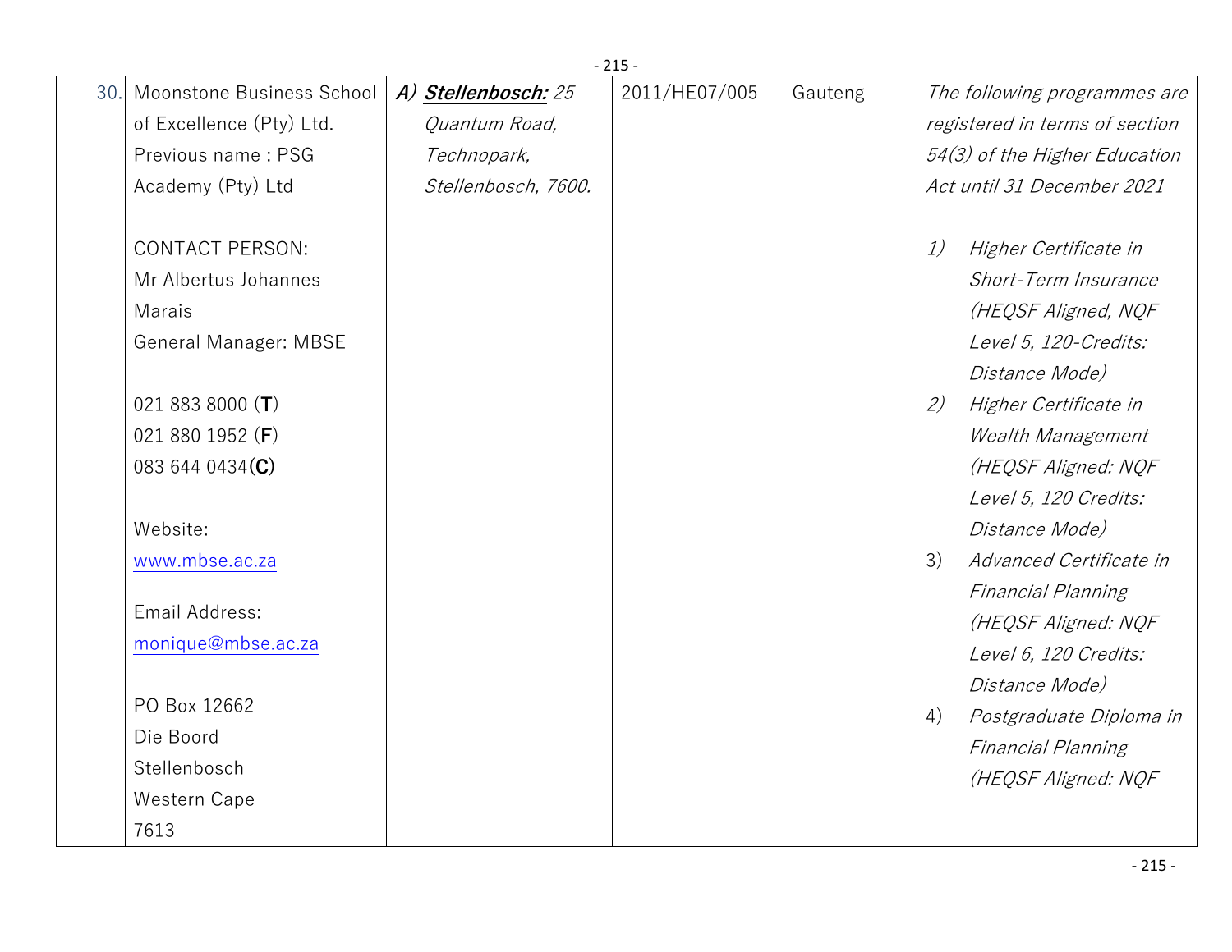| 30. | Moonstone Business School of Excellence (Pty) Ltd. Previous name : PSG Academy (Pty) Ltd<br><br>CONTACT PERSON:<br>Mr Albertus Johannes Marais<br>General Manager: MBSE<br><br>021 883 8000 (**T**)<br>021 880 1952 (**F**)<br>083 644 0434(**C**)<br><br>Website:<br>www.mbse.ac.za<br><br>Email Address:<br>monique@mbse.ac.za<br><br>PO Box 12662<br>Die Boord<br>Stellenbosch<br>Western Cape<br>7613 | *A)* ***Stellenbosch:*** *25 Quantum Road, Technopark, Stellenbosch, 7600.* | 2011/HE07/005 | Gauteng | *The following programmes are registered in terms of section 54(3) of the Higher Education Act until 31 December 2021*<br><br>*1) Higher Certificate in Short-Term Insurance (HEQSF Aligned, NQF Level 5, 120-Credits: Distance Mode)*<br>*2) Higher Certificate in Wealth Management (HEQSF Aligned: NQF Level 5, 120 Credits: Distance Mode)*<br>3) *Advanced Certificate in Financial Planning (HEQSF Aligned: NQF Level 6, 120 Credits: Distance Mode)*<br>4) *Postgraduate Diploma in Financial Planning (HEQSF Aligned: NQF* |
|---|---|---|---|---|---|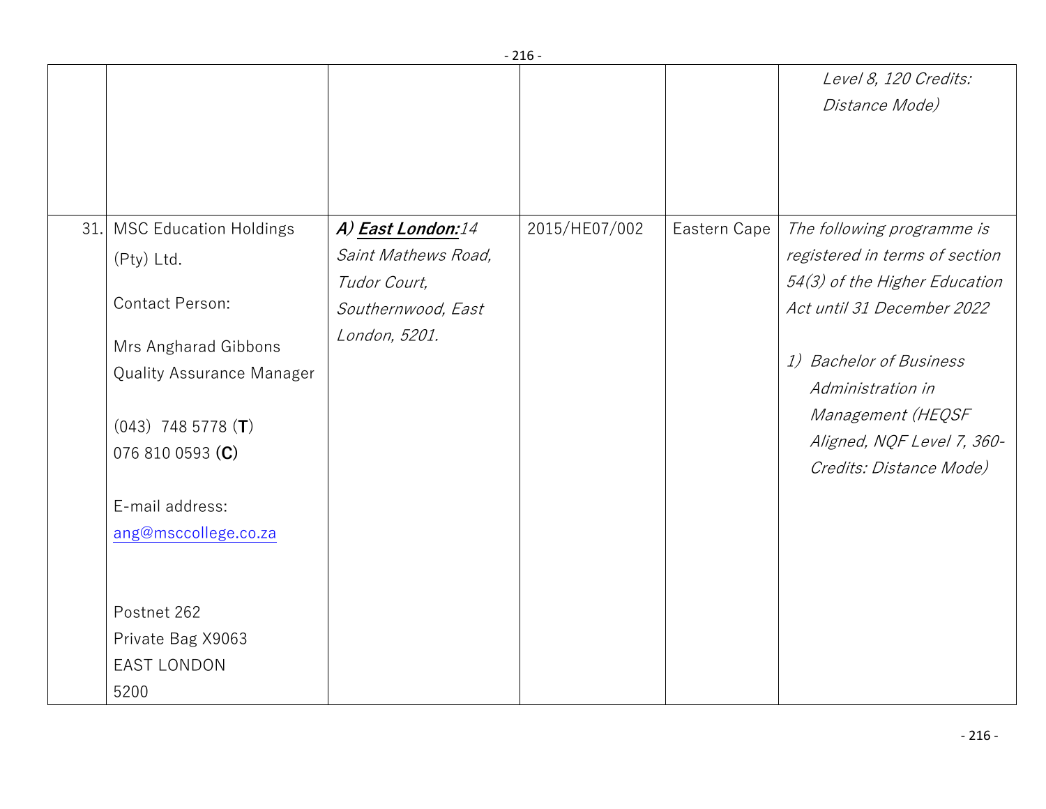| | | | | | |
|---|---|---|---|---|---|
| | | | | | *Level 8, 120 Credits: Distance Mode)* |
| 31. | MSC Education Holdings (Pty) Ltd.<br><br>Contact Person:<br><br>Mrs Angharad Gibbons<br>Quality Assurance Manager<br><br>(043) 748 5778 (**T**)<br>076 810 0593 (**C**)<br><br>E-mail address:<br>ang@msccollege.co.za<br><br>Postnet 262<br>Private Bag X9063<br>EAST LONDON<br>5200 | ***A) <u>East London:</u>****14 Saint Mathews Road, Tudor Court, Southernwood, East London, 5201.* | 2015/HE07/002 | Eastern Cape | *The following programme is registered in terms of section 54(3) of the Higher Education Act until 31 December 2022*<br><br>*1) Bachelor of Business Administration in Management (HEQSF Aligned, NQF Level 7, 360-Credits: Distance Mode)* |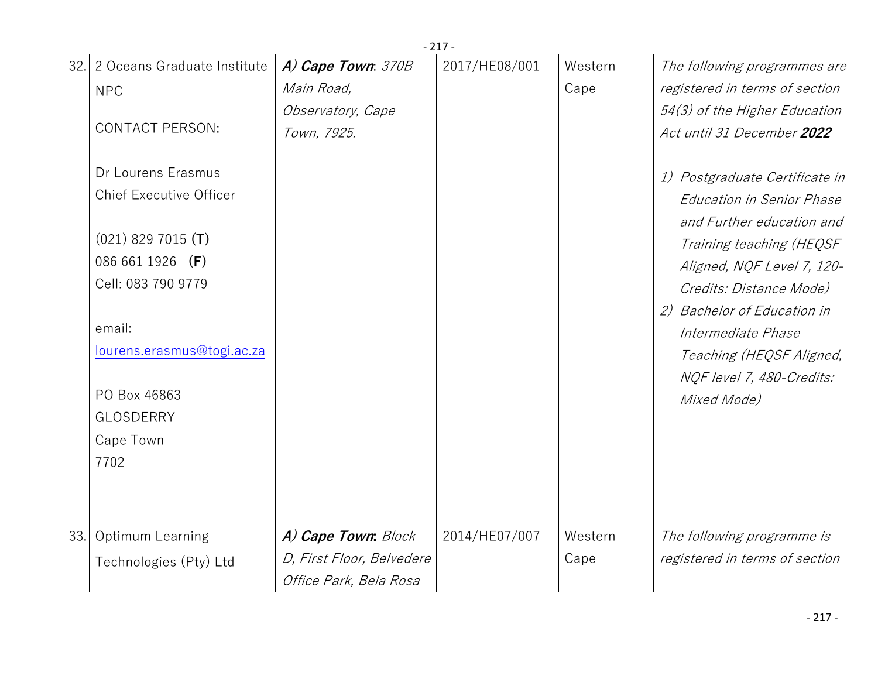| | | | | | |
|---|---|---|---|---|---|
| 32. | 2 Oceans Graduate Institute NPC<br><br>CONTACT PERSON:<br><br>Dr Lourens Erasmus<br>Chief Executive Officer<br><br>(021) 829 7015 **(T)**<br>086 661 1926 **(F)**<br>Cell: 083 790 9779<br><br>email:<br>lourens.erasmus@togi.ac.za<br><br>PO Box 46863<br>GLOSDERRY<br>Cape Town<br>7702 | ***A) Cape Town**: 370B Main Road, Observatory, Cape Town, 7925.* | 2017/HE08/001 | Western Cape | *The following programmes are registered in terms of section 54(3) of the Higher Education Act until 31 December **2022***<br><br>*1) Postgraduate Certificate in Education in Senior Phase and Further education and Training teaching (HEQSF Aligned, NQF Level 7, 120-Credits: Distance Mode)*<br>*2) Bachelor of Education in Intermediate Phase Teaching (HEQSF Aligned, NQF level 7, 480-Credits: Mixed Mode)* |
| 33. | Optimum Learning Technologies (Pty) Ltd | ***A) Cape Town**: Block D, First Floor, Belvedere Office Park, Bela Rosa* | 2014/HE07/007 | Western Cape | *The following programme is registered in terms of section* |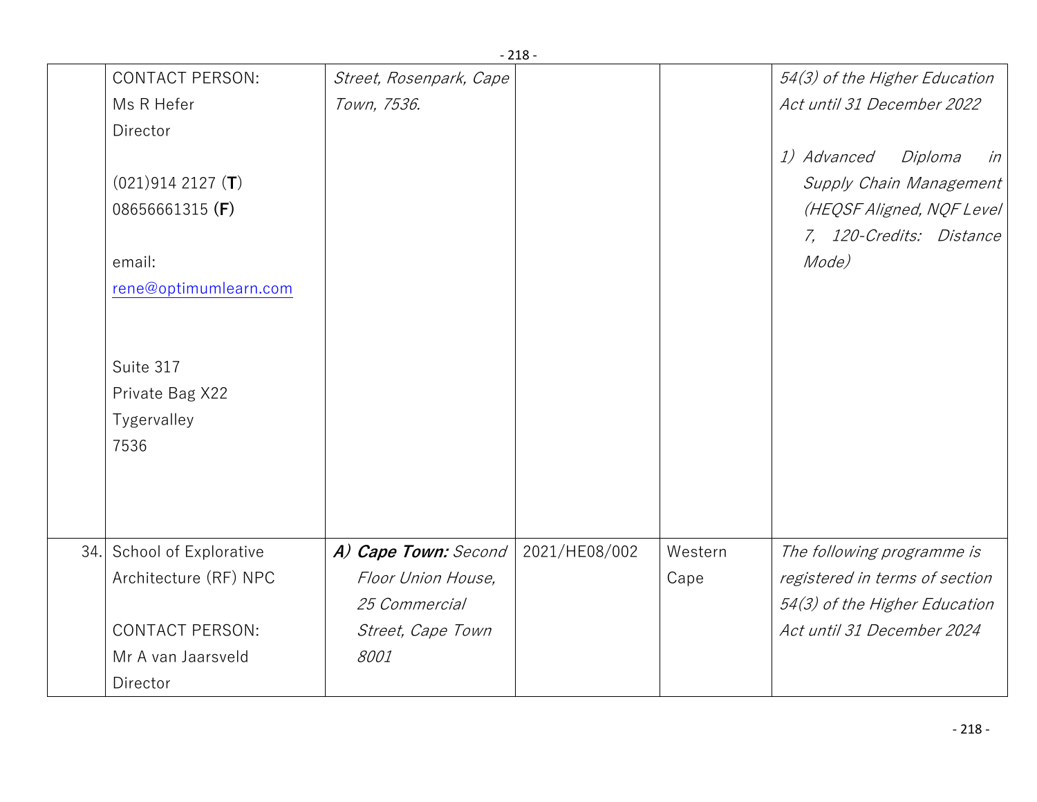| | | | | | |
|---|---|---|---|---|---|
| | CONTACT PERSON:<br>Ms R Hefer<br>Director<br><br>(021)914 2127 (**T**)<br>08656661315 (**F**)<br><br>email:<br>rene@optimumlearn.com<br><br>Suite 317<br>Private Bag X22<br>Tygervalley<br>7536 | *Street, Rosenpark, Cape Town, 7536.* | | | *54(3) of the Higher Education Act until 31 December 2022*<br><br>*1) Advanced Diploma in Supply Chain Management (HEQSF Aligned, NQF Level 7, 120-Credits: Distance Mode)* |
| 34. | School of Explorative Architecture (RF) NPC<br><br>CONTACT PERSON:<br>Mr A van Jaarsveld<br>Director | ***A) Cape Town:*** *Second Floor Union House, 25 Commercial Street, Cape Town 8001* | 2021/HE08/002 | Western Cape | *The following programme is registered in terms of section 54(3) of the Higher Education Act until 31 December 2024* |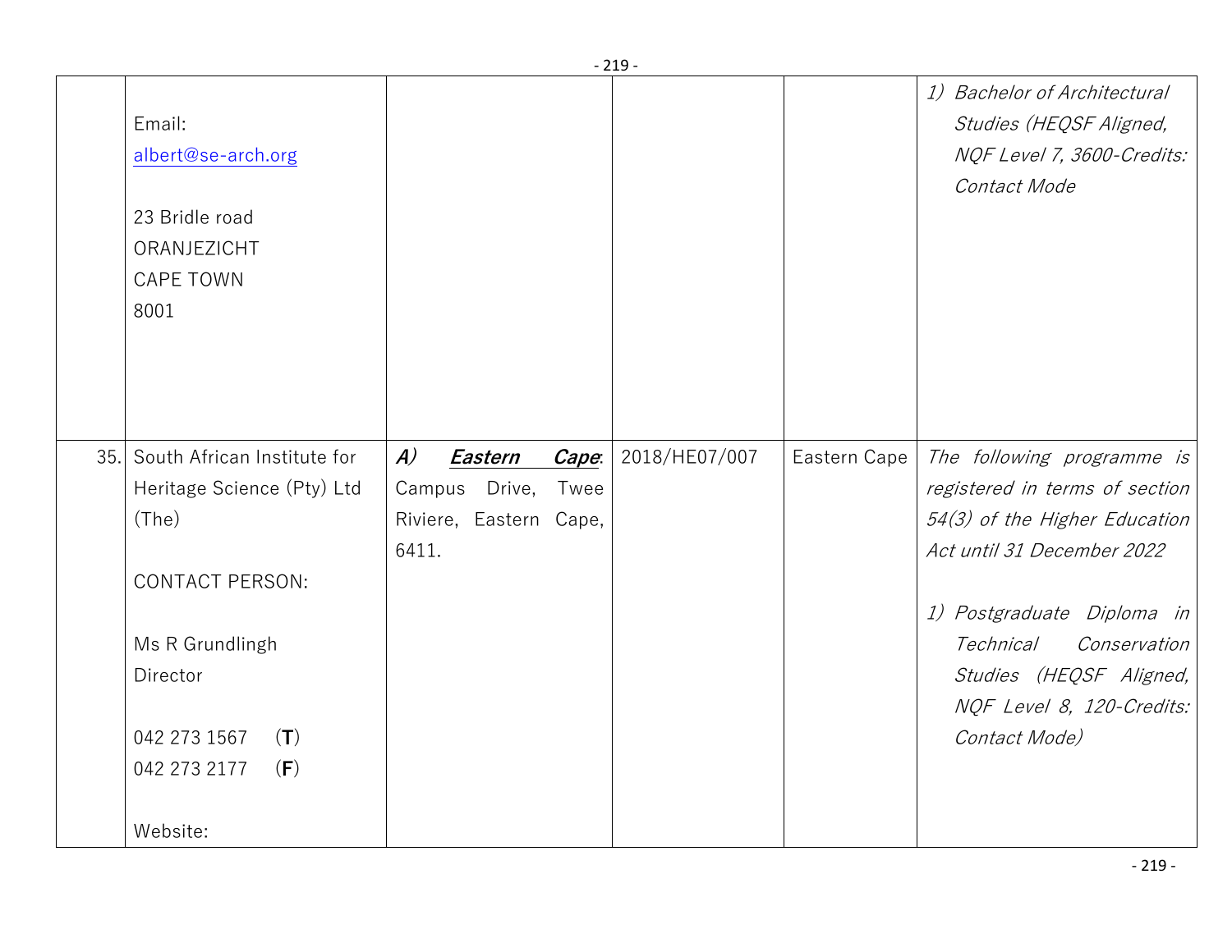|  |  |  |  |  |  |
|---|---|---|---|---|---|
|  | Email:<br>albert@se-arch.org<br><br>23 Bridle road<br>ORANJEZICHT<br>CAPE TOWN<br>8001 |  |  |  | *1) Bachelor of Architectural Studies (HEQSF Aligned, NQF Level 7, 3600-Credits: Contact Mode* |
| 35. | South African Institute for Heritage Science (Pty) Ltd (The)<br><br>CONTACT PERSON:<br><br>Ms R Grundlingh<br>Director<br><br>042 273 1567 (**T**)<br>042 273 2177 (**F**)<br><br>Website: | ***A)*** ***Eastern Cape***: Campus Drive, Twee Riviere, Eastern Cape, 6411. | 2018/HE07/007 | Eastern Cape | *The following programme is registered in terms of section 54(3) of the Higher Education Act until 31 December 2022*<br><br>*1) Postgraduate Diploma in Technical Conservation Studies (HEQSF Aligned, NQF Level 8, 120-Credits: Contact Mode)* |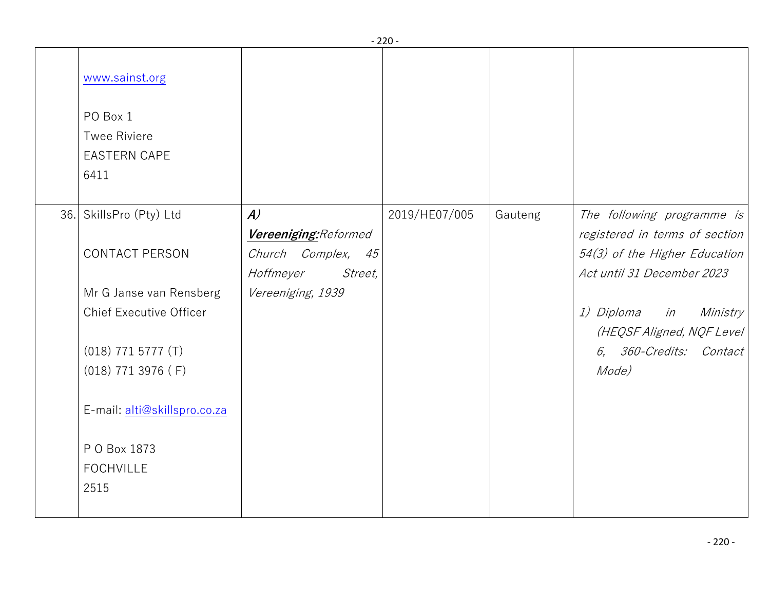| | | | | | |
|---|---|---|---|---|---|
| | www.sainst.org<br><br>PO Box 1<br>Twee Riviere<br>EASTERN CAPE<br>6411 | | | | |
| 36. | SkillsPro (Pty) Ltd<br><br>CONTACT PERSON<br><br>Mr G Janse van Rensberg<br>Chief Executive Officer<br><br>(018) 771 5777 (T)<br>(018) 771 3976 ( F)<br><br>E-mail: alti@skillspro.co.za<br><br>P O Box 1873<br>FOCHVILLE<br>2515 | ***A)***<br>***Vereeniging:****Reformed Church Complex, 45 Hoffmeyer Street, Vereeniging, 1939* | 2019/HE07/005 | Gauteng | *The following programme is registered in terms of section 54(3) of the Higher Education Act until 31 December 2023*<br><br>*1) Diploma in Ministry (HEQSF Aligned, NQF Level 6, 360-Credits: Contact Mode)* |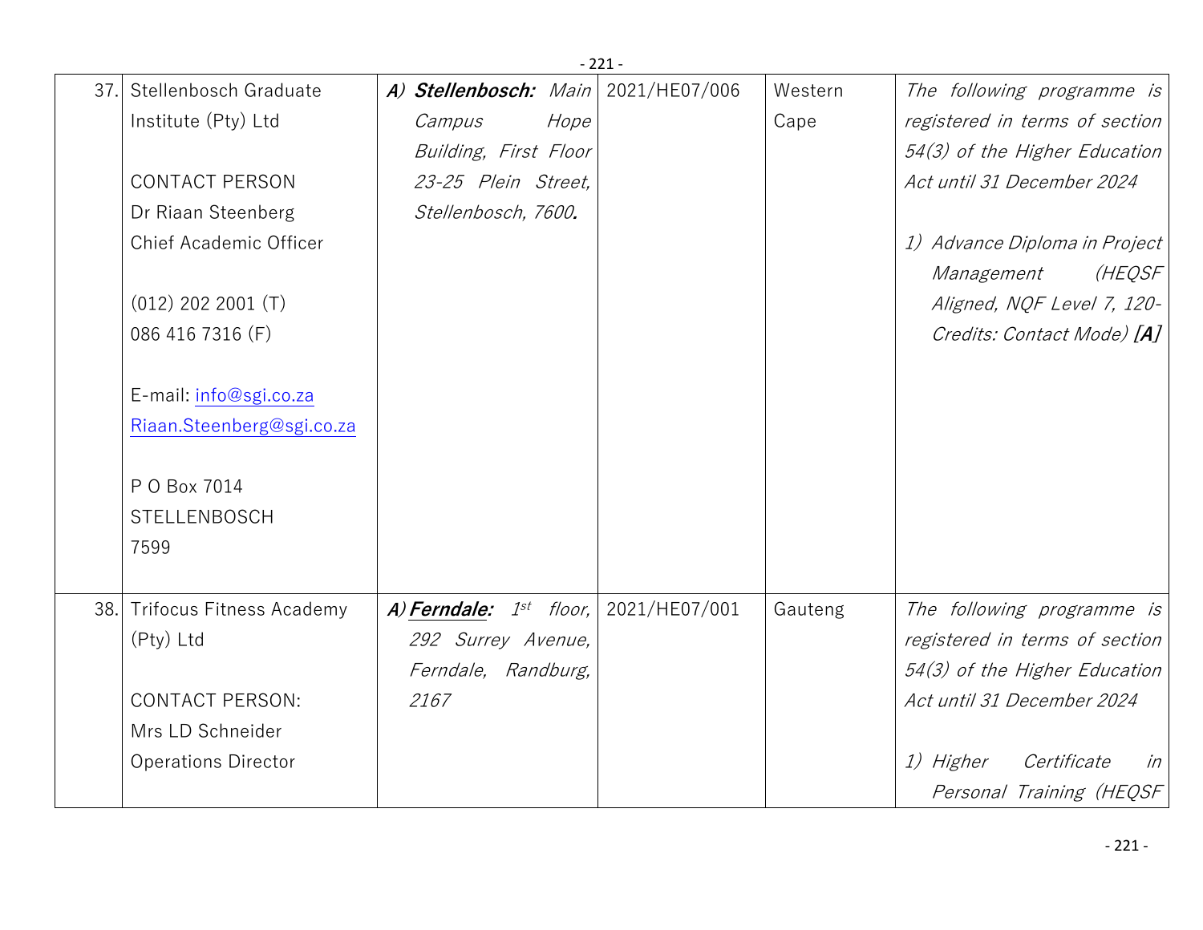| | | | | | |
|---|---|---|---|---|---|
| 37. | Stellenbosch Graduate Institute (Pty) Ltd<br><br>CONTACT PERSON<br>Dr Riaan Steenberg<br>Chief Academic Officer<br><br>(012) 202 2001 (T)<br>086 416 7316 (F)<br><br>E-mail: info@sgi.co.za<br>Riaan.Steenberg@sgi.co.za<br><br>P O Box 7014<br>STELLENBOSCH<br>7599 | *A)* ***Stellenbosch:*** *Main Campus Hope Building, First Floor 23-25 Plein Street, Stellenbosch, 7600.* | 2021/HE07/006 | Western Cape | *The following programme is registered in terms of section 54(3) of the Higher Education Act until 31 December 2024*<br><br>*1) Advance Diploma in Project Management (HEQSF Aligned, NQF Level 7, 120-Credits: Contact Mode)* ***[A]*** |
| 38. | Trifocus Fitness Academy (Pty) Ltd<br><br>CONTACT PERSON:<br>Mrs LD Schneider<br>Operations Director | *A)* ***Ferndale:*** *1st floor, 292 Surrey Avenue, Ferndale, Randburg, 2167* | 2021/HE07/001 | Gauteng | *The following programme is registered in terms of section 54(3) of the Higher Education Act until 31 December 2024*<br><br>*1) Higher Certificate in Personal Training (HEQSF* |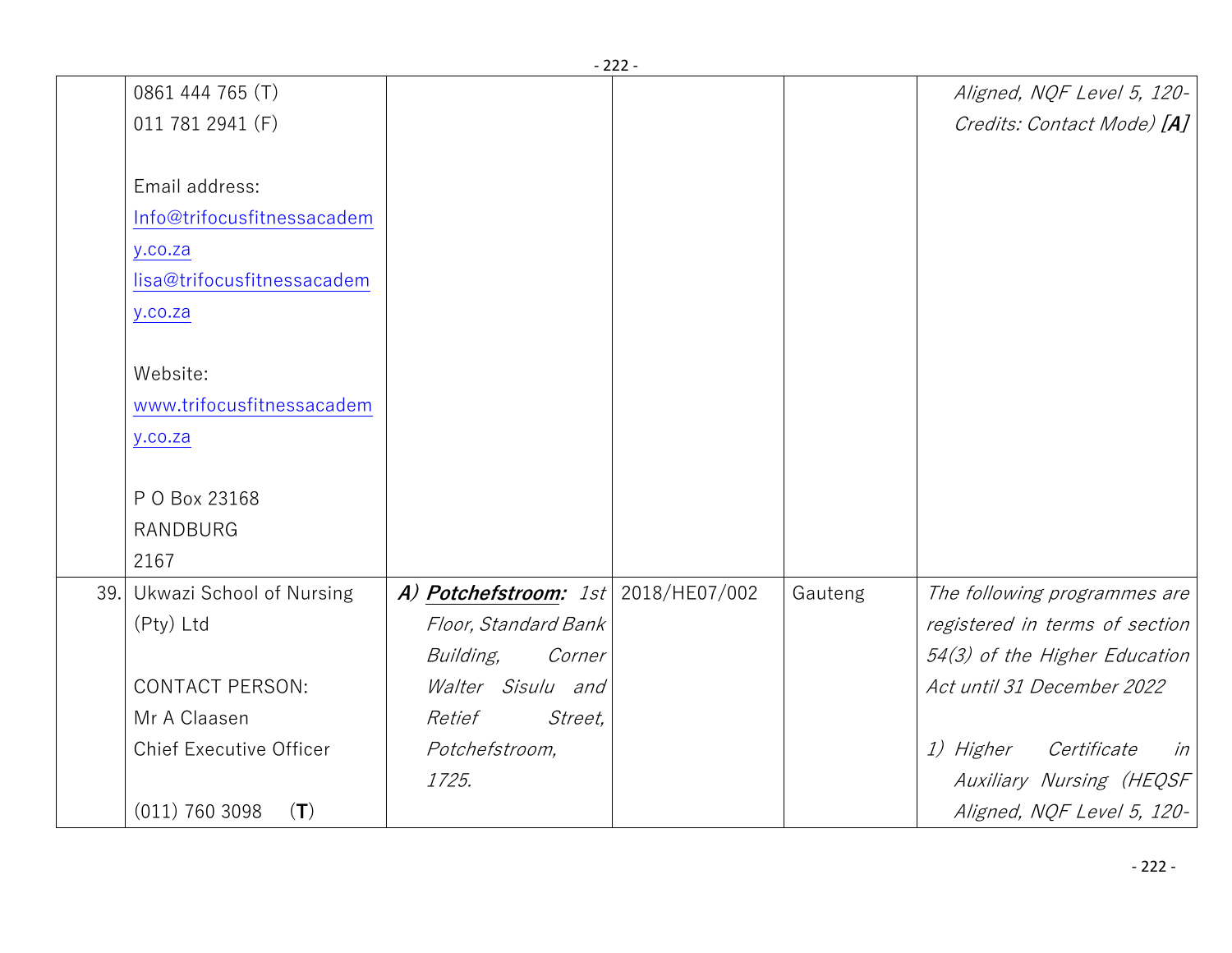| | | | | | |
|---|---|---|---|---|---|
| | 0861 444 765 (T)<br>011 781 2941 (F)<br><br>Email address:<br>Info@trifocusfitnessacademy.co.za<br>lisa@trifocusfitnessacademy.co.za<br><br>Website:<br>www.trifocusfitnessacademy.co.za<br><br>P O Box 23168<br>RANDBURG<br>2167 | | | | *Aligned, NQF Level 5, 120-Credits: Contact Mode)* ***[A]*** |
| 39. | Ukwazi School of Nursing (Pty) Ltd<br><br>CONTACT PERSON:<br>Mr A Claasen<br>Chief Executive Officer<br><br>(011) 760 3098 (**T**) | ***A) <u>Potchefstroom:</u>*** *1st Floor, Standard Bank Building, Corner Walter Sisulu and Retief Street, Potchefstroom, 1725.* | 2018/HE07/002 | Gauteng | *The following programmes are registered in terms of section 54(3) of the Higher Education Act until 31 December 2022*<br><br>*1) Higher Certificate in Auxiliary Nursing (HEQSF Aligned, NQF Level 5, 120-* |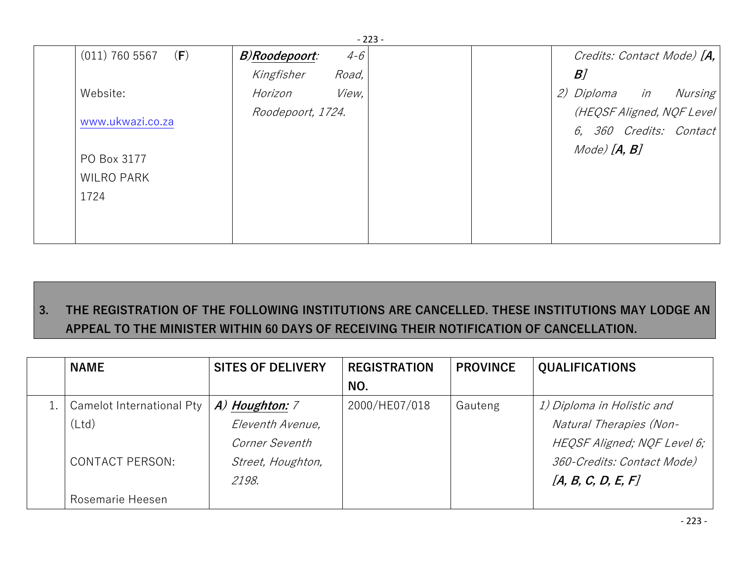| | | | | | |
|---|---|---|---|---|---|
| | (011) 760 5567 (**F**)<br><br>Website:<br>www.ukwazi.co.za<br><br>PO Box 3177<br>WILRO PARK<br>1724 | ***B)Roodepoort***: *4-6 Kingfisher Road, Horizon View, Roodepoort, 1724.* | | | *Credits: Contact Mode)* ***[A, B]***<br>*2) Diploma in Nursing (HEQSF Aligned, NQF Level 6, 360 Credits: Contact Mode)* ***[A, B]*** |

## 3. THE REGISTRATION OF THE FOLLOWING INSTITUTIONS ARE CANCELLED. THESE INSTITUTIONS MAY LODGE AN APPEAL TO THE MINISTER WITHIN 60 DAYS OF RECEIVING THEIR NOTIFICATION OF CANCELLATION.

| | NAME | SITES OF DELIVERY | REGISTRATION NO. | PROVINCE | QUALIFICATIONS |
|---|---|---|---|---|---|
| 1. | Camelot International Pty (Ltd)<br><br>CONTACT PERSON:<br><br>Rosemarie Heesen | ***A) Houghton:*** *7 Eleventh Avenue, Corner Seventh Street, Houghton, 2198.* | 2000/HE07/018 | Gauteng | *1) Diploma in Holistic and Natural Therapies (Non-HEQSF Aligned; NQF Level 6; 360-Credits: Contact Mode)* ***[A, B, C, D, E, F]*** |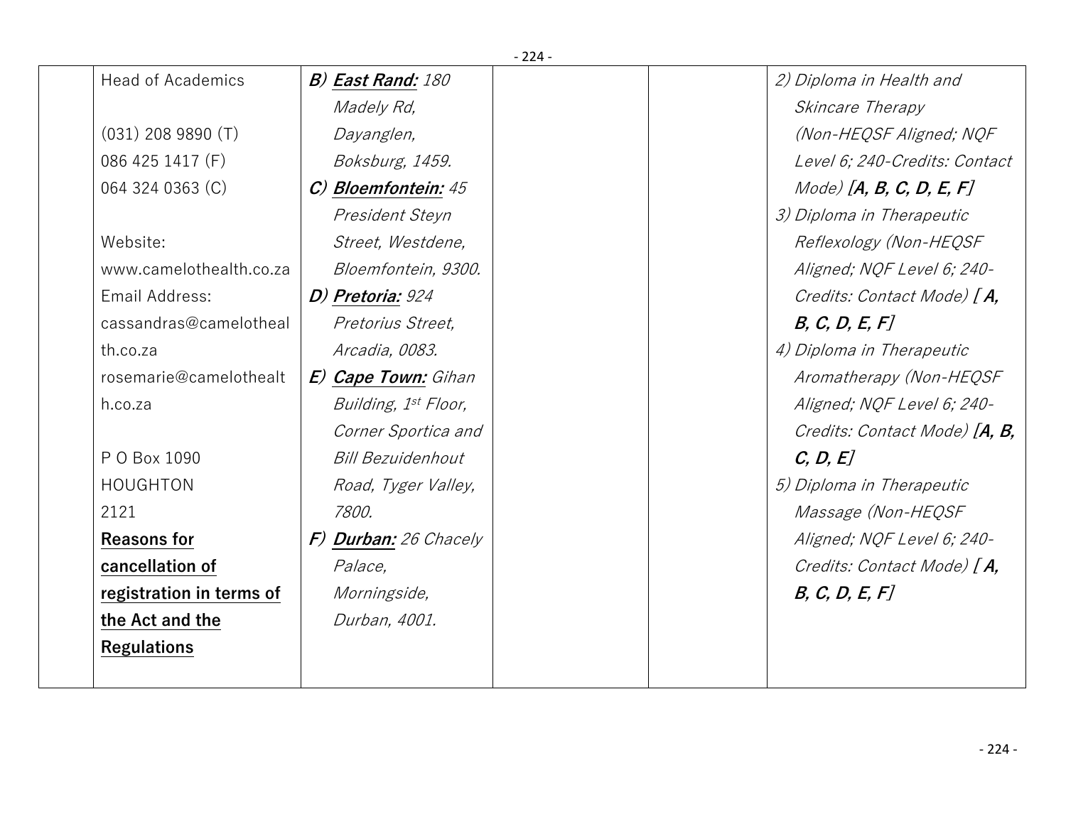| | | | | | |
|---|---|---|---|---|---|
| | Head of Academics<br><br>(031) 208 9890 (T)<br>086 425 1417 (F)<br>064 324 0363 (C)<br><br>Website:<br>www.camelothealth.co.za<br>Email Address:<br>cassandras@camelothealth.co.za<br>rosemarie@camelothealth.co.za<br><br>P O Box 1090<br>HOUGHTON<br>2121<br>**Reasons for cancellation of registration in terms of the Act and the Regulations** | *B)* ***East Rand:*** *180 Madely Rd, Dayanglen, Boksburg, 1459.*<br>*C)* ***Bloemfontein:*** *45 President Steyn Street, Westdene, Bloemfontein, 9300.*<br>*D)* ***Pretoria:*** *924 Pretorius Street, Arcadia, 0083.*<br>*E)* ***Cape Town:*** *Gihan Building, 1st Floor, Corner Sportica and Bill Bezuidenhout Road, Tyger Valley, 7800.*<br>*F)* ***Durban:*** *26 Chacely Palace, Morningside, Durban, 4001.* | | | *2) Diploma in Health and Skincare Therapy (Non-HEQSF Aligned; NQF Level 6; 240-Credits: Contact Mode)* ***[A, B, C, D, E, F]***<br>*3) Diploma in Therapeutic Reflexology (Non-HEQSF Aligned; NQF Level 6; 240-Credits: Contact Mode) [* ***A, B, C, D, E, F]***<br>*4) Diploma in Therapeutic Aromatherapy (Non-HEQSF Aligned; NQF Level 6; 240-Credits: Contact Mode)* ***[A, B, C, D, E]***<br>*5) Diploma in Therapeutic Massage (Non-HEQSF Aligned; NQF Level 6; 240-Credits: Contact Mode) [* ***A, B, C, D, E, F]*** |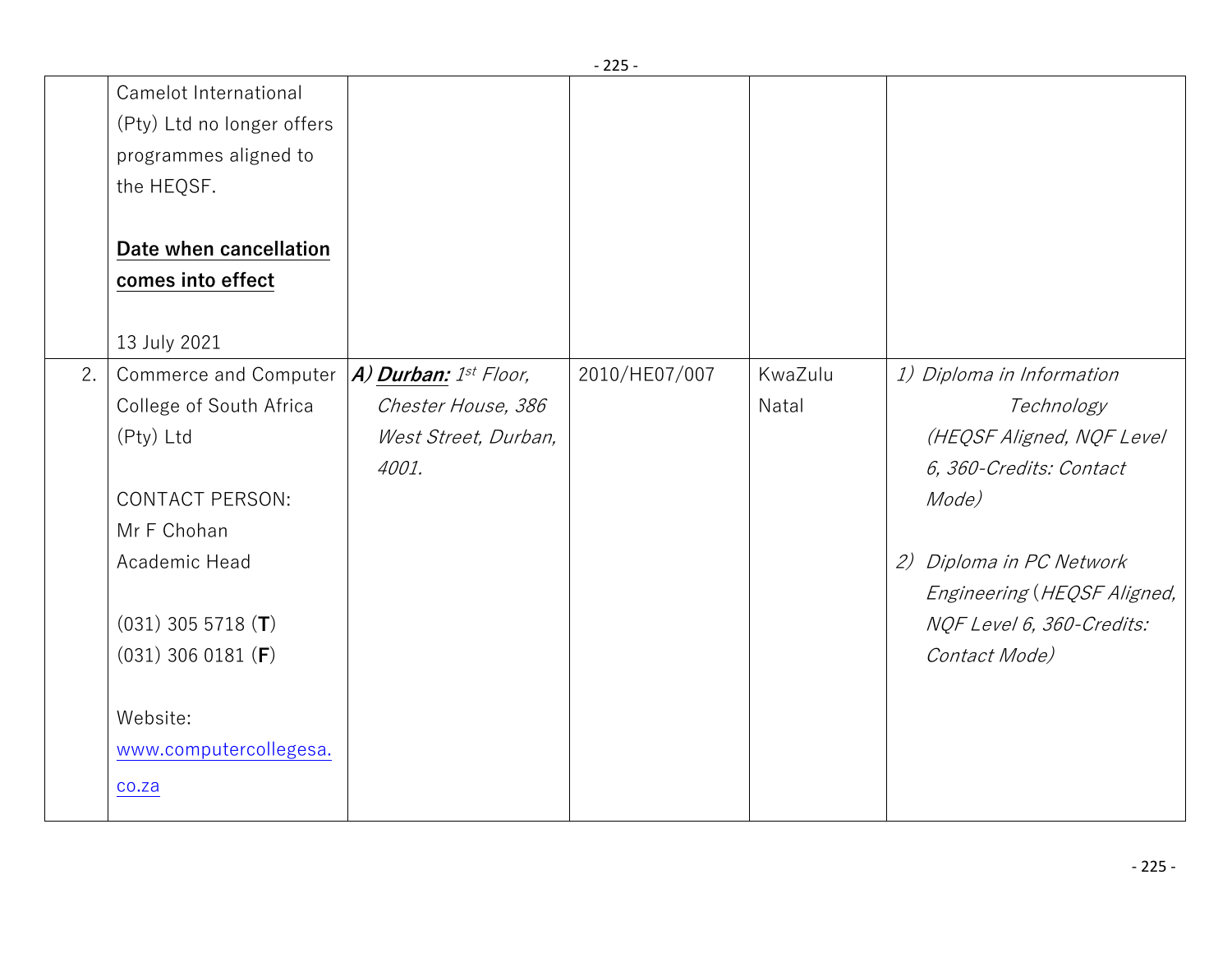|  |  |  |  |  |  |
|---|---|---|---|---|---|
|  | Camelot International (Pty) Ltd no longer offers programmes aligned to the HEQSF.<br><br>**Date when cancellation comes into effect**<br><br>13 July 2021 |  |  |  |  |
| 2. | Commerce and Computer College of South Africa (Pty) Ltd<br><br>CONTACT PERSON:<br>Mr F Chohan<br>Academic Head<br><br>(031) 305 5718 (**T**)<br>(031) 306 0181 (**F**)<br><br>Website:<br>www.computercollegesa.co.za | *A)* ***Durban:*** *1st Floor, Chester House, 386 West Street, Durban, 4001.* | 2010/HE07/007 | KwaZulu Natal | *1) Diploma in Information Technology (HEQSF Aligned, NQF Level 6, 360-Credits: Contact Mode)*<br><br>*2) Diploma in PC Network Engineering (HEQSF Aligned, NQF Level 6, 360-Credits: Contact Mode)* |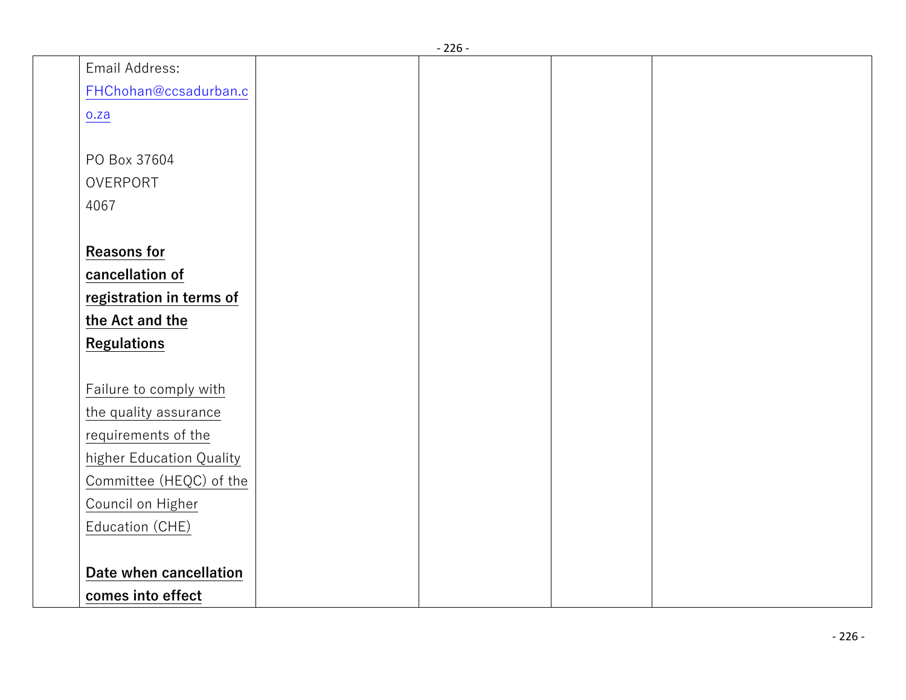| | | | | | |
|---|---|---|---|---|---|
| | Email Address: FHChohan@ccsadurban.co.za<br><br>PO Box 37604<br>OVERPORT<br>4067<br><br>**Reasons for cancellation of registration in terms of the Act and the Regulations**<br><br>Failure to comply with the quality assurance requirements of the higher Education Quality Committee (HEQC) of the Council on Higher Education (CHE)<br><br>**Date when cancellation comes into effect** | | | | |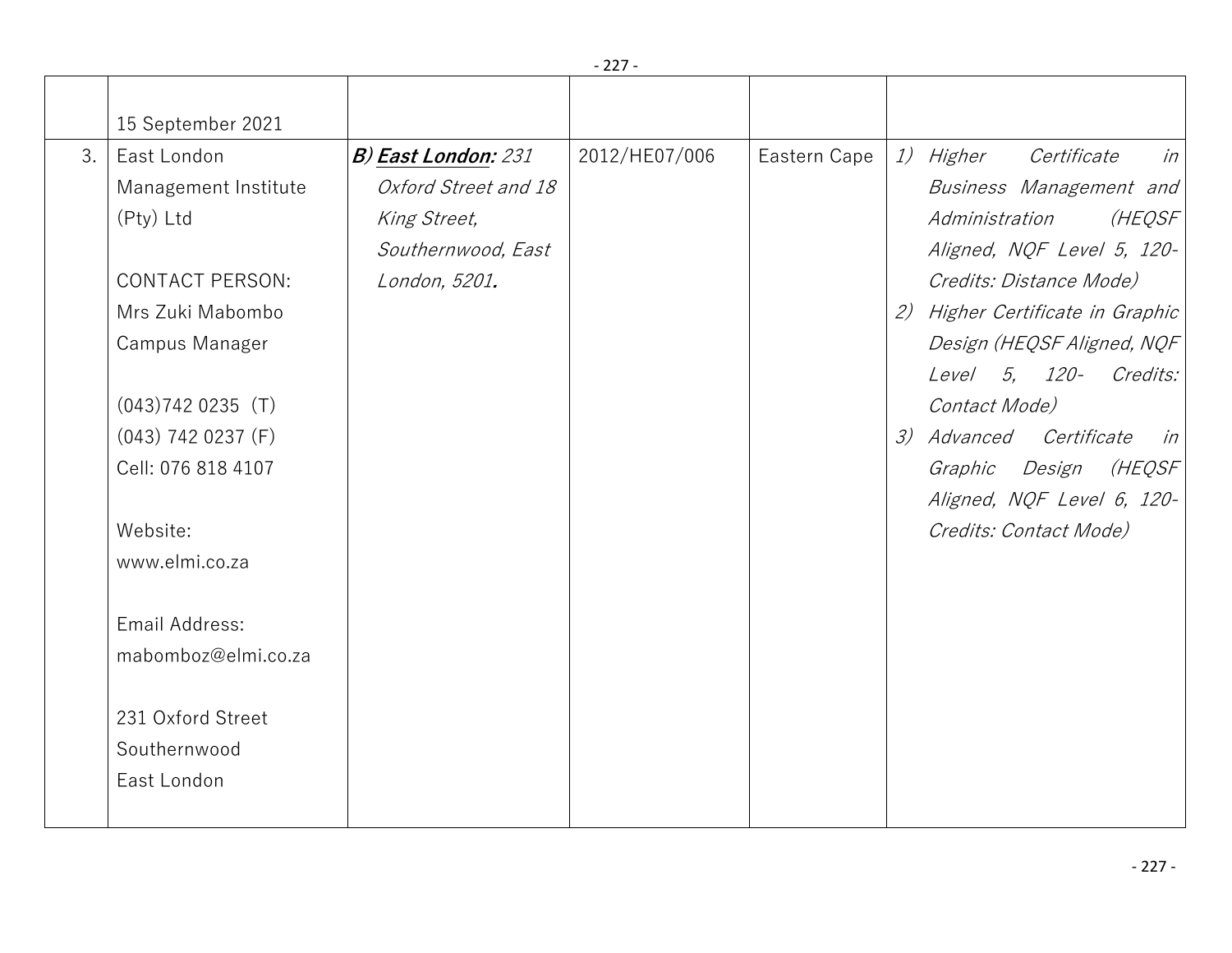| | | | | | |
|---|---|---|---|---|---|
| | 15 September 2021 | | | | |
| 3. | East London Management Institute (Pty) Ltd<br><br>CONTACT PERSON:<br>Mrs Zuki Mabombo<br>Campus Manager<br><br>(043)742 0235 (T)<br>(043) 742 0237 (F)<br>Cell: 076 818 4107<br><br>Website:<br>www.elmi.co.za<br><br>Email Address:<br>mabomboz@elmi.co.za<br><br>231 Oxford Street<br>Southernwood<br>East London | ***B) <u>East London</u>:*** *231 Oxford Street and 18 King Street, Southernwood, East London, 5201.* | 2012/HE07/006 | Eastern Cape | *1) Higher Certificate in Business Management and Administration (HEQSF Aligned, NQF Level 5, 120-Credits: Distance Mode)*<br>*2) Higher Certificate in Graphic Design (HEQSF Aligned, NQF Level 5, 120- Credits: Contact Mode)*<br>*3) Advanced Certificate in Graphic Design (HEQSF Aligned, NQF Level 6, 120-Credits: Contact Mode)* |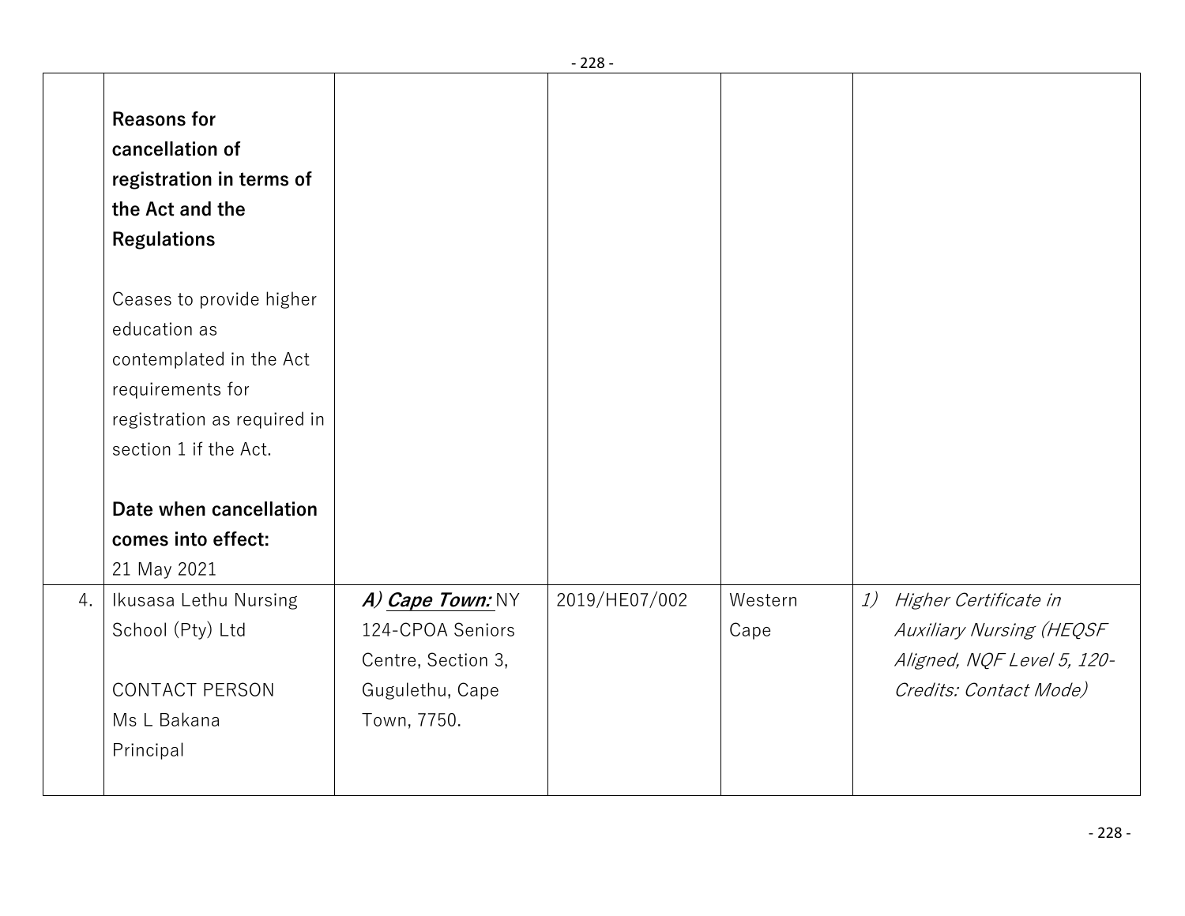| | | | | | |
|---|---|---|---|---|---|
| | **Reasons for cancellation of registration in terms of the Act and the Regulations**<br><br>Ceases to provide higher education as contemplated in the Act requirements for registration as required in section 1 if the Act.<br><br>**Date when cancellation comes into effect:**<br>21 May 2021 | | | | |
| 4. | Ikusasa Lethu Nursing School (Pty) Ltd<br><br>CONTACT PERSON<br>Ms L Bakana<br>Principal | ***A) Cape Town:*** NY 124-CPOA Seniors Centre, Section 3, Gugulethu, Cape Town, 7750. | 2019/HE07/002 | Western Cape | *1) Higher Certificate in Auxiliary Nursing (HEQSF Aligned, NQF Level 5, 120-Credits: Contact Mode)* |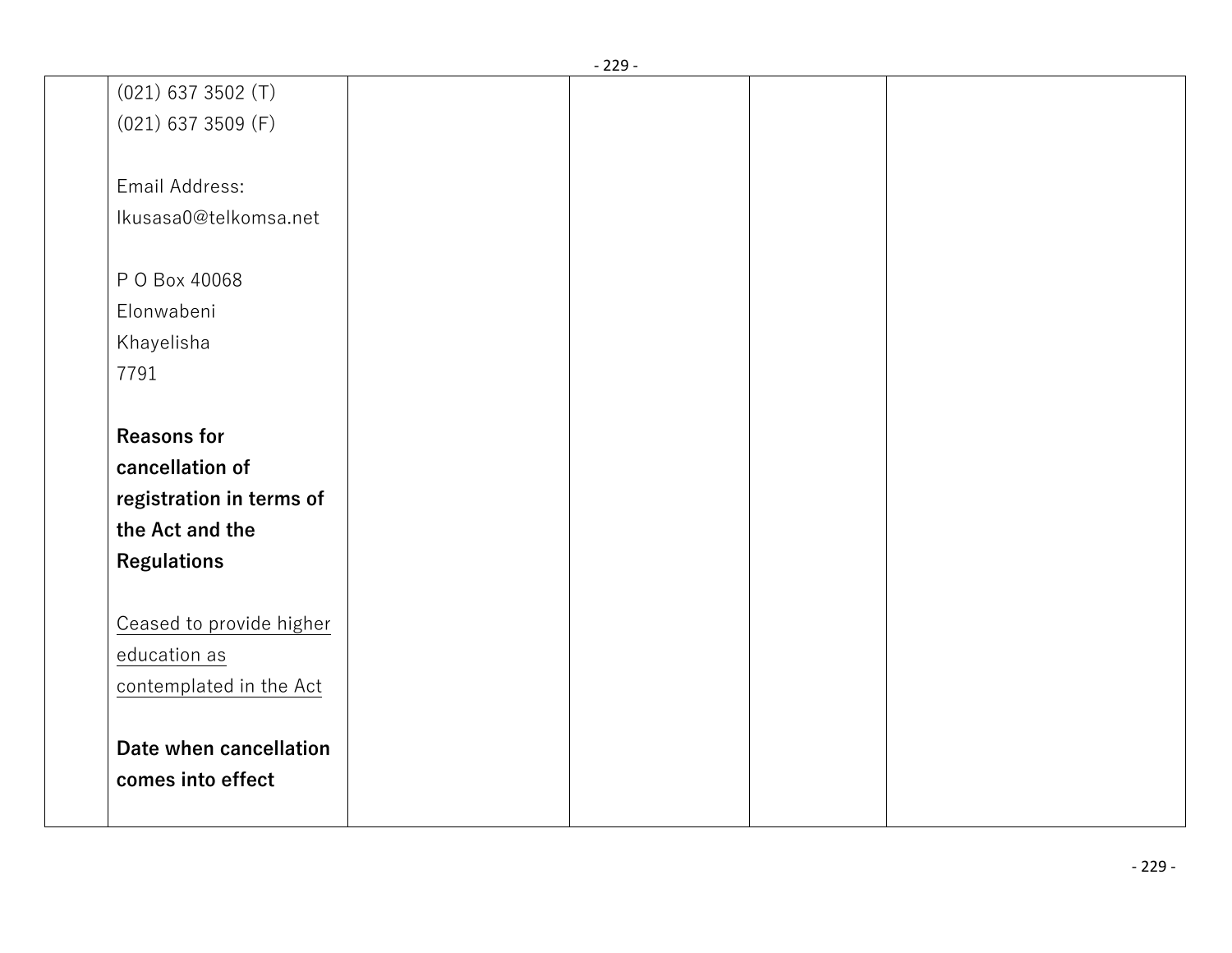| | | | | | |
|---|---|---|---|---|---|
| | (021) 637 3502 (T)<br>(021) 637 3509 (F)<br><br>Email Address:<br>Ikusasa0@telkomsa.net<br><br>P O Box 40068<br>Elonwabeni<br>Khayelisha<br>7791<br><br>**Reasons for cancellation of registration in terms of the Act and the Regulations**<br><br>Ceased to provide higher education as contemplated in the Act<br><br>**Date when cancellation comes into effect** | | | | |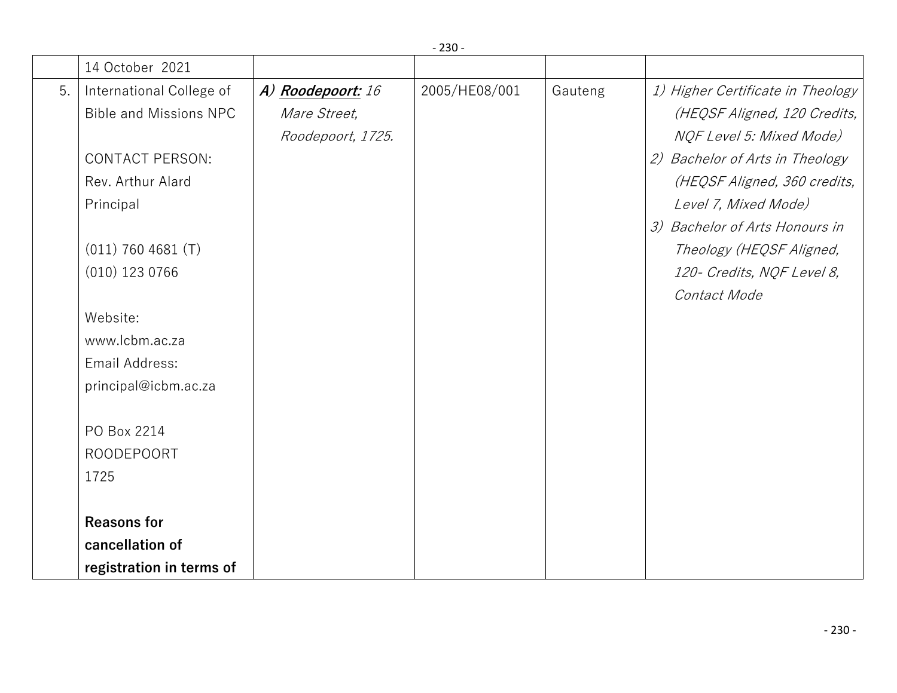| | | | | | |
|---|---|---|---|---|---|
| | 14 October 2021 | | | | |
| 5. | International College of Bible and Missions NPC<br><br>CONTACT PERSON:<br>Rev. Arthur Alard<br>Principal<br><br>(011) 760 4681 (T)<br>(010) 123 0766<br><br>Website:<br>www.lcbm.ac.za<br>Email Address:<br>principal@icbm.ac.za<br><br>PO Box 2214<br>ROODEPOORT<br>1725<br><br>**Reasons for cancellation of registration in terms of** | *A)* ***Roodepoort:*** *16 Mare Street, Roodepoort, 1725.* | 2005/HE08/001 | Gauteng | *1) Higher Certificate in Theology (HEQSF Aligned, 120 Credits, NQF Level 5: Mixed Mode)*<br>*2) Bachelor of Arts in Theology (HEQSF Aligned, 360 credits, Level 7, Mixed Mode)*<br>*3) Bachelor of Arts Honours in Theology (HEQSF Aligned, 120- Credits, NQF Level 8, Contact Mode* |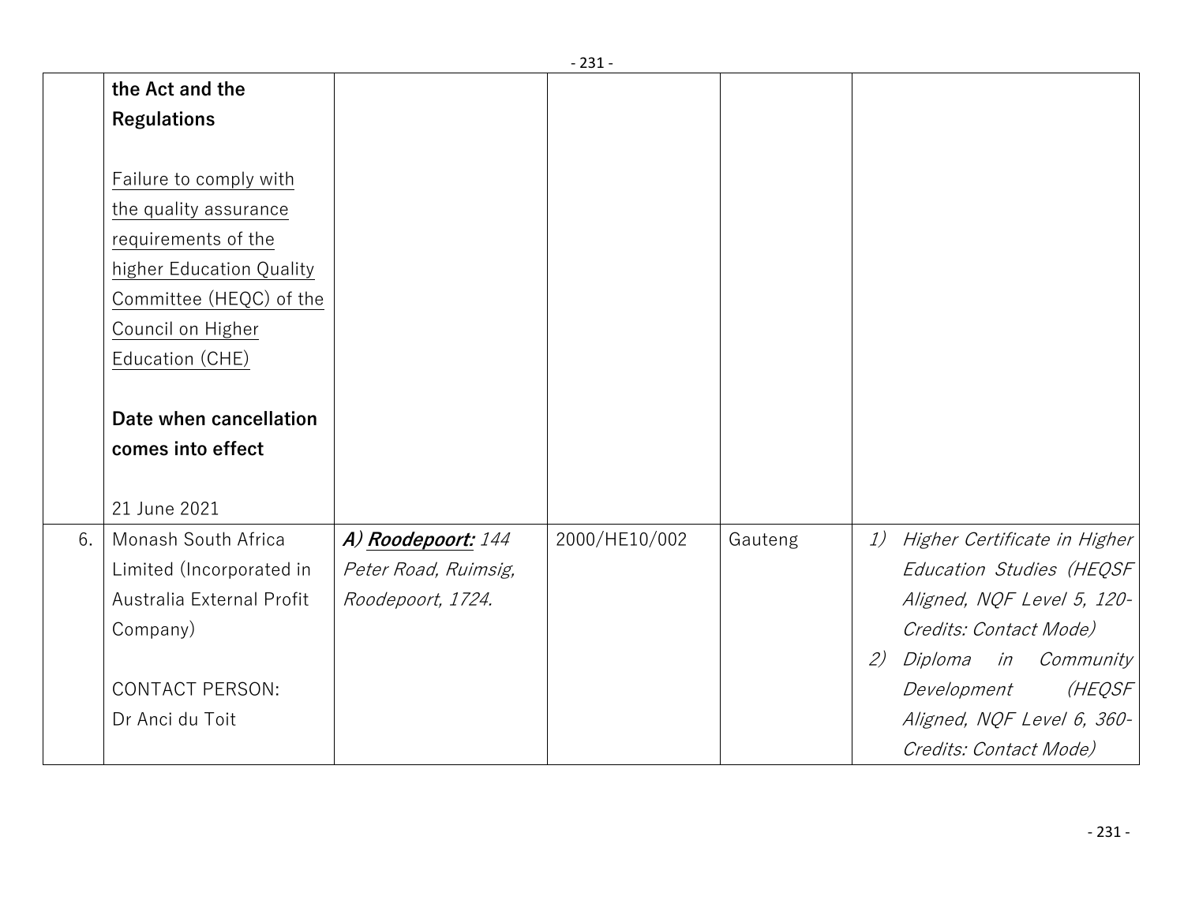| | | | | | |
|---|---|---|---|---|---|
| | **the Act and the Regulations**<br><br>Failure to comply with the quality assurance requirements of the higher Education Quality Committee (HEQC) of the Council on Higher Education (CHE)<br><br>**Date when cancellation comes into effect**<br><br>21 June 2021 | | | | |
| 6. | Monash South Africa Limited (Incorporated in Australia External Profit Company)<br><br>CONTACT PERSON:<br>Dr Anci du Toit | ***A) Roodepoort:*** *144 Peter Road, Ruimsig, Roodepoort, 1724.* | 2000/HE10/002 | Gauteng | *1) Higher Certificate in Higher Education Studies (HEQSF Aligned, NQF Level 5, 120-Credits: Contact Mode)*<br>*2) Diploma in Community Development (HEQSF Aligned, NQF Level 6, 360-Credits: Contact Mode)* |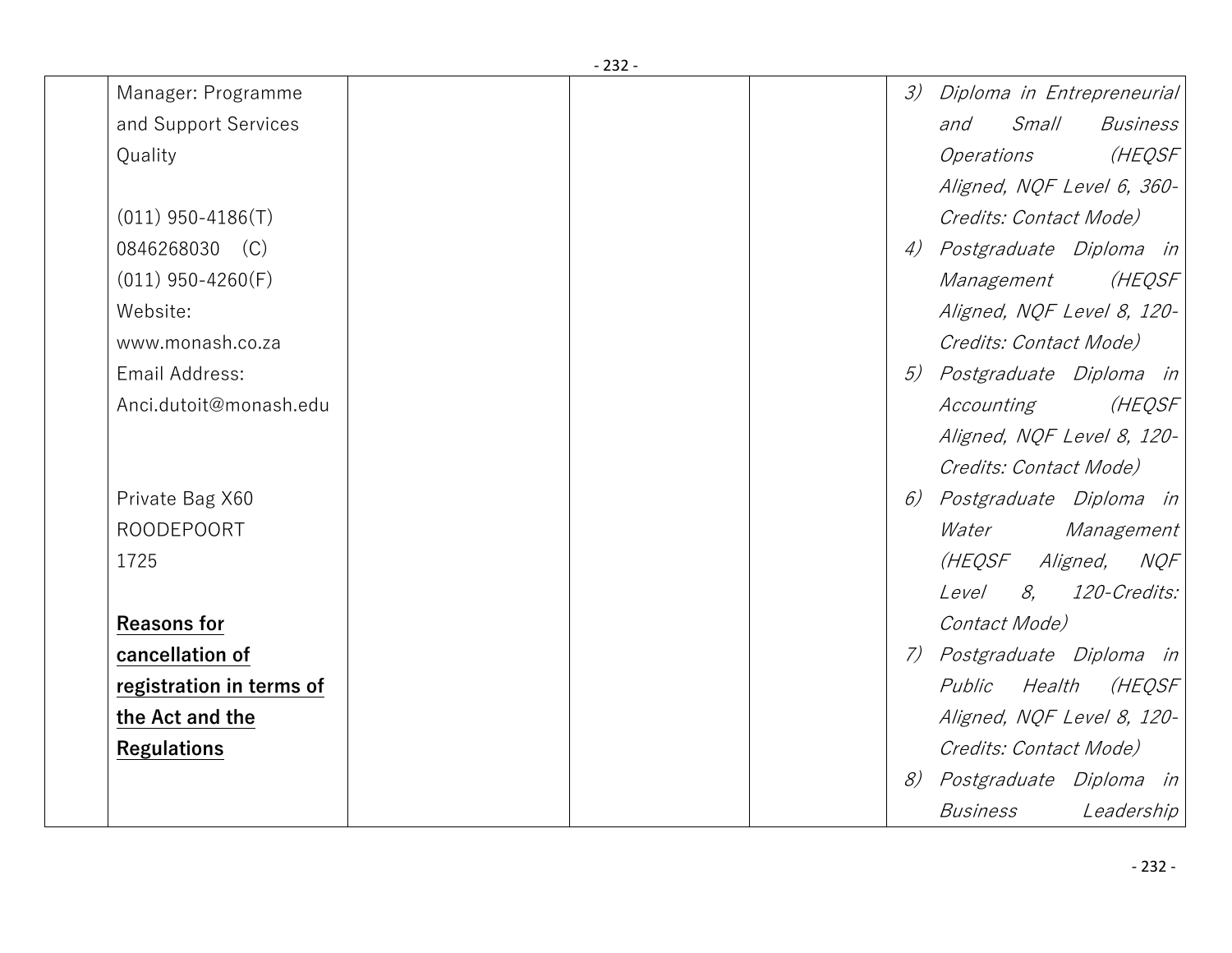|  | Manager: Programme and Support Services Quality<br><br>(011) 950-4186(T)<br>0846268030 (C)<br>(011) 950-4260(F)<br>Website:<br>www.monash.co.za<br>Email Address:<br>Anci.dutoit@monash.edu<br><br>Private Bag X60<br>ROODEPOORT<br>1725<br><br>**Reasons for cancellation of registration in terms of the Act and the Regulations** |  |  |  | 3) *Diploma in Entrepreneurial and Small Business Operations (HEQSF Aligned, NQF Level 6, 360-Credits: Contact Mode)*<br>4) *Postgraduate Diploma in Management (HEQSF Aligned, NQF Level 8, 120-Credits: Contact Mode)*<br>5) *Postgraduate Diploma in Accounting (HEQSF Aligned, NQF Level 8, 120-Credits: Contact Mode)*<br>6) *Postgraduate Diploma in Water Management (HEQSF Aligned, NQF Level 8, 120-Credits: Contact Mode)*<br>7) *Postgraduate Diploma in Public Health (HEQSF Aligned, NQF Level 8, 120-Credits: Contact Mode)*<br>8) *Postgraduate Diploma in Business Leadership* |
|---|---|---|---|---|---|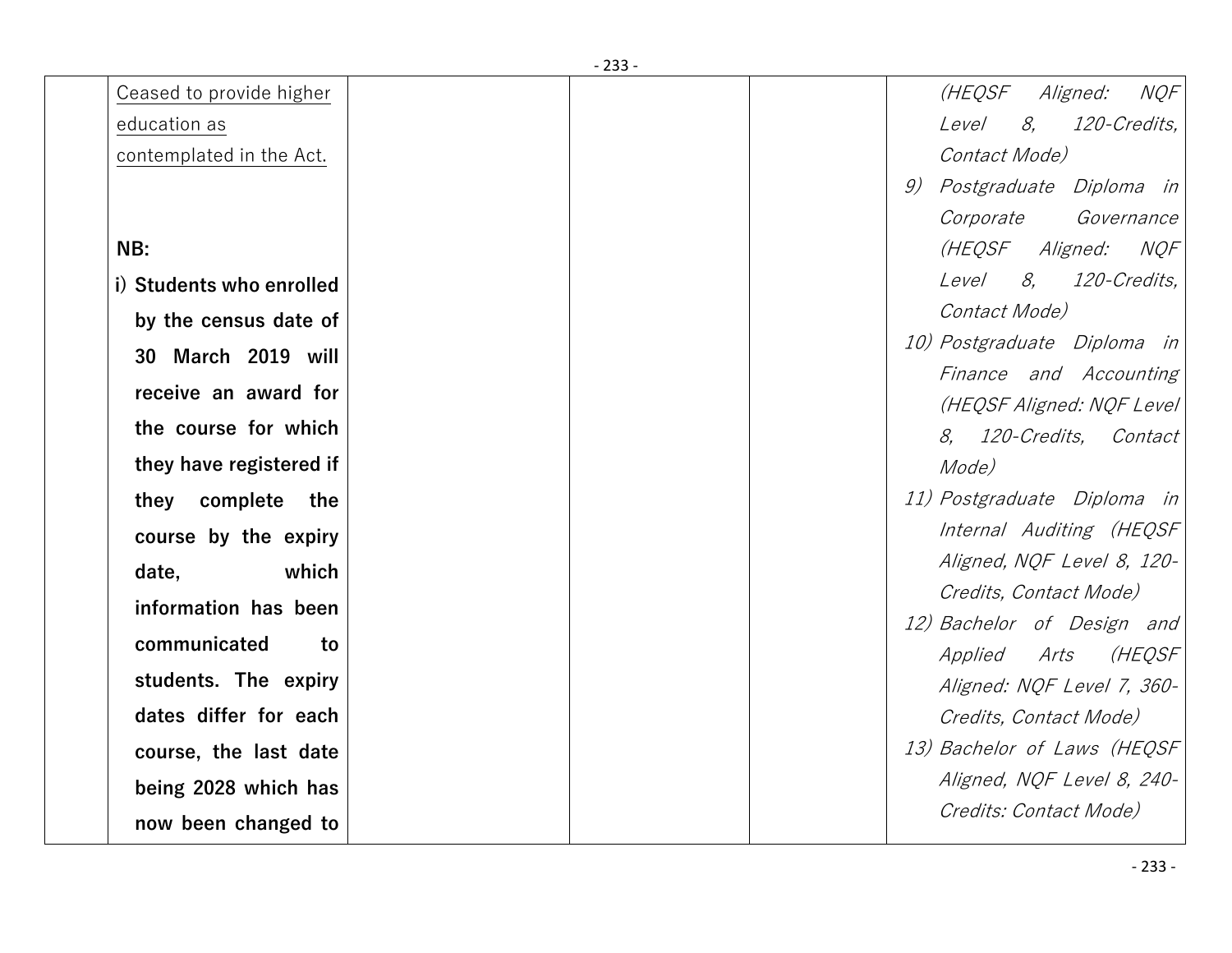| | | | | |
|---|---|---|---|---|
| | Ceased to provide higher education as contemplated in the Act.<br><br>**NB:**<br>**i) Students who enrolled by the census date of 30 March 2019 will receive an award for the course for which they have registered if they complete the course by the expiry date, which information has been communicated to students. The expiry dates differ for each course, the last date being 2028 which has now been changed to** | | | *(HEQSF Aligned: NQF Level 8, 120-Credits, Contact Mode)*<br>9) *Postgraduate Diploma in Corporate Governance (HEQSF Aligned: NQF Level 8, 120-Credits, Contact Mode)*<br>10) *Postgraduate Diploma in Finance and Accounting (HEQSF Aligned: NQF Level 8, 120-Credits, Contact Mode)*<br>11) *Postgraduate Diploma in Internal Auditing (HEQSF Aligned, NQF Level 8, 120-Credits, Contact Mode)*<br>12) *Bachelor of Design and Applied Arts (HEQSF Aligned: NQF Level 7, 360-Credits, Contact Mode)*<br>13) *Bachelor of Laws (HEQSF Aligned, NQF Level 8, 240-Credits: Contact Mode)* |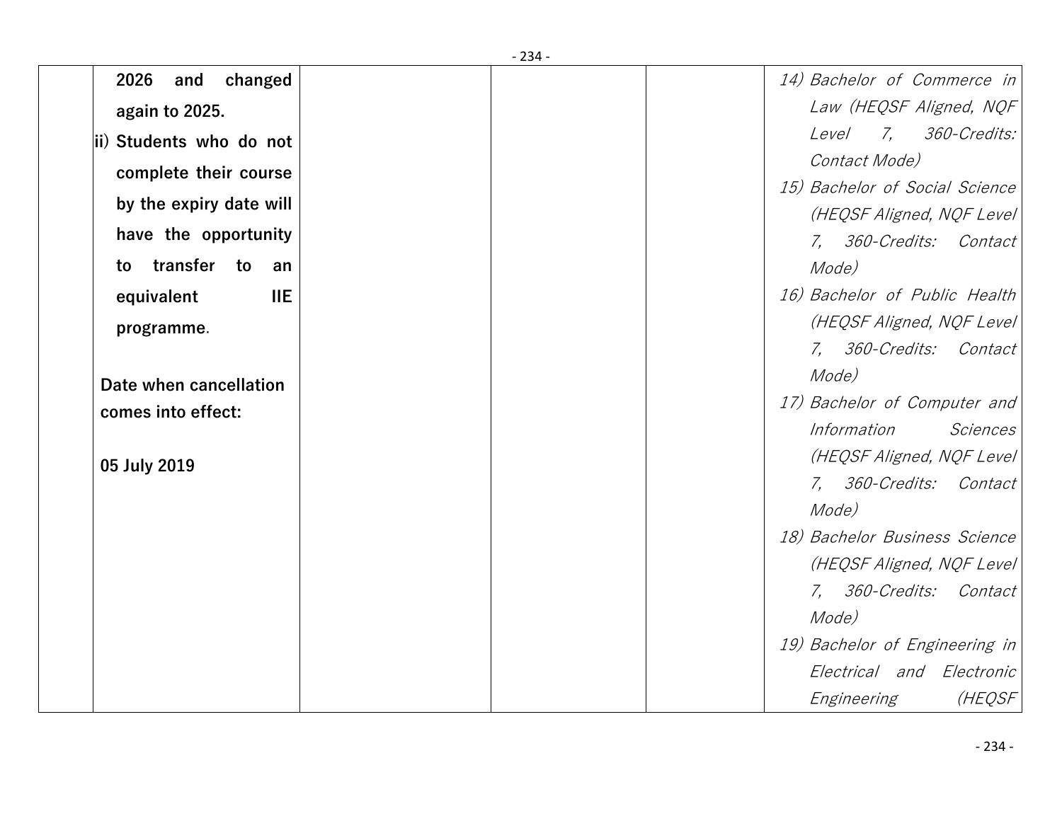| | | | | |
|---|---|---|---|---|
| | **2026 and changed again to 2025.**<br>**ii) Students who do not complete their course by the expiry date will have the opportunity to transfer to an equivalent IIE programme**.<br><br>**Date when cancellation comes into effect:**<br><br>**05 July 2019** | | | *14) Bachelor of Commerce in Law (HEQSF Aligned, NQF Level 7, 360-Credits: Contact Mode)*<br>*15) Bachelor of Social Science (HEQSF Aligned, NQF Level 7, 360-Credits: Contact Mode)*<br>*16) Bachelor of Public Health (HEQSF Aligned, NQF Level 7, 360-Credits: Contact Mode)*<br>*17) Bachelor of Computer and Information Sciences (HEQSF Aligned, NQF Level 7, 360-Credits: Contact Mode)*<br>*18) Bachelor Business Science (HEQSF Aligned, NQF Level 7, 360-Credits: Contact Mode)*<br>*19) Bachelor of Engineering in Electrical and Electronic Engineering (HEQSF* |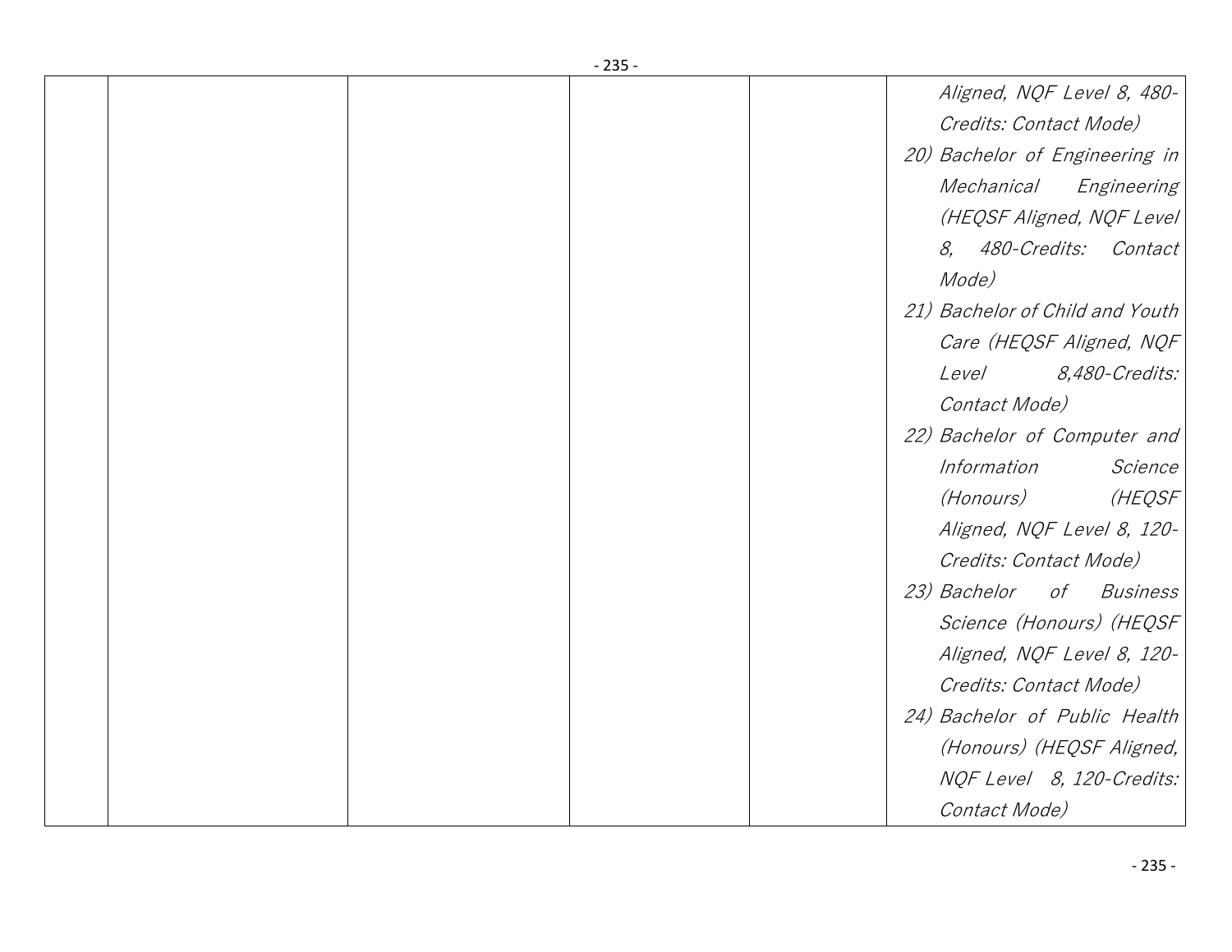| | | | | | |
|---|---|---|---|---|---|
| | | | | | *Aligned, NQF Level 8, 480-Credits: Contact Mode)*<br>20) *Bachelor of Engineering in Mechanical Engineering (HEQSF Aligned, NQF Level 8, 480-Credits: Contact Mode)*<br>21) *Bachelor of Child and Youth Care (HEQSF Aligned, NQF Level 8,480-Credits: Contact Mode)*<br>22) *Bachelor of Computer and Information Science (Honours) (HEQSF Aligned, NQF Level 8, 120-Credits: Contact Mode)*<br>23) *Bachelor of Business Science (Honours) (HEQSF Aligned, NQF Level 8, 120-Credits: Contact Mode)*<br>24) *Bachelor of Public Health (Honours) (HEQSF Aligned, NQF Level 8, 120-Credits: Contact Mode)* |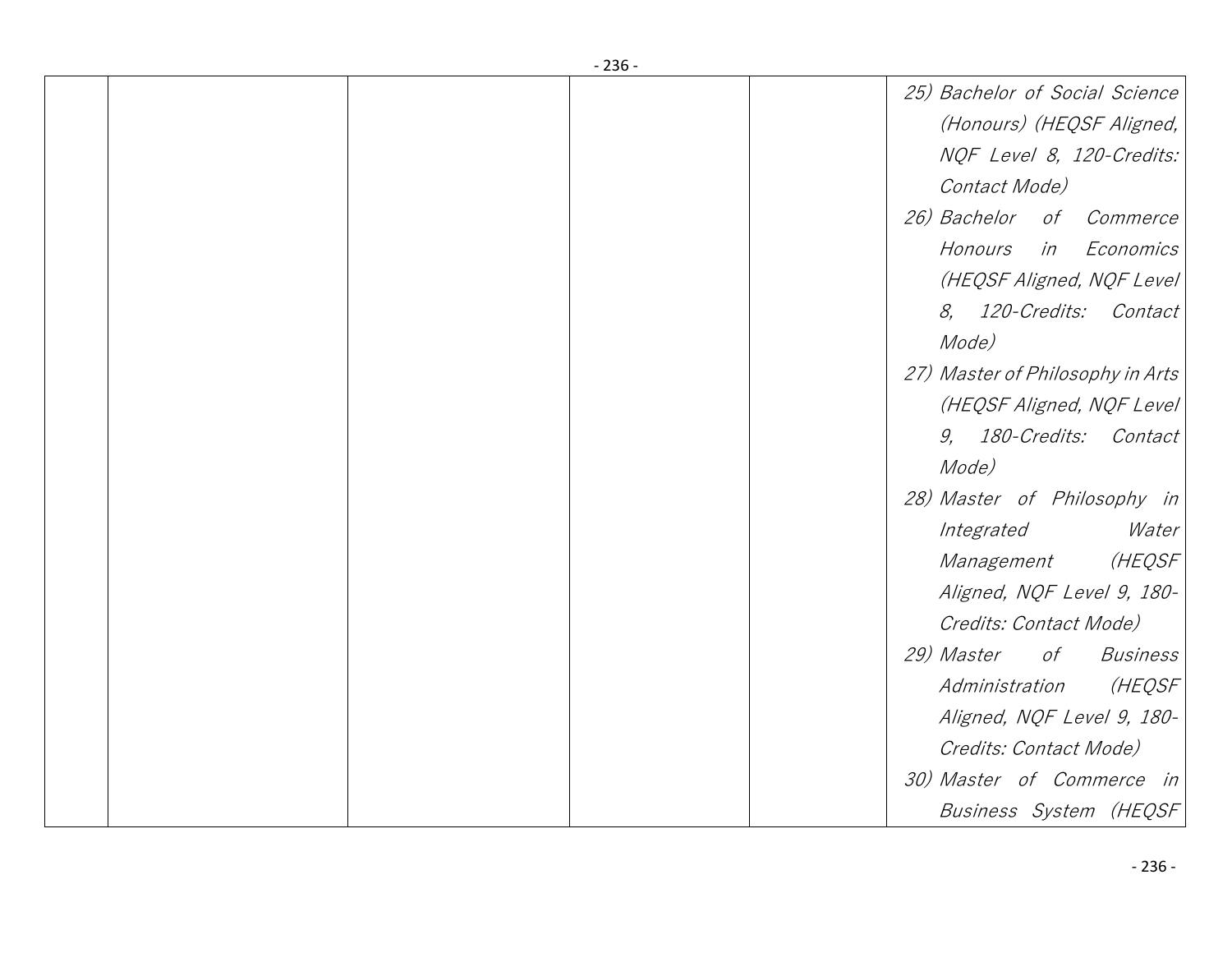| | | | | |
|---|---|---|---|---|
| | | | | *25) Bachelor of Social Science (Honours) (HEQSF Aligned, NQF Level 8, 120-Credits: Contact Mode)*<br>*26) Bachelor of Commerce Honours in Economics (HEQSF Aligned, NQF Level 8, 120-Credits: Contact Mode)*<br>*27) Master of Philosophy in Arts (HEQSF Aligned, NQF Level 9, 180-Credits: Contact Mode)*<br>*28) Master of Philosophy in Integrated Water Management (HEQSF Aligned, NQF Level 9, 180-Credits: Contact Mode)*<br>*29) Master of Business Administration (HEQSF Aligned, NQF Level 9, 180-Credits: Contact Mode)*<br>*30) Master of Commerce in Business System (HEQSF* |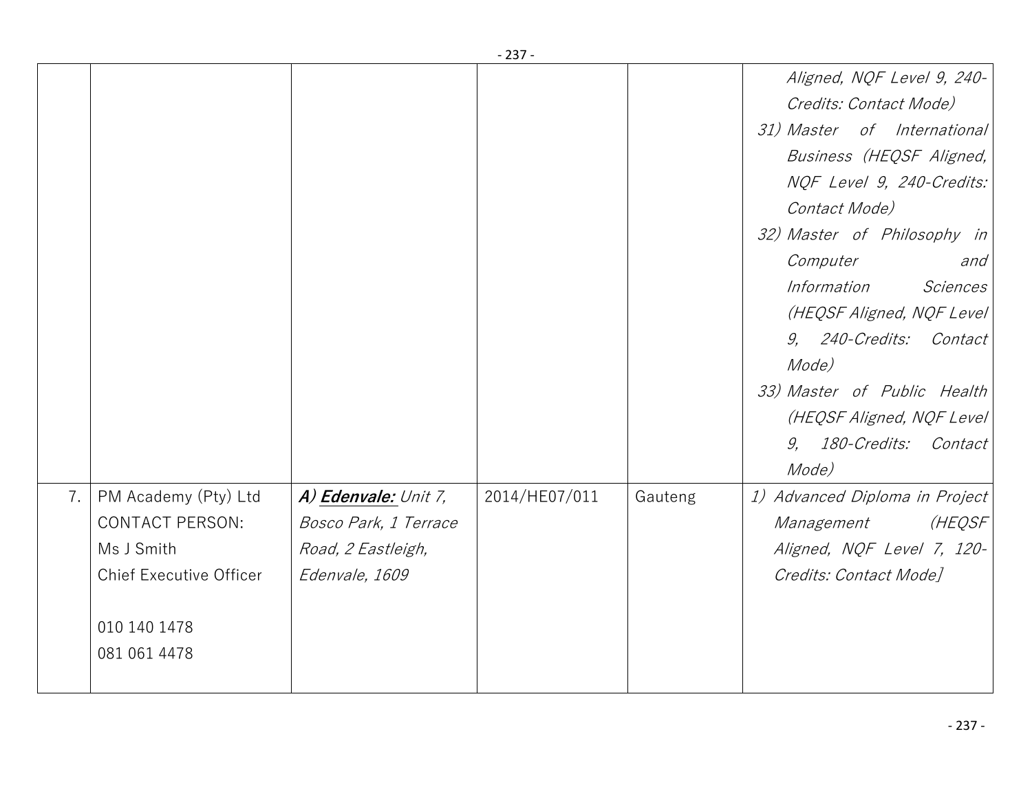| | | | | | |
|---|---|---|---|---|---|
| | | | | | *Aligned, NQF Level 9, 240-Credits: Contact Mode)*<br>*31) Master of International Business (HEQSF Aligned, NQF Level 9, 240-Credits: Contact Mode)*<br>*32) Master of Philosophy in Computer and Information Sciences (HEQSF Aligned, NQF Level 9, 240-Credits: Contact Mode)*<br>*33) Master of Public Health (HEQSF Aligned, NQF Level 9, 180-Credits: Contact Mode)* |
| 7. | PM Academy (Pty) Ltd<br>CONTACT PERSON:<br>Ms J Smith<br>Chief Executive Officer<br><br>010 140 1478<br>081 061 4478 | ***A) Edenvale:*** *Unit 7, Bosco Park, 1 Terrace Road, 2 Eastleigh, Edenvale, 1609* | 2014/HE07/011 | Gauteng | *1) Advanced Diploma in Project Management (HEQSF Aligned, NQF Level 7, 120-Credits: Contact Mode]* |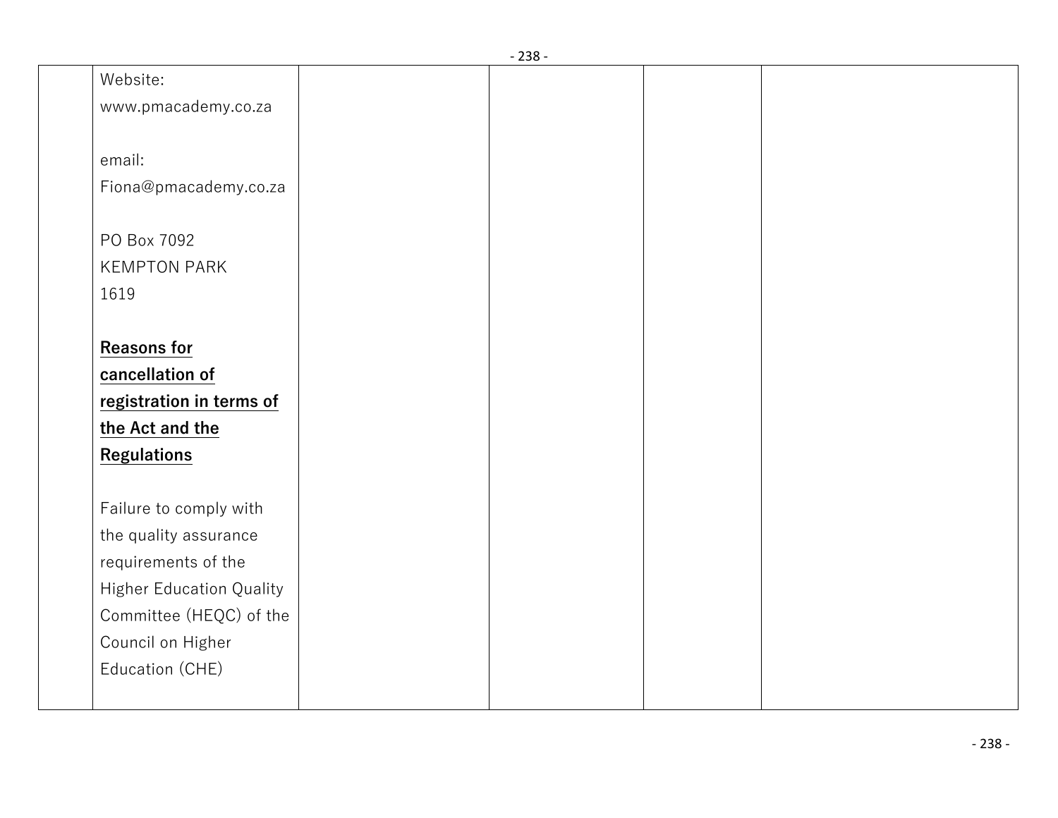|  |  |  |  |  |  |
|---|---|---|---|---|---|
|  | Website:<br>www.pmacademy.co.za<br><br>email:<br>Fiona@pmacademy.co.za<br><br>PO Box 7092<br>KEMPTON PARK<br>1619<br><br>**Reasons for cancellation of registration in terms of the Act and the Regulations**<br><br>Failure to comply with the quality assurance requirements of the Higher Education Quality Committee (HEQC) of the Council on Higher Education (CHE) |  |  |  |  |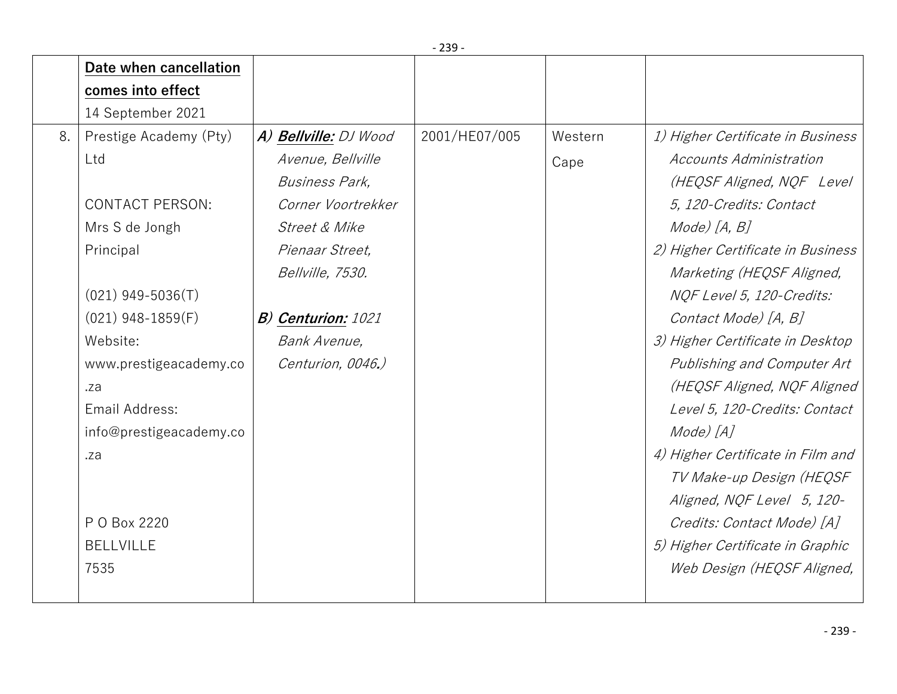|  |  |  |  |  |
|---|---|---|---|---|
|  | **Date when cancellation comes into effect**<br>14 September 2021 |  |  |  |
| 8. | Prestige Academy (Pty) Ltd<br><br>CONTACT PERSON:<br>Mrs S de Jongh<br>Principal<br><br>(021) 949-5036(T)<br>(021) 948-1859(F)<br>Website:<br>www.prestigeacademy.co.za<br>Email Address:<br>info@prestigeacademy.co.za<br><br><br>P O Box 2220<br>BELLVILLE<br>7535 | *A) **Bellville:** DJ Wood Avenue, Bellville Business Park, Corner Voortrekker Street & Mike Pienaar Street, Bellville, 7530.*<br><br>*B) **Centurion:** 1021 Bank Avenue, Centurion, 0046.)* | 2001/HE07/005 | Western Cape | *1) Higher Certificate in Business Accounts Administration (HEQSF Aligned, NQF Level 5, 120-Credits: Contact Mode) [A, B]*<br>*2) Higher Certificate in Business Marketing (HEQSF Aligned, NQF Level 5, 120-Credits: Contact Mode) [A, B]*<br>*3) Higher Certificate in Desktop Publishing and Computer Art (HEQSF Aligned, NQF Aligned Level 5, 120-Credits: Contact Mode) [A]*<br>*4) Higher Certificate in Film and TV Make-up Design (HEQSF Aligned, NQF Level 5, 120-Credits: Contact Mode) [A]*<br>*5) Higher Certificate in Graphic Web Design (HEQSF Aligned,* |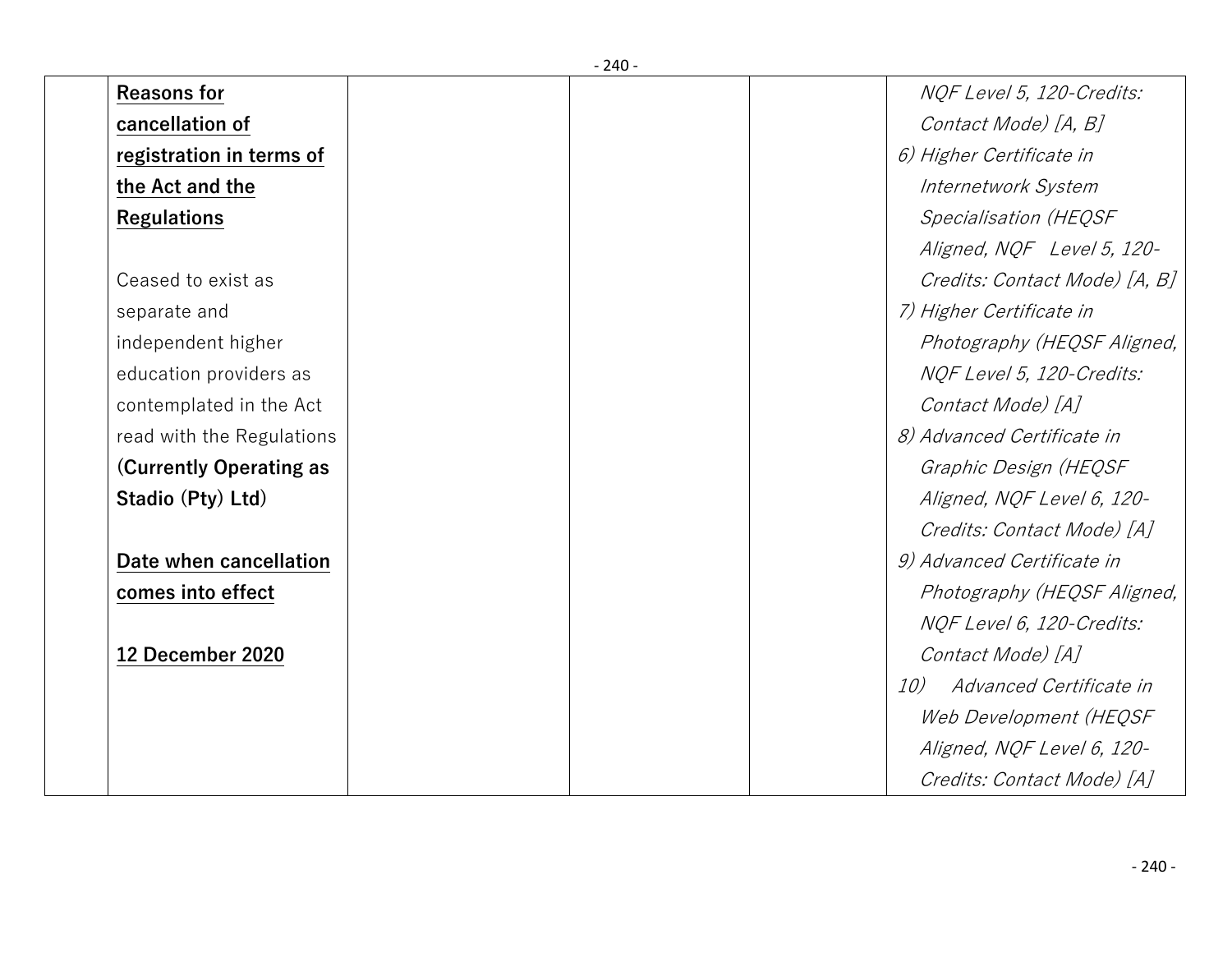| | | | | |
|---|---|---|---|---|
| | **Reasons for cancellation of registration in terms of the Act and the Regulations**<br><br>Ceased to exist as separate and independent higher education providers as contemplated in the Act read with the Regulations (**Currently Operating as Stadio (Pty) Ltd**)<br><br>**Date when cancellation comes into effect**<br><br>**12 December 2020** | | | *NQF Level 5, 120-Credits: Contact Mode) [A, B]*<br>*6) Higher Certificate in Internetwork System Specialisation (HEQSF Aligned, NQF Level 5, 120-Credits: Contact Mode) [A, B]*<br>*7) Higher Certificate in Photography (HEQSF Aligned, NQF Level 5, 120-Credits: Contact Mode) [A]*<br>*8) Advanced Certificate in Graphic Design (HEQSF Aligned, NQF Level 6, 120-Credits: Contact Mode) [A]*<br>*9) Advanced Certificate in Photography (HEQSF Aligned, NQF Level 6, 120-Credits: Contact Mode) [A]*<br>*10) Advanced Certificate in Web Development (HEQSF Aligned, NQF Level 6, 120-Credits: Contact Mode) [A]* |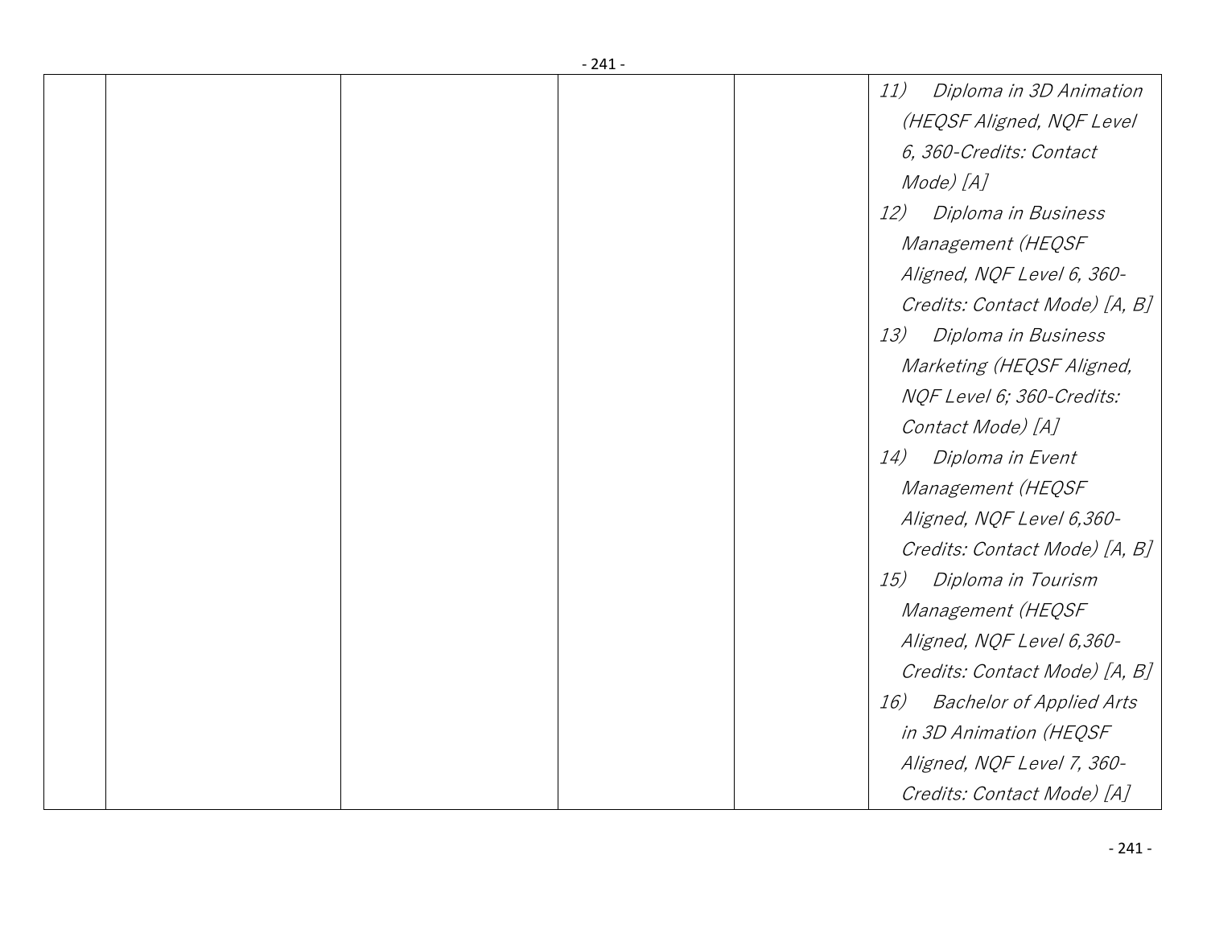| | | | | | |
|---|---|---|---|---|---|
| | | | | | 11) *Diploma in 3D Animation (HEQSF Aligned, NQF Level 6, 360-Credits: Contact Mode) [A]*<br>12) *Diploma in Business Management (HEQSF Aligned, NQF Level 6, 360-Credits: Contact Mode) [A, B]*<br>13) *Diploma in Business Marketing (HEQSF Aligned, NQF Level 6; 360-Credits: Contact Mode) [A]*<br>14) *Diploma in Event Management (HEQSF Aligned, NQF Level 6,360-Credits: Contact Mode) [A, B]*<br>15) *Diploma in Tourism Management (HEQSF Aligned, NQF Level 6,360-Credits: Contact Mode) [A, B]*<br>16) *Bachelor of Applied Arts in 3D Animation (HEQSF Aligned, NQF Level 7, 360-Credits: Contact Mode) [A]* |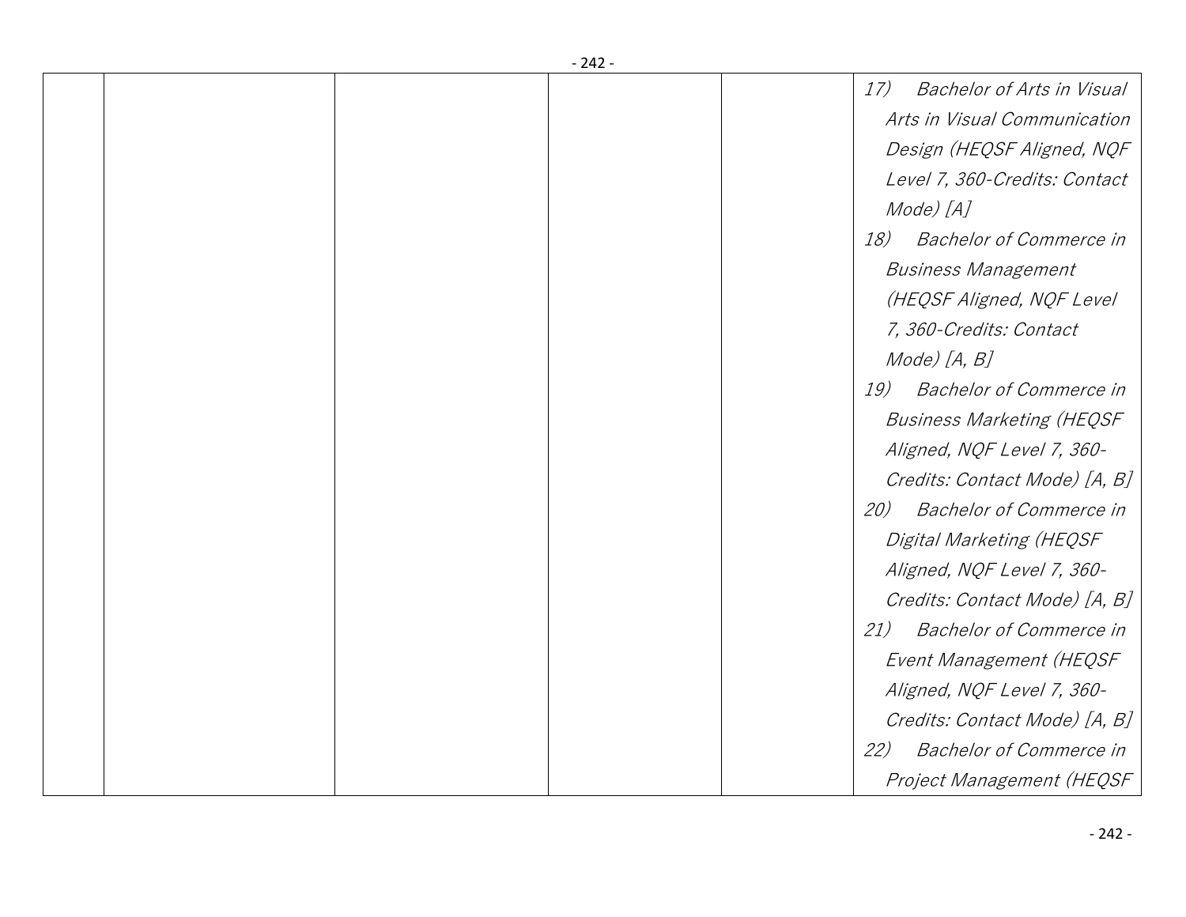| | | | | |
|---|---|---|---|---|
| | | | | 17) *Bachelor of Arts in Visual Arts in Visual Communication Design (HEQSF Aligned, NQF Level 7, 360-Credits: Contact Mode) [A]*<br>18) *Bachelor of Commerce in Business Management (HEQSF Aligned, NQF Level 7, 360-Credits: Contact Mode) [A, B]*<br>19) *Bachelor of Commerce in Business Marketing (HEQSF Aligned, NQF Level 7, 360-Credits: Contact Mode) [A, B]*<br>20) *Bachelor of Commerce in Digital Marketing (HEQSF Aligned, NQF Level 7, 360-Credits: Contact Mode) [A, B]*<br>21) *Bachelor of Commerce in Event Management (HEQSF Aligned, NQF Level 7, 360-Credits: Contact Mode) [A, B]*<br>22) *Bachelor of Commerce in Project Management (HEQSF* |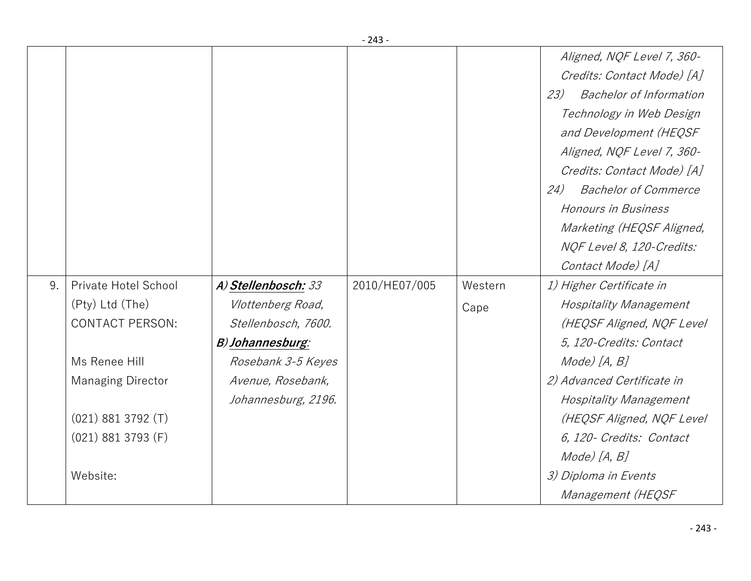| | | | | | |
|---|---|---|---|---|---|
| | | | | | *Aligned, NQF Level 7, 360-Credits: Contact Mode) [A]*<br>*23) Bachelor of Information Technology in Web Design and Development (HEQSF Aligned, NQF Level 7, 360-Credits: Contact Mode) [A]*<br>*24) Bachelor of Commerce Honours in Business Marketing (HEQSF Aligned, NQF Level 8, 120-Credits: Contact Mode) [A]* |
| 9. | Private Hotel School (Pty) Ltd (The)<br>CONTACT PERSON:<br><br>Ms Renee Hill<br>Managing Director<br><br>(021) 881 3792 (T)<br>(021) 881 3793 (F)<br><br>Website: | *A)* ***Stellenbosch:*** *33 Vlottenberg Road, Stellenbosch, 7600.*<br>*B)* ***Johannesburg****: Rosebank 3-5 Keyes Avenue, Rosebank, Johannesburg, 2196.* | 2010/HE07/005 | Western Cape | *1) Higher Certificate in Hospitality Management (HEQSF Aligned, NQF Level 5, 120-Credits: Contact Mode) [A, B]*<br>*2) Advanced Certificate in Hospitality Management (HEQSF Aligned, NQF Level 6, 120- Credits: Contact Mode) [A, B]*<br>*3) Diploma in Events Management (HEQSF* |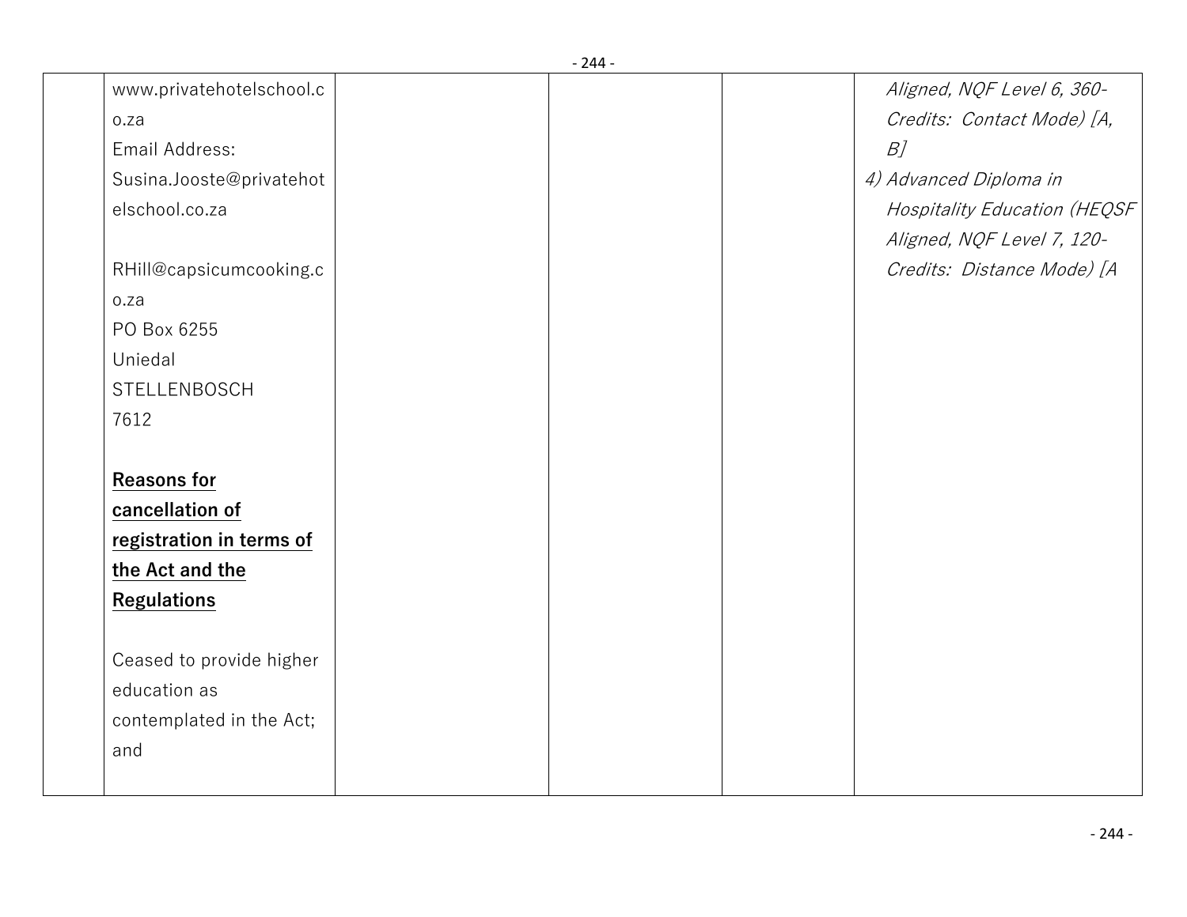| | | | | | |
|---|---|---|---|---|---|
| | www.privatehotelschool.co.za<br>Email Address:<br>Susina.Jooste@privatehotelschool.co.za<br><br>RHill@capsicumcooking.co.za<br>PO Box 6255<br>Uniedal<br>STELLENBOSCH<br>7612<br><br>**Reasons for cancellation of registration in terms of the Act and the Regulations**<br><br>Ceased to provide higher education as contemplated in the Act; and | | | | *Aligned, NQF Level 6, 360-Credits: Contact Mode) [A, B]*<br>*4) Advanced Diploma in Hospitality Education (HEQSF Aligned, NQF Level 7, 120-Credits: Distance Mode) [A* |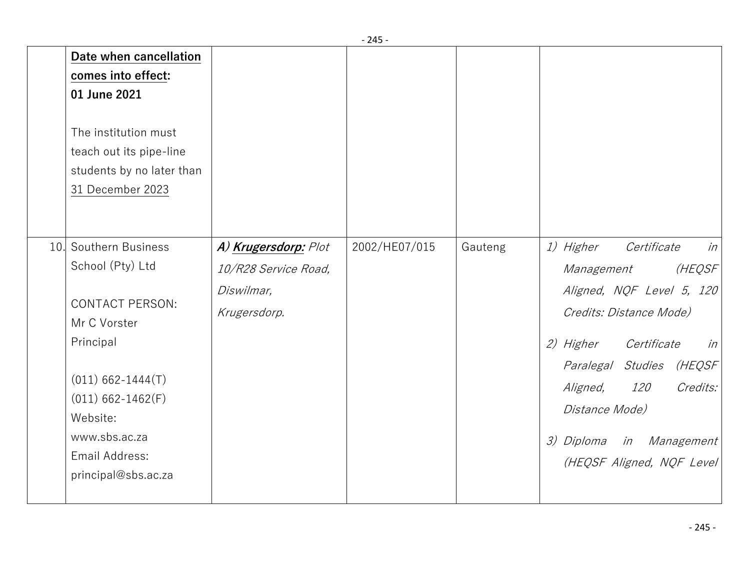|  |  |  |  |  |  |
|---|---|---|---|---|---|
|  | **Date when cancellation comes into effect: 01 June 2021**<br><br>The institution must teach out its pipe-line students by no later than 31 December 2023 |  |  |  |  |
| 10. | Southern Business School (Pty) Ltd<br><br>CONTACT PERSON:<br>Mr C Vorster<br>Principal<br><br>(011) 662-1444(T)<br>(011) 662-1462(F)<br>Website:<br>www.sbs.ac.za<br>Email Address:<br>principal@sbs.ac.za | ***A) Krugersdorp:*** *Plot 10/R28 Service Road, Diswilmar, Krugersdorp.* | 2002/HE07/015 | Gauteng | *1) Higher Certificate in Management (HEQSF Aligned, NQF Level 5, 120 Credits: Distance Mode)*<br><br>*2) Higher Certificate in Paralegal Studies (HEQSF Aligned, 120 Credits: Distance Mode)*<br><br>*3) Diploma in Management (HEQSF Aligned, NQF Level* |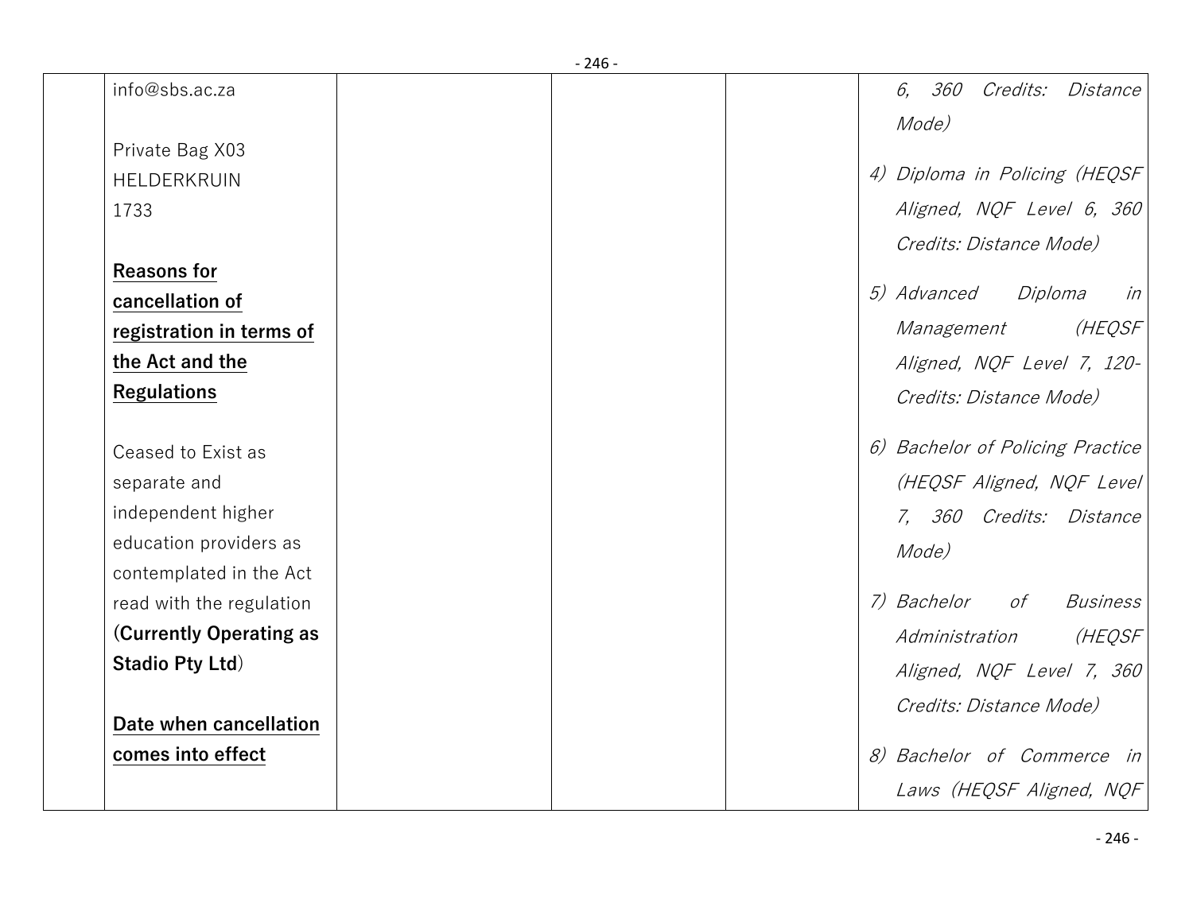| | | | | | |
|---|---|---|---|---|---|
| | info@sbs.ac.za<br><br>Private Bag X03<br>HELDERKRUIN<br>1733<br><br>**Reasons for cancellation of registration in terms of the Act and the Regulations**<br><br>Ceased to Exist as separate and independent higher education providers as contemplated in the Act read with the regulation (**Currently Operating as Stadio Pty Ltd**)<br><br>**Date when cancellation comes into effect** | | | | *6, 360 Credits: Distance Mode)*<br><br>*4) Diploma in Policing (HEQSF Aligned, NQF Level 6, 360 Credits: Distance Mode)*<br><br>*5) Advanced Diploma in Management (HEQSF Aligned, NQF Level 7, 120-Credits: Distance Mode)*<br><br>*6) Bachelor of Policing Practice (HEQSF Aligned, NQF Level 7, 360 Credits: Distance Mode)*<br><br>*7) Bachelor of Business Administration (HEQSF Aligned, NQF Level 7, 360 Credits: Distance Mode)*<br><br>*8) Bachelor of Commerce in Laws (HEQSF Aligned, NQF* |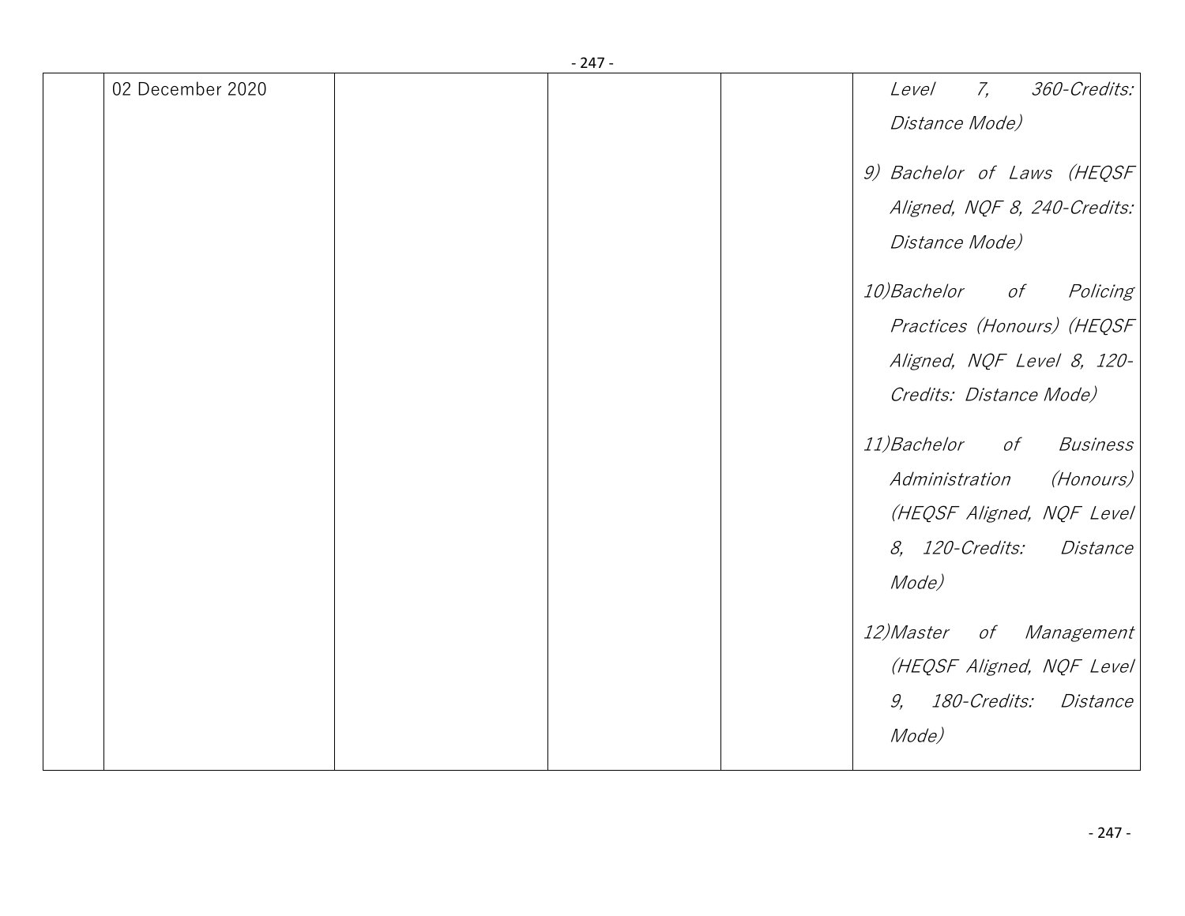| | | | | | |
|---|---|---|---|---|---|
| | 02 December 2020 | | | | *Level 7, 360-Credits: Distance Mode)*<br><br>*9) Bachelor of Laws (HEQSF Aligned, NQF 8, 240-Credits: Distance Mode)*<br><br>*10)Bachelor of Policing Practices (Honours) (HEQSF Aligned, NQF Level 8, 120-Credits: Distance Mode)*<br><br>*11)Bachelor of Business Administration (Honours) (HEQSF Aligned, NQF Level 8, 120-Credits: Distance Mode)*<br><br>*12)Master of Management (HEQSF Aligned, NQF Level 9, 180-Credits: Distance Mode)* |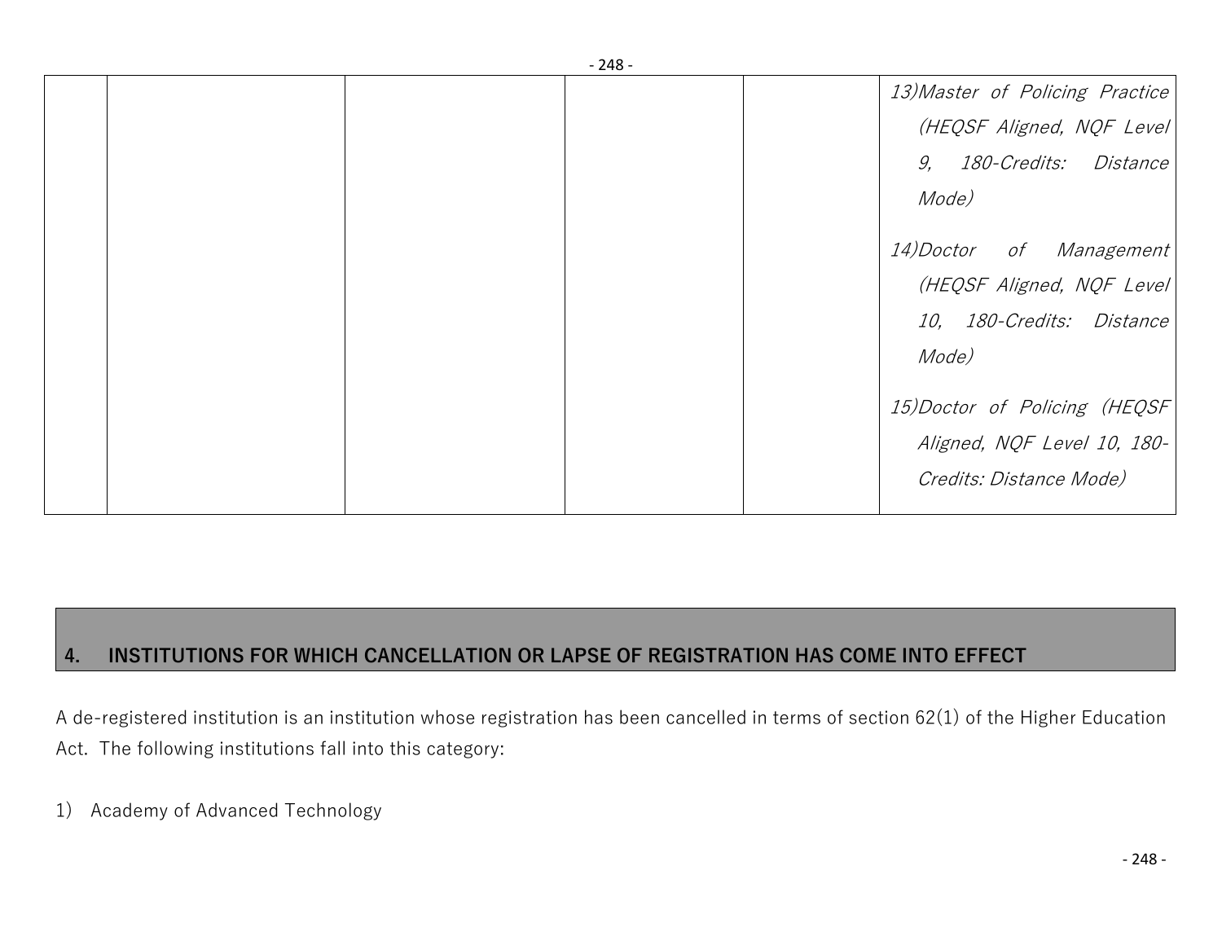| | | | | | |
|---|---|---|---|---|---|
| | | | | | *13) Master of Policing Practice (HEQSF Aligned, NQF Level 9, 180-Credits: Distance Mode)*<br><br>*14) Doctor of Management (HEQSF Aligned, NQF Level 10, 180-Credits: Distance Mode)*<br><br>*15) Doctor of Policing (HEQSF Aligned, NQF Level 10, 180-Credits: Distance Mode)* |

## 4. INSTITUTIONS FOR WHICH CANCELLATION OR LAPSE OF REGISTRATION HAS COME INTO EFFECT

A de-registered institution is an institution whose registration has been cancelled in terms of section 62(1) of the Higher Education Act. The following institutions fall into this category:

1) Academy of Advanced Technology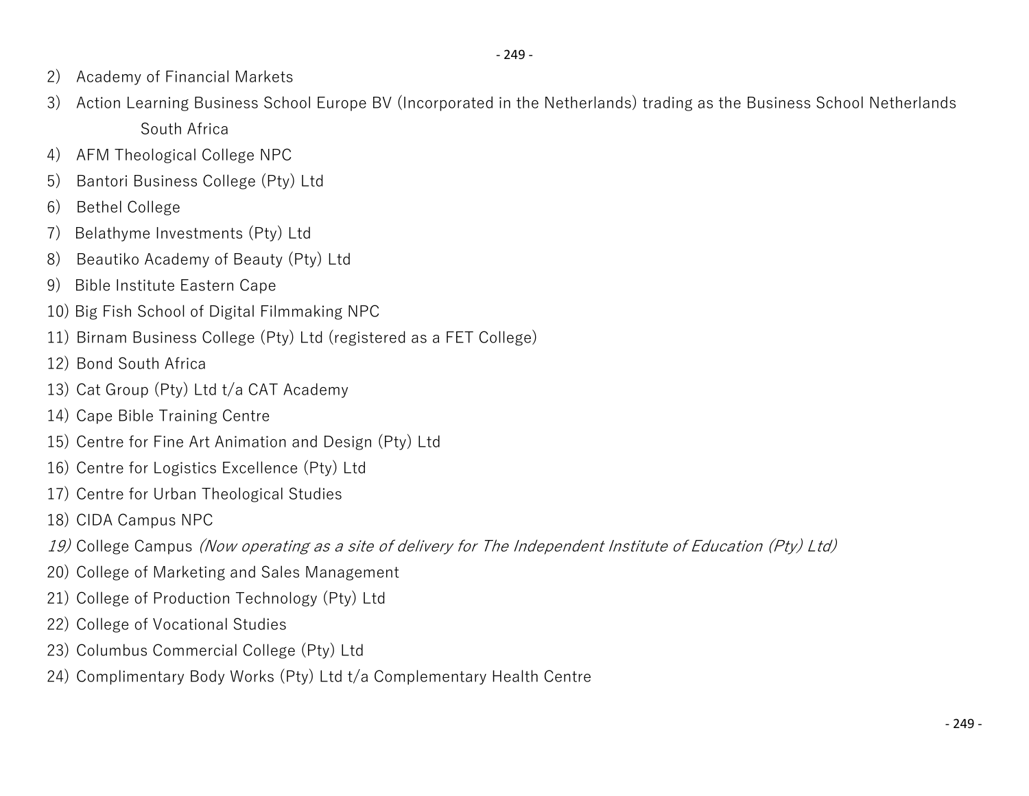2) Academy of Financial Markets
3) Action Learning Business School Europe BV (Incorporated in the Netherlands) trading as the Business School Netherlands South Africa
4) AFM Theological College NPC
5) Bantori Business College (Pty) Ltd
6) Bethel College
7) Belathyme Investments (Pty) Ltd
8) Beautiko Academy of Beauty (Pty) Ltd
9) Bible Institute Eastern Cape
10) Big Fish School of Digital Filmmaking NPC
11) Birnam Business College (Pty) Ltd (registered as a FET College)
12) Bond South Africa
13) Cat Group (Pty) Ltd t/a CAT Academy
14) Cape Bible Training Centre
15) Centre for Fine Art Animation and Design (Pty) Ltd
16) Centre for Logistics Excellence (Pty) Ltd
17) Centre for Urban Theological Studies
18) CIDA Campus NPC
*19)* College Campus *(Now operating as a site of delivery for The Independent Institute of Education (Pty) Ltd)*
20) College of Marketing and Sales Management
21) College of Production Technology (Pty) Ltd
22) College of Vocational Studies
23) Columbus Commercial College (Pty) Ltd
24) Complimentary Body Works (Pty) Ltd t/a Complementary Health Centre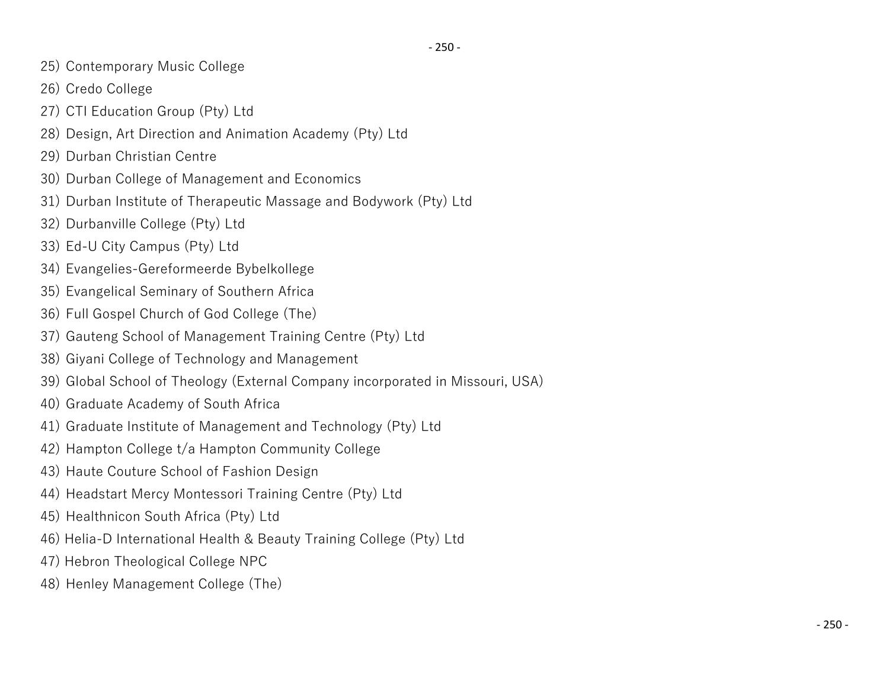25) Contemporary Music College
26) Credo College
27) CTI Education Group (Pty) Ltd
28) Design, Art Direction and Animation Academy (Pty) Ltd
29) Durban Christian Centre
30) Durban College of Management and Economics
31) Durban Institute of Therapeutic Massage and Bodywork (Pty) Ltd
32) Durbanville College (Pty) Ltd
33) Ed-U City Campus (Pty) Ltd
34) Evangelies-Gereformeerde Bybelkollege
35) Evangelical Seminary of Southern Africa
36) Full Gospel Church of God College (The)
37) Gauteng School of Management Training Centre (Pty) Ltd
38) Giyani College of Technology and Management
39) Global School of Theology (External Company incorporated in Missouri, USA)
40) Graduate Academy of South Africa
41) Graduate Institute of Management and Technology (Pty) Ltd
42) Hampton College t/a Hampton Community College
43) Haute Couture School of Fashion Design
44) Headstart Mercy Montessori Training Centre (Pty) Ltd
45) Healthnicon South Africa (Pty) Ltd
46) Helia-D International Health & Beauty Training College (Pty) Ltd
47) Hebron Theological College NPC
48) Henley Management College (The)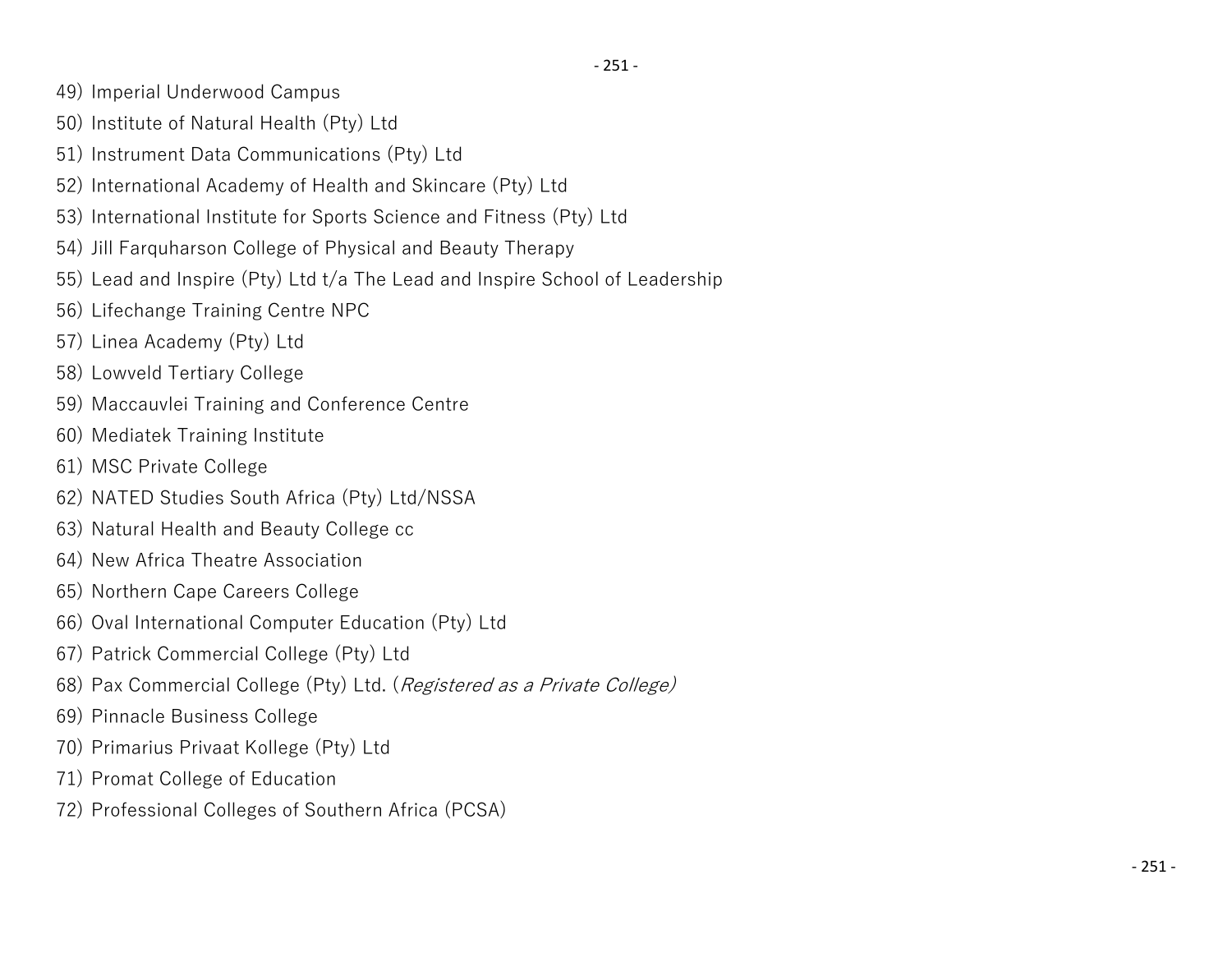49) Imperial Underwood Campus
50) Institute of Natural Health (Pty) Ltd
51) Instrument Data Communications (Pty) Ltd
52) International Academy of Health and Skincare (Pty) Ltd
53) International Institute for Sports Science and Fitness (Pty) Ltd
54) Jill Farquharson College of Physical and Beauty Therapy
55) Lead and Inspire (Pty) Ltd t/a The Lead and Inspire School of Leadership
56) Lifechange Training Centre NPC
57) Linea Academy (Pty) Ltd
58) Lowveld Tertiary College
59) Maccauvlei Training and Conference Centre
60) Mediatek Training Institute
61) MSC Private College
62) NATED Studies South Africa (Pty) Ltd/NSSA
63) Natural Health and Beauty College cc
64) New Africa Theatre Association
65) Northern Cape Careers College
66) Oval International Computer Education (Pty) Ltd
67) Patrick Commercial College (Pty) Ltd
68) Pax Commercial College (Pty) Ltd. (*Registered as a Private College)*
69) Pinnacle Business College
70) Primarius Privaat Kollege (Pty) Ltd
71) Promat College of Education
72) Professional Colleges of Southern Africa (PCSA)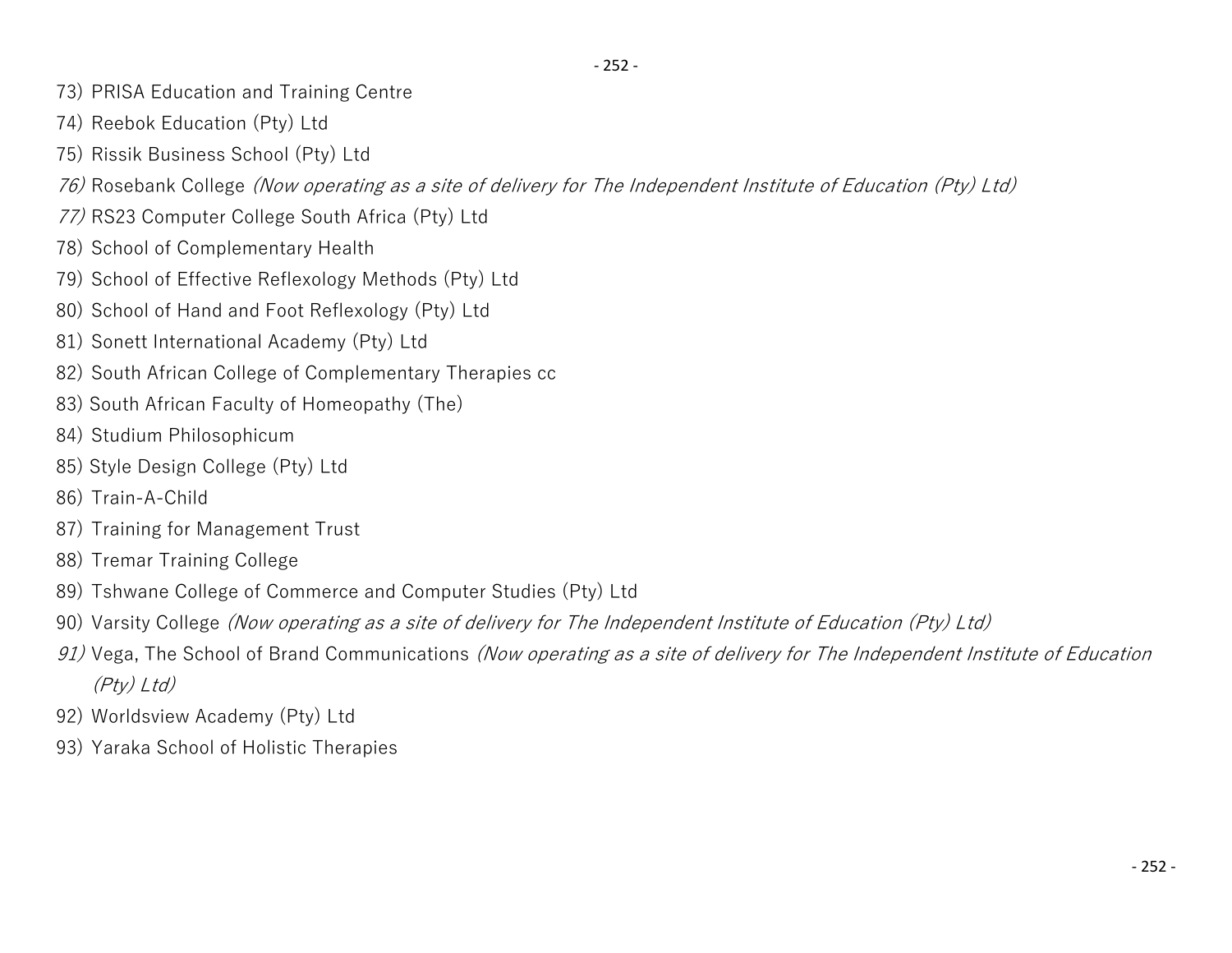73) PRISA Education and Training Centre
74) Reebok Education (Pty) Ltd
75) Rissik Business School (Pty) Ltd
76) Rosebank College *(Now operating as a site of delivery for The Independent Institute of Education (Pty) Ltd)*
77) RS23 Computer College South Africa (Pty) Ltd
78) School of Complementary Health
79) School of Effective Reflexology Methods (Pty) Ltd
80) School of Hand and Foot Reflexology (Pty) Ltd
81) Sonett International Academy (Pty) Ltd
82) South African College of Complementary Therapies cc
83) South African Faculty of Homeopathy (The)
84) Studium Philosophicum
85) Style Design College (Pty) Ltd
86) Train-A-Child
87) Training for Management Trust
88) Tremar Training College
89) Tshwane College of Commerce and Computer Studies (Pty) Ltd
90) Varsity College *(Now operating as a site of delivery for The Independent Institute of Education (Pty) Ltd)*
91) Vega, The School of Brand Communications *(Now operating as a site of delivery for The Independent Institute of Education (Pty) Ltd)*
92) Worldsview Academy (Pty) Ltd
93) Yaraka School of Holistic Therapies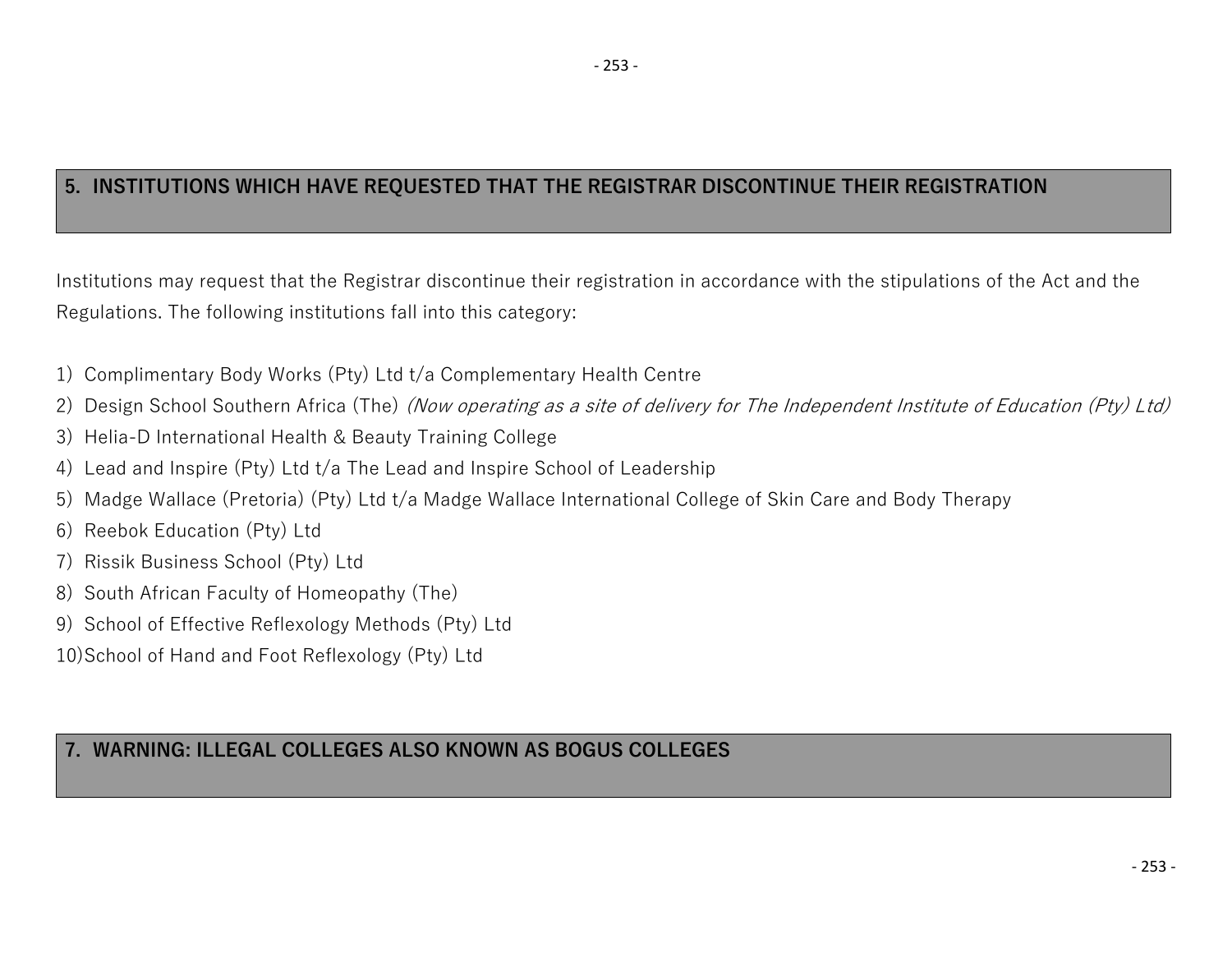## 5. INSTITUTIONS WHICH HAVE REQUESTED THAT THE REGISTRAR DISCONTINUE THEIR REGISTRATION

Institutions may request that the Registrar discontinue their registration in accordance with the stipulations of the Act and the Regulations. The following institutions fall into this category:

1) Complimentary Body Works (Pty) Ltd t/a Complementary Health Centre
2) Design School Southern Africa (The) *(Now operating as a site of delivery for The Independent Institute of Education (Pty) Ltd)*
3) Helia-D International Health & Beauty Training College
4) Lead and Inspire (Pty) Ltd t/a The Lead and Inspire School of Leadership
5) Madge Wallace (Pretoria) (Pty) Ltd t/a Madge Wallace International College of Skin Care and Body Therapy
6) Reebok Education (Pty) Ltd
7) Rissik Business School (Pty) Ltd
8) South African Faculty of Homeopathy (The)
9) School of Effective Reflexology Methods (Pty) Ltd
10) School of Hand and Foot Reflexology (Pty) Ltd

## 7. WARNING: ILLEGAL COLLEGES ALSO KNOWN AS BOGUS COLLEGES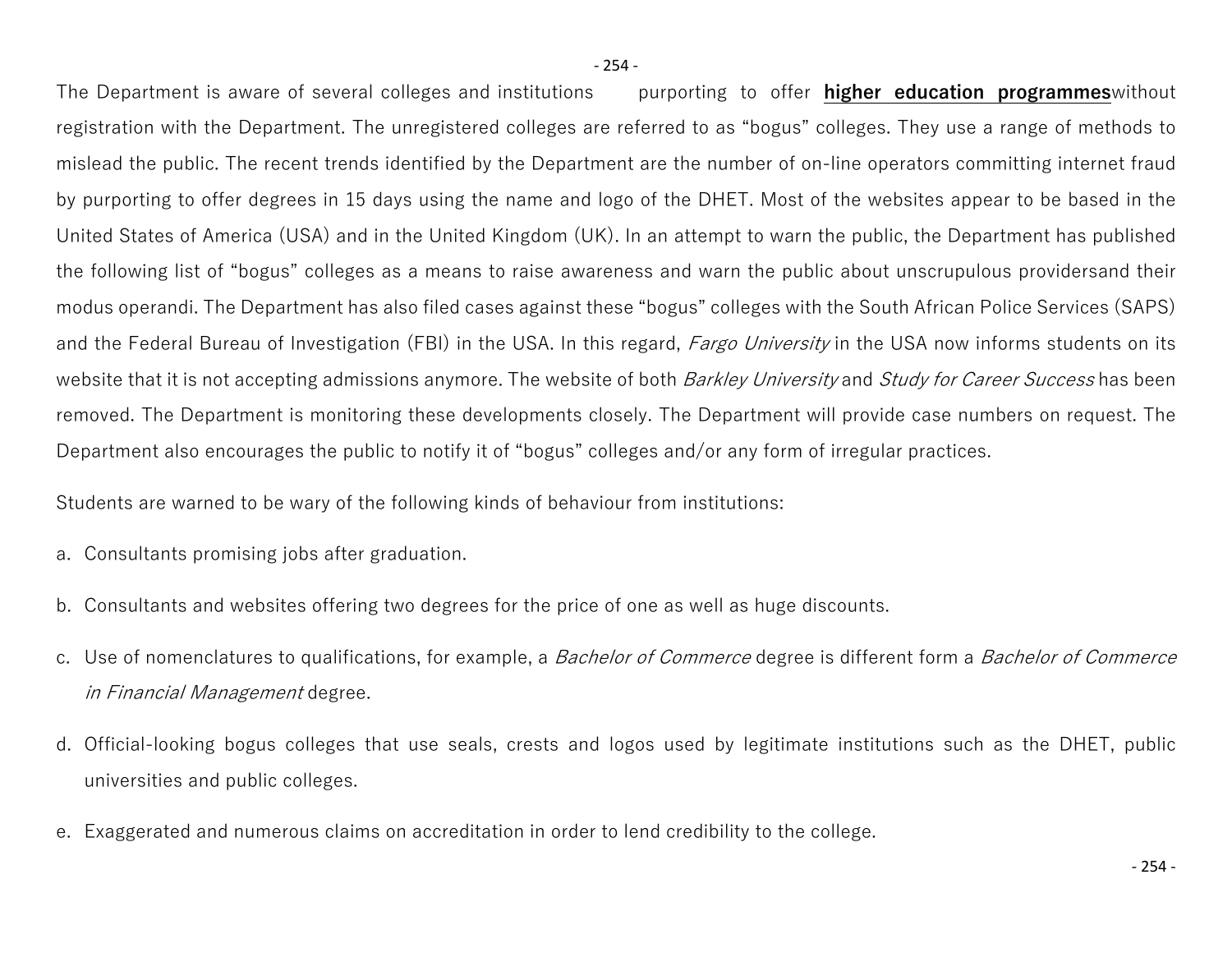The Department is aware of several colleges and institutions purporting to offer **higher education programmes**without registration with the Department. The unregistered colleges are referred to as "bogus" colleges. They use a range of methods to mislead the public. The recent trends identified by the Department are the number of on-line operators committing internet fraud by purporting to offer degrees in 15 days using the name and logo of the DHET. Most of the websites appear to be based in the United States of America (USA) and in the United Kingdom (UK). In an attempt to warn the public, the Department has published the following list of "bogus" colleges as a means to raise awareness and warn the public about unscrupulous providersand their modus operandi. The Department has also filed cases against these "bogus" colleges with the South African Police Services (SAPS) and the Federal Bureau of Investigation (FBI) in the USA. In this regard, *Fargo University* in the USA now informs students on its website that it is not accepting admissions anymore. The website of both *Barkley University* and *Study for Career Success* has been removed. The Department is monitoring these developments closely. The Department will provide case numbers on request. The Department also encourages the public to notify it of "bogus" colleges and/or any form of irregular practices.

Students are warned to be wary of the following kinds of behaviour from institutions:

a. Consultants promising jobs after graduation.

b. Consultants and websites offering two degrees for the price of one as well as huge discounts.

c. Use of nomenclatures to qualifications, for example, a *Bachelor of Commerce* degree is different form a *Bachelor of Commerce in Financial Management* degree.

d. Official-looking bogus colleges that use seals, crests and logos used by legitimate institutions such as the DHET, public universities and public colleges.

e. Exaggerated and numerous claims on accreditation in order to lend credibility to the college.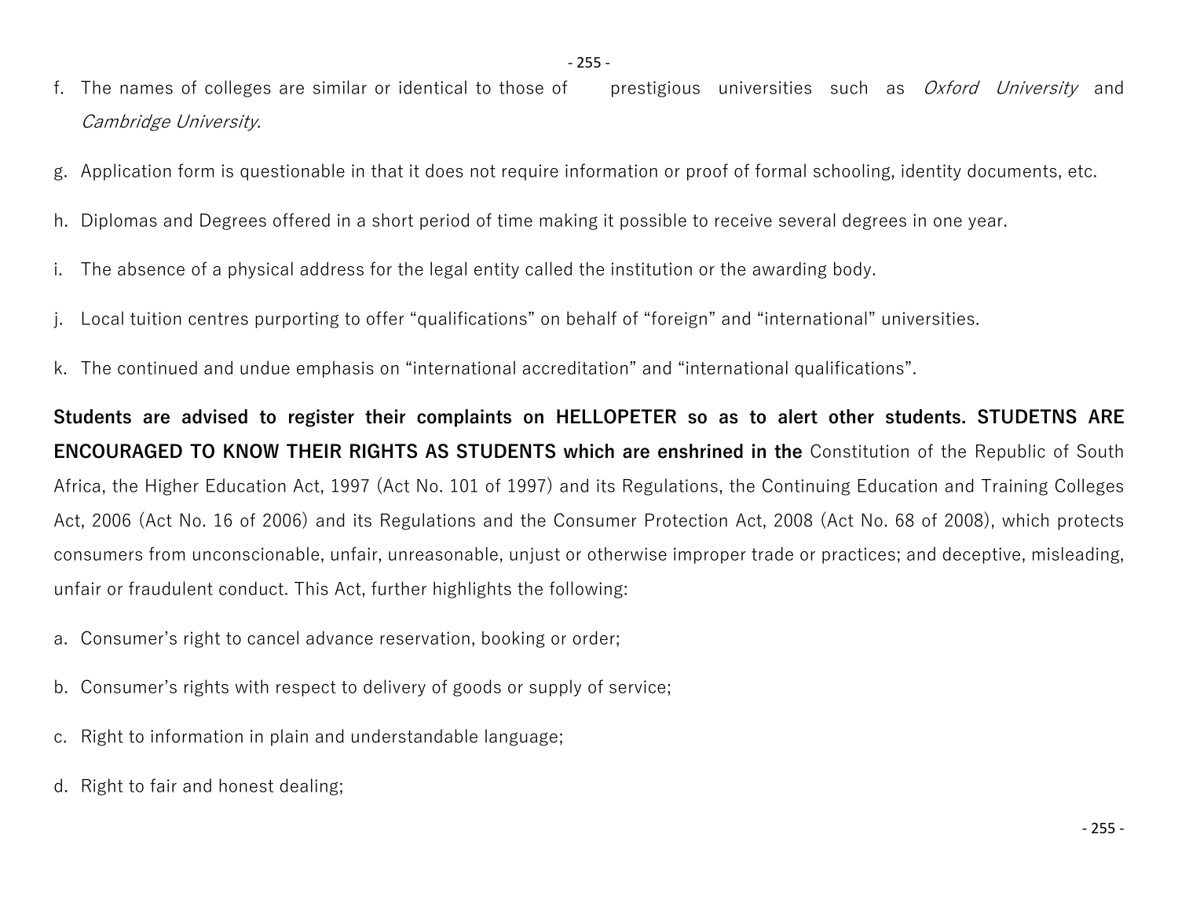f. The names of colleges are similar or identical to those of prestigious universities such as *Oxford University* and *Cambridge University*.

g. Application form is questionable in that it does not require information or proof of formal schooling, identity documents, etc.

h. Diplomas and Degrees offered in a short period of time making it possible to receive several degrees in one year.

i. The absence of a physical address for the legal entity called the institution or the awarding body.

j. Local tuition centres purporting to offer "qualifications" on behalf of "foreign" and "international" universities.

k. The continued and undue emphasis on "international accreditation" and "international qualifications".

**Students are advised to register their complaints on HELLOPETER so as to alert other students. STUDETNS ARE ENCOURAGED TO KNOW THEIR RIGHTS AS STUDENTS which are enshrined in the** Constitution of the Republic of South Africa, the Higher Education Act, 1997 (Act No. 101 of 1997) and its Regulations, the Continuing Education and Training Colleges Act, 2006 (Act No. 16 of 2006) and its Regulations and the Consumer Protection Act, 2008 (Act No. 68 of 2008), which protects consumers from unconscionable, unfair, unreasonable, unjust or otherwise improper trade or practices; and deceptive, misleading, unfair or fraudulent conduct. This Act, further highlights the following:

a. Consumer's right to cancel advance reservation, booking or order;

b. Consumer's rights with respect to delivery of goods or supply of service;

c. Right to information in plain and understandable language;

d. Right to fair and honest dealing;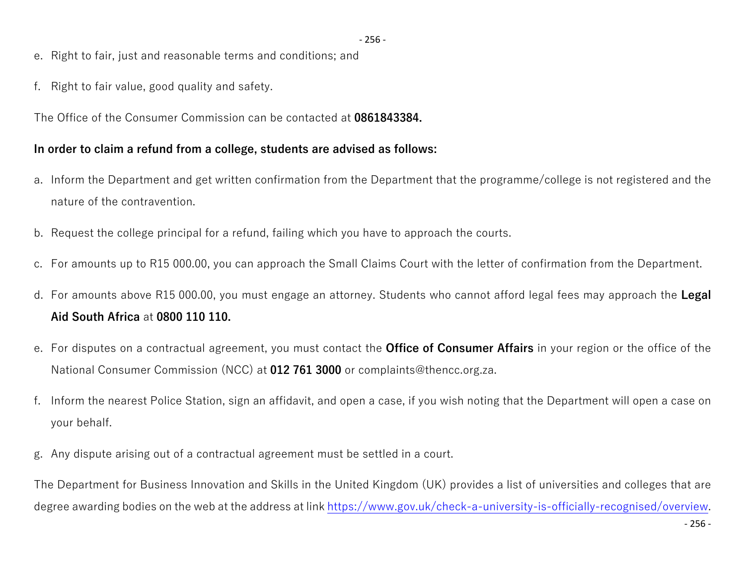e. Right to fair, just and reasonable terms and conditions; and

f. Right to fair value, good quality and safety.

The Office of the Consumer Commission can be contacted at **0861843384.**

**In order to claim a refund from a college, students are advised as follows:**

a. Inform the Department and get written confirmation from the Department that the programme/college is not registered and the nature of the contravention.

b. Request the college principal for a refund, failing which you have to approach the courts.

c. For amounts up to R15 000.00, you can approach the Small Claims Court with the letter of confirmation from the Department.

d. For amounts above R15 000.00, you must engage an attorney. Students who cannot afford legal fees may approach the **Legal Aid South Africa** at **0800 110 110.**

e. For disputes on a contractual agreement, you must contact the **Office of Consumer Affairs** in your region or the office of the National Consumer Commission (NCC) at **012 761 3000** or complaints@thencc.org.za.

f. Inform the nearest Police Station, sign an affidavit, and open a case, if you wish noting that the Department will open a case on your behalf.

g. Any dispute arising out of a contractual agreement must be settled in a court.

The Department for Business Innovation and Skills in the United Kingdom (UK) provides a list of universities and colleges that are degree awarding bodies on the web at the address at link [https://www.gov.uk/check-a-university-is-officially-recognised/overview](https://www.gov.uk/check-a-university-is-officially-recognised/overview).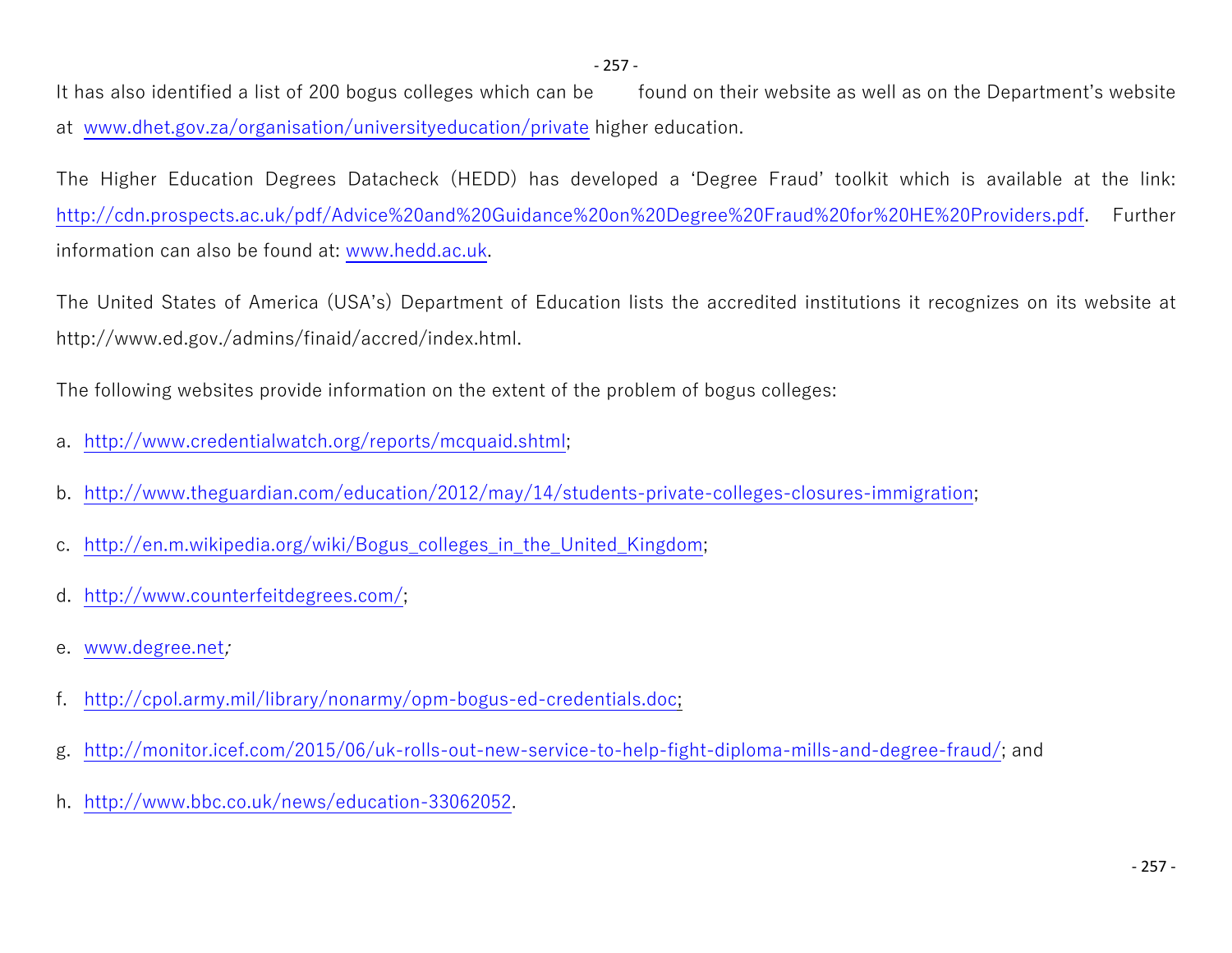It has also identified a list of 200 bogus colleges which can be found on their website as well as on the Department's website at www.dhet.gov.za/organisation/universityeducation/private higher education.

The Higher Education Degrees Datacheck (HEDD) has developed a 'Degree Fraud' toolkit which is available at the link: http://cdn.prospects.ac.uk/pdf/Advice%20and%20Guidance%20on%20Degree%20Fraud%20for%20HE%20Providers.pdf. Further information can also be found at: www.hedd.ac.uk.

The United States of America (USA's) Department of Education lists the accredited institutions it recognizes on its website at http://www.ed.gov./admins/finaid/accred/index.html.

The following websites provide information on the extent of the problem of bogus colleges:

a. http://www.credentialwatch.org/reports/mcquaid.shtml;

b. http://www.theguardian.com/education/2012/may/14/students-private-colleges-closures-immigration;

c. http://en.m.wikipedia.org/wiki/Bogus_colleges_in_the_United_Kingdom;

d. http://www.counterfeitdegrees.com/;

e. www.degree.net;

f. http://cpol.army.mil/library/nonarmy/opm-bogus-ed-credentials.doc;

g. http://monitor.icef.com/2015/06/uk-rolls-out-new-service-to-help-fight-diploma-mills-and-degree-fraud/; and

h. http://www.bbc.co.uk/news/education-33062052.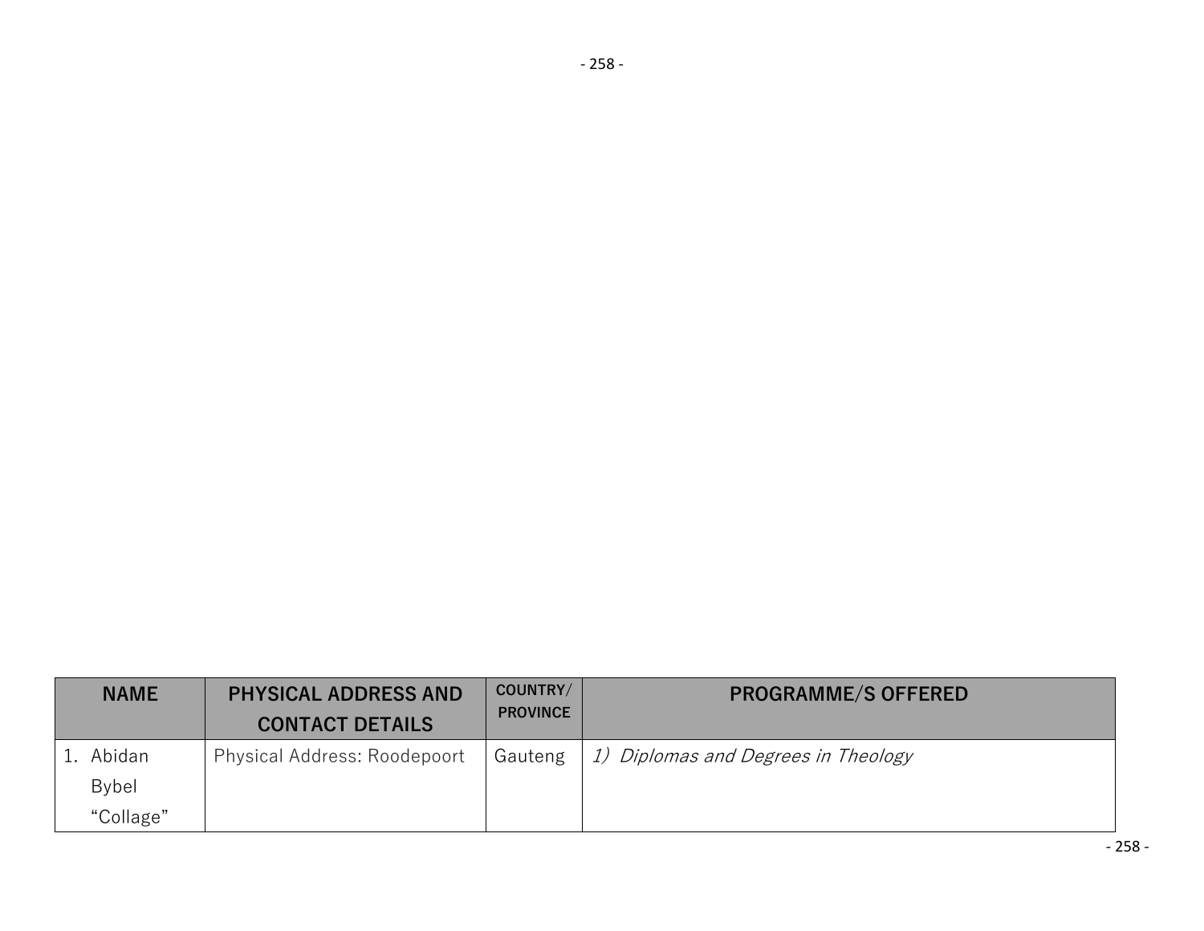| NAME | PHYSICAL ADDRESS AND CONTACT DETAILS | COUNTRY/ PROVINCE | PROGRAMME/S OFFERED |
|---|---|---|---|
| 1. Abidan Bybel "Collage" | Physical Address: Roodepoort | Gauteng | *1) Diplomas and Degrees in Theology* |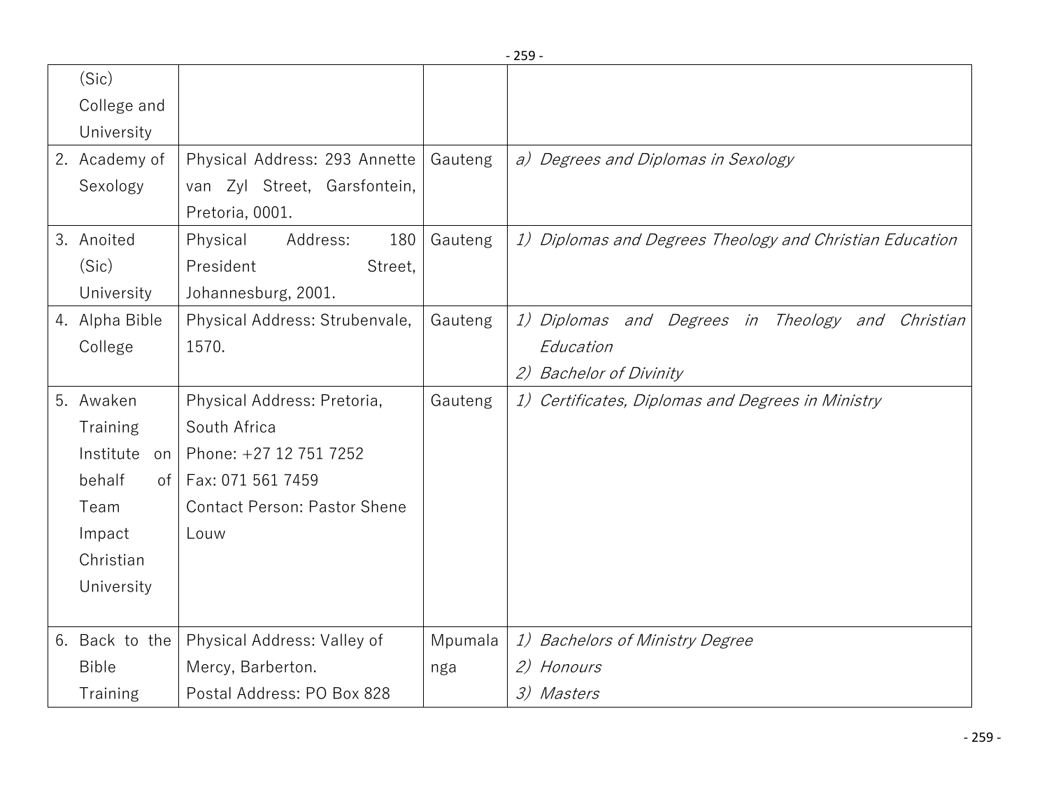| | | | |
|---|---|---|---|
| (Sic) College and University | | | |
| 2. Academy of Sexology | Physical Address: 293 Annette van Zyl Street, Garsfontein, Pretoria, 0001. | Gauteng | *a) Degrees and Diplomas in Sexology* |
| 3. Anoited (Sic) University | Physical Address: 180 President Street, Johannesburg, 2001. | Gauteng | *1) Diplomas and Degrees Theology and Christian Education* |
| 4. Alpha Bible College | Physical Address: Strubenvale, 1570. | Gauteng | *1) Diplomas and Degrees in Theology and Christian Education*<br>*2) Bachelor of Divinity* |
| 5. Awaken Training Institute on behalf of Team Impact Christian University | Physical Address: Pretoria, South Africa<br>Phone: +27 12 751 7252<br>Fax: 071 561 7459<br>Contact Person: Pastor Shene Louw | Gauteng | *1) Certificates, Diplomas and Degrees in Ministry* |
| 6. Back to the Bible Training | Physical Address: Valley of Mercy, Barberton.<br>Postal Address: PO Box 828 | Mpumalanga | *1) Bachelors of Ministry Degree*<br>*2) Honours*<br>*3) Masters* |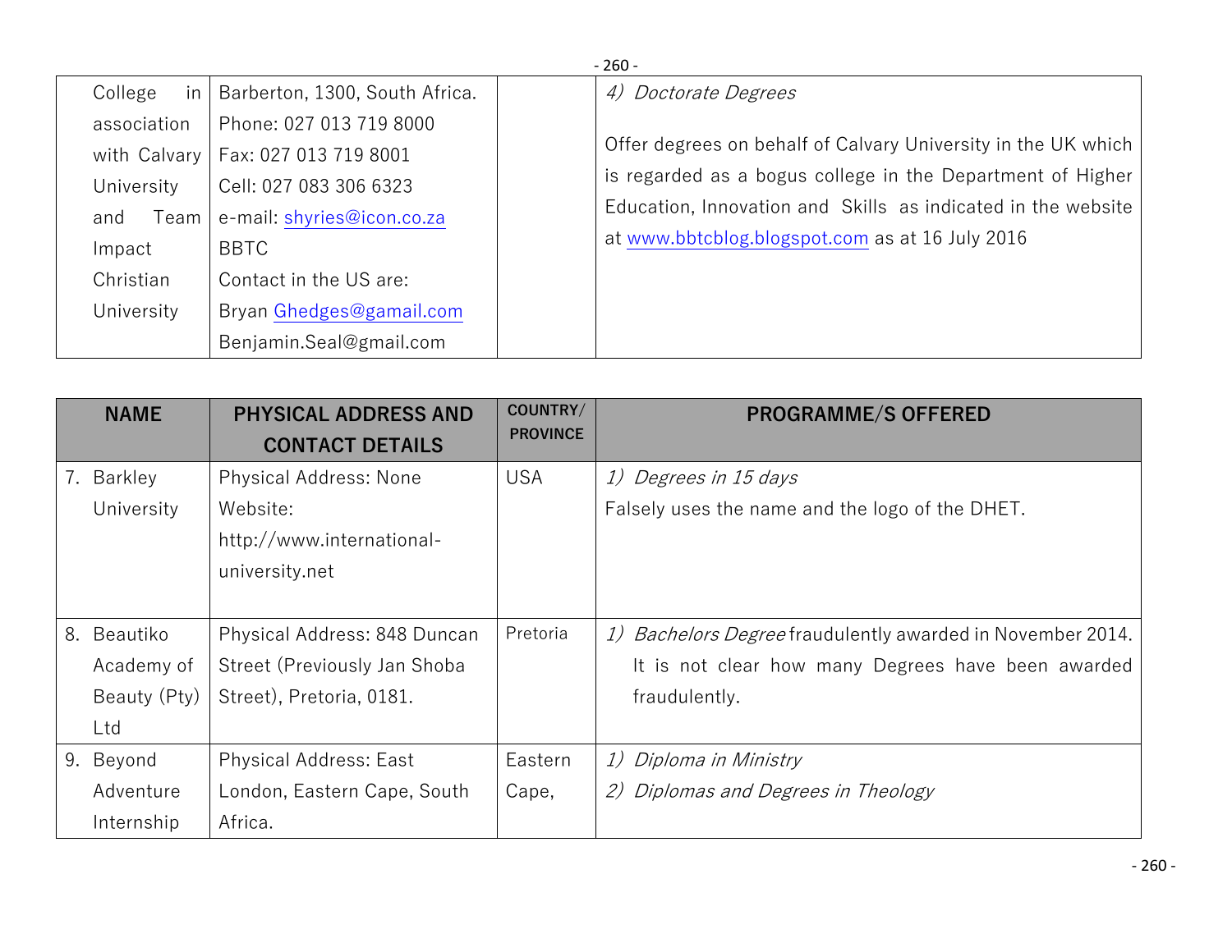| | | | |
|---|---|---|---|
| College in association with Calvary University and Team Impact Christian University | Barberton, 1300, South Africa.<br>Phone: 027 013 719 8000<br>Fax: 027 013 719 8001<br>Cell: 027 083 306 6323<br>e-mail: shyries@icon.co.za<br>BBTC<br>Contact in the US are:<br>Bryan Ghedges@gamail.com<br>Benjamin.Seal@gmail.com | | *4) Doctorate Degrees*<br><br>Offer degrees on behalf of Calvary University in the UK which is regarded as a bogus college in the Department of Higher Education, Innovation and Skills as indicated in the website at www.bbtcblog.blogspot.com as at 16 July 2016 |

| NAME | PHYSICAL ADDRESS AND CONTACT DETAILS | COUNTRY/ PROVINCE | PROGRAMME/S OFFERED |
|---|---|---|---|
| 7. Barkley University | Physical Address: None<br>Website: http://www.international-university.net | USA | *1) Degrees in 15 days*<br>Falsely uses the name and the logo of the DHET. |
| 8. Beautiko Academy of Beauty (Pty) Ltd | Physical Address: 848 Duncan Street (Previously Jan Shoba Street), Pretoria, 0181. | Pretoria | *1) Bachelors Degree* fraudulently awarded in November 2014. It is not clear how many Degrees have been awarded fraudulently. |
| 9. Beyond Adventure Internship | Physical Address: East London, Eastern Cape, South Africa. | Eastern Cape, | *1) Diploma in Ministry*<br>*2) Diplomas and Degrees in Theology* |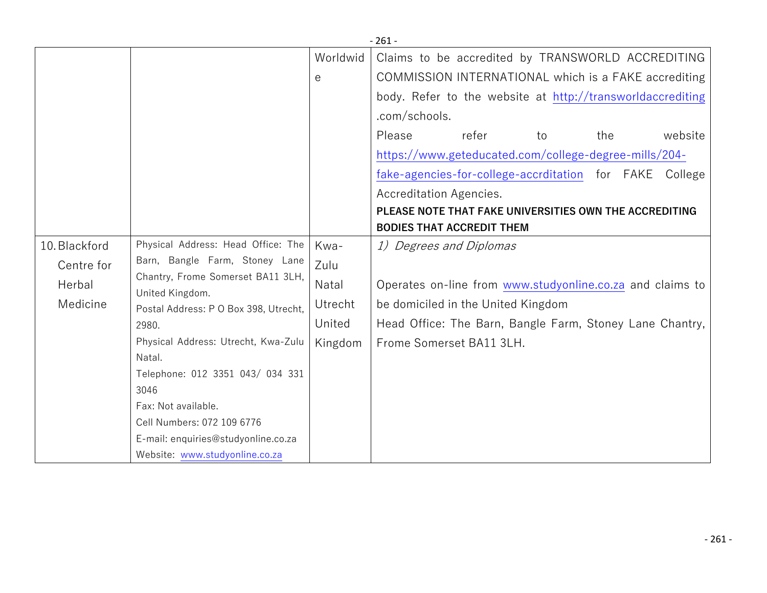| | | | |
|---|---|---|---|
| | | Worldwide | Claims to be accredited by TRANSWORLD ACCREDITING COMMISSION INTERNATIONAL which is a FAKE accrediting body. Refer to the website at http://transworldaccrediting.com/schools.<br>Please refer to the website https://www.geteducated.com/college-degree-mills/204-fake-agencies-for-college-accrditation for FAKE College Accreditation Agencies.<br>**PLEASE NOTE THAT FAKE UNIVERSITIES OWN THE ACCREDITING BODIES THAT ACCREDIT THEM** |
| 10. Blackford Centre for Herbal Medicine | Physical Address: Head Office: The Barn, Bangle Farm, Stoney Lane Chantry, Frome Somerset BA11 3LH, United Kingdom.<br>Postal Address: P O Box 398, Utrecht, 2980.<br>Physical Address: Utrecht, Kwa-Zulu Natal.<br>Telephone: 012 3351 043/ 034 331 3046<br>Fax: Not available.<br>Cell Numbers: 072 109 6776<br>E-mail: enquiries@studyonline.co.za<br>Website: www.studyonline.co.za | Kwa-Zulu Natal Utrecht United Kingdom | 1) *Degrees and Diplomas*<br><br>Operates on-line from www.studyonline.co.za and claims to be domiciled in the United Kingdom<br>Head Office: The Barn, Bangle Farm, Stoney Lane Chantry, Frome Somerset BA11 3LH. |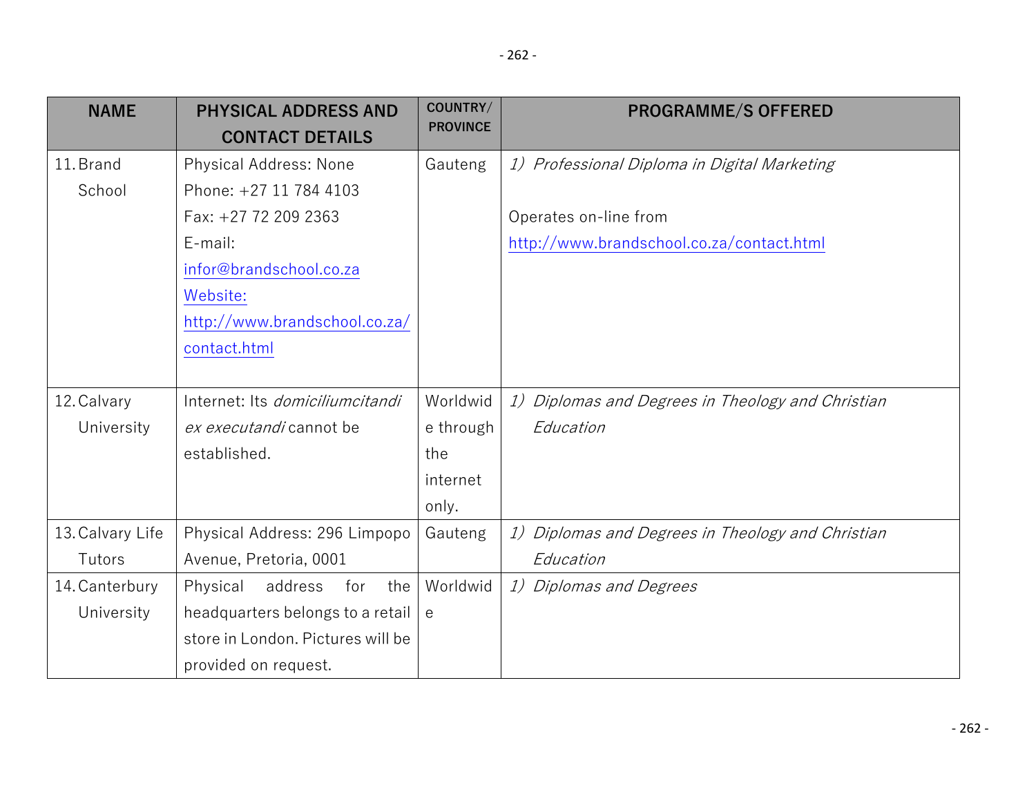| NAME | PHYSICAL ADDRESS AND CONTACT DETAILS | COUNTRY/ PROVINCE | PROGRAMME/S OFFERED |
|---|---|---|---|
| 11. Brand School | Physical Address: None<br>Phone: +27 11 784 4103<br>Fax: +27 72 209 2363<br>E-mail: infor@brandschool.co.za<br>Website: http://www.brandschool.co.za/contact.html | Gauteng | 1) *Professional Diploma in Digital Marketing*<br><br>Operates on-line from http://www.brandschool.co.za/contact.html |
| 12. Calvary University | Internet: Its *domiciliumcitandi ex executandi* cannot be established. | Worldwide through the internet only. | 1) *Diplomas and Degrees in Theology and Christian Education* |
| 13. Calvary Life Tutors | Physical Address: 296 Limpopo Avenue, Pretoria, 0001 | Gauteng | 1) *Diplomas and Degrees in Theology and Christian Education* |
| 14. Canterbury University | Physical address for the headquarters belongs to a retail store in London. Pictures will be provided on request. | Worldwide | 1) *Diplomas and Degrees* |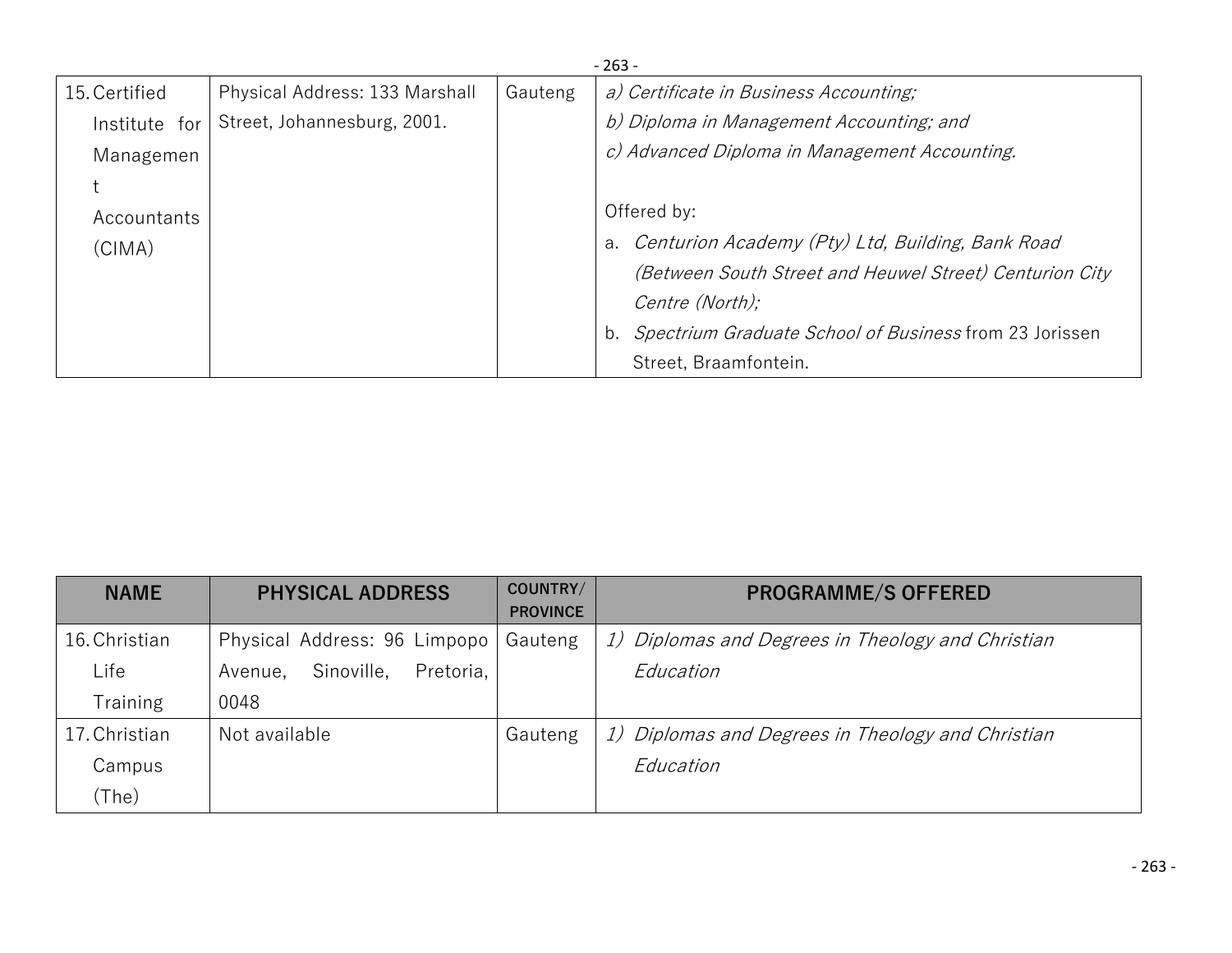| NAME | PHYSICAL ADDRESS | COUNTRY/ PROVINCE | PROGRAMME/S OFFERED |
|---|---|---|---|
| 15. Certified Institute for Management Accountants (CIMA) | Physical Address: 133 Marshall Street, Johannesburg, 2001. | Gauteng | *a) Certificate in Business Accounting;*<br>*b) Diploma in Management Accounting; and*<br>*c) Advanced Diploma in Management Accounting.*<br><br>Offered by:<br>a. *Centurion Academy (Pty) Ltd, Building, Bank Road (Between South Street and Heuwel Street) Centurion City Centre (North);*<br>b. *Spectrium Graduate School of Business* from 23 Jorissen Street, Braamfontein. |
| 16. Christian Life Training | Physical Address: 96 Limpopo Avenue, Sinoville, Pretoria, 0048 | Gauteng | *1) Diplomas and Degrees in Theology and Christian Education* |
| 17. Christian Campus (The) | Not available | Gauteng | *1) Diplomas and Degrees in Theology and Christian Education* |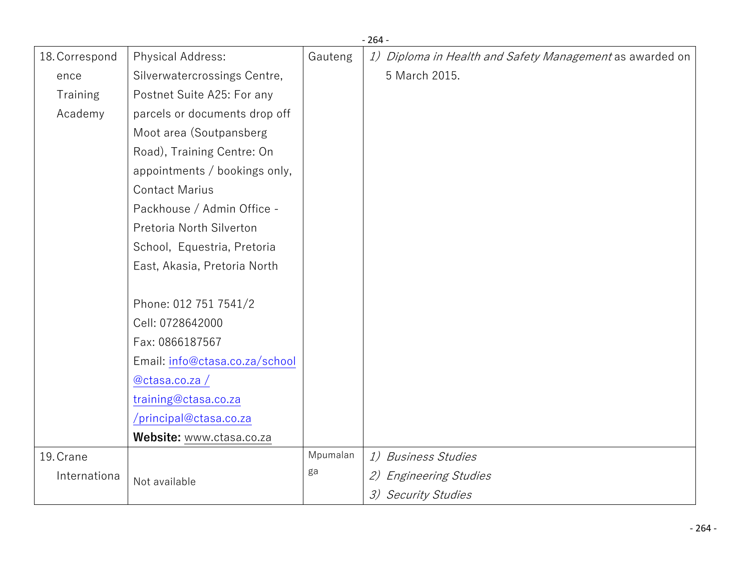| | | | |
|---|---|---|---|
| 18. Correspondence Training Academy | Physical Address: Silverwatercrossings Centre, Postnet Suite A25: For any parcels or documents drop off Moot area (Soutpansberg Road), Training Centre: On appointments / bookings only, Contact Marius Packhouse / Admin Office - Pretoria North Silverton School, Equestria, Pretoria East, Akasia, Pretoria North<br><br>Phone: 012 751 7541/2<br>Cell: 0728642000<br>Fax: 0866187567<br>Email: info@ctasa.co.za/school@ctasa.co.za / training@ctasa.co.za /principal@ctasa.co.za<br>**Website:** www.ctasa.co.za | Gauteng | 1) *Diploma in Health and Safety Management* as awarded on 5 March 2015. |
| 19. Crane Internationa | Not available | Mpumalanga | 1) *Business Studies*<br>2) *Engineering Studies*<br>3) *Security Studies* |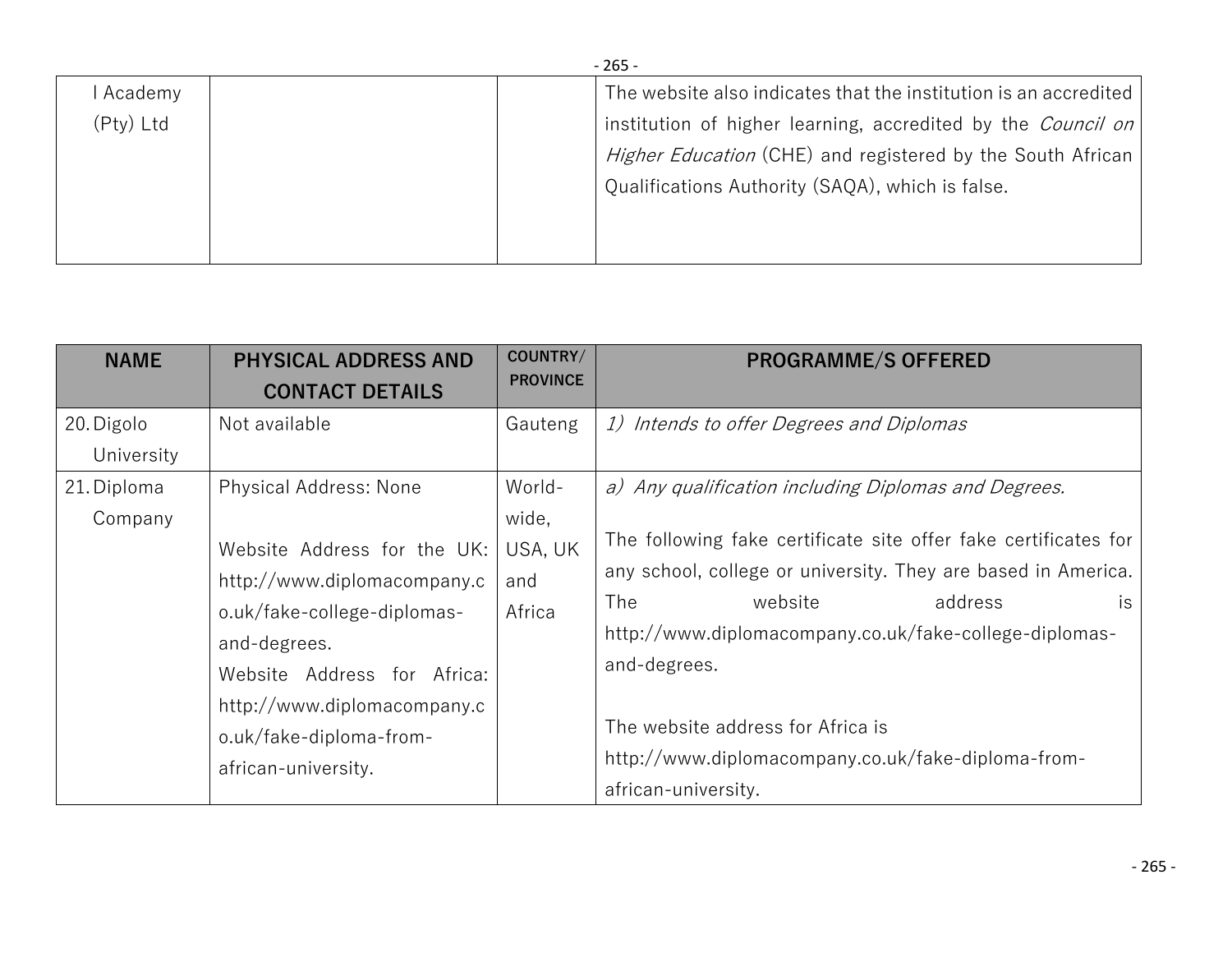| | | | |
|---|---|---|---|
| l Academy (Pty) Ltd | | | The website also indicates that the institution is an accredited institution of higher learning, accredited by the *Council on Higher Education* (CHE) and registered by the South African Qualifications Authority (SAQA), which is false. |

| NAME | PHYSICAL ADDRESS AND CONTACT DETAILS | COUNTRY/ PROVINCE | PROGRAMME/S OFFERED |
|---|---|---|---|
| 20. Digolo University | Not available | Gauteng | *1) Intends to offer Degrees and Diplomas* |
| 21. Diploma Company | Physical Address: None<br><br>Website Address for the UK: http://www.diplomacompany.co.uk/fake-college-diplomas-and-degrees.<br>Website Address for Africa: http://www.diplomacompany.co.uk/fake-diploma-from-african-university. | World-wide, USA, UK and Africa | *a) Any qualification including Diplomas and Degrees.*<br><br>The following fake certificate site offer fake certificates for any school, college or university. They are based in America. The website address is http://www.diplomacompany.co.uk/fake-college-diplomas-and-degrees.<br><br>The website address for Africa is http://www.diplomacompany.co.uk/fake-diploma-from-african-university. |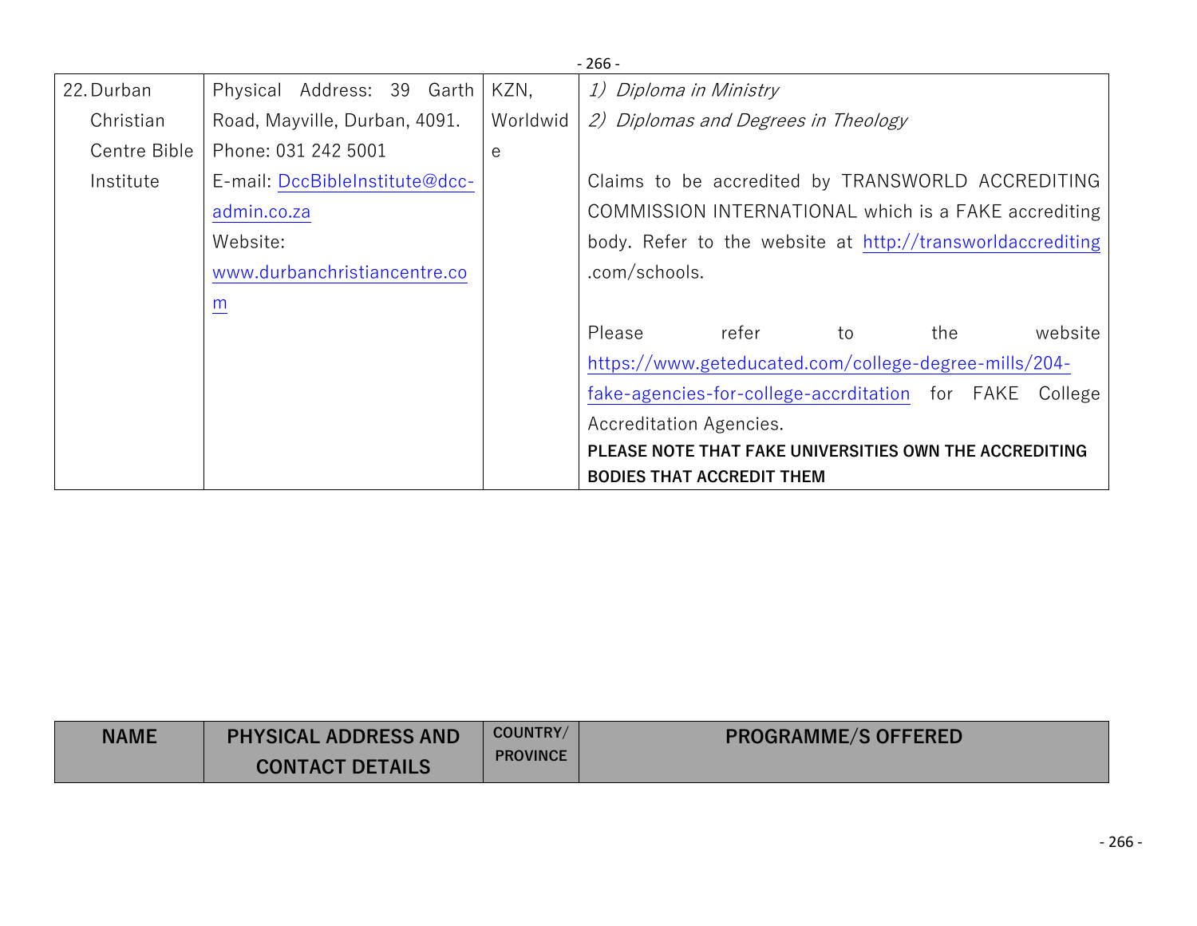| NAME | PHYSICAL ADDRESS AND CONTACT DETAILS | COUNTRY/ PROVINCE | PROGRAMME/S OFFERED |
|---|---|---|---|
| 22. Durban Christian Centre Bible Institute | Physical Address: 39 Garth Road, Mayville, Durban, 4091.<br>Phone: 031 242 5001<br>E-mail: DccBibleInstitute@dcc-admin.co.za<br>Website: www.durbanchristiancentre.com | KZN, Worldwide | 1) *Diploma in Ministry*<br>2) *Diplomas and Degrees in Theology*<br><br>Claims to be accredited by TRANSWORLD ACCREDITING COMMISSION INTERNATIONAL which is a FAKE accrediting body. Refer to the website at http://transworldaccrediting.com/schools.<br><br>Please refer to the website https://www.geteducated.com/college-degree-mills/204-fake-agencies-for-college-accrditation for FAKE College Accreditation Agencies.<br>**PLEASE NOTE THAT FAKE UNIVERSITIES OWN THE ACCREDITING BODIES THAT ACCREDIT THEM** |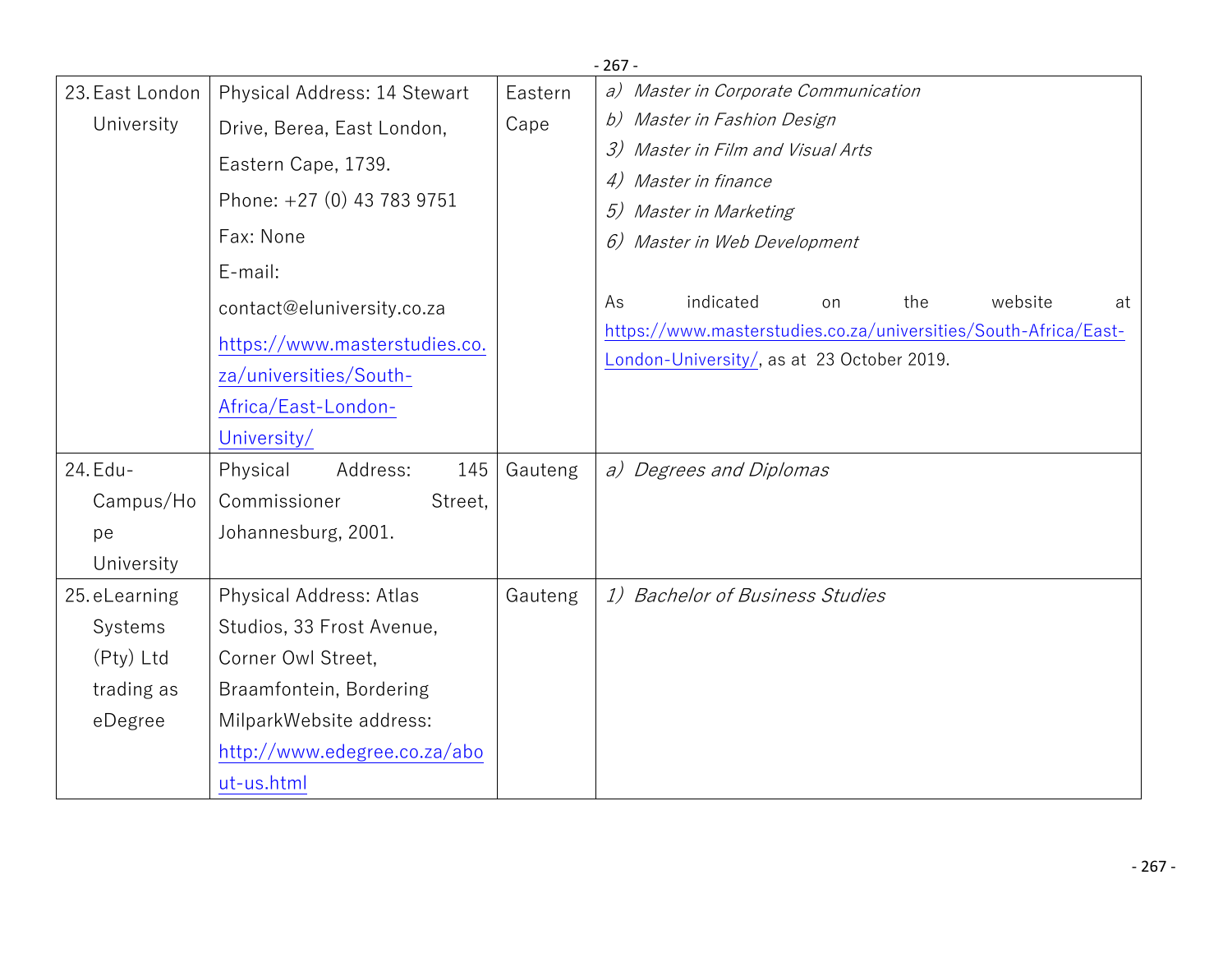| | | | |
|---|---|---|---|
| 23. East London University | Physical Address: 14 Stewart Drive, Berea, East London, Eastern Cape, 1739.<br>Phone: +27 (0) 43 783 9751<br>Fax: None<br>E-mail: contact@eluniversity.co.za<br>https://www.masterstudies.co.za/universities/South-Africa/East-London-University/ | Eastern Cape | *a) Master in Corporate Communication*<br>*b) Master in Fashion Design*<br>*3) Master in Film and Visual Arts*<br>*4) Master in finance*<br>*5) Master in Marketing*<br>*6) Master in Web Development*<br><br>As indicated on the website at https://www.masterstudies.co.za/universities/South-Africa/East-London-University/, as at 23 October 2019. |
| 24. Edu-Campus/Hope University | Physical Address: 145 Commissioner Street, Johannesburg, 2001. | Gauteng | *a) Degrees and Diplomas* |
| 25. eLearning Systems (Pty) Ltd trading as eDegree | Physical Address: Atlas Studios, 33 Frost Avenue, Corner Owl Street, Braamfontein, Bordering MilparkWebsite address: http://www.edegree.co.za/about-us.html | Gauteng | *1) Bachelor of Business Studies* |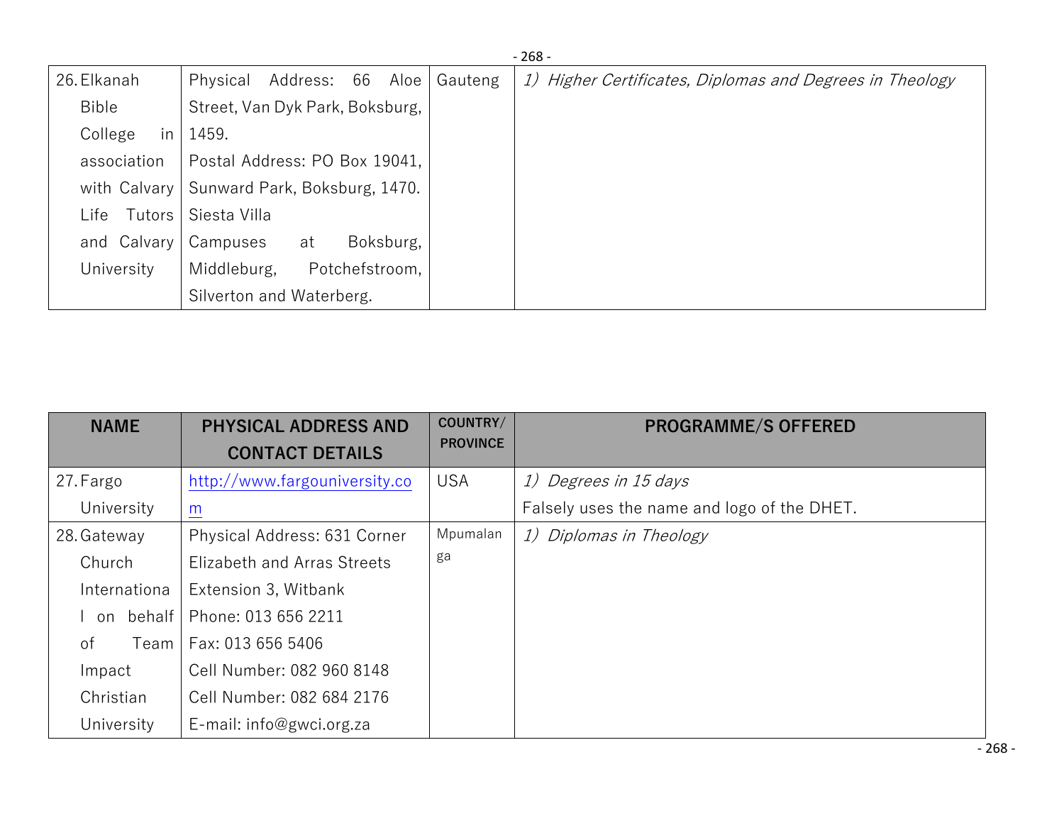| NAME | PHYSICAL ADDRESS AND CONTACT DETAILS | COUNTRY/ PROVINCE | PROGRAMME/S OFFERED |
|---|---|---|---|
| 26. Elkanah Bible College in association with Calvary Life Tutors and Calvary University | Physical Address: 66 Aloe Street, Van Dyk Park, Boksburg, 1459. Postal Address: PO Box 19041, Sunward Park, Boksburg, 1470. Siesta Villa Campuses at Boksburg, Middleburg, Potchefstroom, Silverton and Waterberg. | Gauteng | 1) *Higher Certificates, Diplomas and Degrees in Theology* |
| 27. Fargo University | http://www.fargouniversity.com | USA | 1) *Degrees in 15 days* Falsely uses the name and logo of the DHET. |
| 28. Gateway Church International on behalf of Team Impact Christian University | Physical Address: 631 Corner Elizabeth and Arras Streets Extension 3, Witbank Phone: 013 656 2211 Fax: 013 656 5406 Cell Number: 082 960 8148 Cell Number: 082 684 2176 E-mail: info@gwci.org.za | Mpumalanga | 1) *Diplomas in Theology* |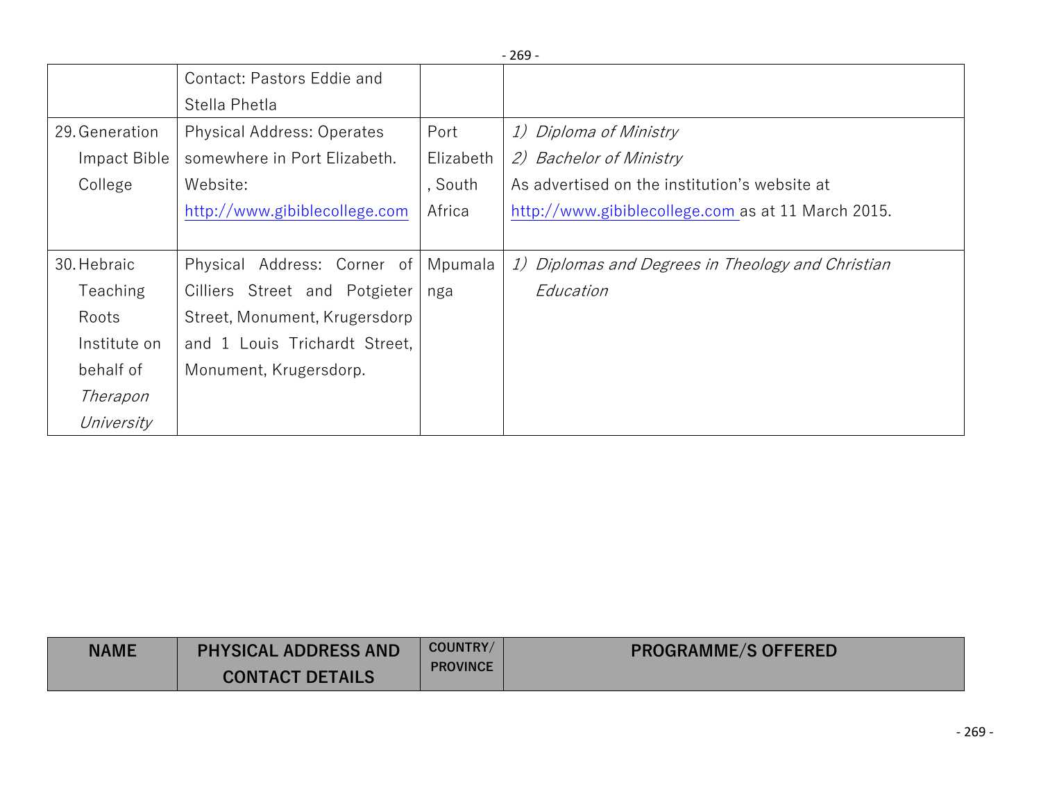| NAME | PHYSICAL ADDRESS AND CONTACT DETAILS | COUNTRY/ PROVINCE | PROGRAMME/S OFFERED |
|---|---|---|---|
| | Contact: Pastors Eddie and Stella Phetla | | |
| 29. Generation Impact Bible College | Physical Address: Operates somewhere in Port Elizabeth. Website: http://www.gibiblecollege.com | Port Elizabeth, South Africa | 1) *Diploma of Ministry* <br> 2) *Bachelor of Ministry* <br> As advertised on the institution's website at http://www.gibiblecollege.com as at 11 March 2015. |
| 30. Hebraic Teaching Roots Institute on behalf of *Therapon University* | Physical Address: Corner of Cilliers Street and Potgieter Street, Monument, Krugersdorp and 1 Louis Trichardt Street, Monument, Krugersdorp. | Mpumalanga | 1) *Diplomas and Degrees in Theology and Christian Education* |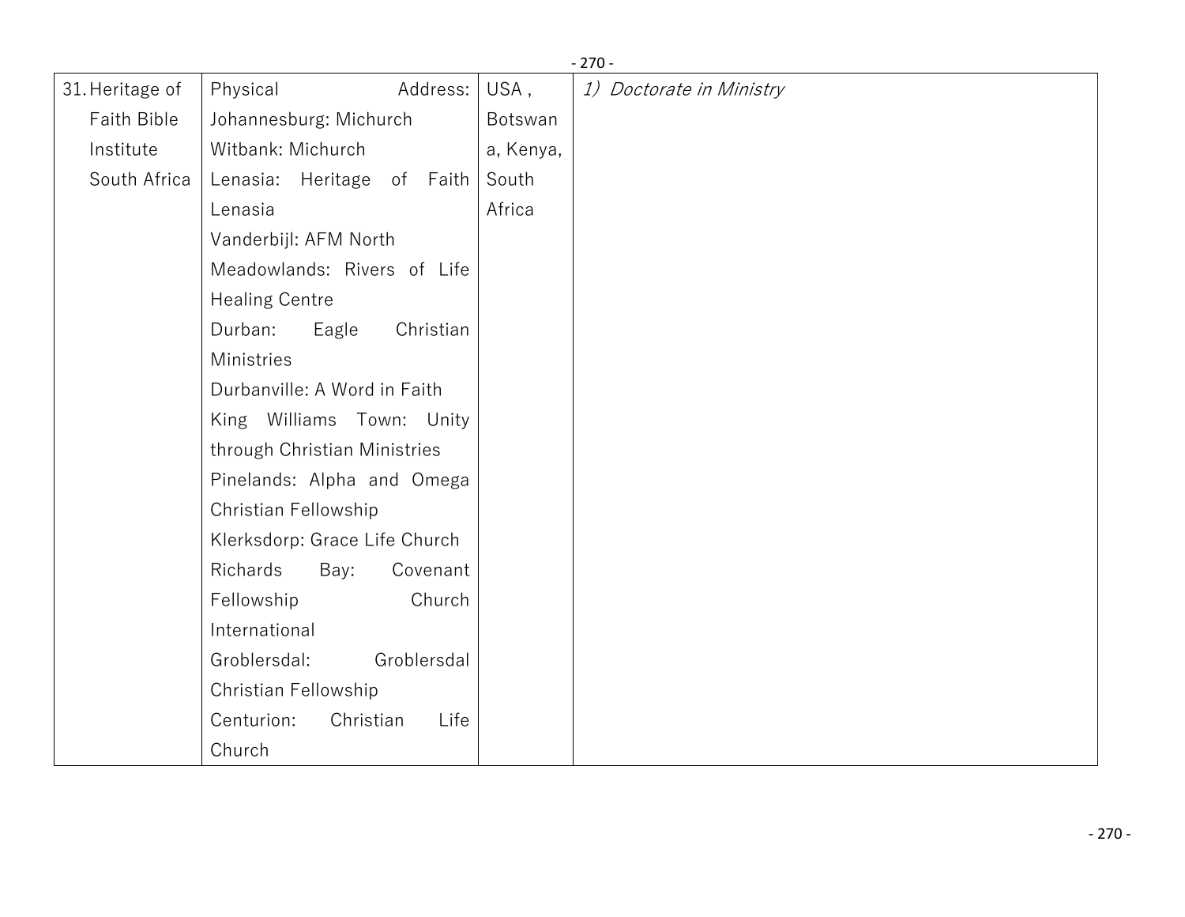| | | | |
|---|---|---|---|
| 31. Heritage of Faith Bible Institute South Africa | Physical Address: Johannesburg: Michurch Witbank: Michurch Lenasia: Heritage of Faith Lenasia Vanderbijl: AFM North Meadowlands: Rivers of Life Healing Centre Durban: Eagle Christian Ministries Durbanville: A Word in Faith King Williams Town: Unity through Christian Ministries Pinelands: Alpha and Omega Christian Fellowship Klerksdorp: Grace Life Church Richards Bay: Covenant Fellowship Church International Groblersdal: Groblersdal Christian Fellowship Centurion: Christian Life Church | USA , Botswana, Kenya, South Africa | *1) Doctorate in Ministry* |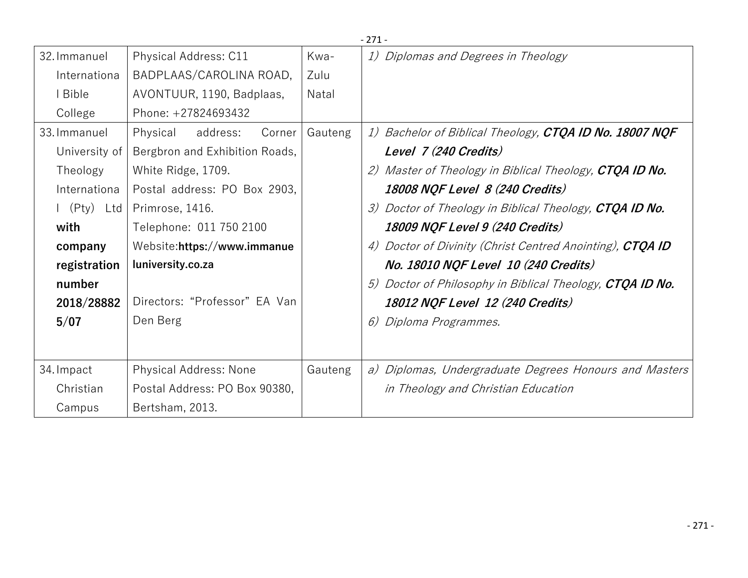| 32. Immanuel International Bible College | Physical Address: C11 BADPLAAS/CAROLINA ROAD, AVONTUUR, 1190, Badplaas, Phone: +27824693432 | Kwa-Zulu Natal | 1) *Diplomas and Degrees in Theology* |
|---|---|---|---|
| 33. Immanuel University of Theology International (Pty) Ltd **with company registration number 2018/288825/07** | Physical address: Corner Bergbron and Exhibition Roads, White Ridge, 1709. Postal address: PO Box 2903, Primrose, 1416. Telephone: 011 750 2100 Website:**https://www.immanueluniversity.co.za** Directors: "Professor" EA Van Den Berg | Gauteng | 1) *Bachelor of Biblical Theology,* ***CTQA ID No. 18007 NQF Level 7 (240 Credits)*** 2) *Master of Theology in Biblical Theology,* ***CTQA ID No. 18008 NQF Level 8 (240 Credits)*** 3) *Doctor of Theology in Biblical Theology,* ***CTQA ID No. 18009 NQF Level 9 (240 Credits)*** 4) *Doctor of Divinity (Christ Centred Anointing),* ***CTQA ID No. 18010 NQF Level 10 (240 Credits)*** 5) *Doctor of Philosophy in Biblical Theology,* ***CTQA ID No. 18012 NQF Level 12 (240 Credits)*** 6) *Diploma Programmes.* |
| 34. Impact Christian Campus | Physical Address: None Postal Address: PO Box 90380, Bertsham, 2013. | Gauteng | a) *Diplomas, Undergraduate Degrees Honours and Masters in Theology and Christian Education* |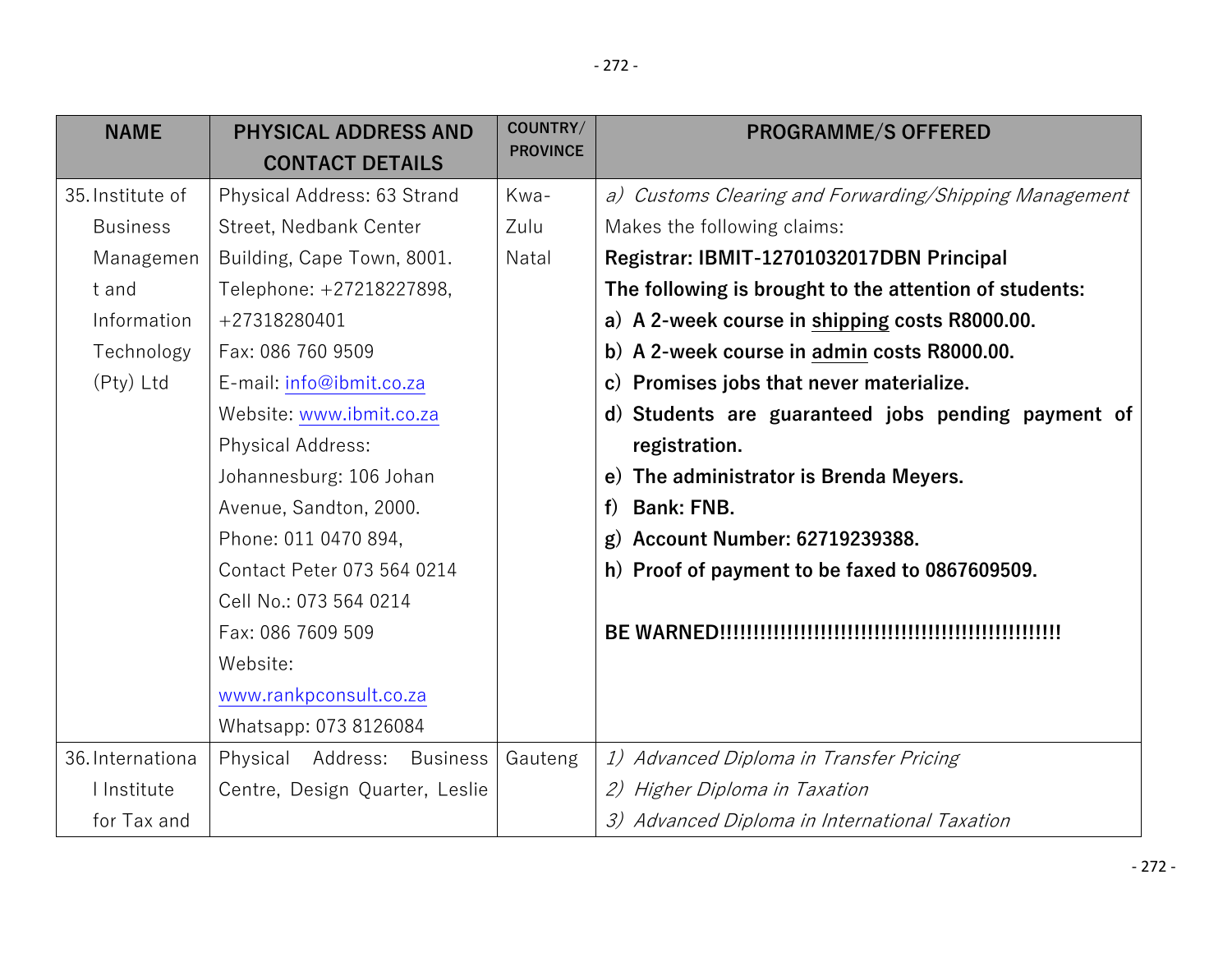| NAME | PHYSICAL ADDRESS AND CONTACT DETAILS | COUNTRY/ PROVINCE | PROGRAMME/S OFFERED |
|---|---|---|---|
| 35. Institute of Business Management and Information Technology (Pty) Ltd | Physical Address: 63 Strand Street, Nedbank Center Building, Cape Town, 8001.<br>Telephone: +27218227898, +27318280401<br>Fax: 086 760 9509<br>E-mail: info@ibmit.co.za<br>Website: www.ibmit.co.za<br>Physical Address: Johannesburg: 106 Johan Avenue, Sandton, 2000.<br>Phone: 011 0470 894,<br>Contact Peter 073 564 0214<br>Cell No.: 073 564 0214<br>Fax: 086 7609 509<br>Website: www.rankpconsult.co.za<br>Whatsapp: 073 8126084 | Kwa-Zulu Natal | a) *Customs Clearing and Forwarding/Shipping Management*<br>Makes the following claims:<br>**Registrar: IBMIT-12701032017DBN Principal**<br>**The following is brought to the attention of students:**<br>**a) A 2-week course in shipping costs R8000.00.**<br>**b) A 2-week course in admin costs R8000.00.**<br>**c) Promises jobs that never materialize.**<br>**d) Students are guaranteed jobs pending payment of registration.**<br>**e) The administrator is Brenda Meyers.**<br>**f) Bank: FNB.**<br>**g) Account Number: 62719239388.**<br>**h) Proof of payment to be faxed to 0867609509.**<br><br>**BE WARNED!!!!!!!!!!!!!!!!!!!!!!!!!!!!!!!!!!!!!!!!!!!!!!!!!!!!** |
| 36. International Institute for Tax and | Physical Address: Business Centre, Design Quarter, Leslie | Gauteng | 1) *Advanced Diploma in Transfer Pricing*<br>2) *Higher Diploma in Taxation*<br>3) *Advanced Diploma in International Taxation* |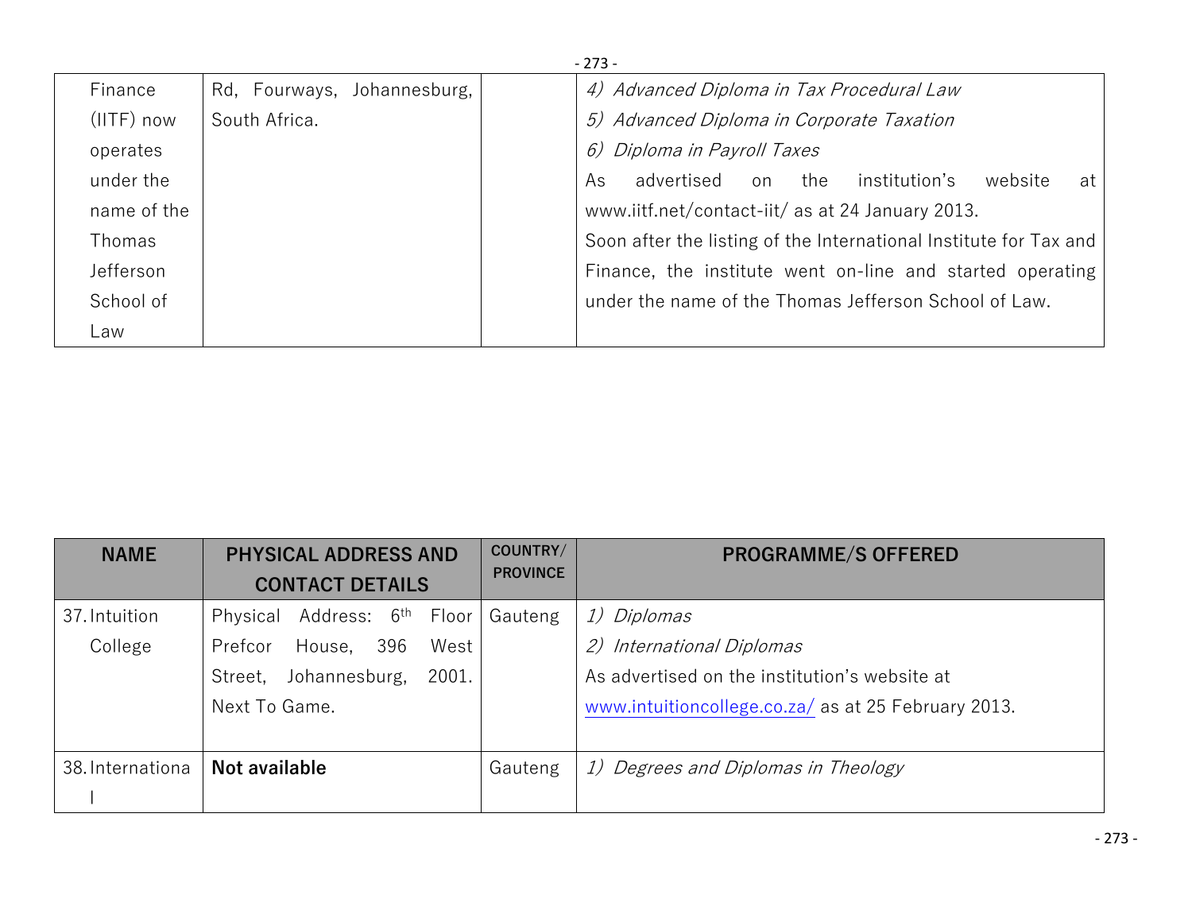| | | | |
|---|---|---|---|
| Finance (IITF) now operates under the name of the Thomas Jefferson School of Law | Rd, Fourways, Johannesburg, South Africa. | | 4) *Advanced Diploma in Tax Procedural Law*<br>5) *Advanced Diploma in Corporate Taxation*<br>6) *Diploma in Payroll Taxes*<br>As advertised on the institution's website at www.iitf.net/contact-iit/ as at 24 January 2013.<br>Soon after the listing of the International Institute for Tax and Finance, the institute went on-line and started operating under the name of the Thomas Jefferson School of Law. |

| NAME | PHYSICAL ADDRESS AND CONTACT DETAILS | COUNTRY/ PROVINCE | PROGRAMME/S OFFERED |
|---|---|---|---|
| 37. Intuition College | Physical Address: 6th Floor Prefcor House, 396 West Street, Johannesburg, 2001. Next To Game. | Gauteng | 1) *Diplomas*<br>2) *International Diplomas*<br>As advertised on the institution's website at www.intuitioncollege.co.za/ as at 25 February 2013. |
| 38. International | **Not available** | Gauteng | 1) *Degrees and Diplomas in Theology* |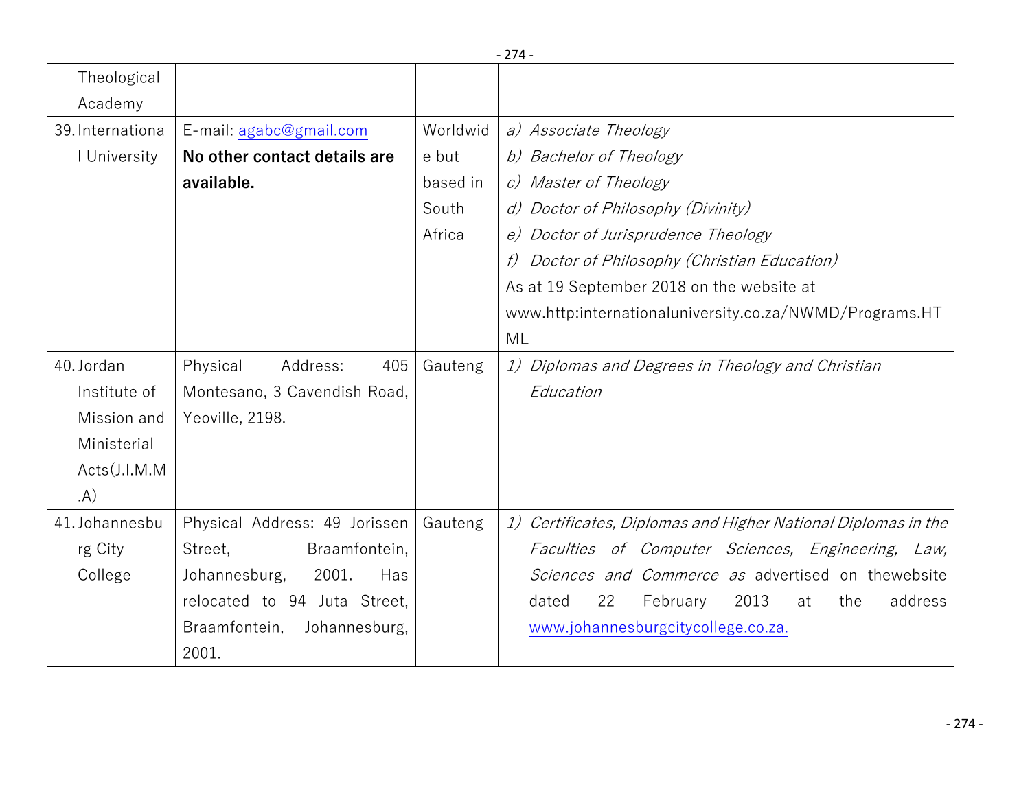| | | | |
|---|---|---|---|
| Theological Academy | | | |
| 39. International University | E-mail: agabc@gmail.com **No other contact details are available.** | Worldwide but based in South Africa | *a) Associate Theology*<br>*b) Bachelor of Theology*<br>*c) Master of Theology*<br>*d) Doctor of Philosophy (Divinity)*<br>*e) Doctor of Jurisprudence Theology*<br>*f) Doctor of Philosophy (Christian Education)*<br>As at 19 September 2018 on the website at www.http:internationaluniversity.co.za/NWMD/Programs.HTML |
| 40. Jordan Institute of Mission and Ministerial Acts(J.I.M.M.A) | Physical Address: 405 Montesano, 3 Cavendish Road, Yeoville, 2198. | Gauteng | *1) Diplomas and Degrees in Theology and Christian Education* |
| 41. Johannesburg City College | Physical Address: 49 Jorissen Street, Braamfontein, Johannesburg, 2001. Has relocated to 94 Juta Street, Braamfontein, Johannesburg, 2001. | Gauteng | *1) Certificates, Diplomas and Higher National Diplomas in the Faculties of Computer Sciences, Engineering, Law, Sciences and Commerce as* advertised on thewebsite dated 22 February 2013 at the address www.johannesburgcitycollege.co.za. |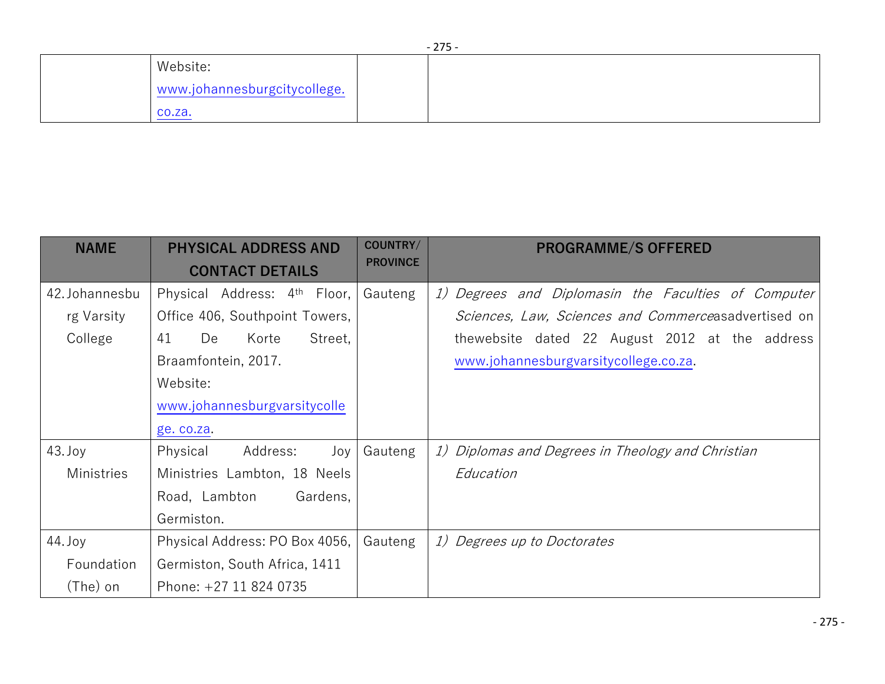| | Website: www.johannesburgcitycollege.co.za. | | |
|---|---|---|---|

| NAME | PHYSICAL ADDRESS AND CONTACT DETAILS | COUNTRY/ PROVINCE | PROGRAMME/S OFFERED |
|---|---|---|---|
| 42. Johannesburg Varsity College | Physical Address: 4th Floor, Office 406, Southpoint Towers, 41 De Korte Street, Braamfontein, 2017. Website: www.johannesburgvarsitycollege.co.za. | Gauteng | 1) *Degrees and Diplomasin the Faculties of Computer Sciences, Law, Sciences and Commerce*asadvertised on thewebsite dated 22 August 2012 at the address www.johannesburgvarsitycollege.co.za. |
| 43. Joy Ministries | Physical Address: Joy Ministries Lambton, 18 Neels Road, Lambton Gardens, Germiston. | Gauteng | 1) *Diplomas and Degrees in Theology and Christian Education* |
| 44. Joy Foundation (The) on | Physical Address: PO Box 4056, Germiston, South Africa, 1411 Phone: +27 11 824 0735 | Gauteng | 1) *Degrees up to Doctorates* |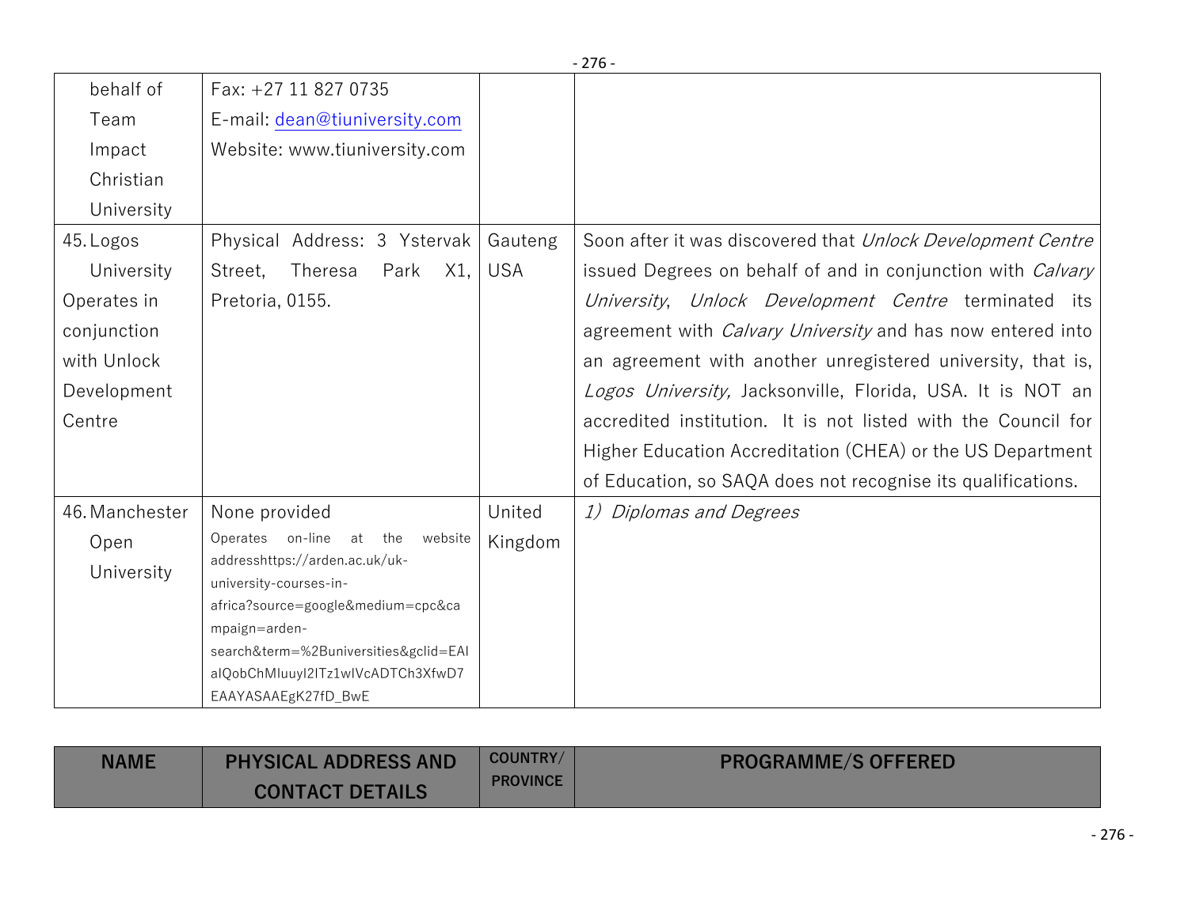| NAME | PHYSICAL ADDRESS AND CONTACT DETAILS | COUNTRY/ PROVINCE | PROGRAMME/S OFFERED |
|---|---|---|---|
| behalf of Team Impact Christian University | Fax: +27 11 827 0735<br>E-mail: dean@tiuniversity.com<br>Website: www.tiuniversity.com | | |
| 45. Logos University Operates in conjunction with Unlock Development Centre | Physical Address: 3 Ystervak Street, Theresa Park X1, Pretoria, 0155. | Gauteng USA | Soon after it was discovered that *Unlock Development Centre* issued Degrees on behalf of and in conjunction with *Calvary University*, *Unlock Development Centre* terminated its agreement with *Calvary University* and has now entered into an agreement with another unregistered university, that is, *Logos University,* Jacksonville, Florida, USA. It is NOT an accredited institution. It is not listed with the Council for Higher Education Accreditation (CHEA) or the US Department of Education, so SAQA does not recognise its qualifications. |
| 46. Manchester Open University | None provided<br>Operates on-line at the website addresshttps://arden.ac.uk/uk-university-courses-in-africa?source=google&medium=cpc&campaign=arden-search&term=%2Buniversities&gclid=EAIaIQobChMIuuyI2ITz1wIVcADTCh3XfwD7EAAYASAAEgK27fD_BwE | United Kingdom | *1) Diplomas and Degrees* |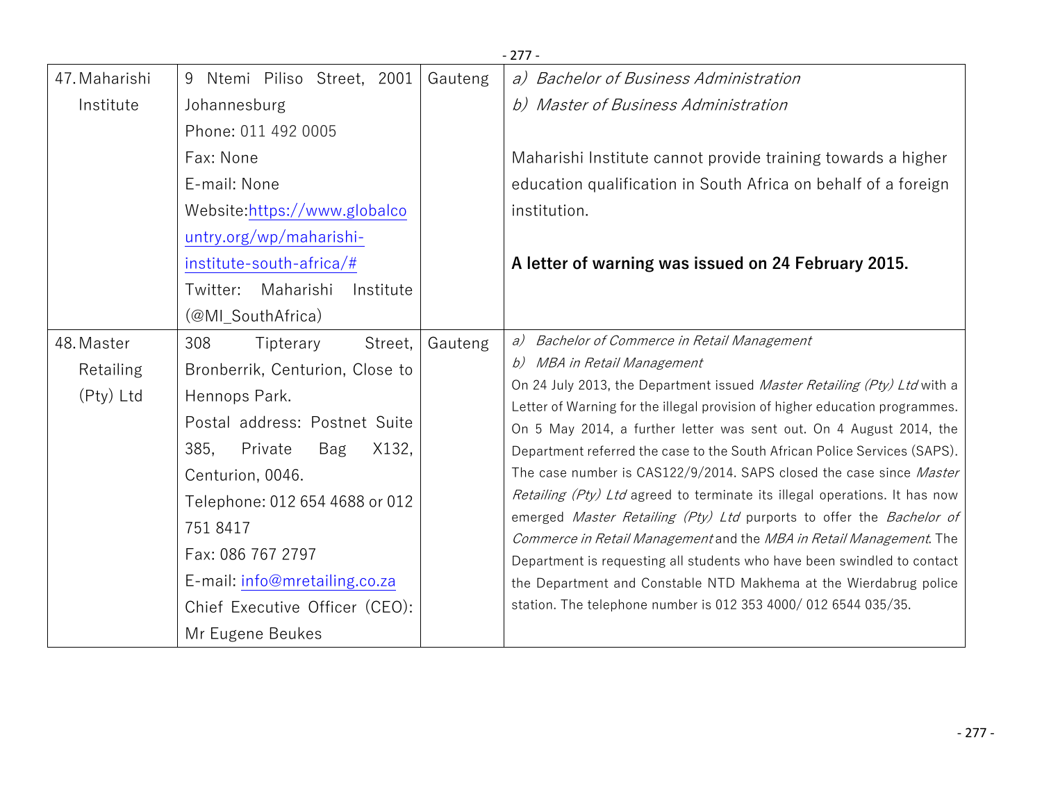| 47. Maharishi Institute | 9 Ntemi Piliso Street, 2001 Johannesburg<br>Phone: 011 492 0005<br>Fax: None<br>E-mail: None<br>Website:https://www.globalcountry.org/wp/maharishi-institute-south-africa/#<br>Twitter: Maharishi Institute (@MI_SouthAfrica) | Gauteng | a) *Bachelor of Business Administration*<br>b) *Master of Business Administration*<br><br>Maharishi Institute cannot provide training towards a higher education qualification in South Africa on behalf of a foreign institution.<br><br>**A letter of warning was issued on 24 February 2015.** |
|---|---|---|---|
| 48. Master Retailing (Pty) Ltd | 308 Tipterary Street, Bronberrik, Centurion, Close to Hennops Park.<br>Postal address: Postnet Suite 385, Private Bag X132, Centurion, 0046.<br>Telephone: 012 654 4688 or 012 751 8417<br>Fax: 086 767 2797<br>E-mail: info@mretailing.co.za<br>Chief Executive Officer (CEO): Mr Eugene Beukes | Gauteng | a) *Bachelor of Commerce in Retail Management*<br>b) *MBA in Retail Management*<br>On 24 July 2013, the Department issued *Master Retailing (Pty) Ltd* with a Letter of Warning for the illegal provision of higher education programmes. On 5 May 2014, a further letter was sent out. On 4 August 2014, the Department referred the case to the South African Police Services (SAPS). The case number is CAS122/9/2014. SAPS closed the case since *Master Retailing (Pty) Ltd* agreed to terminate its illegal operations. It has now emerged *Master Retailing (Pty) Ltd* purports to offer the *Bachelor of Commerce in Retail Management* and the *MBA in Retail Management*. The Department is requesting all students who have been swindled to contact the Department and Constable NTD Makhema at the Wierdabrug police station. The telephone number is 012 353 4000/ 012 6544 035/35. |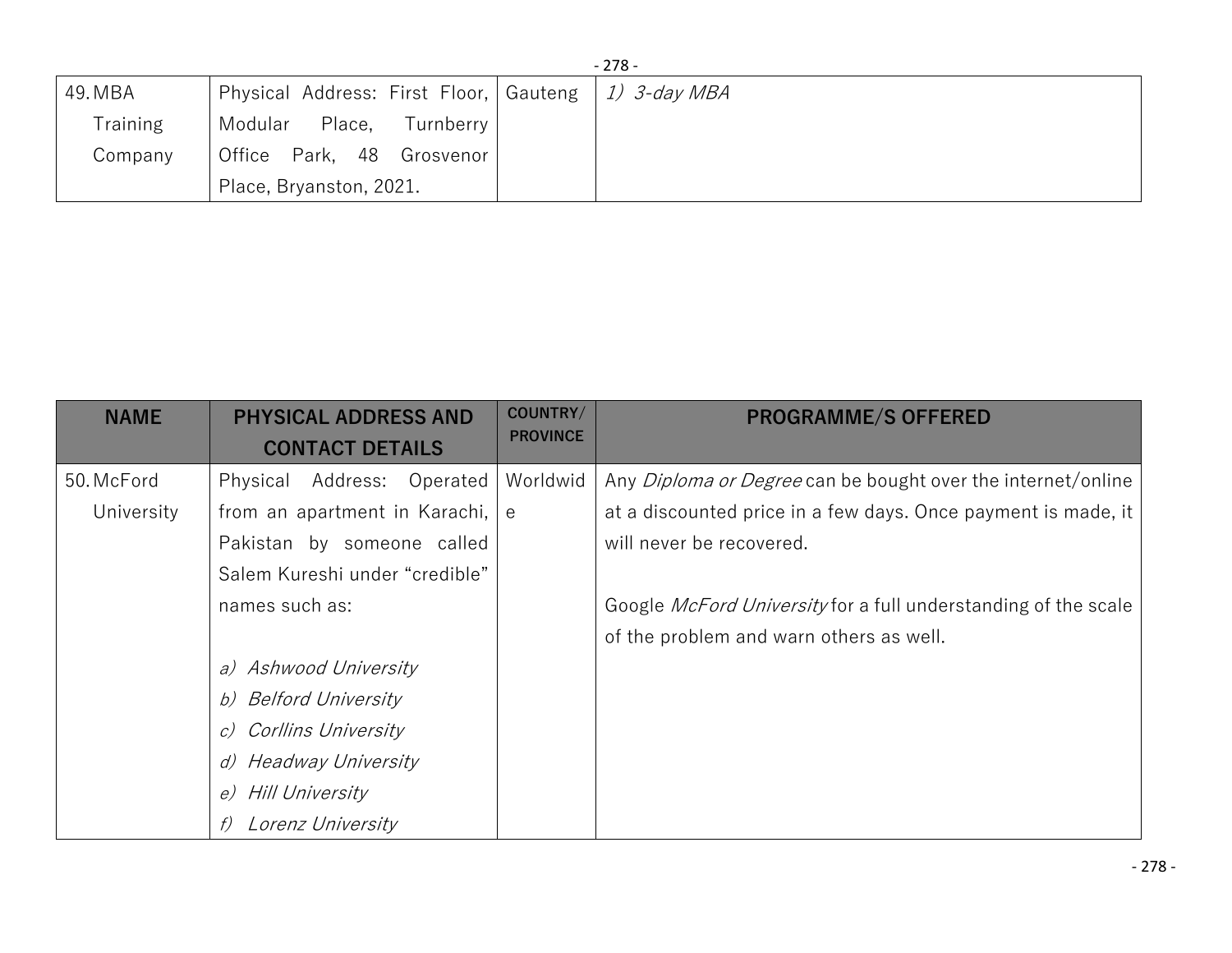| NAME | PHYSICAL ADDRESS AND CONTACT DETAILS | COUNTRY/ PROVINCE | PROGRAMME/S OFFERED |
|---|---|---|---|
| 49. MBA Training Company | Physical Address: First Floor, Modular Place, Turnberry Office Park, 48 Grosvenor Place, Bryanston, 2021. | Gauteng | *1) 3-day MBA* |
| 50. McFord University | Physical Address: Operated from an apartment in Karachi, Pakistan by someone called Salem Kureshi under "credible" names such as:<br><br>*a) Ashwood University*<br>*b) Belford University*<br>*c) Corllins University*<br>*d) Headway University*<br>*e) Hill University*<br>*f) Lorenz University* | Worldwide | Any *Diploma or Degree* can be bought over the internet/online at a discounted price in a few days. Once payment is made, it will never be recovered.<br><br>Google *McFord University* for a full understanding of the scale of the problem and warn others as well. |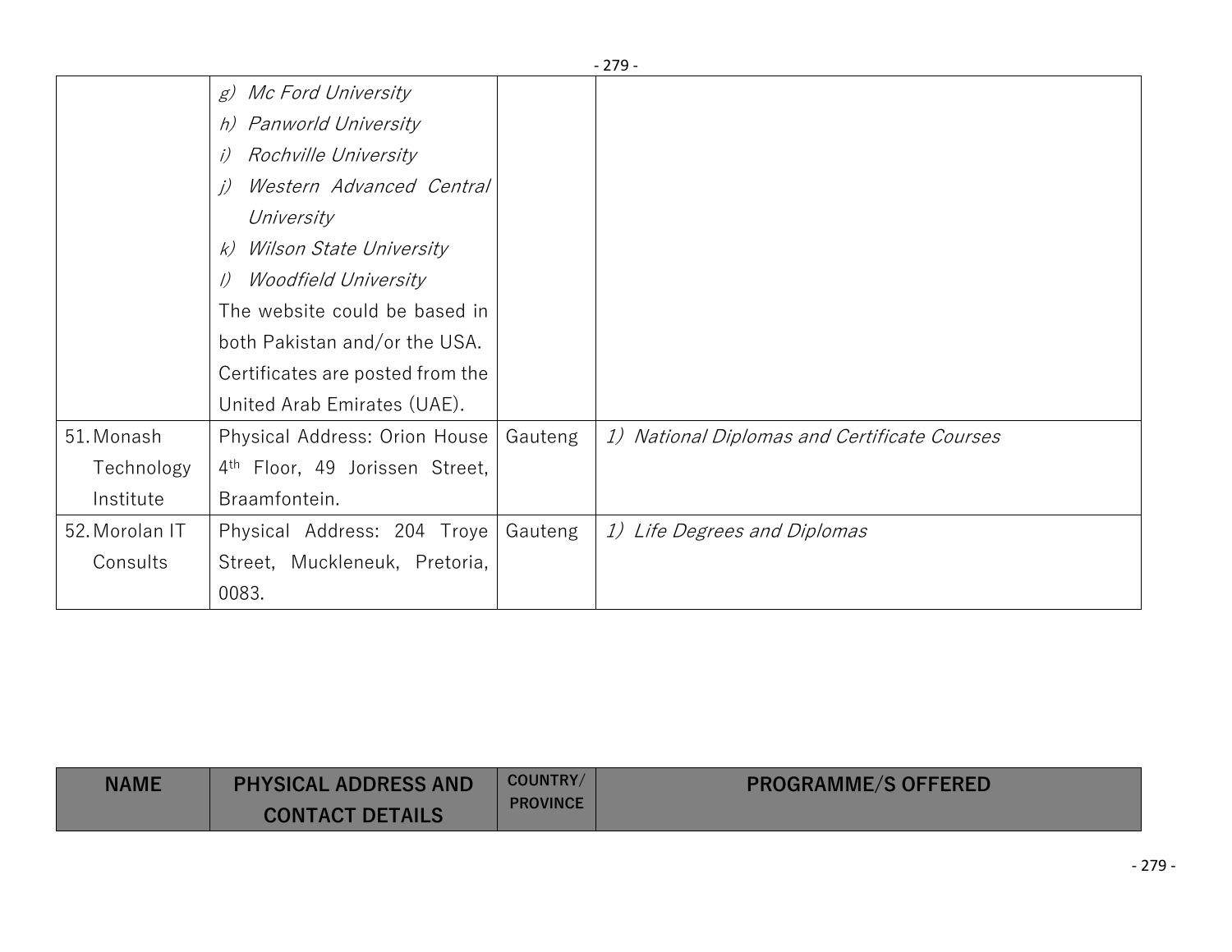| NAME | PHYSICAL ADDRESS AND CONTACT DETAILS | COUNTRY/ PROVINCE | PROGRAMME/S OFFERED |
|---|---|---|---|
| | *g) Mc Ford University*<br>*h) Panworld University*<br>*i) Rochville University*<br>*j) Western Advanced Central University*<br>*k) Wilson State University*<br>*l) Woodfield University*<br>The website could be based in both Pakistan and/or the USA. Certificates are posted from the United Arab Emirates (UAE). | | |
| 51. Monash Technology Institute | Physical Address: Orion House 4th Floor, 49 Jorissen Street, Braamfontein. | Gauteng | *1) National Diplomas and Certificate Courses* |
| 52. Morolan IT Consults | Physical Address: 204 Troye Street, Muckleneuk, Pretoria, 0083. | Gauteng | *1) Life Degrees and Diplomas* |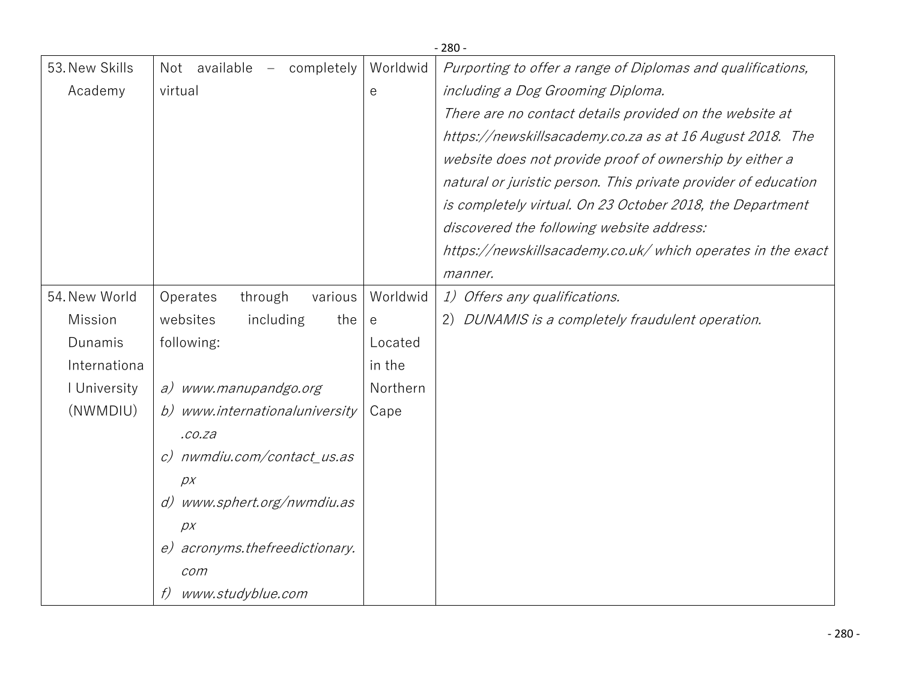| | | | |
|---|---|---|---|
| 53. New Skills Academy | Not available – completely virtual | Worldwide | *Purporting to offer a range of Diplomas and qualifications, including a Dog Grooming Diploma.* *There are no contact details provided on the website at https://newskillsacademy.co.za as at 16 August 2018. The website does not provide proof of ownership by either a natural or juristic person. This private provider of education is completely virtual. On 23 October 2018, the Department discovered the following website address: https://newskillsacademy.co.uk/ which operates in the exact manner.* |
| 54. New World Mission Dunamis International University (NWMDIU) | Operates through various websites including the following: a) *www.manupandgo.org* b) *www.internationaluniversity.co.za* c) *nwmdiu.com/contact_us.aspx* d) *www.sphert.org/nwmdiu.aspx* e) *acronyms.thefreedictionary.com* f) *www.studyblue.com* | Worldwide Located in the Northern Cape | 1) *Offers any qualifications.* 2) *DUNAMIS is a completely fraudulent operation.* |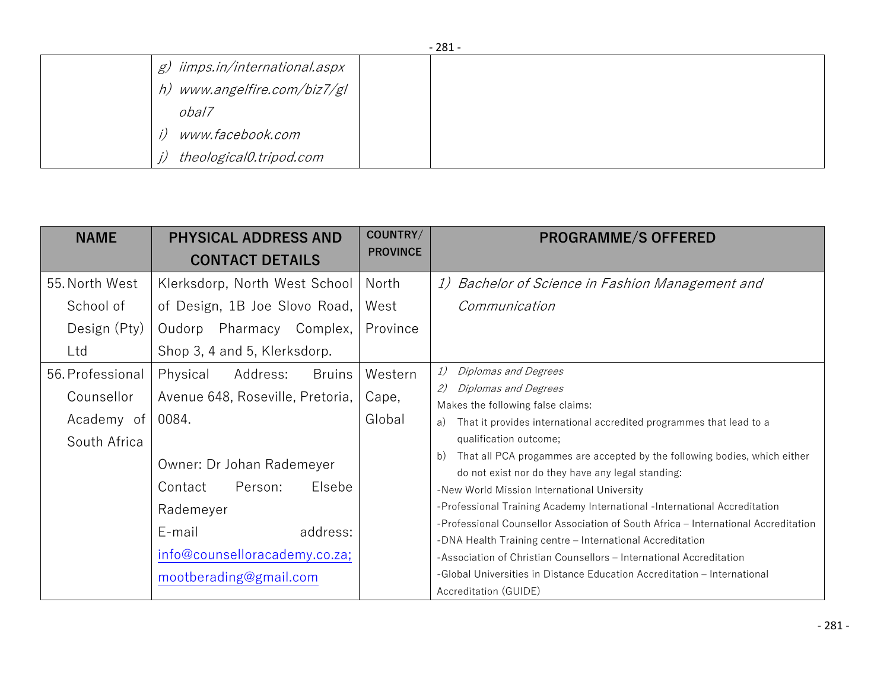|  |  |  |  |
|---|---|---|---|
|  | *g) iimps.in/international.aspx*<br>*h) www.angelfire.com/biz7/global7*<br>*i) www.facebook.com*<br>*j) theological0.tripod.com* |  |  |

| NAME | PHYSICAL ADDRESS AND CONTACT DETAILS | COUNTRY/ PROVINCE | PROGRAMME/S OFFERED |
|---|---|---|---|
| 55. North West School of Design (Pty) Ltd | Klerksdorp, North West School of Design, 1B Joe Slovo Road, Oudorp Pharmacy Complex, Shop 3, 4 and 5, Klerksdorp. | North West Province | *1) Bachelor of Science in Fashion Management and Communication* |
| 56. Professional Counsellor Academy of South Africa | Physical Address: Bruins Avenue 648, Roseville, Pretoria, 0084.<br><br>Owner: Dr Johan Rademeyer<br>Contact Person: Elsebe Rademeyer<br>E-mail address: info@counselloracademy.co.za; mootberading@gmail.com | Western Cape, Global | *1) Diplomas and Degrees*<br>*2) Diplomas and Degrees*<br>Makes the following false claims:<br>a) That it provides international accredited programmes that lead to a qualification outcome;<br>b) That all PCA progammes are accepted by the following bodies, which either do not exist nor do they have any legal standing:<br>-New World Mission International University<br>-Professional Training Academy International -International Accreditation<br>-Professional Counsellor Association of South Africa – International Accreditation<br>-DNA Health Training centre – International Accreditation<br>-Association of Christian Counsellors – International Accreditation<br>-Global Universities in Distance Education Accreditation – International Accreditation (GUIDE) |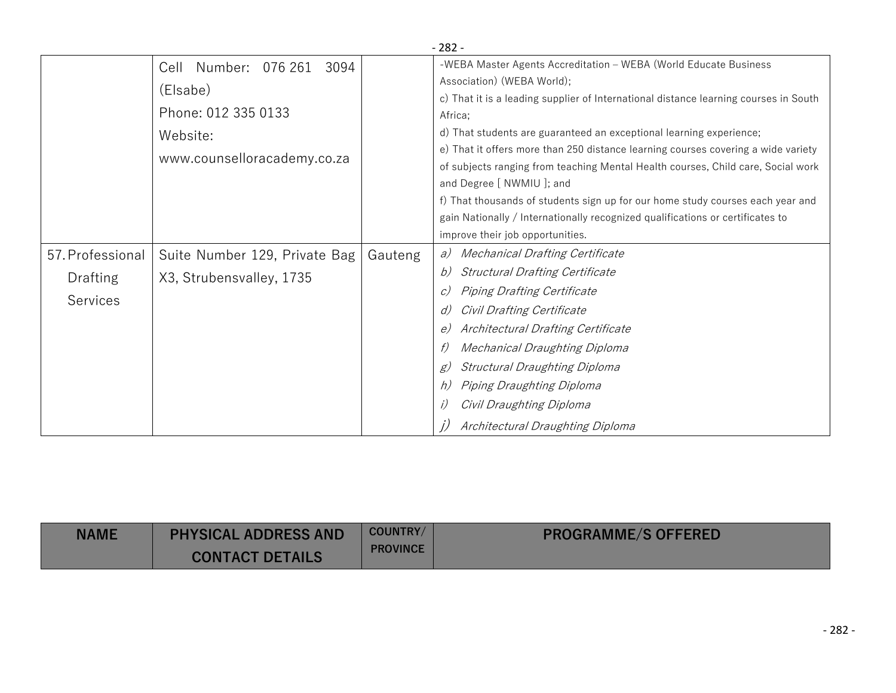| | | | |
|---|---|---|---|
| | Cell Number: 076 261 3094 (Elsabe)<br>Phone: 012 335 0133<br>Website: www.counselloracademy.co.za | | -WEBA Master Agents Accreditation – WEBA (World Educate Business Association) (WEBA World);<br>c) That it is a leading supplier of International distance learning courses in South Africa;<br>d) That students are guaranteed an exceptional learning experience;<br>e) That it offers more than 250 distance learning courses covering a wide variety of subjects ranging from teaching Mental Health courses, Child care, Social work and Degree [ NWMIU ]; and<br>f) That thousands of students sign up for our home study courses each year and gain Nationally / Internationally recognized qualifications or certificates to improve their job opportunities. |
| 57. Professional Drafting Services | Suite Number 129, Private Bag X3, Strubensvalley, 1735 | Gauteng | *a) Mechanical Drafting Certificate*<br>*b) Structural Drafting Certificate*<br>*c) Piping Drafting Certificate*<br>*d) Civil Drafting Certificate*<br>*e) Architectural Drafting Certificate*<br>*f) Mechanical Draughting Diploma*<br>*g) Structural Draughting Diploma*<br>*h) Piping Draughting Diploma*<br>*i) Civil Draughting Diploma*<br>*j) Architectural Draughting Diploma* |

| NAME | PHYSICAL ADDRESS AND CONTACT DETAILS | COUNTRY/ PROVINCE | PROGRAMME/S OFFERED |
|---|---|---|---|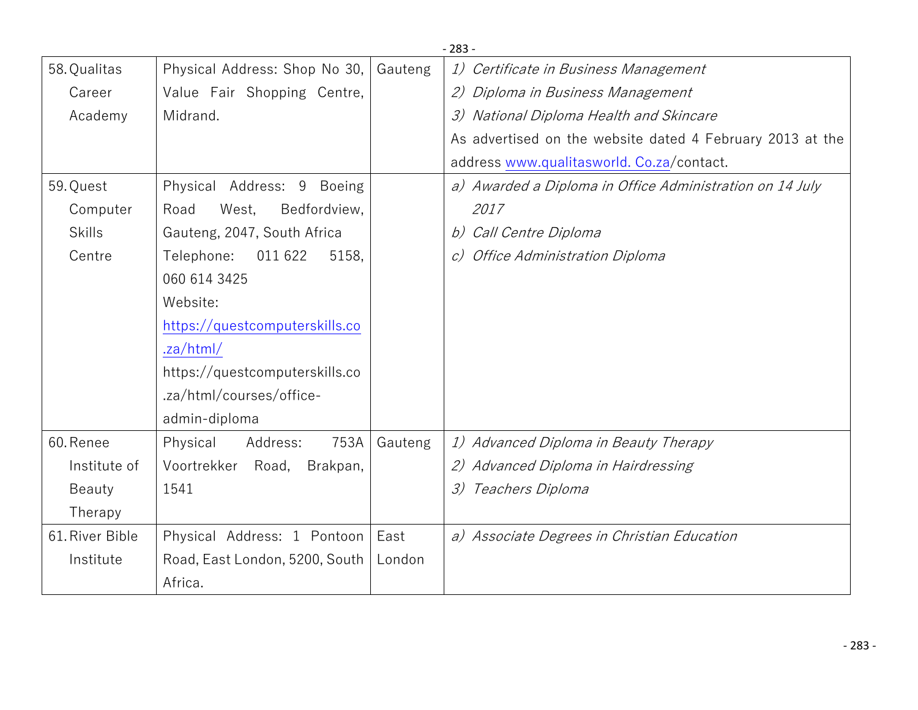| 58. Qualitas Career Academy | Physical Address: Shop No 30, Value Fair Shopping Centre, Midrand. | Gauteng | 1) *Certificate in Business Management*<br>2) *Diploma in Business Management*<br>3) *National Diploma Health and Skincare*<br>As advertised on the website dated 4 February 2013 at the address www.qualitasworld. Co.za/contact. |
|---|---|---|---|
| 59. Quest Computer Skills Centre | Physical Address: 9 Boeing Road West, Bedfordview, Gauteng, 2047, South Africa<br>Telephone: 011 622 5158, 060 614 3425<br>Website: https://questcomputerskills.co.za/html/<br>https://questcomputerskills.co.za/html/courses/office-admin-diploma | | a) *Awarded a Diploma in Office Administration on 14 July 2017*<br>b) *Call Centre Diploma*<br>c) *Office Administration Diploma* |
| 60. Renee Institute of Beauty Therapy | Physical Address: 753A Voortrekker Road, Brakpan, 1541 | Gauteng | 1) *Advanced Diploma in Beauty Therapy*<br>2) *Advanced Diploma in Hairdressing*<br>3) *Teachers Diploma* |
| 61. River Bible Institute | Physical Address: 1 Pontoon Road, East London, 5200, South Africa. | East London | a) *Associate Degrees in Christian Education* |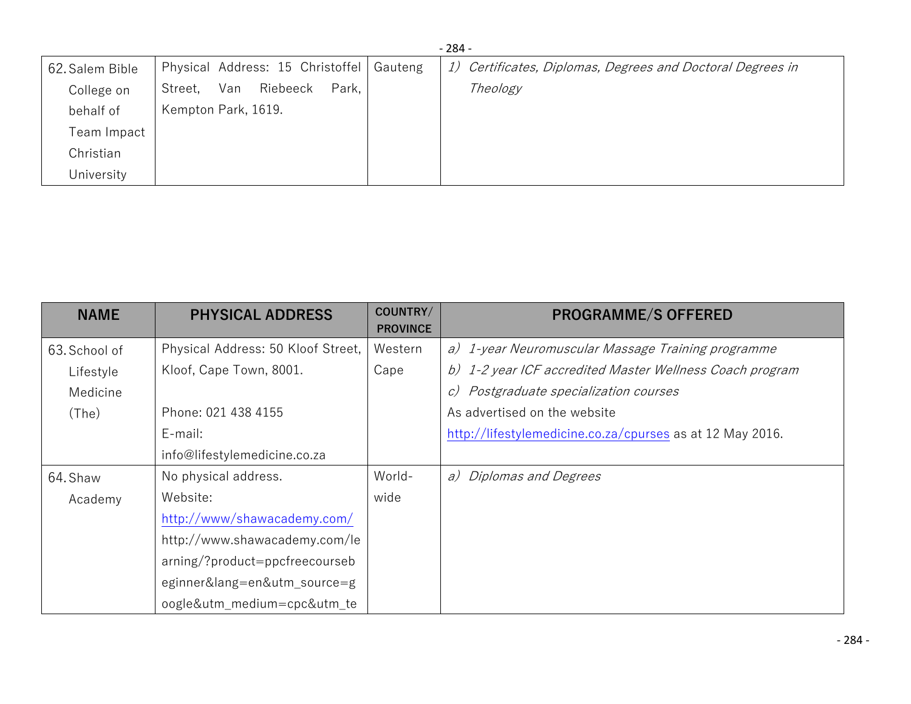| 62. Salem Bible College on behalf of Team Impact Christian University | Physical Address: 15 Christoffel Street, Van Riebeeck Park, Kempton Park, 1619. | Gauteng | 1) *Certificates, Diplomas, Degrees and Doctoral Degrees in Theology* |
|---|---|---|---|

| NAME | PHYSICAL ADDRESS | COUNTRY/ PROVINCE | PROGRAMME/S OFFERED |
|---|---|---|---|
| 63. School of Lifestyle Medicine (The) | Physical Address: 50 Kloof Street, Kloof, Cape Town, 8001.<br><br>Phone: 021 438 4155<br>E-mail: info@lifestylemedicine.co.za | Western Cape | a) *1-year Neuromuscular Massage Training programme*<br>b) *1-2 year ICF accredited Master Wellness Coach program*<br>c) *Postgraduate specialization courses*<br>As advertised on the website http://lifestylemedicine.co.za/cpurses as at 12 May 2016. |
| 64. Shaw Academy | No physical address.<br>Website:<br>http://www/shawacademy.com/<br>http://www.shawacademy.com/learning/?product=ppcfreecoursebeginner&lang=en&utm_source=google&utm_medium=cpc&utm_te | World-wide | a) *Diplomas and Degrees* |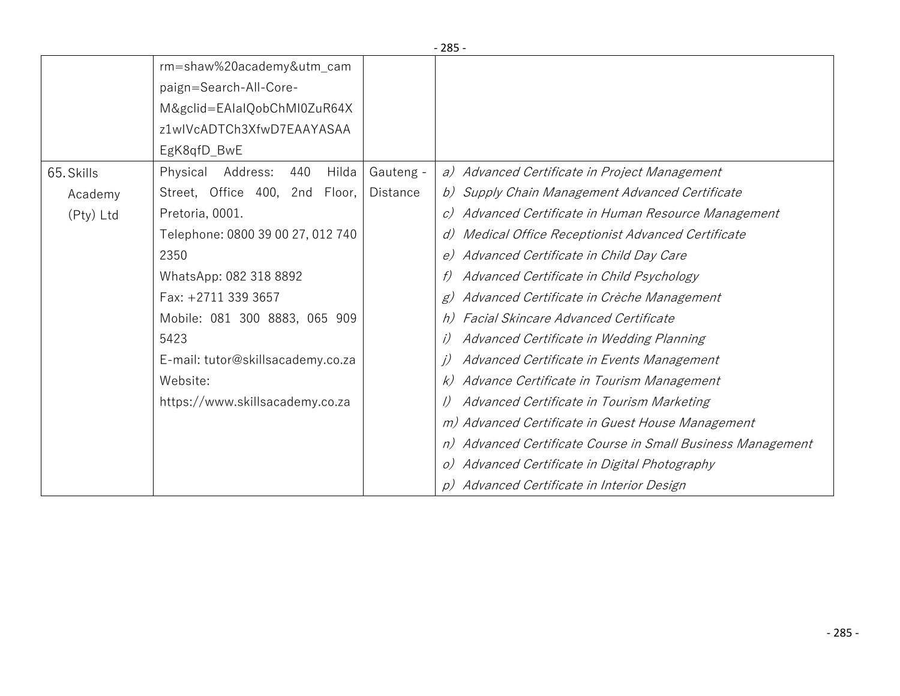| | | | |
|---|---|---|---|
| | rm=shaw%20academy&utm_campaign=Search-All-Core-M&gclid=EAIaIQobChMI0ZuR64Xz1wIVcADTCh3XfwD7EAAYASAAEgK8qfD_BwE | | |
| 65. Skills Academy (Pty) Ltd | Physical Address: 440 Hilda Street, Office 400, 2nd Floor, Pretoria, 0001.<br>Telephone: 0800 39 00 27, 012 740 2350<br>WhatsApp: 082 318 8892<br>Fax: +2711 339 3657<br>Mobile: 081 300 8883, 065 909 5423<br>E-mail: tutor@skillsacademy.co.za<br>Website: https://www.skillsacademy.co.za | Gauteng - Distance | *a) Advanced Certificate in Project Management*<br>*b) Supply Chain Management Advanced Certificate*<br>*c) Advanced Certificate in Human Resource Management*<br>*d) Medical Office Receptionist Advanced Certificate*<br>*e) Advanced Certificate in Child Day Care*<br>*f) Advanced Certificate in Child Psychology*<br>*g) Advanced Certificate in Crèche Management*<br>*h) Facial Skincare Advanced Certificate*<br>*i) Advanced Certificate in Wedding Planning*<br>*j) Advanced Certificate in Events Management*<br>*k) Advance Certificate in Tourism Management*<br>*l) Advanced Certificate in Tourism Marketing*<br>*m) Advanced Certificate in Guest House Management*<br>*n) Advanced Certificate Course in Small Business Management*<br>*o) Advanced Certificate in Digital Photography*<br>*p) Advanced Certificate in Interior Design* |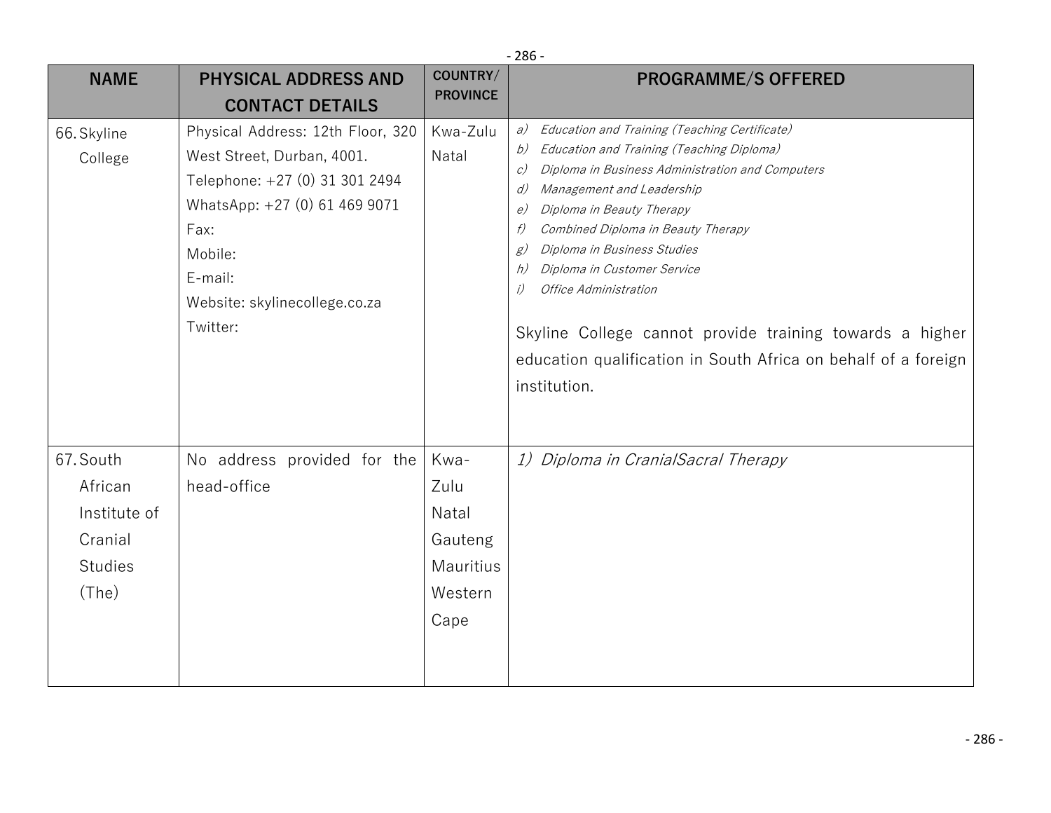| NAME | PHYSICAL ADDRESS AND CONTACT DETAILS | COUNTRY/ PROVINCE | PROGRAMME/S OFFERED |
|---|---|---|---|
| 66. Skyline College | Physical Address: 12th Floor, 320 West Street, Durban, 4001.<br>Telephone: +27 (0) 31 301 2494<br>WhatsApp: +27 (0) 61 469 9071<br>Fax:<br>Mobile:<br>E-mail:<br>Website: skylinecollege.co.za<br>Twitter: | Kwa-Zulu Natal | a) *Education and Training (Teaching Certificate)*<br>b) *Education and Training (Teaching Diploma)*<br>c) *Diploma in Business Administration and Computers*<br>d) *Management and Leadership*<br>e) *Diploma in Beauty Therapy*<br>f) *Combined Diploma in Beauty Therapy*<br>g) *Diploma in Business Studies*<br>h) *Diploma in Customer Service*<br>i) *Office Administration*<br><br>Skyline College cannot provide training towards a higher education qualification in South Africa on behalf of a foreign institution. |
| 67. South African Institute of Cranial Studies (The) | No address provided for the head-office | Kwa-Zulu Natal<br>Gauteng<br>Mauritius<br>Western Cape | 1) *Diploma in CranialSacral Therapy* |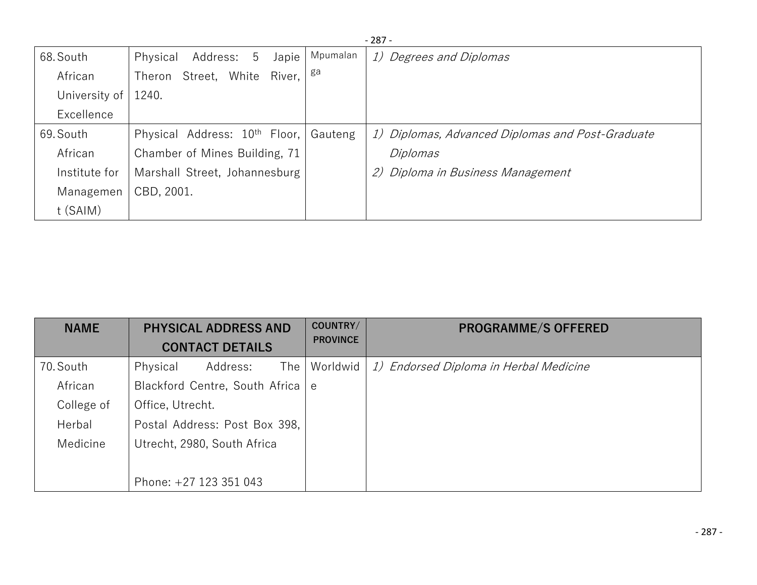| NAME | PHYSICAL ADDRESS AND CONTACT DETAILS | COUNTRY/ PROVINCE | PROGRAMME/S OFFERED |
|---|---|---|---|
| 68. South African University of Excellence | Physical Address: 5 Japie Theron Street, White River, 1240. | Mpumalanga | 1) *Degrees and Diplomas* |
| 69. South African Institute for Management (SAIM) | Physical Address: 10th Floor, Chamber of Mines Building, 71 Marshall Street, Johannesburg CBD, 2001. | Gauteng | 1) *Diplomas, Advanced Diplomas and Post-Graduate Diplomas*<br>2) *Diploma in Business Management* |
| 70. South African College of Herbal Medicine | Physical Address: The Blackford Centre, South Africa Office, Utrecht.<br>Postal Address: Post Box 398, Utrecht, 2980, South Africa<br><br>Phone: +27 123 351 043 | Worldwide | 1) *Endorsed Diploma in Herbal Medicine* |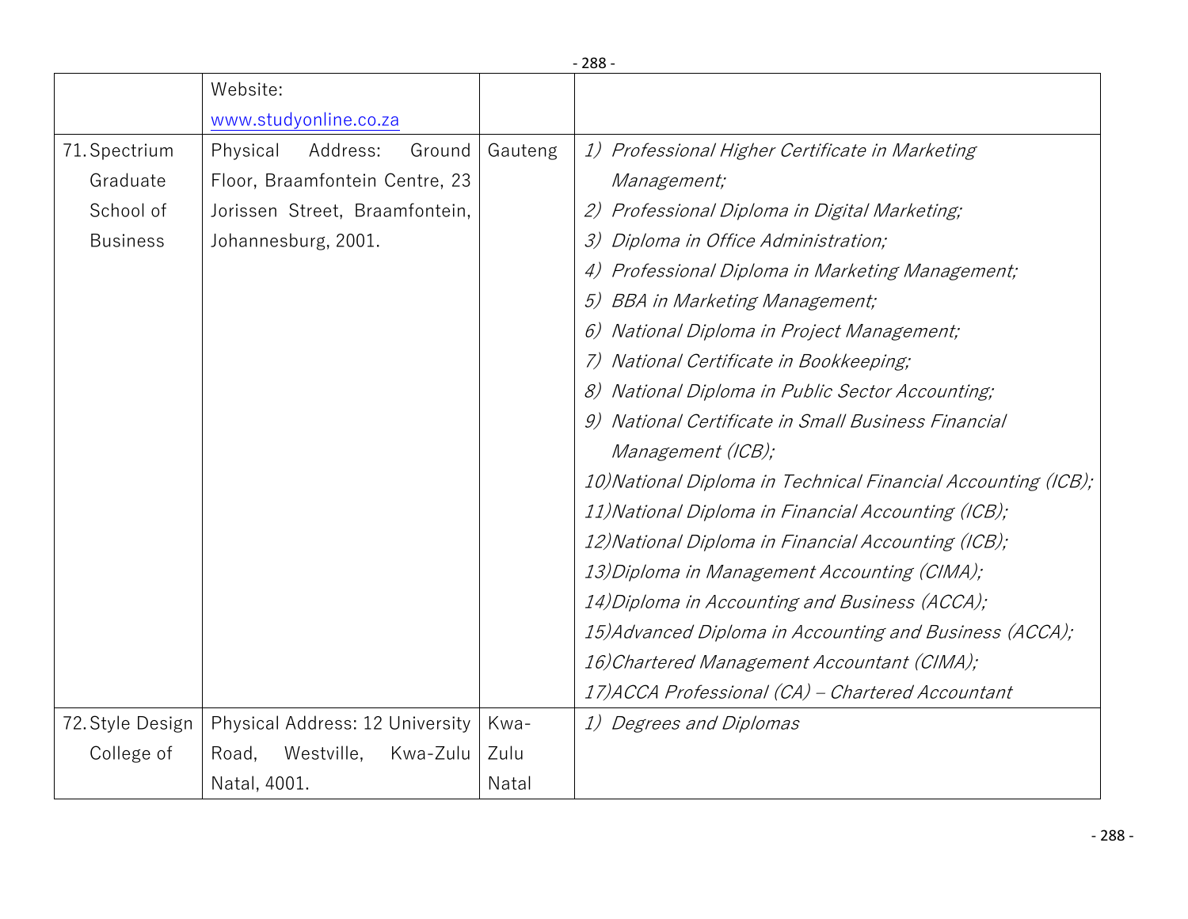| | | | |
|---|---|---|---|
| | Website: www.studyonline.co.za | | |
| 71. Spectrium Graduate School of Business | Physical Address: Ground Floor, Braamfontein Centre, 23 Jorissen Street, Braamfontein, Johannesburg, 2001. | Gauteng | *1) Professional Higher Certificate in Marketing Management;*<br>*2) Professional Diploma in Digital Marketing;*<br>*3) Diploma in Office Administration;*<br>*4) Professional Diploma in Marketing Management;*<br>*5) BBA in Marketing Management;*<br>*6) National Diploma in Project Management;*<br>*7) National Certificate in Bookkeeping;*<br>*8) National Diploma in Public Sector Accounting;*<br>*9) National Certificate in Small Business Financial Management (ICB);*<br>*10) National Diploma in Technical Financial Accounting (ICB);*<br>*11) National Diploma in Financial Accounting (ICB);*<br>*12) National Diploma in Financial Accounting (ICB);*<br>*13) Diploma in Management Accounting (CIMA);*<br>*14) Diploma in Accounting and Business (ACCA);*<br>*15) Advanced Diploma in Accounting and Business (ACCA);*<br>*16) Chartered Management Accountant (CIMA);*<br>*17) ACCA Professional (CA) – Chartered Accountant* |
| 72. Style Design College of | Physical Address: 12 University Road, Westville, Kwa-Zulu Natal, 4001. | Kwa-Zulu Natal | *1) Degrees and Diplomas* |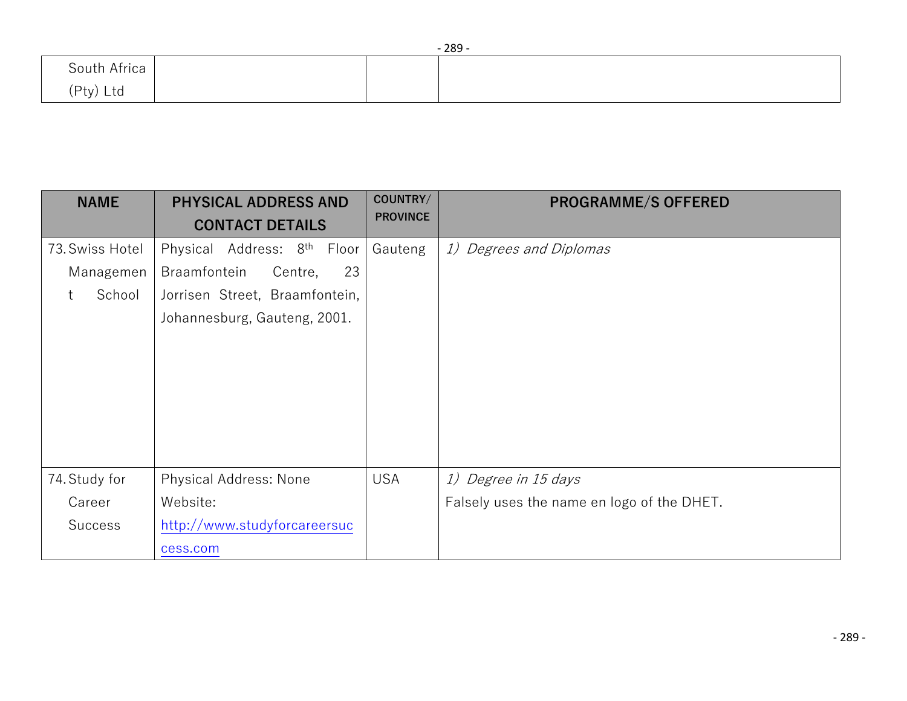| | | | |
|---|---|---|---|
| South Africa (Pty) Ltd | | | |

| NAME | PHYSICAL ADDRESS AND CONTACT DETAILS | COUNTRY/ PROVINCE | PROGRAMME/S OFFERED |
|---|---|---|---|
| 73. Swiss Hotel Management School | Physical Address: 8th Floor Braamfontein Centre, 23 Jorrisen Street, Braamfontein, Johannesburg, Gauteng, 2001. | Gauteng | 1) *Degrees and Diplomas* |
| 74. Study for Career Success | Physical Address: None<br>Website: http://www.studyforcareersuccess.com | USA | 1) *Degree in 15 days*<br>Falsely uses the name en logo of the DHET. |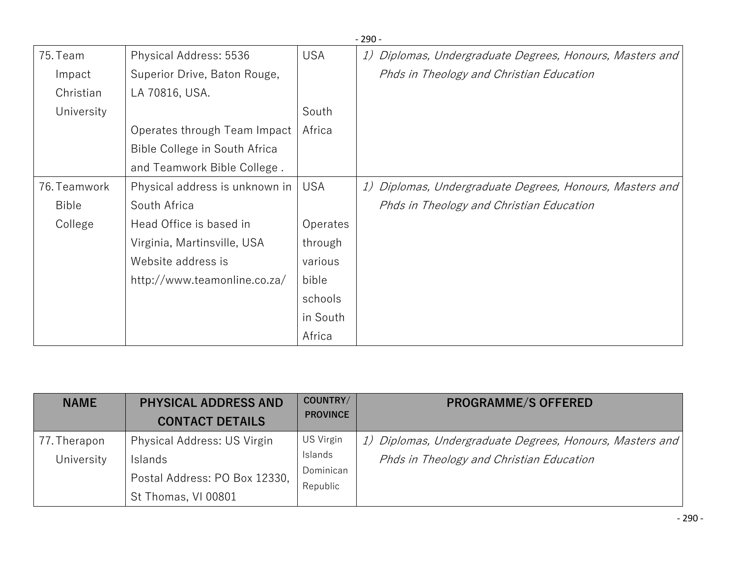| NAME | PHYSICAL ADDRESS AND CONTACT DETAILS | COUNTRY/ PROVINCE | PROGRAMME/S OFFERED |
|---|---|---|---|
| 75. Team Impact Christian University | Physical Address: 5536 Superior Drive, Baton Rouge, LA 70816, USA.<br><br>Operates through Team Impact Bible College in South Africa and Teamwork Bible College . | USA<br><br>South Africa | 1) *Diplomas, Undergraduate Degrees, Honours, Masters and Phds in Theology and Christian Education* |
| 76. Teamwork Bible College | Physical address is unknown in South Africa<br>Head Office is based in Virginia, Martinsville, USA<br>Website address is http://www.teamonline.co.za/ | USA<br><br>Operates through various bible schools in South Africa | 1) *Diplomas, Undergraduate Degrees, Honours, Masters and Phds in Theology and Christian Education* |
| 77. Therapon University | Physical Address: US Virgin Islands<br>Postal Address: PO Box 12330, St Thomas, VI 00801 | US Virgin Islands Dominican Republic | 1) *Diplomas, Undergraduate Degrees, Honours, Masters and Phds in Theology and Christian Education* |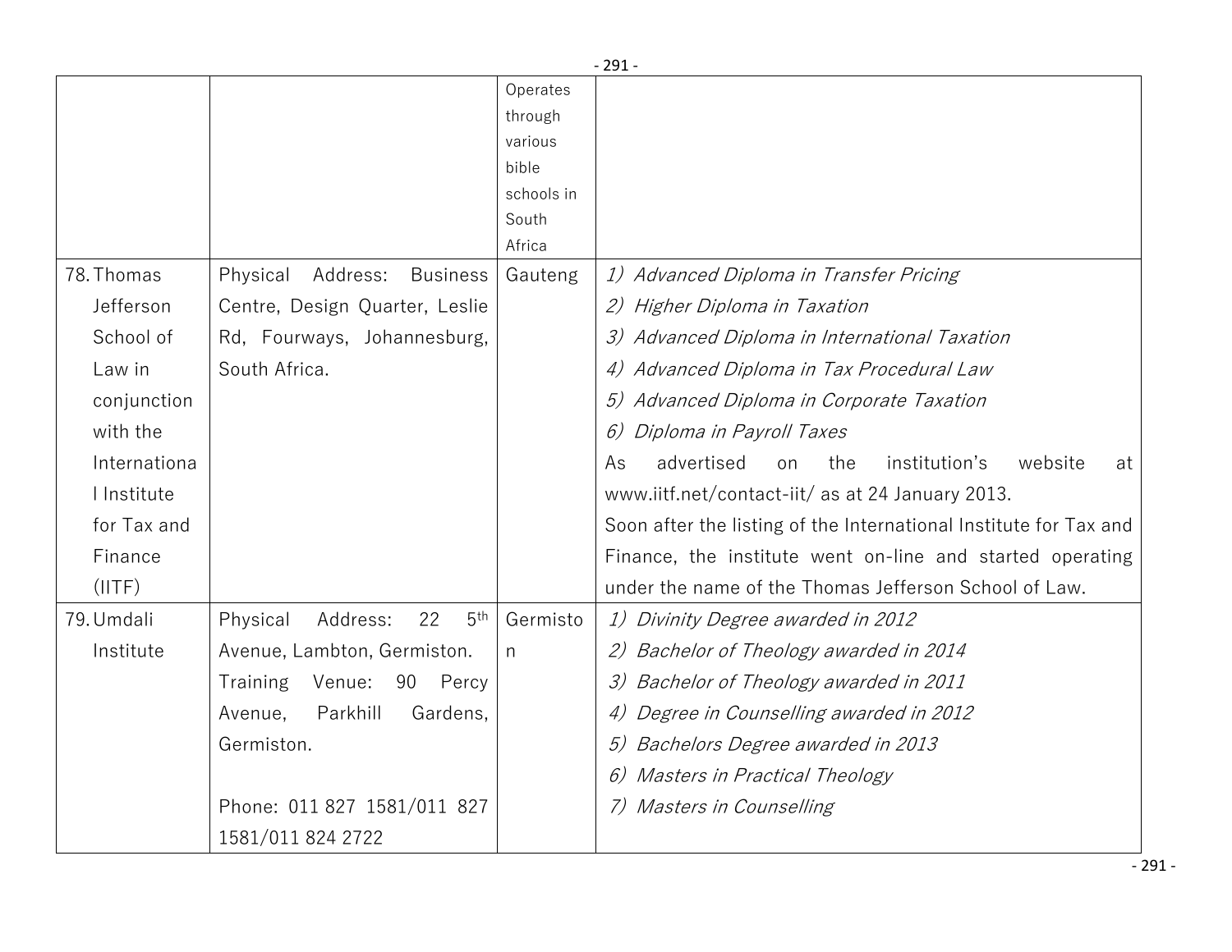| | | | |
|---|---|---|---|
| | | Operates through various bible schools in South Africa | |
| 78. Thomas Jefferson School of Law in conjunction with the International Institute for Tax and Finance (IITF) | Physical Address: Business Centre, Design Quarter, Leslie Rd, Fourways, Johannesburg, South Africa. | Gauteng | 1) *Advanced Diploma in Transfer Pricing*<br>2) *Higher Diploma in Taxation*<br>3) *Advanced Diploma in International Taxation*<br>4) *Advanced Diploma in Tax Procedural Law*<br>5) *Advanced Diploma in Corporate Taxation*<br>6) *Diploma in Payroll Taxes*<br>As advertised on the institution's website at www.iitf.net/contact-iit/ as at 24 January 2013.<br>Soon after the listing of the International Institute for Tax and Finance, the institute went on-line and started operating under the name of the Thomas Jefferson School of Law. |
| 79. Umdali Institute | Physical Address: 22 5th Avenue, Lambton, Germiston.<br>Training Venue: 90 Percy Avenue, Parkhill Gardens, Germiston.<br><br>Phone: 011 827 1581/011 827 1581/011 824 2722 | Germiston | 1) *Divinity Degree awarded in 2012*<br>2) *Bachelor of Theology awarded in 2014*<br>3) *Bachelor of Theology awarded in 2011*<br>4) *Degree in Counselling awarded in 2012*<br>5) *Bachelors Degree awarded in 2013*<br>6) *Masters in Practical Theology*<br>7) *Masters in Counselling* |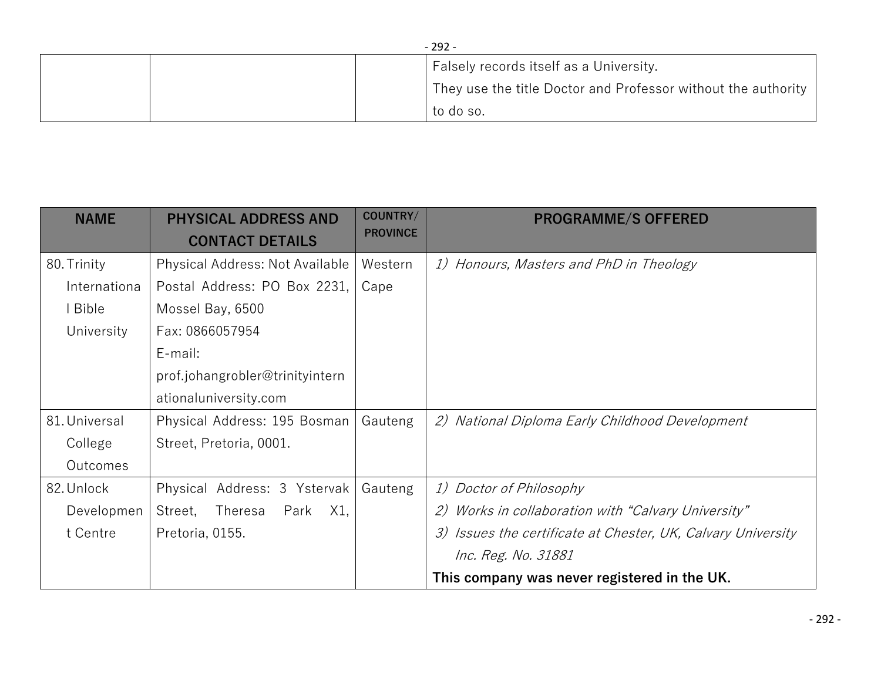| | | | |
|---|---|---|---|
| | | | Falsely records itself as a University.<br>They use the title Doctor and Professor without the authority to do so. |

| NAME | PHYSICAL ADDRESS AND CONTACT DETAILS | COUNTRY/ PROVINCE | PROGRAMME/S OFFERED |
|---|---|---|---|
| 80. Trinity International Bible University | Physical Address: Not Available<br>Postal Address: PO Box 2231, Mossel Bay, 6500<br>Fax: 0866057954<br>E-mail: prof.johangrobler@trinityinternationaluniversity.com | Western Cape | *1) Honours, Masters and PhD in Theology* |
| 81. Universal College Outcomes | Physical Address: 195 Bosman Street, Pretoria, 0001. | Gauteng | *2) National Diploma Early Childhood Development* |
| 82. Unlock Development Centre | Physical Address: 3 Ystervak Street, Theresa Park X1, Pretoria, 0155. | Gauteng | *1) Doctor of Philosophy*<br>*2) Works in collaboration with "Calvary University"*<br>*3) Issues the certificate at Chester, UK, Calvary University Inc. Reg. No. 31881*<br>**This company was never registered in the UK.** |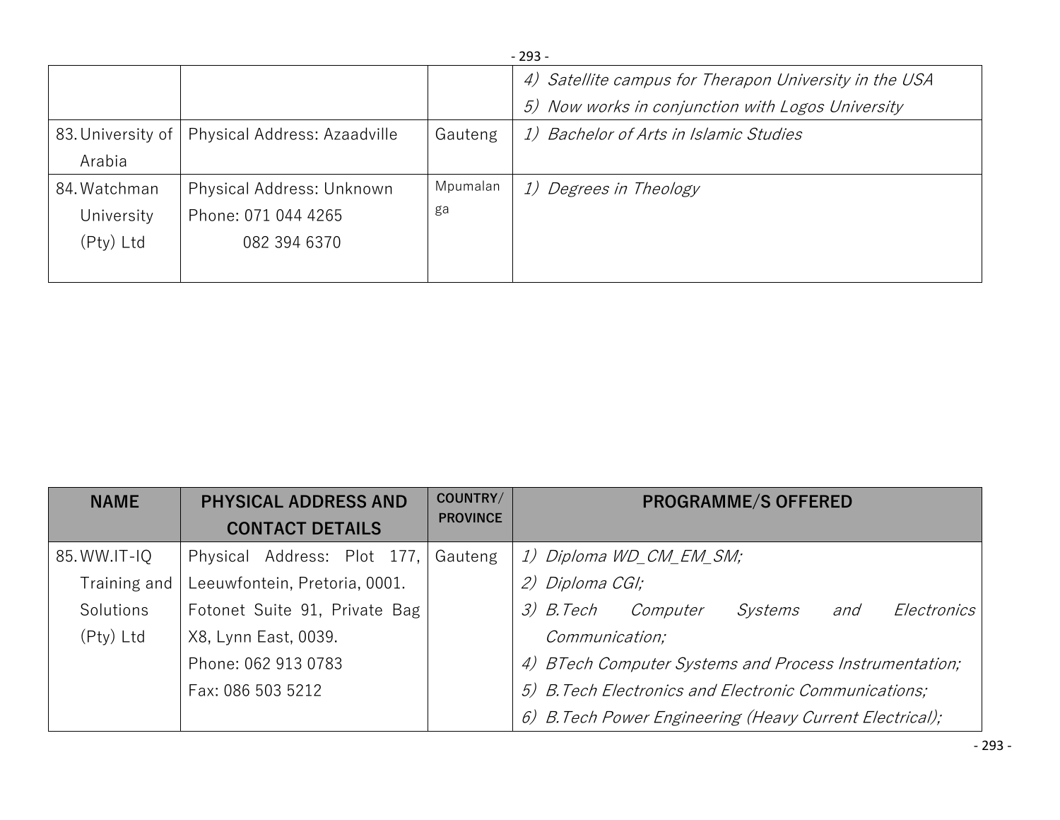| | | | |
|---|---|---|---|
| | | | 4) *Satellite campus for Therapon University in the USA*<br>5) *Now works in conjunction with Logos University* |
| 83. University of Arabia | Physical Address: Azaadville | Gauteng | 1) *Bachelor of Arts in Islamic Studies* |
| 84. Watchman University (Pty) Ltd | Physical Address: Unknown<br>Phone: 071 044 4265<br>082 394 6370 | Mpumalanga | 1) *Degrees in Theology* |

| NAME | PHYSICAL ADDRESS AND CONTACT DETAILS | COUNTRY/ PROVINCE | PROGRAMME/S OFFERED |
|---|---|---|---|
| 85. WW.IT-IQ Training and Solutions (Pty) Ltd | Physical Address: Plot 177, Leeuwfontein, Pretoria, 0001.<br>Fotonet Suite 91, Private Bag X8, Lynn East, 0039.<br>Phone: 062 913 0783<br>Fax: 086 503 5212 | Gauteng | 1) *Diploma WD_CM_EM_SM;*<br>2) *Diploma CGI;*<br>3) *B.Tech Computer Systems and Electronics Communication;*<br>4) *BTech Computer Systems and Process Instrumentation;*<br>5) *B.Tech Electronics and Electronic Communications;*<br>6) *B.Tech Power Engineering (Heavy Current Electrical);* |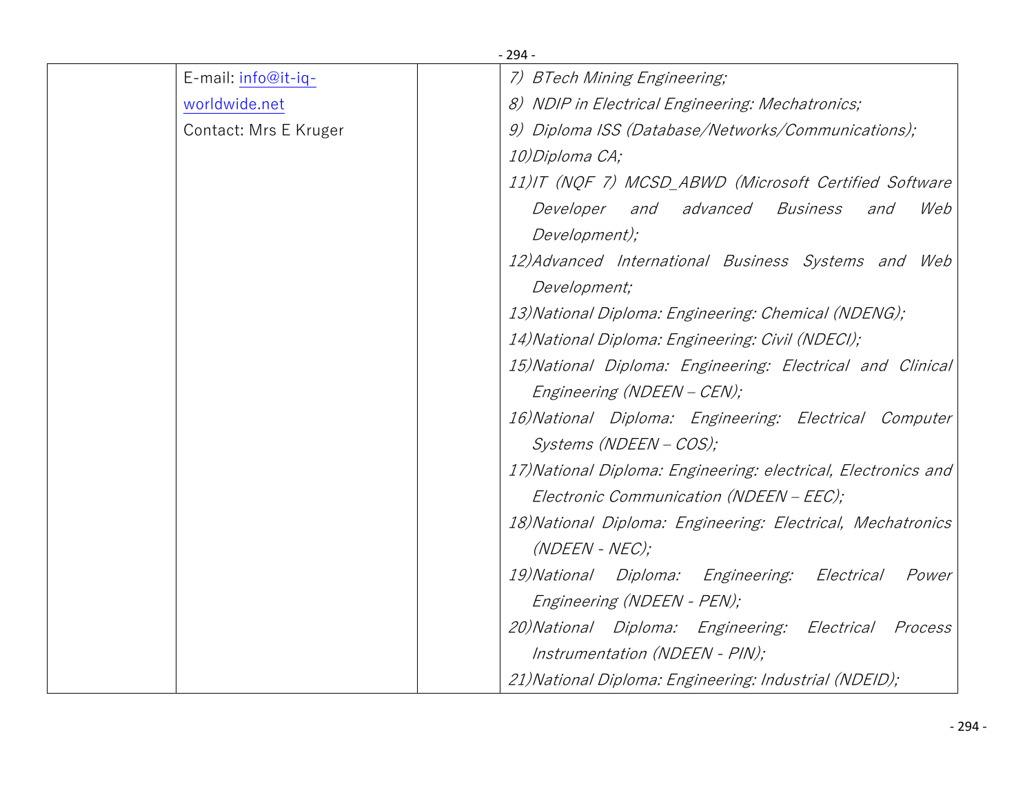| | | | |
|---|---|---|---|
| | E-mail: info@it-iq-worldwide.net<br>Contact: Mrs E Kruger | | 7) *BTech Mining Engineering;*<br>8) *NDIP in Electrical Engineering: Mechatronics;*<br>9) *Diploma ISS (Database/Networks/Communications);*<br>10) *Diploma CA;*<br>11) *IT (NQF 7) MCSD_ABWD (Microsoft Certified Software Developer and advanced Business and Web Development);*<br>12) *Advanced International Business Systems and Web Development;*<br>13) *National Diploma: Engineering: Chemical (NDENG);*<br>14) *National Diploma: Engineering: Civil (NDECI);*<br>15) *National Diploma: Engineering: Electrical and Clinical Engineering (NDEEN – CEN);*<br>16) *National Diploma: Engineering: Electrical Computer Systems (NDEEN – COS);*<br>17) *National Diploma: Engineering: electrical, Electronics and Electronic Communication (NDEEN – EEC);*<br>18) *National Diploma: Engineering: Electrical, Mechatronics (NDEEN - NEC);*<br>19) *National Diploma: Engineering: Electrical Power Engineering (NDEEN - PEN);*<br>20) *National Diploma: Engineering: Electrical Process Instrumentation (NDEEN - PIN);*<br>21) *National Diploma: Engineering: Industrial (NDEID);* |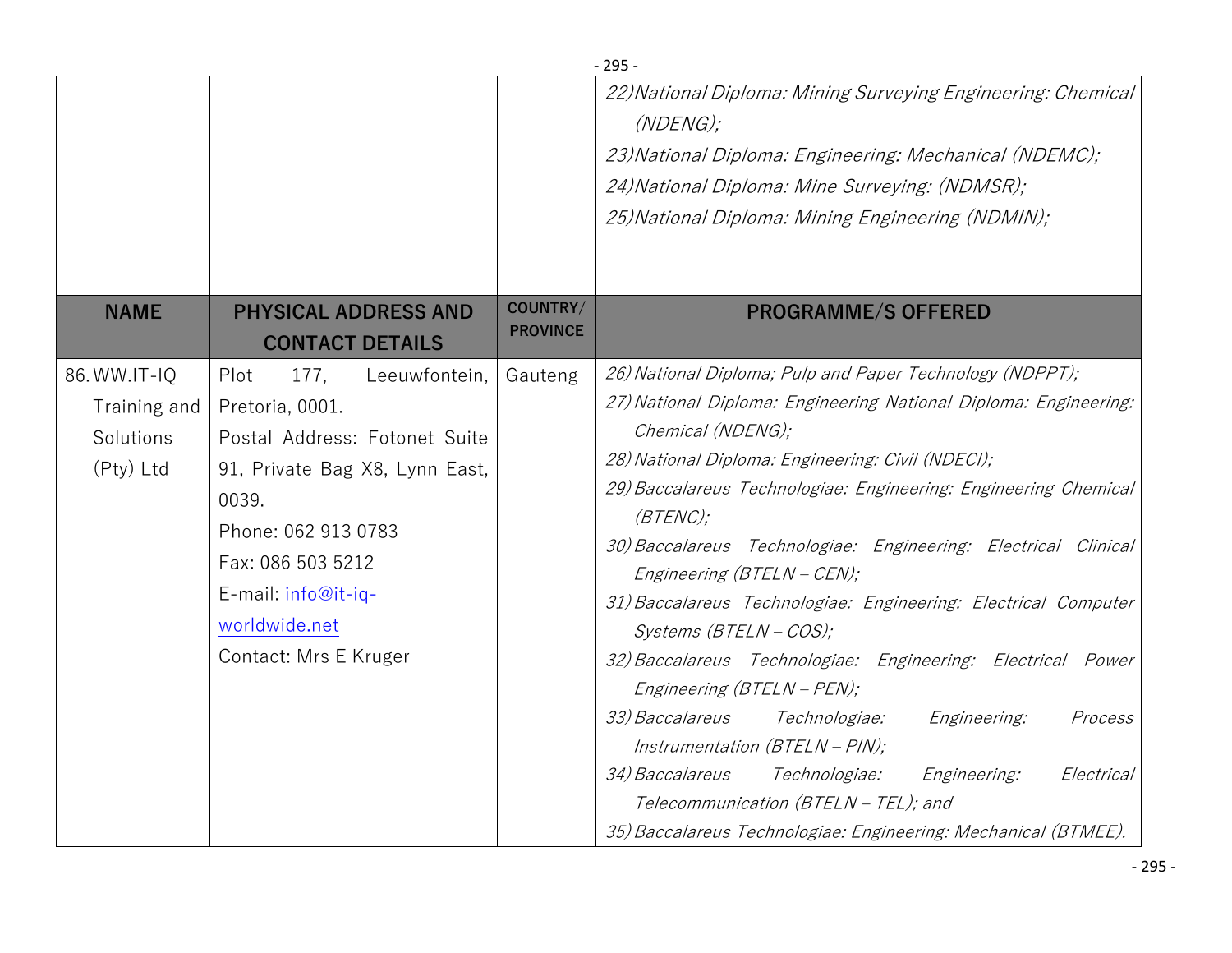| | | | |
|---|---|---|---|
| | | | *22) National Diploma: Mining Surveying Engineering: Chemical (NDENG);*<br>*23) National Diploma: Engineering: Mechanical (NDEMC);*<br>*24) National Diploma: Mine Surveying: (NDMSR);*<br>*25) National Diploma: Mining Engineering (NDMIN);* |
| **NAME** | **PHYSICAL ADDRESS AND CONTACT DETAILS** | **COUNTRY/ PROVINCE** | **PROGRAMME/S OFFERED** |
| 86. WW.IT-IQ Training and Solutions (Pty) Ltd | Plot 177, Leeuwfontein, Pretoria, 0001.<br>Postal Address: Fotonet Suite 91, Private Bag X8, Lynn East, 0039.<br>Phone: 062 913 0783<br>Fax: 086 503 5212<br>E-mail: info@it-iq-worldwide.net<br>Contact: Mrs E Kruger | Gauteng | *26) National Diploma; Pulp and Paper Technology (NDPPT);*<br>*27) National Diploma: Engineering National Diploma: Engineering: Chemical (NDENG);*<br>*28) National Diploma: Engineering: Civil (NDECl);*<br>*29) Baccalareus Technologiae: Engineering: Engineering Chemical (BTENC);*<br>*30) Baccalareus Technologiae: Engineering: Electrical Clinical Engineering (BTELN – CEN);*<br>*31) Baccalareus Technologiae: Engineering: Electrical Computer Systems (BTELN – COS);*<br>*32) Baccalareus Technologiae: Engineering: Electrical Power Engineering (BTELN – PEN);*<br>*33) Baccalareus Technologiae: Engineering: Process Instrumentation (BTELN – PIN);*<br>*34) Baccalareus Technologiae: Engineering: Electrical Telecommunication (BTELN – TEL); and*<br>*35) Baccalareus Technologiae: Engineering: Mechanical (BTMEE).* |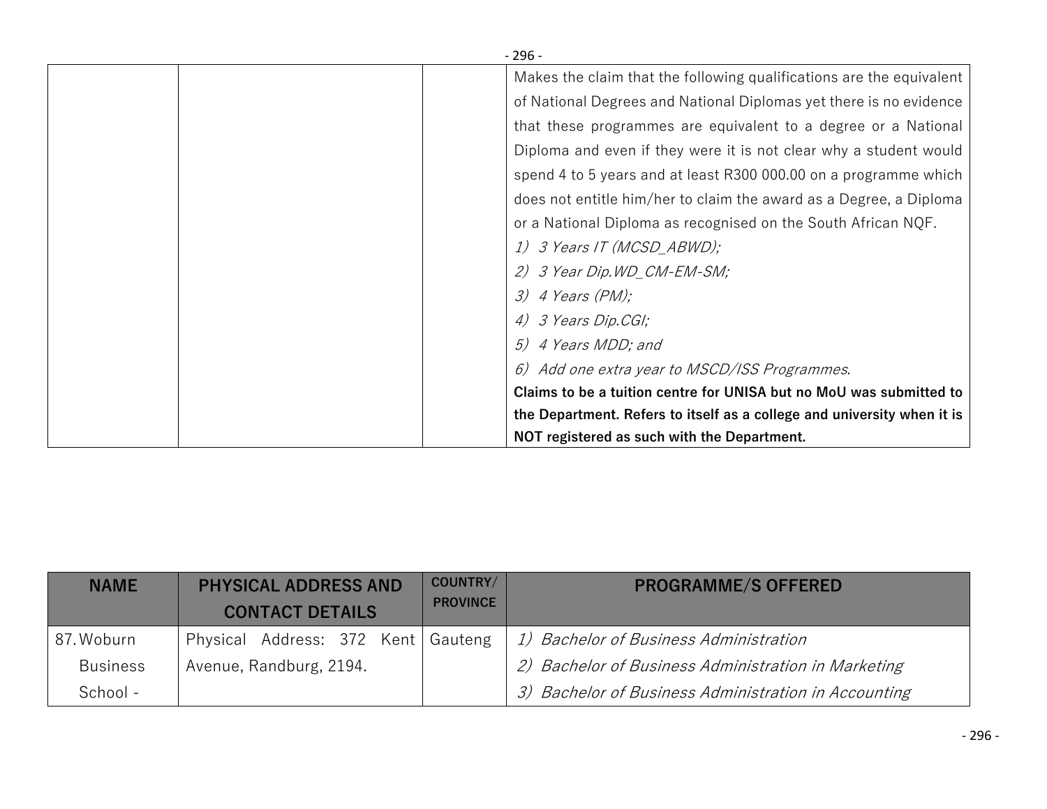| | | | |
|---|---|---|---|
| | | | Makes the claim that the following qualifications are the equivalent of National Degrees and National Diplomas yet there is no evidence that these programmes are equivalent to a degree or a National Diploma and even if they were it is not clear why a student would spend 4 to 5 years and at least R300 000.00 on a programme which does not entitle him/her to claim the award as a Degree, a Diploma or a National Diploma as recognised on the South African NQF.<br>*1) 3 Years IT (MCSD_ABWD);*<br>*2) 3 Year Dip.WD_CM-EM-SM;*<br>*3) 4 Years (PM);*<br>*4) 3 Years Dip.CGI;*<br>*5) 4 Years MDD; and*<br>*6) Add one extra year to MSCD/ISS Programmes.*<br>**Claims to be a tuition centre for UNISA but no MoU was submitted to the Department. Refers to itself as a college and university when it is NOT registered as such with the Department.** |

| NAME | PHYSICAL ADDRESS AND CONTACT DETAILS | COUNTRY/ PROVINCE | PROGRAMME/S OFFERED |
|---|---|---|---|
| 87. Woburn Business School - | Physical Address: 372 Kent Avenue, Randburg, 2194. | Gauteng | *1) Bachelor of Business Administration*<br>*2) Bachelor of Business Administration in Marketing*<br>*3) Bachelor of Business Administration in Accounting* |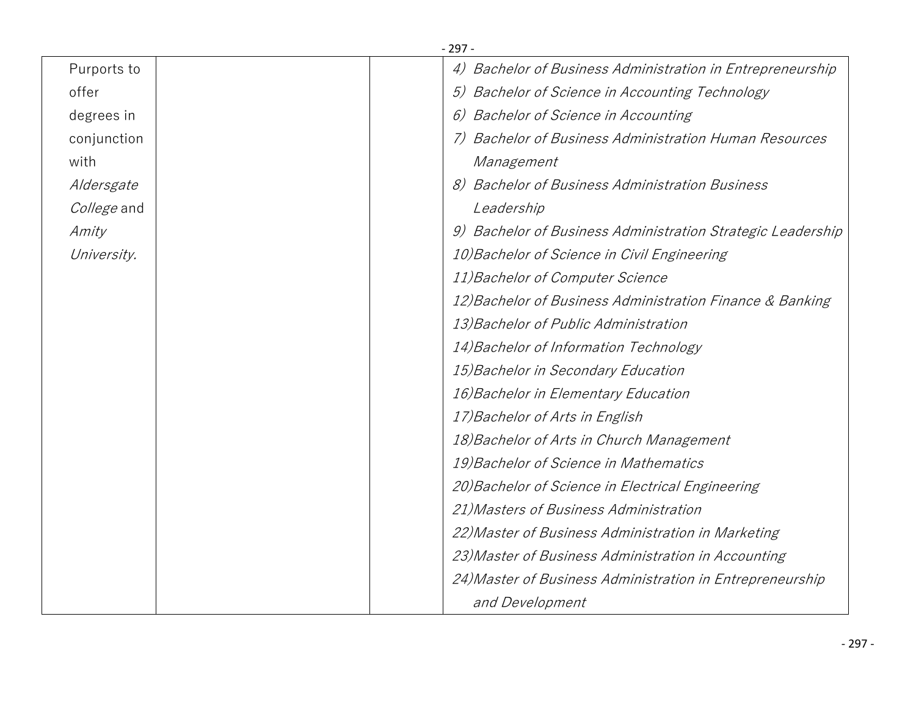| | | | |
|---|---|---|---|
| Purports to offer degrees in conjunction with *Aldersgate College* and *Amity University.* | | | *4) Bachelor of Business Administration in Entrepreneurship*<br>*5) Bachelor of Science in Accounting Technology*<br>*6) Bachelor of Science in Accounting*<br>*7) Bachelor of Business Administration Human Resources Management*<br>*8) Bachelor of Business Administration Business Leadership*<br>*9) Bachelor of Business Administration Strategic Leadership*<br>*10) Bachelor of Science in Civil Engineering*<br>*11) Bachelor of Computer Science*<br>*12) Bachelor of Business Administration Finance & Banking*<br>*13) Bachelor of Public Administration*<br>*14) Bachelor of Information Technology*<br>*15) Bachelor in Secondary Education*<br>*16) Bachelor in Elementary Education*<br>*17) Bachelor of Arts in English*<br>*18) Bachelor of Arts in Church Management*<br>*19) Bachelor of Science in Mathematics*<br>*20) Bachelor of Science in Electrical Engineering*<br>*21) Masters of Business Administration*<br>*22) Master of Business Administration in Marketing*<br>*23) Master of Business Administration in Accounting*<br>*24) Master of Business Administration in Entrepreneurship and Development* |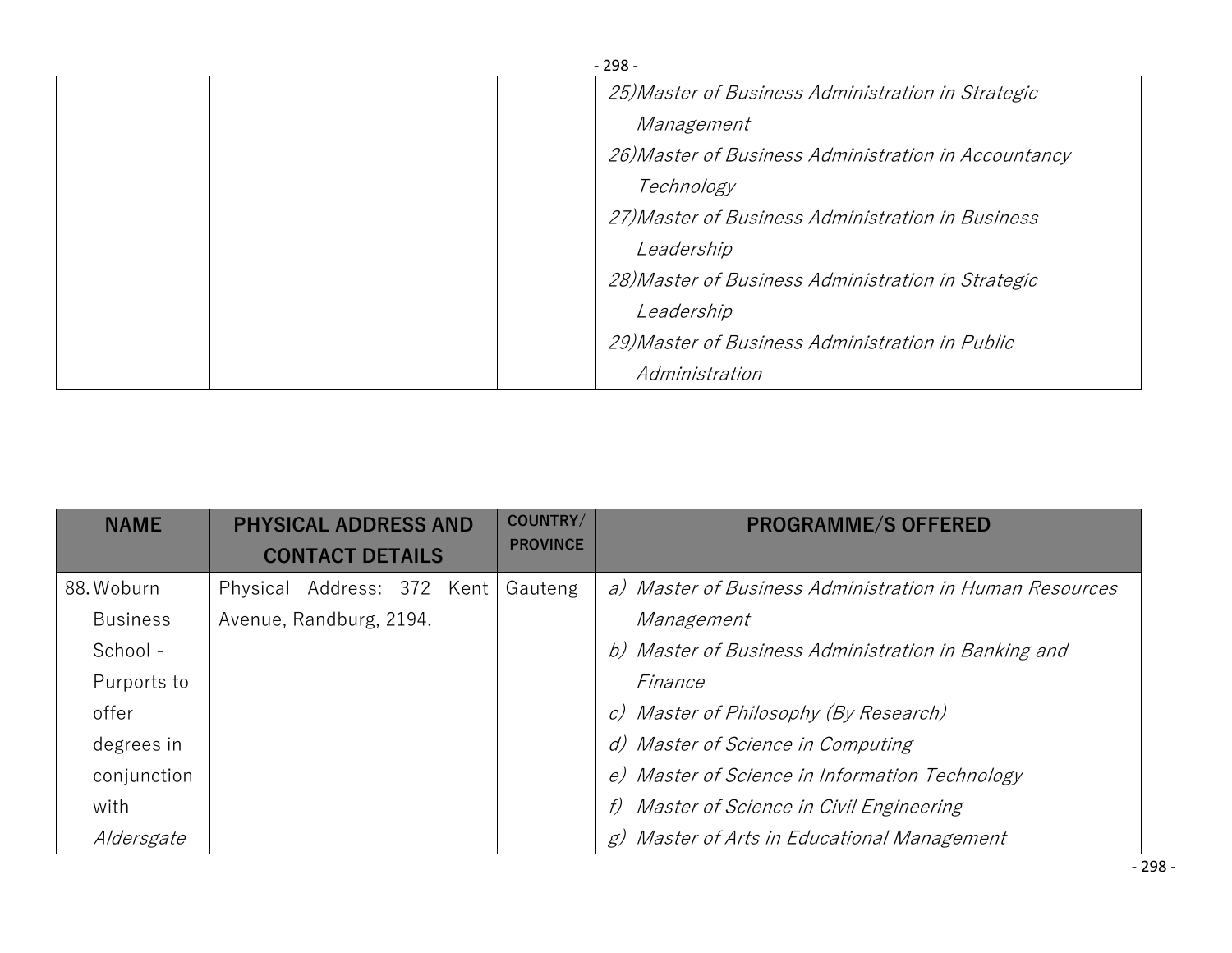| | | | |
|---|---|---|---|
| | | | 25) *Master of Business Administration in Strategic Management*<br>26) *Master of Business Administration in Accountancy Technology*<br>27) *Master of Business Administration in Business Leadership*<br>28) *Master of Business Administration in Strategic Leadership*<br>29) *Master of Business Administration in Public Administration* |

| NAME | PHYSICAL ADDRESS AND CONTACT DETAILS | COUNTRY/ PROVINCE | PROGRAMME/S OFFERED |
|---|---|---|---|
| 88. Woburn Business School - Purports to offer degrees in conjunction with *Aldersgate* | Physical Address: 372 Kent Avenue, Randburg, 2194. | Gauteng | a) *Master of Business Administration in Human Resources Management*<br>b) *Master of Business Administration in Banking and Finance*<br>c) *Master of Philosophy (By Research)*<br>d) *Master of Science in Computing*<br>e) *Master of Science in Information Technology*<br>f) *Master of Science in Civil Engineering*<br>g) *Master of Arts in Educational Management* |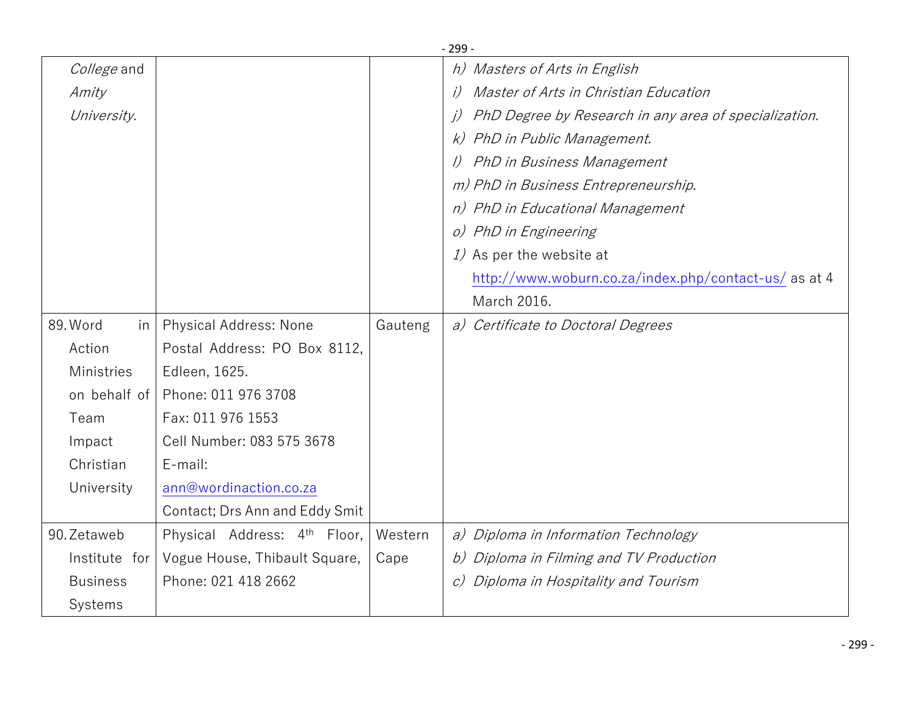| | | | |
|---|---|---|---|
| *College* and *Amity University.* | | | *h) Masters of Arts in English*<br>*i) Master of Arts in Christian Education*<br>*j) PhD Degree by Research in any area of specialization.*<br>*k) PhD in Public Management.*<br>*l) PhD in Business Management*<br>*m) PhD in Business Entrepreneurship.*<br>*n) PhD in Educational Management*<br>*o) PhD in Engineering*<br>*1)* As per the website at http://www.woburn.co.za/index.php/contact-us/ as at 4 March 2016. |
| 89. Word in Action Ministries on behalf of Team Impact Christian University | Physical Address: None<br>Postal Address: PO Box 8112, Edleen, 1625.<br>Phone: 011 976 3708<br>Fax: 011 976 1553<br>Cell Number: 083 575 3678<br>E-mail: ann@wordinaction.co.za<br>Contact; Drs Ann and Eddy Smit | Gauteng | *a) Certificate to Doctoral Degrees* |
| 90. Zetaweb Institute for Business Systems | Physical Address: 4th Floor, Vogue House, Thibault Square,<br>Phone: 021 418 2662 | Western Cape | *a) Diploma in Information Technology*<br>*b) Diploma in Filming and TV Production*<br>*c) Diploma in Hospitality and Tourism* |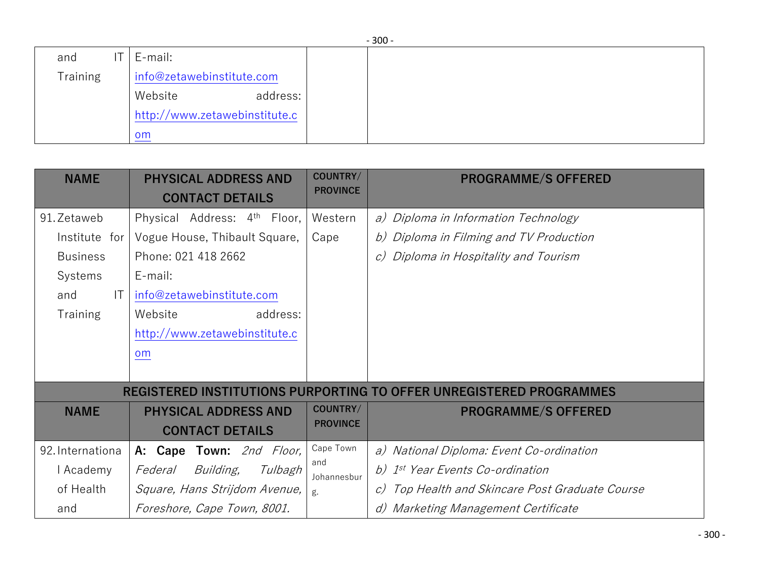| | | | |
|---|---|---|---|
| and IT Training | E-mail: info@zetawebinstitute.com Website address: http://www.zetawebinstitute.com | | |

| NAME | PHYSICAL ADDRESS AND CONTACT DETAILS | COUNTRY/ PROVINCE | PROGRAMME/S OFFERED |
|---|---|---|---|
| 91. Zetaweb Institute for Business Systems and IT Training | Physical Address: 4th Floor, Vogue House, Thibault Square, Phone: 021 418 2662 E-mail: info@zetawebinstitute.com Website address: http://www.zetawebinstitute.com | Western Cape | *a) Diploma in Information Technology* *b) Diploma in Filming and TV Production* *c) Diploma in Hospitality and Tourism* |
| **REGISTERED INSTITUTIONS PURPORTING TO OFFER UNREGISTERED PROGRAMMES** | | | |
| **NAME** | **PHYSICAL ADDRESS AND CONTACT DETAILS** | **COUNTRY/ PROVINCE** | **PROGRAMME/S OFFERED** |
| 92. International Academy of Health and | **A: Cape Town:** *2nd Floor, Federal Building, Tulbagh Square, Hans Strijdom Avenue, Foreshore, Cape Town, 8001.* | Cape Town and Johannesburg. | *a) National Diploma: Event Co-ordination* *b) 1st Year Events Co-ordination* *c) Top Health and Skincare Post Graduate Course* *d) Marketing Management Certificate* |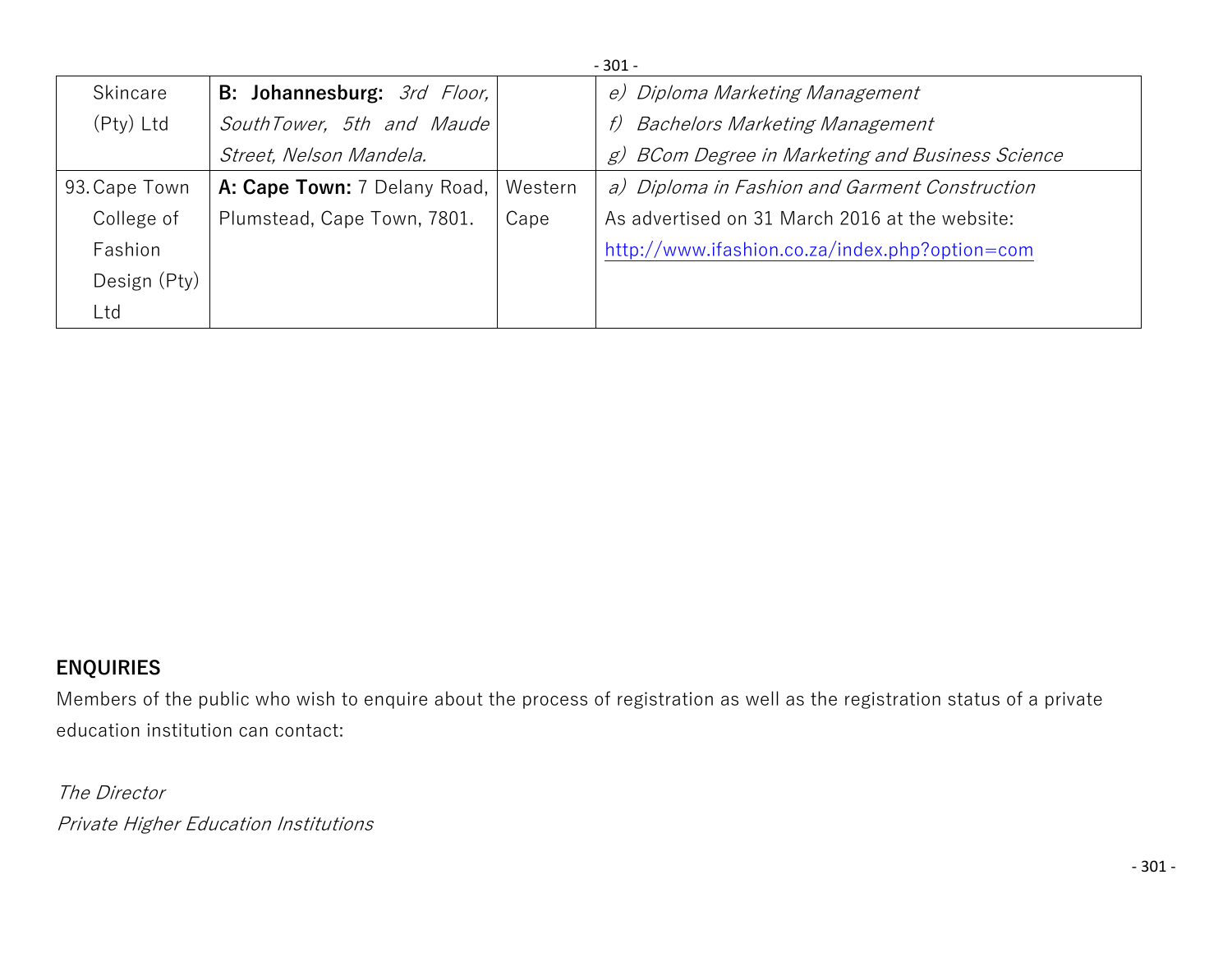| Skincare (Pty) Ltd | **B: Johannesburg:** *3rd Floor, SouthTower, 5th and Maude Street, Nelson Mandela.* | | *e) Diploma Marketing Management*<br>*f) Bachelors Marketing Management*<br>*g) BCom Degree in Marketing and Business Science* |
|---|---|---|---|
| 93. Cape Town College of Fashion Design (Pty) Ltd | **A: Cape Town:** 7 Delany Road, Plumstead, Cape Town, 7801. | Western Cape | *a) Diploma in Fashion and Garment Construction*<br>As advertised on 31 March 2016 at the website: http://www.ifashion.co.za/index.php?option=com |

**ENQUIRIES**

Members of the public who wish to enquire about the process of registration as well as the registration status of a private education institution can contact:

*The Director*
*Private Higher Education Institutions*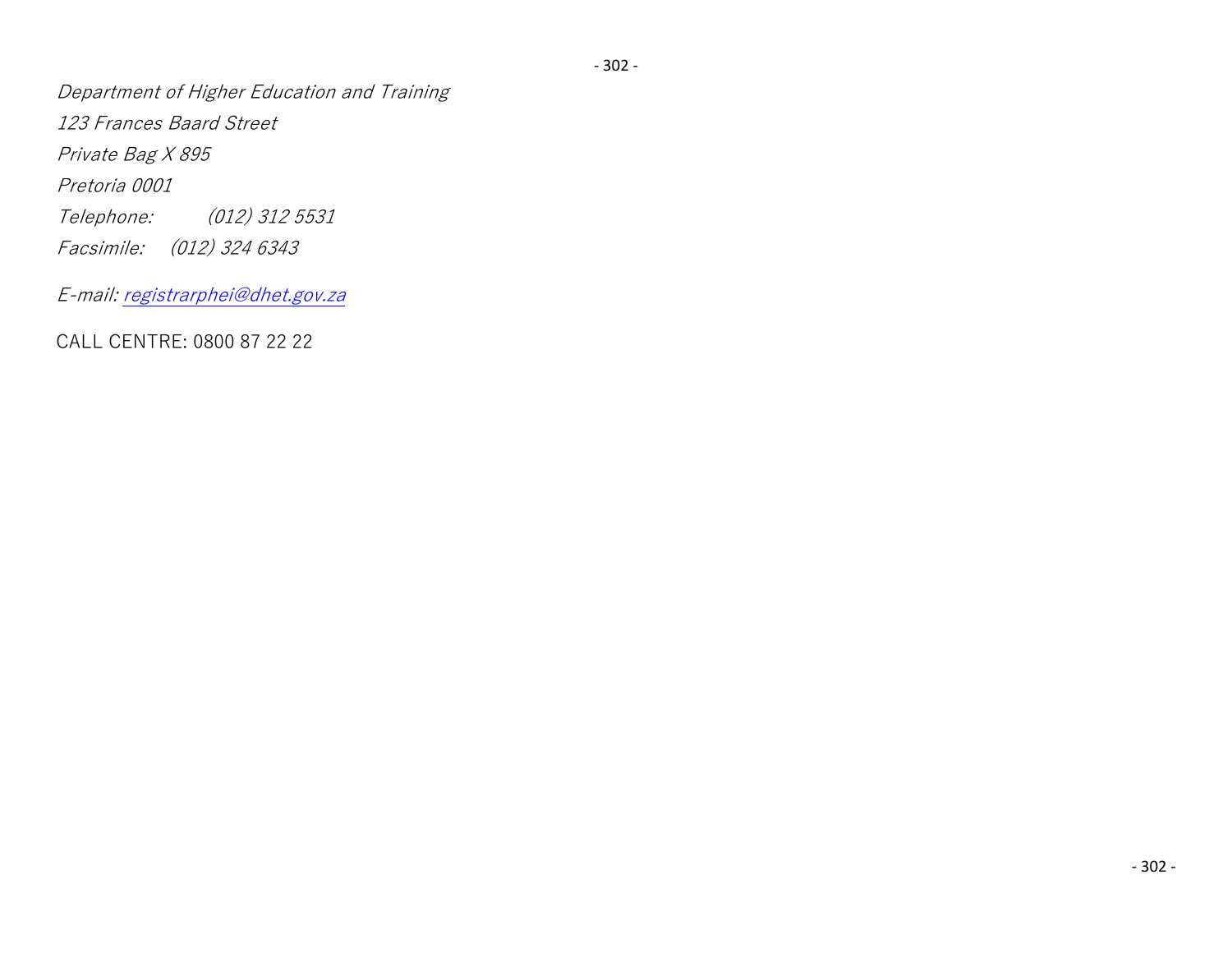*Department of Higher Education and Training*

*123 Frances Baard Street*

*Private Bag X 895*

*Pretoria 0001*

*Telephone: (012) 312 5531*

*Facsimile: (012) 324 6343*

*E-mail: registrarphei@dhet.gov.za*

CALL CENTRE: 0800 87 22 22